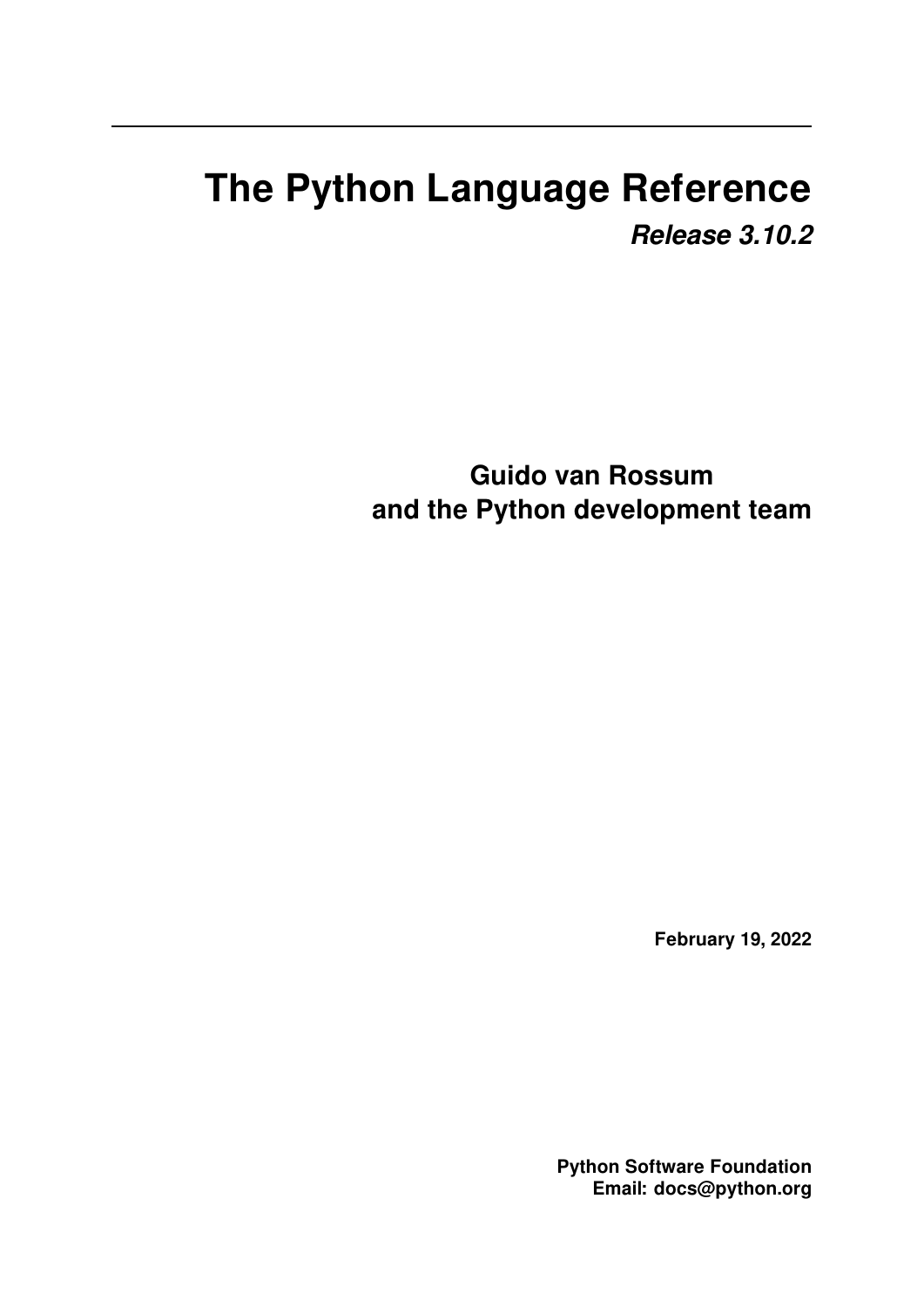# The Python Language Reference

***Release 3.10.2***

**Guido van Rossum**
**and the Python development team**

**February 19, 2022**

**Python Software Foundation**
**Email: docs@python.org**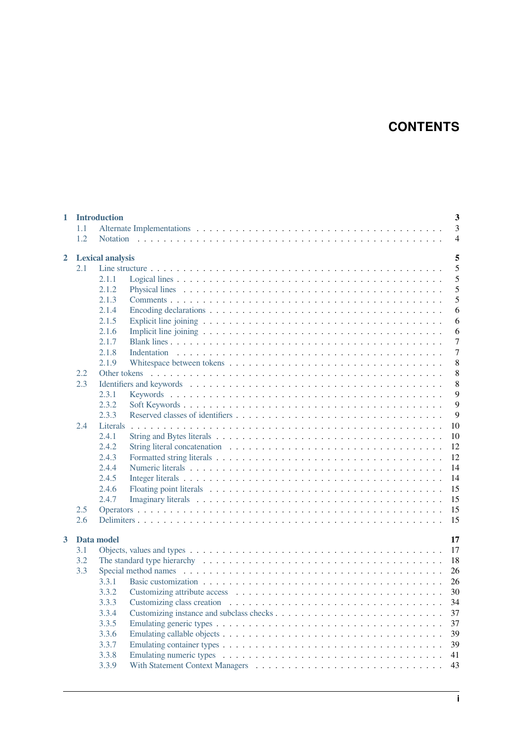# CONTENTS

**1 Introduction** **3**
- 1.1 Alternate Implementations . . . 3
- 1.2 Notation . . . 4

**2 Lexical analysis** **5**
- 2.1 Line structure . . . 5
  - 2.1.1 Logical lines . . . 5
  - 2.1.2 Physical lines . . . 5
  - 2.1.3 Comments . . . 5
  - 2.1.4 Encoding declarations . . . 6
  - 2.1.5 Explicit line joining . . . 6
  - 2.1.6 Implicit line joining . . . 6
  - 2.1.7 Blank lines . . . 7
  - 2.1.8 Indentation . . . 7
  - 2.1.9 Whitespace between tokens . . . 8
- 2.2 Other tokens . . . 8
- 2.3 Identifiers and keywords . . . 8
  - 2.3.1 Keywords . . . 9
  - 2.3.2 Soft Keywords . . . 9
  - 2.3.3 Reserved classes of identifiers . . . 9
- 2.4 Literals . . . 10
  - 2.4.1 String and Bytes literals . . . 10
  - 2.4.2 String literal concatenation . . . 12
  - 2.4.3 Formatted string literals . . . 12
  - 2.4.4 Numeric literals . . . 14
  - 2.4.5 Integer literals . . . 14
  - 2.4.6 Floating point literals . . . 15
  - 2.4.7 Imaginary literals . . . 15
- 2.5 Operators . . . 15
- 2.6 Delimiters . . . 15

**3 Data model** **17**
- 3.1 Objects, values and types . . . 17
- 3.2 The standard type hierarchy . . . 18
- 3.3 Special method names . . . 26
  - 3.3.1 Basic customization . . . 26
  - 3.3.2 Customizing attribute access . . . 30
  - 3.3.3 Customizing class creation . . . 34
  - 3.3.4 Customizing instance and subclass checks . . . 37
  - 3.3.5 Emulating generic types . . . 37
  - 3.3.6 Emulating callable objects . . . 39
  - 3.3.7 Emulating container types . . . 39
  - 3.3.8 Emulating numeric types . . . 41
  - 3.3.9 With Statement Context Managers . . . 43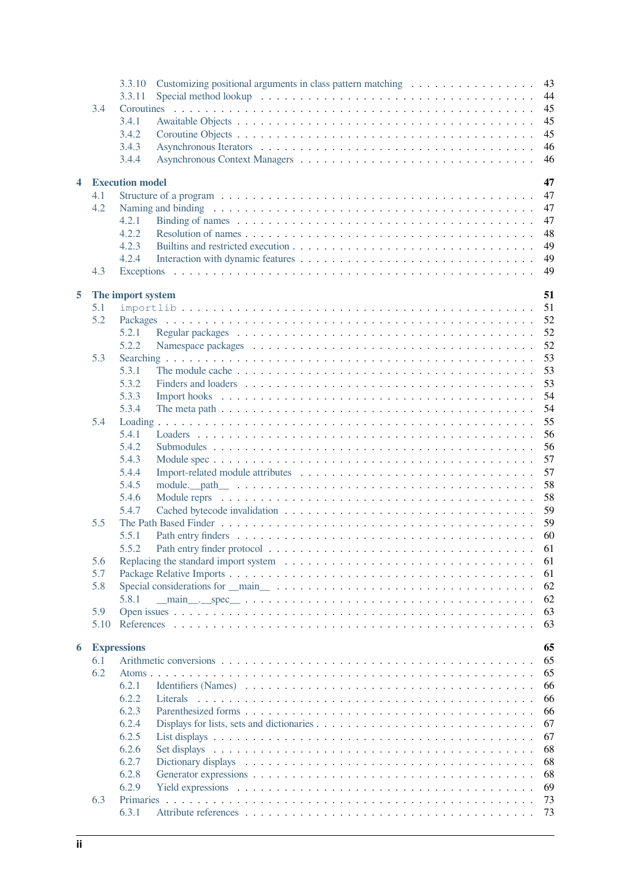- 3.3.10 Customizing positional arguments in class pattern matching . . . . . 43
- 3.3.11 Special method lookup . . . . . 44
- 3.4 Coroutines . . . . . 45
  - 3.4.1 Awaitable Objects . . . . . 45
  - 3.4.2 Coroutine Objects . . . . . 45
  - 3.4.3 Asynchronous Iterators . . . . . 46
  - 3.4.4 Asynchronous Context Managers . . . . . 46

**4 Execution model** **47**

- 4.1 Structure of a program . . . . . 47
- 4.2 Naming and binding . . . . . 47
  - 4.2.1 Binding of names . . . . . 47
  - 4.2.2 Resolution of names . . . . . 48
  - 4.2.3 Builtins and restricted execution . . . . . 49
  - 4.2.4 Interaction with dynamic features . . . . . 49
- 4.3 Exceptions . . . . . 49

**5 The import system** **51**

- 5.1 `importlib` . . . . . 51
- 5.2 Packages . . . . . 52
  - 5.2.1 Regular packages . . . . . 52
  - 5.2.2 Namespace packages . . . . . 52
- 5.3 Searching . . . . . 53
  - 5.3.1 The module cache . . . . . 53
  - 5.3.2 Finders and loaders . . . . . 53
  - 5.3.3 Import hooks . . . . . 54
  - 5.3.4 The meta path . . . . . 54
- 5.4 Loading . . . . . 55
  - 5.4.1 Loaders . . . . . 56
  - 5.4.2 Submodules . . . . . 56
  - 5.4.3 Module spec . . . . . 57
  - 5.4.4 Import-related module attributes . . . . . 57
  - 5.4.5 module.__path__ . . . . . 58
  - 5.4.6 Module reprs . . . . . 58
  - 5.4.7 Cached bytecode invalidation . . . . . 59
- 5.5 The Path Based Finder . . . . . 59
  - 5.5.1 Path entry finders . . . . . 60
  - 5.5.2 Path entry finder protocol . . . . . 61
- 5.6 Replacing the standard import system . . . . . 61
- 5.7 Package Relative Imports . . . . . 61
- 5.8 Special considerations for __main__ . . . . . 62
  - 5.8.1 __main__.__spec__ . . . . . 62
- 5.9 Open issues . . . . . 63
- 5.10 References . . . . . 63

**6 Expressions** **65**

- 6.1 Arithmetic conversions . . . . . 65
- 6.2 Atoms . . . . . 65
  - 6.2.1 Identifiers (Names) . . . . . 66
  - 6.2.2 Literals . . . . . 66
  - 6.2.3 Parenthesized forms . . . . . 66
  - 6.2.4 Displays for lists, sets and dictionaries . . . . . 67
  - 6.2.5 List displays . . . . . 67
  - 6.2.6 Set displays . . . . . 68
  - 6.2.7 Dictionary displays . . . . . 68
  - 6.2.8 Generator expressions . . . . . 68
  - 6.2.9 Yield expressions . . . . . 69
- 6.3 Primaries . . . . . 73
  - 6.3.1 Attribute references . . . . . 73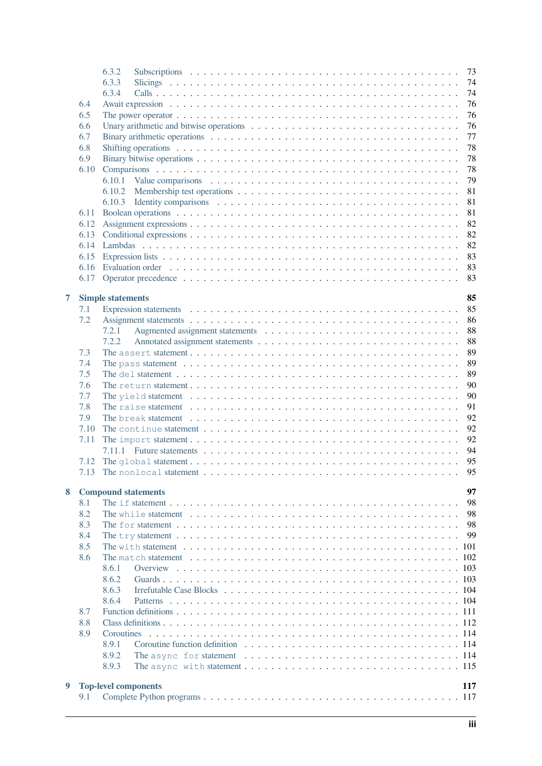- 6.3.2 Subscriptions . . . 73
- 6.3.3 Slicings . . . 74
- 6.3.4 Calls . . . 74
- 6.4 Await expression . . . 76
- 6.5 The power operator . . . 76
- 6.6 Unary arithmetic and bitwise operations . . . 76
- 6.7 Binary arithmetic operations . . . 77
- 6.8 Shifting operations . . . 78
- 6.9 Binary bitwise operations . . . 78
- 6.10 Comparisons . . . 78
  - 6.10.1 Value comparisons . . . 79
  - 6.10.2 Membership test operations . . . 81
  - 6.10.3 Identity comparisons . . . 81
- 6.11 Boolean operations . . . 81
- 6.12 Assignment expressions . . . 82
- 6.13 Conditional expressions . . . 82
- 6.14 Lambdas . . . 82
- 6.15 Expression lists . . . 83
- 6.16 Evaluation order . . . 83
- 6.17 Operator precedence . . . 83

**7 Simple statements** **85**
- 7.1 Expression statements . . . 85
- 7.2 Assignment statements . . . 86
  - 7.2.1 Augmented assignment statements . . . 88
  - 7.2.2 Annotated assignment statements . . . 88
- 7.3 The `assert` statement . . . 89
- 7.4 The `pass` statement . . . 89
- 7.5 The `del` statement . . . 89
- 7.6 The `return` statement . . . 90
- 7.7 The `yield` statement . . . 90
- 7.8 The `raise` statement . . . 91
- 7.9 The `break` statement . . . 92
- 7.10 The `continue` statement . . . 92
- 7.11 The `import` statement . . . 92
  - 7.11.1 Future statements . . . 94
- 7.12 The `global` statement . . . 95
- 7.13 The `nonlocal` statement . . . 95

**8 Compound statements** **97**
- 8.1 The `if` statement . . . 98
- 8.2 The `while` statement . . . 98
- 8.3 The `for` statement . . . 98
- 8.4 The `try` statement . . . 99
- 8.5 The `with` statement . . . 101
- 8.6 The `match` statement . . . 102
  - 8.6.1 Overview . . . 103
  - 8.6.2 Guards . . . 103
  - 8.6.3 Irrefutable Case Blocks . . . 104
  - 8.6.4 Patterns . . . 104
- 8.7 Function definitions . . . 111
- 8.8 Class definitions . . . 112
- 8.9 Coroutines . . . 114
  - 8.9.1 Coroutine function definition . . . 114
  - 8.9.2 The `async for` statement . . . 114
  - 8.9.3 The `async with` statement . . . 115

**9 Top-level components** **117**
- 9.1 Complete Python programs . . . 117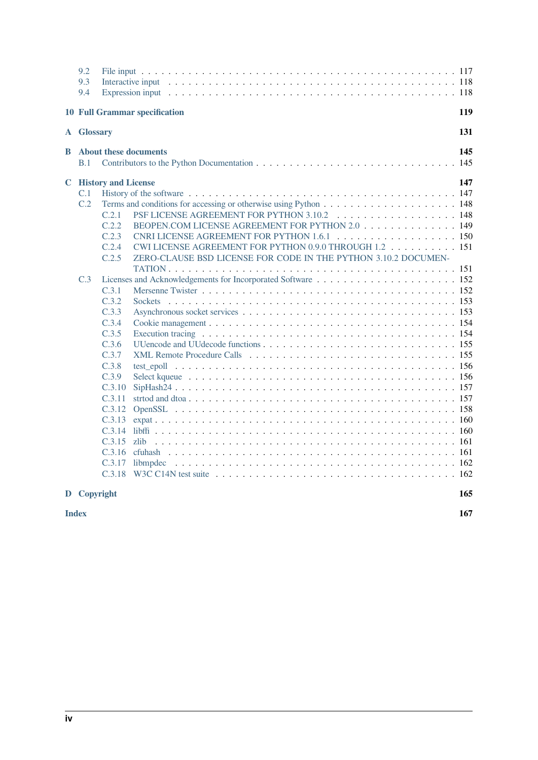- 9.2 File input . . . . . . . . . . . . . . . . . . . . . . . . . . . . . . . . . . . . . . . . 117
- 9.3 Interactive input . . . . . . . . . . . . . . . . . . . . . . . . . . . . . . . . . . . . . 118
- 9.4 Expression input . . . . . . . . . . . . . . . . . . . . . . . . . . . . . . . . . . . . . 118

**10 Full Grammar specification** **119**

**A Glossary** **131**

**B About these documents** **145**

- B.1 Contributors to the Python Documentation . . . . . . . . . . . . . . . . . . . . . . . . . . 145

**C History and License** **147**

- C.1 History of the software . . . . . . . . . . . . . . . . . . . . . . . . . . . . . . . . . . . 147
- C.2 Terms and conditions for accessing or otherwise using Python . . . . . . . . . . . . . . . . . 148
  - C.2.1 PSF LICENSE AGREEMENT FOR PYTHON 3.10.2 . . . . . . . . . . . . . . . . . 148
  - C.2.2 BEOPEN.COM LICENSE AGREEMENT FOR PYTHON 2.0 . . . . . . . . . . . . . 149
  - C.2.3 CNRI LICENSE AGREEMENT FOR PYTHON 1.6.1 . . . . . . . . . . . . . . . . . 150
  - C.2.4 CWI LICENSE AGREEMENT FOR PYTHON 0.9.0 THROUGH 1.2 . . . . . . . . . . 151
  - C.2.5 ZERO-CLAUSE BSD LICENSE FOR CODE IN THE PYTHON 3.10.2 DOCUMENTATION . . . . . . . . . . . . . . . . . . . . . . . . . . . . . . . . . . . . . . 151
- C.3 Licenses and Acknowledgements for Incorporated Software . . . . . . . . . . . . . . . . . . 152
  - C.3.1 Mersenne Twister . . . . . . . . . . . . . . . . . . . . . . . . . . . . . . . . . . 152
  - C.3.2 Sockets . . . . . . . . . . . . . . . . . . . . . . . . . . . . . . . . . . . . . . . 153
  - C.3.3 Asynchronous socket services . . . . . . . . . . . . . . . . . . . . . . . . . . . . 153
  - C.3.4 Cookie management . . . . . . . . . . . . . . . . . . . . . . . . . . . . . . . . . 154
  - C.3.5 Execution tracing . . . . . . . . . . . . . . . . . . . . . . . . . . . . . . . . . . 154
  - C.3.6 UUencode and UUdecode functions . . . . . . . . . . . . . . . . . . . . . . . . . 155
  - C.3.7 XML Remote Procedure Calls . . . . . . . . . . . . . . . . . . . . . . . . . . . . 155
  - C.3.8 test_epoll . . . . . . . . . . . . . . . . . . . . . . . . . . . . . . . . . . . . . . 156
  - C.3.9 Select kqueue . . . . . . . . . . . . . . . . . . . . . . . . . . . . . . . . . . . . 156
  - C.3.10 SipHash24 . . . . . . . . . . . . . . . . . . . . . . . . . . . . . . . . . . . . . 157
  - C.3.11 strtod and dtoa . . . . . . . . . . . . . . . . . . . . . . . . . . . . . . . . . . . 157
  - C.3.12 OpenSSL . . . . . . . . . . . . . . . . . . . . . . . . . . . . . . . . . . . . . . 158
  - C.3.13 expat . . . . . . . . . . . . . . . . . . . . . . . . . . . . . . . . . . . . . . . . 160
  - C.3.14 libffi . . . . . . . . . . . . . . . . . . . . . . . . . . . . . . . . . . . . . . . . 160
  - C.3.15 zlib . . . . . . . . . . . . . . . . . . . . . . . . . . . . . . . . . . . . . . . . . 161
  - C.3.16 cfuhash . . . . . . . . . . . . . . . . . . . . . . . . . . . . . . . . . . . . . . . 161
  - C.3.17 libmpdec . . . . . . . . . . . . . . . . . . . . . . . . . . . . . . . . . . . . . . 162
  - C.3.18 W3C C14N test suite . . . . . . . . . . . . . . . . . . . . . . . . . . . . . . . . 162

**D Copyright** **165**

**Index** **167**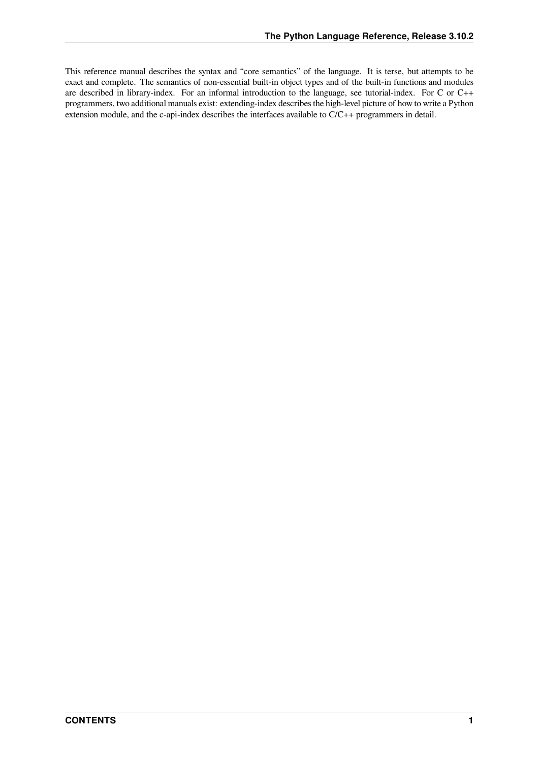This reference manual describes the syntax and "core semantics" of the language. It is terse, but attempts to be exact and complete. The semantics of non-essential built-in object types and of the built-in functions and modules are described in library-index. For an informal introduction to the language, see tutorial-index. For C or C++ programmers, two additional manuals exist: extending-index describes the high-level picture of how to write a Python extension module, and the c-api-index describes the interfaces available to C/C++ programmers in detail.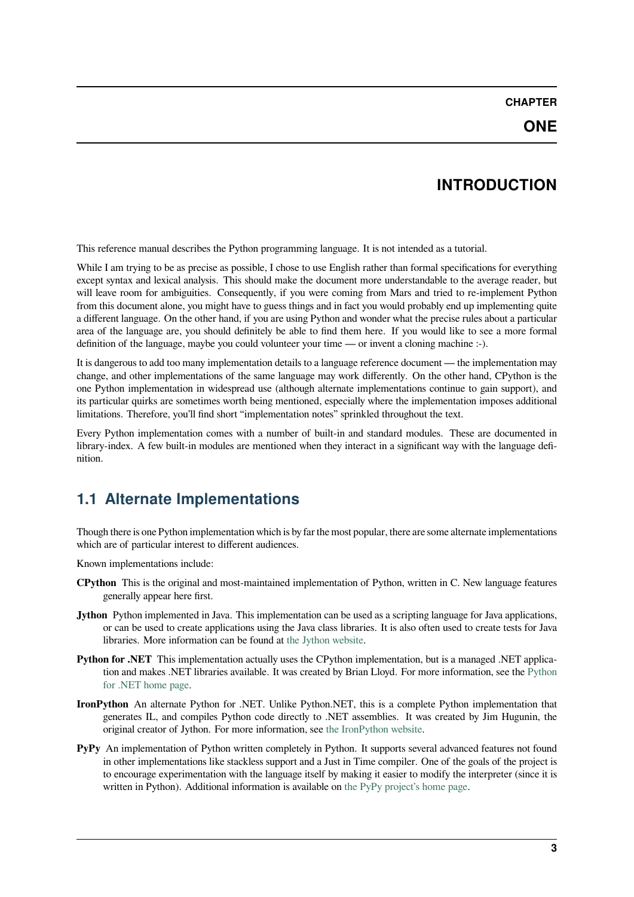# CHAPTER ONE

# INTRODUCTION

This reference manual describes the Python programming language. It is not intended as a tutorial.

While I am trying to be as precise as possible, I chose to use English rather than formal specifications for everything except syntax and lexical analysis. This should make the document more understandable to the average reader, but will leave room for ambiguities. Consequently, if you were coming from Mars and tried to re-implement Python from this document alone, you might have to guess things and in fact you would probably end up implementing quite a different language. On the other hand, if you are using Python and wonder what the precise rules about a particular area of the language are, you should definitely be able to find them here. If you would like to see a more formal definition of the language, maybe you could volunteer your time — or invent a cloning machine :-).

It is dangerous to add too many implementation details to a language reference document — the implementation may change, and other implementations of the same language may work differently. On the other hand, CPython is the one Python implementation in widespread use (although alternate implementations continue to gain support), and its particular quirks are sometimes worth being mentioned, especially where the implementation imposes additional limitations. Therefore, you'll find short "implementation notes" sprinkled throughout the text.

Every Python implementation comes with a number of built-in and standard modules. These are documented in library-index. A few built-in modules are mentioned when they interact in a significant way with the language definition.

## 1.1 Alternate Implementations

Though there is one Python implementation which is by far the most popular, there are some alternate implementations which are of particular interest to different audiences.

Known implementations include:

**CPython** This is the original and most-maintained implementation of Python, written in C. New language features generally appear here first.

**Jython** Python implemented in Java. This implementation can be used as a scripting language for Java applications, or can be used to create applications using the Java class libraries. It is also often used to create tests for Java libraries. More information can be found at the Jython website.

**Python for .NET** This implementation actually uses the CPython implementation, but is a managed .NET application and makes .NET libraries available. It was created by Brian Lloyd. For more information, see the Python for .NET home page.

**IronPython** An alternate Python for .NET. Unlike Python.NET, this is a complete Python implementation that generates IL, and compiles Python code directly to .NET assemblies. It was created by Jim Hugunin, the original creator of Jython. For more information, see the IronPython website.

**PyPy** An implementation of Python written completely in Python. It supports several advanced features not found in other implementations like stackless support and a Just in Time compiler. One of the goals of the project is to encourage experimentation with the language itself by making it easier to modify the interpreter (since it is written in Python). Additional information is available on the PyPy project's home page.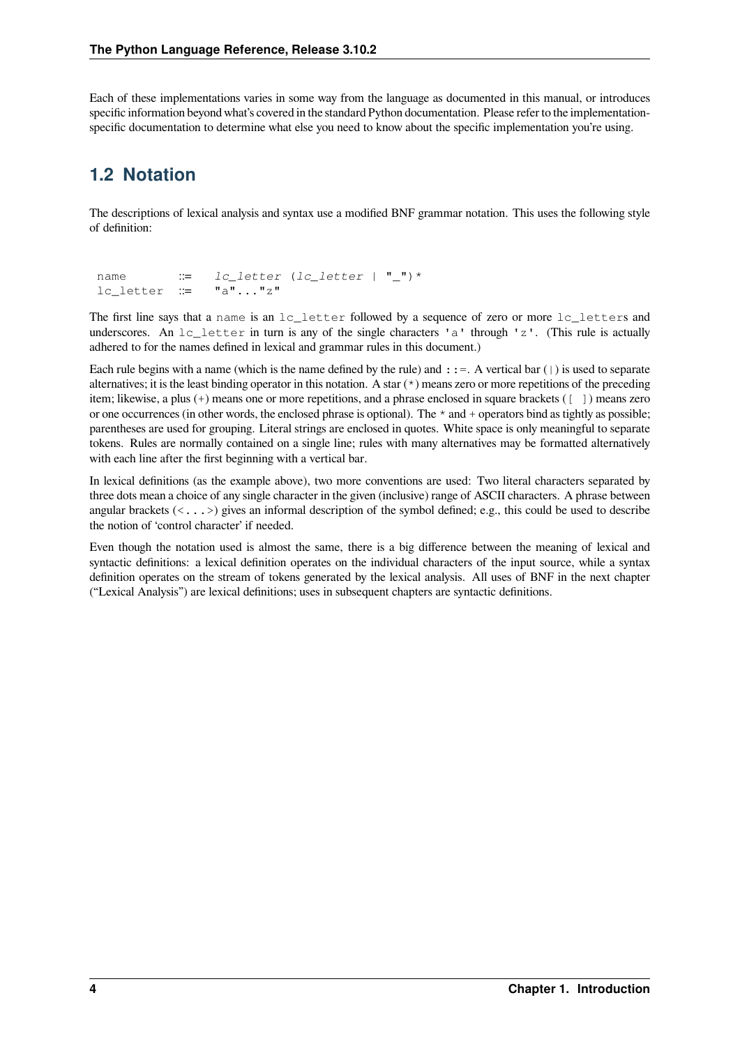Each of these implementations varies in some way from the language as documented in this manual, or introduces specific information beyond what's covered in the standard Python documentation. Please refer to the implementation-specific documentation to determine what else you need to know about the specific implementation you're using.

## 1.2 Notation

The descriptions of lexical analysis and syntax use a modified BNF grammar notation. This uses the following style of definition:

```
name      ::=  lc_letter (lc_letter | "_")*
lc_letter ::=  "a"..."z"
```

The first line says that a `name` is an `lc_letter` followed by a sequence of zero or more `lc_letter`s and underscores. An `lc_letter` in turn is any of the single characters `'a'` through `'z'`. (This rule is actually adhered to for the names defined in lexical and grammar rules in this document.)

Each rule begins with a name (which is the name defined by the rule) and `::=`. A vertical bar (`|`) is used to separate alternatives; it is the least binding operator in this notation. A star (`*`) means zero or more repetitions of the preceding item; likewise, a plus (`+`) means one or more repetitions, and a phrase enclosed in square brackets (`[ ]`) means zero or one occurrences (in other words, the enclosed phrase is optional). The `*` and `+` operators bind as tightly as possible; parentheses are used for grouping. Literal strings are enclosed in quotes. White space is only meaningful to separate tokens. Rules are normally contained on a single line; rules with many alternatives may be formatted alternatively with each line after the first beginning with a vertical bar.

In lexical definitions (as the example above), two more conventions are used: Two literal characters separated by three dots mean a choice of any single character in the given (inclusive) range of ASCII characters. A phrase between angular brackets (`<...>`) gives an informal description of the symbol defined; e.g., this could be used to describe the notion of 'control character' if needed.

Even though the notation used is almost the same, there is a big difference between the meaning of lexical and syntactic definitions: a lexical definition operates on the individual characters of the input source, while a syntax definition operates on the stream of tokens generated by the lexical analysis. All uses of BNF in the next chapter ("Lexical Analysis") are lexical definitions; uses in subsequent chapters are syntactic definitions.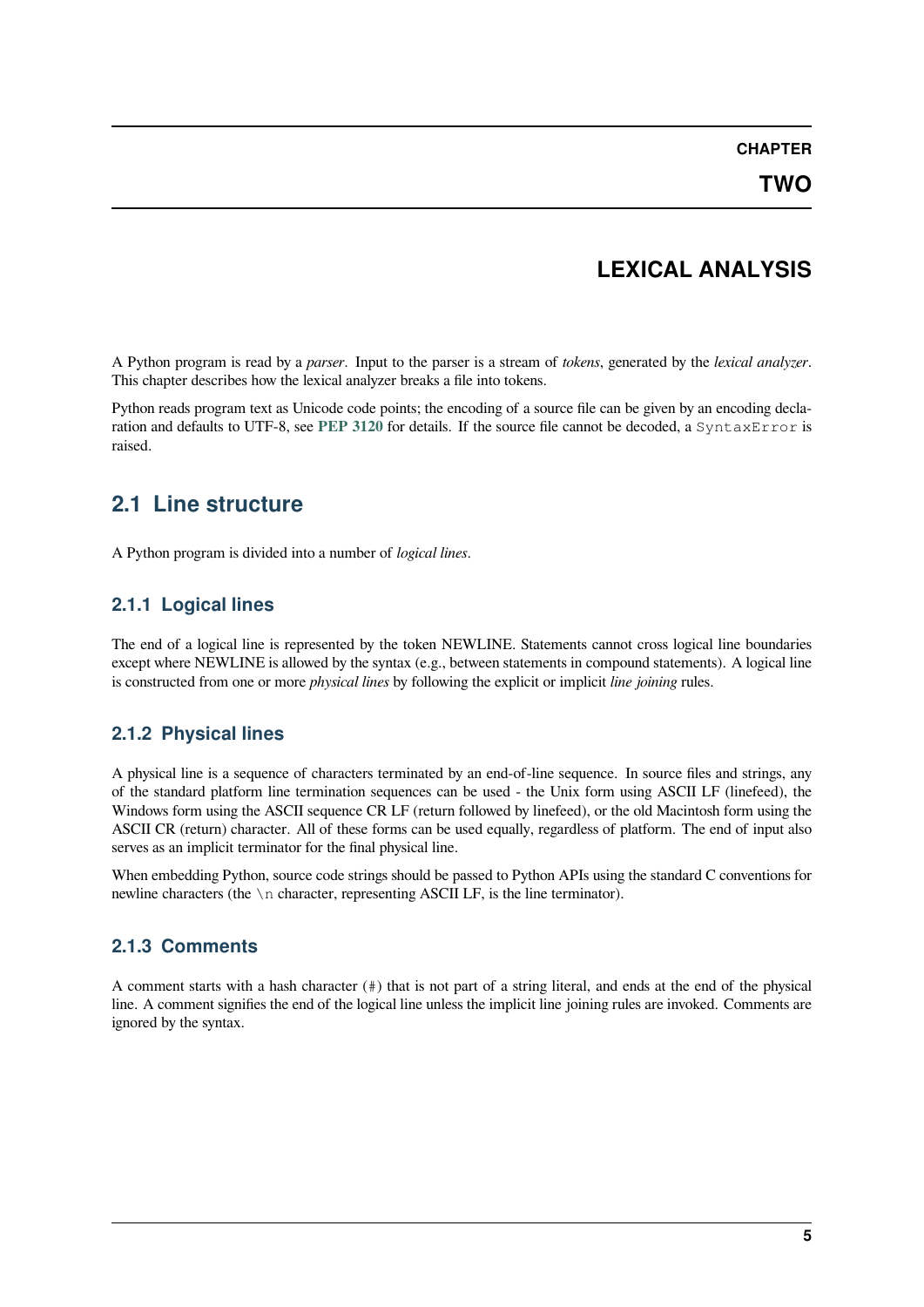# CHAPTER TWO

# LEXICAL ANALYSIS

A Python program is read by a *parser*. Input to the parser is a stream of *tokens*, generated by the *lexical analyzer*. This chapter describes how the lexical analyzer breaks a file into tokens.

Python reads program text as Unicode code points; the encoding of a source file can be given by an encoding declaration and defaults to UTF-8, see **PEP 3120** for details. If the source file cannot be decoded, a `SyntaxError` is raised.

## 2.1 Line structure

A Python program is divided into a number of *logical lines*.

### 2.1.1 Logical lines

The end of a logical line is represented by the token NEWLINE. Statements cannot cross logical line boundaries except where NEWLINE is allowed by the syntax (e.g., between statements in compound statements). A logical line is constructed from one or more *physical lines* by following the explicit or implicit *line joining* rules.

### 2.1.2 Physical lines

A physical line is a sequence of characters terminated by an end-of-line sequence. In source files and strings, any of the standard platform line termination sequences can be used - the Unix form using ASCII LF (linefeed), the Windows form using the ASCII sequence CR LF (return followed by linefeed), or the old Macintosh form using the ASCII CR (return) character. All of these forms can be used equally, regardless of platform. The end of input also serves as an implicit terminator for the final physical line.

When embedding Python, source code strings should be passed to Python APIs using the standard C conventions for newline characters (the `\n` character, representing ASCII LF, is the line terminator).

### 2.1.3 Comments

A comment starts with a hash character (`#`) that is not part of a string literal, and ends at the end of the physical line. A comment signifies the end of the logical line unless the implicit line joining rules are invoked. Comments are ignored by the syntax.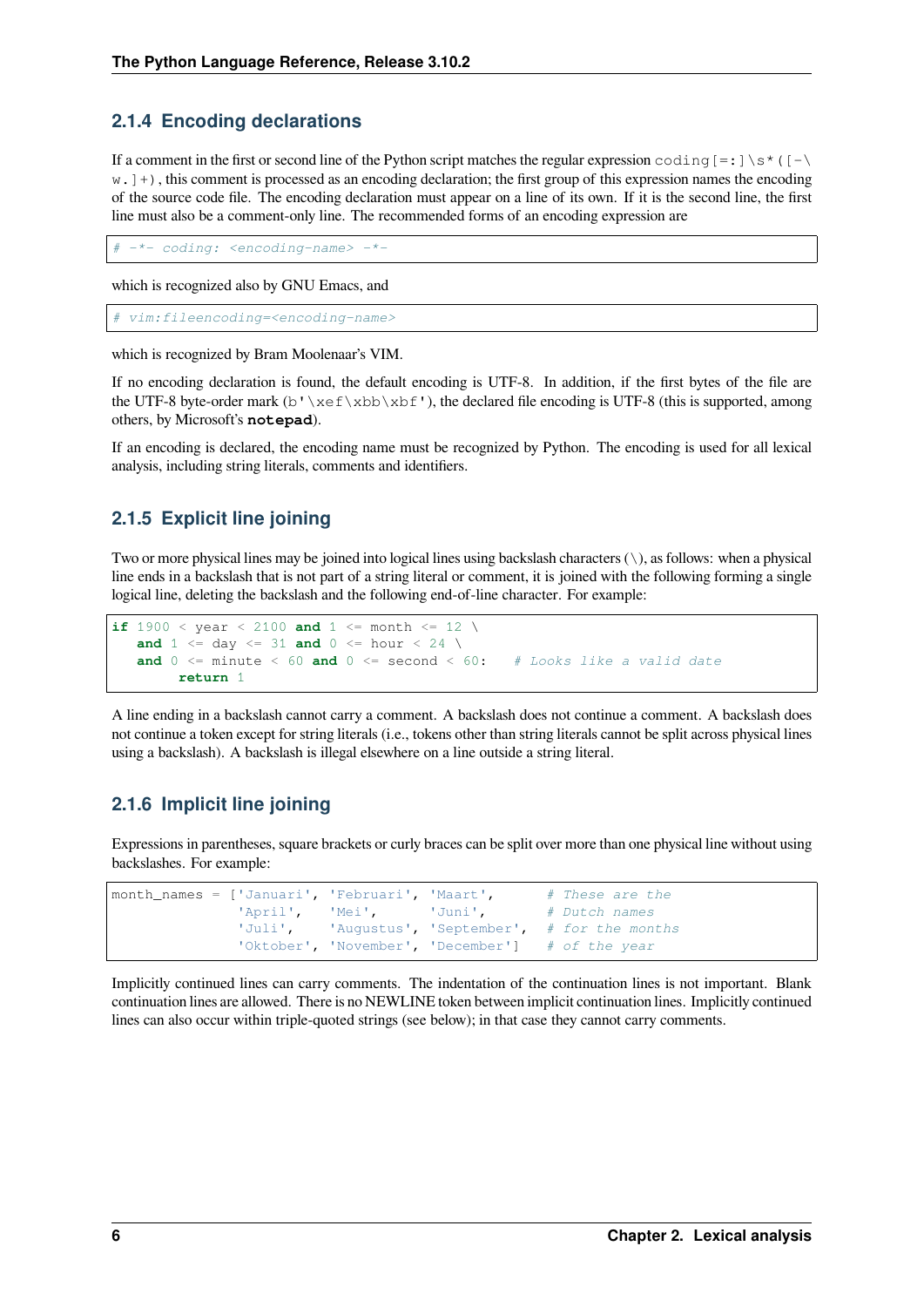### 2.1.4 Encoding declarations

If a comment in the first or second line of the Python script matches the regular expression `coding[=:]\s*([-\w.]+)`, this comment is processed as an encoding declaration; the first group of this expression names the encoding of the source code file. The encoding declaration must appear on a line of its own. If it is the second line, the first line must also be a comment-only line. The recommended forms of an encoding expression are

```
# -*- coding: <encoding-name> -*-
```

which is recognized also by GNU Emacs, and

```
# vim:fileencoding=<encoding-name>
```

which is recognized by Bram Moolenaar's VIM.

If no encoding declaration is found, the default encoding is UTF-8. In addition, if the first bytes of the file are the UTF-8 byte-order mark (`b'\xef\xbb\xbf'`), the declared file encoding is UTF-8 (this is supported, among others, by Microsoft's **notepad**).

If an encoding is declared, the encoding name must be recognized by Python. The encoding is used for all lexical analysis, including string literals, comments and identifiers.

### 2.1.5 Explicit line joining

Two or more physical lines may be joined into logical lines using backslash characters (`\`), as follows: when a physical line ends in a backslash that is not part of a string literal or comment, it is joined with the following forming a single logical line, deleting the backslash and the following end-of-line character. For example:

```
if 1900 < year < 2100 and 1 <= month <= 12 \
   and 1 <= day <= 31 and 0 <= hour < 24 \
   and 0 <= minute < 60 and 0 <= second < 60:   # Looks like a valid date
        return 1
```

A line ending in a backslash cannot carry a comment. A backslash does not continue a comment. A backslash does not continue a token except for string literals (i.e., tokens other than string literals cannot be split across physical lines using a backslash). A backslash is illegal elsewhere on a line outside a string literal.

### 2.1.6 Implicit line joining

Expressions in parentheses, square brackets or curly braces can be split over more than one physical line without using backslashes. For example:

```
month_names = ['Januari', 'Februari', 'Maart',      # These are the
               'April',   'Mei',      'Juni',       # Dutch names
               'Juli',    'Augustus', 'September',  # for the months
               'Oktober', 'November', 'December']   # of the year
```

Implicitly continued lines can carry comments. The indentation of the continuation lines is not important. Blank continuation lines are allowed. There is no NEWLINE token between implicit continuation lines. Implicitly continued lines can also occur within triple-quoted strings (see below); in that case they cannot carry comments.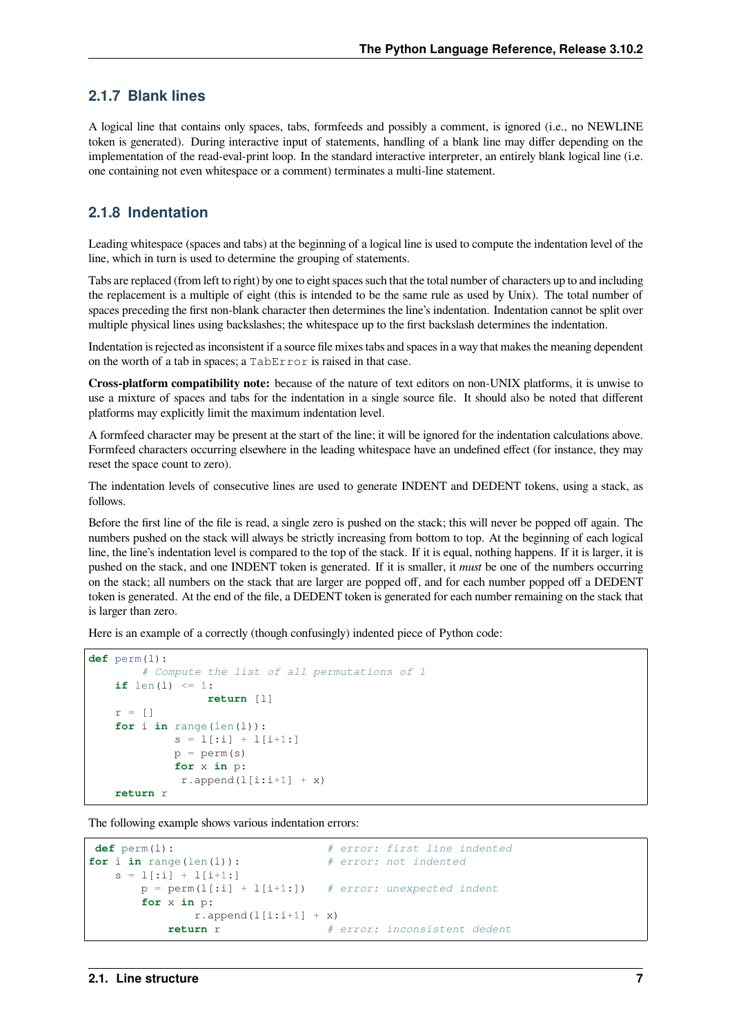### 2.1.7 Blank lines

A logical line that contains only spaces, tabs, formfeeds and possibly a comment, is ignored (i.e., no NEWLINE token is generated). During interactive input of statements, handling of a blank line may differ depending on the implementation of the read-eval-print loop. In the standard interactive interpreter, an entirely blank logical line (i.e. one containing not even whitespace or a comment) terminates a multi-line statement.

### 2.1.8 Indentation

Leading whitespace (spaces and tabs) at the beginning of a logical line is used to compute the indentation level of the line, which in turn is used to determine the grouping of statements.

Tabs are replaced (from left to right) by one to eight spaces such that the total number of characters up to and including the replacement is a multiple of eight (this is intended to be the same rule as used by Unix). The total number of spaces preceding the first non-blank character then determines the line's indentation. Indentation cannot be split over multiple physical lines using backslashes; the whitespace up to the first backslash determines the indentation.

Indentation is rejected as inconsistent if a source file mixes tabs and spaces in a way that makes the meaning dependent on the worth of a tab in spaces; a `TabError` is raised in that case.

**Cross-platform compatibility note:** because of the nature of text editors on non-UNIX platforms, it is unwise to use a mixture of spaces and tabs for the indentation in a single source file. It should also be noted that different platforms may explicitly limit the maximum indentation level.

A formfeed character may be present at the start of the line; it will be ignored for the indentation calculations above. Formfeed characters occurring elsewhere in the leading whitespace have an undefined effect (for instance, they may reset the space count to zero).

The indentation levels of consecutive lines are used to generate INDENT and DEDENT tokens, using a stack, as follows.

Before the first line of the file is read, a single zero is pushed on the stack; this will never be popped off again. The numbers pushed on the stack will always be strictly increasing from bottom to top. At the beginning of each logical line, the line's indentation level is compared to the top of the stack. If it is equal, nothing happens. If it is larger, it is pushed on the stack, and one INDENT token is generated. If it is smaller, it *must* be one of the numbers occurring on the stack; all numbers on the stack that are larger are popped off, and for each number popped off a DEDENT token is generated. At the end of the file, a DEDENT token is generated for each number remaining on the stack that is larger than zero.

Here is an example of a correctly (though confusingly) indented piece of Python code:

```
def perm(l):
        # Compute the list of all permutations of l
    if len(l) <= 1:
                  return [l]
    r = []
    for i in range(len(l)):
             s = l[:i] + l[i+1:]
             p = perm(s)
             for x in p:
              r.append(l[i:i+1] + x)
    return r
```

The following example shows various indentation errors:

```
 def perm(l):                       # error: first line indented
for i in range(len(l)):             # error: not indented
    s = l[:i] + l[i+1:]
        p = perm(l[:i] + l[i+1:])   # error: unexpected indent
        for x in p:
                r.append(l[i:i+1] + x)
            return r                # error: inconsistent dedent
```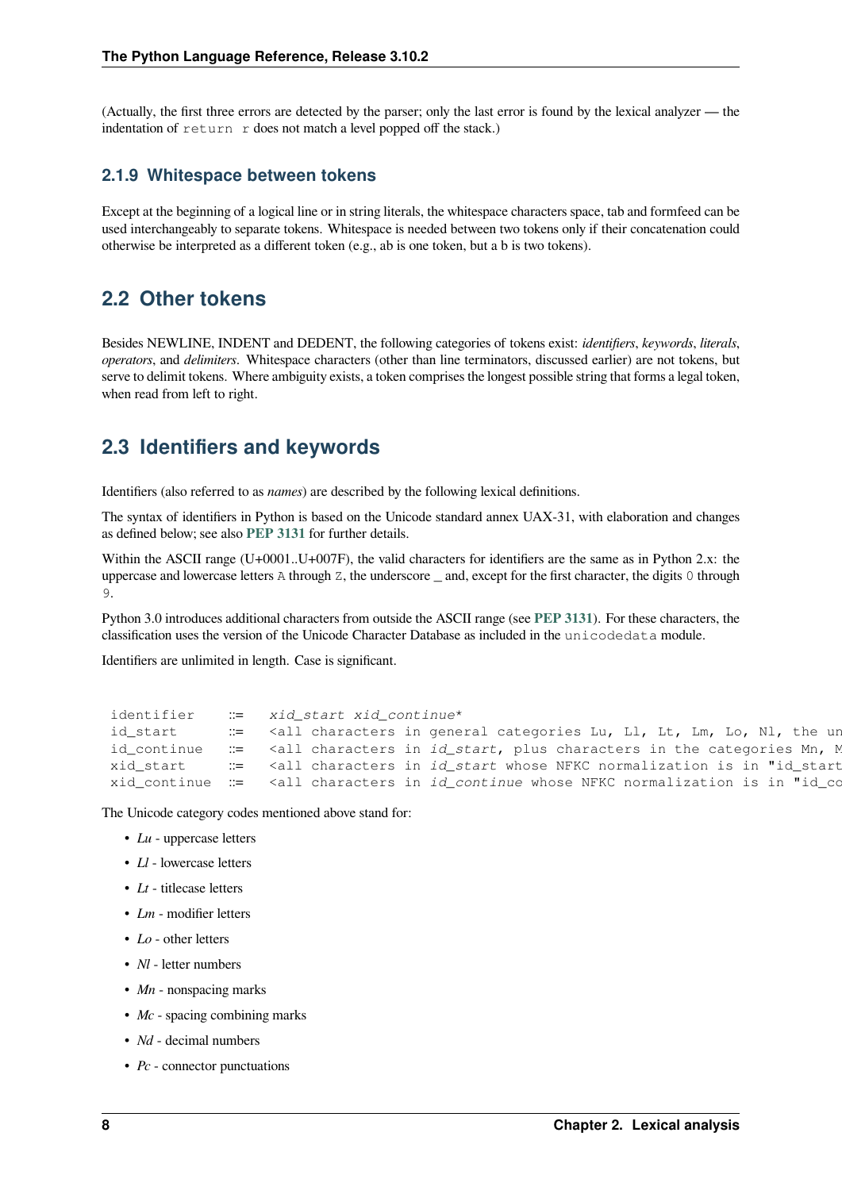(Actually, the first three errors are detected by the parser; only the last error is found by the lexical analyzer — the indentation of `return r` does not match a level popped off the stack.)

### 2.1.9 Whitespace between tokens

Except at the beginning of a logical line or in string literals, the whitespace characters space, tab and formfeed can be used interchangeably to separate tokens. Whitespace is needed between two tokens only if their concatenation could otherwise be interpreted as a different token (e.g., ab is one token, but a b is two tokens).

## 2.2 Other tokens

Besides NEWLINE, INDENT and DEDENT, the following categories of tokens exist: *identifiers*, *keywords*, *literals*, *operators*, and *delimiters*. Whitespace characters (other than line terminators, discussed earlier) are not tokens, but serve to delimit tokens. Where ambiguity exists, a token comprises the longest possible string that forms a legal token, when read from left to right.

## 2.3 Identifiers and keywords

Identifiers (also referred to as *names*) are described by the following lexical definitions.

The syntax of identifiers in Python is based on the Unicode standard annex UAX-31, with elaboration and changes as defined below; see also **PEP 3131** for further details.

Within the ASCII range (U+0001..U+007F), the valid characters for identifiers are the same as in Python 2.x: the uppercase and lowercase letters `A` through `Z`, the underscore _ and, except for the first character, the digits `0` through `9`.

Python 3.0 introduces additional characters from outside the ASCII range (see **PEP 3131**). For these characters, the classification uses the version of the Unicode Character Database as included in the `unicodedata` module.

Identifiers are unlimited in length. Case is significant.

```
identifier   ::=  xid_start xid_continue*
id_start     ::=  <all characters in general categories Lu, Ll, Lt, Lm, Lo, Nl, the un
id_continue  ::=  <all characters in id_start, plus characters in the categories Mn, M
xid_start    ::=  <all characters in id_start whose NFKC normalization is in "id_start
xid_continue ::=  <all characters in id_continue whose NFKC normalization is in "id_co
```

The Unicode category codes mentioned above stand for:

- *Lu* - uppercase letters
- *Ll* - lowercase letters
- *Lt* - titlecase letters
- *Lm* - modifier letters
- *Lo* - other letters
- *Nl* - letter numbers
- *Mn* - nonspacing marks
- *Mc* - spacing combining marks
- *Nd* - decimal numbers
- *Pc* - connector punctuations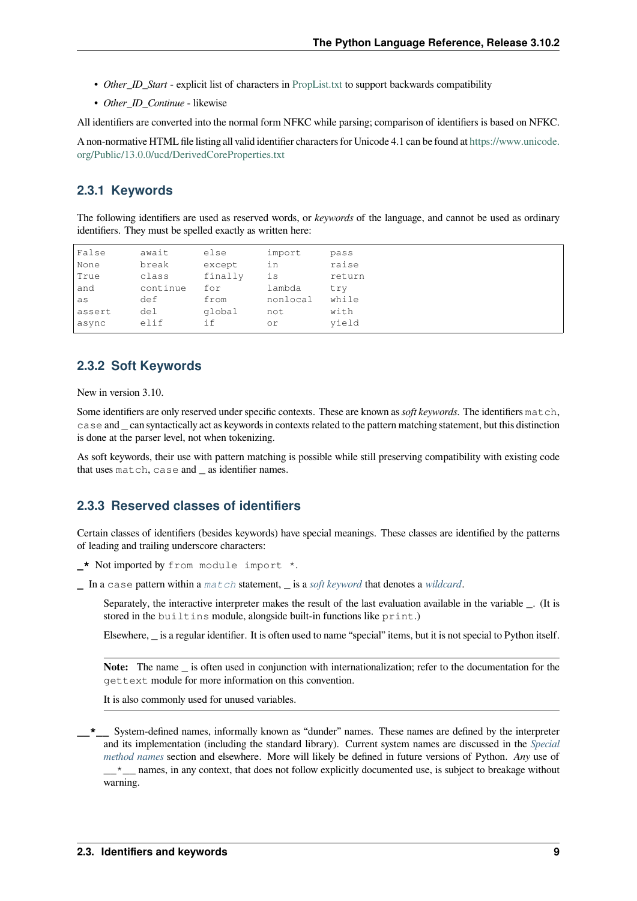- *Other_ID_Start* - explicit list of characters in PropList.txt to support backwards compatibility
- *Other_ID_Continue* - likewise

All identifiers are converted into the normal form NFKC while parsing; comparison of identifiers is based on NFKC.

A non-normative HTML file listing all valid identifier characters for Unicode 4.1 can be found at https://www.unicode.org/Public/13.0.0/ucd/DerivedCoreProperties.txt

### 2.3.1 Keywords

The following identifiers are used as reserved words, or *keywords* of the language, and cannot be used as ordinary identifiers. They must be spelled exactly as written here:

```
False      await      else       import     pass
None       break      except     in         raise
True       class      finally    is         return
and        continue   for        lambda     try
as         def        from       nonlocal   while
assert     del        global     not        with
async      elif       if         or         yield
```

### 2.3.2 Soft Keywords

New in version 3.10.

Some identifiers are only reserved under specific contexts. These are known as *soft keywords*. The identifiers `match`, `case` and _ can syntactically act as keywords in contexts related to the pattern matching statement, but this distinction is done at the parser level, not when tokenizing.

As soft keywords, their use with pattern matching is possible while still preserving compatibility with existing code that uses `match`, `case` and _ as identifier names.

### 2.3.3 Reserved classes of identifiers

Certain classes of identifiers (besides keywords) have special meanings. These classes are identified by the patterns of leading and trailing underscore characters:

**_*** Not imported by `from module import *`.

**_** In a `case` pattern within a *`match`* statement, _ is a *soft keyword* that denotes a *wildcard*.

Separately, the interactive interpreter makes the result of the last evaluation available in the variable _. (It is stored in the `builtins` module, alongside built-in functions like `print`.)

Elsewhere, _ is a regular identifier. It is often used to name "special" items, but it is not special to Python itself.

**Note:** The name _ is often used in conjunction with internationalization; refer to the documentation for the `gettext` module for more information on this convention.

It is also commonly used for unused variables.

**__*__** System-defined names, informally known as "dunder" names. These names are defined by the interpreter and its implementation (including the standard library). Current system names are discussed in the *Special method names* section and elsewhere. More will likely be defined in future versions of Python. *Any* use of __*__ names, in any context, that does not follow explicitly documented use, is subject to breakage without warning.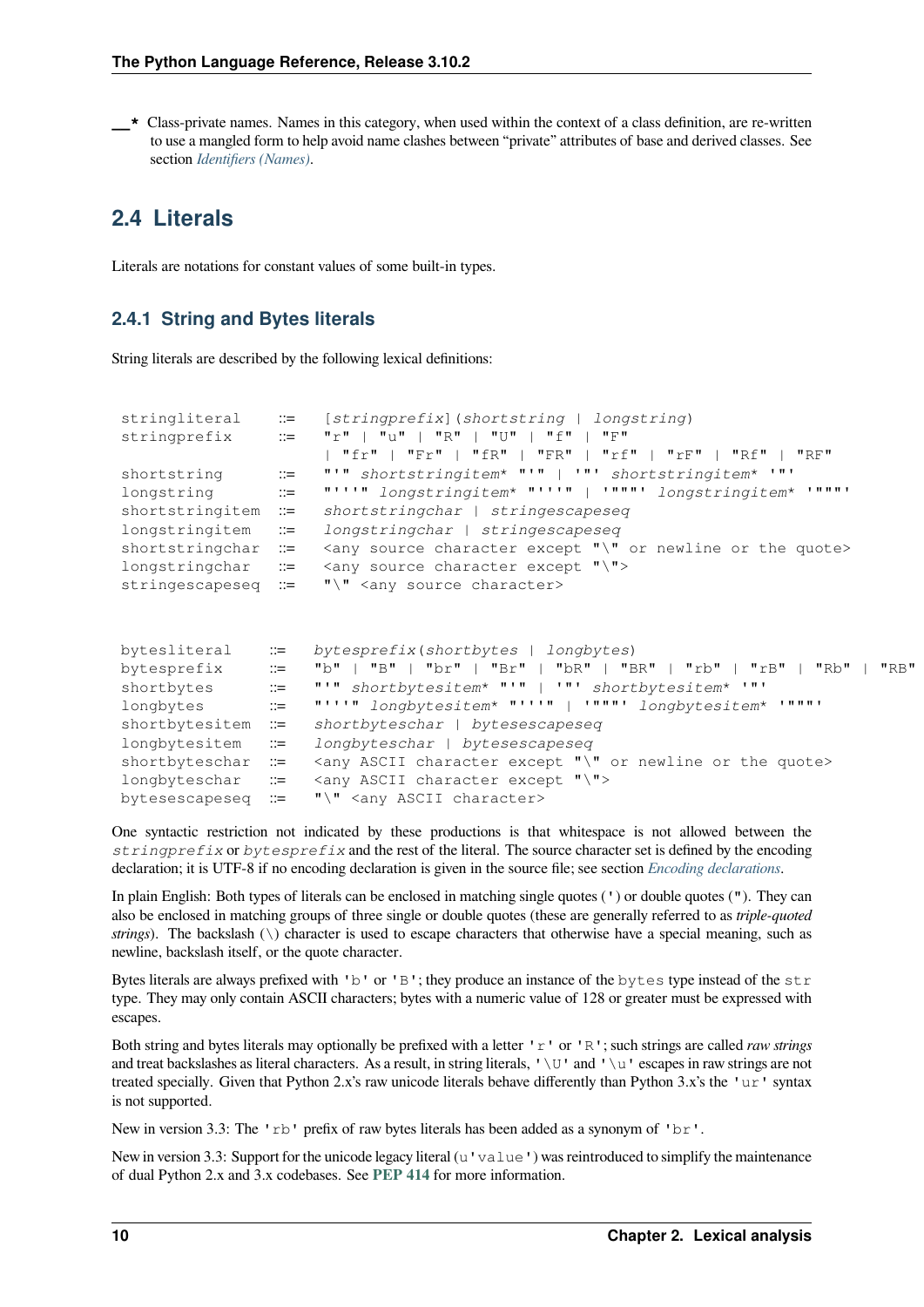__* Class-private names. Names in this category, when used within the context of a class definition, are re-written to use a mangled form to help avoid name clashes between "private" attributes of base and derived classes. See section *Identifiers (Names)*.

## 2.4 Literals

Literals are notations for constant values of some built-in types.

### 2.4.1 String and Bytes literals

String literals are described by the following lexical definitions:

```
stringliteral   ::=  [stringprefix](shortstring | longstring)
stringprefix    ::=  "r" | "u" | "R" | "U" | "f" | "F"
                     | "fr" | "Fr" | "fR" | "FR" | "rf" | "rF" | "Rf" | "RF"
shortstring     ::=  "'" shortstringitem* "'" | '"' shortstringitem* '"'
longstring      ::=  "'''" longstringitem* "'''" | '"""' longstringitem* '"""'
shortstringitem ::=  shortstringchar | stringescapeseq
longstringitem  ::=  longstringchar | stringescapeseq
shortstringchar ::=  <any source character except "\" or newline or the quote>
longstringchar  ::=  <any source character except "\">
stringescapeseq ::=  "\" <any source character>
```

```
bytesliteral   ::=  bytesprefix(shortbytes | longbytes)
bytesprefix    ::=  "b" | "B" | "br" | "Br" | "bR" | "BR" | "rb" | "rB" | "Rb" | "RB"
shortbytes     ::=  "'" shortbytesitem* "'" | '"' shortbytesitem* '"'
longbytes      ::=  "'''" longbytesitem* "'''" | '"""' longbytesitem* '"""'
shortbytesitem ::=  shortbyteschar | bytesescapeseq
longbytesitem  ::=  longbyteschar | bytesescapeseq
shortbyteschar ::=  <any ASCII character except "\" or newline or the quote>
longbyteschar  ::=  <any ASCII character except "\">
bytesescapeseq ::=  "\" <any ASCII character>
```

One syntactic restriction not indicated by these productions is that whitespace is not allowed between the `stringprefix` or `bytesprefix` and the rest of the literal. The source character set is defined by the encoding declaration; it is UTF-8 if no encoding declaration is given in the source file; see section *Encoding declarations*.

In plain English: Both types of literals can be enclosed in matching single quotes (') or double quotes ("). They can also be enclosed in matching groups of three single or double quotes (these are generally referred to as *triple-quoted strings*). The backslash (\) character is used to escape characters that otherwise have a special meaning, such as newline, backslash itself, or the quote character.

Bytes literals are always prefixed with `'b'` or `'B'`; they produce an instance of the `bytes` type instead of the `str` type. They may only contain ASCII characters; bytes with a numeric value of 128 or greater must be expressed with escapes.

Both string and bytes literals may optionally be prefixed with a letter `'r'` or `'R'`; such strings are called *raw strings* and treat backslashes as literal characters. As a result, in string literals, `'\U'` and `'\u'` escapes in raw strings are not treated specially. Given that Python 2.x's raw unicode literals behave differently than Python 3.x's the `'ur'` syntax is not supported.

New in version 3.3: The `'rb'` prefix of raw bytes literals has been added as a synonym of `'br'`.

New in version 3.3: Support for the unicode legacy literal (`u'value'`) was reintroduced to simplify the maintenance of dual Python 2.x and 3.x codebases. See **PEP 414** for more information.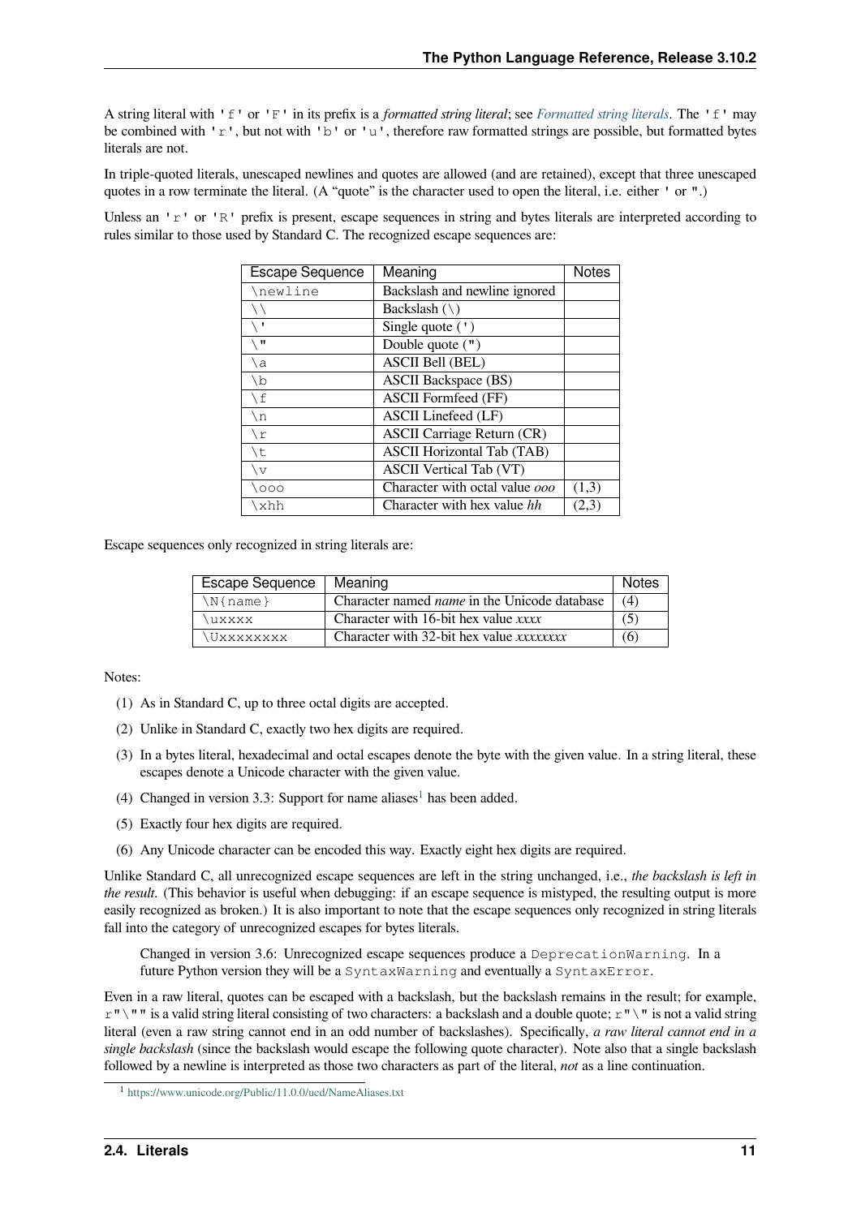A string literal with `'f'` or `'F'` in its prefix is a *formatted string literal*; see *Formatted string literals*. The `'f'` may be combined with `'r'`, but not with `'b'` or `'u'`, therefore raw formatted strings are possible, but formatted bytes literals are not.

In triple-quoted literals, unescaped newlines and quotes are allowed (and are retained), except that three unescaped quotes in a row terminate the literal. (A "quote" is the character used to open the literal, i.e. either `'` or `"`.)

Unless an `'r'` or `'R'` prefix is present, escape sequences in string and bytes literals are interpreted according to rules similar to those used by Standard C. The recognized escape sequences are:

| Escape Sequence | Meaning | Notes |
|---|---|---|
| `\newline` | Backslash and newline ignored | |
| `\\` | Backslash (`\`) | |
| `\'` | Single quote (`'`) | |
| `\"` | Double quote (`"`) | |
| `\a` | ASCII Bell (BEL) | |
| `\b` | ASCII Backspace (BS) | |
| `\f` | ASCII Formfeed (FF) | |
| `\n` | ASCII Linefeed (LF) | |
| `\r` | ASCII Carriage Return (CR) | |
| `\t` | ASCII Horizontal Tab (TAB) | |
| `\v` | ASCII Vertical Tab (VT) | |
| `\ooo` | Character with octal value *ooo* | (1,3) |
| `\xhh` | Character with hex value *hh* | (2,3) |

Escape sequences only recognized in string literals are:

| Escape Sequence | Meaning | Notes |
|---|---|---|
| `\N{name}` | Character named *name* in the Unicode database | (4) |
| `\uxxxx` | Character with 16-bit hex value *xxxx* | (5) |
| `\Uxxxxxxxx` | Character with 32-bit hex value *xxxxxxxx* | (6) |

Notes:

(1) As in Standard C, up to three octal digits are accepted.

(2) Unlike in Standard C, exactly two hex digits are required.

(3) In a bytes literal, hexadecimal and octal escapes denote the byte with the given value. In a string literal, these escapes denote a Unicode character with the given value.

(4) Changed in version 3.3: Support for name aliases[1] has been added.

(5) Exactly four hex digits are required.

(6) Any Unicode character can be encoded this way. Exactly eight hex digits are required.

Unlike Standard C, all unrecognized escape sequences are left in the string unchanged, i.e., *the backslash is left in the result*. (This behavior is useful when debugging: if an escape sequence is mistyped, the resulting output is more easily recognized as broken.) It is also important to note that the escape sequences only recognized in string literals fall into the category of unrecognized escapes for bytes literals.

> Changed in version 3.6: Unrecognized escape sequences produce a `DeprecationWarning`. In a future Python version they will be a `SyntaxWarning` and eventually a `SyntaxError`.

Even in a raw literal, quotes can be escaped with a backslash, but the backslash remains in the result; for example, `r"\""` is a valid string literal consisting of two characters: a backslash and a double quote; `r"\"` is not a valid string literal (even a raw string cannot end in an odd number of backslashes). Specifically, *a raw literal cannot end in a single backslash* (since the backslash would escape the following quote character). Note also that a single backslash followed by a newline is interpreted as those two characters as part of the literal, *not* as a line continuation.

[1] https://www.unicode.org/Public/11.0.0/ucd/NameAliases.txt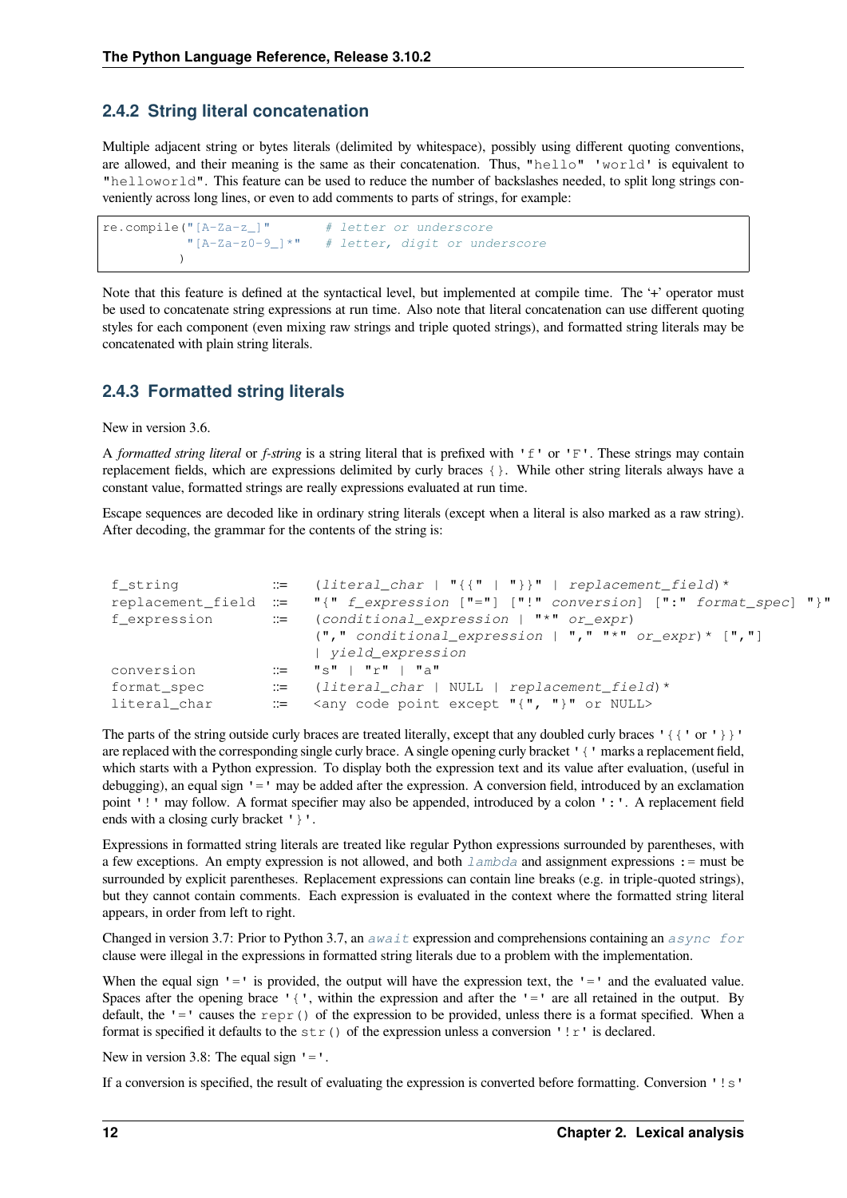### 2.4.2 String literal concatenation

Multiple adjacent string or bytes literals (delimited by whitespace), possibly using different quoting conventions, are allowed, and their meaning is the same as their concatenation. Thus, `"hello" 'world'` is equivalent to `"helloworld"`. This feature can be used to reduce the number of backslashes needed, to split long strings conveniently across long lines, or even to add comments to parts of strings, for example:

```
re.compile("[A-Za-z_]"       # letter or underscore
           "[A-Za-z0-9_]*"   # letter, digit or underscore
          )
```

Note that this feature is defined at the syntactical level, but implemented at compile time. The '+' operator must be used to concatenate string expressions at run time. Also note that literal concatenation can use different quoting styles for each component (even mixing raw strings and triple quoted strings), and formatted string literals may be concatenated with plain string literals.

### 2.4.3 Formatted string literals

New in version 3.6.

A *formatted string literal* or *f-string* is a string literal that is prefixed with `'f'` or `'F'`. These strings may contain replacement fields, which are expressions delimited by curly braces `{}`. While other string literals always have a constant value, formatted strings are really expressions evaluated at run time.

Escape sequences are decoded like in ordinary string literals (except when a literal is also marked as a raw string). After decoding, the grammar for the contents of the string is:

```
f_string          ::=  (literal_char | "{{" | "}}" | replacement_field)*
replacement_field ::=  "{" f_expression ["="] ["!" conversion] [":" format_spec] "}"
f_expression      ::=  (conditional_expression | "*" or_expr)
                       ("," conditional_expression | "," "*" or_expr)* [","]
                       | yield_expression
conversion        ::=  "s" | "r" | "a"
format_spec       ::=  (literal_char | NULL | replacement_field)*
literal_char      ::=  <any code point except "{", "}" or NULL>
```

The parts of the string outside curly braces are treated literally, except that any doubled curly braces `'{{'` or `'}}'` are replaced with the corresponding single curly brace. A single opening curly bracket `'{'` marks a replacement field, which starts with a Python expression. To display both the expression text and its value after evaluation, (useful in debugging), an equal sign `'='` may be added after the expression. A conversion field, introduced by an exclamation point `'!'` may follow. A format specifier may also be appended, introduced by a colon `':'`. A replacement field ends with a closing curly bracket `'}'`.

Expressions in formatted string literals are treated like regular Python expressions surrounded by parentheses, with a few exceptions. An empty expression is not allowed, and both `lambda` and assignment expressions `:=` must be surrounded by explicit parentheses. Replacement expressions can contain line breaks (e.g. in triple-quoted strings), but they cannot contain comments. Each expression is evaluated in the context where the formatted string literal appears, in order from left to right.

Changed in version 3.7: Prior to Python 3.7, an `await` expression and comprehensions containing an `async for` clause were illegal in the expressions in formatted string literals due to a problem with the implementation.

When the equal sign `'='` is provided, the output will have the expression text, the `'='` and the evaluated value. Spaces after the opening brace `'{'`, within the expression and after the `'='` are all retained in the output. By default, the `'='` causes the `repr()` of the expression to be provided, unless there is a format specified. When a format is specified it defaults to the `str()` of the expression unless a conversion `'!r'` is declared.

New in version 3.8: The equal sign `'='`.

If a conversion is specified, the result of evaluating the expression is converted before formatting. Conversion `'!s'`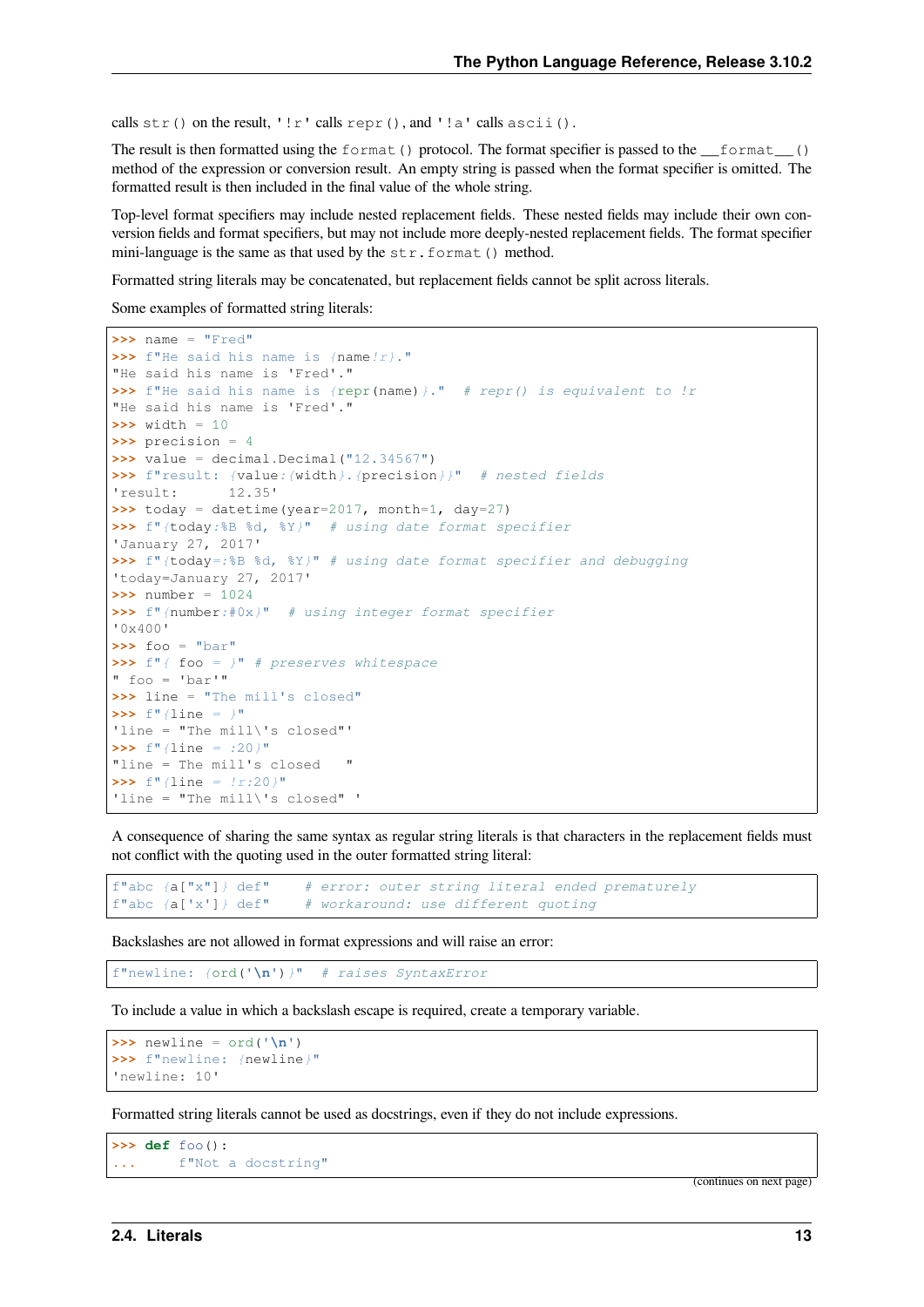calls `str()` on the result, `'!r'` calls `repr()`, and `'!a'` calls `ascii()`.

The result is then formatted using the `format()` protocol. The format specifier is passed to the `__format__()` method of the expression or conversion result. An empty string is passed when the format specifier is omitted. The formatted result is then included in the final value of the whole string.

Top-level format specifiers may include nested replacement fields. These nested fields may include their own conversion fields and format specifiers, but may not include more deeply-nested replacement fields. The format specifier mini-language is the same as that used by the `str.format()` method.

Formatted string literals may be concatenated, but replacement fields cannot be split across literals.

Some examples of formatted string literals:

```
>>> name = "Fred"
>>> f"He said his name is {name!r}."
"He said his name is 'Fred'."
>>> f"He said his name is {repr(name)}."  # repr() is equivalent to !r
"He said his name is 'Fred'."
>>> width = 10
>>> precision = 4
>>> value = decimal.Decimal("12.34567")
>>> f"result: {value:{width}.{precision}}"  # nested fields
'result:      12.35'
>>> today = datetime(year=2017, month=1, day=27)
>>> f"{today:%B %d, %Y}"  # using date format specifier
'January 27, 2017'
>>> f"{today=:%B %d, %Y}" # using date format specifier and debugging
'today=January 27, 2017'
>>> number = 1024
>>> f"{number:#0x}"  # using integer format specifier
'0x400'
>>> foo = "bar"
>>> f"{ foo = }" # preserves whitespace
" foo = 'bar'"
>>> line = "The mill's closed"
>>> f"{line = }"
'line = "The mill\'s closed"'
>>> f"{line = :20}"
"line = The mill's closed   "
>>> f"{line = !r:20}"
'line = "The mill\'s closed" '
```

A consequence of sharing the same syntax as regular string literals is that characters in the replacement fields must not conflict with the quoting used in the outer formatted string literal:

```
f"abc {a["x"]} def"    # error: outer string literal ended prematurely
f"abc {a['x']} def"    # workaround: use different quoting
```

Backslashes are not allowed in format expressions and will raise an error:

```
f"newline: {ord('\n')}"  # raises SyntaxError
```

To include a value in which a backslash escape is required, create a temporary variable.

```
>>> newline = ord('\n')
>>> f"newline: {newline}"
'newline: 10'
```

Formatted string literals cannot be used as docstrings, even if they do not include expressions.

```
>>> def foo():
...     f"Not a docstring"
```

(continues on next page)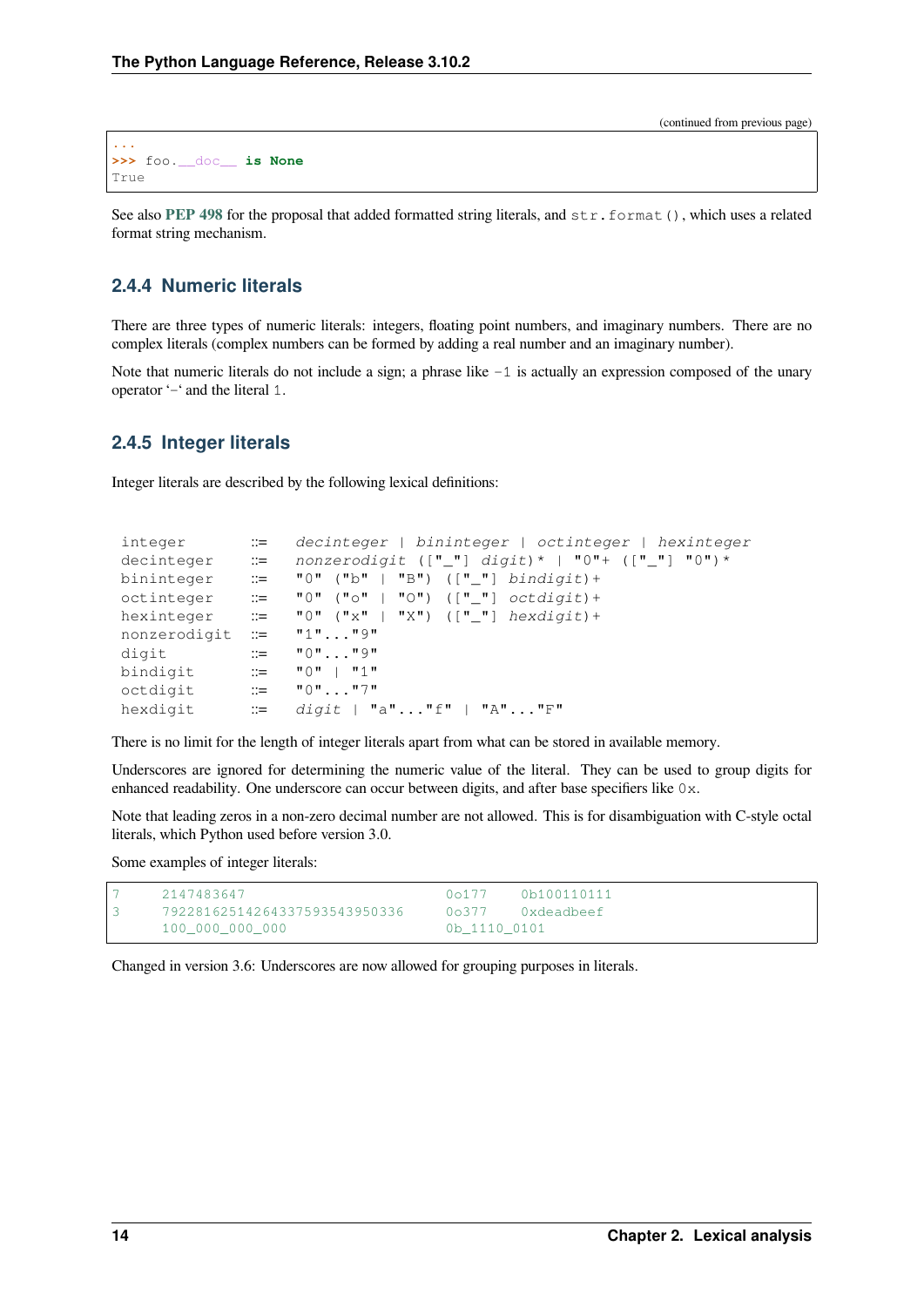(continued from previous page)

```
...
>>> foo.__doc__ is None
True
```

See also **PEP 498** for the proposal that added formatted string literals, and `str.format()`, which uses a related format string mechanism.

### 2.4.4 Numeric literals

There are three types of numeric literals: integers, floating point numbers, and imaginary numbers. There are no complex literals (complex numbers can be formed by adding a real number and an imaginary number).

Note that numeric literals do not include a sign; a phrase like `-1` is actually an expression composed of the unary operator '`-`' and the literal `1`.

### 2.4.5 Integer literals

Integer literals are described by the following lexical definitions:

```
integer      ::=  decinteger | bininteger | octinteger | hexinteger
decinteger   ::=  nonzerodigit (["_"] digit)* | "0"+ (["_"] "0")*
bininteger   ::=  "0" ("b" | "B") (["_"] bindigit)+
octinteger   ::=  "0" ("o" | "O") (["_"] octdigit)+
hexinteger   ::=  "0" ("x" | "X") (["_"] hexdigit)+
nonzerodigit ::=  "1"..."9"
digit        ::=  "0"..."9"
bindigit     ::=  "0" | "1"
octdigit     ::=  "0"..."7"
hexdigit     ::=  digit | "a"..."f" | "A"..."F"
```

There is no limit for the length of integer literals apart from what can be stored in available memory.

Underscores are ignored for determining the numeric value of the literal. They can be used to group digits for enhanced readability. One underscore can occur between digits, and after base specifiers like `0x`.

Note that leading zeros in a non-zero decimal number are not allowed. This is for disambiguation with C-style octal literals, which Python used before version 3.0.

Some examples of integer literals:

```
7     2147483647                        0o177    0b100110111
3     79228162514264337593543950336     0o377    0xdeadbeef
      100_000_000_000                   0b_1110_0101
```

Changed in version 3.6: Underscores are now allowed for grouping purposes in literals.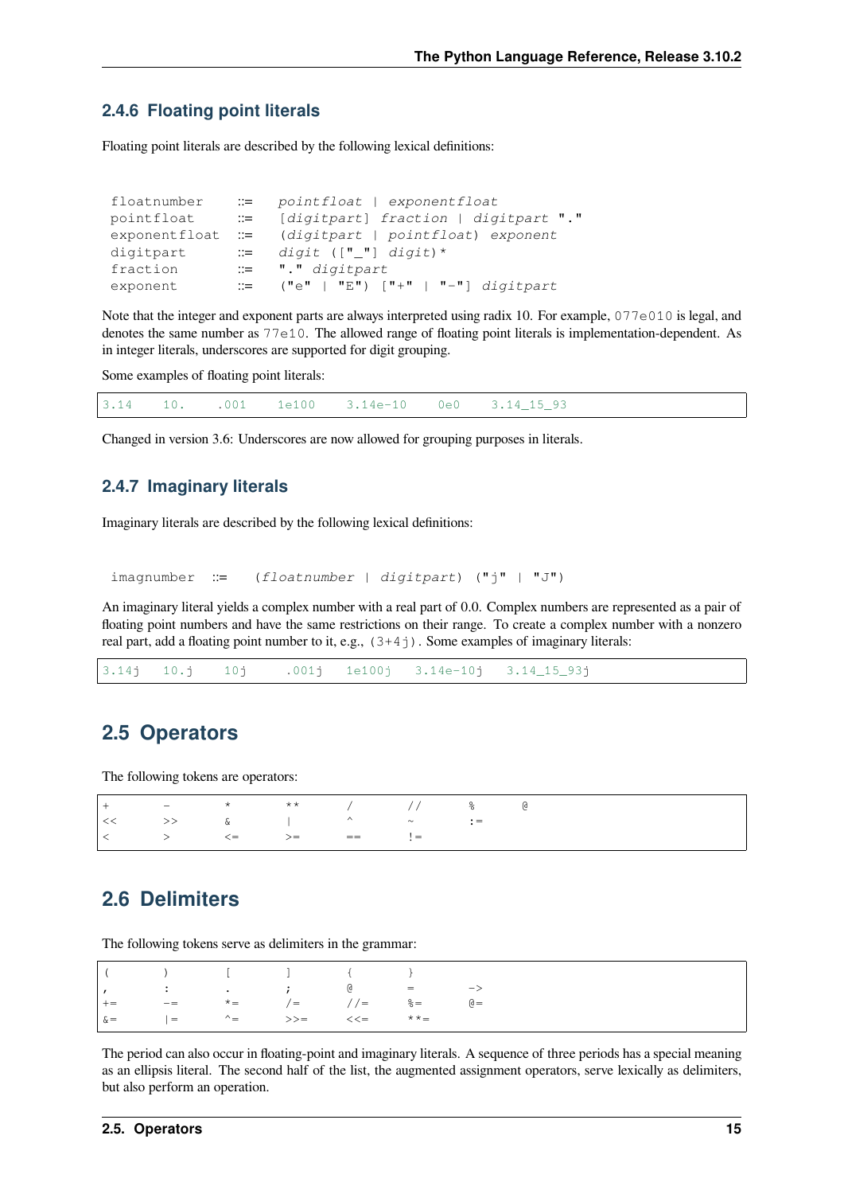### 2.4.6 Floating point literals

Floating point literals are described by the following lexical definitions:

```
floatnumber   ::=  pointfloat | exponentfloat
pointfloat    ::=  [digitpart] fraction | digitpart "."
exponentfloat ::=  (digitpart | pointfloat) exponent
digitpart     ::=  digit (["_"] digit)*
fraction      ::=  "." digitpart
exponent      ::=  ("e" | "E") ["+" | "-"] digitpart
```

Note that the integer and exponent parts are always interpreted using radix 10. For example, `077e010` is legal, and denotes the same number as `77e10`. The allowed range of floating point literals is implementation-dependent. As in integer literals, underscores are supported for digit grouping.

Some examples of floating point literals:

```
3.14    10.    .001    1e100    3.14e-10    0e0    3.14_15_93
```

Changed in version 3.6: Underscores are now allowed for grouping purposes in literals.

### 2.4.7 Imaginary literals

Imaginary literals are described by the following lexical definitions:

```
imagnumber ::=  (floatnumber | digitpart) ("j" | "J")
```

An imaginary literal yields a complex number with a real part of 0.0. Complex numbers are represented as a pair of floating point numbers and have the same restrictions on their range. To create a complex number with a nonzero real part, add a floating point number to it, e.g., `(3+4j)`. Some examples of imaginary literals:

```
3.14j   10.j    10j     .001j   1e100j   3.14e-10j   3.14_15_93j
```

## 2.5 Operators

The following tokens are operators:

```
+       -       *       **      /       //      %      @
<<      >>      &       |       ^       ~       :=
<       >       <=      >=      ==      !=
```

## 2.6 Delimiters

The following tokens serve as delimiters in the grammar:

```
(       )       [       ]       {       }
,       :       .       ;       @       =       ->
+=      -=      *=      /=      //=     %=      @=
&=      |=      ^=      >>=     <<=     **=
```

The period can also occur in floating-point and imaginary literals. A sequence of three periods has a special meaning as an ellipsis literal. The second half of the list, the augmented assignment operators, serve lexically as delimiters, but also perform an operation.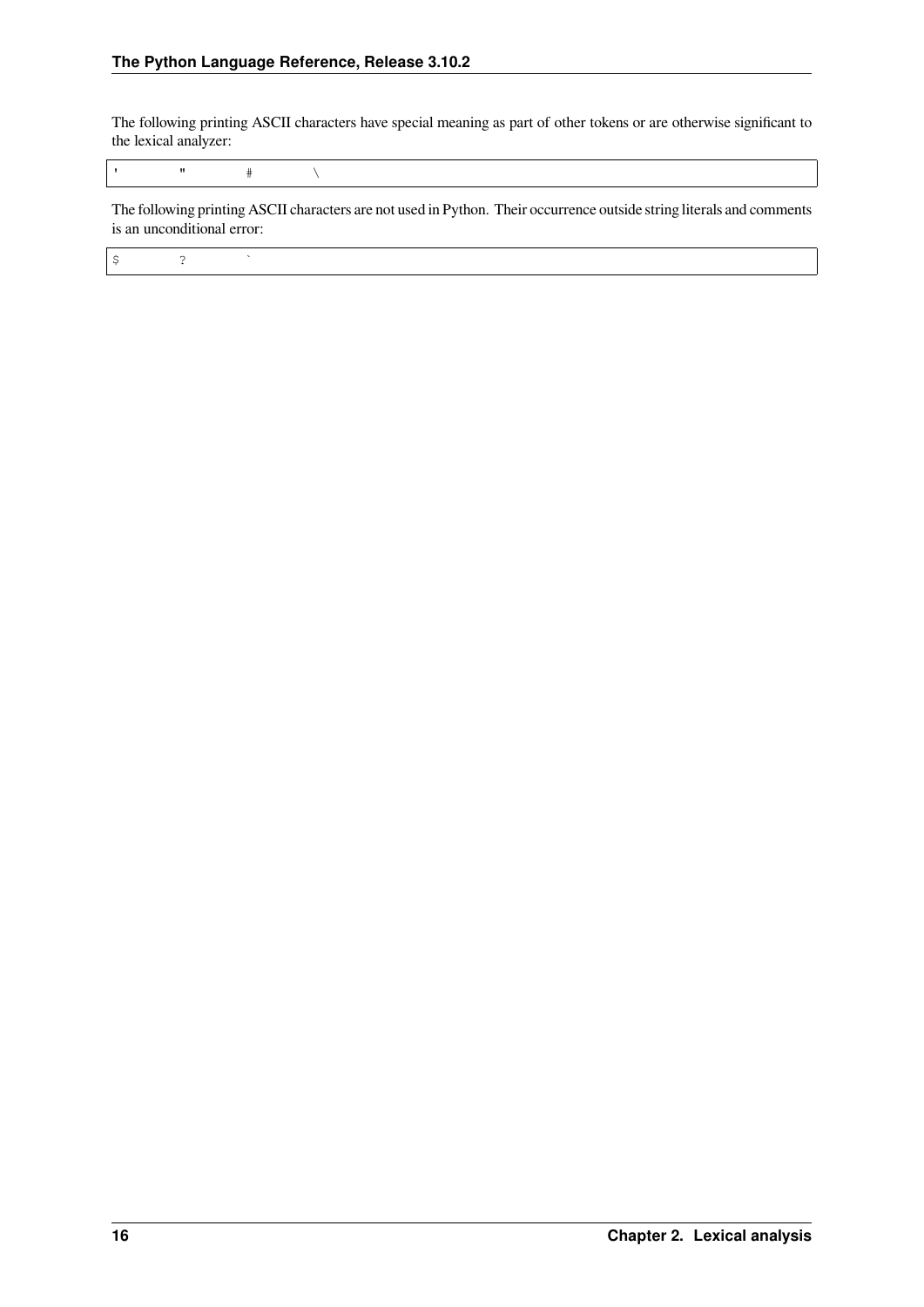The following printing ASCII characters have special meaning as part of other tokens or are otherwise significant to the lexical analyzer:

```
'       "       #       \
```

The following printing ASCII characters are not used in Python. Their occurrence outside string literals and comments is an unconditional error:

```
$       ?       `
```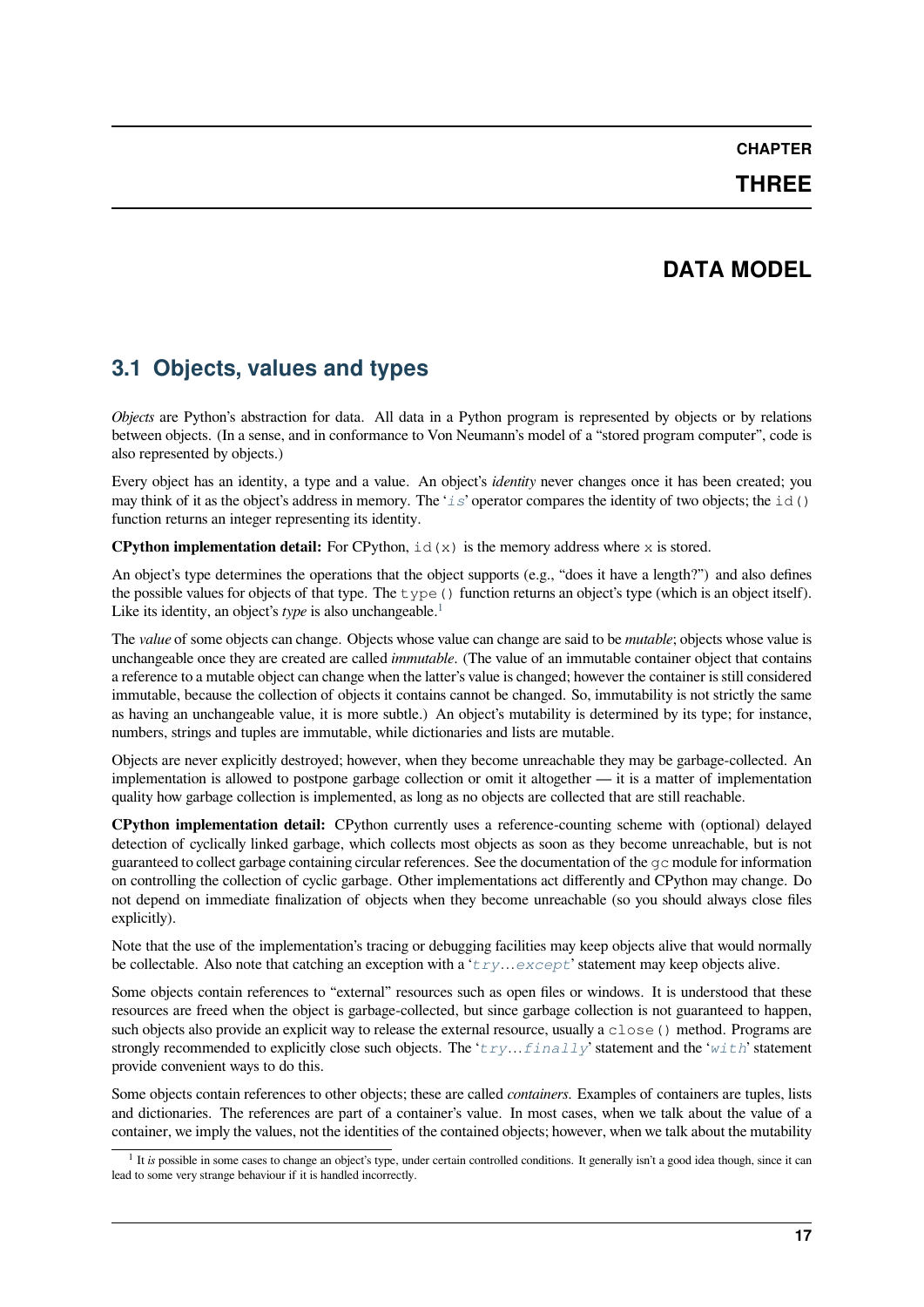# CHAPTER THREE

# DATA MODEL

## 3.1 Objects, values and types

*Objects* are Python's abstraction for data. All data in a Python program is represented by objects or by relations between objects. (In a sense, and in conformance to Von Neumann's model of a "stored program computer", code is also represented by objects.)

Every object has an identity, a type and a value. An object's *identity* never changes once it has been created; you may think of it as the object's address in memory. The '`is`' operator compares the identity of two objects; the `id()` function returns an integer representing its identity.

**CPython implementation detail:** For CPython, `id(x)` is the memory address where `x` is stored.

An object's type determines the operations that the object supports (e.g., "does it have a length?") and also defines the possible values for objects of that type. The `type()` function returns an object's type (which is an object itself). Like its identity, an object's *type* is also unchangeable.[1]

The *value* of some objects can change. Objects whose value can change are said to be *mutable*; objects whose value is unchangeable once they are created are called *immutable*. (The value of an immutable container object that contains a reference to a mutable object can change when the latter's value is changed; however the container is still considered immutable, because the collection of objects it contains cannot be changed. So, immutability is not strictly the same as having an unchangeable value, it is more subtle.) An object's mutability is determined by its type; for instance, numbers, strings and tuples are immutable, while dictionaries and lists are mutable.

Objects are never explicitly destroyed; however, when they become unreachable they may be garbage-collected. An implementation is allowed to postpone garbage collection or omit it altogether — it is a matter of implementation quality how garbage collection is implemented, as long as no objects are collected that are still reachable.

**CPython implementation detail:** CPython currently uses a reference-counting scheme with (optional) delayed detection of cyclically linked garbage, which collects most objects as soon as they become unreachable, but is not guaranteed to collect garbage containing circular references. See the documentation of the `gc` module for information on controlling the collection of cyclic garbage. Other implementations act differently and CPython may change. Do not depend on immediate finalization of objects when they become unreachable (so you should always close files explicitly).

Note that the use of the implementation's tracing or debugging facilities may keep objects alive that would normally be collectable. Also note that catching an exception with a '`try...except`' statement may keep objects alive.

Some objects contain references to "external" resources such as open files or windows. It is understood that these resources are freed when the object is garbage-collected, but since garbage collection is not guaranteed to happen, such objects also provide an explicit way to release the external resource, usually a `close()` method. Programs are strongly recommended to explicitly close such objects. The '`try...finally`' statement and the '`with`' statement provide convenient ways to do this.

Some objects contain references to other objects; these are called *containers*. Examples of containers are tuples, lists and dictionaries. The references are part of a container's value. In most cases, when we talk about the value of a container, we imply the values, not the identities of the contained objects; however, when we talk about the mutability

[1] It *is* possible in some cases to change an object's type, under certain controlled conditions. It generally isn't a good idea though, since it can lead to some very strange behaviour if it is handled incorrectly.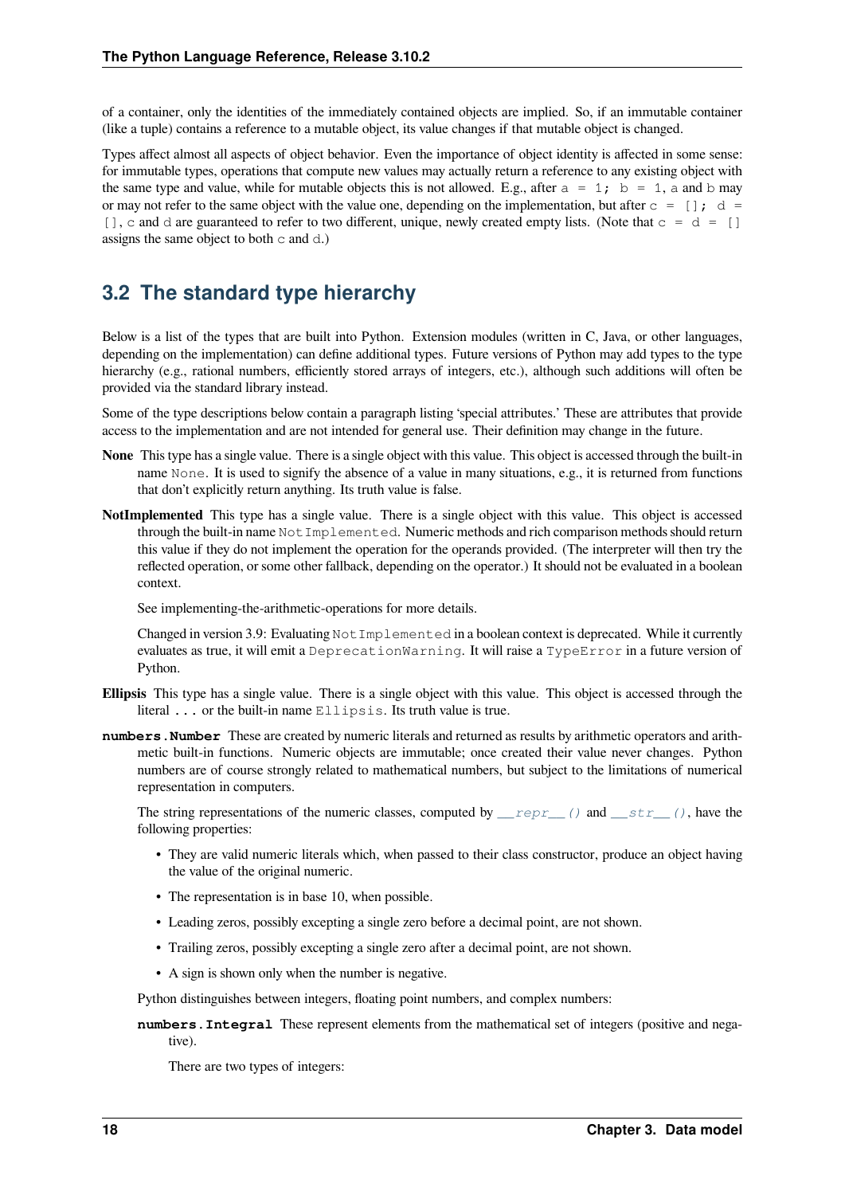of a container, only the identities of the immediately contained objects are implied. So, if an immutable container (like a tuple) contains a reference to a mutable object, its value changes if that mutable object is changed.

Types affect almost all aspects of object behavior. Even the importance of object identity is affected in some sense: for immutable types, operations that compute new values may actually return a reference to any existing object with the same type and value, while for mutable objects this is not allowed. E.g., after `a = 1; b = 1`, `a` and `b` may or may not refer to the same object with the value one, depending on the implementation, but after `c = []; d = []`, `c` and `d` are guaranteed to refer to two different, unique, newly created empty lists. (Note that `c = d = []` assigns the same object to both `c` and `d`.)

## 3.2 The standard type hierarchy

Below is a list of the types that are built into Python. Extension modules (written in C, Java, or other languages, depending on the implementation) can define additional types. Future versions of Python may add types to the type hierarchy (e.g., rational numbers, efficiently stored arrays of integers, etc.), although such additions will often be provided via the standard library instead.

Some of the type descriptions below contain a paragraph listing 'special attributes.' These are attributes that provide access to the implementation and are not intended for general use. Their definition may change in the future.

**None** This type has a single value. There is a single object with this value. This object is accessed through the built-in name `None`. It is used to signify the absence of a value in many situations, e.g., it is returned from functions that don't explicitly return anything. Its truth value is false.

**NotImplemented** This type has a single value. There is a single object with this value. This object is accessed through the built-in name `NotImplemented`. Numeric methods and rich comparison methods should return this value if they do not implement the operation for the operands provided. (The interpreter will then try the reflected operation, or some other fallback, depending on the operator.) It should not be evaluated in a boolean context.

See implementing-the-arithmetic-operations for more details.

Changed in version 3.9: Evaluating `NotImplemented` in a boolean context is deprecated. While it currently evaluates as true, it will emit a `DeprecationWarning`. It will raise a `TypeError` in a future version of Python.

**Ellipsis** This type has a single value. There is a single object with this value. This object is accessed through the literal `...` or the built-in name `Ellipsis`. Its truth value is true.

**`numbers.Number`** These are created by numeric literals and returned as results by arithmetic operators and arithmetic built-in functions. Numeric objects are immutable; once created their value never changes. Python numbers are of course strongly related to mathematical numbers, but subject to the limitations of numerical representation in computers.

The string representations of the numeric classes, computed by `__repr__()` and `__str__()`, have the following properties:

- They are valid numeric literals which, when passed to their class constructor, produce an object having the value of the original numeric.
- The representation is in base 10, when possible.
- Leading zeros, possibly excepting a single zero before a decimal point, are not shown.
- Trailing zeros, possibly excepting a single zero after a decimal point, are not shown.
- A sign is shown only when the number is negative.

Python distinguishes between integers, floating point numbers, and complex numbers:

**`numbers.Integral`** These represent elements from the mathematical set of integers (positive and negative).

There are two types of integers: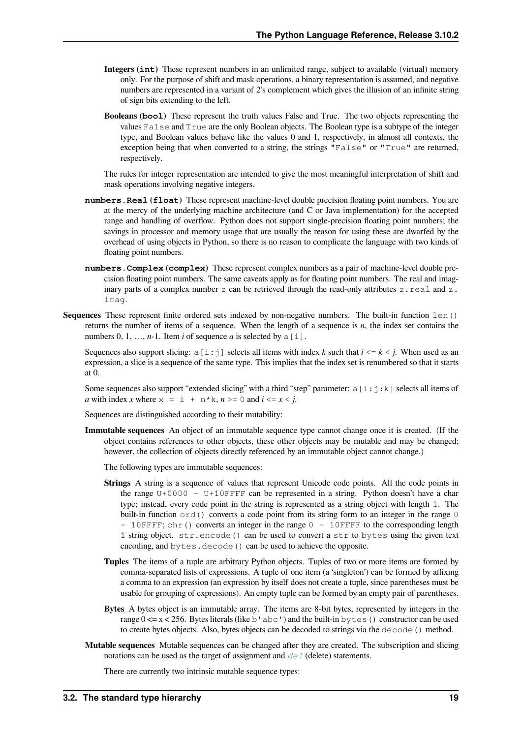**Integers (int)** These represent numbers in an unlimited range, subject to available (virtual) memory only. For the purpose of shift and mask operations, a binary representation is assumed, and negative numbers are represented in a variant of 2's complement which gives the illusion of an infinite string of sign bits extending to the left.

**Booleans (bool)** These represent the truth values False and True. The two objects representing the values `False` and `True` are the only Boolean objects. The Boolean type is a subtype of the integer type, and Boolean values behave like the values 0 and 1, respectively, in almost all contexts, the exception being that when converted to a string, the strings `"False"` or `"True"` are returned, respectively.

The rules for integer representation are intended to give the most meaningful interpretation of shift and mask operations involving negative integers.

**numbers.Real (float)** These represent machine-level double precision floating point numbers. You are at the mercy of the underlying machine architecture (and C or Java implementation) for the accepted range and handling of overflow. Python does not support single-precision floating point numbers; the savings in processor and memory usage that are usually the reason for using these are dwarfed by the overhead of using objects in Python, so there is no reason to complicate the language with two kinds of floating point numbers.

**numbers.Complex (complex)** These represent complex numbers as a pair of machine-level double precision floating point numbers. The same caveats apply as for floating point numbers. The real and imaginary parts of a complex number `z` can be retrieved through the read-only attributes `z.real` and `z.imag`.

**Sequences** These represent finite ordered sets indexed by non-negative numbers. The built-in function `len()` returns the number of items of a sequence. When the length of a sequence is *n*, the index set contains the numbers 0, 1, ..., *n*-1. Item *i* of sequence *a* is selected by `a[i]`.

Sequences also support slicing: `a[i:j]` selects all items with index *k* such that *i* <= *k* < *j*. When used as an expression, a slice is a sequence of the same type. This implies that the index set is renumbered so that it starts at 0.

Some sequences also support "extended slicing" with a third "step" parameter: `a[i:j:k]` selects all items of *a* with index *x* where `x = i + n*k`, *n* `>=` `0` and *i* <= *x* < *j*.

Sequences are distinguished according to their mutability:

**Immutable sequences** An object of an immutable sequence type cannot change once it is created. (If the object contains references to other objects, these other objects may be mutable and may be changed; however, the collection of objects directly referenced by an immutable object cannot change.)

The following types are immutable sequences:

**Strings** A string is a sequence of values that represent Unicode code points. All the code points in the range `U+0000 - U+10FFFF` can be represented in a string. Python doesn't have a char type; instead, every code point in the string is represented as a string object with length `1`. The built-in function `ord()` converts a code point from its string form to an integer in the range `0 - 10FFFF`; `chr()` converts an integer in the range `0 - 10FFFF` to the corresponding length `1` string object. `str.encode()` can be used to convert a `str` to `bytes` using the given text encoding, and `bytes.decode()` can be used to achieve the opposite.

**Tuples** The items of a tuple are arbitrary Python objects. Tuples of two or more items are formed by comma-separated lists of expressions. A tuple of one item (a 'singleton') can be formed by affixing a comma to an expression (an expression by itself does not create a tuple, since parentheses must be usable for grouping of expressions). An empty tuple can be formed by an empty pair of parentheses.

**Bytes** A bytes object is an immutable array. The items are 8-bit bytes, represented by integers in the range 0 <= x < 256. Bytes literals (like `b'abc'`) and the built-in `bytes()` constructor can be used to create bytes objects. Also, bytes objects can be decoded to strings via the `decode()` method.

**Mutable sequences** Mutable sequences can be changed after they are created. The subscription and slicing notations can be used as the target of assignment and `del` (delete) statements.

There are currently two intrinsic mutable sequence types: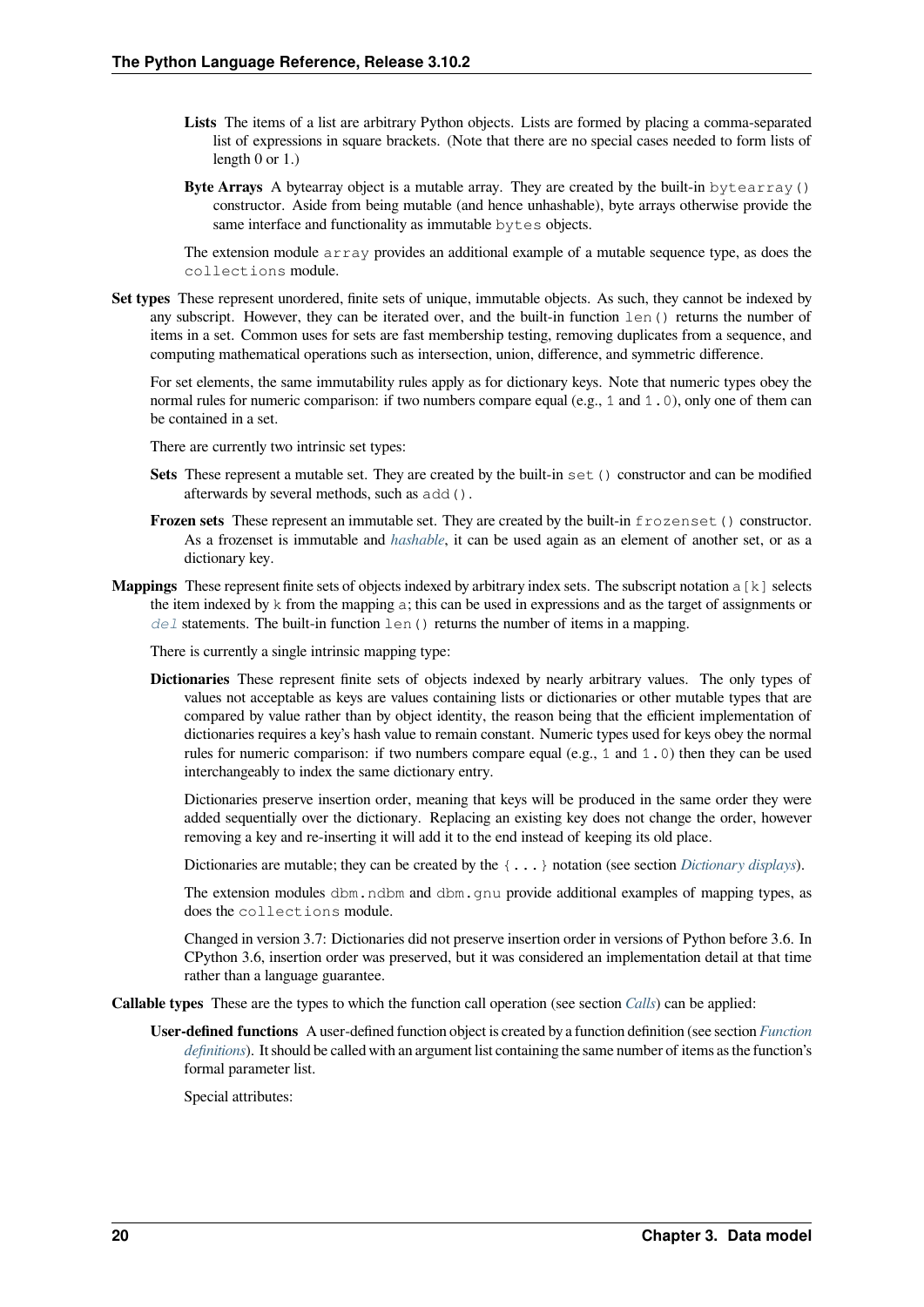**Lists** The items of a list are arbitrary Python objects. Lists are formed by placing a comma-separated list of expressions in square brackets. (Note that there are no special cases needed to form lists of length 0 or 1.)

**Byte Arrays** A bytearray object is a mutable array. They are created by the built-in `bytearray()` constructor. Aside from being mutable (and hence unhashable), byte arrays otherwise provide the same interface and functionality as immutable `bytes` objects.

The extension module `array` provides an additional example of a mutable sequence type, as does the `collections` module.

**Set types** These represent unordered, finite sets of unique, immutable objects. As such, they cannot be indexed by any subscript. However, they can be iterated over, and the built-in function `len()` returns the number of items in a set. Common uses for sets are fast membership testing, removing duplicates from a sequence, and computing mathematical operations such as intersection, union, difference, and symmetric difference.

For set elements, the same immutability rules apply as for dictionary keys. Note that numeric types obey the normal rules for numeric comparison: if two numbers compare equal (e.g., `1` and `1.0`), only one of them can be contained in a set.

There are currently two intrinsic set types:

**Sets** These represent a mutable set. They are created by the built-in `set()` constructor and can be modified afterwards by several methods, such as `add()`.

**Frozen sets** These represent an immutable set. They are created by the built-in `frozenset()` constructor. As a frozenset is immutable and *hashable*, it can be used again as an element of another set, or as a dictionary key.

**Mappings** These represent finite sets of objects indexed by arbitrary index sets. The subscript notation `a[k]` selects the item indexed by `k` from the mapping `a`; this can be used in expressions and as the target of assignments or `del` statements. The built-in function `len()` returns the number of items in a mapping.

There is currently a single intrinsic mapping type:

**Dictionaries** These represent finite sets of objects indexed by nearly arbitrary values. The only types of values not acceptable as keys are values containing lists or dictionaries or other mutable types that are compared by value rather than by object identity, the reason being that the efficient implementation of dictionaries requires a key's hash value to remain constant. Numeric types used for keys obey the normal rules for numeric comparison: if two numbers compare equal (e.g., `1` and `1.0`) then they can be used interchangeably to index the same dictionary entry.

Dictionaries preserve insertion order, meaning that keys will be produced in the same order they were added sequentially over the dictionary. Replacing an existing key does not change the order, however removing a key and re-inserting it will add it to the end instead of keeping its old place.

Dictionaries are mutable; they can be created by the `{...}` notation (see section *Dictionary displays*).

The extension modules `dbm.ndbm` and `dbm.gnu` provide additional examples of mapping types, as does the `collections` module.

Changed in version 3.7: Dictionaries did not preserve insertion order in versions of Python before 3.6. In CPython 3.6, insertion order was preserved, but it was considered an implementation detail at that time rather than a language guarantee.

**Callable types** These are the types to which the function call operation (see section *Calls*) can be applied:

**User-defined functions** A user-defined function object is created by a function definition (see section *Function definitions*). It should be called with an argument list containing the same number of items as the function's formal parameter list.

Special attributes: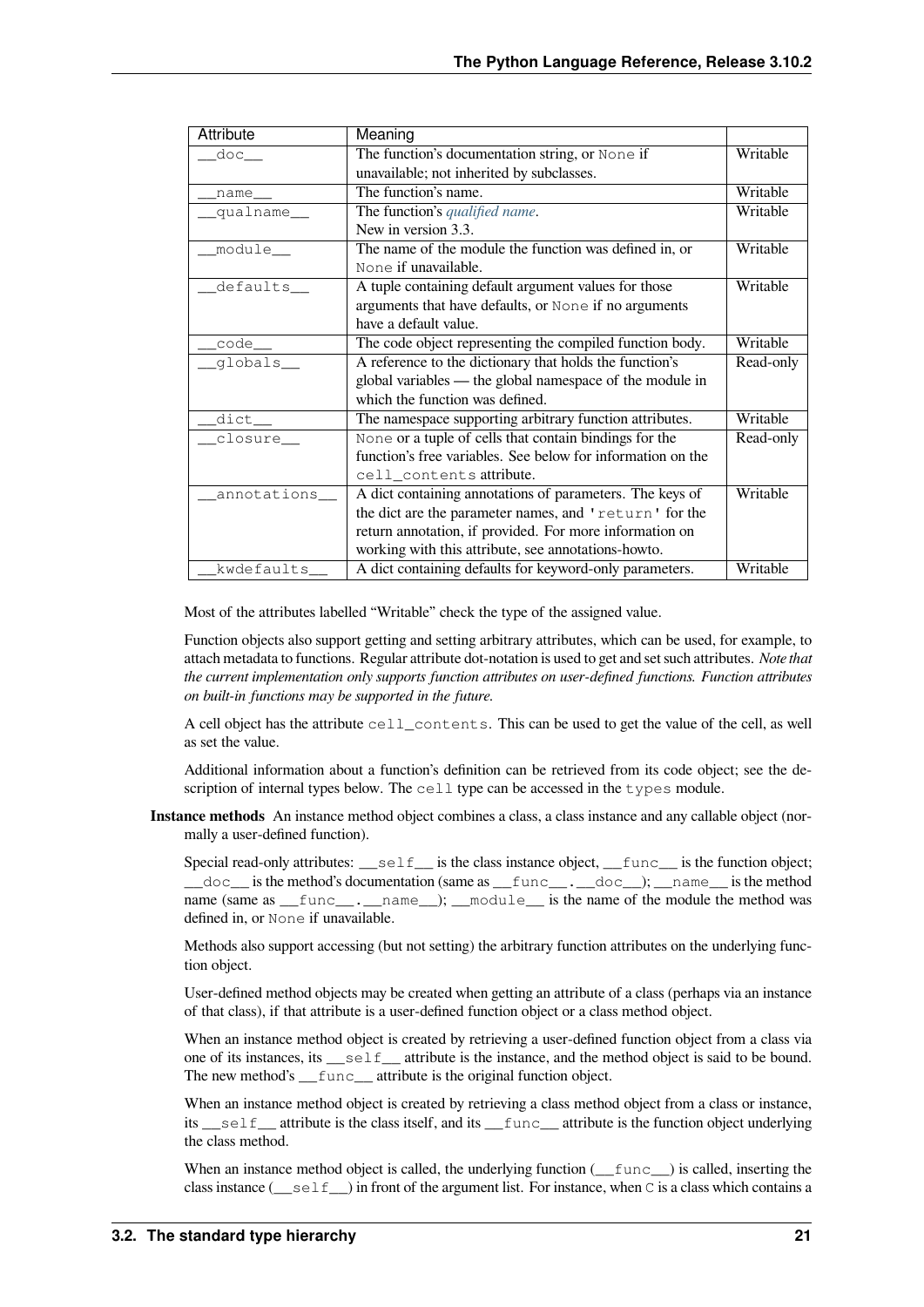| Attribute | Meaning | |
|---|---|---|
| `__doc__` | The function's documentation string, or `None` if unavailable; not inherited by subclasses. | Writable |
| `__name__` | The function's name. | Writable |
| `__qualname__` | The function's *qualified name*. New in version 3.3. | Writable |
| `__module__` | The name of the module the function was defined in, or `None` if unavailable. | Writable |
| `__defaults__` | A tuple containing default argument values for those arguments that have defaults, or `None` if no arguments have a default value. | Writable |
| `__code__` | The code object representing the compiled function body. | Writable |
| `__globals__` | A reference to the dictionary that holds the function's global variables — the global namespace of the module in which the function was defined. | Read-only |
| `__dict__` | The namespace supporting arbitrary function attributes. | Writable |
| `__closure__` | `None` or a tuple of cells that contain bindings for the function's free variables. See below for information on the `cell_contents` attribute. | Read-only |
| `__annotations__` | A dict containing annotations of parameters. The keys of the dict are the parameter names, and `'return'` for the return annotation, if provided. For more information on working with this attribute, see annotations-howto. | Writable |
| `__kwdefaults__` | A dict containing defaults for keyword-only parameters. | Writable |

Most of the attributes labelled "Writable" check the type of the assigned value.

Function objects also support getting and setting arbitrary attributes, which can be used, for example, to attach metadata to functions. Regular attribute dot-notation is used to get and set such attributes. *Note that the current implementation only supports function attributes on user-defined functions. Function attributes on built-in functions may be supported in the future.*

A cell object has the attribute `cell_contents`. This can be used to get the value of the cell, as well as set the value.

Additional information about a function's definition can be retrieved from its code object; see the description of internal types below. The `cell` type can be accessed in the `types` module.

**Instance methods** An instance method object combines a class, a class instance and any callable object (normally a user-defined function).

Special read-only attributes: `__self__` is the class instance object, `__func__` is the function object; `__doc__` is the method's documentation (same as `__func__.__doc__`); `__name__` is the method name (same as `__func__.__name__`); `__module__` is the name of the module the method was defined in, or `None` if unavailable.

Methods also support accessing (but not setting) the arbitrary function attributes on the underlying function object.

User-defined method objects may be created when getting an attribute of a class (perhaps via an instance of that class), if that attribute is a user-defined function object or a class method object.

When an instance method object is created by retrieving a user-defined function object from a class via one of its instances, its `__self__` attribute is the instance, and the method object is said to be bound. The new method's `__func__` attribute is the original function object.

When an instance method object is created by retrieving a class method object from a class or instance, its `__self__` attribute is the class itself, and its `__func__` attribute is the function object underlying the class method.

When an instance method object is called, the underlying function (`__func__`) is called, inserting the class instance (`__self__`) in front of the argument list. For instance, when `C` is a class which contains a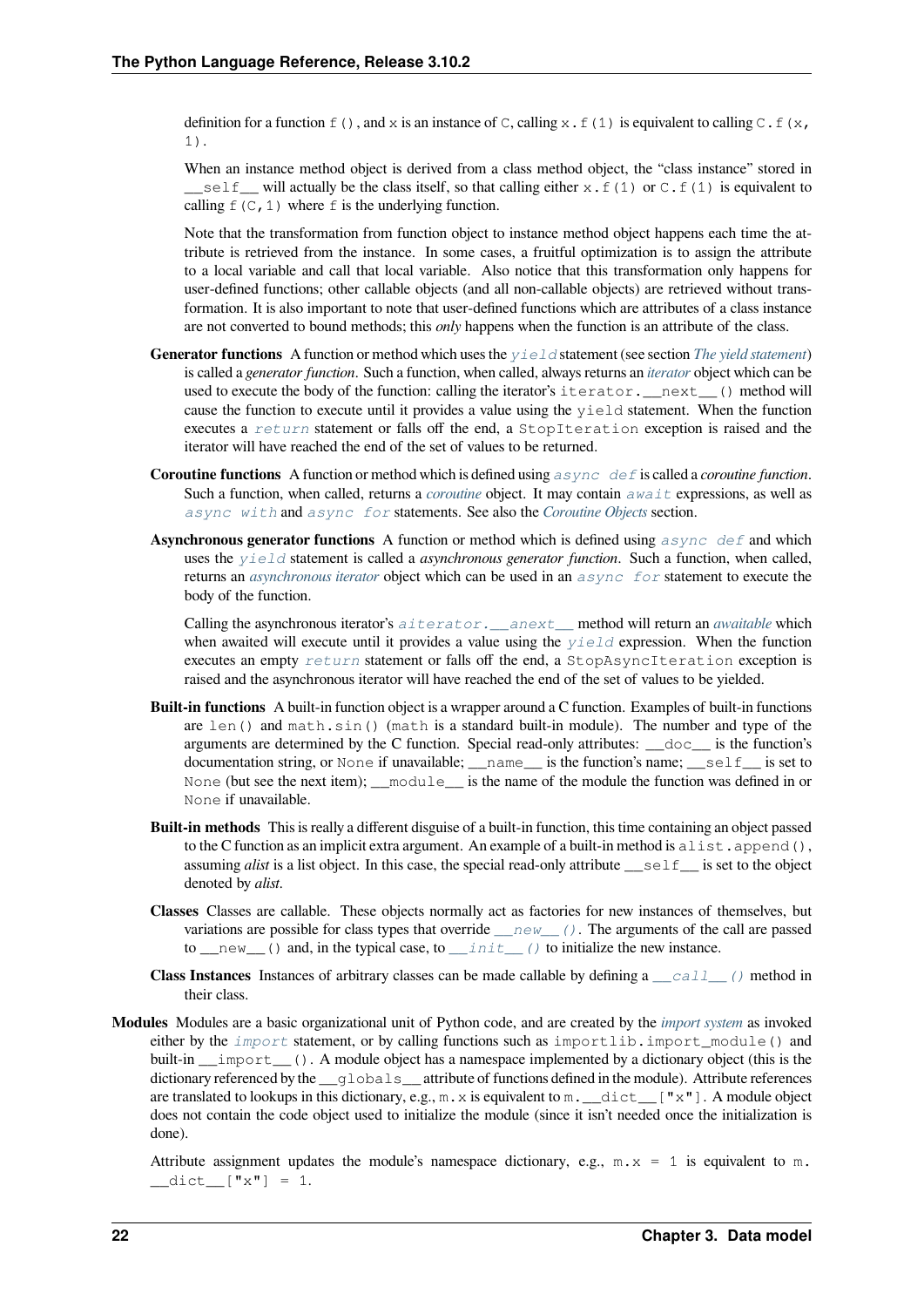definition for a function `f()`, and `x` is an instance of `C`, calling `x.f(1)` is equivalent to calling `C.f(x, 1)`.

When an instance method object is derived from a class method object, the "class instance" stored in `__self__` will actually be the class itself, so that calling either `x.f(1)` or `C.f(1)` is equivalent to calling `f(C,1)` where `f` is the underlying function.

Note that the transformation from function object to instance method object happens each time the attribute is retrieved from the instance. In some cases, a fruitful optimization is to assign the attribute to a local variable and call that local variable. Also notice that this transformation only happens for user-defined functions; other callable objects (and all non-callable objects) are retrieved without transformation. It is also important to note that user-defined functions which are attributes of a class instance are not converted to bound methods; this *only* happens when the function is an attribute of the class.

**Generator functions** A function or method which uses the `yield` statement (see section *The yield statement*) is called a *generator function*. Such a function, when called, always returns an *iterator* object which can be used to execute the body of the function: calling the iterator's `iterator.__next__()` method will cause the function to execute until it provides a value using the `yield` statement. When the function executes a `return` statement or falls off the end, a `StopIteration` exception is raised and the iterator will have reached the end of the set of values to be returned.

**Coroutine functions** A function or method which is defined using `async def` is called a *coroutine function*. Such a function, when called, returns a *coroutine* object. It may contain `await` expressions, as well as `async with` and `async for` statements. See also the *Coroutine Objects* section.

**Asynchronous generator functions** A function or method which is defined using `async def` and which uses the `yield` statement is called a *asynchronous generator function*. Such a function, when called, returns an *asynchronous iterator* object which can be used in an `async for` statement to execute the body of the function.

Calling the asynchronous iterator's `aiterator.__anext__` method will return an *awaitable* which when awaited will execute until it provides a value using the `yield` expression. When the function executes an empty `return` statement or falls off the end, a `StopAsyncIteration` exception is raised and the asynchronous iterator will have reached the end of the set of values to be yielded.

**Built-in functions** A built-in function object is a wrapper around a C function. Examples of built-in functions are `len()` and `math.sin()` (`math` is a standard built-in module). The number and type of the arguments are determined by the C function. Special read-only attributes: `__doc__` is the function's documentation string, or `None` if unavailable; `__name__` is the function's name; `__self__` is set to `None` (but see the next item); `__module__` is the name of the module the function was defined in or `None` if unavailable.

**Built-in methods** This is really a different disguise of a built-in function, this time containing an object passed to the C function as an implicit extra argument. An example of a built-in method is `alist.append()`, assuming *alist* is a list object. In this case, the special read-only attribute `__self__` is set to the object denoted by *alist*.

**Classes** Classes are callable. These objects normally act as factories for new instances of themselves, but variations are possible for class types that override `__new__()`. The arguments of the call are passed to `__new__()` and, in the typical case, to `__init__()` to initialize the new instance.

**Class Instances** Instances of arbitrary classes can be made callable by defining a `__call__()` method in their class.

**Modules** Modules are a basic organizational unit of Python code, and are created by the *import system* as invoked either by the `import` statement, or by calling functions such as `importlib.import_module()` and built-in `__import__()`. A module object has a namespace implemented by a dictionary object (this is the dictionary referenced by the `__globals__` attribute of functions defined in the module). Attribute references are translated to lookups in this dictionary, e.g., `m.x` is equivalent to `m.__dict__["x"]`. A module object does not contain the code object used to initialize the module (since it isn't needed once the initialization is done).

Attribute assignment updates the module's namespace dictionary, e.g., `m.x = 1` is equivalent to `m.__dict__["x"] = 1`.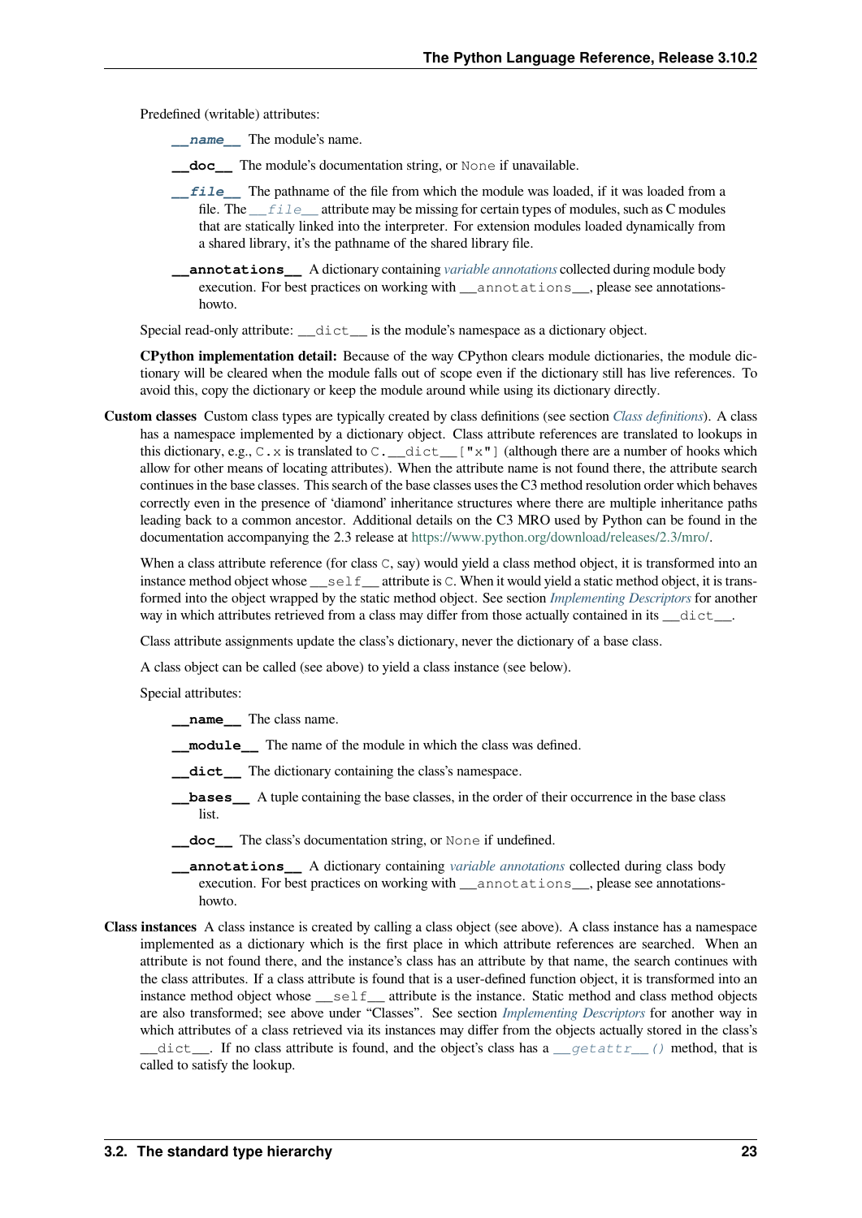Predefined (writable) attributes:

**`__name__`** The module's name.

**`__doc__`** The module's documentation string, or `None` if unavailable.

**`__file__`** The pathname of the file from which the module was loaded, if it was loaded from a file. The `__file__` attribute may be missing for certain types of modules, such as C modules that are statically linked into the interpreter. For extension modules loaded dynamically from a shared library, it's the pathname of the shared library file.

**`__annotations__`** A dictionary containing *variable annotations* collected during module body execution. For best practices on working with `__annotations__`, please see annotations-howto.

Special read-only attribute: `__dict__` is the module's namespace as a dictionary object.

**CPython implementation detail:** Because of the way CPython clears module dictionaries, the module dictionary will be cleared when the module falls out of scope even if the dictionary still has live references. To avoid this, copy the dictionary or keep the module around while using its dictionary directly.

**Custom classes** Custom class types are typically created by class definitions (see section *Class definitions*). A class has a namespace implemented by a dictionary object. Class attribute references are translated to lookups in this dictionary, e.g., `C.x` is translated to `C.__dict__["x"]` (although there are a number of hooks which allow for other means of locating attributes). When the attribute name is not found there, the attribute search continues in the base classes. This search of the base classes uses the C3 method resolution order which behaves correctly even in the presence of 'diamond' inheritance structures where there are multiple inheritance paths leading back to a common ancestor. Additional details on the C3 MRO used by Python can be found in the documentation accompanying the 2.3 release at https://www.python.org/download/releases/2.3/mro/.

When a class attribute reference (for class `C`, say) would yield a class method object, it is transformed into an instance method object whose `__self__` attribute is `C`. When it would yield a static method object, it is transformed into the object wrapped by the static method object. See section *Implementing Descriptors* for another way in which attributes retrieved from a class may differ from those actually contained in its `__dict__`.

Class attribute assignments update the class's dictionary, never the dictionary of a base class.

A class object can be called (see above) to yield a class instance (see below).

Special attributes:

**`__name__`** The class name.

**`__module__`** The name of the module in which the class was defined.

**`__dict__`** The dictionary containing the class's namespace.

**`__bases__`** A tuple containing the base classes, in the order of their occurrence in the base class list.

**`__doc__`** The class's documentation string, or `None` if undefined.

**`__annotations__`** A dictionary containing *variable annotations* collected during class body execution. For best practices on working with `__annotations__`, please see annotations-howto.

**Class instances** A class instance is created by calling a class object (see above). A class instance has a namespace implemented as a dictionary which is the first place in which attribute references are searched. When an attribute is not found there, and the instance's class has an attribute by that name, the search continues with the class attributes. If a class attribute is found that is a user-defined function object, it is transformed into an instance method object whose `__self__` attribute is the instance. Static method and class method objects are also transformed; see above under "Classes". See section *Implementing Descriptors* for another way in which attributes of a class retrieved via its instances may differ from the objects actually stored in the class's `__dict__`. If no class attribute is found, and the object's class has a `__getattr__()` method, that is called to satisfy the lookup.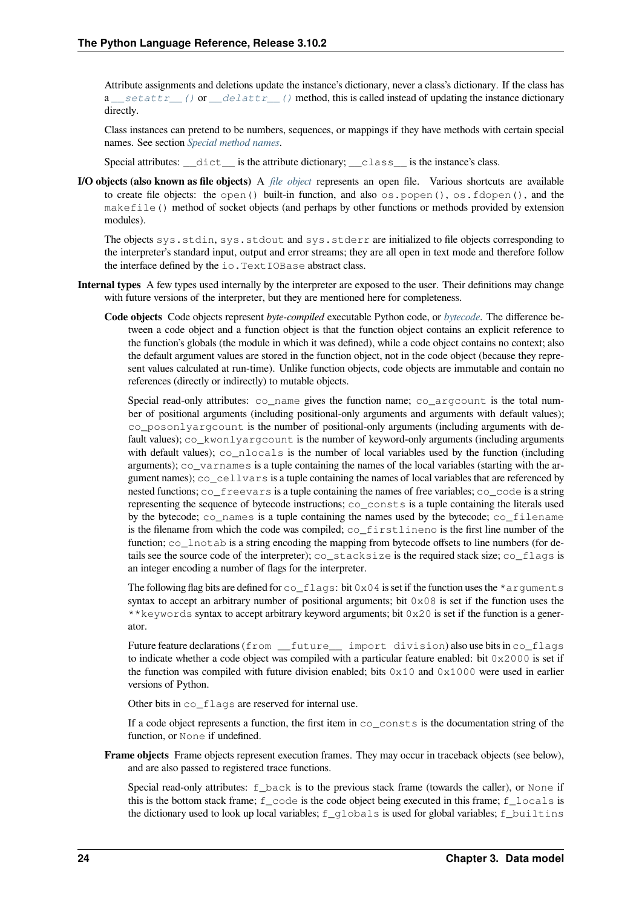Attribute assignments and deletions update the instance's dictionary, never a class's dictionary. If the class has a `__setattr__()` or `__delattr__()` method, this is called instead of updating the instance dictionary directly.

Class instances can pretend to be numbers, sequences, or mappings if they have methods with certain special names. See section *Special method names*.

Special attributes: `__dict__` is the attribute dictionary; `__class__` is the instance's class.

**I/O objects (also known as file objects)** A *file object* represents an open file. Various shortcuts are available to create file objects: the `open()` built-in function, and also `os.popen()`, `os.fdopen()`, and the `makefile()` method of socket objects (and perhaps by other functions or methods provided by extension modules).

The objects `sys.stdin`, `sys.stdout` and `sys.stderr` are initialized to file objects corresponding to the interpreter's standard input, output and error streams; they are all open in text mode and therefore follow the interface defined by the `io.TextIOBase` abstract class.

**Internal types** A few types used internally by the interpreter are exposed to the user. Their definitions may change with future versions of the interpreter, but they are mentioned here for completeness.

**Code objects** Code objects represent *byte-compiled* executable Python code, or *bytecode*. The difference between a code object and a function object is that the function object contains an explicit reference to the function's globals (the module in which it was defined), while a code object contains no context; also the default argument values are stored in the function object, not in the code object (because they represent values calculated at run-time). Unlike function objects, code objects are immutable and contain no references (directly or indirectly) to mutable objects.

Special read-only attributes: `co_name` gives the function name; `co_argcount` is the total number of positional arguments (including positional-only arguments and arguments with default values); `co_posonlyargcount` is the number of positional-only arguments (including arguments with default values); `co_kwonlyargcount` is the number of keyword-only arguments (including arguments with default values); `co_nlocals` is the number of local variables used by the function (including arguments); `co_varnames` is a tuple containing the names of the local variables (starting with the argument names); `co_cellvars` is a tuple containing the names of local variables that are referenced by nested functions; `co_freevars` is a tuple containing the names of free variables; `co_code` is a string representing the sequence of bytecode instructions; `co_consts` is a tuple containing the literals used by the bytecode; `co_names` is a tuple containing the names used by the bytecode; `co_filename` is the filename from which the code was compiled; `co_firstlineno` is the first line number of the function; `co_lnotab` is a string encoding the mapping from bytecode offsets to line numbers (for details see the source code of the interpreter); `co_stacksize` is the required stack size; `co_flags` is an integer encoding a number of flags for the interpreter.

The following flag bits are defined for `co_flags`: bit `0x04` is set if the function uses the `*arguments` syntax to accept an arbitrary number of positional arguments; bit `0x08` is set if the function uses the `**keywords` syntax to accept arbitrary keyword arguments; bit `0x20` is set if the function is a generator.

Future feature declarations (`from __future__ import division`) also use bits in `co_flags` to indicate whether a code object was compiled with a particular feature enabled: bit `0x2000` is set if the function was compiled with future division enabled; bits `0x10` and `0x1000` were used in earlier versions of Python.

Other bits in `co_flags` are reserved for internal use.

If a code object represents a function, the first item in `co_consts` is the documentation string of the function, or `None` if undefined.

**Frame objects** Frame objects represent execution frames. They may occur in traceback objects (see below), and are also passed to registered trace functions.

Special read-only attributes: `f_back` is to the previous stack frame (towards the caller), or `None` if this is the bottom stack frame; `f_code` is the code object being executed in this frame; `f_locals` is the dictionary used to look up local variables; `f_globals` is used for global variables; `f_builtins`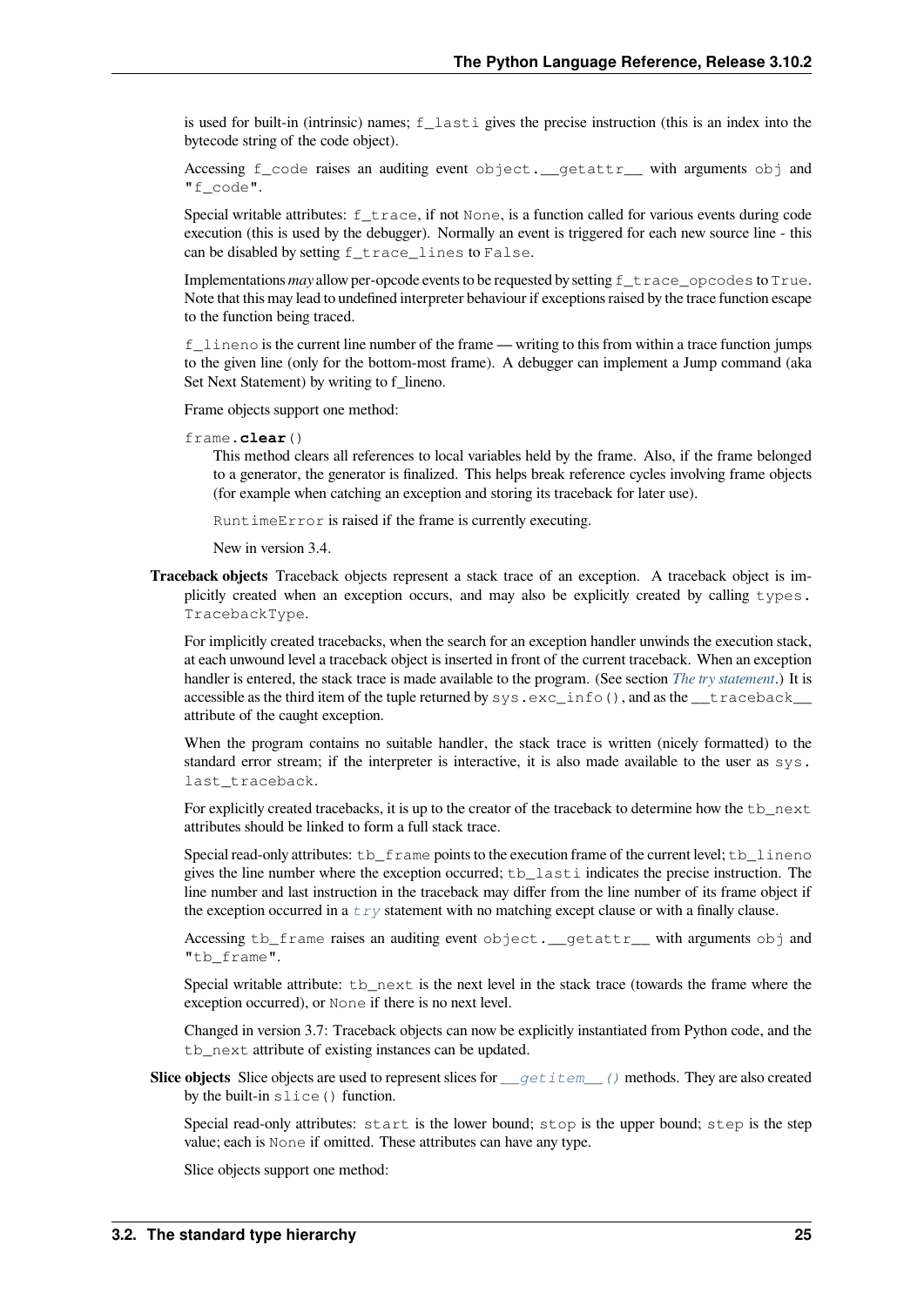is used for built-in (intrinsic) names; `f_lasti` gives the precise instruction (this is an index into the bytecode string of the code object).

Accessing `f_code` raises an auditing event `object.__getattr__` with arguments `obj` and `"f_code"`.

Special writable attributes: `f_trace`, if not `None`, is a function called for various events during code execution (this is used by the debugger). Normally an event is triggered for each new source line - this can be disabled by setting `f_trace_lines` to `False`.

Implementations *may* allow per-opcode events to be requested by setting `f_trace_opcodes` to `True`. Note that this may lead to undefined interpreter behaviour if exceptions raised by the trace function escape to the function being traced.

`f_lineno` is the current line number of the frame — writing to this from within a trace function jumps to the given line (only for the bottom-most frame). A debugger can implement a Jump command (aka Set Next Statement) by writing to f_lineno.

Frame objects support one method:

`frame.`**`clear`**`()`

This method clears all references to local variables held by the frame. Also, if the frame belonged to a generator, the generator is finalized. This helps break reference cycles involving frame objects (for example when catching an exception and storing its traceback for later use).

`RuntimeError` is raised if the frame is currently executing.

New in version 3.4.

**Traceback objects** Traceback objects represent a stack trace of an exception. A traceback object is implicitly created when an exception occurs, and may also be explicitly created by calling `types.TracebackType`.

For implicitly created tracebacks, when the search for an exception handler unwinds the execution stack, at each unwound level a traceback object is inserted in front of the current traceback. When an exception handler is entered, the stack trace is made available to the program. (See section *The try statement*.) It is accessible as the third item of the tuple returned by `sys.exc_info()`, and as the `__traceback__` attribute of the caught exception.

When the program contains no suitable handler, the stack trace is written (nicely formatted) to the standard error stream; if the interpreter is interactive, it is also made available to the user as `sys.last_traceback`.

For explicitly created tracebacks, it is up to the creator of the traceback to determine how the `tb_next` attributes should be linked to form a full stack trace.

Special read-only attributes: `tb_frame` points to the execution frame of the current level; `tb_lineno` gives the line number where the exception occurred; `tb_lasti` indicates the precise instruction. The line number and last instruction in the traceback may differ from the line number of its frame object if the exception occurred in a `try` statement with no matching except clause or with a finally clause.

Accessing `tb_frame` raises an auditing event `object.__getattr__` with arguments `obj` and `"tb_frame"`.

Special writable attribute: `tb_next` is the next level in the stack trace (towards the frame where the exception occurred), or `None` if there is no next level.

Changed in version 3.7: Traceback objects can now be explicitly instantiated from Python code, and the `tb_next` attribute of existing instances can be updated.

**Slice objects** Slice objects are used to represent slices for `__getitem__()` methods. They are also created by the built-in `slice()` function.

Special read-only attributes: `start` is the lower bound; `stop` is the upper bound; `step` is the step value; each is `None` if omitted. These attributes can have any type.

Slice objects support one method: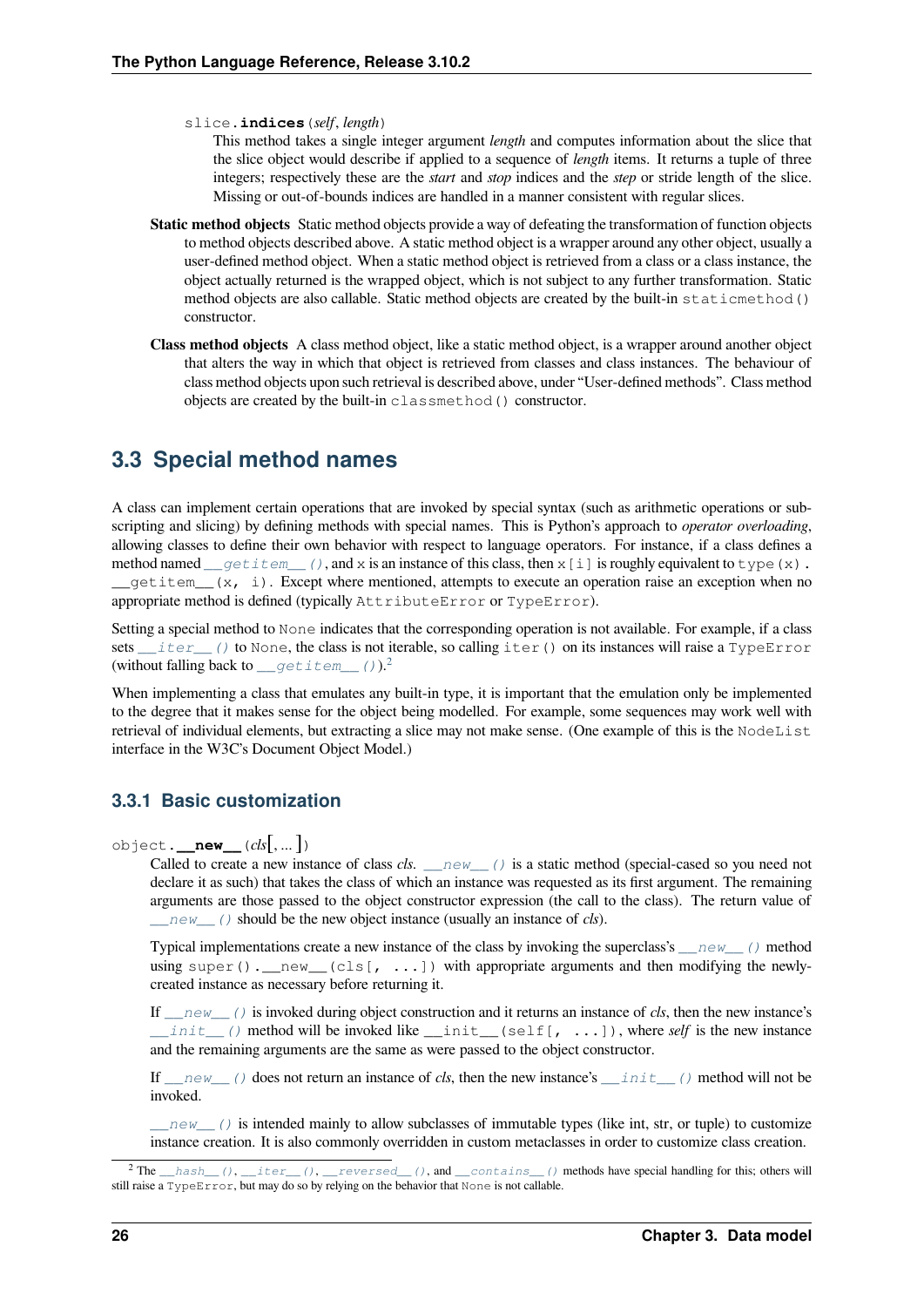slice.**indices**(*self*, *length*)

This method takes a single integer argument *length* and computes information about the slice that the slice object would describe if applied to a sequence of *length* items. It returns a tuple of three integers; respectively these are the *start* and *stop* indices and the *step* or stride length of the slice. Missing or out-of-bounds indices are handled in a manner consistent with regular slices.

**Static method objects** Static method objects provide a way of defeating the transformation of function objects to method objects described above. A static method object is a wrapper around any other object, usually a user-defined method object. When a static method object is retrieved from a class or a class instance, the object actually returned is the wrapped object, which is not subject to any further transformation. Static method objects are also callable. Static method objects are created by the built-in `staticmethod()` constructor.

**Class method objects** A class method object, like a static method object, is a wrapper around another object that alters the way in which that object is retrieved from classes and class instances. The behaviour of class method objects upon such retrieval is described above, under "User-defined methods". Class method objects are created by the built-in `classmethod()` constructor.

## 3.3 Special method names

A class can implement certain operations that are invoked by special syntax (such as arithmetic operations or subscripting and slicing) by defining methods with special names. This is Python's approach to *operator overloading*, allowing classes to define their own behavior with respect to language operators. For instance, if a class defines a method named `__getitem__()`, and `x` is an instance of this class, then `x[i]` is roughly equivalent to `type(x).__getitem__(x, i)`. Except where mentioned, attempts to execute an operation raise an exception when no appropriate method is defined (typically `AttributeError` or `TypeError`).

Setting a special method to `None` indicates that the corresponding operation is not available. For example, if a class sets `__iter__()` to `None`, the class is not iterable, so calling `iter()` on its instances will raise a `TypeError` (without falling back to `__getitem__()`).[2]

When implementing a class that emulates any built-in type, it is important that the emulation only be implemented to the degree that it makes sense for the object being modelled. For example, some sequences may work well with retrieval of individual elements, but extracting a slice may not make sense. (One example of this is the `NodeList` interface in the W3C's Document Object Model.)

### 3.3.1 Basic customization

object.**__new__**(*cls*[, ...])

Called to create a new instance of class *cls*. `__new__()` is a static method (special-cased so you need not declare it as such) that takes the class of which an instance was requested as its first argument. The remaining arguments are those passed to the object constructor expression (the call to the class). The return value of `__new__()` should be the new object instance (usually an instance of *cls*).

Typical implementations create a new instance of the class by invoking the superclass's `__new__()` method using `super().__new__(cls[, ...])` with appropriate arguments and then modifying the newly-created instance as necessary before returning it.

If `__new__()` is invoked during object construction and it returns an instance of *cls*, then the new instance's `__init__()` method will be invoked like `__init__(self[, ...])`, where *self* is the new instance and the remaining arguments are the same as were passed to the object constructor.

If `__new__()` does not return an instance of *cls*, then the new instance's `__init__()` method will not be invoked.

`__new__()` is intended mainly to allow subclasses of immutable types (like int, str, or tuple) to customize instance creation. It is also commonly overridden in custom metaclasses in order to customize class creation.

---

[2] The `__hash__()`, `__iter__()`, `__reversed__()`, and `__contains__()` methods have special handling for this; others will still raise a `TypeError`, but may do so by relying on the behavior that `None` is not callable.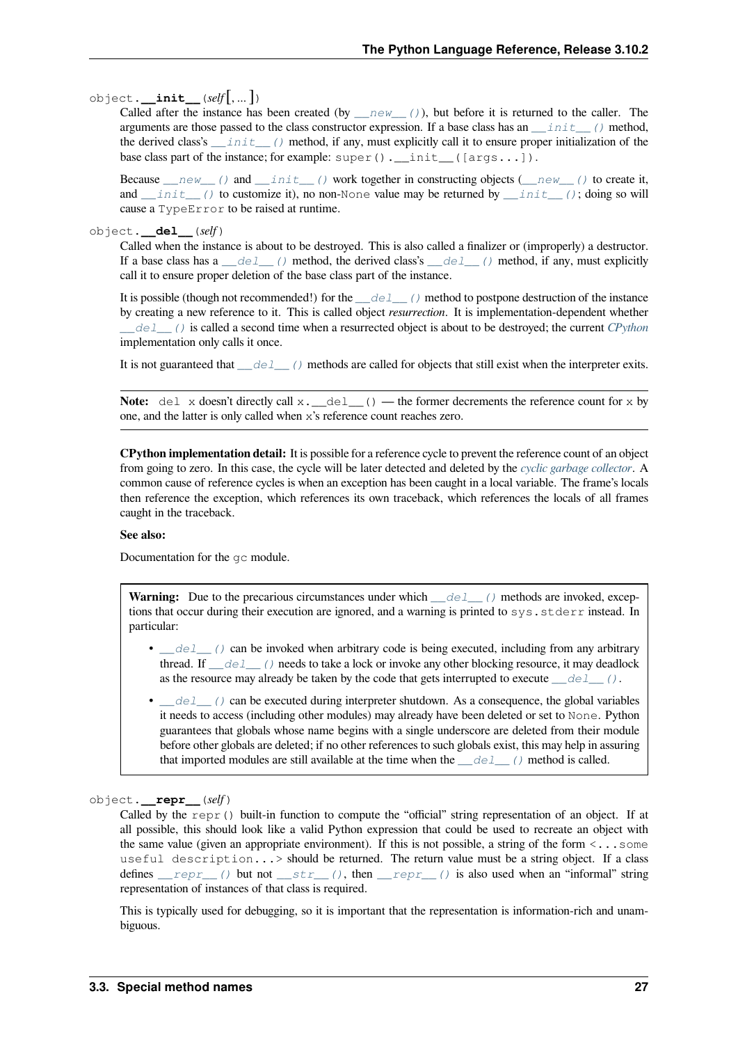`object.__init__(self[, ...])`

Called after the instance has been created (by `__new__()`), but before it is returned to the caller. The arguments are those passed to the class constructor expression. If a base class has an `__init__()` method, the derived class's `__init__()` method, if any, must explicitly call it to ensure proper initialization of the base class part of the instance; for example: `super().__init__([args...])`.

Because `__new__()` and `__init__()` work together in constructing objects (`__new__()` to create it, and `__init__()` to customize it), no non-`None` value may be returned by `__init__()`; doing so will cause a `TypeError` to be raised at runtime.

`object.__del__(self)`

Called when the instance is about to be destroyed. This is also called a finalizer or (improperly) a destructor. If a base class has a `__del__()` method, the derived class's `__del__()` method, if any, must explicitly call it to ensure proper deletion of the base class part of the instance.

It is possible (though not recommended!) for the `__del__()` method to postpone destruction of the instance by creating a new reference to it. This is called object *resurrection*. It is implementation-dependent whether `__del__()` is called a second time when a resurrected object is about to be destroyed; the current *CPython* implementation only calls it once.

It is not guaranteed that `__del__()` methods are called for objects that still exist when the interpreter exits.

**Note:** `del x` doesn't directly call `x.__del__()` — the former decrements the reference count for `x` by one, and the latter is only called when `x`'s reference count reaches zero.

**CPython implementation detail:** It is possible for a reference cycle to prevent the reference count of an object from going to zero. In this case, the cycle will be later detected and deleted by the *cyclic garbage collector*. A common cause of reference cycles is when an exception has been caught in a local variable. The frame's locals then reference the exception, which references its own traceback, which references the locals of all frames caught in the traceback.

**See also:**

Documentation for the `gc` module.

**Warning:** Due to the precarious circumstances under which `__del__()` methods are invoked, exceptions that occur during their execution are ignored, and a warning is printed to `sys.stderr` instead. In particular:

- `__del__()` can be invoked when arbitrary code is being executed, including from any arbitrary thread. If `__del__()` needs to take a lock or invoke any other blocking resource, it may deadlock as the resource may already be taken by the code that gets interrupted to execute `__del__()`.
- `__del__()` can be executed during interpreter shutdown. As a consequence, the global variables it needs to access (including other modules) may already have been deleted or set to `None`. Python guarantees that globals whose name begins with a single underscore are deleted from their module before other globals are deleted; if no other references to such globals exist, this may help in assuring that imported modules are still available at the time when the `__del__()` method is called.

`object.__repr__(self)`

Called by the `repr()` built-in function to compute the "official" string representation of an object. If at all possible, this should look like a valid Python expression that could be used to recreate an object with the same value (given an appropriate environment). If this is not possible, a string of the form `<...some useful description...>` should be returned. The return value must be a string object. If a class defines `__repr__()` but not `__str__()`, then `__repr__()` is also used when an "informal" string representation of instances of that class is required.

This is typically used for debugging, so it is important that the representation is information-rich and unambiguous.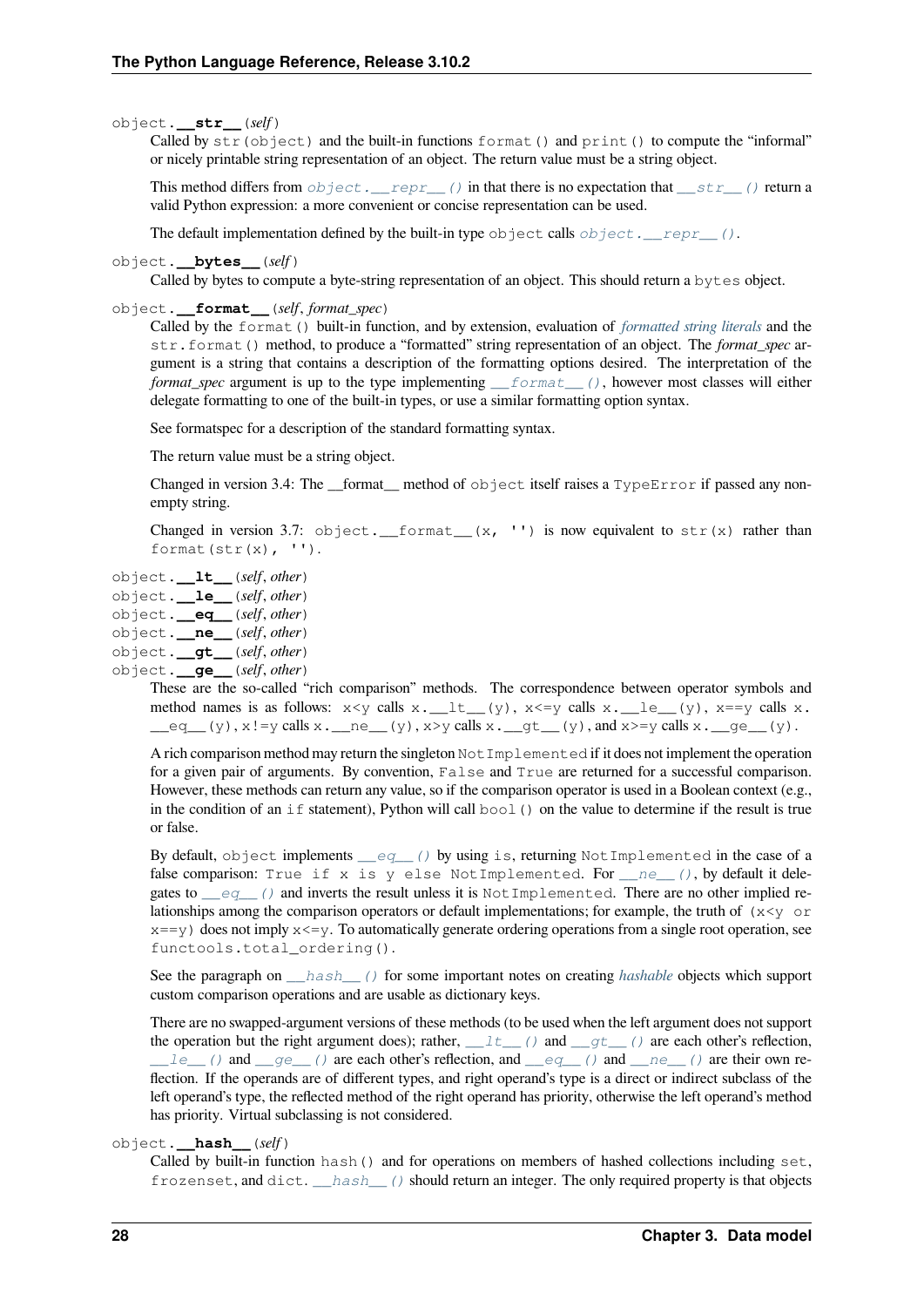object.**`__str__`**(*self*)

Called by `str(object)` and the built-in functions `format()` and `print()` to compute the "informal" or nicely printable string representation of an object. The return value must be a string object.

This method differs from `object.__repr__()` in that there is no expectation that `__str__()` return a valid Python expression: a more convenient or concise representation can be used.

The default implementation defined by the built-in type `object` calls `object.__repr__()`.

object.**`__bytes__`**(*self*)

Called by bytes to compute a byte-string representation of an object. This should return a `bytes` object.

object.**`__format__`**(*self*, *format_spec*)

Called by the `format()` built-in function, and by extension, evaluation of *formatted string literals* and the `str.format()` method, to produce a "formatted" string representation of an object. The *format_spec* argument is a string that contains a description of the formatting options desired. The interpretation of the *format_spec* argument is up to the type implementing `__format__()`, however most classes will either delegate formatting to one of the built-in types, or use a similar formatting option syntax.

See formatspec for a description of the standard formatting syntax.

The return value must be a string object.

Changed in version 3.4: The __format__ method of `object` itself raises a `TypeError` if passed any non-empty string.

Changed in version 3.7: `object.__format__(x, '')` is now equivalent to `str(x)` rather than `format(str(x), '')`.

object.**`__lt__`**(*self*, *other*)
object.**`__le__`**(*self*, *other*)
object.**`__eq__`**(*self*, *other*)
object.**`__ne__`**(*self*, *other*)
object.**`__gt__`**(*self*, *other*)
object.**`__ge__`**(*self*, *other*)

These are the so-called "rich comparison" methods. The correspondence between operator symbols and method names is as follows: `x<y` calls `x.__lt__(y)`, `x<=y` calls `x.__le__(y)`, `x==y` calls `x.__eq__(y)`, `x!=y` calls `x.__ne__(y)`, `x>y` calls `x.__gt__(y)`, and `x>=y` calls `x.__ge__(y)`.

A rich comparison method may return the singleton `NotImplemented` if it does not implement the operation for a given pair of arguments. By convention, `False` and `True` are returned for a successful comparison. However, these methods can return any value, so if the comparison operator is used in a Boolean context (e.g., in the condition of an `if` statement), Python will call `bool()` on the value to determine if the result is true or false.

By default, `object` implements `__eq__()` by using `is`, returning `NotImplemented` in the case of a false comparison: `True if x is y else NotImplemented`. For `__ne__()`, by default it delegates to `__eq__()` and inverts the result unless it is `NotImplemented`. There are no other implied relationships among the comparison operators or default implementations; for example, the truth of `(x<y or x==y)` does not imply `x<=y`. To automatically generate ordering operations from a single root operation, see `functools.total_ordering()`.

See the paragraph on `__hash__()` for some important notes on creating *hashable* objects which support custom comparison operations and are usable as dictionary keys.

There are no swapped-argument versions of these methods (to be used when the left argument does not support the operation but the right argument does); rather, `__lt__()` and `__gt__()` are each other's reflection, `__le__()` and `__ge__()` are each other's reflection, and `__eq__()` and `__ne__()` are their own reflection. If the operands are of different types, and right operand's type is a direct or indirect subclass of the left operand's type, the reflected method of the right operand has priority, otherwise the left operand's method has priority. Virtual subclassing is not considered.

object.**`__hash__`**(*self*)

Called by built-in function `hash()` and for operations on members of hashed collections including `set`, `frozenset`, and `dict`. `__hash__()` should return an integer. The only required property is that objects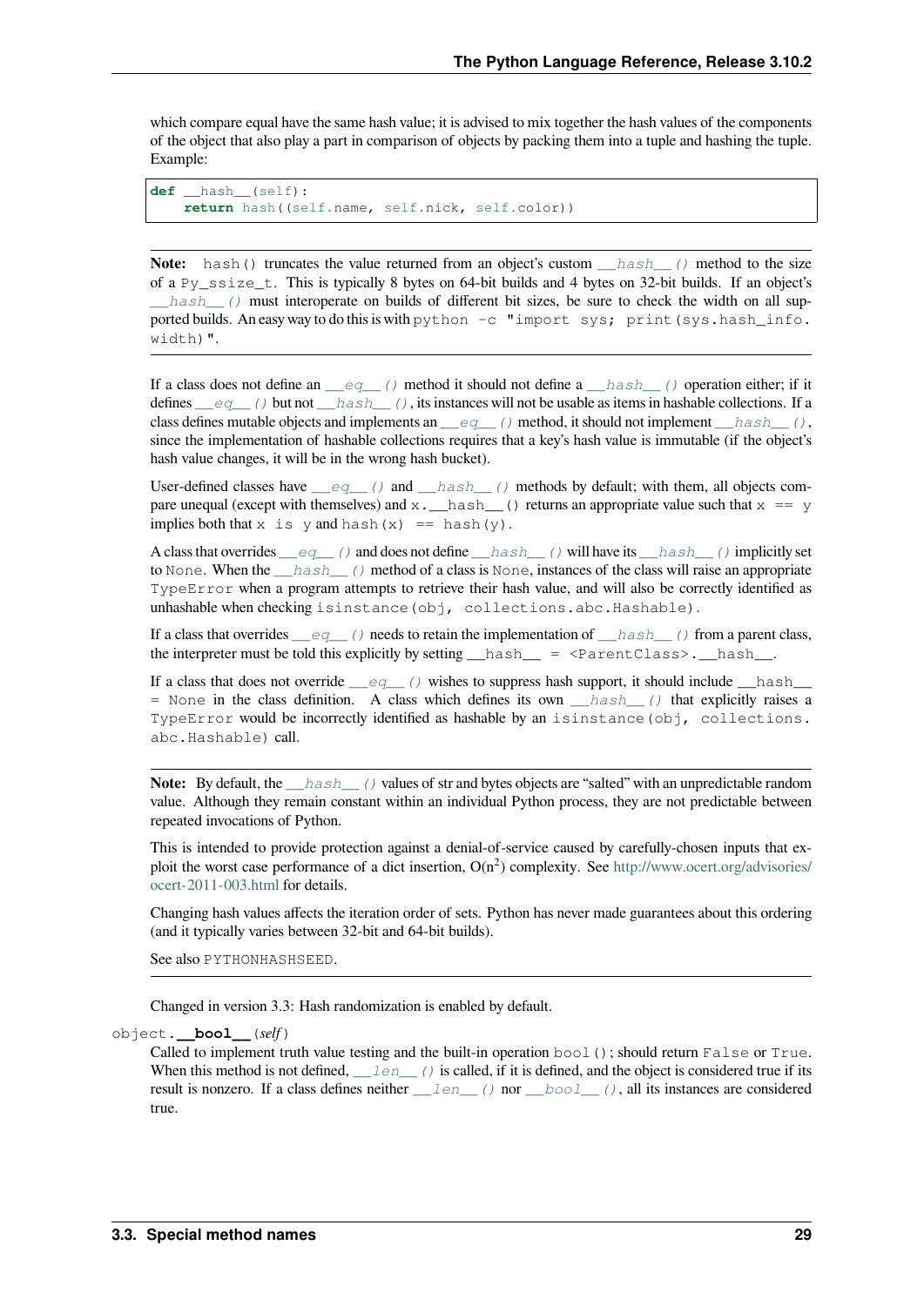which compare equal have the same hash value; it is advised to mix together the hash values of the components of the object that also play a part in comparison of objects by packing them into a tuple and hashing the tuple. Example:

```
def __hash__(self):
    return hash((self.name, self.nick, self.color))
```

**Note:** `hash()` truncates the value returned from an object's custom `__hash__()` method to the size of a `Py_ssize_t`. This is typically 8 bytes on 64-bit builds and 4 bytes on 32-bit builds. If an object's `__hash__()` must interoperate on builds of different bit sizes, be sure to check the width on all supported builds. An easy way to do this is with `python -c "import sys; print(sys.hash_info.width)"`.

If a class does not define an `__eq__()` method it should not define a `__hash__()` operation either; if it defines `__eq__()` but not `__hash__()`, its instances will not be usable as items in hashable collections. If a class defines mutable objects and implements an `__eq__()` method, it should not implement `__hash__()`, since the implementation of hashable collections requires that a key's hash value is immutable (if the object's hash value changes, it will be in the wrong hash bucket).

User-defined classes have `__eq__()` and `__hash__()` methods by default; with them, all objects compare unequal (except with themselves) and `x.__hash__()` returns an appropriate value such that `x == y` implies both that `x is y` and `hash(x) == hash(y)`.

A class that overrides `__eq__()` and does not define `__hash__()` will have its `__hash__()` implicitly set to `None`. When the `__hash__()` method of a class is `None`, instances of the class will raise an appropriate `TypeError` when a program attempts to retrieve their hash value, and will also be correctly identified as unhashable when checking `isinstance(obj, collections.abc.Hashable)`.

If a class that overrides `__eq__()` needs to retain the implementation of `__hash__()` from a parent class, the interpreter must be told this explicitly by setting `__hash__ = <ParentClass>.__hash__`.

If a class that does not override `__eq__()` wishes to suppress hash support, it should include `__hash__ = None` in the class definition. A class which defines its own `__hash__()` that explicitly raises a `TypeError` would be incorrectly identified as hashable by an `isinstance(obj, collections.abc.Hashable)` call.

**Note:** By default, the `__hash__()` values of str and bytes objects are "salted" with an unpredictable random value. Although they remain constant within an individual Python process, they are not predictable between repeated invocations of Python.

This is intended to provide protection against a denial-of-service caused by carefully-chosen inputs that exploit the worst case performance of a dict insertion, $O(n^2)$ complexity. See http://www.ocert.org/advisories/ocert-2011-003.html for details.

Changing hash values affects the iteration order of sets. Python has never made guarantees about this ordering (and it typically varies between 32-bit and 64-bit builds).

See also `PYTHONHASHSEED`.

Changed in version 3.3: Hash randomization is enabled by default.

object.**`__bool__`**(*self*)

Called to implement truth value testing and the built-in operation `bool()`; should return `False` or `True`. When this method is not defined, `__len__()` is called, if it is defined, and the object is considered true if its result is nonzero. If a class defines neither `__len__()` nor `__bool__()`, all its instances are considered true.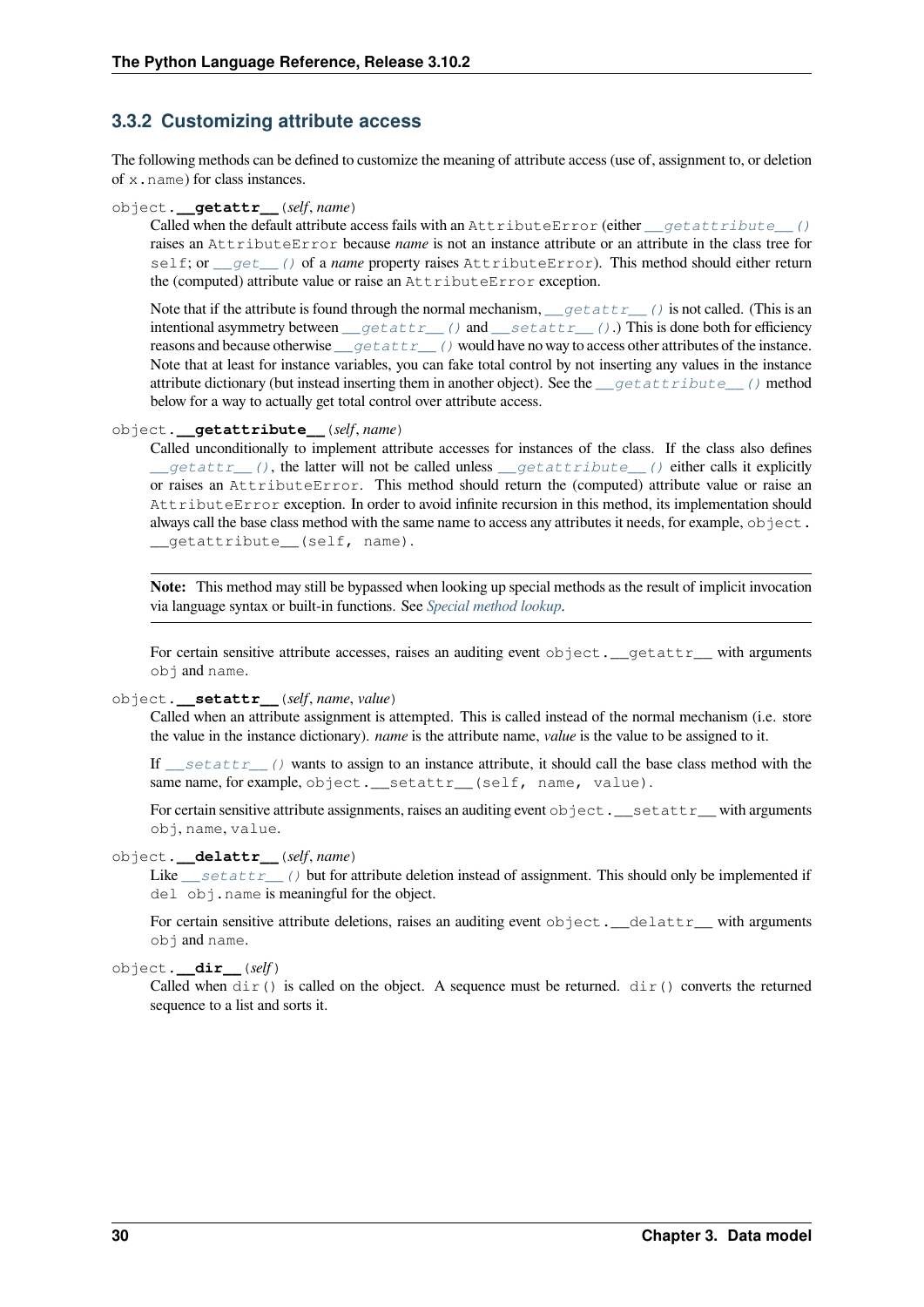### 3.3.2 Customizing attribute access

The following methods can be defined to customize the meaning of attribute access (use of, assignment to, or deletion of `x.name`) for class instances.

`object.`**`__getattr__`**`(self, name)`

Called when the default attribute access fails with an `AttributeError` (either `__getattribute__()` raises an `AttributeError` because *name* is not an instance attribute or an attribute in the class tree for `self`; or `__get__()` of a *name* property raises `AttributeError`). This method should either return the (computed) attribute value or raise an `AttributeError` exception.

Note that if the attribute is found through the normal mechanism, `__getattr__()` is not called. (This is an intentional asymmetry between `__getattr__()` and `__setattr__()`.) This is done both for efficiency reasons and because otherwise `__getattr__()` would have no way to access other attributes of the instance. Note that at least for instance variables, you can fake total control by not inserting any values in the instance attribute dictionary (but instead inserting them in another object). See the `__getattribute__()` method below for a way to actually get total control over attribute access.

`object.`**`__getattribute__`**`(self, name)`

Called unconditionally to implement attribute accesses for instances of the class. If the class also defines `__getattr__()`, the latter will not be called unless `__getattribute__()` either calls it explicitly or raises an `AttributeError`. This method should return the (computed) attribute value or raise an `AttributeError` exception. In order to avoid infinite recursion in this method, its implementation should always call the base class method with the same name to access any attributes it needs, for example, `object.__getattribute__(self, name)`.

**Note:** This method may still be bypassed when looking up special methods as the result of implicit invocation via language syntax or built-in functions. See *Special method lookup*.

For certain sensitive attribute accesses, raises an auditing event `object.__getattr__` with arguments `obj` and `name`.

`object.`**`__setattr__`**`(self, name, value)`

Called when an attribute assignment is attempted. This is called instead of the normal mechanism (i.e. store the value in the instance dictionary). *name* is the attribute name, *value* is the value to be assigned to it.

If `__setattr__()` wants to assign to an instance attribute, it should call the base class method with the same name, for example, `object.__setattr__(self, name, value)`.

For certain sensitive attribute assignments, raises an auditing event `object.__setattr__` with arguments `obj`, `name`, `value`.

`object.`**`__delattr__`**`(self, name)`

Like `__setattr__()` but for attribute deletion instead of assignment. This should only be implemented if `del obj.name` is meaningful for the object.

For certain sensitive attribute deletions, raises an auditing event `object.__delattr__` with arguments `obj` and `name`.

`object.`**`__dir__`**`(self)`

Called when `dir()` is called on the object. A sequence must be returned. `dir()` converts the returned sequence to a list and sorts it.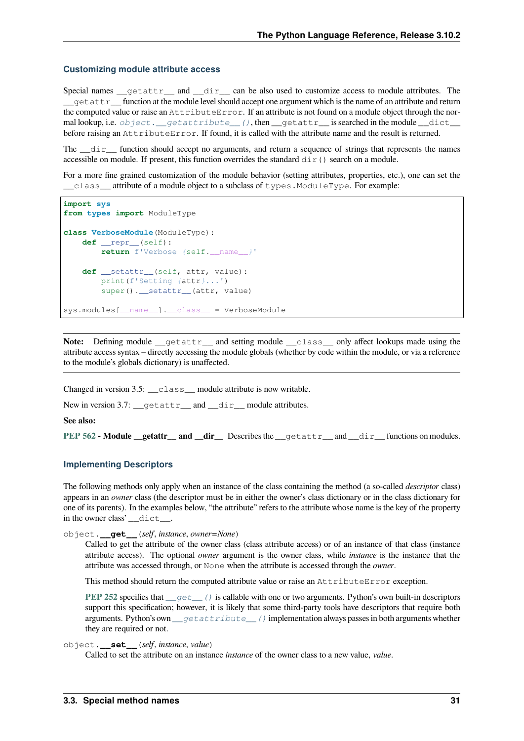### Customizing module attribute access

Special names `__getattr__` and `__dir__` can be also used to customize access to module attributes. The `__getattr__` function at the module level should accept one argument which is the name of an attribute and return the computed value or raise an `AttributeError`. If an attribute is not found on a module object through the normal lookup, i.e. `object.__getattribute__()`, then `__getattr__` is searched in the module `__dict__` before raising an `AttributeError`. If found, it is called with the attribute name and the result is returned.

The `__dir__` function should accept no arguments, and return a sequence of strings that represents the names accessible on module. If present, this function overrides the standard `dir()` search on a module.

For a more fine grained customization of the module behavior (setting attributes, properties, etc.), one can set the `__class__` attribute of a module object to a subclass of `types.ModuleType`. For example:

```
import sys
from types import ModuleType

class VerboseModule(ModuleType):
    def __repr__(self):
        return f'Verbose {self.__name__}'

    def __setattr__(self, attr, value):
        print(f'Setting {attr}...')
        super().__setattr__(attr, value)

sys.modules[__name__].__class__ = VerboseModule
```

**Note:** Defining module `__getattr__` and setting module `__class__` only affect lookups made using the attribute access syntax – directly accessing the module globals (whether by code within the module, or via a reference to the module's globals dictionary) is unaffected.

Changed in version 3.5: `__class__` module attribute is now writable.

New in version 3.7: `__getattr__` and `__dir__` module attributes.

**See also:**

**PEP 562 - Module __getattr__ and __dir__** Describes the `__getattr__` and `__dir__` functions on modules.

### Implementing Descriptors

The following methods only apply when an instance of the class containing the method (a so-called *descriptor* class) appears in an *owner* class (the descriptor must be in either the owner's class dictionary or in the class dictionary for one of its parents). In the examples below, "the attribute" refers to the attribute whose name is the key of the property in the owner class' `__dict__`.

`object.`**`__get__`**(*self*, *instance*, *owner=None*)
Called to get the attribute of the owner class (class attribute access) or of an instance of that class (instance attribute access). The optional *owner* argument is the owner class, while *instance* is the instance that the attribute was accessed through, or `None` when the attribute is accessed through the *owner*.

This method should return the computed attribute value or raise an `AttributeError` exception.

PEP 252 specifies that `__get__()` is callable with one or two arguments. Python's own built-in descriptors support this specification; however, it is likely that some third-party tools have descriptors that require both arguments. Python's own `__getattribute__()` implementation always passes in both arguments whether they are required or not.

`object.`**`__set__`**(*self*, *instance*, *value*)
Called to set the attribute on an instance *instance* of the owner class to a new value, *value*.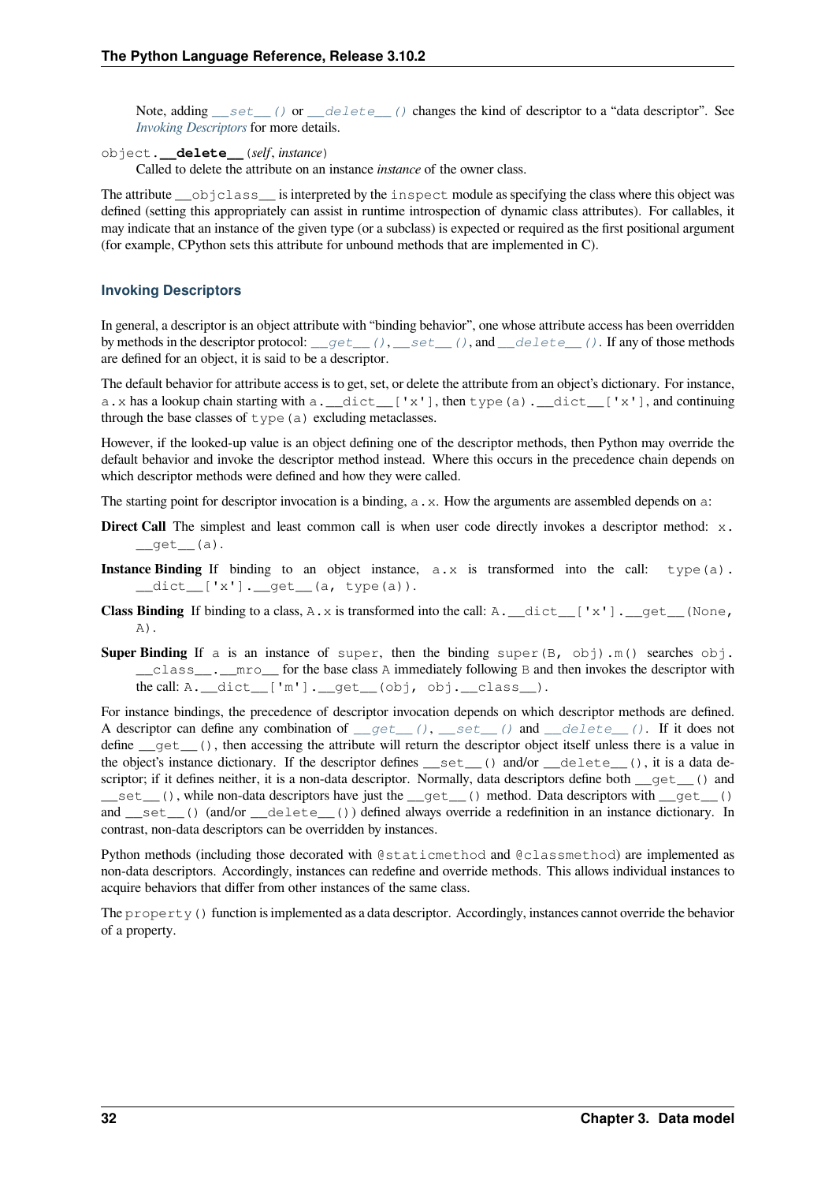Note, adding `__set__()` or `__delete__()` changes the kind of descriptor to a "data descriptor". See *Invoking Descriptors* for more details.

`object.__delete__(self, instance)`
Called to delete the attribute on an instance *instance* of the owner class.

The attribute `__objclass__` is interpreted by the `inspect` module as specifying the class where this object was defined (setting this appropriately can assist in runtime introspection of dynamic class attributes). For callables, it may indicate that an instance of the given type (or a subclass) is expected or required as the first positional argument (for example, CPython sets this attribute for unbound methods that are implemented in C).

### Invoking Descriptors

In general, a descriptor is an object attribute with "binding behavior", one whose attribute access has been overridden by methods in the descriptor protocol: `__get__()`, `__set__()`, and `__delete__()`. If any of those methods are defined for an object, it is said to be a descriptor.

The default behavior for attribute access is to get, set, or delete the attribute from an object's dictionary. For instance, `a.x` has a lookup chain starting with `a.__dict__['x']`, then `type(a).__dict__['x']`, and continuing through the base classes of `type(a)` excluding metaclasses.

However, if the looked-up value is an object defining one of the descriptor methods, then Python may override the default behavior and invoke the descriptor method instead. Where this occurs in the precedence chain depends on which descriptor methods were defined and how they were called.

The starting point for descriptor invocation is a binding, `a.x`. How the arguments are assembled depends on `a`:

**Direct Call** The simplest and least common call is when user code directly invokes a descriptor method: `x.__get__(a)`.

**Instance Binding** If binding to an object instance, `a.x` is transformed into the call: `type(a).__dict__['x'].__get__(a, type(a))`.

**Class Binding** If binding to a class, `A.x` is transformed into the call: `A.__dict__['x'].__get__(None, A)`.

**Super Binding** If `a` is an instance of `super`, then the binding `super(B, obj).m()` searches `obj.__class__.__mro__` for the base class `A` immediately following `B` and then invokes the descriptor with the call: `A.__dict__['m'].__get__(obj, obj.__class__)`.

For instance bindings, the precedence of descriptor invocation depends on which descriptor methods are defined. A descriptor can define any combination of `__get__()`, `__set__()` and `__delete__()`. If it does not define `__get__()`, then accessing the attribute will return the descriptor object itself unless there is a value in the object's instance dictionary. If the descriptor defines `__set__()` and/or `__delete__()`, it is a data descriptor; if it defines neither, it is a non-data descriptor. Normally, data descriptors define both `__get__()` and `__set__()`, while non-data descriptors have just the `__get__()` method. Data descriptors with `__get__()` and `__set__()` (and/or `__delete__()`) defined always override a redefinition in an instance dictionary. In contrast, non-data descriptors can be overridden by instances.

Python methods (including those decorated with `@staticmethod` and `@classmethod`) are implemented as non-data descriptors. Accordingly, instances can redefine and override methods. This allows individual instances to acquire behaviors that differ from other instances of the same class.

The `property()` function is implemented as a data descriptor. Accordingly, instances cannot override the behavior of a property.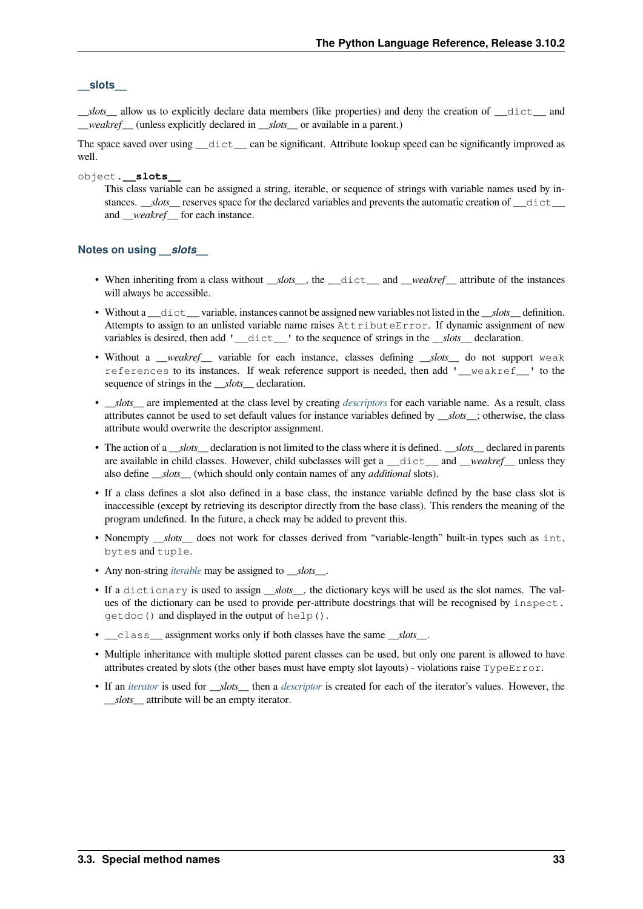#### __slots__

*__slots__* allow us to explicitly declare data members (like properties) and deny the creation of `__dict__` and *__weakref__* (unless explicitly declared in *__slots__* or available in a parent.)

The space saved over using `__dict__` can be significant. Attribute lookup speed can be significantly improved as well.

`object.`**`__slots__`**

This class variable can be assigned a string, iterable, or sequence of strings with variable names used by instances. *__slots__* reserves space for the declared variables and prevents the automatic creation of `__dict__` and *__weakref__* for each instance.

##### Notes on using *__slots__*

- When inheriting from a class without *__slots__*, the `__dict__` and *__weakref__* attribute of the instances will always be accessible.
- Without a `__dict__` variable, instances cannot be assigned new variables not listed in the *__slots__* definition. Attempts to assign to an unlisted variable name raises `AttributeError`. If dynamic assignment of new variables is desired, then add `'__dict__'` to the sequence of strings in the *__slots__* declaration.
- Without a *__weakref__* variable for each instance, classes defining *__slots__* do not support `weak references` to its instances. If weak reference support is needed, then add `'__weakref__'` to the sequence of strings in the *__slots__* declaration.
- *__slots__* are implemented at the class level by creating *descriptors* for each variable name. As a result, class attributes cannot be used to set default values for instance variables defined by *__slots__*; otherwise, the class attribute would overwrite the descriptor assignment.
- The action of a *__slots__* declaration is not limited to the class where it is defined. *__slots__* declared in parents are available in child classes. However, child subclasses will get a `__dict__` and *__weakref__* unless they also define *__slots__* (which should only contain names of any *additional* slots).
- If a class defines a slot also defined in a base class, the instance variable defined by the base class slot is inaccessible (except by retrieving its descriptor directly from the base class). This renders the meaning of the program undefined. In the future, a check may be added to prevent this.
- Nonempty *__slots__* does not work for classes derived from "variable-length" built-in types such as `int`, `bytes` and `tuple`.
- Any non-string *iterable* may be assigned to *__slots__*.
- If a `dictionary` is used to assign *__slots__*, the dictionary keys will be used as the slot names. The values of the dictionary can be used to provide per-attribute docstrings that will be recognised by `inspect.getdoc()` and displayed in the output of `help()`.
- `__class__` assignment works only if both classes have the same *__slots__*.
- Multiple inheritance with multiple slotted parent classes can be used, but only one parent is allowed to have attributes created by slots (the other bases must have empty slot layouts) - violations raise `TypeError`.
- If an *iterator* is used for *__slots__* then a *descriptor* is created for each of the iterator's values. However, the *__slots__* attribute will be an empty iterator.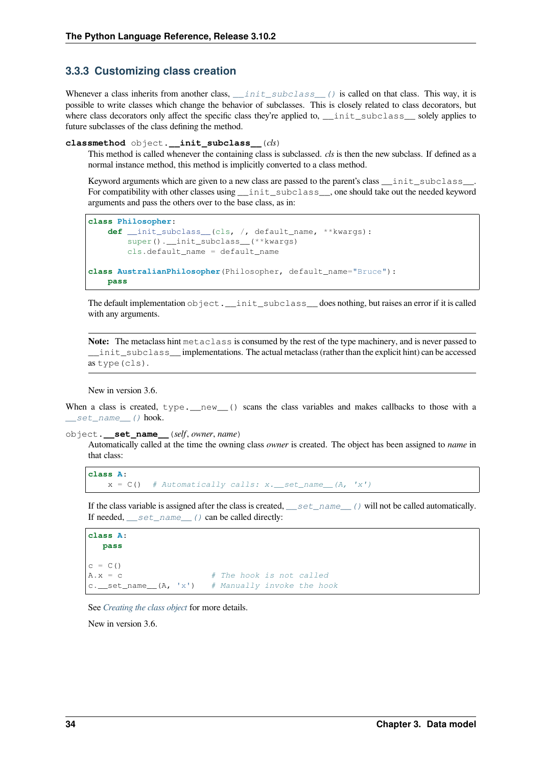### 3.3.3 Customizing class creation

Whenever a class inherits from another class, `__init_subclass__()` is called on that class. This way, it is possible to write classes which change the behavior of subclasses. This is closely related to class decorators, but where class decorators only affect the specific class they're applied to, `__init_subclass__` solely applies to future subclasses of the class defining the method.

**classmethod** object.**__init_subclass__**(*cls*)

This method is called whenever the containing class is subclassed. *cls* is then the new subclass. If defined as a normal instance method, this method is implicitly converted to a class method.

Keyword arguments which are given to a new class are passed to the parent's class `__init_subclass__`. For compatibility with other classes using `__init_subclass__`, one should take out the needed keyword arguments and pass the others over to the base class, as in:

```
class Philosopher:
    def __init_subclass__(cls, /, default_name, **kwargs):
        super().__init_subclass__(**kwargs)
        cls.default_name = default_name

class AustralianPhilosopher(Philosopher, default_name="Bruce"):
    pass
```

The default implementation `object.__init_subclass__` does nothing, but raises an error if it is called with any arguments.

**Note:** The metaclass hint `metaclass` is consumed by the rest of the type machinery, and is never passed to `__init_subclass__` implementations. The actual metaclass (rather than the explicit hint) can be accessed as `type(cls)`.

New in version 3.6.

When a class is created, `type.__new__()` scans the class variables and makes callbacks to those with a `__set_name__()` hook.

object.**__set_name__**(*self*, *owner*, *name*)

Automatically called at the time the owning class *owner* is created. The object has been assigned to *name* in that class:

```
class A:
    x = C()  # Automatically calls: x.__set_name__(A, 'x')
```

If the class variable is assigned after the class is created, `__set_name__()` will not be called automatically. If needed, `__set_name__()` can be called directly:

```
class A:
   pass

c = C()
A.x = c                  # The hook is not called
c.__set_name__(A, 'x')   # Manually invoke the hook
```

See *Creating the class object* for more details.

New in version 3.6.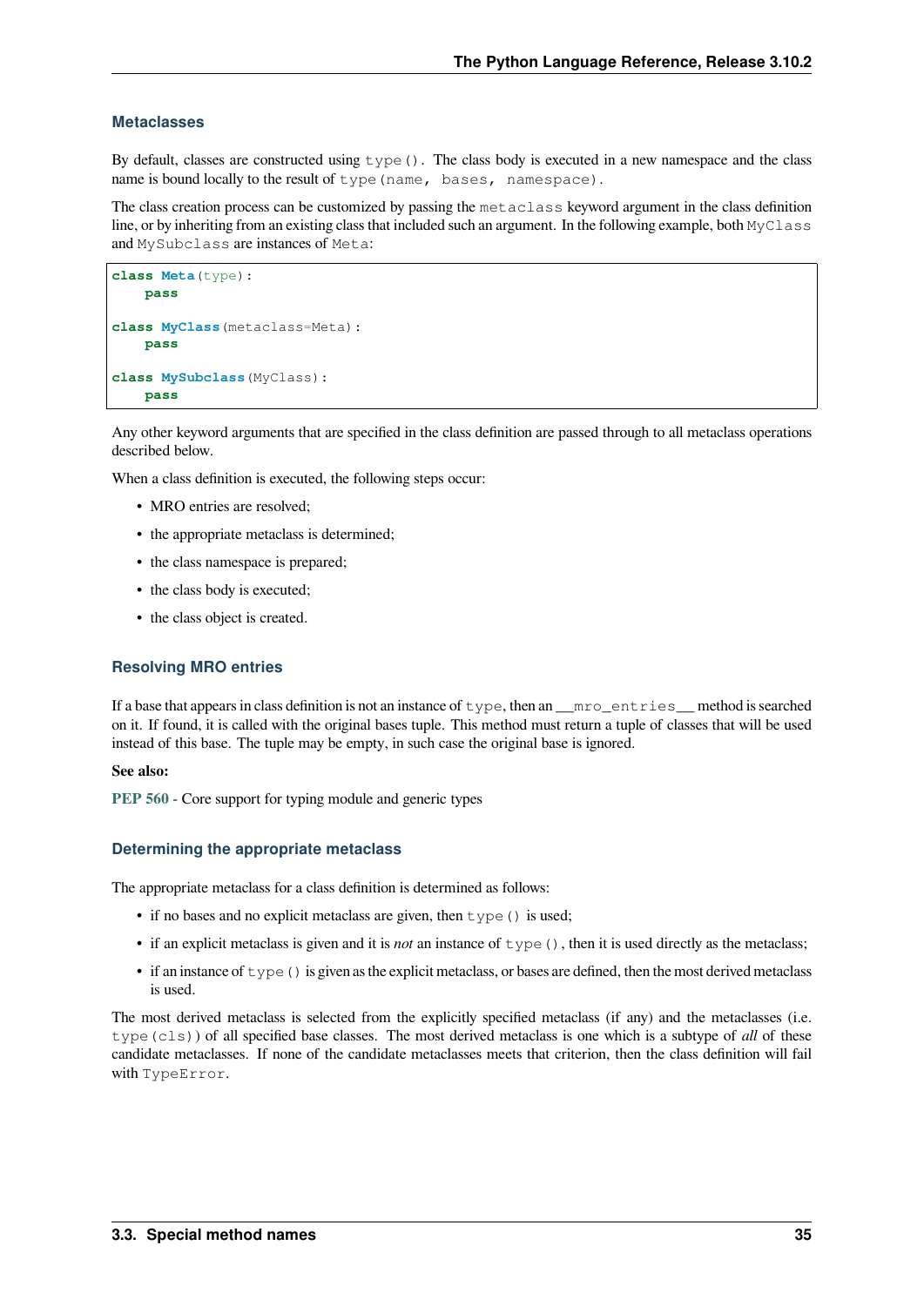#### Metaclasses

By default, classes are constructed using `type()`. The class body is executed in a new namespace and the class name is bound locally to the result of `type(name, bases, namespace)`.

The class creation process can be customized by passing the `metaclass` keyword argument in the class definition line, or by inheriting from an existing class that included such an argument. In the following example, both `MyClass` and `MySubclass` are instances of `Meta`:

```
class Meta(type):
    pass

class MyClass(metaclass=Meta):
    pass

class MySubclass(MyClass):
    pass
```

Any other keyword arguments that are specified in the class definition are passed through to all metaclass operations described below.

When a class definition is executed, the following steps occur:

- MRO entries are resolved;
- the appropriate metaclass is determined;
- the class namespace is prepared;
- the class body is executed;
- the class object is created.

#### Resolving MRO entries

If a base that appears in class definition is not an instance of `type`, then an `__mro_entries__` method is searched on it. If found, it is called with the original bases tuple. This method must return a tuple of classes that will be used instead of this base. The tuple may be empty, in such case the original base is ignored.

**See also:**

**PEP 560** - Core support for typing module and generic types

#### Determining the appropriate metaclass

The appropriate metaclass for a class definition is determined as follows:

- if no bases and no explicit metaclass are given, then `type()` is used;
- if an explicit metaclass is given and it is *not* an instance of `type()`, then it is used directly as the metaclass;
- if an instance of `type()` is given as the explicit metaclass, or bases are defined, then the most derived metaclass is used.

The most derived metaclass is selected from the explicitly specified metaclass (if any) and the metaclasses (i.e. `type(cls)`) of all specified base classes. The most derived metaclass is one which is a subtype of *all* of these candidate metaclasses. If none of the candidate metaclasses meets that criterion, then the class definition will fail with `TypeError`.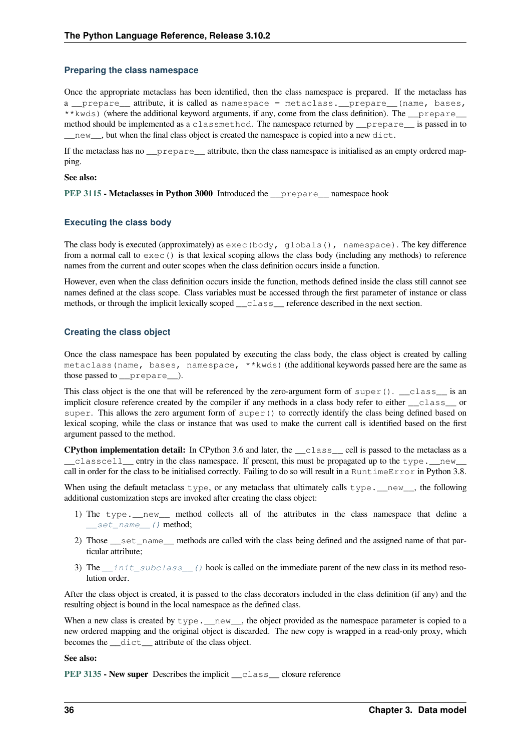### Preparing the class namespace

Once the appropriate metaclass has been identified, then the class namespace is prepared. If the metaclass has a `__prepare__` attribute, it is called as `namespace = metaclass.__prepare__(name, bases, **kwds)` (where the additional keyword arguments, if any, come from the class definition). The `__prepare__` method should be implemented as a `classmethod`. The namespace returned by `__prepare__` is passed in to `__new__`, but when the final class object is created the namespace is copied into a new `dict`.

If the metaclass has no `__prepare__` attribute, then the class namespace is initialised as an empty ordered mapping.

**See also:**

**PEP 3115 - Metaclasses in Python 3000** Introduced the `__prepare__` namespace hook

### Executing the class body

The class body is executed (approximately) as `exec(body, globals(), namespace)`. The key difference from a normal call to `exec()` is that lexical scoping allows the class body (including any methods) to reference names from the current and outer scopes when the class definition occurs inside a function.

However, even when the class definition occurs inside the function, methods defined inside the class still cannot see names defined at the class scope. Class variables must be accessed through the first parameter of instance or class methods, or through the implicit lexically scoped `__class__` reference described in the next section.

### Creating the class object

Once the class namespace has been populated by executing the class body, the class object is created by calling `metaclass(name, bases, namespace, **kwds)` (the additional keywords passed here are the same as those passed to `__prepare__`).

This class object is the one that will be referenced by the zero-argument form of `super()`. `__class__` is an implicit closure reference created by the compiler if any methods in a class body refer to either `__class__` or `super`. This allows the zero argument form of `super()` to correctly identify the class being defined based on lexical scoping, while the class or instance that was used to make the current call is identified based on the first argument passed to the method.

**CPython implementation detail:** In CPython 3.6 and later, the `__class__` cell is passed to the metaclass as a `__classcell__` entry in the class namespace. If present, this must be propagated up to the `type.__new__` call in order for the class to be initialised correctly. Failing to do so will result in a `RuntimeError` in Python 3.8.

When using the default metaclass `type`, or any metaclass that ultimately calls `type.__new__`, the following additional customization steps are invoked after creating the class object:

1) The `type.__new__` method collects all of the attributes in the class namespace that define a *`__set_name__()`* method;

2) Those `__set_name__` methods are called with the class being defined and the assigned name of that particular attribute;

3) The *`__init_subclass__()`* hook is called on the immediate parent of the new class in its method resolution order.

After the class object is created, it is passed to the class decorators included in the class definition (if any) and the resulting object is bound in the local namespace as the defined class.

When a new class is created by `type.__new__`, the object provided as the namespace parameter is copied to a new ordered mapping and the original object is discarded. The new copy is wrapped in a read-only proxy, which becomes the `__dict__` attribute of the class object.

**See also:**

**PEP 3135 - New super** Describes the implicit `__class__` closure reference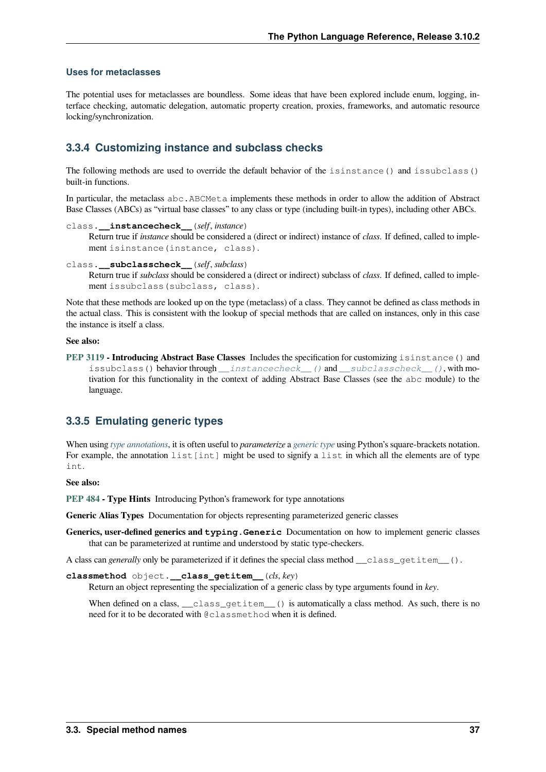#### Uses for metaclasses

The potential uses for metaclasses are boundless. Some ideas that have been explored include enum, logging, interface checking, automatic delegation, automatic property creation, proxies, frameworks, and automatic resource locking/synchronization.

### 3.3.4 Customizing instance and subclass checks

The following methods are used to override the default behavior of the `isinstance()` and `issubclass()` built-in functions.

In particular, the metaclass `abc.ABCMeta` implements these methods in order to allow the addition of Abstract Base Classes (ABCs) as "virtual base classes" to any class or type (including built-in types), including other ABCs.

`class.`**`__instancecheck__`**`(`*self*, *instance*`)`
: Return true if *instance* should be considered a (direct or indirect) instance of *class*. If defined, called to implement `isinstance(instance, class)`.

`class.`**`__subclasscheck__`**`(`*self*, *subclass*`)`
: Return true if *subclass* should be considered a (direct or indirect) subclass of *class*. If defined, called to implement `issubclass(subclass, class)`.

Note that these methods are looked up on the type (metaclass) of a class. They cannot be defined as class methods in the actual class. This is consistent with the lookup of special methods that are called on instances, only in this case the instance is itself a class.

**See also:**

**PEP 3119 - Introducing Abstract Base Classes** Includes the specification for customizing `isinstance()` and `issubclass()` behavior through `__instancecheck__()` and `__subclasscheck__()`, with motivation for this functionality in the context of adding Abstract Base Classes (see the `abc` module) to the language.

### 3.3.5 Emulating generic types

When using *type annotations*, it is often useful to *parameterize* a *generic type* using Python's square-brackets notation. For example, the annotation `list[int]` might be used to signify a `list` in which all the elements are of type `int`.

**See also:**

**PEP 484 - Type Hints** Introducing Python's framework for type annotations

**Generic Alias Types** Documentation for objects representing parameterized generic classes

**Generics, user-defined generics and `typing.Generic`** Documentation on how to implement generic classes that can be parameterized at runtime and understood by static type-checkers.

A class can *generally* only be parameterized if it defines the special class method `__class_getitem__()`.

**`classmethod`** `object.`**`__class_getitem__`**`(`*cls*, *key*`)`
: Return an object representing the specialization of a generic class by type arguments found in *key*.

  When defined on a class, `__class_getitem__()` is automatically a class method. As such, there is no need for it to be decorated with `@classmethod` when it is defined.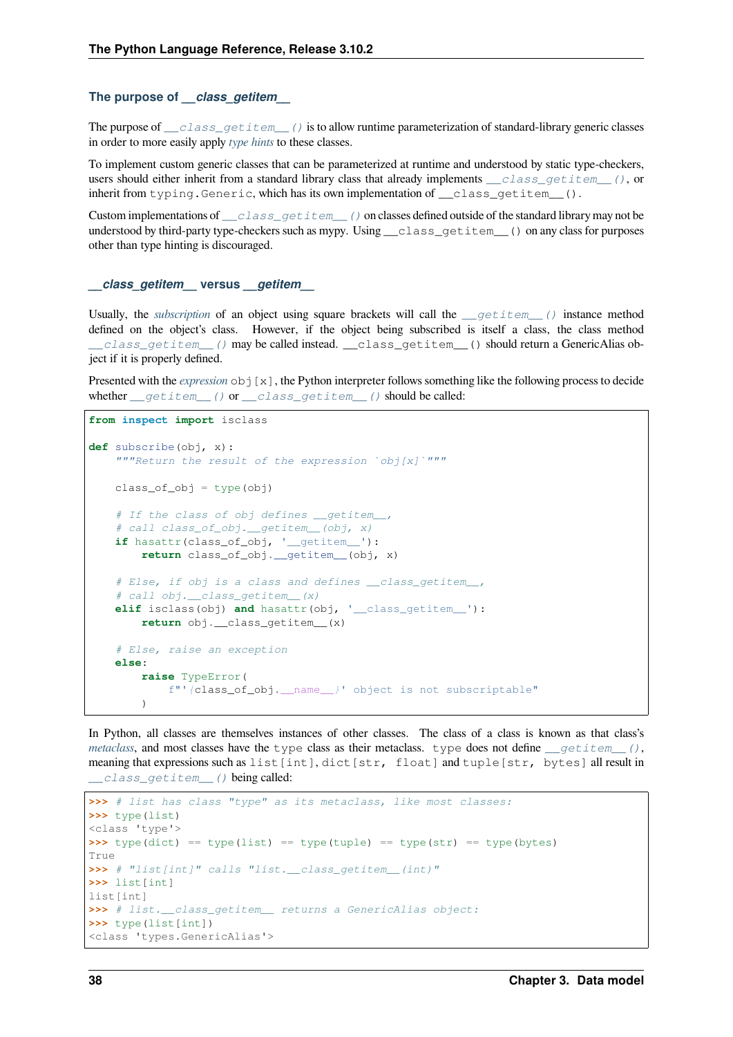### The purpose of *__class_getitem__*

The purpose of `__class_getitem__()` is to allow runtime parameterization of standard-library generic classes in order to more easily apply *type hints* to these classes.

To implement custom generic classes that can be parameterized at runtime and understood by static type-checkers, users should either inherit from a standard library class that already implements `__class_getitem__()`, or inherit from `typing.Generic`, which has its own implementation of `__class_getitem__()`.

Custom implementations of `__class_getitem__()` on classes defined outside of the standard library may not be understood by third-party type-checkers such as mypy. Using `__class_getitem__()` on any class for purposes other than type hinting is discouraged.

### *__class_getitem__* versus *__getitem__*

Usually, the *subscription* of an object using square brackets will call the `__getitem__()` instance method defined on the object's class. However, if the object being subscribed is itself a class, the class method `__class_getitem__()` may be called instead. `__class_getitem__()` should return a GenericAlias object if it is properly defined.

Presented with the *expression* `obj[x]`, the Python interpreter follows something like the following process to decide whether `__getitem__()` or `__class_getitem__()` should be called:

```
from inspect import isclass

def subscribe(obj, x):
    """Return the result of the expression `obj[x]`"""

    class_of_obj = type(obj)

    # If the class of obj defines __getitem__,
    # call class_of_obj.__getitem__(obj, x)
    if hasattr(class_of_obj, '__getitem__'):
        return class_of_obj.__getitem__(obj, x)

    # Else, if obj is a class and defines __class_getitem__,
    # call obj.__class_getitem__(x)
    elif isclass(obj) and hasattr(obj, '__class_getitem__'):
        return obj.__class_getitem__(x)

    # Else, raise an exception
    else:
        raise TypeError(
            f"'{class_of_obj.__name__}' object is not subscriptable"
        )
```

In Python, all classes are themselves instances of other classes. The class of a class is known as that class's *metaclass*, and most classes have the `type` class as their metaclass. `type` does not define `__getitem__()`, meaning that expressions such as `list[int]`, `dict[str, float]` and `tuple[str, bytes]` all result in `__class_getitem__()` being called:

```
>>> # list has class "type" as its metaclass, like most classes:
>>> type(list)
<class 'type'>
>>> type(dict) == type(list) == type(tuple) == type(str) == type(bytes)
True
>>> # "list[int]" calls "list.__class_getitem__(int)"
>>> list[int]
list[int]
>>> # list.__class_getitem__ returns a GenericAlias object:
>>> type(list[int])
<class 'types.GenericAlias'>
```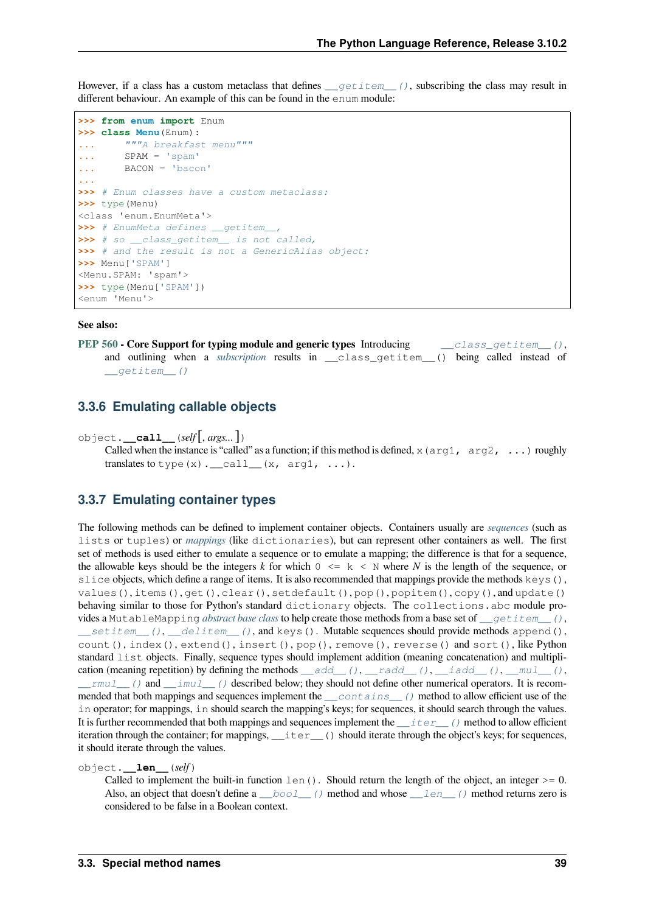However, if a class has a custom metaclass that defines `__getitem__()`, subscribing the class may result in different behaviour. An example of this can be found in the enum module:

```
>>> from enum import Enum
>>> class Menu(Enum):
...     """A breakfast menu"""
...     SPAM = 'spam'
...     BACON = 'bacon'
...
>>> # Enum classes have a custom metaclass:
>>> type(Menu)
<class 'enum.EnumMeta'>
>>> # EnumMeta defines __getitem__,
>>> # so __class_getitem__ is not called,
>>> # and the result is not a GenericAlias object:
>>> Menu['SPAM']
<Menu.SPAM: 'spam'>
>>> type(Menu['SPAM'])
<enum 'Menu'>
```

**See also:**

**PEP 560 - Core Support for typing module and generic types** Introducing `__class_getitem__()`, and outlining when a *subscription* results in `__class_getitem__()` being called instead of `__getitem__()`

### 3.3.6 Emulating callable objects

object.**`__call__`**(*self*[, *args...*])
Called when the instance is "called" as a function; if this method is defined, `x(arg1, arg2, ...)` roughly translates to `type(x).__call__(x, arg1, ...)`.

### 3.3.7 Emulating container types

The following methods can be defined to implement container objects. Containers usually are *sequences* (such as `lists` or `tuples`) or *mappings* (like `dictionaries`), but can represent other containers as well. The first set of methods is used either to emulate a sequence or to emulate a mapping; the difference is that for a sequence, the allowable keys should be the integers *k* for which `0 <= k < N` where *N* is the length of the sequence, or `slice` objects, which define a range of items. It is also recommended that mappings provide the methods `keys()`, `values()`, `items()`, `get()`, `clear()`, `setdefault()`, `pop()`, `popitem()`, `copy()`, and `update()` behaving similar to those for Python's standard `dictionary` objects. The `collections.abc` module provides a `MutableMapping` *abstract base class* to help create those methods from a base set of `__getitem__()`, `__setitem__()`, `__delitem__()`, and `keys()`. Mutable sequences should provide methods `append()`, `count()`, `index()`, `extend()`, `insert()`, `pop()`, `remove()`, `reverse()` and `sort()`, like Python standard `list` objects. Finally, sequence types should implement addition (meaning concatenation) and multiplication (meaning repetition) by defining the methods `__add__()`, `__radd__()`, `__iadd__()`, `__mul__()`, `__rmul__()` and `__imul__()` described below; they should not define other numerical operators. It is recommended that both mappings and sequences implement the `__contains__()` method to allow efficient use of the `in` operator; for mappings, `in` should search the mapping's keys; for sequences, it should search through the values. It is further recommended that both mappings and sequences implement the `__iter__()` method to allow efficient iteration through the container; for mappings, `__iter__()` should iterate through the object's keys; for sequences, it should iterate through the values.

object.**`__len__`**(*self*)
Called to implement the built-in function `len()`. Should return the length of the object, an integer >= 0. Also, an object that doesn't define a `__bool__()` method and whose `__len__()` method returns zero is considered to be false in a Boolean context.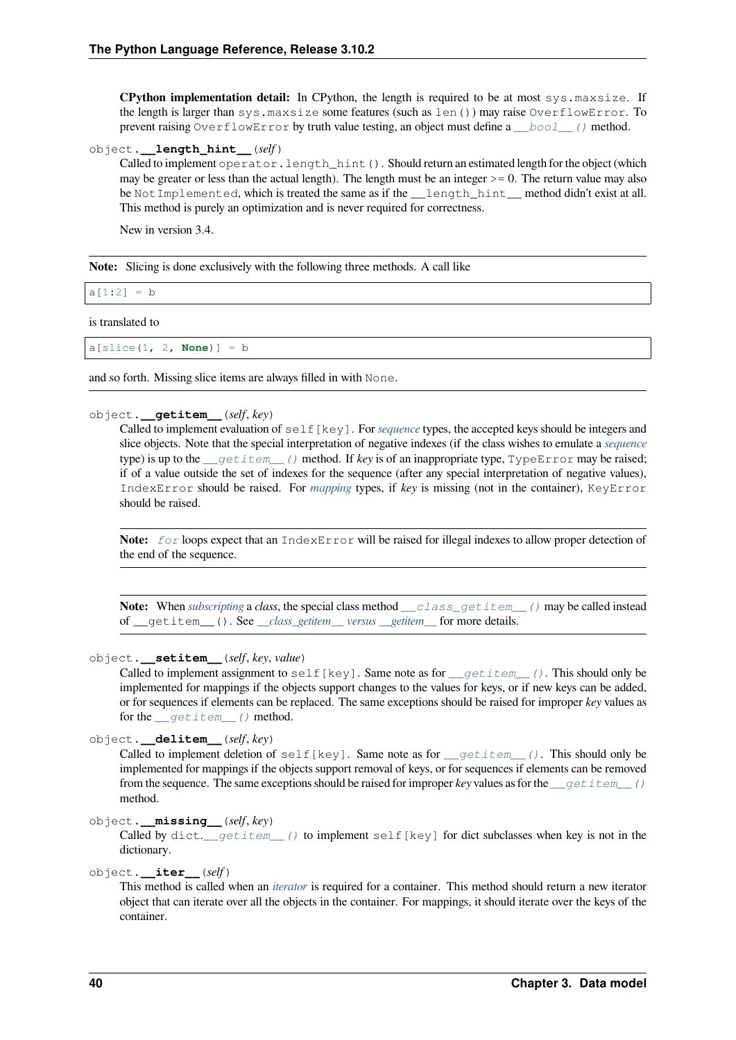**CPython implementation detail:** In CPython, the length is required to be at most `sys.maxsize`. If the length is larger than `sys.maxsize` some features (such as `len()`) may raise `OverflowError`. To prevent raising `OverflowError` by truth value testing, an object must define a `__bool__()` method.

`object.__length_hint__(self)`

Called to implement `operator.length_hint()`. Should return an estimated length for the object (which may be greater or less than the actual length). The length must be an integer >= 0. The return value may also be `NotImplemented`, which is treated the same as if the `__length_hint__` method didn't exist at all. This method is purely an optimization and is never required for correctness.

New in version 3.4.

**Note:** Slicing is done exclusively with the following three methods. A call like

```
a[1:2] = b
```

is translated to

```
a[slice(1, 2, None)] = b
```

and so forth. Missing slice items are always filled in with `None`.

`object.__getitem__(self, key)`

Called to implement evaluation of `self[key]`. For *sequence* types, the accepted keys should be integers and slice objects. Note that the special interpretation of negative indexes (if the class wishes to emulate a *sequence* type) is up to the `__getitem__()` method. If *key* is of an inappropriate type, `TypeError` may be raised; if of a value outside the set of indexes for the sequence (after any special interpretation of negative values), `IndexError` should be raised. For *mapping* types, if *key* is missing (not in the container), `KeyError` should be raised.

**Note:** `for` loops expect that an `IndexError` will be raised for illegal indexes to allow proper detection of the end of the sequence.

**Note:** When *subscripting* a *class*, the special class method `__class_getitem__()` may be called instead of `__getitem__()`. See *__class_getitem__ versus __getitem__* for more details.

`object.__setitem__(self, key, value)`

Called to implement assignment to `self[key]`. Same note as for `__getitem__()`. This should only be implemented for mappings if the objects support changes to the values for keys, or if new keys can be added, or for sequences if elements can be replaced. The same exceptions should be raised for improper *key* values as for the `__getitem__()` method.

`object.__delitem__(self, key)`

Called to implement deletion of `self[key]`. Same note as for `__getitem__()`. This should only be implemented for mappings if the objects support removal of keys, or for sequences if elements can be removed from the sequence. The same exceptions should be raised for improper *key* values as for the `__getitem__()` method.

`object.__missing__(self, key)`

Called by `dict.__getitem__()` to implement `self[key]` for dict subclasses when key is not in the dictionary.

`object.__iter__(self)`

This method is called when an *iterator* is required for a container. This method should return a new iterator object that can iterate over all the objects in the container. For mappings, it should iterate over the keys of the container.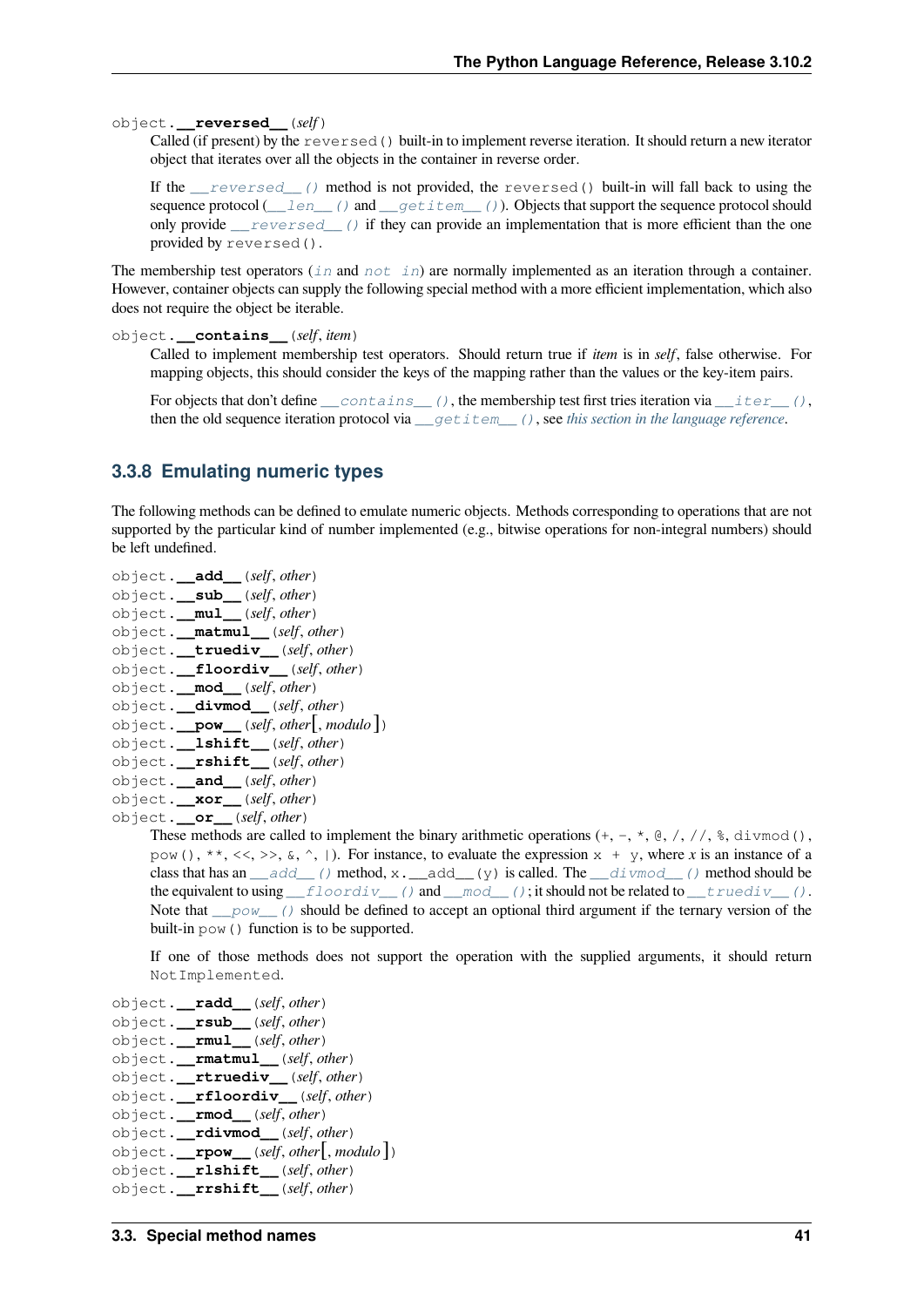object.**__reversed__**(*self*)

Called (if present) by the `reversed()` built-in to implement reverse iteration. It should return a new iterator object that iterates over all the objects in the container in reverse order.

If the `__reversed__()` method is not provided, the `reversed()` built-in will fall back to using the sequence protocol (`__len__()` and `__getitem__()`). Objects that support the sequence protocol should only provide `__reversed__()` if they can provide an implementation that is more efficient than the one provided by `reversed()`.

The membership test operators (`in` and `not in`) are normally implemented as an iteration through a container. However, container objects can supply the following special method with a more efficient implementation, which also does not require the object be iterable.

object.**__contains__**(*self*, *item*)

Called to implement membership test operators. Should return true if *item* is in *self*, false otherwise. For mapping objects, this should consider the keys of the mapping rather than the values or the key-item pairs.

For objects that don't define `__contains__()`, the membership test first tries iteration via `__iter__()`, then the old sequence iteration protocol via `__getitem__()`, see *this section in the language reference*.

### 3.3.8 Emulating numeric types

The following methods can be defined to emulate numeric objects. Methods corresponding to operations that are not supported by the particular kind of number implemented (e.g., bitwise operations for non-integral numbers) should be left undefined.

object.**__add__**(*self*, *other*)
object.**__sub__**(*self*, *other*)
object.**__mul__**(*self*, *other*)
object.**__matmul__**(*self*, *other*)
object.**__truediv__**(*self*, *other*)
object.**__floordiv__**(*self*, *other*)
object.**__mod__**(*self*, *other*)
object.**__divmod__**(*self*, *other*)
object.**__pow__**(*self*, *other*[, *modulo* ])
object.**__lshift__**(*self*, *other*)
object.**__rshift__**(*self*, *other*)
object.**__and__**(*self*, *other*)
object.**__xor__**(*self*, *other*)
object.**__or__**(*self*, *other*)

These methods are called to implement the binary arithmetic operations (`+`, `-`, `*`, `@`, `/`, `//`, `%`, `divmod()`, `pow()`, `**`, `<<`, `>>`, `&`, `^`, `|`). For instance, to evaluate the expression `x + y`, where *x* is an instance of a class that has an `__add__()` method, `x.__add__(y)` is called. The `__divmod__()` method should be the equivalent to using `__floordiv__()` and `__mod__()`; it should not be related to `__truediv__()`. Note that `__pow__()` should be defined to accept an optional third argument if the ternary version of the built-in `pow()` function is to be supported.

If one of those methods does not support the operation with the supplied arguments, it should return `NotImplemented`.

object.**__radd__**(*self*, *other*)
object.**__rsub__**(*self*, *other*)
object.**__rmul__**(*self*, *other*)
object.**__rmatmul__**(*self*, *other*)
object.**__rtruediv__**(*self*, *other*)
object.**__rfloordiv__**(*self*, *other*)
object.**__rmod__**(*self*, *other*)
object.**__rdivmod__**(*self*, *other*)
object.**__rpow__**(*self*, *other*[, *modulo* ])
object.**__rlshift__**(*self*, *other*)
object.**__rrshift__**(*self*, *other*)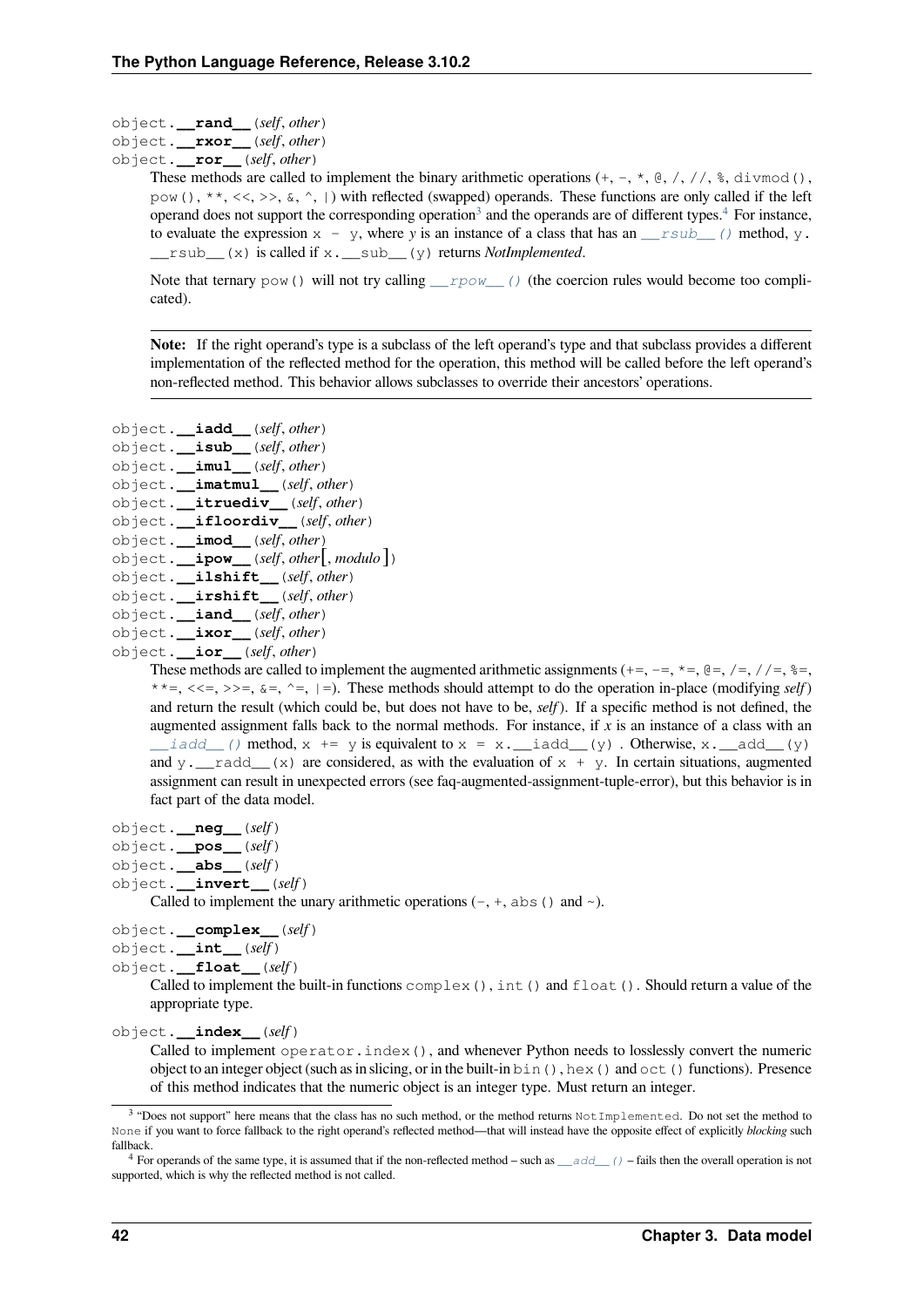object.**__rand__**(*self*, *other*)
object.**__rxor__**(*self*, *other*)
object.**__ror__**(*self*, *other*)

These methods are called to implement the binary arithmetic operations (`+`, `-`, `*`, `@`, `/`, `//`, `%`, `divmod()`, `pow()`, `**`, `<<`, `>>`, `&`, `^`, `|`) with reflected (swapped) operands. These functions are only called if the left operand does not support the corresponding operation[3] and the operands are of different types.[4] For instance, to evaluate the expression `x - y`, where *y* is an instance of a class that has an `__rsub__()` method, `y.__rsub__(x)` is called if `x.__sub__(y)` returns *NotImplemented*.

Note that ternary `pow()` will not try calling `__rpow__()` (the coercion rules would become too complicated).

**Note:** If the right operand's type is a subclass of the left operand's type and that subclass provides a different implementation of the reflected method for the operation, this method will be called before the left operand's non-reflected method. This behavior allows subclasses to override their ancestors' operations.

object.**__iadd__**(*self*, *other*)
object.**__isub__**(*self*, *other*)
object.**__imul__**(*self*, *other*)
object.**__imatmul__**(*self*, *other*)
object.**__itruediv__**(*self*, *other*)
object.**__ifloordiv__**(*self*, *other*)
object.**__imod__**(*self*, *other*)
object.**__ipow__**(*self*, *other*[, *modulo* ])
object.**__ilshift__**(*self*, *other*)
object.**__irshift__**(*self*, *other*)
object.**__iand__**(*self*, *other*)
object.**__ixor__**(*self*, *other*)
object.**__ior__**(*self*, *other*)

These methods are called to implement the augmented arithmetic assignments (`+=`, `-=`, `*=`, `@=`, `/=`, `//=`, `%=`, `**=`, `<<=`, `>>=`, `&=`, `^=`, `|=`). These methods should attempt to do the operation in-place (modifying *self*) and return the result (which could be, but does not have to be, *self*). If a specific method is not defined, the augmented assignment falls back to the normal methods. For instance, if *x* is an instance of a class with an `__iadd__()` method, `x += y` is equivalent to `x = x.__iadd__(y)` . Otherwise, `x.__add__(y)` and `y.__radd__(x)` are considered, as with the evaluation of `x + y`. In certain situations, augmented assignment can result in unexpected errors (see faq-augmented-assignment-tuple-error), but this behavior is in fact part of the data model.

object.**__neg__**(*self*)
object.**__pos__**(*self*)
object.**__abs__**(*self*)
object.**__invert__**(*self*)

Called to implement the unary arithmetic operations (`-`, `+`, `abs()` and `~`).

object.**__complex__**(*self*)
object.**__int__**(*self*)
object.**__float__**(*self*)

Called to implement the built-in functions `complex()`, `int()` and `float()`. Should return a value of the appropriate type.

object.**__index__**(*self*)

Called to implement `operator.index()`, and whenever Python needs to losslessly convert the numeric object to an integer object (such as in slicing, or in the built-in `bin()`, `hex()` and `oct()` functions). Presence of this method indicates that the numeric object is an integer type. Must return an integer.

---

[3] "Does not support" here means that the class has no such method, or the method returns `NotImplemented`. Do not set the method to `None` if you want to force fallback to the right operand's reflected method—that will instead have the opposite effect of explicitly *blocking* such fallback.

[4] For operands of the same type, it is assumed that if the non-reflected method – such as `__add__()` – fails then the overall operation is not supported, which is why the reflected method is not called.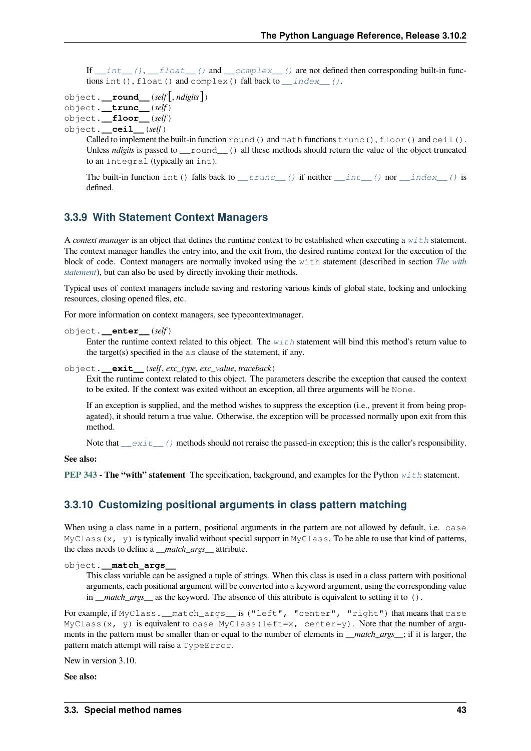If `__int__()`, `__float__()` and `__complex__()` are not defined then corresponding built-in functions `int()`, `float()` and `complex()` fall back to `__index__()`.

`object.__round__(self[, ndigits])`
`object.__trunc__(self)`
`object.__floor__(self)`
`object.__ceil__(self)`

Called to implement the built-in function `round()` and `math` functions `trunc()`, `floor()` and `ceil()`. Unless *ndigits* is passed to `__round__()` all these methods should return the value of the object truncated to an `Integral` (typically an `int`).

The built-in function `int()` falls back to `__trunc__()` if neither `__int__()` nor `__index__()` is defined.

### 3.3.9 With Statement Context Managers

A *context manager* is an object that defines the runtime context to be established when executing a `with` statement. The context manager handles the entry into, and the exit from, the desired runtime context for the execution of the block of code. Context managers are normally invoked using the `with` statement (described in section *The with statement*), but can also be used by directly invoking their methods.

Typical uses of context managers include saving and restoring various kinds of global state, locking and unlocking resources, closing opened files, etc.

For more information on context managers, see typecontextmanager.

`object.__enter__(self)`

Enter the runtime context related to this object. The `with` statement will bind this method's return value to the target(s) specified in the `as` clause of the statement, if any.

`object.__exit__(self, exc_type, exc_value, traceback)`

Exit the runtime context related to this object. The parameters describe the exception that caused the context to be exited. If the context was exited without an exception, all three arguments will be `None`.

If an exception is supplied, and the method wishes to suppress the exception (i.e., prevent it from being propagated), it should return a true value. Otherwise, the exception will be processed normally upon exit from this method.

Note that `__exit__()` methods should not reraise the passed-in exception; this is the caller's responsibility.

**See also:**

**PEP 343 - The "with" statement** The specification, background, and examples for the Python `with` statement.

### 3.3.10 Customizing positional arguments in class pattern matching

When using a class name in a pattern, positional arguments in the pattern are not allowed by default, i.e. `case MyClass(x, y)` is typically invalid without special support in `MyClass`. To be able to use that kind of patterns, the class needs to define a *__match_args__* attribute.

`object.__match_args__`

This class variable can be assigned a tuple of strings. When this class is used in a class pattern with positional arguments, each positional argument will be converted into a keyword argument, using the corresponding value in *__match_args__* as the keyword. The absence of this attribute is equivalent to setting it to `()`.

For example, if `MyClass.__match_args__` is `("left", "center", "right")` that means that `case MyClass(x, y)` is equivalent to `case MyClass(left=x, center=y)`. Note that the number of arguments in the pattern must be smaller than or equal to the number of elements in *__match_args__*; if it is larger, the pattern match attempt will raise a `TypeError`.

New in version 3.10.

**See also:**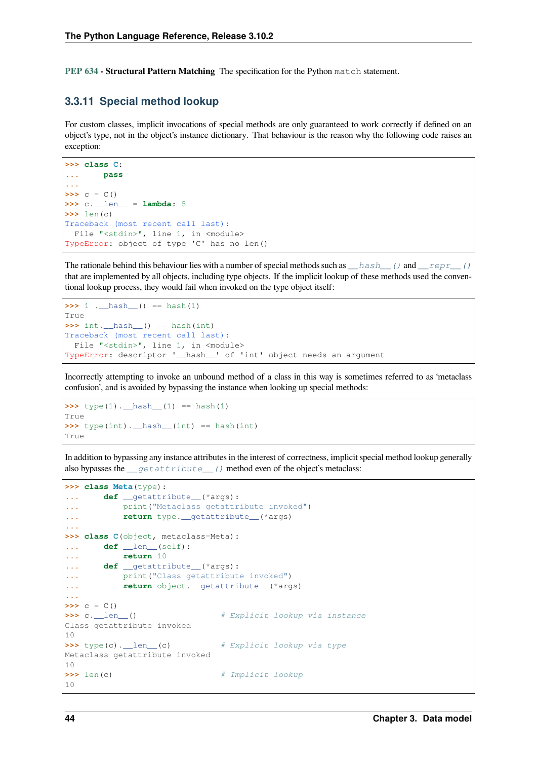**PEP 634 - Structural Pattern Matching** The specification for the Python `match` statement.

### 3.3.11 Special method lookup

For custom classes, implicit invocations of special methods are only guaranteed to work correctly if defined on an object's type, not in the object's instance dictionary. That behaviour is the reason why the following code raises an exception:

```
>>> class C:
...     pass
...
>>> c = C()
>>> c.__len__ = lambda: 5
>>> len(c)
Traceback (most recent call last):
  File "<stdin>", line 1, in <module>
TypeError: object of type 'C' has no len()
```

The rationale behind this behaviour lies with a number of special methods such as `__hash__()` and `__repr__()` that are implemented by all objects, including type objects. If the implicit lookup of these methods used the conventional lookup process, they would fail when invoked on the type object itself:

```
>>> 1 .__hash__() == hash(1)
True
>>> int.__hash__() == hash(int)
Traceback (most recent call last):
  File "<stdin>", line 1, in <module>
TypeError: descriptor '__hash__' of 'int' object needs an argument
```

Incorrectly attempting to invoke an unbound method of a class in this way is sometimes referred to as 'metaclass confusion', and is avoided by bypassing the instance when looking up special methods:

```
>>> type(1).__hash__(1) == hash(1)
True
>>> type(int).__hash__(int) == hash(int)
True
```

In addition to bypassing any instance attributes in the interest of correctness, implicit special method lookup generally also bypasses the `__getattribute__()` method even of the object's metaclass:

```
>>> class Meta(type):
...     def __getattribute__(*args):
...         print("Metaclass getattribute invoked")
...         return type.__getattribute__(*args)
...
>>> class C(object, metaclass=Meta):
...     def __len__(self):
...         return 10
...     def __getattribute__(*args):
...         print("Class getattribute invoked")
...         return object.__getattribute__(*args)
...
>>> c = C()
>>> c.__len__()                 # Explicit lookup via instance
Class getattribute invoked
10
>>> type(c).__len__(c)          # Explicit lookup via type
Metaclass getattribute invoked
10
>>> len(c)                      # Implicit lookup
10
```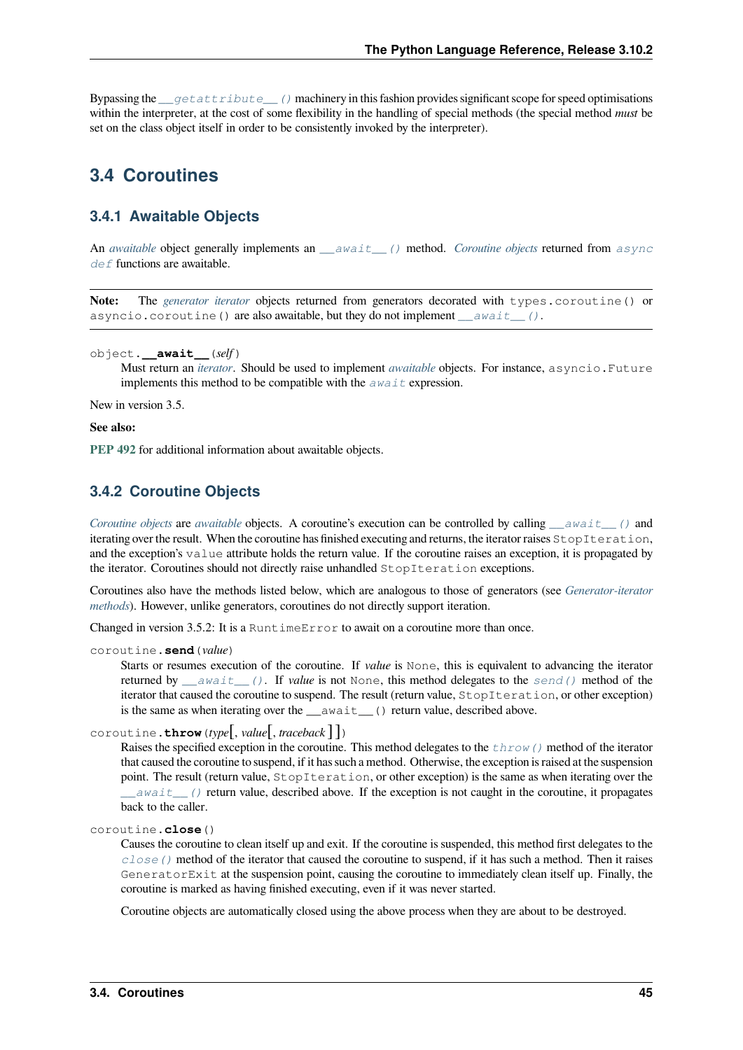Bypassing the `__getattribute__()` machinery in this fashion provides significant scope for speed optimisations within the interpreter, at the cost of some flexibility in the handling of special methods (the special method *must* be set on the class object itself in order to be consistently invoked by the interpreter).

## 3.4 Coroutines

### 3.4.1 Awaitable Objects

An *awaitable* object generally implements an `__await__()` method. *Coroutine objects* returned from `async def` functions are awaitable.

**Note:** The *generator iterator* objects returned from generators decorated with `types.coroutine()` or `asyncio.coroutine()` are also awaitable, but they do not implement `__await__()`.

`object.`**`__await__`**`(self)`

Must return an *iterator*. Should be used to implement *awaitable* objects. For instance, `asyncio.Future` implements this method to be compatible with the `await` expression.

New in version 3.5.

**See also:**

**PEP 492** for additional information about awaitable objects.

### 3.4.2 Coroutine Objects

*Coroutine objects* are *awaitable* objects. A coroutine's execution can be controlled by calling `__await__()` and iterating over the result. When the coroutine has finished executing and returns, the iterator raises `StopIteration`, and the exception's `value` attribute holds the return value. If the coroutine raises an exception, it is propagated by the iterator. Coroutines should not directly raise unhandled `StopIteration` exceptions.

Coroutines also have the methods listed below, which are analogous to those of generators (see *Generator-iterator methods*). However, unlike generators, coroutines do not directly support iteration.

Changed in version 3.5.2: It is a `RuntimeError` to await on a coroutine more than once.

`coroutine.`**`send`**`(value)`

Starts or resumes execution of the coroutine. If *value* is `None`, this is equivalent to advancing the iterator returned by `__await__()`. If *value* is not `None`, this method delegates to the `send()` method of the iterator that caused the coroutine to suspend. The result (return value, `StopIteration`, or other exception) is the same as when iterating over the `__await__()` return value, described above.

`coroutine.`**`throw`**`(type[, value[, traceback]])`

Raises the specified exception in the coroutine. This method delegates to the `throw()` method of the iterator that caused the coroutine to suspend, if it has such a method. Otherwise, the exception is raised at the suspension point. The result (return value, `StopIteration`, or other exception) is the same as when iterating over the `__await__()` return value, described above. If the exception is not caught in the coroutine, it propagates back to the caller.

`coroutine.`**`close`**`()`

Causes the coroutine to clean itself up and exit. If the coroutine is suspended, this method first delegates to the `close()` method of the iterator that caused the coroutine to suspend, if it has such a method. Then it raises `GeneratorExit` at the suspension point, causing the coroutine to immediately clean itself up. Finally, the coroutine is marked as having finished executing, even if it was never started.

Coroutine objects are automatically closed using the above process when they are about to be destroyed.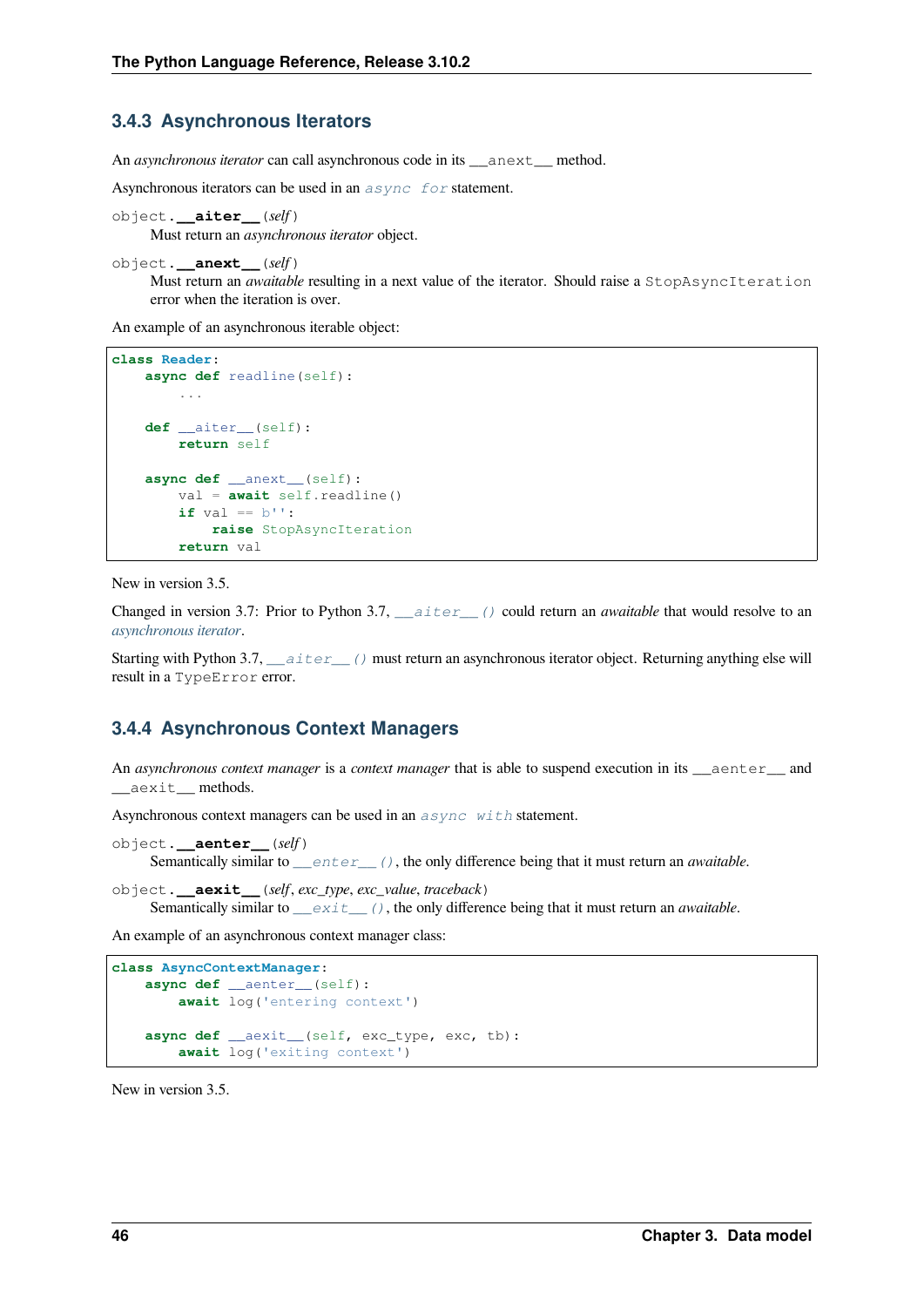### 3.4.3 Asynchronous Iterators

An *asynchronous iterator* can call asynchronous code in its `__anext__` method.

Asynchronous iterators can be used in an `async for` statement.

`object.__aiter__(self)`
Must return an *asynchronous iterator* object.

`object.__anext__(self)`
Must return an *awaitable* resulting in a next value of the iterator. Should raise a `StopAsyncIteration` error when the iteration is over.

An example of an asynchronous iterable object:

```
class Reader:
    async def readline(self):
        ...

    def __aiter__(self):
        return self

    async def __anext__(self):
        val = await self.readline()
        if val == b'':
            raise StopAsyncIteration
        return val
```

New in version 3.5.

Changed in version 3.7: Prior to Python 3.7, `__aiter__()` could return an *awaitable* that would resolve to an *asynchronous iterator*.

Starting with Python 3.7, `__aiter__()` must return an asynchronous iterator object. Returning anything else will result in a `TypeError` error.

### 3.4.4 Asynchronous Context Managers

An *asynchronous context manager* is a *context manager* that is able to suspend execution in its `__aenter__` and `__aexit__` methods.

Asynchronous context managers can be used in an `async with` statement.

`object.__aenter__(self)`
Semantically similar to `__enter__()`, the only difference being that it must return an *awaitable*.

`object.__aexit__(self, exc_type, exc_value, traceback)`
Semantically similar to `__exit__()`, the only difference being that it must return an *awaitable*.

An example of an asynchronous context manager class:

```
class AsyncContextManager:
    async def __aenter__(self):
        await log('entering context')

    async def __aexit__(self, exc_type, exc, tb):
        await log('exiting context')
```

New in version 3.5.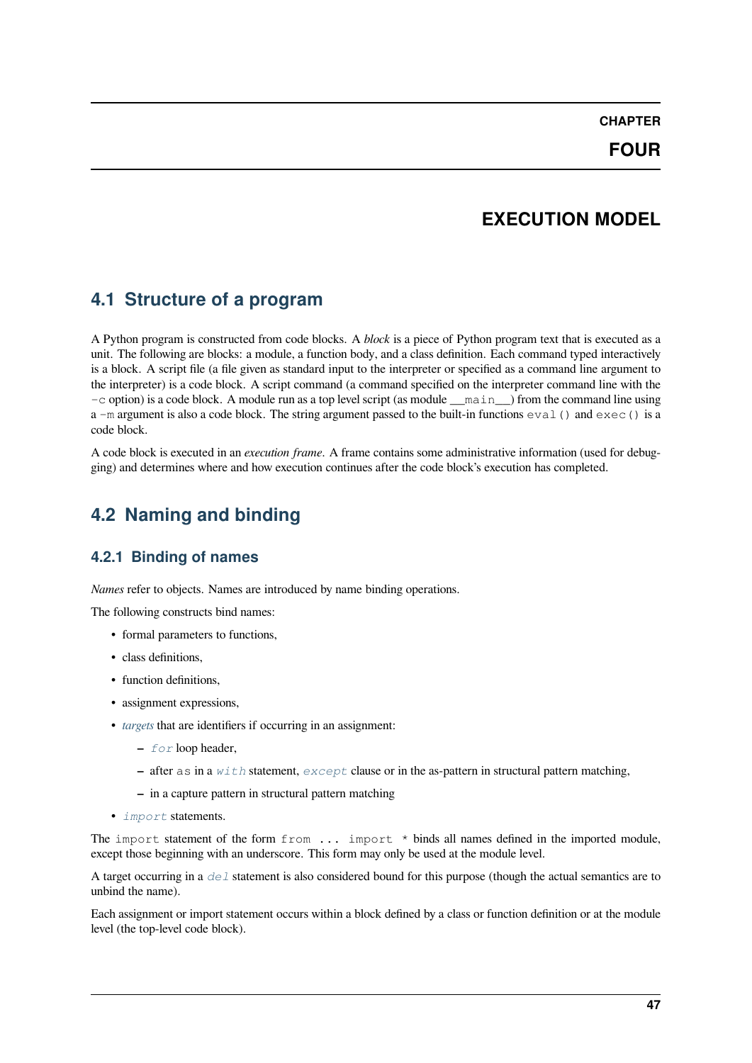# CHAPTER FOUR

# EXECUTION MODEL

## 4.1 Structure of a program

A Python program is constructed from code blocks. A *block* is a piece of Python program text that is executed as a unit. The following are blocks: a module, a function body, and a class definition. Each command typed interactively is a block. A script file (a file given as standard input to the interpreter or specified as a command line argument to the interpreter) is a code block. A script command (a command specified on the interpreter command line with the `-c` option) is a code block. A module run as a top level script (as module `__main__`) from the command line using a `-m` argument is also a code block. The string argument passed to the built-in functions `eval()` and `exec()` is a code block.

A code block is executed in an *execution frame*. A frame contains some administrative information (used for debugging) and determines where and how execution continues after the code block's execution has completed.

## 4.2 Naming and binding

### 4.2.1 Binding of names

*Names* refer to objects. Names are introduced by name binding operations.

The following constructs bind names:

- formal parameters to functions,
- class definitions,
- function definitions,
- assignment expressions,
- *targets* that are identifiers if occurring in an assignment:
  - `for` loop header,
  - after `as` in a `with` statement, `except` clause or in the as-pattern in structural pattern matching,
  - in a capture pattern in structural pattern matching
- `import` statements.

The `import` statement of the form `from ... import *` binds all names defined in the imported module, except those beginning with an underscore. This form may only be used at the module level.

A target occurring in a `del` statement is also considered bound for this purpose (though the actual semantics are to unbind the name).

Each assignment or import statement occurs within a block defined by a class or function definition or at the module level (the top-level code block).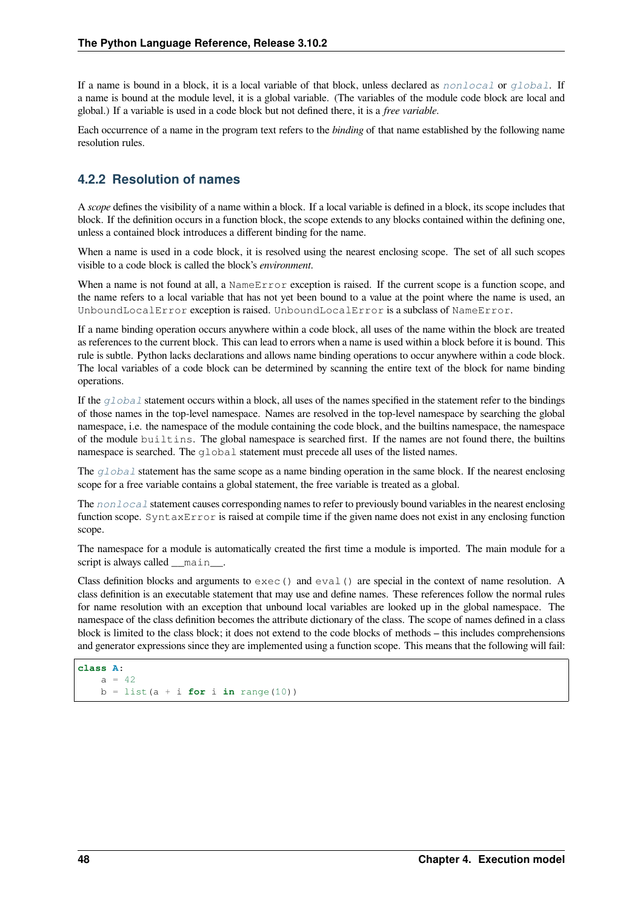If a name is bound in a block, it is a local variable of that block, unless declared as `nonlocal` or `global`. If a name is bound at the module level, it is a global variable. (The variables of the module code block are local and global.) If a variable is used in a code block but not defined there, it is a *free variable*.

Each occurrence of a name in the program text refers to the *binding* of that name established by the following name resolution rules.

### 4.2.2 Resolution of names

A *scope* defines the visibility of a name within a block. If a local variable is defined in a block, its scope includes that block. If the definition occurs in a function block, the scope extends to any blocks contained within the defining one, unless a contained block introduces a different binding for the name.

When a name is used in a code block, it is resolved using the nearest enclosing scope. The set of all such scopes visible to a code block is called the block's *environment*.

When a name is not found at all, a `NameError` exception is raised. If the current scope is a function scope, and the name refers to a local variable that has not yet been bound to a value at the point where the name is used, an `UnboundLocalError` exception is raised. `UnboundLocalError` is a subclass of `NameError`.

If a name binding operation occurs anywhere within a code block, all uses of the name within the block are treated as references to the current block. This can lead to errors when a name is used within a block before it is bound. This rule is subtle. Python lacks declarations and allows name binding operations to occur anywhere within a code block. The local variables of a code block can be determined by scanning the entire text of the block for name binding operations.

If the `global` statement occurs within a block, all uses of the names specified in the statement refer to the bindings of those names in the top-level namespace. Names are resolved in the top-level namespace by searching the global namespace, i.e. the namespace of the module containing the code block, and the builtins namespace, the namespace of the module `builtins`. The global namespace is searched first. If the names are not found there, the builtins namespace is searched. The `global` statement must precede all uses of the listed names.

The `global` statement has the same scope as a name binding operation in the same block. If the nearest enclosing scope for a free variable contains a global statement, the free variable is treated as a global.

The `nonlocal` statement causes corresponding names to refer to previously bound variables in the nearest enclosing function scope. `SyntaxError` is raised at compile time if the given name does not exist in any enclosing function scope.

The namespace for a module is automatically created the first time a module is imported. The main module for a script is always called `__main__`.

Class definition blocks and arguments to `exec()` and `eval()` are special in the context of name resolution. A class definition is an executable statement that may use and define names. These references follow the normal rules for name resolution with an exception that unbound local variables are looked up in the global namespace. The namespace of the class definition becomes the attribute dictionary of the class. The scope of names defined in a class block is limited to the class block; it does not extend to the code blocks of methods – this includes comprehensions and generator expressions since they are implemented using a function scope. This means that the following will fail:

```
class A:
    a = 42
    b = list(a + i for i in range(10))
```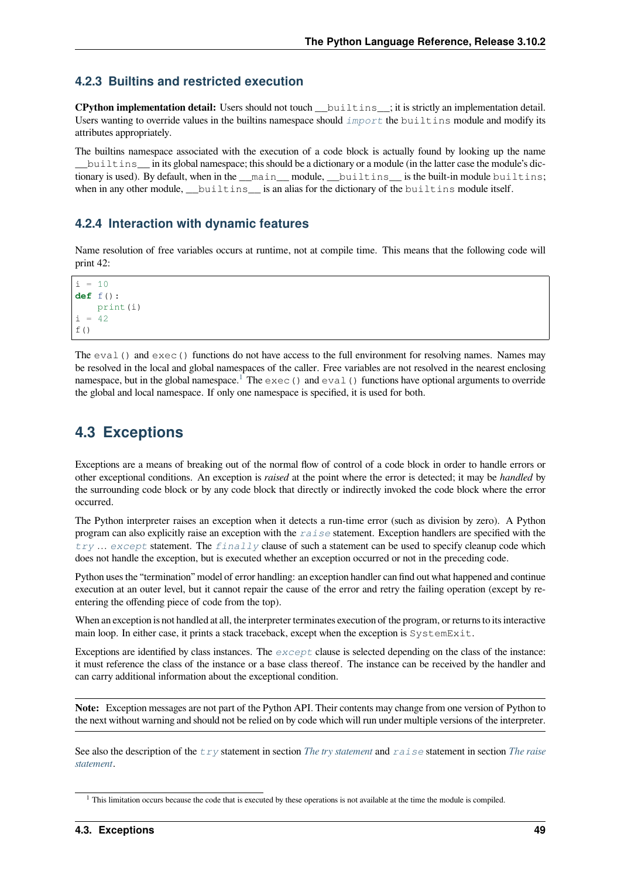### 4.2.3 Builtins and restricted execution

**CPython implementation detail:** Users should not touch `__builtins__`; it is strictly an implementation detail. Users wanting to override values in the builtins namespace should *import* the `builtins` module and modify its attributes appropriately.

The builtins namespace associated with the execution of a code block is actually found by looking up the name `__builtins__` in its global namespace; this should be a dictionary or a module (in the latter case the module's dictionary is used). By default, when in the `__main__` module, `__builtins__` is the built-in module `builtins`; when in any other module, `__builtins__` is an alias for the dictionary of the `builtins` module itself.

### 4.2.4 Interaction with dynamic features

Name resolution of free variables occurs at runtime, not at compile time. This means that the following code will print 42:

```
i = 10
def f():
    print(i)
i = 42
f()
```

The `eval()` and `exec()` functions do not have access to the full environment for resolving names. Names may be resolved in the local and global namespaces of the caller. Free variables are not resolved in the nearest enclosing namespace, but in the global namespace.[1] The `exec()` and `eval()` functions have optional arguments to override the global and local namespace. If only one namespace is specified, it is used for both.

## 4.3 Exceptions

Exceptions are a means of breaking out of the normal flow of control of a code block in order to handle errors or other exceptional conditions. An exception is *raised* at the point where the error is detected; it may be *handled* by the surrounding code block or by any code block that directly or indirectly invoked the code block where the error occurred.

The Python interpreter raises an exception when it detects a run-time error (such as division by zero). A Python program can also explicitly raise an exception with the *raise* statement. Exception handlers are specified with the *try* … *except* statement. The *finally* clause of such a statement can be used to specify cleanup code which does not handle the exception, but is executed whether an exception occurred or not in the preceding code.

Python uses the "termination" model of error handling: an exception handler can find out what happened and continue execution at an outer level, but it cannot repair the cause of the error and retry the failing operation (except by re-entering the offending piece of code from the top).

When an exception is not handled at all, the interpreter terminates execution of the program, or returns to its interactive main loop. In either case, it prints a stack traceback, except when the exception is `SystemExit`.

Exceptions are identified by class instances. The *except* clause is selected depending on the class of the instance: it must reference the class of the instance or a base class thereof. The instance can be received by the handler and can carry additional information about the exceptional condition.

**Note:** Exception messages are not part of the Python API. Their contents may change from one version of Python to the next without warning and should not be relied on by code which will run under multiple versions of the interpreter.

See also the description of the *try* statement in section *The try statement* and *raise* statement in section *The raise statement*.

[1] This limitation occurs because the code that is executed by these operations is not available at the time the module is compiled.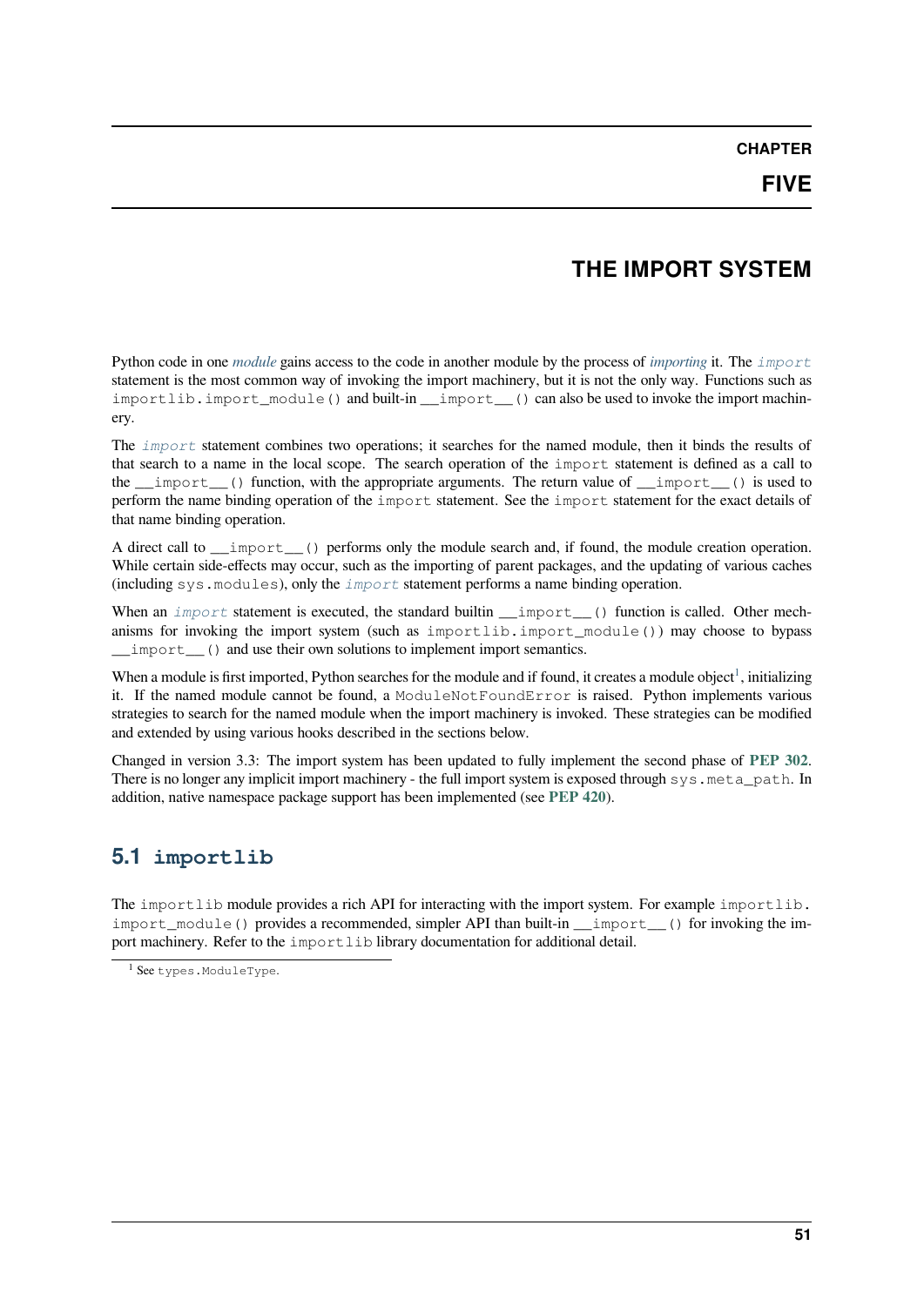# CHAPTER FIVE

# THE IMPORT SYSTEM

Python code in one *module* gains access to the code in another module by the process of *importing* it. The `import` statement is the most common way of invoking the import machinery, but it is not the only way. Functions such as `importlib.import_module()` and built-in `__import__()` can also be used to invoke the import machinery.

The `import` statement combines two operations; it searches for the named module, then it binds the results of that search to a name in the local scope. The search operation of the `import` statement is defined as a call to the `__import__()` function, with the appropriate arguments. The return value of `__import__()` is used to perform the name binding operation of the `import` statement. See the `import` statement for the exact details of that name binding operation.

A direct call to `__import__()` performs only the module search and, if found, the module creation operation. While certain side-effects may occur, such as the importing of parent packages, and the updating of various caches (including `sys.modules`), only the `import` statement performs a name binding operation.

When an `import` statement is executed, the standard builtin `__import__()` function is called. Other mechanisms for invoking the import system (such as `importlib.import_module()`) may choose to bypass `__import__()` and use their own solutions to implement import semantics.

When a module is first imported, Python searches for the module and if found, it creates a module object[1], initializing it. If the named module cannot be found, a `ModuleNotFoundError` is raised. Python implements various strategies to search for the named module when the import machinery is invoked. These strategies can be modified and extended by using various hooks described in the sections below.

Changed in version 3.3: The import system has been updated to fully implement the second phase of **PEP 302**. There is no longer any implicit import machinery - the full import system is exposed through `sys.meta_path`. In addition, native namespace package support has been implemented (see **PEP 420**).

## 5.1 `importlib`

The `importlib` module provides a rich API for interacting with the import system. For example `importlib.import_module()` provides a recommended, simpler API than built-in `__import__()` for invoking the import machinery. Refer to the `importlib` library documentation for additional detail.

[1] See `types.ModuleType`.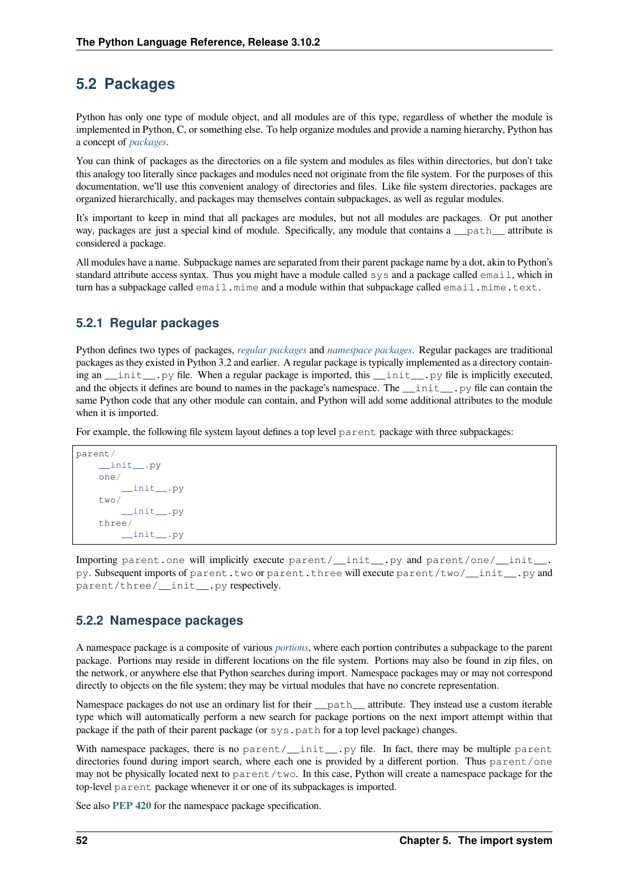## 5.2 Packages

Python has only one type of module object, and all modules are of this type, regardless of whether the module is implemented in Python, C, or something else. To help organize modules and provide a naming hierarchy, Python has a concept of *packages*.

You can think of packages as the directories on a file system and modules as files within directories, but don't take this analogy too literally since packages and modules need not originate from the file system. For the purposes of this documentation, we'll use this convenient analogy of directories and files. Like file system directories, packages are organized hierarchically, and packages may themselves contain subpackages, as well as regular modules.

It's important to keep in mind that all packages are modules, but not all modules are packages. Or put another way, packages are just a special kind of module. Specifically, any module that contains a `__path__` attribute is considered a package.

All modules have a name. Subpackage names are separated from their parent package name by a dot, akin to Python's standard attribute access syntax. Thus you might have a module called `sys` and a package called `email`, which in turn has a subpackage called `email.mime` and a module within that subpackage called `email.mime.text`.

### 5.2.1 Regular packages

Python defines two types of packages, *regular packages* and *namespace packages*. Regular packages are traditional packages as they existed in Python 3.2 and earlier. A regular package is typically implemented as a directory containing an `__init__.py` file. When a regular package is imported, this `__init__.py` file is implicitly executed, and the objects it defines are bound to names in the package's namespace. The `__init__.py` file can contain the same Python code that any other module can contain, and Python will add some additional attributes to the module when it is imported.

For example, the following file system layout defines a top level `parent` package with three subpackages:

```
parent/
    __init__.py
    one/
        __init__.py
    two/
        __init__.py
    three/
        __init__.py
```

Importing `parent.one` will implicitly execute `parent/__init__.py` and `parent/one/__init__.py`. Subsequent imports of `parent.two` or `parent.three` will execute `parent/two/__init__.py` and `parent/three/__init__.py` respectively.

### 5.2.2 Namespace packages

A namespace package is a composite of various *portions*, where each portion contributes a subpackage to the parent package. Portions may reside in different locations on the file system. Portions may also be found in zip files, on the network, or anywhere else that Python searches during import. Namespace packages may or may not correspond directly to objects on the file system; they may be virtual modules that have no concrete representation.

Namespace packages do not use an ordinary list for their `__path__` attribute. They instead use a custom iterable type which will automatically perform a new search for package portions on the next import attempt within that package if the path of their parent package (or `sys.path` for a top level package) changes.

With namespace packages, there is no `parent/__init__.py` file. In fact, there may be multiple `parent` directories found during import search, where each one is provided by a different portion. Thus `parent/one` may not be physically located next to `parent/two`. In this case, Python will create a namespace package for the top-level `parent` package whenever it or one of its subpackages is imported.

See also **PEP 420** for the namespace package specification.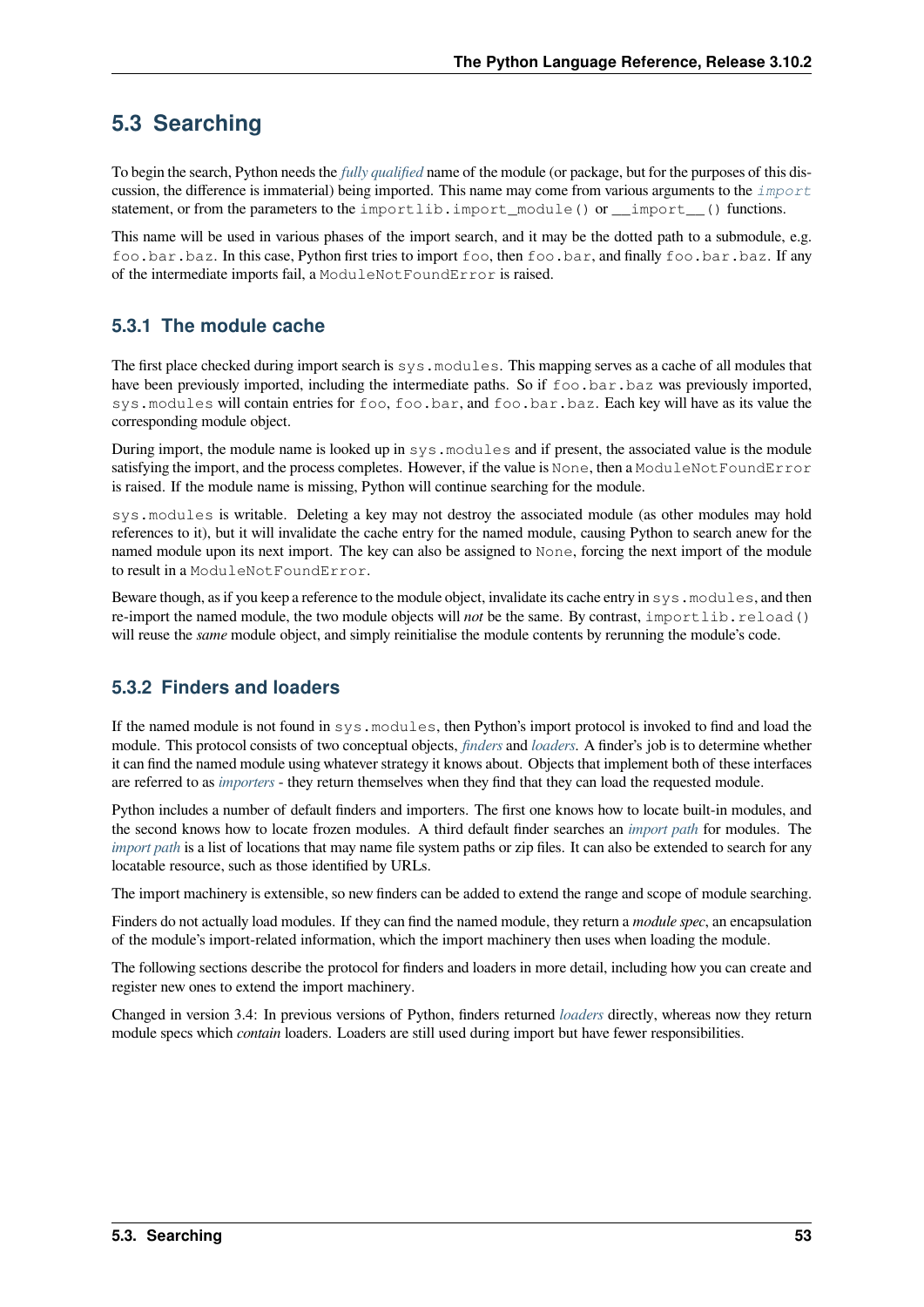## 5.3 Searching

To begin the search, Python needs the *fully qualified* name of the module (or package, but for the purposes of this discussion, the difference is immaterial) being imported. This name may come from various arguments to the `import` statement, or from the parameters to the `importlib.import_module()` or `__import__()` functions.

This name will be used in various phases of the import search, and it may be the dotted path to a submodule, e.g. `foo.bar.baz`. In this case, Python first tries to import `foo`, then `foo.bar`, and finally `foo.bar.baz`. If any of the intermediate imports fail, a `ModuleNotFoundError` is raised.

### 5.3.1 The module cache

The first place checked during import search is `sys.modules`. This mapping serves as a cache of all modules that have been previously imported, including the intermediate paths. So if `foo.bar.baz` was previously imported, `sys.modules` will contain entries for `foo`, `foo.bar`, and `foo.bar.baz`. Each key will have as its value the corresponding module object.

During import, the module name is looked up in `sys.modules` and if present, the associated value is the module satisfying the import, and the process completes. However, if the value is `None`, then a `ModuleNotFoundError` is raised. If the module name is missing, Python will continue searching for the module.

`sys.modules` is writable. Deleting a key may not destroy the associated module (as other modules may hold references to it), but it will invalidate the cache entry for the named module, causing Python to search anew for the named module upon its next import. The key can also be assigned to `None`, forcing the next import of the module to result in a `ModuleNotFoundError`.

Beware though, as if you keep a reference to the module object, invalidate its cache entry in `sys.modules`, and then re-import the named module, the two module objects will *not* be the same. By contrast, `importlib.reload()` will reuse the *same* module object, and simply reinitialise the module contents by rerunning the module's code.

### 5.3.2 Finders and loaders

If the named module is not found in `sys.modules`, then Python's import protocol is invoked to find and load the module. This protocol consists of two conceptual objects, *finders* and *loaders*. A finder's job is to determine whether it can find the named module using whatever strategy it knows about. Objects that implement both of these interfaces are referred to as *importers* - they return themselves when they find that they can load the requested module.

Python includes a number of default finders and importers. The first one knows how to locate built-in modules, and the second knows how to locate frozen modules. A third default finder searches an *import path* for modules. The *import path* is a list of locations that may name file system paths or zip files. It can also be extended to search for any locatable resource, such as those identified by URLs.

The import machinery is extensible, so new finders can be added to extend the range and scope of module searching.

Finders do not actually load modules. If they can find the named module, they return a *module spec*, an encapsulation of the module's import-related information, which the import machinery then uses when loading the module.

The following sections describe the protocol for finders and loaders in more detail, including how you can create and register new ones to extend the import machinery.

Changed in version 3.4: In previous versions of Python, finders returned *loaders* directly, whereas now they return module specs which *contain* loaders. Loaders are still used during import but have fewer responsibilities.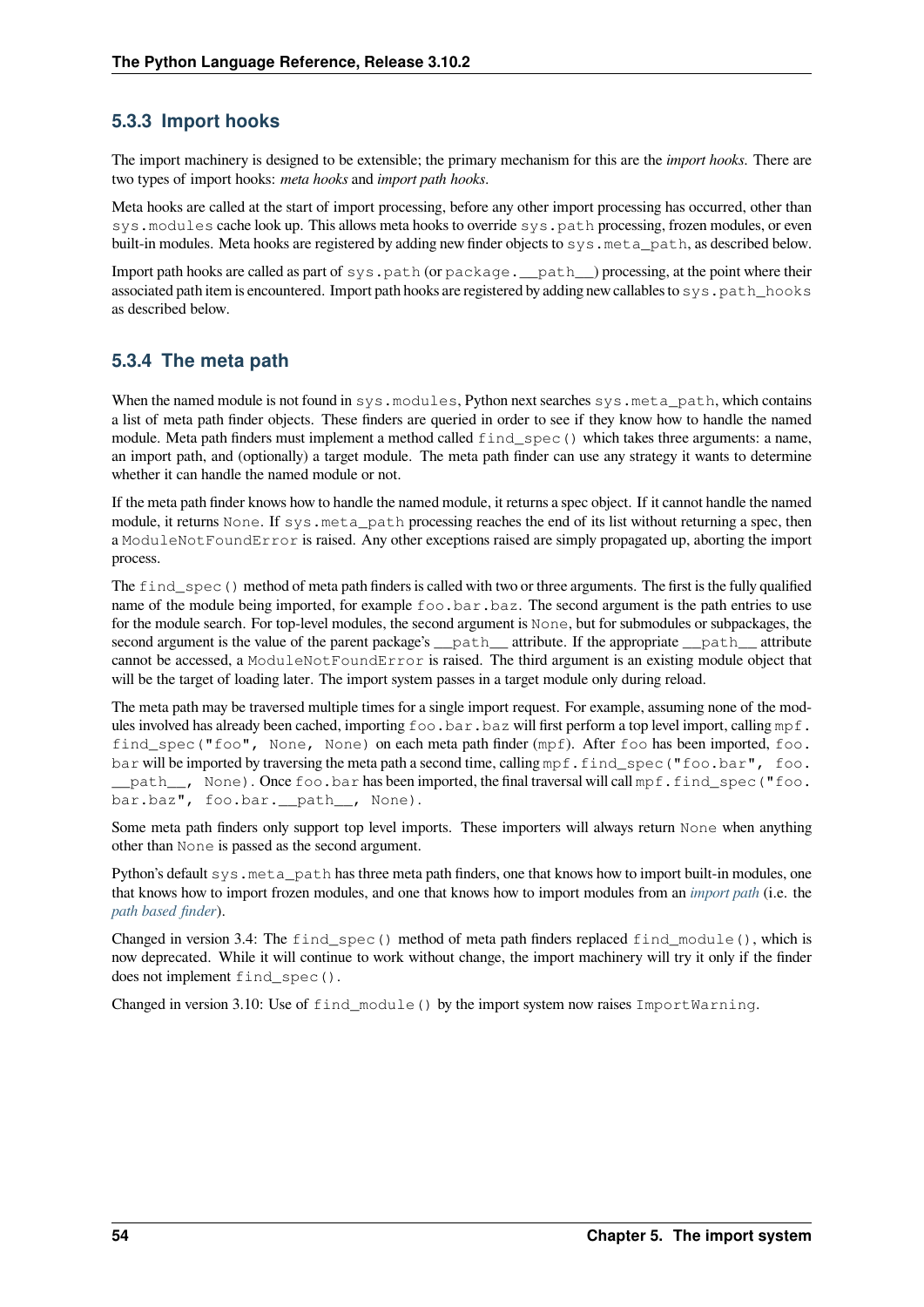### 5.3.3 Import hooks

The import machinery is designed to be extensible; the primary mechanism for this are the *import hooks*. There are two types of import hooks: *meta hooks* and *import path hooks*.

Meta hooks are called at the start of import processing, before any other import processing has occurred, other than `sys.modules` cache look up. This allows meta hooks to override `sys.path` processing, frozen modules, or even built-in modules. Meta hooks are registered by adding new finder objects to `sys.meta_path`, as described below.

Import path hooks are called as part of `sys.path` (or `package.__path__`) processing, at the point where their associated path item is encountered. Import path hooks are registered by adding new callables to `sys.path_hooks` as described below.

### 5.3.4 The meta path

When the named module is not found in `sys.modules`, Python next searches `sys.meta_path`, which contains a list of meta path finder objects. These finders are queried in order to see if they know how to handle the named module. Meta path finders must implement a method called `find_spec()` which takes three arguments: a name, an import path, and (optionally) a target module. The meta path finder can use any strategy it wants to determine whether it can handle the named module or not.

If the meta path finder knows how to handle the named module, it returns a spec object. If it cannot handle the named module, it returns `None`. If `sys.meta_path` processing reaches the end of its list without returning a spec, then a `ModuleNotFoundError` is raised. Any other exceptions raised are simply propagated up, aborting the import process.

The `find_spec()` method of meta path finders is called with two or three arguments. The first is the fully qualified name of the module being imported, for example `foo.bar.baz`. The second argument is the path entries to use for the module search. For top-level modules, the second argument is `None`, but for submodules or subpackages, the second argument is the value of the parent package's `__path__` attribute. If the appropriate `__path__` attribute cannot be accessed, a `ModuleNotFoundError` is raised. The third argument is an existing module object that will be the target of loading later. The import system passes in a target module only during reload.

The meta path may be traversed multiple times for a single import request. For example, assuming none of the modules involved has already been cached, importing `foo.bar.baz` will first perform a top level import, calling `mpf.find_spec("foo", None, None)` on each meta path finder (`mpf`). After `foo` has been imported, `foo.bar` will be imported by traversing the meta path a second time, calling `mpf.find_spec("foo.bar", foo.__path__, None)`. Once `foo.bar` has been imported, the final traversal will call `mpf.find_spec("foo.bar.baz", foo.bar.__path__, None)`.

Some meta path finders only support top level imports. These importers will always return `None` when anything other than `None` is passed as the second argument.

Python's default `sys.meta_path` has three meta path finders, one that knows how to import built-in modules, one that knows how to import frozen modules, and one that knows how to import modules from an *import path* (i.e. the *path based finder*).

Changed in version 3.4: The `find_spec()` method of meta path finders replaced `find_module()`, which is now deprecated. While it will continue to work without change, the import machinery will try it only if the finder does not implement `find_spec()`.

Changed in version 3.10: Use of `find_module()` by the import system now raises `ImportWarning`.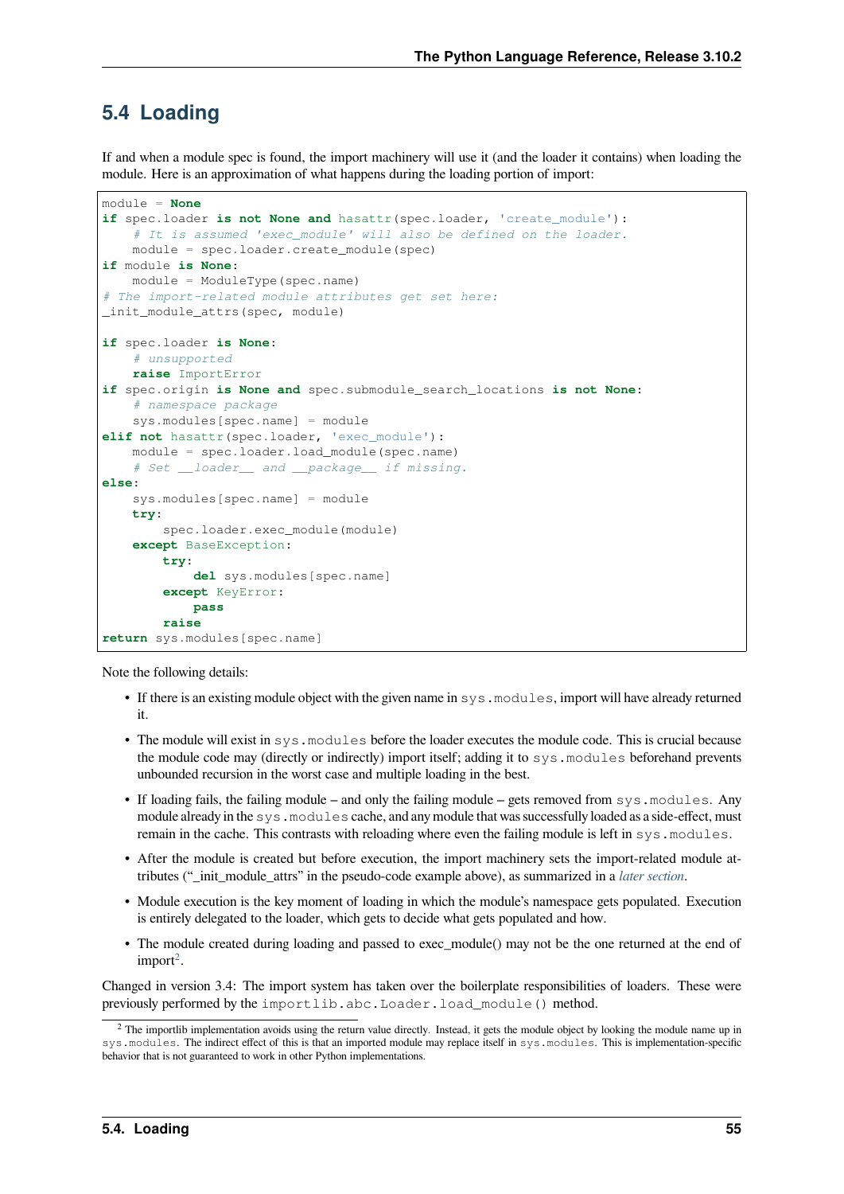## 5.4 Loading

If and when a module spec is found, the import machinery will use it (and the loader it contains) when loading the module. Here is an approximation of what happens during the loading portion of import:

```
module = None
if spec.loader is not None and hasattr(spec.loader, 'create_module'):
    # It is assumed 'exec_module' will also be defined on the loader.
    module = spec.loader.create_module(spec)
if module is None:
    module = ModuleType(spec.name)
# The import-related module attributes get set here:
_init_module_attrs(spec, module)

if spec.loader is None:
    # unsupported
    raise ImportError
if spec.origin is None and spec.submodule_search_locations is not None:
    # namespace package
    sys.modules[spec.name] = module
elif not hasattr(spec.loader, 'exec_module'):
    module = spec.loader.load_module(spec.name)
    # Set __loader__ and __package__ if missing.
else:
    sys.modules[spec.name] = module
    try:
        spec.loader.exec_module(module)
    except BaseException:
        try:
            del sys.modules[spec.name]
        except KeyError:
            pass
        raise
return sys.modules[spec.name]
```

Note the following details:

- If there is an existing module object with the given name in `sys.modules`, import will have already returned it.
- The module will exist in `sys.modules` before the loader executes the module code. This is crucial because the module code may (directly or indirectly) import itself; adding it to `sys.modules` beforehand prevents unbounded recursion in the worst case and multiple loading in the best.
- If loading fails, the failing module – and only the failing module – gets removed from `sys.modules`. Any module already in the `sys.modules` cache, and any module that was successfully loaded as a side-effect, must remain in the cache. This contrasts with reloading where even the failing module is left in `sys.modules`.
- After the module is created but before execution, the import machinery sets the import-related module attributes ("_init_module_attrs" in the pseudo-code example above), as summarized in a *later section*.
- Module execution is the key moment of loading in which the module's namespace gets populated. Execution is entirely delegated to the loader, which gets to decide what gets populated and how.
- The module created during loading and passed to exec_module() may not be the one returned at the end of import[2].

Changed in version 3.4: The import system has taken over the boilerplate responsibilities of loaders. These were previously performed by the `importlib.abc.Loader.load_module()` method.

[2] The importlib implementation avoids using the return value directly. Instead, it gets the module object by looking the module name up in `sys.modules`. The indirect effect of this is that an imported module may replace itself in `sys.modules`. This is implementation-specific behavior that is not guaranteed to work in other Python implementations.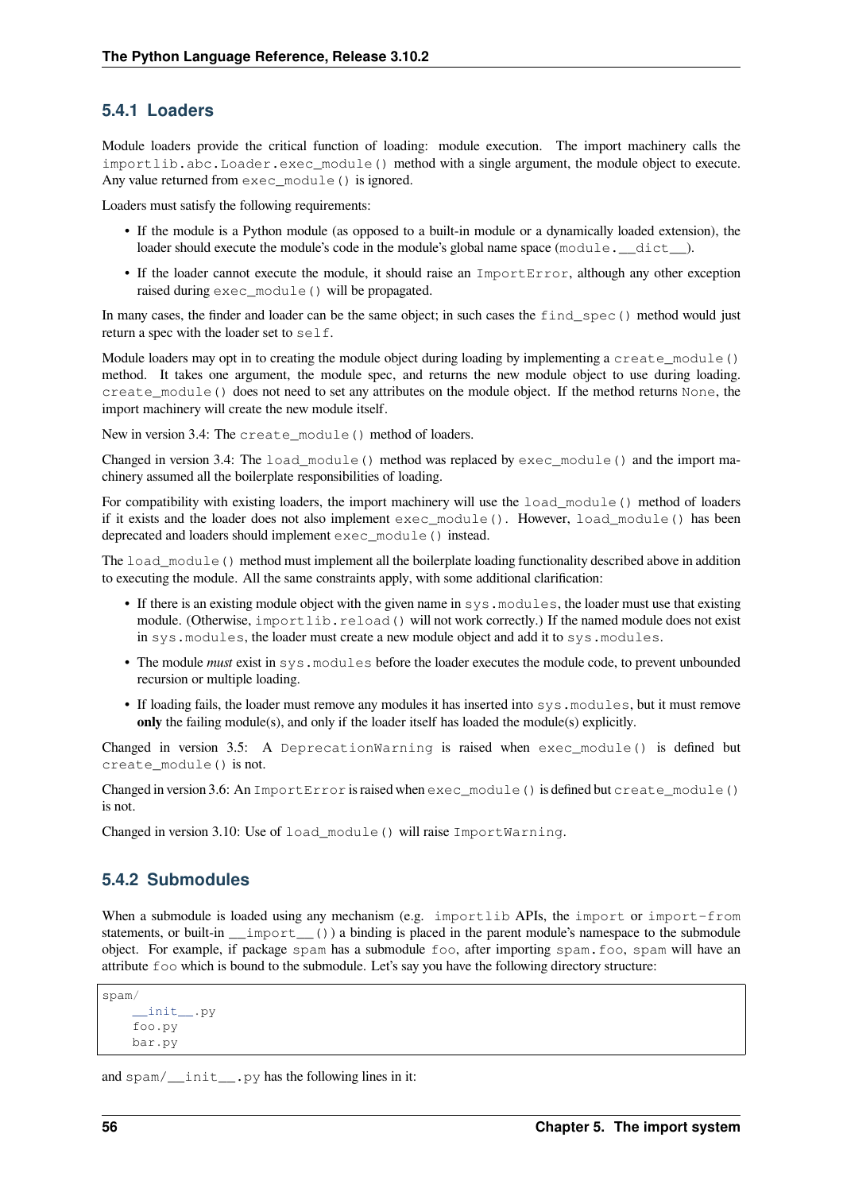### 5.4.1 Loaders

Module loaders provide the critical function of loading: module execution. The import machinery calls the `importlib.abc.Loader.exec_module()` method with a single argument, the module object to execute. Any value returned from `exec_module()` is ignored.

Loaders must satisfy the following requirements:

- If the module is a Python module (as opposed to a built-in module or a dynamically loaded extension), the loader should execute the module's code in the module's global name space (`module.__dict__`).
- If the loader cannot execute the module, it should raise an `ImportError`, although any other exception raised during `exec_module()` will be propagated.

In many cases, the finder and loader can be the same object; in such cases the `find_spec()` method would just return a spec with the loader set to `self`.

Module loaders may opt in to creating the module object during loading by implementing a `create_module()` method. It takes one argument, the module spec, and returns the new module object to use during loading. `create_module()` does not need to set any attributes on the module object. If the method returns `None`, the import machinery will create the new module itself.

New in version 3.4: The `create_module()` method of loaders.

Changed in version 3.4: The `load_module()` method was replaced by `exec_module()` and the import machinery assumed all the boilerplate responsibilities of loading.

For compatibility with existing loaders, the import machinery will use the `load_module()` method of loaders if it exists and the loader does not also implement `exec_module()`. However, `load_module()` has been deprecated and loaders should implement `exec_module()` instead.

The `load_module()` method must implement all the boilerplate loading functionality described above in addition to executing the module. All the same constraints apply, with some additional clarification:

- If there is an existing module object with the given name in `sys.modules`, the loader must use that existing module. (Otherwise, `importlib.reload()` will not work correctly.) If the named module does not exist in `sys.modules`, the loader must create a new module object and add it to `sys.modules`.
- The module *must* exist in `sys.modules` before the loader executes the module code, to prevent unbounded recursion or multiple loading.
- If loading fails, the loader must remove any modules it has inserted into `sys.modules`, but it must remove **only** the failing module(s), and only if the loader itself has loaded the module(s) explicitly.

Changed in version 3.5: A `DeprecationWarning` is raised when `exec_module()` is defined but `create_module()` is not.

Changed in version 3.6: An `ImportError` is raised when `exec_module()` is defined but `create_module()` is not.

Changed in version 3.10: Use of `load_module()` will raise `ImportWarning`.

### 5.4.2 Submodules

When a submodule is loaded using any mechanism (e.g. `importlib` APIs, the `import` or `import-from` statements, or built-in `__import__()`) a binding is placed in the parent module's namespace to the submodule object. For example, if package `spam` has a submodule `foo`, after importing `spam.foo`, `spam` will have an attribute `foo` which is bound to the submodule. Let's say you have the following directory structure:

```
spam/
    __init__.py
    foo.py
    bar.py
```

and `spam/__init__.py` has the following lines in it: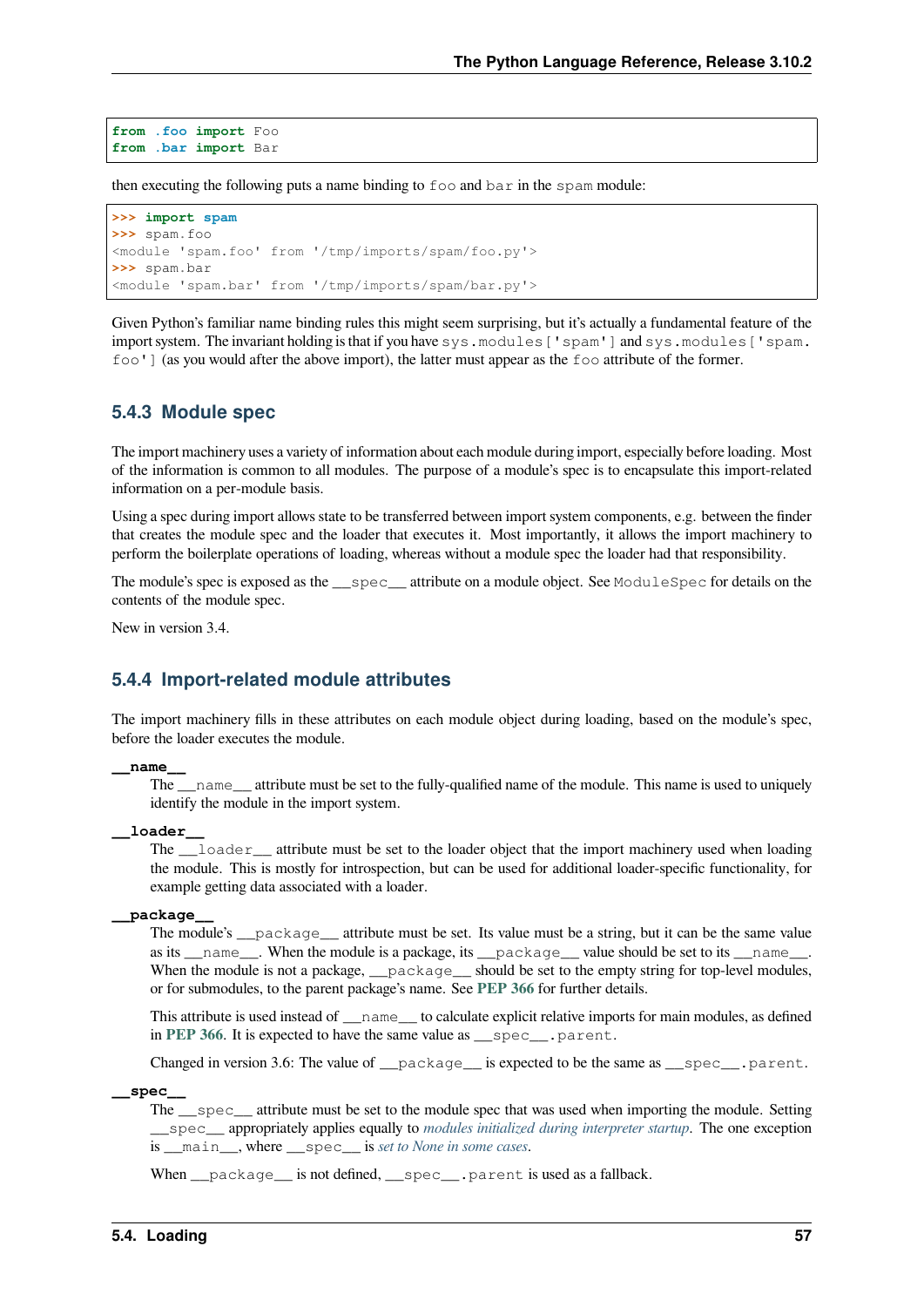```
from .foo import Foo
from .bar import Bar
```

then executing the following puts a name binding to `foo` and `bar` in the `spam` module:

```
>>> import spam
>>> spam.foo
<module 'spam.foo' from '/tmp/imports/spam/foo.py'>
>>> spam.bar
<module 'spam.bar' from '/tmp/imports/spam/bar.py'>
```

Given Python's familiar name binding rules this might seem surprising, but it's actually a fundamental feature of the import system. The invariant holding is that if you have `sys.modules['spam']` and `sys.modules['spam.foo']` (as you would after the above import), the latter must appear as the `foo` attribute of the former.

### 5.4.3 Module spec

The import machinery uses a variety of information about each module during import, especially before loading. Most of the information is common to all modules. The purpose of a module's spec is to encapsulate this import-related information on a per-module basis.

Using a spec during import allows state to be transferred between import system components, e.g. between the finder that creates the module spec and the loader that executes it. Most importantly, it allows the import machinery to perform the boilerplate operations of loading, whereas without a module spec the loader had that responsibility.

The module's spec is exposed as the `__spec__` attribute on a module object. See `ModuleSpec` for details on the contents of the module spec.

New in version 3.4.

### 5.4.4 Import-related module attributes

The import machinery fills in these attributes on each module object during loading, based on the module's spec, before the loader executes the module.

**`__name__`**
The `__name__` attribute must be set to the fully-qualified name of the module. This name is used to uniquely identify the module in the import system.

**`__loader__`**
The `__loader__` attribute must be set to the loader object that the import machinery used when loading the module. This is mostly for introspection, but can be used for additional loader-specific functionality, for example getting data associated with a loader.

**`__package__`**
The module's `__package__` attribute must be set. Its value must be a string, but it can be the same value as its `__name__`. When the module is a package, its `__package__` value should be set to its `__name__`. When the module is not a package, `__package__` should be set to the empty string for top-level modules, or for submodules, to the parent package's name. See **PEP 366** for further details.

This attribute is used instead of `__name__` to calculate explicit relative imports for main modules, as defined in **PEP 366**. It is expected to have the same value as `__spec__.parent`.

Changed in version 3.6: The value of `__package__` is expected to be the same as `__spec__.parent`.

**`__spec__`**
The `__spec__` attribute must be set to the module spec that was used when importing the module. Setting `__spec__` appropriately applies equally to *modules initialized during interpreter startup*. The one exception is `__main__`, where `__spec__` is *set to None in some cases*.

When `__package__` is not defined, `__spec__.parent` is used as a fallback.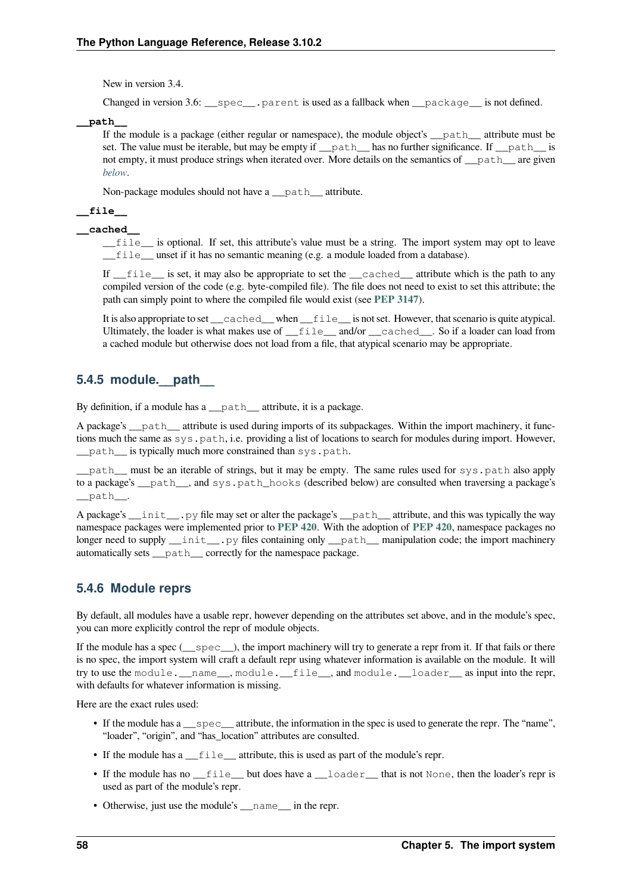New in version 3.4.

Changed in version 3.6: `__spec__.parent` is used as a fallback when `__package__` is not defined.

**`__path__`**

If the module is a package (either regular or namespace), the module object's `__path__` attribute must be set. The value must be iterable, but may be empty if `__path__` has no further significance. If `__path__` is not empty, it must produce strings when iterated over. More details on the semantics of `__path__` are given *below*.

Non-package modules should not have a `__path__` attribute.

**`__file__`**

**`__cached__`**

`__file__` is optional. If set, this attribute's value must be a string. The import system may opt to leave `__file__` unset if it has no semantic meaning (e.g. a module loaded from a database).

If `__file__` is set, it may also be appropriate to set the `__cached__` attribute which is the path to any compiled version of the code (e.g. byte-compiled file). The file does not need to exist to set this attribute; the path can simply point to where the compiled file would exist (see **PEP 3147**).

It is also appropriate to set `__cached__` when `__file__` is not set. However, that scenario is quite atypical. Ultimately, the loader is what makes use of `__file__` and/or `__cached__`. So if a loader can load from a cached module but otherwise does not load from a file, that atypical scenario may be appropriate.

### 5.4.5 module.__path__

By definition, if a module has a `__path__` attribute, it is a package.

A package's `__path__` attribute is used during imports of its subpackages. Within the import machinery, it functions much the same as `sys.path`, i.e. providing a list of locations to search for modules during import. However, `__path__` is typically much more constrained than `sys.path`.

`__path__` must be an iterable of strings, but it may be empty. The same rules used for `sys.path` also apply to a package's `__path__`, and `sys.path_hooks` (described below) are consulted when traversing a package's `__path__`.

A package's `__init__.py` file may set or alter the package's `__path__` attribute, and this was typically the way namespace packages were implemented prior to **PEP 420**. With the adoption of **PEP 420**, namespace packages no longer need to supply `__init__.py` files containing only `__path__` manipulation code; the import machinery automatically sets `__path__` correctly for the namespace package.

### 5.4.6 Module reprs

By default, all modules have a usable repr, however depending on the attributes set above, and in the module's spec, you can more explicitly control the repr of module objects.

If the module has a spec (`__spec__`), the import machinery will try to generate a repr from it. If that fails or there is no spec, the import system will craft a default repr using whatever information is available on the module. It will try to use the `module.__name__`, `module.__file__`, and `module.__loader__` as input into the repr, with defaults for whatever information is missing.

Here are the exact rules used:

- If the module has a `__spec__` attribute, the information in the spec is used to generate the repr. The "name", "loader", "origin", and "has_location" attributes are consulted.
- If the module has a `__file__` attribute, this is used as part of the module's repr.
- If the module has no `__file__` but does have a `__loader__` that is not `None`, then the loader's repr is used as part of the module's repr.
- Otherwise, just use the module's `__name__` in the repr.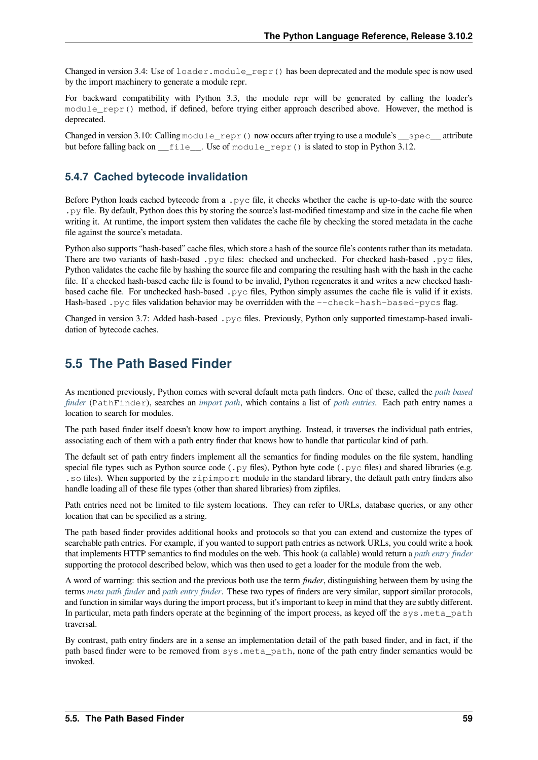Changed in version 3.4: Use of `loader.module_repr()` has been deprecated and the module spec is now used by the import machinery to generate a module repr.

For backward compatibility with Python 3.3, the module repr will be generated by calling the loader's `module_repr()` method, if defined, before trying either approach described above. However, the method is deprecated.

Changed in version 3.10: Calling `module_repr()` now occurs after trying to use a module's `__spec__` attribute but before falling back on `__file__`. Use of `module_repr()` is slated to stop in Python 3.12.

### 5.4.7 Cached bytecode invalidation

Before Python loads cached bytecode from a `.pyc` file, it checks whether the cache is up-to-date with the source `.py` file. By default, Python does this by storing the source's last-modified timestamp and size in the cache file when writing it. At runtime, the import system then validates the cache file by checking the stored metadata in the cache file against the source's metadata.

Python also supports "hash-based" cache files, which store a hash of the source file's contents rather than its metadata. There are two variants of hash-based `.pyc` files: checked and unchecked. For checked hash-based `.pyc` files, Python validates the cache file by hashing the source file and comparing the resulting hash with the hash in the cache file. If a checked hash-based cache file is found to be invalid, Python regenerates it and writes a new checked hash-based cache file. For unchecked hash-based `.pyc` files, Python simply assumes the cache file is valid if it exists. Hash-based `.pyc` files validation behavior may be overridden with the `--check-hash-based-pycs` flag.

Changed in version 3.7: Added hash-based `.pyc` files. Previously, Python only supported timestamp-based invalidation of bytecode caches.

## 5.5 The Path Based Finder

As mentioned previously, Python comes with several default meta path finders. One of these, called the *path based finder* (`PathFinder`), searches an *import path*, which contains a list of *path entries*. Each path entry names a location to search for modules.

The path based finder itself doesn't know how to import anything. Instead, it traverses the individual path entries, associating each of them with a path entry finder that knows how to handle that particular kind of path.

The default set of path entry finders implement all the semantics for finding modules on the file system, handling special file types such as Python source code (`.py` files), Python byte code (`.pyc` files) and shared libraries (e.g. `.so` files). When supported by the `zipimport` module in the standard library, the default path entry finders also handle loading all of these file types (other than shared libraries) from zipfiles.

Path entries need not be limited to file system locations. They can refer to URLs, database queries, or any other location that can be specified as a string.

The path based finder provides additional hooks and protocols so that you can extend and customize the types of searchable path entries. For example, if you wanted to support path entries as network URLs, you could write a hook that implements HTTP semantics to find modules on the web. This hook (a callable) would return a *path entry finder* supporting the protocol described below, which was then used to get a loader for the module from the web.

A word of warning: this section and the previous both use the term *finder*, distinguishing between them by using the terms *meta path finder* and *path entry finder*. These two types of finders are very similar, support similar protocols, and function in similar ways during the import process, but it's important to keep in mind that they are subtly different. In particular, meta path finders operate at the beginning of the import process, as keyed off the `sys.meta_path` traversal.

By contrast, path entry finders are in a sense an implementation detail of the path based finder, and in fact, if the path based finder were to be removed from `sys.meta_path`, none of the path entry finder semantics would be invoked.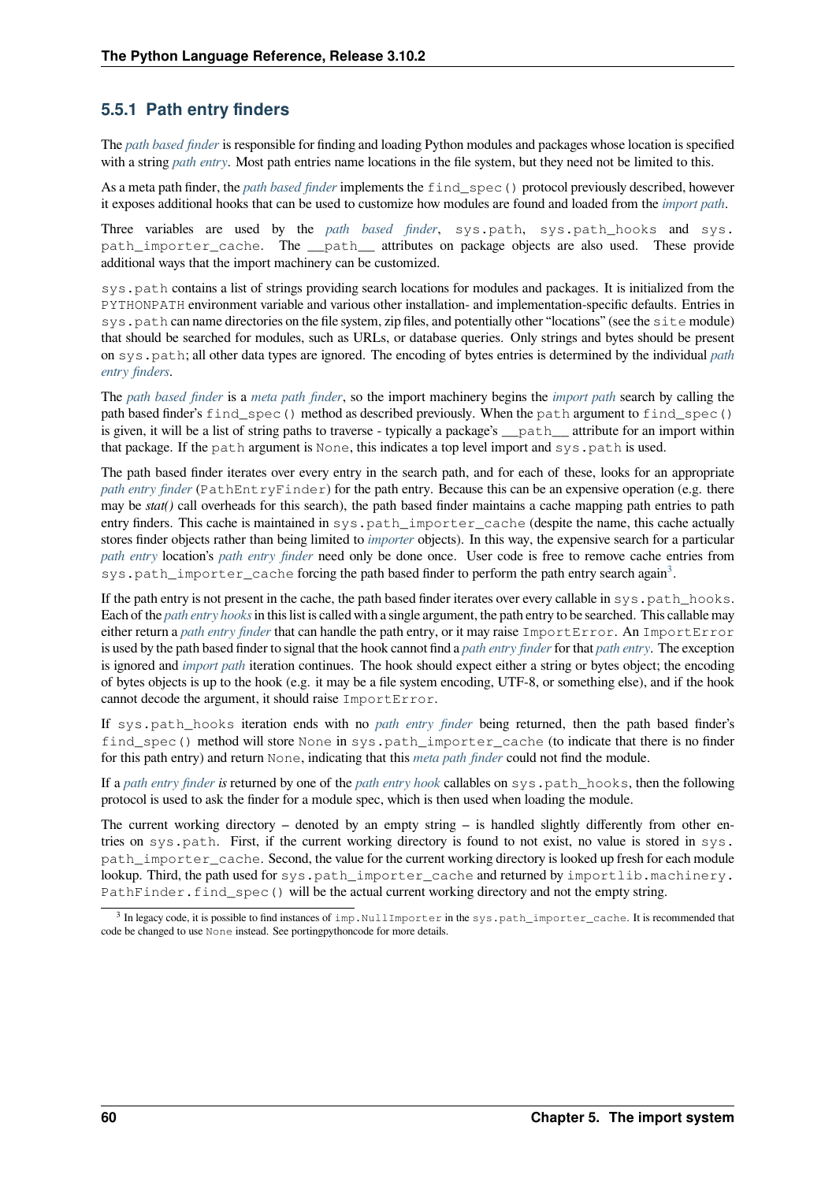### 5.5.1 Path entry finders

The *path based finder* is responsible for finding and loading Python modules and packages whose location is specified with a string *path entry*. Most path entries name locations in the file system, but they need not be limited to this.

As a meta path finder, the *path based finder* implements the `find_spec()` protocol previously described, however it exposes additional hooks that can be used to customize how modules are found and loaded from the *import path*.

Three variables are used by the *path based finder*, `sys.path`, `sys.path_hooks` and `sys.path_importer_cache`. The `__path__` attributes on package objects are also used. These provide additional ways that the import machinery can be customized.

`sys.path` contains a list of strings providing search locations for modules and packages. It is initialized from the `PYTHONPATH` environment variable and various other installation- and implementation-specific defaults. Entries in `sys.path` can name directories on the file system, zip files, and potentially other "locations" (see the `site` module) that should be searched for modules, such as URLs, or database queries. Only strings and bytes should be present on `sys.path`; all other data types are ignored. The encoding of bytes entries is determined by the individual *path entry finders*.

The *path based finder* is a *meta path finder*, so the import machinery begins the *import path* search by calling the path based finder's `find_spec()` method as described previously. When the `path` argument to `find_spec()` is given, it will be a list of string paths to traverse - typically a package's `__path__` attribute for an import within that package. If the `path` argument is `None`, this indicates a top level import and `sys.path` is used.

The path based finder iterates over every entry in the search path, and for each of these, looks for an appropriate *path entry finder* (`PathEntryFinder`) for the path entry. Because this can be an expensive operation (e.g. there may be *stat()* call overheads for this search), the path based finder maintains a cache mapping path entries to path entry finders. This cache is maintained in `sys.path_importer_cache` (despite the name, this cache actually stores finder objects rather than being limited to *importer* objects). In this way, the expensive search for a particular *path entry* location's *path entry finder* need only be done once. User code is free to remove cache entries from `sys.path_importer_cache` forcing the path based finder to perform the path entry search again[3].

If the path entry is not present in the cache, the path based finder iterates over every callable in `sys.path_hooks`. Each of the *path entry hooks* in this list is called with a single argument, the path entry to be searched. This callable may either return a *path entry finder* that can handle the path entry, or it may raise `ImportError`. An `ImportError` is used by the path based finder to signal that the hook cannot find a *path entry finder* for that *path entry*. The exception is ignored and *import path* iteration continues. The hook should expect either a string or bytes object; the encoding of bytes objects is up to the hook (e.g. it may be a file system encoding, UTF-8, or something else), and if the hook cannot decode the argument, it should raise `ImportError`.

If `sys.path_hooks` iteration ends with no *path entry finder* being returned, then the path based finder's `find_spec()` method will store `None` in `sys.path_importer_cache` (to indicate that there is no finder for this path entry) and return `None`, indicating that this *meta path finder* could not find the module.

If a *path entry finder* ***is*** returned by one of the *path entry hook* callables on `sys.path_hooks`, then the following protocol is used to ask the finder for a module spec, which is then used when loading the module.

The current working directory – denoted by an empty string – is handled slightly differently from other entries on `sys.path`. First, if the current working directory is found to not exist, no value is stored in `sys.path_importer_cache`. Second, the value for the current working directory is looked up fresh for each module lookup. Third, the path used for `sys.path_importer_cache` and returned by `importlib.machinery.PathFinder.find_spec()` will be the actual current working directory and not the empty string.

[3] In legacy code, it is possible to find instances of `imp.NullImporter` in the `sys.path_importer_cache`. It is recommended that code be changed to use `None` instead. See portingpythoncode for more details.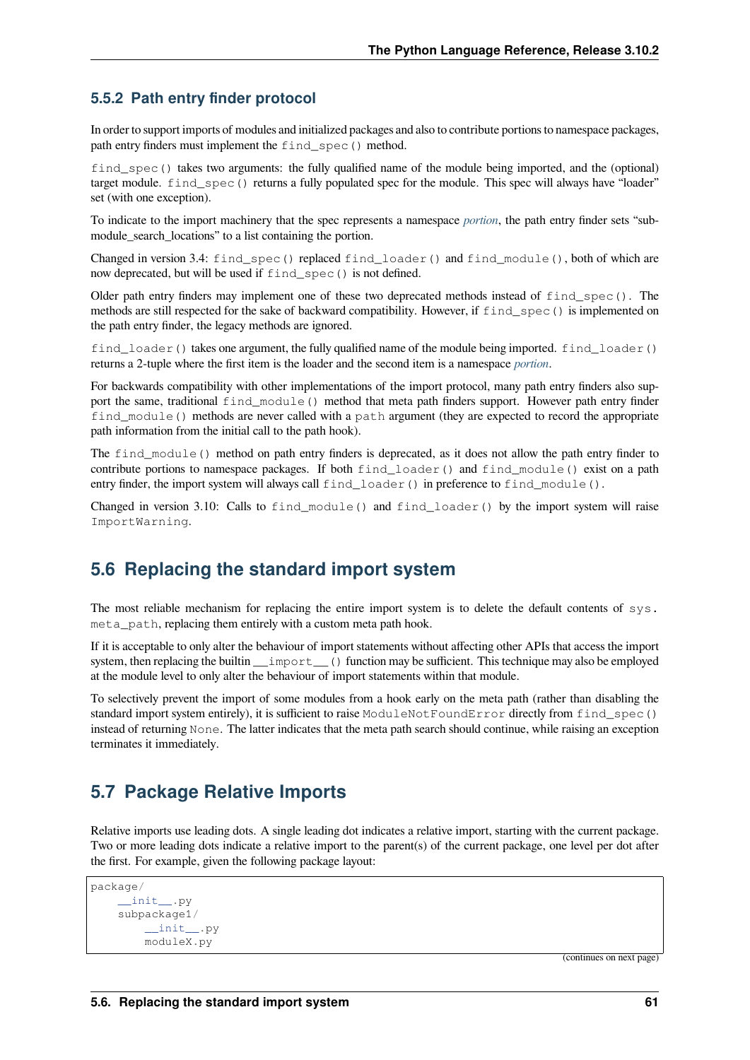### 5.5.2 Path entry finder protocol

In order to support imports of modules and initialized packages and also to contribute portions to namespace packages, path entry finders must implement the `find_spec()` method.

`find_spec()` takes two arguments: the fully qualified name of the module being imported, and the (optional) target module. `find_spec()` returns a fully populated spec for the module. This spec will always have "loader" set (with one exception).

To indicate to the import machinery that the spec represents a namespace *portion*, the path entry finder sets "submodule_search_locations" to a list containing the portion.

Changed in version 3.4: `find_spec()` replaced `find_loader()` and `find_module()`, both of which are now deprecated, but will be used if `find_spec()` is not defined.

Older path entry finders may implement one of these two deprecated methods instead of `find_spec()`. The methods are still respected for the sake of backward compatibility. However, if `find_spec()` is implemented on the path entry finder, the legacy methods are ignored.

`find_loader()` takes one argument, the fully qualified name of the module being imported. `find_loader()` returns a 2-tuple where the first item is the loader and the second item is a namespace *portion*.

For backwards compatibility with other implementations of the import protocol, many path entry finders also support the same, traditional `find_module()` method that meta path finders support. However path entry finder `find_module()` methods are never called with a `path` argument (they are expected to record the appropriate path information from the initial call to the path hook).

The `find_module()` method on path entry finders is deprecated, as it does not allow the path entry finder to contribute portions to namespace packages. If both `find_loader()` and `find_module()` exist on a path entry finder, the import system will always call `find_loader()` in preference to `find_module()`.

Changed in version 3.10: Calls to `find_module()` and `find_loader()` by the import system will raise `ImportWarning`.

## 5.6 Replacing the standard import system

The most reliable mechanism for replacing the entire import system is to delete the default contents of `sys.meta_path`, replacing them entirely with a custom meta path hook.

If it is acceptable to only alter the behaviour of import statements without affecting other APIs that access the import system, then replacing the builtin `__import__()` function may be sufficient. This technique may also be employed at the module level to only alter the behaviour of import statements within that module.

To selectively prevent the import of some modules from a hook early on the meta path (rather than disabling the standard import system entirely), it is sufficient to raise `ModuleNotFoundError` directly from `find_spec()` instead of returning `None`. The latter indicates that the meta path search should continue, while raising an exception terminates it immediately.

## 5.7 Package Relative Imports

Relative imports use leading dots. A single leading dot indicates a relative import, starting with the current package. Two or more leading dots indicate a relative import to the parent(s) of the current package, one level per dot after the first. For example, given the following package layout:

```
package/
    __init__.py
    subpackage1/
        __init__.py
        moduleX.py
```

(continues on next page)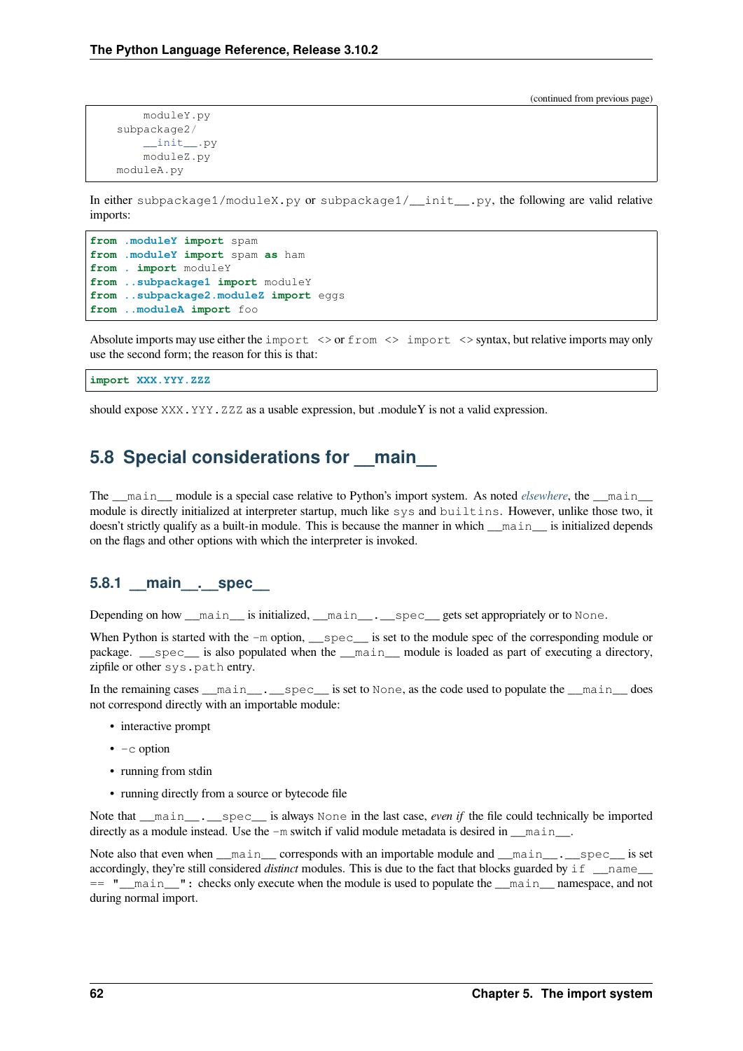(continued from previous page)

```
        moduleY.py
    subpackage2/
        __init__.py
        moduleZ.py
    moduleA.py
```

In either `subpackage1/moduleX.py` or `subpackage1/__init__.py`, the following are valid relative imports:

```
from .moduleY import spam
from .moduleY import spam as ham
from . import moduleY
from ..subpackage1 import moduleY
from ..subpackage2.moduleZ import eggs
from ..moduleA import foo
```

Absolute imports may use either the `import <>` or `from <> import <>` syntax, but relative imports may only use the second form; the reason for this is that:

```
import XXX.YYY.ZZZ
```

should expose `XXX.YYY.ZZZ` as a usable expression, but .moduleY is not a valid expression.

## 5.8 Special considerations for __main__

The `__main__` module is a special case relative to Python's import system. As noted *elsewhere*, the `__main__` module is directly initialized at interpreter startup, much like `sys` and `builtins`. However, unlike those two, it doesn't strictly qualify as a built-in module. This is because the manner in which `__main__` is initialized depends on the flags and other options with which the interpreter is invoked.

### 5.8.1 __main__.__spec__

Depending on how `__main__` is initialized, `__main__.__spec__` gets set appropriately or to `None`.

When Python is started with the `-m` option, `__spec__` is set to the module spec of the corresponding module or package. `__spec__` is also populated when the `__main__` module is loaded as part of executing a directory, zipfile or other `sys.path` entry.

In the remaining cases `__main__.__spec__` is set to `None`, as the code used to populate the `__main__` does not correspond directly with an importable module:

- interactive prompt
- `-c` option
- running from stdin
- running directly from a source or bytecode file

Note that `__main__.__spec__` is always `None` in the last case, *even if* the file could technically be imported directly as a module instead. Use the `-m` switch if valid module metadata is desired in `__main__`.

Note also that even when `__main__` corresponds with an importable module and `__main__.__spec__` is set accordingly, they're still considered *distinct* modules. This is due to the fact that blocks guarded by `if __name__ == "__main__":` checks only execute when the module is used to populate the `__main__` namespace, and not during normal import.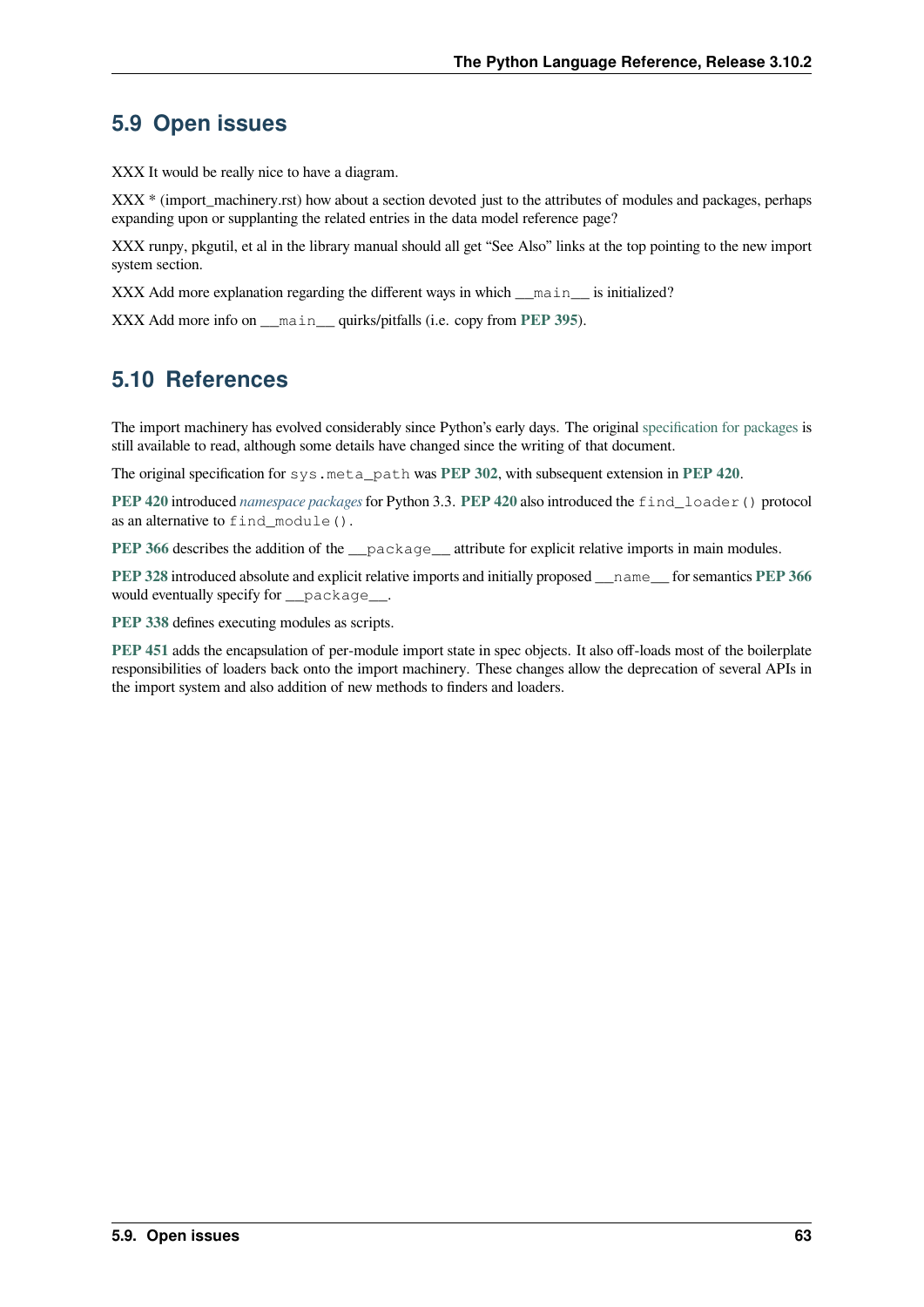## 5.9 Open issues

XXX It would be really nice to have a diagram.

XXX * (import_machinery.rst) how about a section devoted just to the attributes of modules and packages, perhaps expanding upon or supplanting the related entries in the data model reference page?

XXX runpy, pkgutil, et al in the library manual should all get "See Also" links at the top pointing to the new import system section.

XXX Add more explanation regarding the different ways in which `__main__` is initialized?

XXX Add more info on `__main__` quirks/pitfalls (i.e. copy from **PEP 395**).

## 5.10 References

The import machinery has evolved considerably since Python's early days. The original specification for packages is still available to read, although some details have changed since the writing of that document.

The original specification for `sys.meta_path` was **PEP 302**, with subsequent extension in **PEP 420**.

**PEP 420** introduced *namespace packages* for Python 3.3. **PEP 420** also introduced the `find_loader()` protocol as an alternative to `find_module()`.

**PEP 366** describes the addition of the `__package__` attribute for explicit relative imports in main modules.

**PEP 328** introduced absolute and explicit relative imports and initially proposed `__name__` for semantics **PEP 366** would eventually specify for `__package__`.

**PEP 338** defines executing modules as scripts.

**PEP 451** adds the encapsulation of per-module import state in spec objects. It also off-loads most of the boilerplate responsibilities of loaders back onto the import machinery. These changes allow the deprecation of several APIs in the import system and also addition of new methods to finders and loaders.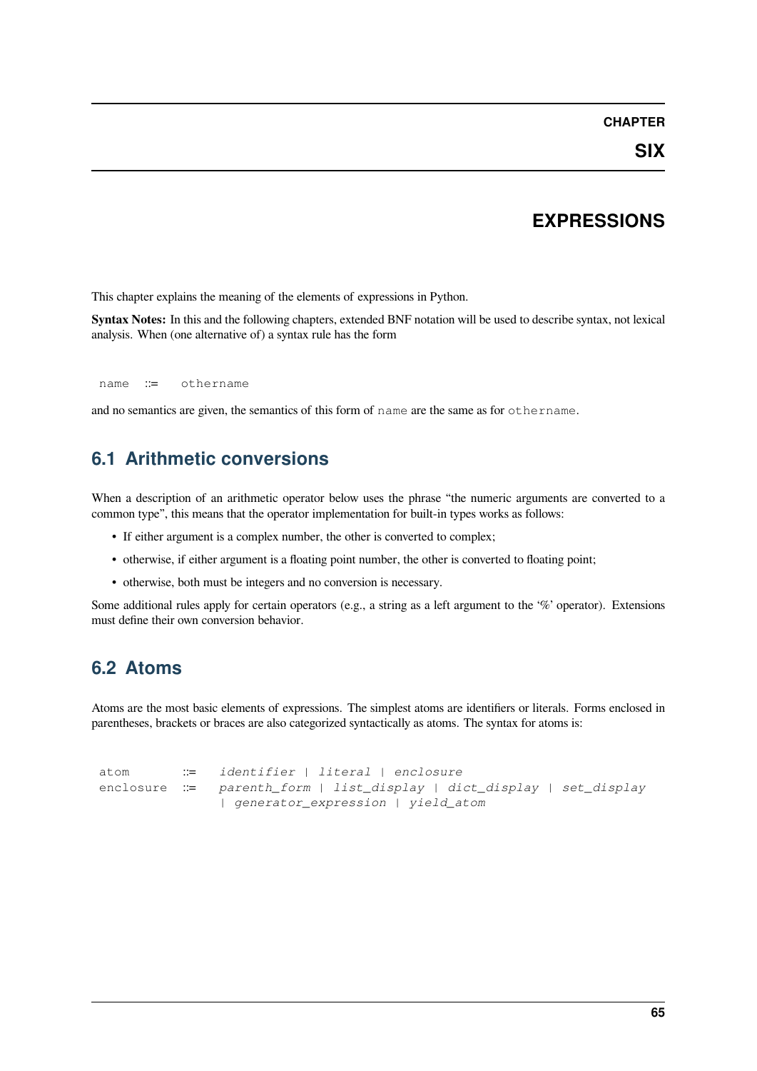# CHAPTER SIX

# EXPRESSIONS

This chapter explains the meaning of the elements of expressions in Python.

**Syntax Notes:** In this and the following chapters, extended BNF notation will be used to describe syntax, not lexical analysis. When (one alternative of) a syntax rule has the form

```
name  ::=  othername
```

and no semantics are given, the semantics of this form of `name` are the same as for `othername`.

## 6.1 Arithmetic conversions

When a description of an arithmetic operator below uses the phrase "the numeric arguments are converted to a common type", this means that the operator implementation for built-in types works as follows:

- If either argument is a complex number, the other is converted to complex;
- otherwise, if either argument is a floating point number, the other is converted to floating point;
- otherwise, both must be integers and no conversion is necessary.

Some additional rules apply for certain operators (e.g., a string as a left argument to the '%' operator). Extensions must define their own conversion behavior.

## 6.2 Atoms

Atoms are the most basic elements of expressions. The simplest atoms are identifiers or literals. Forms enclosed in parentheses, brackets or braces are also categorized syntactically as atoms. The syntax for atoms is:

```
atom       ::=  identifier | literal | enclosure
enclosure  ::=  parenth_form | list_display | dict_display | set_display
                | generator_expression | yield_atom
```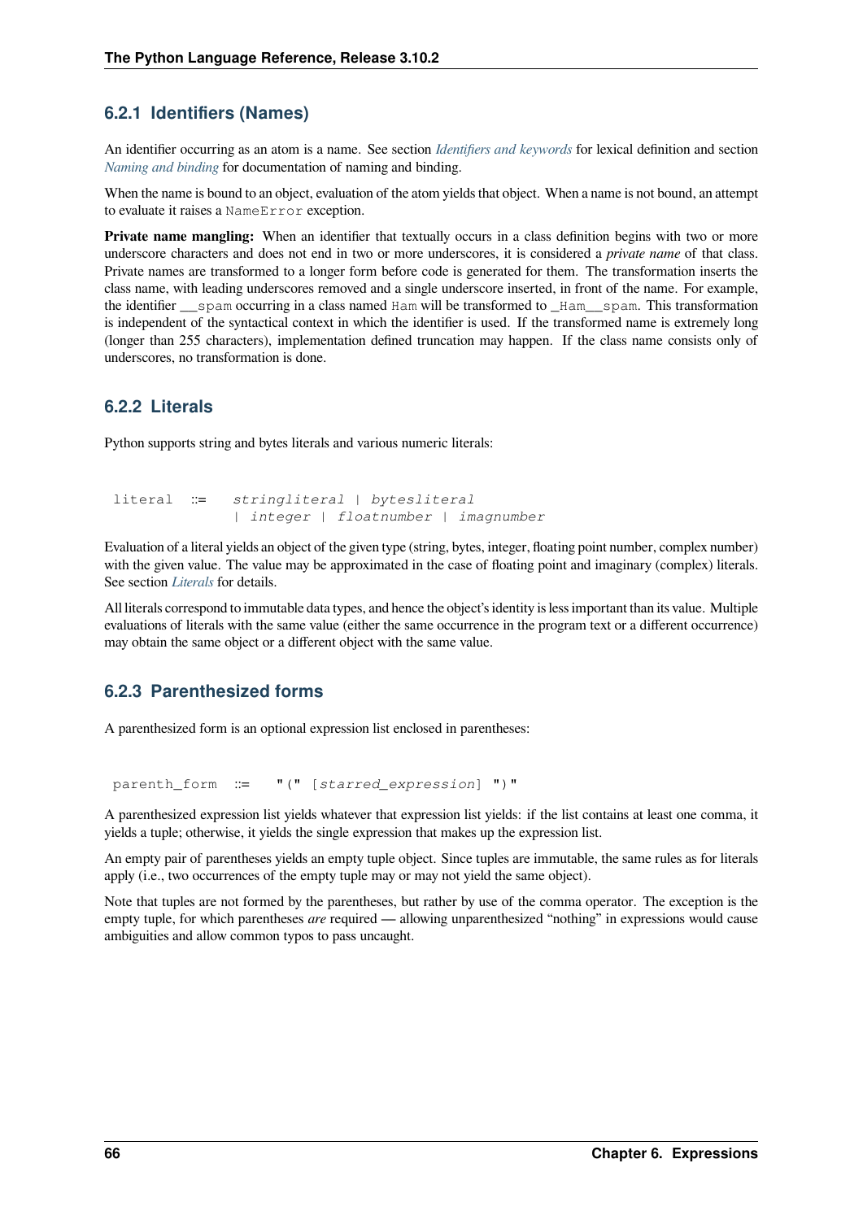### 6.2.1 Identifiers (Names)

An identifier occurring as an atom is a name. See section *Identifiers and keywords* for lexical definition and section *Naming and binding* for documentation of naming and binding.

When the name is bound to an object, evaluation of the atom yields that object. When a name is not bound, an attempt to evaluate it raises a `NameError` exception.

**Private name mangling:** When an identifier that textually occurs in a class definition begins with two or more underscore characters and does not end in two or more underscores, it is considered a *private name* of that class. Private names are transformed to a longer form before code is generated for them. The transformation inserts the class name, with leading underscores removed and a single underscore inserted, in front of the name. For example, the identifier `__spam` occurring in a class named `Ham` will be transformed to `_Ham__spam`. This transformation is independent of the syntactical context in which the identifier is used. If the transformed name is extremely long (longer than 255 characters), implementation defined truncation may happen. If the class name consists only of underscores, no transformation is done.

### 6.2.2 Literals

Python supports string and bytes literals and various numeric literals:

```
literal ::=  stringliteral | bytesliteral
             | integer | floatnumber | imagnumber
```

Evaluation of a literal yields an object of the given type (string, bytes, integer, floating point number, complex number) with the given value. The value may be approximated in the case of floating point and imaginary (complex) literals. See section *Literals* for details.

All literals correspond to immutable data types, and hence the object's identity is less important than its value. Multiple evaluations of literals with the same value (either the same occurrence in the program text or a different occurrence) may obtain the same object or a different object with the same value.

### 6.2.3 Parenthesized forms

A parenthesized form is an optional expression list enclosed in parentheses:

```
parenth_form ::=  "(" [starred_expression] ")"
```

A parenthesized expression list yields whatever that expression list yields: if the list contains at least one comma, it yields a tuple; otherwise, it yields the single expression that makes up the expression list.

An empty pair of parentheses yields an empty tuple object. Since tuples are immutable, the same rules as for literals apply (i.e., two occurrences of the empty tuple may or may not yield the same object).

Note that tuples are not formed by the parentheses, but rather by use of the comma operator. The exception is the empty tuple, for which parentheses *are* required — allowing unparenthesized "nothing" in expressions would cause ambiguities and allow common typos to pass uncaught.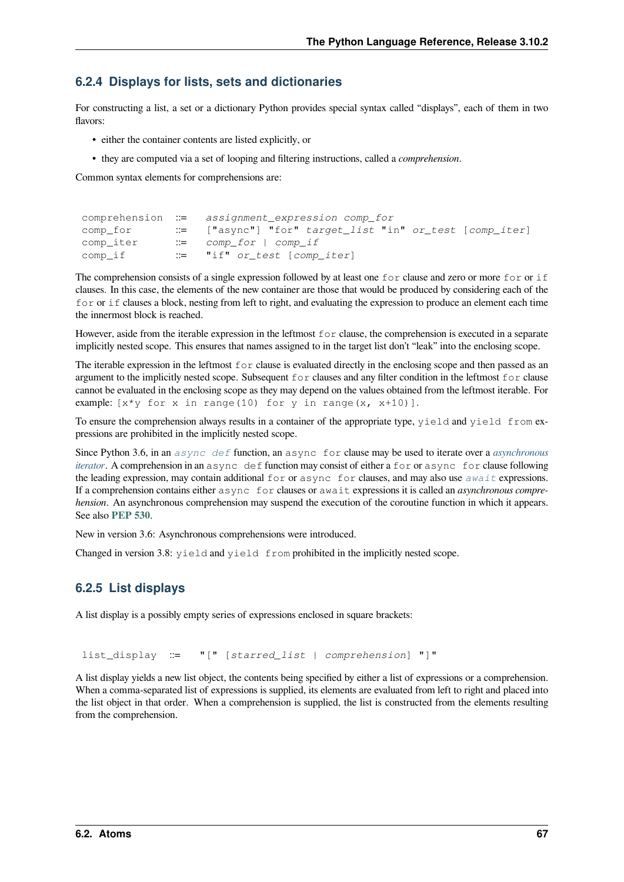### 6.2.4 Displays for lists, sets and dictionaries

For constructing a list, a set or a dictionary Python provides special syntax called "displays", each of them in two flavors:

- either the container contents are listed explicitly, or
- they are computed via a set of looping and filtering instructions, called a *comprehension*.

Common syntax elements for comprehensions are:

```
comprehension ::=  assignment_expression comp_for
comp_for      ::=  ["async"] "for" target_list "in" or_test [comp_iter]
comp_iter     ::=  comp_for | comp_if
comp_if       ::=  "if" or_test [comp_iter]
```

The comprehension consists of a single expression followed by at least one `for` clause and zero or more `for` or `if` clauses. In this case, the elements of the new container are those that would be produced by considering each of the `for` or `if` clauses a block, nesting from left to right, and evaluating the expression to produce an element each time the innermost block is reached.

However, aside from the iterable expression in the leftmost `for` clause, the comprehension is executed in a separate implicitly nested scope. This ensures that names assigned to in the target list don't "leak" into the enclosing scope.

The iterable expression in the leftmost `for` clause is evaluated directly in the enclosing scope and then passed as an argument to the implicitly nested scope. Subsequent `for` clauses and any filter condition in the leftmost `for` clause cannot be evaluated in the enclosing scope as they may depend on the values obtained from the leftmost iterable. For example: `[x*y for x in range(10) for y in range(x, x+10)]`.

To ensure the comprehension always results in a container of the appropriate type, `yield` and `yield from` expressions are prohibited in the implicitly nested scope.

Since Python 3.6, in an `async def` function, an `async for` clause may be used to iterate over a *asynchronous iterator*. A comprehension in an `async def` function may consist of either a `for` or `async for` clause following the leading expression, may contain additional `for` or `async for` clauses, and may also use `await` expressions. If a comprehension contains either `async for` clauses or `await` expressions it is called an *asynchronous comprehension*. An asynchronous comprehension may suspend the execution of the coroutine function in which it appears. See also **PEP 530**.

New in version 3.6: Asynchronous comprehensions were introduced.

Changed in version 3.8: `yield` and `yield from` prohibited in the implicitly nested scope.

### 6.2.5 List displays

A list display is a possibly empty series of expressions enclosed in square brackets:

```
list_display ::=  "[" [starred_list | comprehension] "]"
```

A list display yields a new list object, the contents being specified by either a list of expressions or a comprehension. When a comma-separated list of expressions is supplied, its elements are evaluated from left to right and placed into the list object in that order. When a comprehension is supplied, the list is constructed from the elements resulting from the comprehension.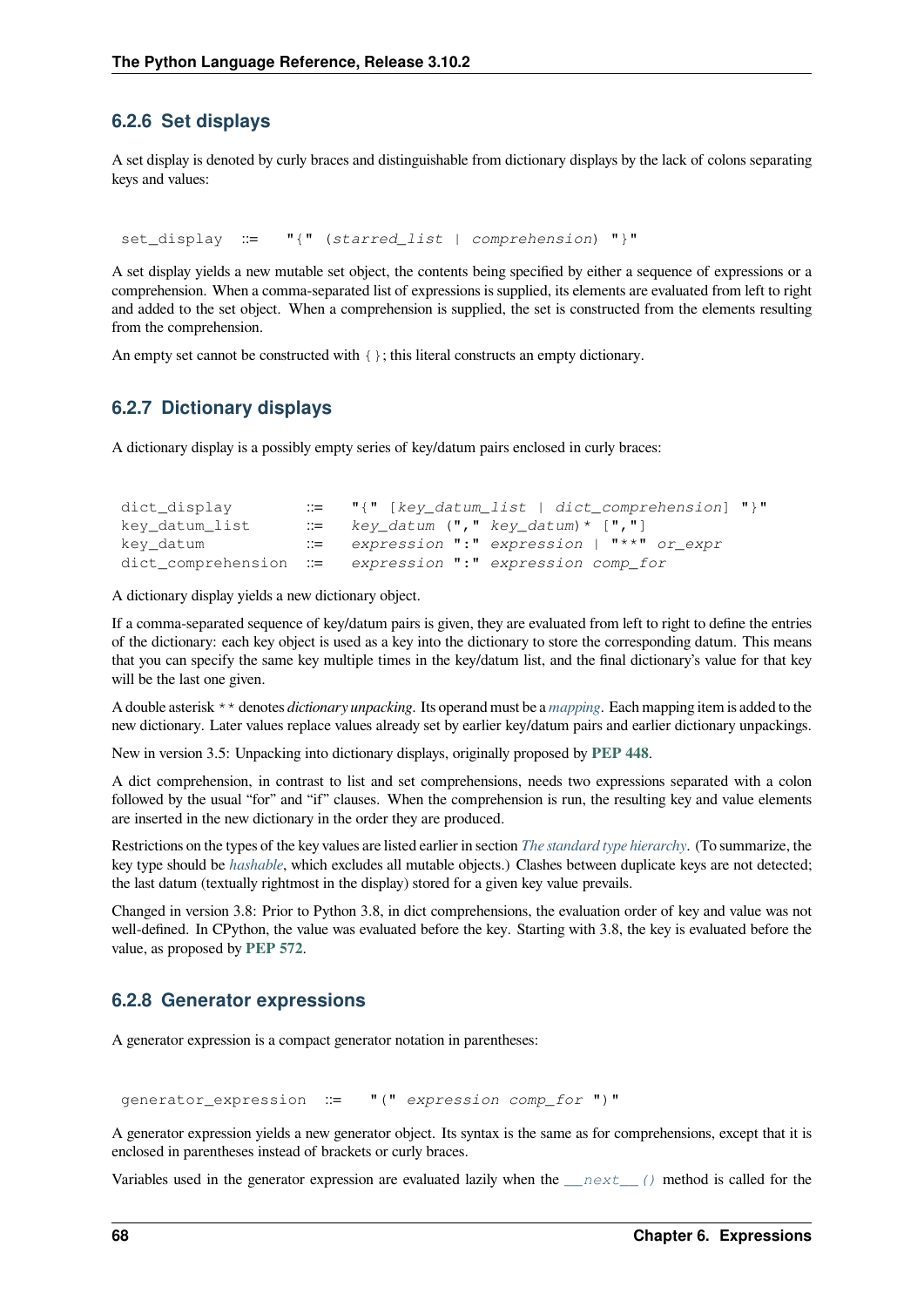### 6.2.6 Set displays

A set display is denoted by curly braces and distinguishable from dictionary displays by the lack of colons separating keys and values:

```
set_display ::= "{" (starred_list | comprehension) "}"
```

A set display yields a new mutable set object, the contents being specified by either a sequence of expressions or a comprehension. When a comma-separated list of expressions is supplied, its elements are evaluated from left to right and added to the set object. When a comprehension is supplied, the set is constructed from the elements resulting from the comprehension.

An empty set cannot be constructed with `{}`; this literal constructs an empty dictionary.

### 6.2.7 Dictionary displays

A dictionary display is a possibly empty series of key/datum pairs enclosed in curly braces:

```
dict_display       ::=  "{" [key_datum_list | dict_comprehension] "}"
key_datum_list     ::=  key_datum ("," key_datum)* [","]
key_datum          ::=  expression ":" expression | "**" or_expr
dict_comprehension ::=  expression ":" expression comp_for
```

A dictionary display yields a new dictionary object.

If a comma-separated sequence of key/datum pairs is given, they are evaluated from left to right to define the entries of the dictionary: each key object is used as a key into the dictionary to store the corresponding datum. This means that you can specify the same key multiple times in the key/datum list, and the final dictionary's value for that key will be the last one given.

A double asterisk `**` denotes *dictionary unpacking*. Its operand must be a *mapping*. Each mapping item is added to the new dictionary. Later values replace values already set by earlier key/datum pairs and earlier dictionary unpackings.

New in version 3.5: Unpacking into dictionary displays, originally proposed by **PEP 448**.

A dict comprehension, in contrast to list and set comprehensions, needs two expressions separated with a colon followed by the usual "for" and "if" clauses. When the comprehension is run, the resulting key and value elements are inserted in the new dictionary in the order they are produced.

Restrictions on the types of the key values are listed earlier in section *The standard type hierarchy*. (To summarize, the key type should be *hashable*, which excludes all mutable objects.) Clashes between duplicate keys are not detected; the last datum (textually rightmost in the display) stored for a given key value prevails.

Changed in version 3.8: Prior to Python 3.8, in dict comprehensions, the evaluation order of key and value was not well-defined. In CPython, the value was evaluated before the key. Starting with 3.8, the key is evaluated before the value, as proposed by **PEP 572**.

### 6.2.8 Generator expressions

A generator expression is a compact generator notation in parentheses:

```
generator_expression ::= "(" expression comp_for ")"
```

A generator expression yields a new generator object. Its syntax is the same as for comprehensions, except that it is enclosed in parentheses instead of brackets or curly braces.

Variables used in the generator expression are evaluated lazily when the `__next__()` method is called for the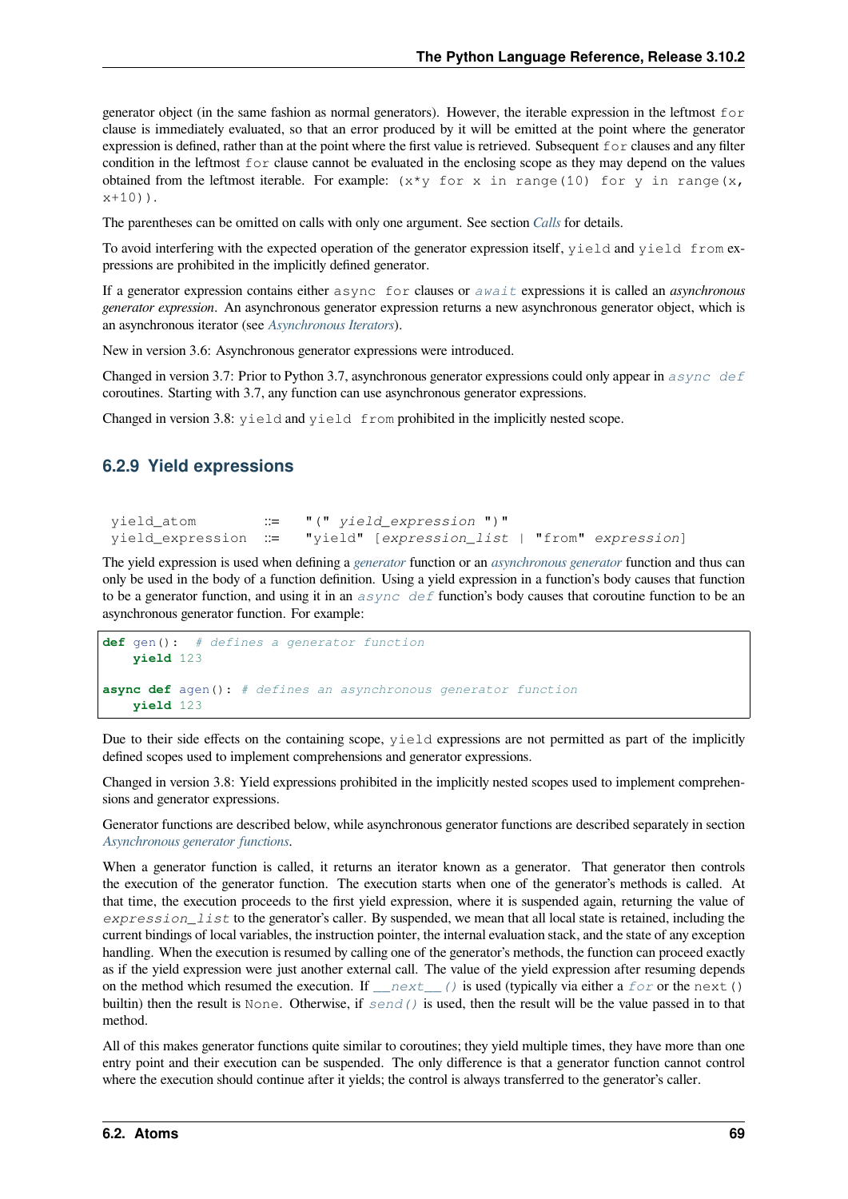generator object (in the same fashion as normal generators). However, the iterable expression in the leftmost `for` clause is immediately evaluated, so that an error produced by it will be emitted at the point where the generator expression is defined, rather than at the point where the first value is retrieved. Subsequent `for` clauses and any filter condition in the leftmost `for` clause cannot be evaluated in the enclosing scope as they may depend on the values obtained from the leftmost iterable. For example: `(x*y for x in range(10) for y in range(x, x+10))`.

The parentheses can be omitted on calls with only one argument. See section *Calls* for details.

To avoid interfering with the expected operation of the generator expression itself, `yield` and `yield from` expressions are prohibited in the implicitly defined generator.

If a generator expression contains either `async for` clauses or `await` expressions it is called an *asynchronous generator expression*. An asynchronous generator expression returns a new asynchronous generator object, which is an asynchronous iterator (see *Asynchronous Iterators*).

New in version 3.6: Asynchronous generator expressions were introduced.

Changed in version 3.7: Prior to Python 3.7, asynchronous generator expressions could only appear in `async def` coroutines. Starting with 3.7, any function can use asynchronous generator expressions.

Changed in version 3.8: `yield` and `yield from` prohibited in the implicitly nested scope.

### 6.2.9 Yield expressions

```
yield_atom       ::=  "(" yield_expression ")"
yield_expression ::=  "yield" [expression_list | "from" expression]
```

The yield expression is used when defining a *generator* function or an *asynchronous generator* function and thus can only be used in the body of a function definition. Using a yield expression in a function's body causes that function to be a generator function, and using it in an `async def` function's body causes that coroutine function to be an asynchronous generator function. For example:

```
def gen():  # defines a generator function
    yield 123

async def agen(): # defines an asynchronous generator function
    yield 123
```

Due to their side effects on the containing scope, `yield` expressions are not permitted as part of the implicitly defined scopes used to implement comprehensions and generator expressions.

Changed in version 3.8: Yield expressions prohibited in the implicitly nested scopes used to implement comprehensions and generator expressions.

Generator functions are described below, while asynchronous generator functions are described separately in section *Asynchronous generator functions*.

When a generator function is called, it returns an iterator known as a generator. That generator then controls the execution of the generator function. The execution starts when one of the generator's methods is called. At that time, the execution proceeds to the first yield expression, where it is suspended again, returning the value of *expression_list* to the generator's caller. By suspended, we mean that all local state is retained, including the current bindings of local variables, the instruction pointer, the internal evaluation stack, and the state of any exception handling. When the execution is resumed by calling one of the generator's methods, the function can proceed exactly as if the yield expression were just another external call. The value of the yield expression after resuming depends on the method which resumed the execution. If `__next__()` is used (typically via either a `for` or the `next()` builtin) then the result is `None`. Otherwise, if `send()` is used, then the result will be the value passed in to that method.

All of this makes generator functions quite similar to coroutines; they yield multiple times, they have more than one entry point and their execution can be suspended. The only difference is that a generator function cannot control where the execution should continue after it yields; the control is always transferred to the generator's caller.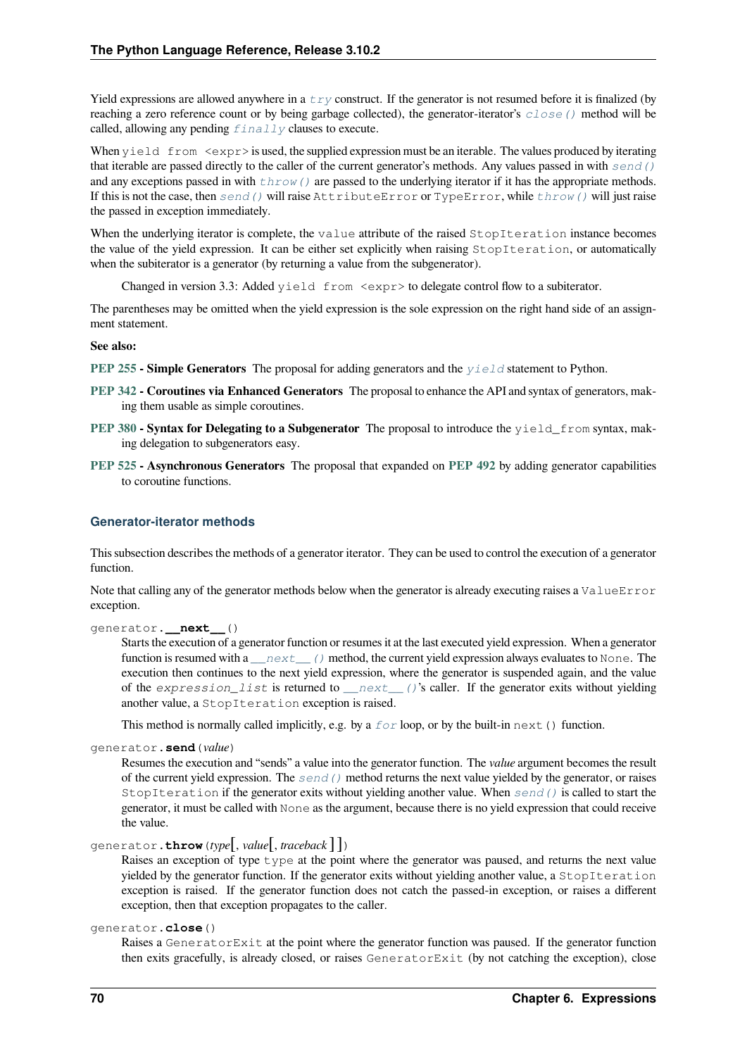Yield expressions are allowed anywhere in a `try` construct. If the generator is not resumed before it is finalized (by reaching a zero reference count or by being garbage collected), the generator-iterator's `close()` method will be called, allowing any pending `finally` clauses to execute.

When `yield from <expr>` is used, the supplied expression must be an iterable. The values produced by iterating that iterable are passed directly to the caller of the current generator's methods. Any values passed in with `send()` and any exceptions passed in with `throw()` are passed to the underlying iterator if it has the appropriate methods. If this is not the case, then `send()` will raise `AttributeError` or `TypeError`, while `throw()` will just raise the passed in exception immediately.

When the underlying iterator is complete, the `value` attribute of the raised `StopIteration` instance becomes the value of the yield expression. It can be either set explicitly when raising `StopIteration`, or automatically when the subiterator is a generator (by returning a value from the subgenerator).

> Changed in version 3.3: Added `yield from <expr>` to delegate control flow to a subiterator.

The parentheses may be omitted when the yield expression is the sole expression on the right hand side of an assignment statement.

**See also:**

**PEP 255 - Simple Generators** The proposal for adding generators and the `yield` statement to Python.

**PEP 342 - Coroutines via Enhanced Generators** The proposal to enhance the API and syntax of generators, making them usable as simple coroutines.

**PEP 380 - Syntax for Delegating to a Subgenerator** The proposal to introduce the `yield_from` syntax, making delegation to subgenerators easy.

**PEP 525 - Asynchronous Generators** The proposal that expanded on **PEP 492** by adding generator capabilities to coroutine functions.

### Generator-iterator methods

This subsection describes the methods of a generator iterator. They can be used to control the execution of a generator function.

Note that calling any of the generator methods below when the generator is already executing raises a `ValueError` exception.

`generator.__next__()`

Starts the execution of a generator function or resumes it at the last executed yield expression. When a generator function is resumed with a `__next__()` method, the current yield expression always evaluates to `None`. The execution then continues to the next yield expression, where the generator is suspended again, and the value of the `expression_list` is returned to `__next__()`'s caller. If the generator exits without yielding another value, a `StopIteration` exception is raised.

This method is normally called implicitly, e.g. by a `for` loop, or by the built-in `next()` function.

`generator.send(value)`

Resumes the execution and "sends" a value into the generator function. The *value* argument becomes the result of the current yield expression. The `send()` method returns the next value yielded by the generator, or raises `StopIteration` if the generator exits without yielding another value. When `send()` is called to start the generator, it must be called with `None` as the argument, because there is no yield expression that could receive the value.

`generator.throw(type[, value[, traceback]])`

Raises an exception of type `type` at the point where the generator was paused, and returns the next value yielded by the generator function. If the generator exits without yielding another value, a `StopIteration` exception is raised. If the generator function does not catch the passed-in exception, or raises a different exception, then that exception propagates to the caller.

`generator.close()`

Raises a `GeneratorExit` at the point where the generator function was paused. If the generator function then exits gracefully, is already closed, or raises `GeneratorExit` (by not catching the exception), close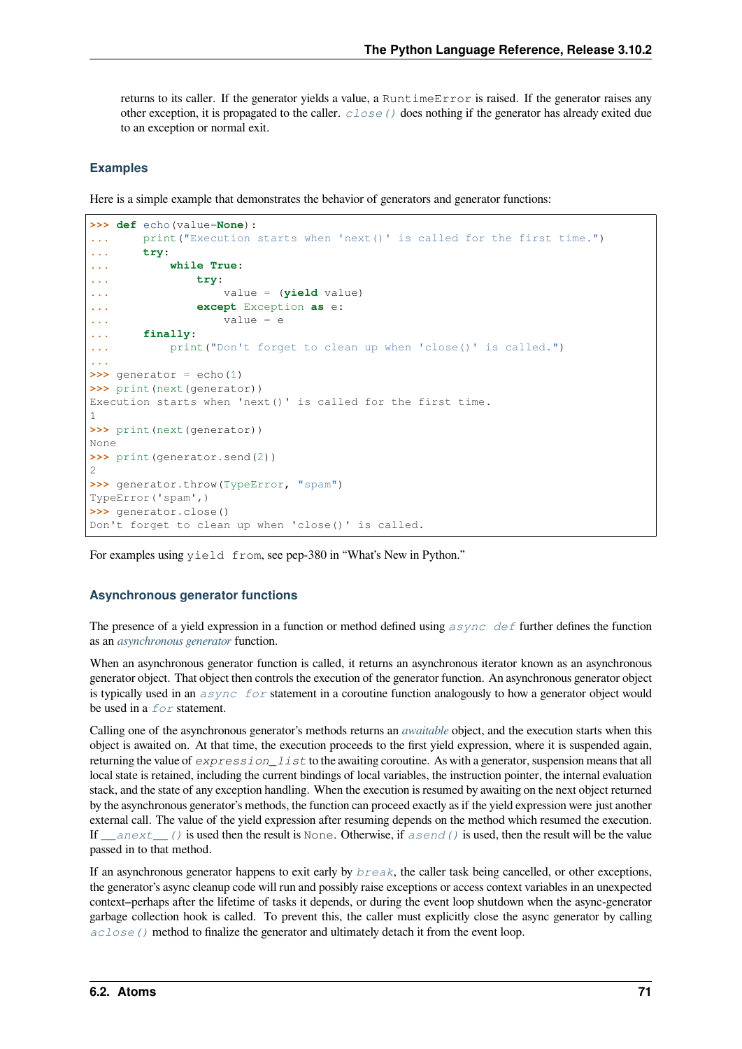returns to its caller. If the generator yields a value, a RuntimeError is raised. If the generator raises any other exception, it is propagated to the caller. close() does nothing if the generator has already exited due to an exception or normal exit.

### Examples

Here is a simple example that demonstrates the behavior of generators and generator functions:

```
>>> def echo(value=None):
...     print("Execution starts when 'next()' is called for the first time.")
...     try:
...         while True:
...             try:
...                 value = (yield value)
...             except Exception as e:
...                 value = e
...     finally:
...         print("Don't forget to clean up when 'close()' is called.")
...
>>> generator = echo(1)
>>> print(next(generator))
Execution starts when 'next()' is called for the first time.
1
>>> print(next(generator))
None
>>> print(generator.send(2))
2
>>> generator.throw(TypeError, "spam")
TypeError('spam',)
>>> generator.close()
Don't forget to clean up when 'close()' is called.
```

For examples using yield from, see pep-380 in "What's New in Python."

### Asynchronous generator functions

The presence of a yield expression in a function or method defined using async def further defines the function as an *asynchronous generator* function.

When an asynchronous generator function is called, it returns an asynchronous iterator known as an asynchronous generator object. That object then controls the execution of the generator function. An asynchronous generator object is typically used in an async for statement in a coroutine function analogously to how a generator object would be used in a for statement.

Calling one of the asynchronous generator's methods returns an *awaitable* object, and the execution starts when this object is awaited on. At that time, the execution proceeds to the first yield expression, where it is suspended again, returning the value of expression_list to the awaiting coroutine. As with a generator, suspension means that all local state is retained, including the current bindings of local variables, the instruction pointer, the internal evaluation stack, and the state of any exception handling. When the execution is resumed by awaiting on the next object returned by the asynchronous generator's methods, the function can proceed exactly as if the yield expression were just another external call. The value of the yield expression after resuming depends on the method which resumed the execution. If \_\_anext\_\_() is used then the result is None. Otherwise, if asend() is used, then the result will be the value passed in to that method.

If an asynchronous generator happens to exit early by break, the caller task being cancelled, or other exceptions, the generator's async cleanup code will run and possibly raise exceptions or access context variables in an unexpected context–perhaps after the lifetime of tasks it depends, or during the event loop shutdown when the async-generator garbage collection hook is called. To prevent this, the caller must explicitly close the async generator by calling aclose() method to finalize the generator and ultimately detach it from the event loop.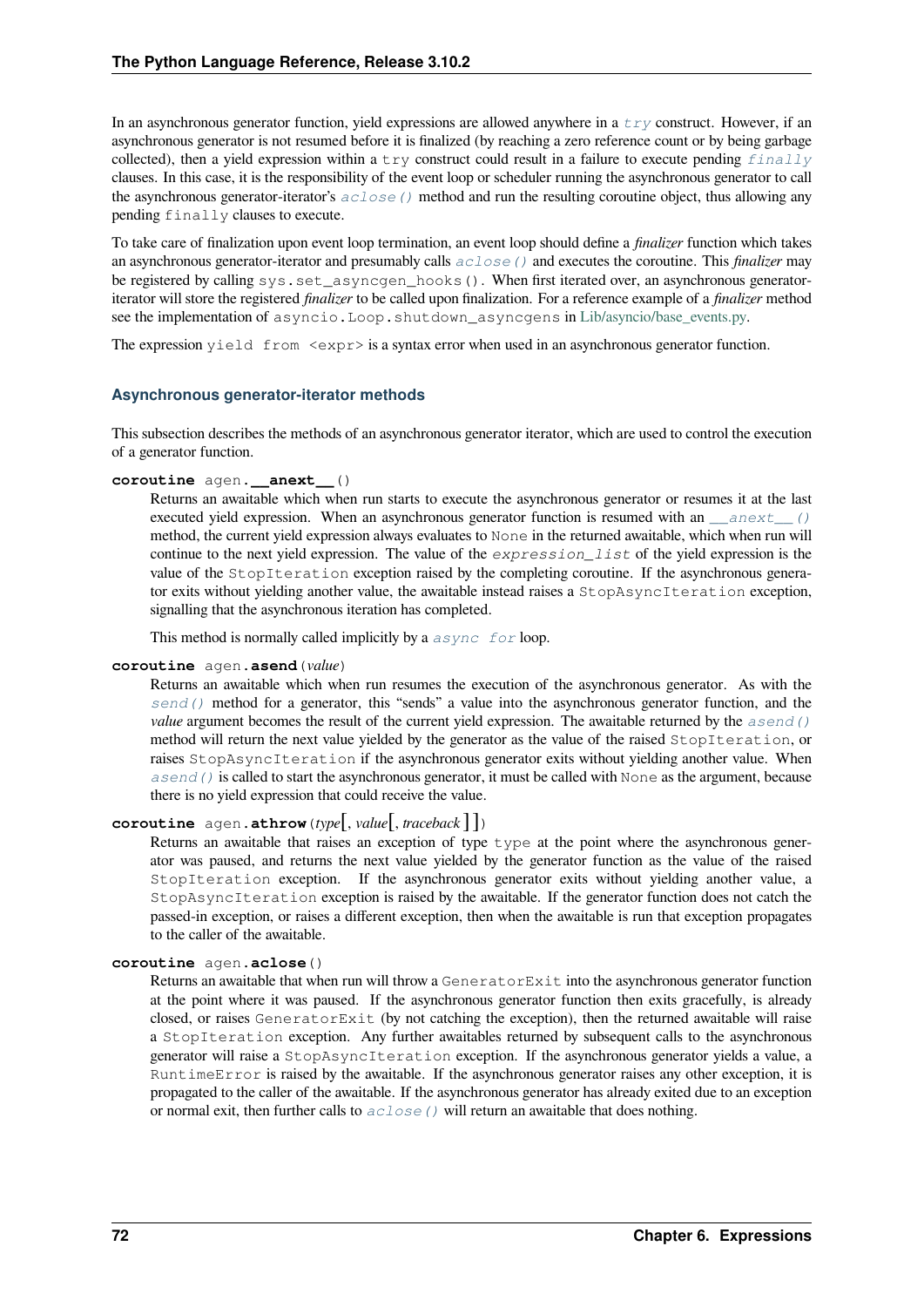In an asynchronous generator function, yield expressions are allowed anywhere in a `try` construct. However, if an asynchronous generator is not resumed before it is finalized (by reaching a zero reference count or by being garbage collected), then a yield expression within a `try` construct could result in a failure to execute pending `finally` clauses. In this case, it is the responsibility of the event loop or scheduler running the asynchronous generator to call the asynchronous generator-iterator's `aclose()` method and run the resulting coroutine object, thus allowing any pending `finally` clauses to execute.

To take care of finalization upon event loop termination, an event loop should define a *finalizer* function which takes an asynchronous generator-iterator and presumably calls `aclose()` and executes the coroutine. This *finalizer* may be registered by calling `sys.set_asyncgen_hooks()`. When first iterated over, an asynchronous generator-iterator will store the registered *finalizer* to be called upon finalization. For a reference example of a *finalizer* method see the implementation of `asyncio.Loop.shutdown_asyncgens` in Lib/asyncio/base_events.py.

The expression `yield from <expr>` is a syntax error when used in an asynchronous generator function.

#### Asynchronous generator-iterator methods

This subsection describes the methods of an asynchronous generator iterator, which are used to control the execution of a generator function.

**coroutine** agen.**__anext__**()

Returns an awaitable which when run starts to execute the asynchronous generator or resumes it at the last executed yield expression. When an asynchronous generator function is resumed with an `__anext__()` method, the current yield expression always evaluates to `None` in the returned awaitable, which when run will continue to the next yield expression. The value of the `expression_list` of the yield expression is the value of the `StopIteration` exception raised by the completing coroutine. If the asynchronous generator exits without yielding another value, the awaitable instead raises a `StopAsyncIteration` exception, signalling that the asynchronous iteration has completed.

This method is normally called implicitly by a `async for` loop.

**coroutine** agen.**asend**(*value*)

Returns an awaitable which when run resumes the execution of the asynchronous generator. As with the `send()` method for a generator, this "sends" a value into the asynchronous generator function, and the *value* argument becomes the result of the current yield expression. The awaitable returned by the `asend()` method will return the next value yielded by the generator as the value of the raised `StopIteration`, or raises `StopAsyncIteration` if the asynchronous generator exits without yielding another value. When `asend()` is called to start the asynchronous generator, it must be called with `None` as the argument, because there is no yield expression that could receive the value.

**coroutine** agen.**athrow**(*type*[, *value*[, *traceback* ]])

Returns an awaitable that raises an exception of type `type` at the point where the asynchronous generator was paused, and returns the next value yielded by the generator function as the value of the raised `StopIteration` exception. If the asynchronous generator exits without yielding another value, a `StopAsyncIteration` exception is raised by the awaitable. If the generator function does not catch the passed-in exception, or raises a different exception, then when the awaitable is run that exception propagates to the caller of the awaitable.

**coroutine** agen.**aclose**()

Returns an awaitable that when run will throw a `GeneratorExit` into the asynchronous generator function at the point where it was paused. If the asynchronous generator function then exits gracefully, is already closed, or raises `GeneratorExit` (by not catching the exception), then the returned awaitable will raise a `StopIteration` exception. Any further awaitables returned by subsequent calls to the asynchronous generator will raise a `StopAsyncIteration` exception. If the asynchronous generator yields a value, a `RuntimeError` is raised by the awaitable. If the asynchronous generator raises any other exception, it is propagated to the caller of the awaitable. If the asynchronous generator has already exited due to an exception or normal exit, then further calls to `aclose()` will return an awaitable that does nothing.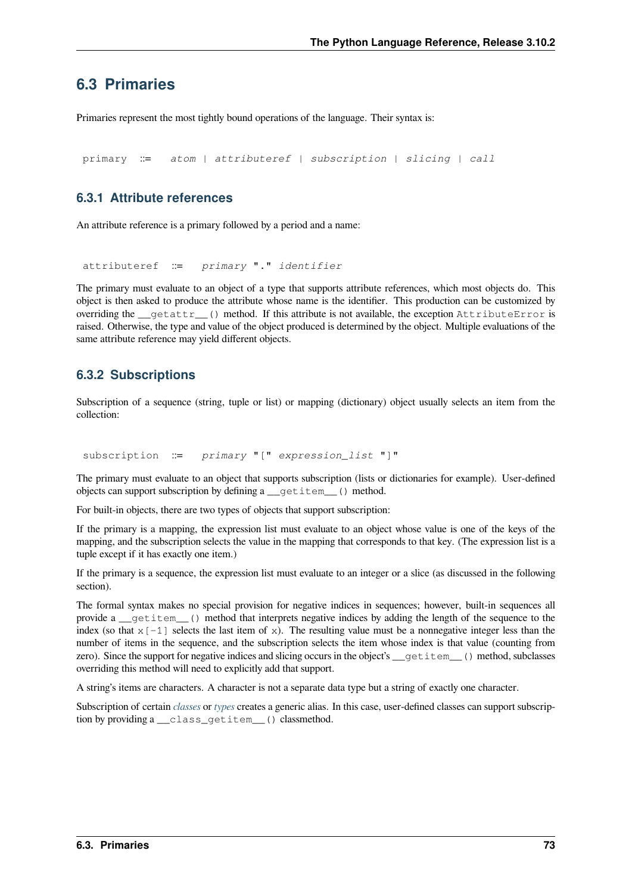## 6.3 Primaries

Primaries represent the most tightly bound operations of the language. Their syntax is:

```
primary ::=  atom | attributeref | subscription | slicing | call
```

### 6.3.1 Attribute references

An attribute reference is a primary followed by a period and a name:

```
attributeref ::=  primary "." identifier
```

The primary must evaluate to an object of a type that supports attribute references, which most objects do. This object is then asked to produce the attribute whose name is the identifier. This production can be customized by overriding the `__getattr__()` method. If this attribute is not available, the exception `AttributeError` is raised. Otherwise, the type and value of the object produced is determined by the object. Multiple evaluations of the same attribute reference may yield different objects.

### 6.3.2 Subscriptions

Subscription of a sequence (string, tuple or list) or mapping (dictionary) object usually selects an item from the collection:

```
subscription ::=  primary "[" expression_list "]"
```

The primary must evaluate to an object that supports subscription (lists or dictionaries for example). User-defined objects can support subscription by defining a `__getitem__()` method.

For built-in objects, there are two types of objects that support subscription:

If the primary is a mapping, the expression list must evaluate to an object whose value is one of the keys of the mapping, and the subscription selects the value in the mapping that corresponds to that key. (The expression list is a tuple except if it has exactly one item.)

If the primary is a sequence, the expression list must evaluate to an integer or a slice (as discussed in the following section).

The formal syntax makes no special provision for negative indices in sequences; however, built-in sequences all provide a `__getitem__()` method that interprets negative indices by adding the length of the sequence to the index (so that `x[-1]` selects the last item of `x`). The resulting value must be a nonnegative integer less than the number of items in the sequence, and the subscription selects the item whose index is that value (counting from zero). Since the support for negative indices and slicing occurs in the object's `__getitem__()` method, subclasses overriding this method will need to explicitly add that support.

A string's items are characters. A character is not a separate data type but a string of exactly one character.

Subscription of certain *classes* or *types* creates a generic alias. In this case, user-defined classes can support subscription by providing a `__class_getitem__()` classmethod.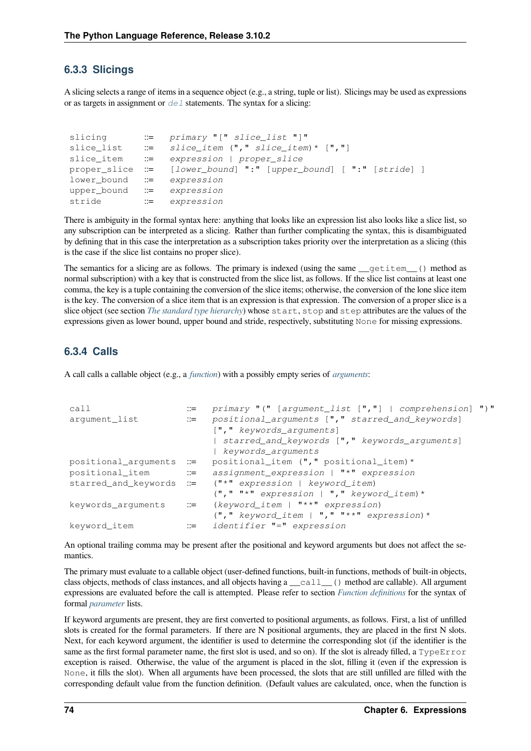### 6.3.3 Slicings

A slicing selects a range of items in a sequence object (e.g., a string, tuple or list). Slicings may be used as expressions or as targets in assignment or `del` statements. The syntax for a slicing:

```
slicing      ::=  primary "[" slice_list "]"
slice_list   ::=  slice_item ("," slice_item)* [","]
slice_item   ::=  expression | proper_slice
proper_slice ::=  [lower_bound] ":" [upper_bound] [ ":" [stride] ]
lower_bound  ::=  expression
upper_bound  ::=  expression
stride       ::=  expression
```

There is ambiguity in the formal syntax here: anything that looks like an expression list also looks like a slice list, so any subscription can be interpreted as a slicing. Rather than further complicating the syntax, this is disambiguated by defining that in this case the interpretation as a subscription takes priority over the interpretation as a slicing (this is the case if the slice list contains no proper slice).

The semantics for a slicing are as follows. The primary is indexed (using the same `__getitem__()` method as normal subscription) with a key that is constructed from the slice list, as follows. If the slice list contains at least one comma, the key is a tuple containing the conversion of the slice items; otherwise, the conversion of the lone slice item is the key. The conversion of a slice item that is an expression is that expression. The conversion of a proper slice is a slice object (see section *The standard type hierarchy*) whose `start`, `stop` and `step` attributes are the values of the expressions given as lower bound, upper bound and stride, respectively, substituting `None` for missing expressions.

### 6.3.4 Calls

A call calls a callable object (e.g., a *function*) with a possibly empty series of *arguments*:

```
call                 ::=  primary "(" [argument_list [","] | comprehension] ")"
argument_list        ::=  positional_arguments ["," starred_and_keywords]
                          ["," keywords_arguments]
                          | starred_and_keywords ["," keywords_arguments]
                          | keywords_arguments
positional_arguments ::=  positional_item ("," positional_item)*
positional_item      ::=  assignment_expression | "*" expression
starred_and_keywords ::=  ("*" expression | keyword_item)
                          ("," "*" expression | "," keyword_item)*
keywords_arguments   ::=  (keyword_item | "**" expression)
                          ("," keyword_item | "," "**" expression)*
keyword_item         ::=  identifier "=" expression
```

An optional trailing comma may be present after the positional and keyword arguments but does not affect the semantics.

The primary must evaluate to a callable object (user-defined functions, built-in functions, methods of built-in objects, class objects, methods of class instances, and all objects having a `__call__()` method are callable). All argument expressions are evaluated before the call is attempted. Please refer to section *Function definitions* for the syntax of formal *parameter* lists.

If keyword arguments are present, they are first converted to positional arguments, as follows. First, a list of unfilled slots is created for the formal parameters. If there are N positional arguments, they are placed in the first N slots. Next, for each keyword argument, the identifier is used to determine the corresponding slot (if the identifier is the same as the first formal parameter name, the first slot is used, and so on). If the slot is already filled, a `TypeError` exception is raised. Otherwise, the value of the argument is placed in the slot, filling it (even if the expression is `None`, it fills the slot). When all arguments have been processed, the slots that are still unfilled are filled with the corresponding default value from the function definition. (Default values are calculated, once, when the function is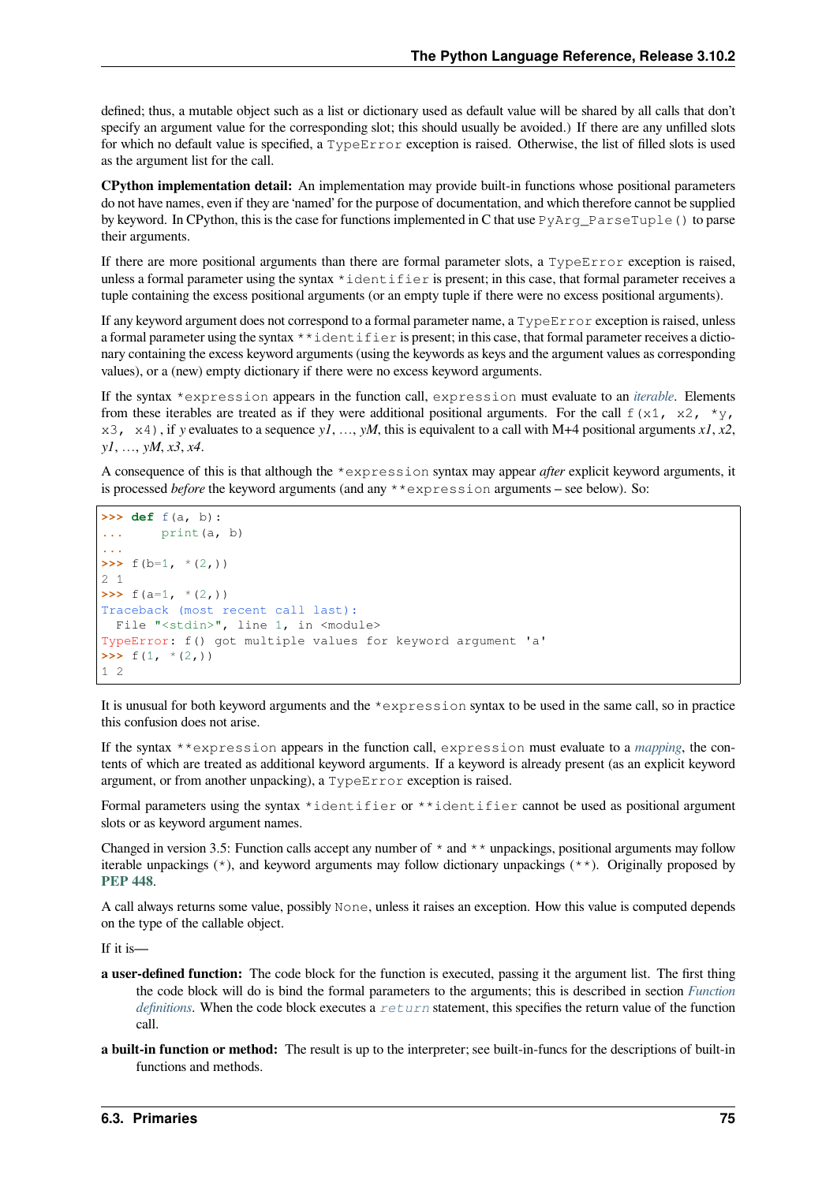defined; thus, a mutable object such as a list or dictionary used as default value will be shared by all calls that don't specify an argument value for the corresponding slot; this should usually be avoided.) If there are any unfilled slots for which no default value is specified, a `TypeError` exception is raised. Otherwise, the list of filled slots is used as the argument list for the call.

**CPython implementation detail:** An implementation may provide built-in functions whose positional parameters do not have names, even if they are 'named' for the purpose of documentation, and which therefore cannot be supplied by keyword. In CPython, this is the case for functions implemented in C that use `PyArg_ParseTuple()` to parse their arguments.

If there are more positional arguments than there are formal parameter slots, a `TypeError` exception is raised, unless a formal parameter using the syntax `*identifier` is present; in this case, that formal parameter receives a tuple containing the excess positional arguments (or an empty tuple if there were no excess positional arguments).

If any keyword argument does not correspond to a formal parameter name, a `TypeError` exception is raised, unless a formal parameter using the syntax `**identifier` is present; in this case, that formal parameter receives a dictionary containing the excess keyword arguments (using the keywords as keys and the argument values as corresponding values), or a (new) empty dictionary if there were no excess keyword arguments.

If the syntax `*expression` appears in the function call, `expression` must evaluate to an *iterable*. Elements from these iterables are treated as if they were additional positional arguments. For the call `f(x1, x2, *y, x3, x4)`, if *y* evaluates to a sequence *y1*, ..., *yM*, this is equivalent to a call with M+4 positional arguments *x1*, *x2*, *y1*, ..., *yM*, *x3*, *x4*.

A consequence of this is that although the `*expression` syntax may appear *after* explicit keyword arguments, it is processed *before* the keyword arguments (and any `**expression` arguments – see below). So:

```
>>> def f(a, b):
...     print(a, b)
...
>>> f(b=1, *(2,))
2 1
>>> f(a=1, *(2,))
Traceback (most recent call last):
  File "<stdin>", line 1, in <module>
TypeError: f() got multiple values for keyword argument 'a'
>>> f(1, *(2,))
1 2
```

It is unusual for both keyword arguments and the `*expression` syntax to be used in the same call, so in practice this confusion does not arise.

If the syntax `**expression` appears in the function call, `expression` must evaluate to a *mapping*, the contents of which are treated as additional keyword arguments. If a keyword is already present (as an explicit keyword argument, or from another unpacking), a `TypeError` exception is raised.

Formal parameters using the syntax `*identifier` or `**identifier` cannot be used as positional argument slots or as keyword argument names.

Changed in version 3.5: Function calls accept any number of `*` and `**` unpackings, positional arguments may follow iterable unpackings (`*`), and keyword arguments may follow dictionary unpackings (`**`). Originally proposed by **PEP 448**.

A call always returns some value, possibly `None`, unless it raises an exception. How this value is computed depends on the type of the callable object.

If it is—

**a user-defined function:** The code block for the function is executed, passing it the argument list. The first thing the code block will do is bind the formal parameters to the arguments; this is described in section *Function definitions*. When the code block executes a `return` statement, this specifies the return value of the function call.

**a built-in function or method:** The result is up to the interpreter; see built-in-funcs for the descriptions of built-in functions and methods.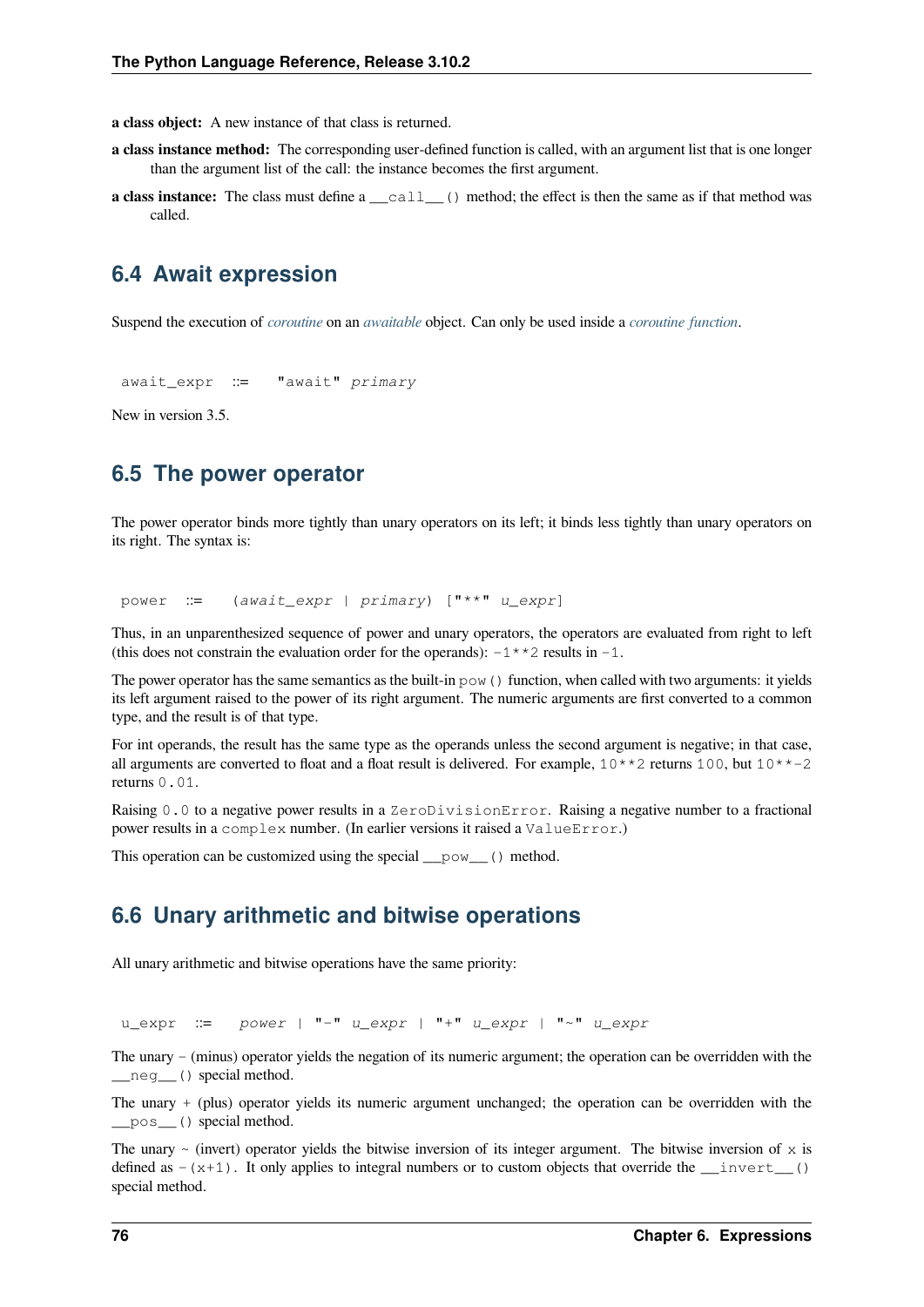**a class object:** A new instance of that class is returned.

**a class instance method:** The corresponding user-defined function is called, with an argument list that is one longer than the argument list of the call: the instance becomes the first argument.

**a class instance:** The class must define a `__call__()` method; the effect is then the same as if that method was called.

## 6.4 Await expression

Suspend the execution of *coroutine* on an *awaitable* object. Can only be used inside a *coroutine function*.

```
await_expr ::= "await" primary
```

New in version 3.5.

## 6.5 The power operator

The power operator binds more tightly than unary operators on its left; it binds less tightly than unary operators on its right. The syntax is:

```
power ::= (await_expr | primary) ["**" u_expr]
```

Thus, in an unparenthesized sequence of power and unary operators, the operators are evaluated from right to left (this does not constrain the evaluation order for the operands): `-1**2` results in `-1`.

The power operator has the same semantics as the built-in `pow()` function, when called with two arguments: it yields its left argument raised to the power of its right argument. The numeric arguments are first converted to a common type, and the result is of that type.

For int operands, the result has the same type as the operands unless the second argument is negative; in that case, all arguments are converted to float and a float result is delivered. For example, `10**2` returns `100`, but `10**-2` returns `0.01`.

Raising `0.0` to a negative power results in a `ZeroDivisionError`. Raising a negative number to a fractional power results in a `complex` number. (In earlier versions it raised a `ValueError`.)

This operation can be customized using the special `__pow__()` method.

## 6.6 Unary arithmetic and bitwise operations

All unary arithmetic and bitwise operations have the same priority:

```
u_expr ::= power | "-" u_expr | "+" u_expr | "~" u_expr
```

The unary `-` (minus) operator yields the negation of its numeric argument; the operation can be overridden with the `__neg__()` special method.

The unary `+` (plus) operator yields its numeric argument unchanged; the operation can be overridden with the `__pos__()` special method.

The unary `~` (invert) operator yields the bitwise inversion of its integer argument. The bitwise inversion of `x` is defined as `-(x+1)`. It only applies to integral numbers or to custom objects that override the `__invert__()` special method.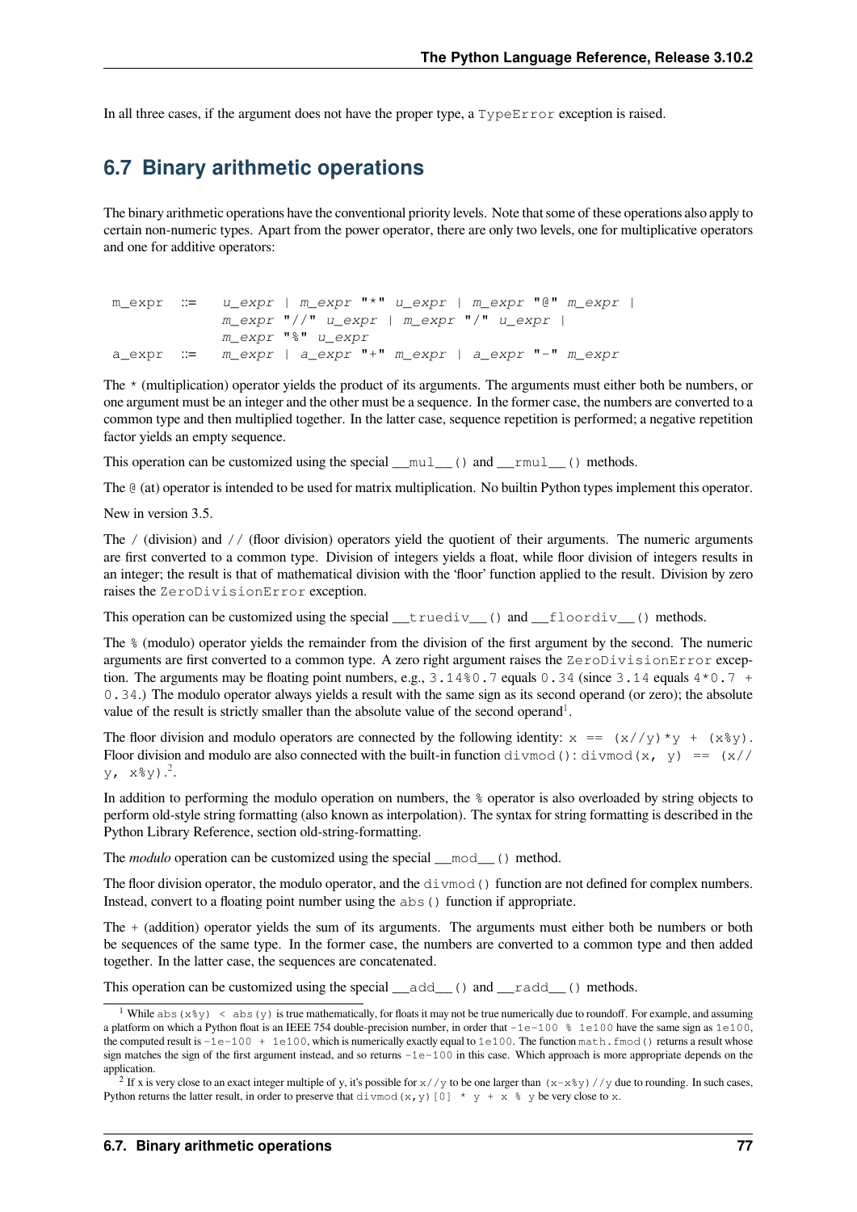In all three cases, if the argument does not have the proper type, a `TypeError` exception is raised.

## 6.7 Binary arithmetic operations

The binary arithmetic operations have the conventional priority levels. Note that some of these operations also apply to certain non-numeric types. Apart from the power operator, there are only two levels, one for multiplicative operators and one for additive operators:

```
m_expr ::=  u_expr | m_expr "*" u_expr | m_expr "@" m_expr |
            m_expr "//" u_expr | m_expr "/" u_expr |
            m_expr "%" u_expr
a_expr ::=  m_expr | a_expr "+" m_expr | a_expr "-" m_expr
```

The `*` (multiplication) operator yields the product of its arguments. The arguments must either both be numbers, or one argument must be an integer and the other must be a sequence. In the former case, the numbers are converted to a common type and then multiplied together. In the latter case, sequence repetition is performed; a negative repetition factor yields an empty sequence.

This operation can be customized using the special `__mul__()` and `__rmul__()` methods.

The `@` (at) operator is intended to be used for matrix multiplication. No builtin Python types implement this operator.

New in version 3.5.

The `/` (division) and `//` (floor division) operators yield the quotient of their arguments. The numeric arguments are first converted to a common type. Division of integers yields a float, while floor division of integers results in an integer; the result is that of mathematical division with the 'floor' function applied to the result. Division by zero raises the `ZeroDivisionError` exception.

This operation can be customized using the special `__truediv__()` and `__floordiv__()` methods.

The `%` (modulo) operator yields the remainder from the division of the first argument by the second. The numeric arguments are first converted to a common type. A zero right argument raises the `ZeroDivisionError` exception. The arguments may be floating point numbers, e.g., `3.14%0.7` equals `0.34` (since `3.14` equals `4*0.7 + 0.34`.) The modulo operator always yields a result with the same sign as its second operand (or zero); the absolute value of the result is strictly smaller than the absolute value of the second operand[1].

The floor division and modulo operators are connected by the following identity: `x == (x//y)*y + (x%y)`. Floor division and modulo are also connected with the built-in function `divmod()`: `divmod(x, y) == (x//y, x%y)`.[2].

In addition to performing the modulo operation on numbers, the `%` operator is also overloaded by string objects to perform old-style string formatting (also known as interpolation). The syntax for string formatting is described in the Python Library Reference, section old-string-formatting.

The *modulo* operation can be customized using the special `__mod__()` method.

The floor division operator, the modulo operator, and the `divmod()` function are not defined for complex numbers. Instead, convert to a floating point number using the `abs()` function if appropriate.

The `+` (addition) operator yields the sum of its arguments. The arguments must either both be numbers or both be sequences of the same type. In the former case, the numbers are converted to a common type and then added together. In the latter case, the sequences are concatenated.

This operation can be customized using the special `__add__()` and `__radd__()` methods.

---

[1] While `abs(x%y) < abs(y)` is true mathematically, for floats it may not be true numerically due to roundoff. For example, and assuming a platform on which a Python float is an IEEE 754 double-precision number, in order that `-1e-100 % 1e100` have the same sign as `1e100`, the computed result is `-1e-100 + 1e100`, which is numerically exactly equal to `1e100`. The function `math.fmod()` returns a result whose sign matches the sign of the first argument instead, and so returns `-1e-100` in this case. Which approach is more appropriate depends on the application.

[2] If x is very close to an exact integer multiple of y, it's possible for `x//y` to be one larger than `(x-x%y)//y` due to rounding. In such cases, Python returns the latter result, in order to preserve that `divmod(x,y)[0] * y + x % y` be very close to `x`.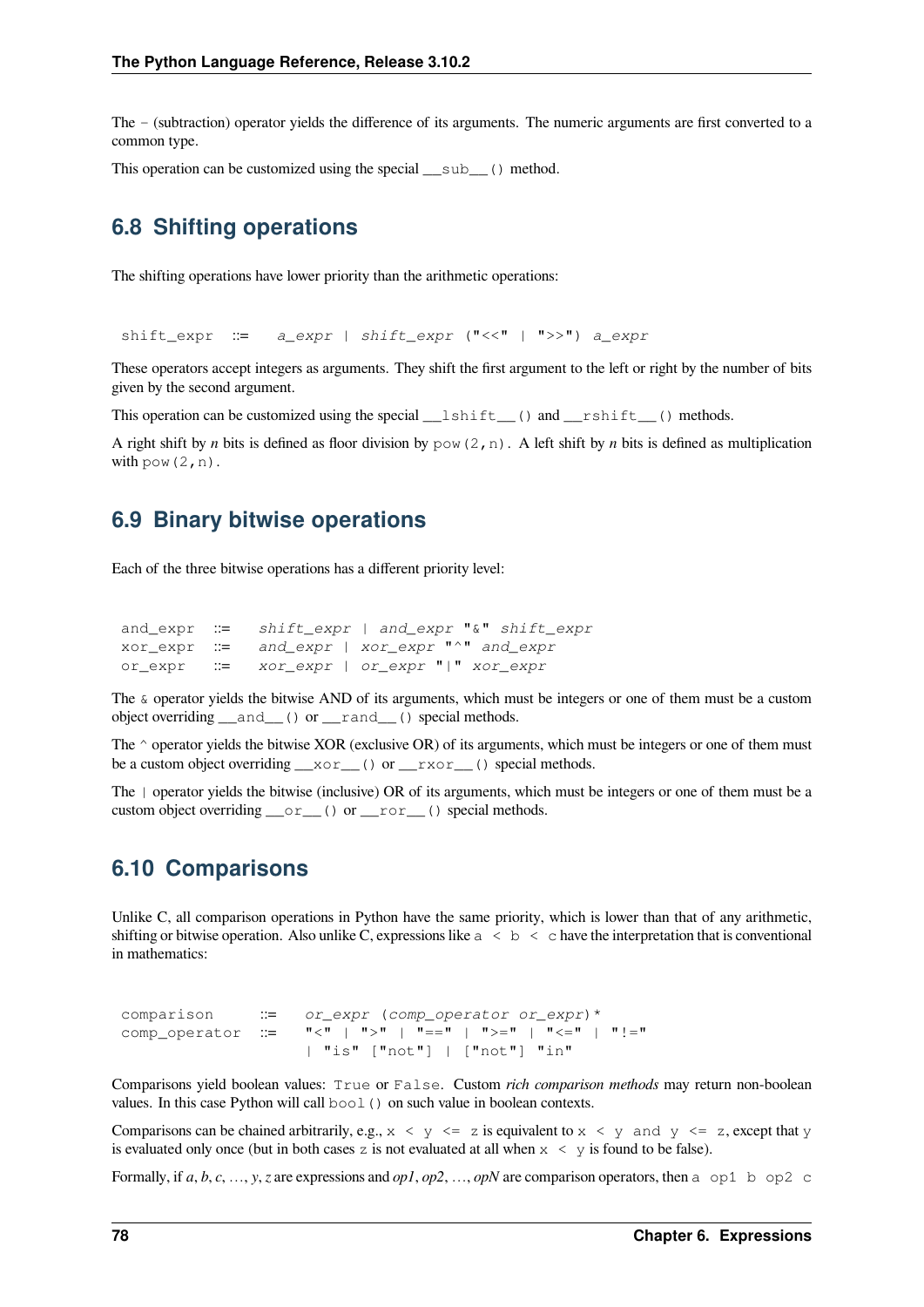The - (subtraction) operator yields the difference of its arguments. The numeric arguments are first converted to a common type.

This operation can be customized using the special `__sub__()` method.

## 6.8 Shifting operations

The shifting operations have lower priority than the arithmetic operations:

```
shift_expr ::= a_expr | shift_expr ("<<" | ">>") a_expr
```

These operators accept integers as arguments. They shift the first argument to the left or right by the number of bits given by the second argument.

This operation can be customized using the special `__lshift__()` and `__rshift__()` methods.

A right shift by *n* bits is defined as floor division by `pow(2,n)`. A left shift by *n* bits is defined as multiplication with `pow(2,n)`.

## 6.9 Binary bitwise operations

Each of the three bitwise operations has a different priority level:

```
and_expr ::= shift_expr | and_expr "&" shift_expr
xor_expr ::= and_expr | xor_expr "^" and_expr
or_expr  ::= xor_expr | or_expr "|" xor_expr
```

The `&` operator yields the bitwise AND of its arguments, which must be integers or one of them must be a custom object overriding `__and__()` or `__rand__()` special methods.

The `^` operator yields the bitwise XOR (exclusive OR) of its arguments, which must be integers or one of them must be a custom object overriding `__xor__()` or `__rxor__()` special methods.

The `|` operator yields the bitwise (inclusive) OR of its arguments, which must be integers or one of them must be a custom object overriding `__or__()` or `__ror__()` special methods.

## 6.10 Comparisons

Unlike C, all comparison operations in Python have the same priority, which is lower than that of any arithmetic, shifting or bitwise operation. Also unlike C, expressions like `a < b < c` have the interpretation that is conventional in mathematics:

```
comparison    ::= or_expr (comp_operator or_expr)*
comp_operator ::= "<" | ">" | "==" | ">=" | "<=" | "!="
                  | "is" ["not"] | ["not"] "in"
```

Comparisons yield boolean values: `True` or `False`. Custom *rich comparison methods* may return non-boolean values. In this case Python will call `bool()` on such value in boolean contexts.

Comparisons can be chained arbitrarily, e.g., `x < y <= z` is equivalent to `x < y and y <= z`, except that `y` is evaluated only once (but in both cases `z` is not evaluated at all when `x < y` is found to be false).

Formally, if *a*, *b*, *c*, …, *y*, *z* are expressions and *op1*, *op2*, …, *opN* are comparison operators, then `a op1 b op2 c`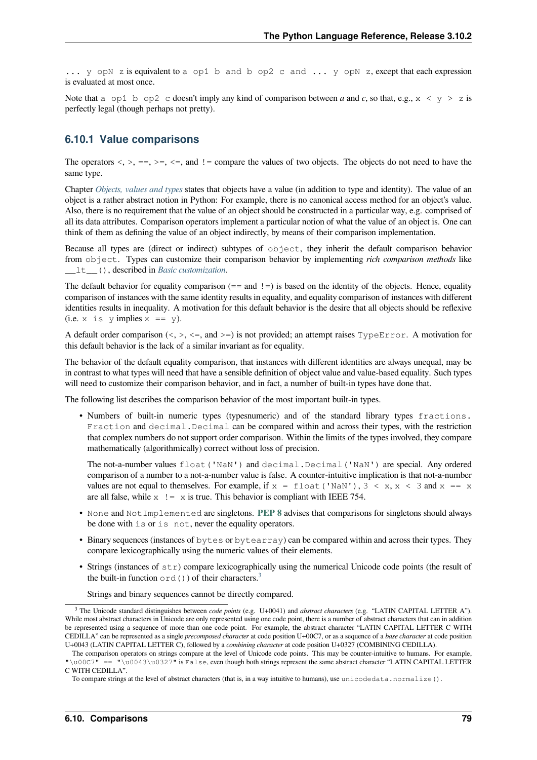... y opN z is equivalent to a op1 b and b op2 c and ... y opN z, except that each expression is evaluated at most once.

Note that a op1 b op2 c doesn't imply any kind of comparison between *a* and *c*, so that, e.g., x < y > z is perfectly legal (though perhaps not pretty).

### 6.10.1 Value comparisons

The operators <, >, ==, >=, <=, and != compare the values of two objects. The objects do not need to have the same type.

Chapter *Objects, values and types* states that objects have a value (in addition to type and identity). The value of an object is a rather abstract notion in Python: For example, there is no canonical access method for an object's value. Also, there is no requirement that the value of an object should be constructed in a particular way, e.g. comprised of all its data attributes. Comparison operators implement a particular notion of what the value of an object is. One can think of them as defining the value of an object indirectly, by means of their comparison implementation.

Because all types are (direct or indirect) subtypes of `object`, they inherit the default comparison behavior from `object`. Types can customize their comparison behavior by implementing *rich comparison methods* like `__lt__()`, described in *Basic customization*.

The default behavior for equality comparison (== and !=) is based on the identity of the objects. Hence, equality comparison of instances with the same identity results in equality, and equality comparison of instances with different identities results in inequality. A motivation for this default behavior is the desire that all objects should be reflexive (i.e. `x is y` implies `x == y`).

A default order comparison (<, >, <=, and >=) is not provided; an attempt raises `TypeError`. A motivation for this default behavior is the lack of a similar invariant as for equality.

The behavior of the default equality comparison, that instances with different identities are always unequal, may be in contrast to what types will need that have a sensible definition of object value and value-based equality. Such types will need to customize their comparison behavior, and in fact, a number of built-in types have done that.

The following list describes the comparison behavior of the most important built-in types.

- Numbers of built-in numeric types (typesnumeric) and of the standard library types `fractions.Fraction` and `decimal.Decimal` can be compared within and across their types, with the restriction that complex numbers do not support order comparison. Within the limits of the types involved, they compare mathematically (algorithmically) correct without loss of precision.

  The not-a-number values `float('NaN')` and `decimal.Decimal('NaN')` are special. Any ordered comparison of a number to a not-a-number value is false. A counter-intuitive implication is that not-a-number values are not equal to themselves. For example, if `x = float('NaN')`, `3 < x`, `x < 3` and `x == x` are all false, while `x != x` is true. This behavior is compliant with IEEE 754.

- `None` and `NotImplemented` are singletons. **PEP 8** advises that comparisons for singletons should always be done with `is` or `is not`, never the equality operators.

- Binary sequences (instances of `bytes` or `bytearray`) can be compared within and across their types. They compare lexicographically using the numeric values of their elements.

- Strings (instances of `str`) compare lexicographically using the numerical Unicode code points (the result of the built-in function `ord()`) of their characters.[3]

  Strings and binary sequences cannot be directly compared.

---

[3] The Unicode standard distinguishes between *code points* (e.g. U+0041) and *abstract characters* (e.g. "LATIN CAPITAL LETTER A"). While most abstract characters in Unicode are only represented using one code point, there is a number of abstract characters that can in addition be represented using a sequence of more than one code point. For example, the abstract character "LATIN CAPITAL LETTER C WITH CEDILLA" can be represented as a single *precomposed character* at code position U+00C7, or as a sequence of a *base character* at code position U+0043 (LATIN CAPITAL LETTER C), followed by a *combining character* at code position U+0327 (COMBINING CEDILLA).

The comparison operators on strings compare at the level of Unicode code points. This may be counter-intuitive to humans. For example, `"\u00C7" == "\u0043\u0327"` is `False`, even though both strings represent the same abstract character "LATIN CAPITAL LETTER C WITH CEDILLA".

To compare strings at the level of abstract characters (that is, in a way intuitive to humans), use `unicodedata.normalize()`.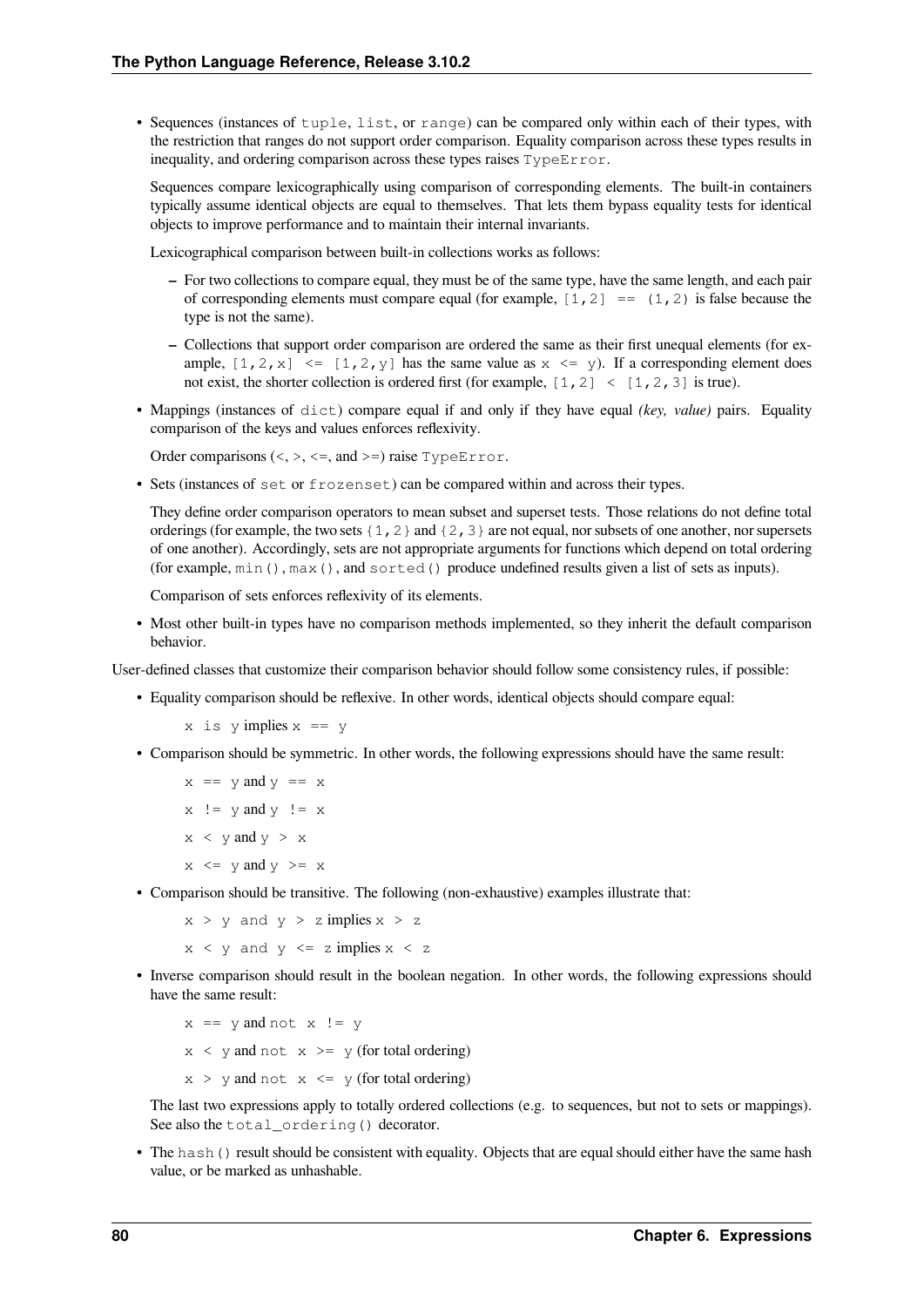- Sequences (instances of `tuple`, `list`, or `range`) can be compared only within each of their types, with the restriction that ranges do not support order comparison. Equality comparison across these types results in inequality, and ordering comparison across these types raises `TypeError`.

  Sequences compare lexicographically using comparison of corresponding elements. The built-in containers typically assume identical objects are equal to themselves. That lets them bypass equality tests for identical objects to improve performance and to maintain their internal invariants.

  Lexicographical comparison between built-in collections works as follows:

  – For two collections to compare equal, they must be of the same type, have the same length, and each pair of corresponding elements must compare equal (for example, `[1,2] == (1,2)` is false because the type is not the same).

  – Collections that support order comparison are ordered the same as their first unequal elements (for example, `[1,2,x] <= [1,2,y]` has the same value as `x <= y`). If a corresponding element does not exist, the shorter collection is ordered first (for example, `[1,2] < [1,2,3]` is true).

- Mappings (instances of `dict`) compare equal if and only if they have equal *(key, value)* pairs. Equality comparison of the keys and values enforces reflexivity.

  Order comparisons (`<`, `>`, `<=`, and `>=`) raise `TypeError`.

- Sets (instances of `set` or `frozenset`) can be compared within and across their types.

  They define order comparison operators to mean subset and superset tests. Those relations do not define total orderings (for example, the two sets `{1,2}` and `{2,3}` are not equal, nor subsets of one another, nor supersets of one another). Accordingly, sets are not appropriate arguments for functions which depend on total ordering (for example, `min()`, `max()`, and `sorted()` produce undefined results given a list of sets as inputs).

  Comparison of sets enforces reflexivity of its elements.

- Most other built-in types have no comparison methods implemented, so they inherit the default comparison behavior.

User-defined classes that customize their comparison behavior should follow some consistency rules, if possible:

- Equality comparison should be reflexive. In other words, identical objects should compare equal:

  `x is y` implies `x == y`

- Comparison should be symmetric. In other words, the following expressions should have the same result:

  `x == y` and `y == x`

  `x != y` and `y != x`

  `x < y` and `y > x`

  `x <= y` and `y >= x`

- Comparison should be transitive. The following (non-exhaustive) examples illustrate that:

  `x > y and y > z` implies `x > z`

  `x < y and y <= z` implies `x < z`

- Inverse comparison should result in the boolean negation. In other words, the following expressions should have the same result:

  `x == y` and `not x != y`

  `x < y` and `not x >= y` (for total ordering)

  `x > y` and `not x <= y` (for total ordering)

  The last two expressions apply to totally ordered collections (e.g. to sequences, but not to sets or mappings). See also the `total_ordering()` decorator.

- The `hash()` result should be consistent with equality. Objects that are equal should either have the same hash value, or be marked as unhashable.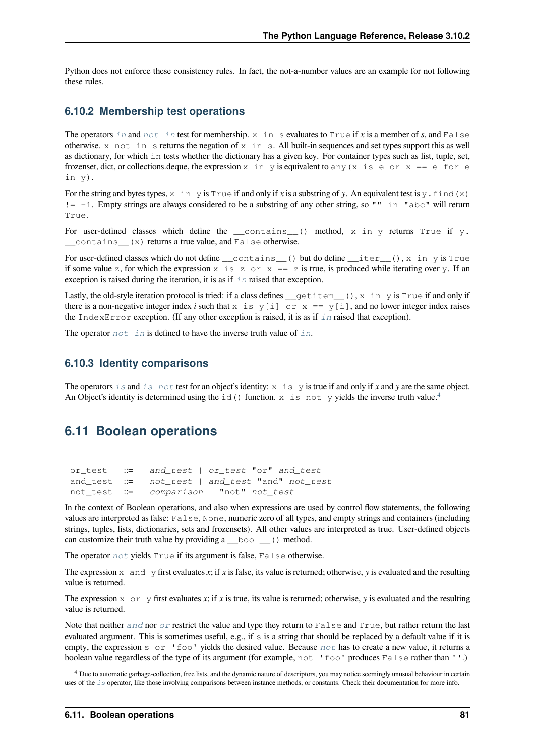Python does not enforce these consistency rules. In fact, the not-a-number values are an example for not following these rules.

### 6.10.2 Membership test operations

The operators `in` and `not in` test for membership. `x in s` evaluates to `True` if *x* is a member of *s*, and `False` otherwise. `x not in s` returns the negation of `x in s`. All built-in sequences and set types support this as well as dictionary, for which `in` tests whether the dictionary has a given key. For container types such as list, tuple, set, frozenset, dict, or collections.deque, the expression `x in y` is equivalent to `any(x is e or x == e for e in y)`.

For the string and bytes types, `x in y` is `True` if and only if *x* is a substring of *y*. An equivalent test is `y.find(x) != -1`. Empty strings are always considered to be a substring of any other string, so `"" in "abc"` will return `True`.

For user-defined classes which define the `__contains__()` method, `x in y` returns `True` if `y.__contains__(x)` returns a true value, and `False` otherwise.

For user-defined classes which do not define `__contains__()` but do define `__iter__()`, `x in y` is `True` if some value `z`, for which the expression `x is z or x == z` is true, is produced while iterating over `y`. If an exception is raised during the iteration, it is as if `in` raised that exception.

Lastly, the old-style iteration protocol is tried: if a class defines `__getitem__()`, `x in y` is `True` if and only if there is a non-negative integer index *i* such that `x is y[i] or x == y[i]`, and no lower integer index raises the `IndexError` exception. (If any other exception is raised, it is as if `in` raised that exception).

The operator `not in` is defined to have the inverse truth value of `in`.

### 6.10.3 Identity comparisons

The operators `is` and `is not` test for an object's identity: `x is y` is true if and only if *x* and *y* are the same object. An Object's identity is determined using the `id()` function. `x is not y` yields the inverse truth value.[4]

## 6.11 Boolean operations

```
or_test  ::=  and_test | or_test "or" and_test
and_test ::=  not_test | and_test "and" not_test
not_test ::=  comparison | "not" not_test
```

In the context of Boolean operations, and also when expressions are used by control flow statements, the following values are interpreted as false: `False`, `None`, numeric zero of all types, and empty strings and containers (including strings, tuples, lists, dictionaries, sets and frozensets). All other values are interpreted as true. User-defined objects can customize their truth value by providing a `__bool__()` method.

The operator `not` yields `True` if its argument is false, `False` otherwise.

The expression `x and y` first evaluates *x*; if *x* is false, its value is returned; otherwise, *y* is evaluated and the resulting value is returned.

The expression `x or y` first evaluates *x*; if *x* is true, its value is returned; otherwise, *y* is evaluated and the resulting value is returned.

Note that neither `and` nor `or` restrict the value and type they return to `False` and `True`, but rather return the last evaluated argument. This is sometimes useful, e.g., if `s` is a string that should be replaced by a default value if it is empty, the expression `s or 'foo'` yields the desired value. Because `not` has to create a new value, it returns a boolean value regardless of the type of its argument (for example, `not 'foo'` produces `False` rather than `''`.)

---

[4] Due to automatic garbage-collection, free lists, and the dynamic nature of descriptors, you may notice seemingly unusual behaviour in certain uses of the `is` operator, like those involving comparisons between instance methods, or constants. Check their documentation for more info.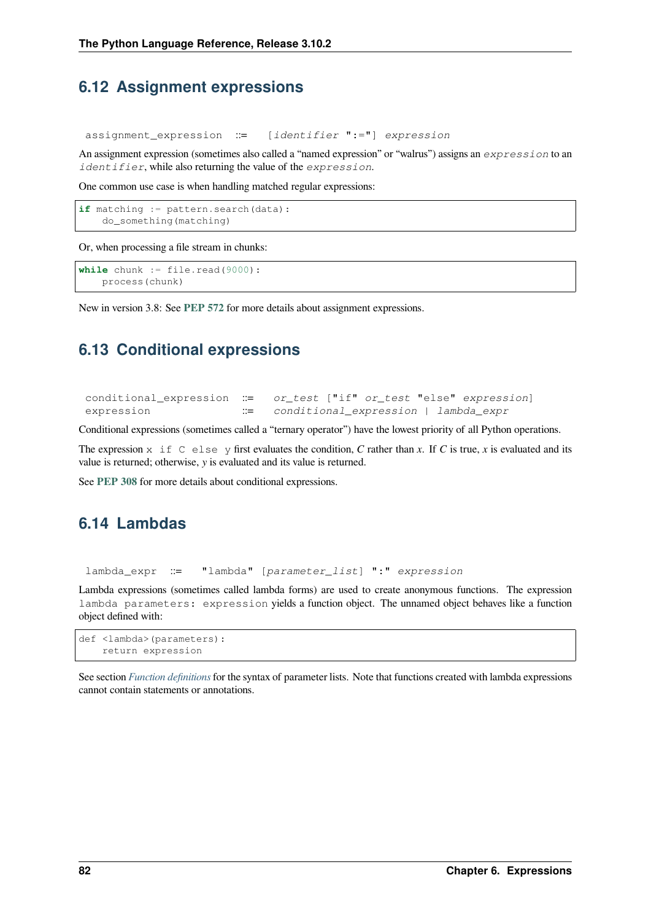## 6.12 Assignment expressions

```
assignment_expression ::=  [identifier ":="] expression
```

An assignment expression (sometimes also called a “named expression” or “walrus”) assigns an `expression` to an `identifier`, while also returning the value of the `expression`.

One common use case is when handling matched regular expressions:

```
if matching := pattern.search(data):
    do_something(matching)
```

Or, when processing a file stream in chunks:

```
while chunk := file.read(9000):
    process(chunk)
```

New in version 3.8: See **PEP 572** for more details about assignment expressions.

## 6.13 Conditional expressions

```
conditional_expression ::=  or_test ["if" or_test "else" expression]
expression             ::=  conditional_expression | lambda_expr
```

Conditional expressions (sometimes called a “ternary operator”) have the lowest priority of all Python operations.

The expression `x if C else y` first evaluates the condition, *C* rather than *x*. If *C* is true, *x* is evaluated and its value is returned; otherwise, *y* is evaluated and its value is returned.

See **PEP 308** for more details about conditional expressions.

## 6.14 Lambdas

```
lambda_expr ::=  "lambda" [parameter_list] ":" expression
```

Lambda expressions (sometimes called lambda forms) are used to create anonymous functions. The expression `lambda parameters: expression` yields a function object. The unnamed object behaves like a function object defined with:

```
def <lambda>(parameters):
    return expression
```

See section *Function definitions* for the syntax of parameter lists. Note that functions created with lambda expressions cannot contain statements or annotations.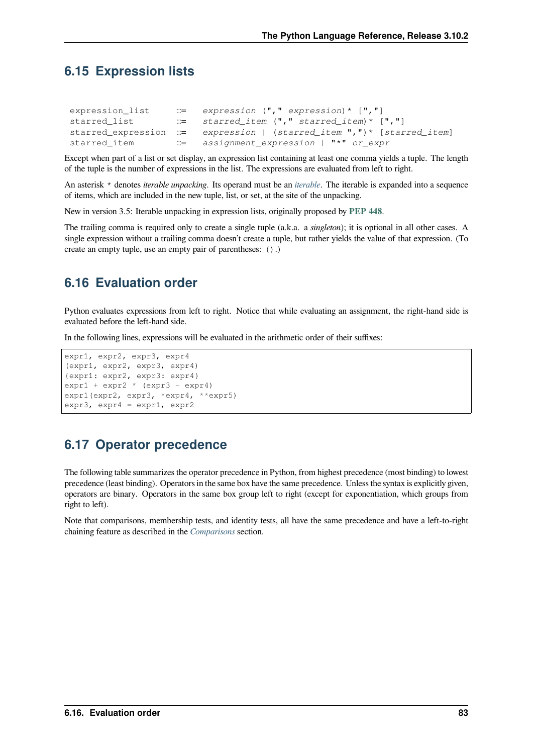## 6.15 Expression lists

```
expression_list     ::=  expression ("," expression)* [","]
starred_list        ::=  starred_item ("," starred_item)* [","]
starred_expression  ::=  expression | (starred_item ",")* [starred_item]
starred_item        ::=  assignment_expression | "*" or_expr
```

Except when part of a list or set display, an expression list containing at least one comma yields a tuple. The length of the tuple is the number of expressions in the list. The expressions are evaluated from left to right.

An asterisk `*` denotes *iterable unpacking*. Its operand must be an *iterable*. The iterable is expanded into a sequence of items, which are included in the new tuple, list, or set, at the site of the unpacking.

New in version 3.5: Iterable unpacking in expression lists, originally proposed by **PEP 448**.

The trailing comma is required only to create a single tuple (a.k.a. a *singleton*); it is optional in all other cases. A single expression without a trailing comma doesn't create a tuple, but rather yields the value of that expression. (To create an empty tuple, use an empty pair of parentheses: `()`.)

## 6.16 Evaluation order

Python evaluates expressions from left to right. Notice that while evaluating an assignment, the right-hand side is evaluated before the left-hand side.

In the following lines, expressions will be evaluated in the arithmetic order of their suffixes:

```
expr1, expr2, expr3, expr4
(expr1, expr2, expr3, expr4)
{expr1: expr2, expr3: expr4}
expr1 + expr2 * (expr3 - expr4)
expr1(expr2, expr3, *expr4, **expr5)
expr3, expr4 = expr1, expr2
```

## 6.17 Operator precedence

The following table summarizes the operator precedence in Python, from highest precedence (most binding) to lowest precedence (least binding). Operators in the same box have the same precedence. Unless the syntax is explicitly given, operators are binary. Operators in the same box group left to right (except for exponentiation, which groups from right to left).

Note that comparisons, membership tests, and identity tests, all have the same precedence and have a left-to-right chaining feature as described in the *Comparisons* section.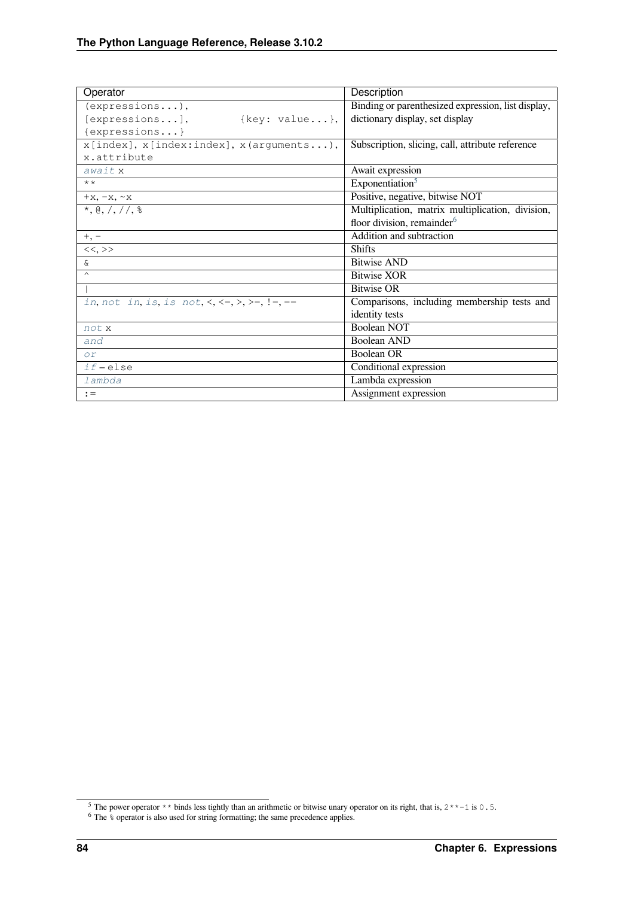| Operator | Description |
|---|---|
| `(expressions...)`, `[expressions...]`, `{key: value...}`, `{expressions...}` | Binding or parenthesized expression, list display, dictionary display, set display |
| `x[index]`, `x[index:index]`, `x(arguments...)`, `x.attribute` | Subscription, slicing, call, attribute reference |
| `await x` | Await expression |
| `**` | Exponentiation[5] |
| `+x`, `-x`, `~x` | Positive, negative, bitwise NOT |
| `*`, `@`, `/`, `//`, `%` | Multiplication, matrix multiplication, division, floor division, remainder[6] |
| `+`, `-` | Addition and subtraction |
| `<<`, `>>` | Shifts |
| `&` | Bitwise AND |
| `^` | Bitwise XOR |
| `\|` | Bitwise OR |
| `in`, `not in`, `is`, `is not`, `<`, `<=`, `>`, `>=`, `!=`, `==` | Comparisons, including membership tests and identity tests |
| `not x` | Boolean NOT |
| `and` | Boolean AND |
| `or` | Boolean OR |
| `if – else` | Conditional expression |
| `lambda` | Lambda expression |
| `:=` | Assignment expression |

[5] The power operator `**` binds less tightly than an arithmetic or bitwise unary operator on its right, that is, `2**-1` is `0.5`.

[6] The `%` operator is also used for string formatting; the same precedence applies.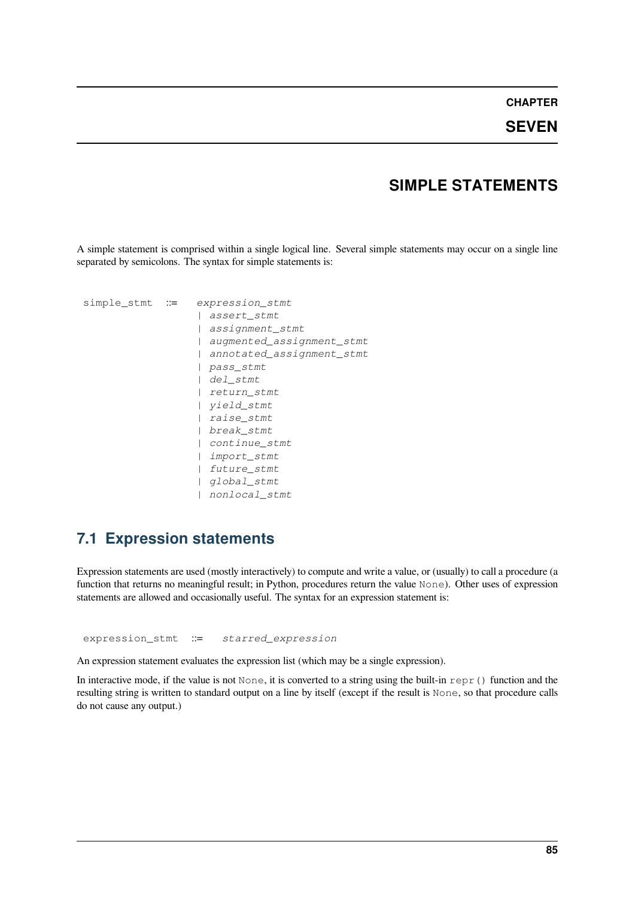# CHAPTER SEVEN

# SIMPLE STATEMENTS

A simple statement is comprised within a single logical line. Several simple statements may occur on a single line separated by semicolons. The syntax for simple statements is:

```
simple_stmt ::=  expression_stmt
                 | assert_stmt
                 | assignment_stmt
                 | augmented_assignment_stmt
                 | annotated_assignment_stmt
                 | pass_stmt
                 | del_stmt
                 | return_stmt
                 | yield_stmt
                 | raise_stmt
                 | break_stmt
                 | continue_stmt
                 | import_stmt
                 | future_stmt
                 | global_stmt
                 | nonlocal_stmt
```

## 7.1 Expression statements

Expression statements are used (mostly interactively) to compute and write a value, or (usually) to call a procedure (a function that returns no meaningful result; in Python, procedures return the value `None`). Other uses of expression statements are allowed and occasionally useful. The syntax for an expression statement is:

```
expression_stmt ::=  starred_expression
```

An expression statement evaluates the expression list (which may be a single expression).

In interactive mode, if the value is not `None`, it is converted to a string using the built-in `repr()` function and the resulting string is written to standard output on a line by itself (except if the result is `None`, so that procedure calls do not cause any output.)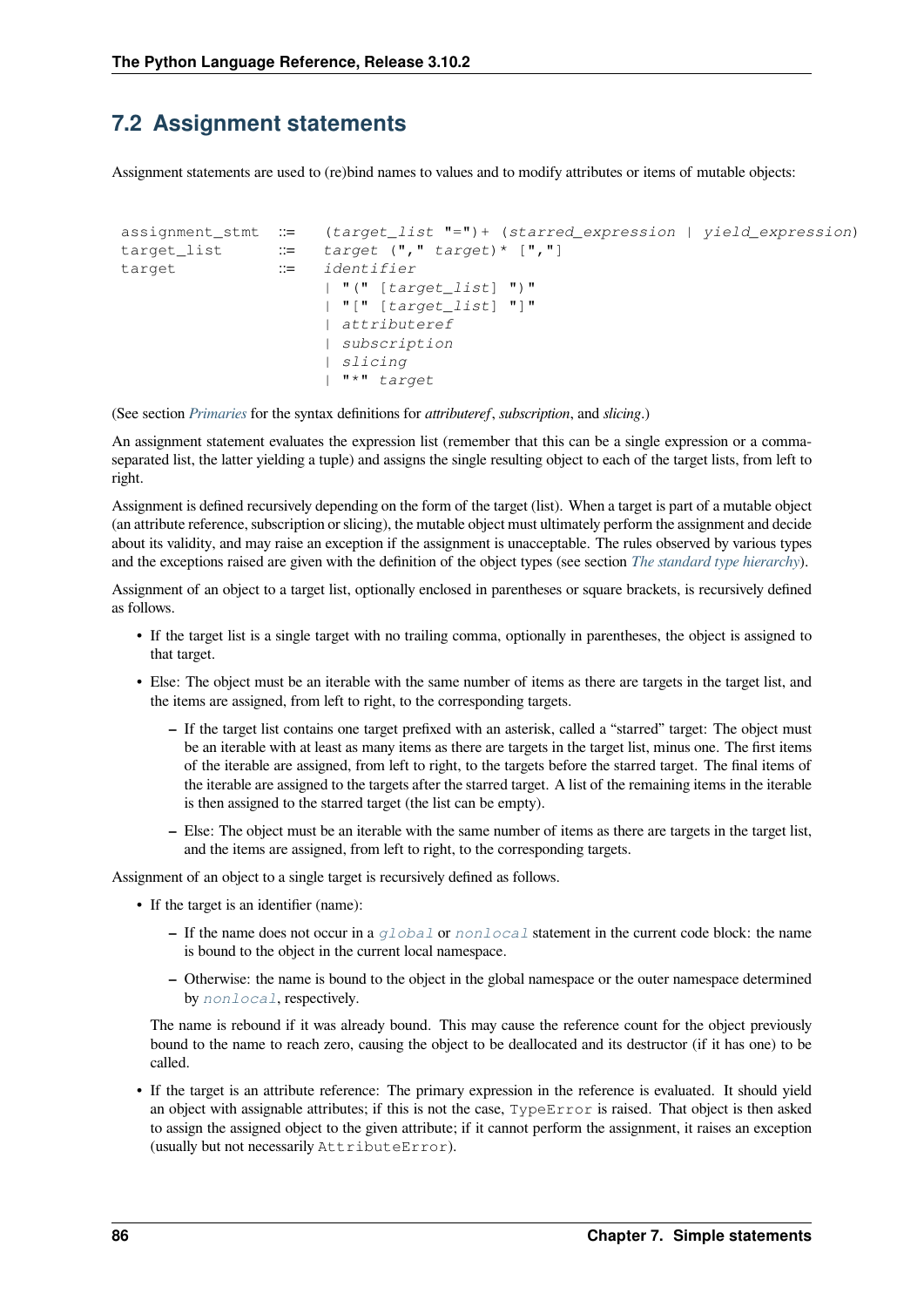## 7.2 Assignment statements

Assignment statements are used to (re)bind names to values and to modify attributes or items of mutable objects:

```
assignment_stmt ::=  (target_list "=")+ (starred_expression | yield_expression)
target_list     ::=  target ("," target)* [","]
target          ::=  identifier
                     | "(" [target_list] ")"
                     | "[" [target_list] "]"
                     | attributeref
                     | subscription
                     | slicing
                     | "*" target
```

(See section *Primaries* for the syntax definitions for *attributeref*, *subscription*, and *slicing*.)

An assignment statement evaluates the expression list (remember that this can be a single expression or a comma-separated list, the latter yielding a tuple) and assigns the single resulting object to each of the target lists, from left to right.

Assignment is defined recursively depending on the form of the target (list). When a target is part of a mutable object (an attribute reference, subscription or slicing), the mutable object must ultimately perform the assignment and decide about its validity, and may raise an exception if the assignment is unacceptable. The rules observed by various types and the exceptions raised are given with the definition of the object types (see section *The standard type hierarchy*).

Assignment of an object to a target list, optionally enclosed in parentheses or square brackets, is recursively defined as follows.

- If the target list is a single target with no trailing comma, optionally in parentheses, the object is assigned to that target.
- Else: The object must be an iterable with the same number of items as there are targets in the target list, and the items are assigned, from left to right, to the corresponding targets.
  - If the target list contains one target prefixed with an asterisk, called a "starred" target: The object must be an iterable with at least as many items as there are targets in the target list, minus one. The first items of the iterable are assigned, from left to right, to the targets before the starred target. The final items of the iterable are assigned to the targets after the starred target. A list of the remaining items in the iterable is then assigned to the starred target (the list can be empty).
  - Else: The object must be an iterable with the same number of items as there are targets in the target list, and the items are assigned, from left to right, to the corresponding targets.

Assignment of an object to a single target is recursively defined as follows.

- If the target is an identifier (name):
  - If the name does not occur in a `global` or `nonlocal` statement in the current code block: the name is bound to the object in the current local namespace.
  - Otherwise: the name is bound to the object in the global namespace or the outer namespace determined by `nonlocal`, respectively.

  The name is rebound if it was already bound. This may cause the reference count for the object previously bound to the name to reach zero, causing the object to be deallocated and its destructor (if it has one) to be called.

- If the target is an attribute reference: The primary expression in the reference is evaluated. It should yield an object with assignable attributes; if this is not the case, `TypeError` is raised. That object is then asked to assign the assigned object to the given attribute; if it cannot perform the assignment, it raises an exception (usually but not necessarily `AttributeError`).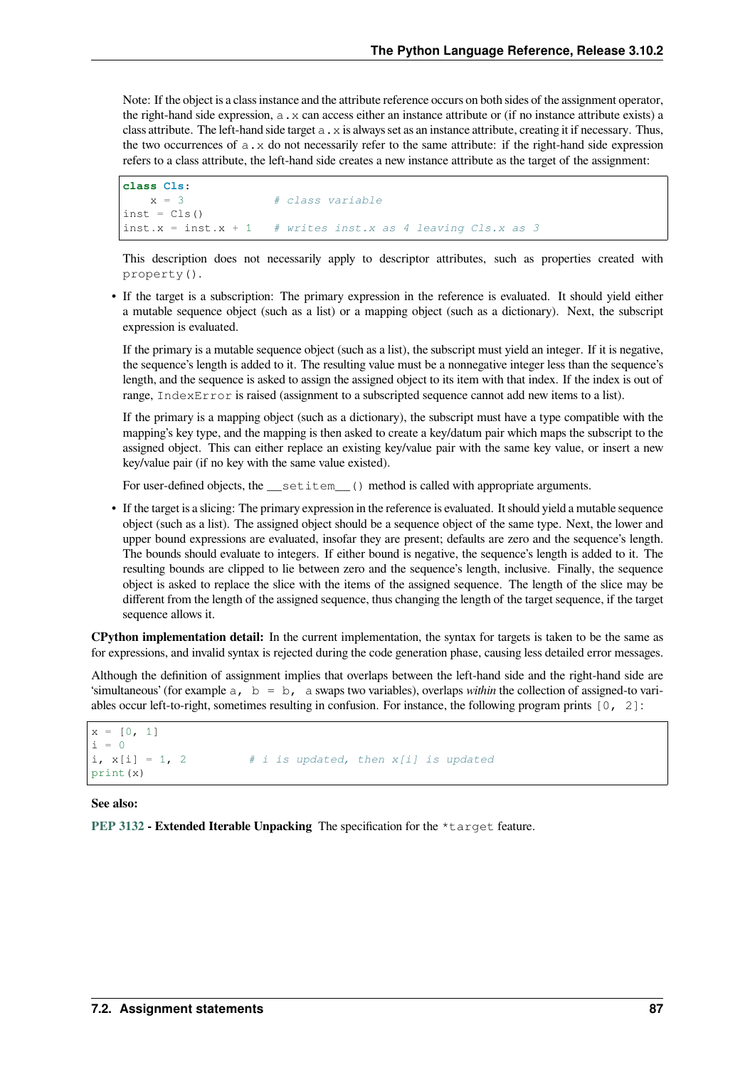Note: If the object is a class instance and the attribute reference occurs on both sides of the assignment operator, the right-hand side expression, `a.x` can access either an instance attribute or (if no instance attribute exists) a class attribute. The left-hand side target `a.x` is always set as an instance attribute, creating it if necessary. Thus, the two occurrences of `a.x` do not necessarily refer to the same attribute: if the right-hand side expression refers to a class attribute, the left-hand side creates a new instance attribute as the target of the assignment:

```
class Cls:
    x = 3             # class variable
inst = Cls()
inst.x = inst.x + 1   # writes inst.x as 4 leaving Cls.x as 3
```

This description does not necessarily apply to descriptor attributes, such as properties created with `property()`.

- If the target is a subscription: The primary expression in the reference is evaluated. It should yield either a mutable sequence object (such as a list) or a mapping object (such as a dictionary). Next, the subscript expression is evaluated.

  If the primary is a mutable sequence object (such as a list), the subscript must yield an integer. If it is negative, the sequence's length is added to it. The resulting value must be a nonnegative integer less than the sequence's length, and the sequence is asked to assign the assigned object to its item with that index. If the index is out of range, `IndexError` is raised (assignment to a subscripted sequence cannot add new items to a list).

  If the primary is a mapping object (such as a dictionary), the subscript must have a type compatible with the mapping's key type, and the mapping is then asked to create a key/datum pair which maps the subscript to the assigned object. This can either replace an existing key/value pair with the same key value, or insert a new key/value pair (if no key with the same value existed).

  For user-defined objects, the `__setitem__()` method is called with appropriate arguments.

- If the target is a slicing: The primary expression in the reference is evaluated. It should yield a mutable sequence object (such as a list). The assigned object should be a sequence object of the same type. Next, the lower and upper bound expressions are evaluated, insofar they are present; defaults are zero and the sequence's length. The bounds should evaluate to integers. If either bound is negative, the sequence's length is added to it. The resulting bounds are clipped to lie between zero and the sequence's length, inclusive. Finally, the sequence object is asked to replace the slice with the items of the assigned sequence. The length of the slice may be different from the length of the assigned sequence, thus changing the length of the target sequence, if the target sequence allows it.

**CPython implementation detail:** In the current implementation, the syntax for targets is taken to be the same as for expressions, and invalid syntax is rejected during the code generation phase, causing less detailed error messages.

Although the definition of assignment implies that overlaps between the left-hand side and the right-hand side are 'simultaneous' (for example `a, b = b, a` swaps two variables), overlaps *within* the collection of assigned-to variables occur left-to-right, sometimes resulting in confusion. For instance, the following program prints `[0, 2]`:

```
x = [0, 1]
i = 0
i, x[i] = 1, 2         # i is updated, then x[i] is updated
print(x)
```

**See also:**

**PEP 3132 - Extended Iterable Unpacking** The specification for the `*target` feature.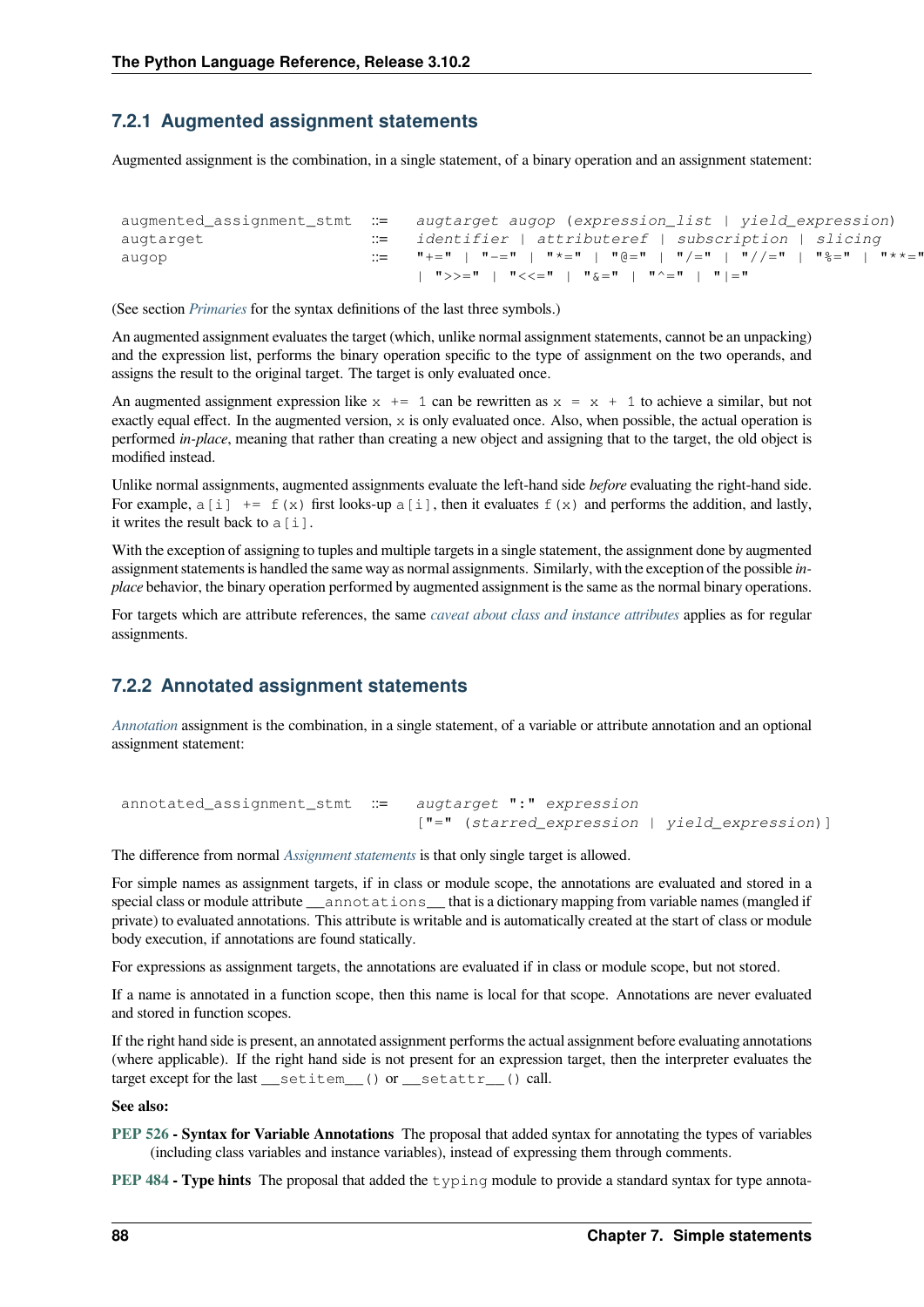### 7.2.1 Augmented assignment statements

Augmented assignment is the combination, in a single statement, of a binary operation and an assignment statement:

```
augmented_assignment_stmt ::=  augtarget augop (expression_list | yield_expression)
augtarget                 ::=  identifier | attributeref | subscription | slicing
augop                     ::=  "+=" | "-=" | "*=" | "@=" | "/=" | "//=" | "%=" | "**="
                               | ">>=" | "<<=" | "&=" | "^=" | "|="
```

(See section *Primaries* for the syntax definitions of the last three symbols.)

An augmented assignment evaluates the target (which, unlike normal assignment statements, cannot be an unpacking) and the expression list, performs the binary operation specific to the type of assignment on the two operands, and assigns the result to the original target. The target is only evaluated once.

An augmented assignment expression like `x += 1` can be rewritten as `x = x + 1` to achieve a similar, but not exactly equal effect. In the augmented version, `x` is only evaluated once. Also, when possible, the actual operation is performed *in-place*, meaning that rather than creating a new object and assigning that to the target, the old object is modified instead.

Unlike normal assignments, augmented assignments evaluate the left-hand side *before* evaluating the right-hand side. For example, `a[i] += f(x)` first looks-up `a[i]`, then it evaluates `f(x)` and performs the addition, and lastly, it writes the result back to `a[i]`.

With the exception of assigning to tuples and multiple targets in a single statement, the assignment done by augmented assignment statements is handled the same way as normal assignments. Similarly, with the exception of the possible *in-place* behavior, the binary operation performed by augmented assignment is the same as the normal binary operations.

For targets which are attribute references, the same *caveat about class and instance attributes* applies as for regular assignments.

### 7.2.2 Annotated assignment statements

*Annotation* assignment is the combination, in a single statement, of a variable or attribute annotation and an optional assignment statement:

```
annotated_assignment_stmt ::=  augtarget ":" expression
                               ["=" (starred_expression | yield_expression)]
```

The difference from normal *Assignment statements* is that only single target is allowed.

For simple names as assignment targets, if in class or module scope, the annotations are evaluated and stored in a special class or module attribute `__annotations__` that is a dictionary mapping from variable names (mangled if private) to evaluated annotations. This attribute is writable and is automatically created at the start of class or module body execution, if annotations are found statically.

For expressions as assignment targets, the annotations are evaluated if in class or module scope, but not stored.

If a name is annotated in a function scope, then this name is local for that scope. Annotations are never evaluated and stored in function scopes.

If the right hand side is present, an annotated assignment performs the actual assignment before evaluating annotations (where applicable). If the right hand side is not present for an expression target, then the interpreter evaluates the target except for the last `__setitem__()` or `__setattr__()` call.

**See also:**

**PEP 526 - Syntax for Variable Annotations** The proposal that added syntax for annotating the types of variables (including class variables and instance variables), instead of expressing them through comments.

**PEP 484 - Type hints** The proposal that added the `typing` module to provide a standard syntax for type annota-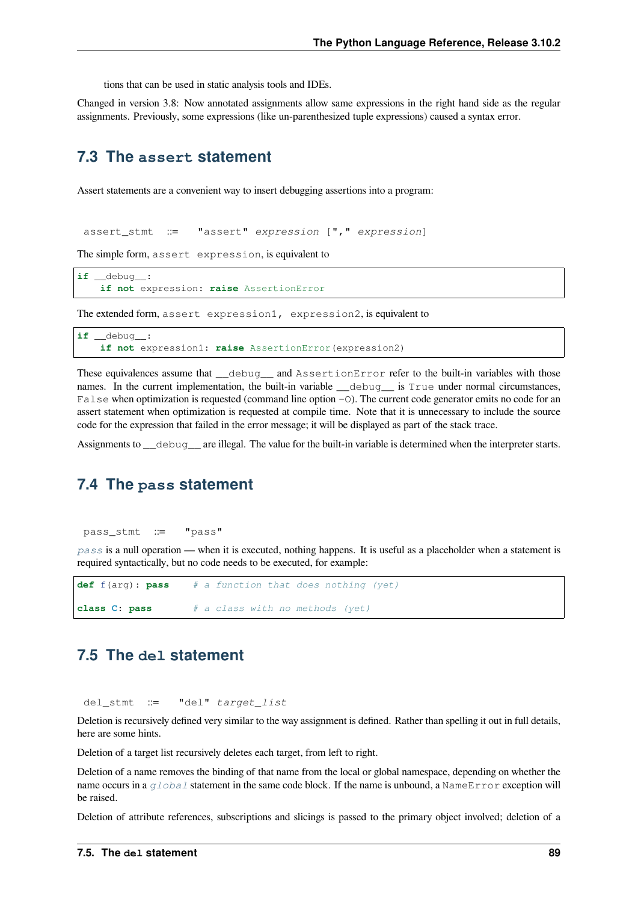tions that can be used in static analysis tools and IDEs.

Changed in version 3.8: Now annotated assignments allow same expressions in the right hand side as the regular assignments. Previously, some expressions (like un-parenthesized tuple expressions) caused a syntax error.

## 7.3 The `assert` statement

Assert statements are a convenient way to insert debugging assertions into a program:

```
assert_stmt  ::=  "assert" expression ["," expression]
```

The simple form, `assert expression`, is equivalent to

```
if __debug__:
    if not expression: raise AssertionError
```

The extended form, `assert expression1, expression2`, is equivalent to

```
if __debug__:
    if not expression1: raise AssertionError(expression2)
```

These equivalences assume that `__debug__` and `AssertionError` refer to the built-in variables with those names. In the current implementation, the built-in variable `__debug__` is `True` under normal circumstances, `False` when optimization is requested (command line option `-O`). The current code generator emits no code for an assert statement when optimization is requested at compile time. Note that it is unnecessary to include the source code for the expression that failed in the error message; it will be displayed as part of the stack trace.

Assignments to `__debug__` are illegal. The value for the built-in variable is determined when the interpreter starts.

## 7.4 The `pass` statement

```
pass_stmt  ::=  "pass"
```

*pass* is a null operation — when it is executed, nothing happens. It is useful as a placeholder when a statement is required syntactically, but no code needs to be executed, for example:

```
def f(arg): pass    # a function that does nothing (yet)

class C: pass       # a class with no methods (yet)
```

## 7.5 The `del` statement

```
del_stmt  ::=  "del" target_list
```

Deletion is recursively defined very similar to the way assignment is defined. Rather than spelling it out in full details, here are some hints.

Deletion of a target list recursively deletes each target, from left to right.

Deletion of a name removes the binding of that name from the local or global namespace, depending on whether the name occurs in a *global* statement in the same code block. If the name is unbound, a `NameError` exception will be raised.

Deletion of attribute references, subscriptions and slicings is passed to the primary object involved; deletion of a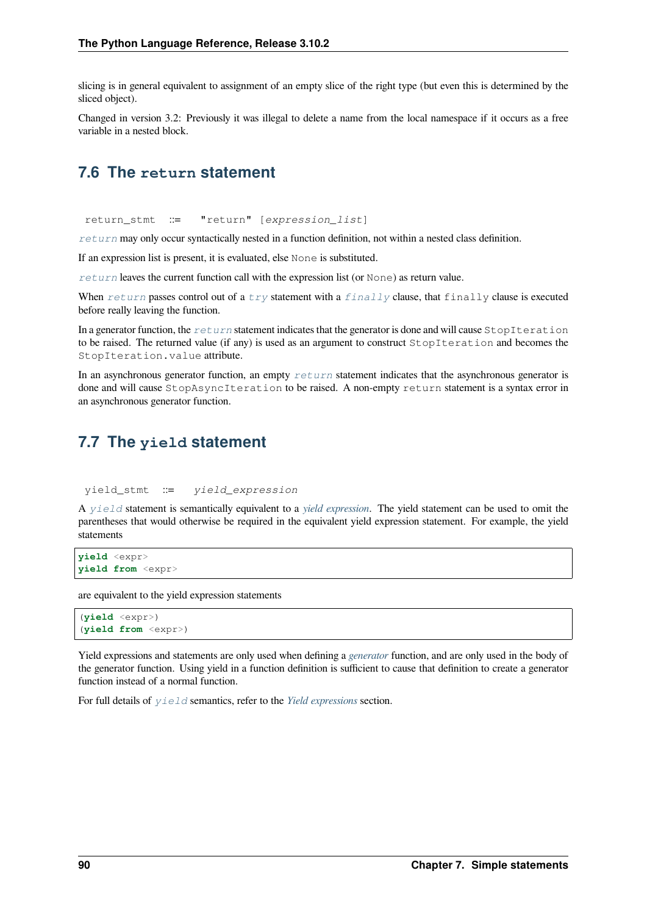slicing is in general equivalent to assignment of an empty slice of the right type (but even this is determined by the sliced object).

Changed in version 3.2: Previously it was illegal to delete a name from the local namespace if it occurs as a free variable in a nested block.

## 7.6 The `return` statement

```
return_stmt  ::=  "return" [expression_list]
```

`return` may only occur syntactically nested in a function definition, not within a nested class definition.

If an expression list is present, it is evaluated, else `None` is substituted.

`return` leaves the current function call with the expression list (or `None`) as return value.

When `return` passes control out of a `try` statement with a `finally` clause, that `finally` clause is executed before really leaving the function.

In a generator function, the `return` statement indicates that the generator is done and will cause `StopIteration` to be raised. The returned value (if any) is used as an argument to construct `StopIteration` and becomes the `StopIteration.value` attribute.

In an asynchronous generator function, an empty `return` statement indicates that the asynchronous generator is done and will cause `StopAsyncIteration` to be raised. A non-empty `return` statement is a syntax error in an asynchronous generator function.

## 7.7 The `yield` statement

```
yield_stmt  ::=  yield_expression
```

A `yield` statement is semantically equivalent to a *yield expression*. The yield statement can be used to omit the parentheses that would otherwise be required in the equivalent yield expression statement. For example, the yield statements

```
yield <expr>
yield from <expr>
```

are equivalent to the yield expression statements

```
(yield <expr>)
(yield from <expr>)
```

Yield expressions and statements are only used when defining a *generator* function, and are only used in the body of the generator function. Using yield in a function definition is sufficient to cause that definition to create a generator function instead of a normal function.

For full details of `yield` semantics, refer to the *Yield expressions* section.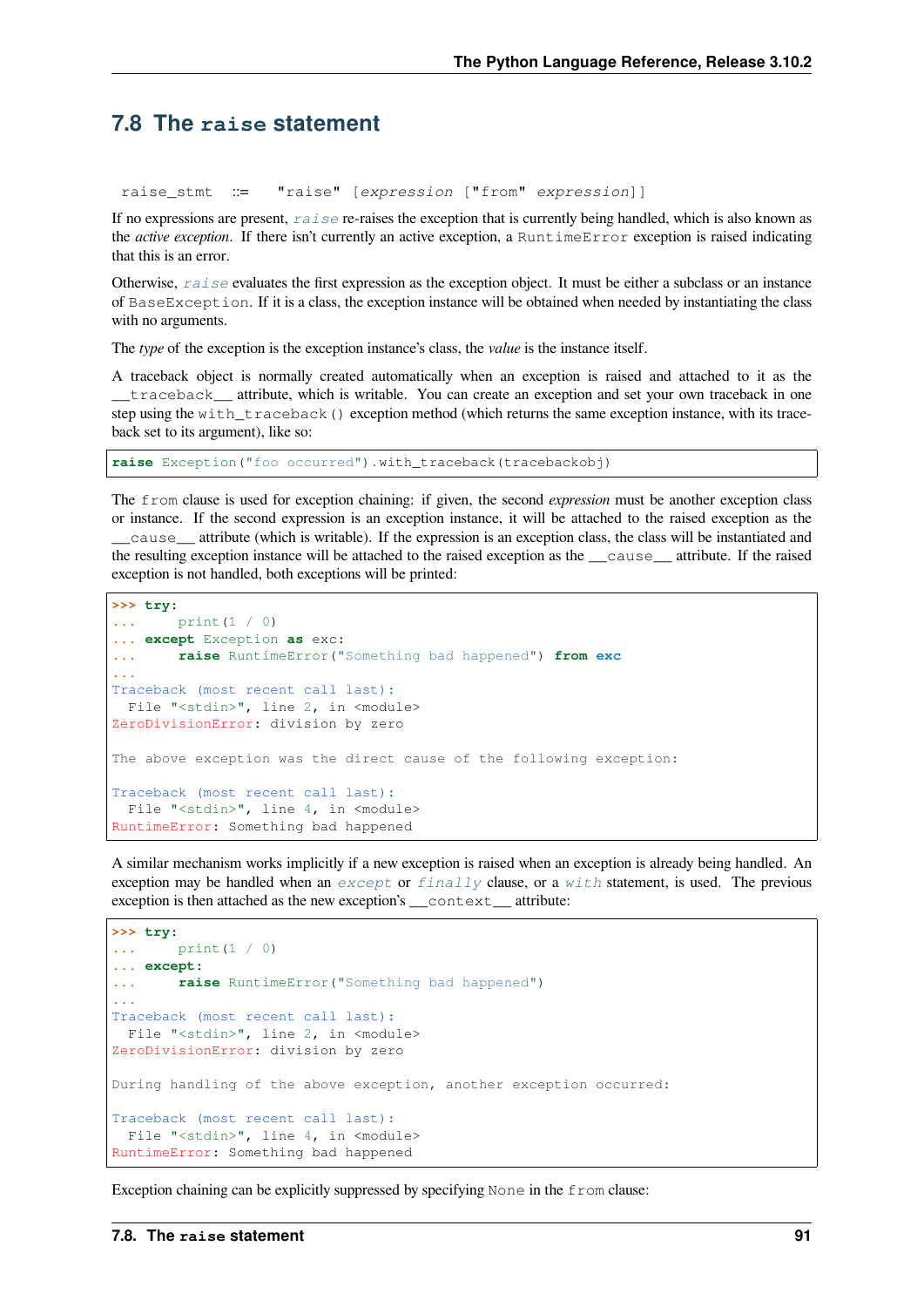## 7.8 The `raise` statement

```
raise_stmt ::= "raise" [expression ["from" expression]]
```

If no expressions are present, `raise` re-raises the exception that is currently being handled, which is also known as the *active exception*. If there isn't currently an active exception, a `RuntimeError` exception is raised indicating that this is an error.

Otherwise, `raise` evaluates the first expression as the exception object. It must be either a subclass or an instance of `BaseException`. If it is a class, the exception instance will be obtained when needed by instantiating the class with no arguments.

The *type* of the exception is the exception instance's class, the *value* is the instance itself.

A traceback object is normally created automatically when an exception is raised and attached to it as the `__traceback__` attribute, which is writable. You can create an exception and set your own traceback in one step using the `with_traceback()` exception method (which returns the same exception instance, with its traceback set to its argument), like so:

```
raise Exception("foo occurred").with_traceback(tracebackobj)
```

The `from` clause is used for exception chaining: if given, the second *expression* must be another exception class or instance. If the second expression is an exception instance, it will be attached to the raised exception as the `__cause__` attribute (which is writable). If the expression is an exception class, the class will be instantiated and the resulting exception instance will be attached to the raised exception as the `__cause__` attribute. If the raised exception is not handled, both exceptions will be printed:

```
>>> try:
...     print(1 / 0)
... except Exception as exc:
...     raise RuntimeError("Something bad happened") from exc
...
Traceback (most recent call last):
  File "<stdin>", line 2, in <module>
ZeroDivisionError: division by zero

The above exception was the direct cause of the following exception:

Traceback (most recent call last):
  File "<stdin>", line 4, in <module>
RuntimeError: Something bad happened
```

A similar mechanism works implicitly if a new exception is raised when an exception is already being handled. An exception may be handled when an `except` or `finally` clause, or a `with` statement, is used. The previous exception is then attached as the new exception's `__context__` attribute:

```
>>> try:
...     print(1 / 0)
... except:
...     raise RuntimeError("Something bad happened")
...
Traceback (most recent call last):
  File "<stdin>", line 2, in <module>
ZeroDivisionError: division by zero

During handling of the above exception, another exception occurred:

Traceback (most recent call last):
  File "<stdin>", line 4, in <module>
RuntimeError: Something bad happened
```

Exception chaining can be explicitly suppressed by specifying `None` in the `from` clause: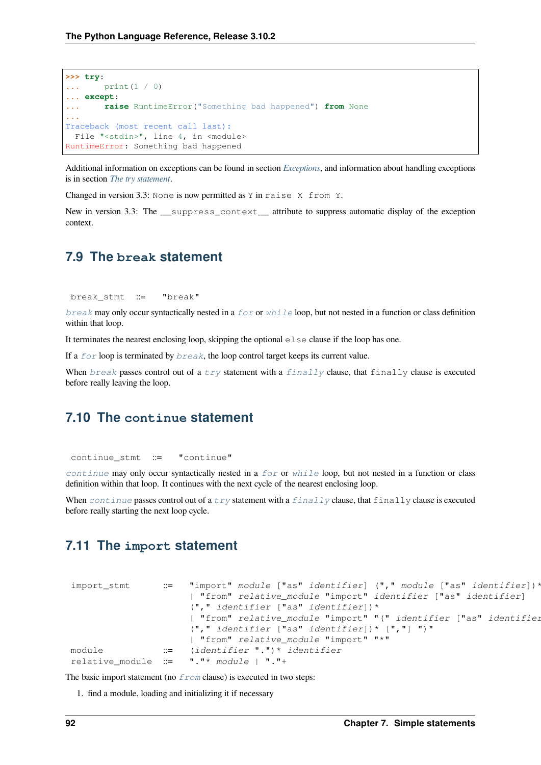```
>>> try:
...     print(1 / 0)
... except:
...     raise RuntimeError("Something bad happened") from None
...
Traceback (most recent call last):
  File "<stdin>", line 4, in <module>
RuntimeError: Something bad happened
```

Additional information on exceptions can be found in section *Exceptions*, and information about handling exceptions is in section *The try statement*.

Changed in version 3.3: `None` is now permitted as `Y` in `raise X from Y`.

New in version 3.3: The `__suppress_context__` attribute to suppress automatic display of the exception context.

## 7.9 The `break` statement

```
break_stmt  ::=  "break"
```

`break` may only occur syntactically nested in a `for` or `while` loop, but not nested in a function or class definition within that loop.

It terminates the nearest enclosing loop, skipping the optional `else` clause if the loop has one.

If a `for` loop is terminated by `break`, the loop control target keeps its current value.

When `break` passes control out of a `try` statement with a `finally` clause, that `finally` clause is executed before really leaving the loop.

## 7.10 The `continue` statement

```
continue_stmt  ::=  "continue"
```

`continue` may only occur syntactically nested in a `for` or `while` loop, but not nested in a function or class definition within that loop. It continues with the next cycle of the nearest enclosing loop.

When `continue` passes control out of a `try` statement with a `finally` clause, that `finally` clause is executed before really starting the next loop cycle.

## 7.11 The `import` statement

```
import_stmt      ::=  "import" module ["as" identifier] ("," module ["as" identifier])*
                      | "from" relative_module "import" identifier ["as" identifier]
                      ("," identifier ["as" identifier])*
                      | "from" relative_module "import" "(" identifier ["as" identifier
                      ("," identifier ["as" identifier])* [","] ")"
                      | "from" relative_module "import" "*"
module           ::=  (identifier ".")* identifier
relative_module  ::=  "."* module | "."+
```

The basic import statement (no `from` clause) is executed in two steps:

1. find a module, loading and initializing it if necessary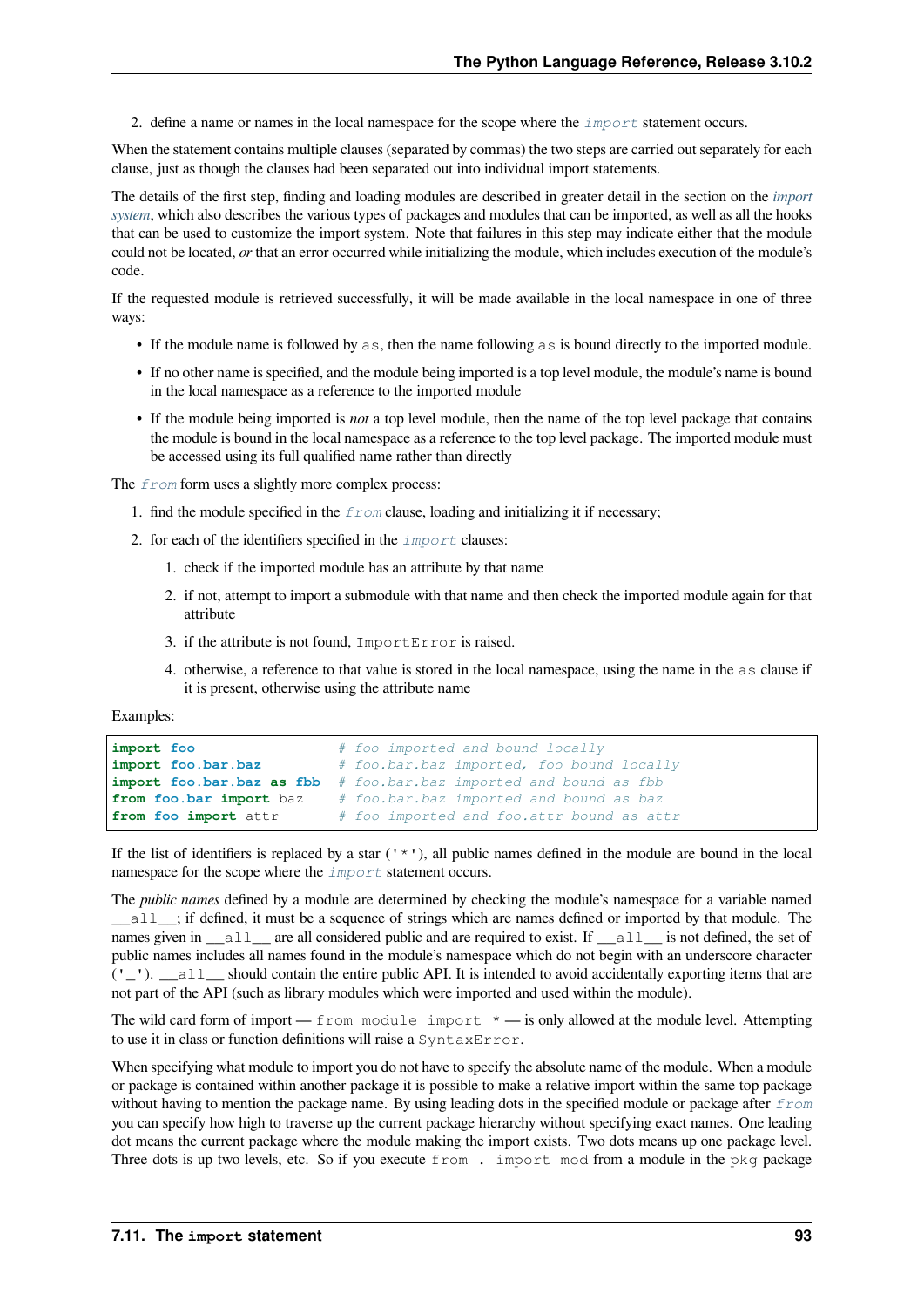2. define a name or names in the local namespace for the scope where the `import` statement occurs.

When the statement contains multiple clauses (separated by commas) the two steps are carried out separately for each clause, just as though the clauses had been separated out into individual import statements.

The details of the first step, finding and loading modules are described in greater detail in the section on the *import system*, which also describes the various types of packages and modules that can be imported, as well as all the hooks that can be used to customize the import system. Note that failures in this step may indicate either that the module could not be located, *or* that an error occurred while initializing the module, which includes execution of the module's code.

If the requested module is retrieved successfully, it will be made available in the local namespace in one of three ways:

- If the module name is followed by `as`, then the name following `as` is bound directly to the imported module.
- If no other name is specified, and the module being imported is a top level module, the module's name is bound in the local namespace as a reference to the imported module
- If the module being imported is *not* a top level module, then the name of the top level package that contains the module is bound in the local namespace as a reference to the top level package. The imported module must be accessed using its full qualified name rather than directly

The `from` form uses a slightly more complex process:

1. find the module specified in the `from` clause, loading and initializing it if necessary;
2. for each of the identifiers specified in the `import` clauses:
    1. check if the imported module has an attribute by that name
    2. if not, attempt to import a submodule with that name and then check the imported module again for that attribute
    3. if the attribute is not found, `ImportError` is raised.
    4. otherwise, a reference to that value is stored in the local namespace, using the name in the `as` clause if it is present, otherwise using the attribute name

Examples:

```
import foo                 # foo imported and bound locally
import foo.bar.baz         # foo.bar.baz imported, foo bound locally
import foo.bar.baz as fbb  # foo.bar.baz imported and bound as fbb
from foo.bar import baz    # foo.bar.baz imported and bound as baz
from foo import attr       # foo imported and foo.attr bound as attr
```

If the list of identifiers is replaced by a star (`'*'`), all public names defined in the module are bound in the local namespace for the scope where the `import` statement occurs.

The *public names* defined by a module are determined by checking the module's namespace for a variable named `__all__`; if defined, it must be a sequence of strings which are names defined or imported by that module. The names given in `__all__` are all considered public and are required to exist. If `__all__` is not defined, the set of public names includes all names found in the module's namespace which do not begin with an underscore character (`'_'`). `__all__` should contain the entire public API. It is intended to avoid accidentally exporting items that are not part of the API (such as library modules which were imported and used within the module).

The wild card form of import — `from module import *` — is only allowed at the module level. Attempting to use it in class or function definitions will raise a `SyntaxError`.

When specifying what module to import you do not have to specify the absolute name of the module. When a module or package is contained within another package it is possible to make a relative import within the same top package without having to mention the package name. By using leading dots in the specified module or package after `from` you can specify how high to traverse up the current package hierarchy without specifying exact names. One leading dot means the current package where the module making the import exists. Two dots means up one package level. Three dots is up two levels, etc. So if you execute `from . import mod` from a module in the `pkg` package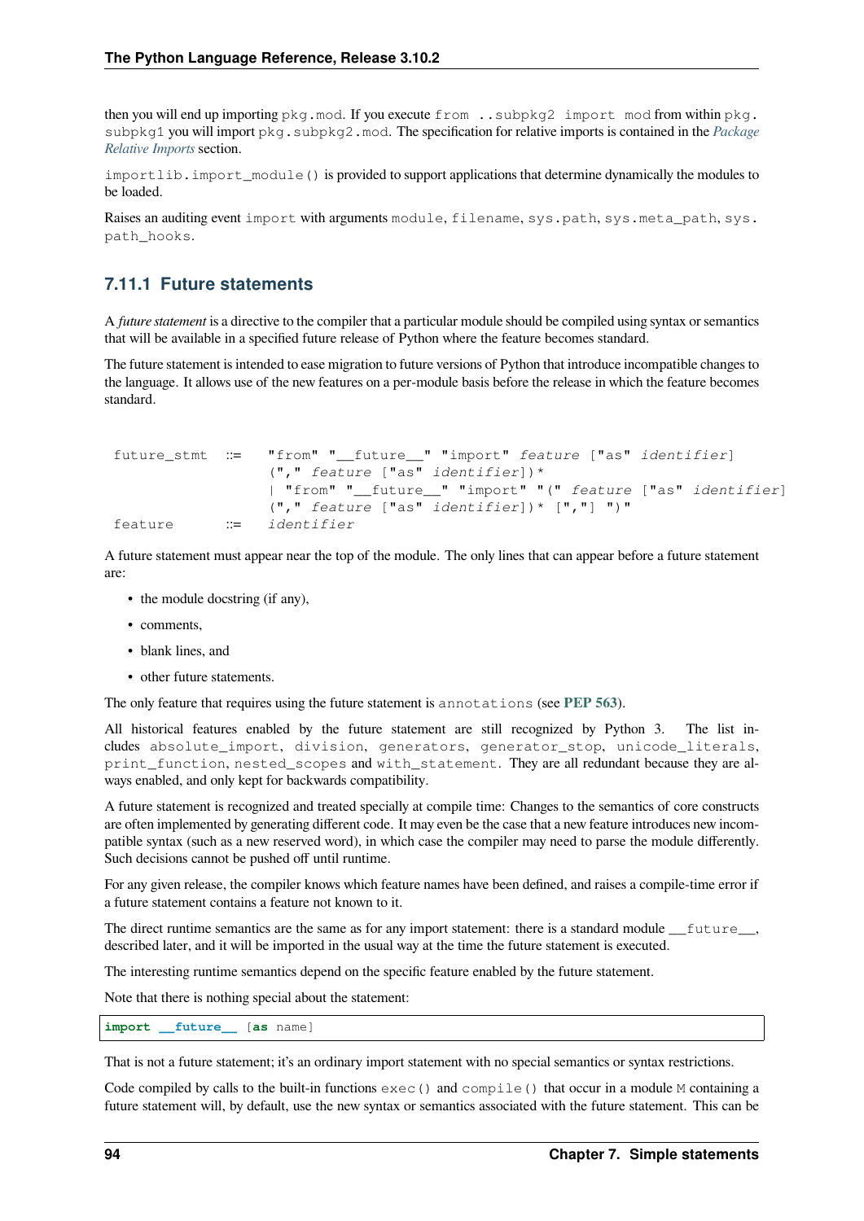then you will end up importing `pkg.mod`. If you execute `from ..subpkg2 import mod` from within `pkg.subpkg1` you will import `pkg.subpkg2.mod`. The specification for relative imports is contained in the *Package Relative Imports* section.

`importlib.import_module()` is provided to support applications that determine dynamically the modules to be loaded.

Raises an auditing event `import` with arguments `module`, `filename`, `sys.path`, `sys.meta_path`, `sys.path_hooks`.

### 7.11.1 Future statements

A *future statement* is a directive to the compiler that a particular module should be compiled using syntax or semantics that will be available in a specified future release of Python where the feature becomes standard.

The future statement is intended to ease migration to future versions of Python that introduce incompatible changes to the language. It allows use of the new features on a per-module basis before the release in which the feature becomes standard.

```
future_stmt  ::=  "from" "__future__" "import" feature ["as" identifier]
                  ("," feature ["as" identifier])*
                  | "from" "__future__" "import" "(" feature ["as" identifier]
                  ("," feature ["as" identifier])* [","] ")"
feature      ::=  identifier
```

A future statement must appear near the top of the module. The only lines that can appear before a future statement are:

- the module docstring (if any),
- comments,
- blank lines, and
- other future statements.

The only feature that requires using the future statement is `annotations` (see **PEP 563**).

All historical features enabled by the future statement are still recognized by Python 3. The list includes `absolute_import`, `division`, `generators`, `generator_stop`, `unicode_literals`, `print_function`, `nested_scopes` and `with_statement`. They are all redundant because they are always enabled, and only kept for backwards compatibility.

A future statement is recognized and treated specially at compile time: Changes to the semantics of core constructs are often implemented by generating different code. It may even be the case that a new feature introduces new incompatible syntax (such as a new reserved word), in which case the compiler may need to parse the module differently. Such decisions cannot be pushed off until runtime.

For any given release, the compiler knows which feature names have been defined, and raises a compile-time error if a future statement contains a feature not known to it.

The direct runtime semantics are the same as for any import statement: there is a standard module `__future__`, described later, and it will be imported in the usual way at the time the future statement is executed.

The interesting runtime semantics depend on the specific feature enabled by the future statement.

Note that there is nothing special about the statement:

```
import __future__ [as name]
```

That is not a future statement; it's an ordinary import statement with no special semantics or syntax restrictions.

Code compiled by calls to the built-in functions `exec()` and `compile()` that occur in a module `M` containing a future statement will, by default, use the new syntax or semantics associated with the future statement. This can be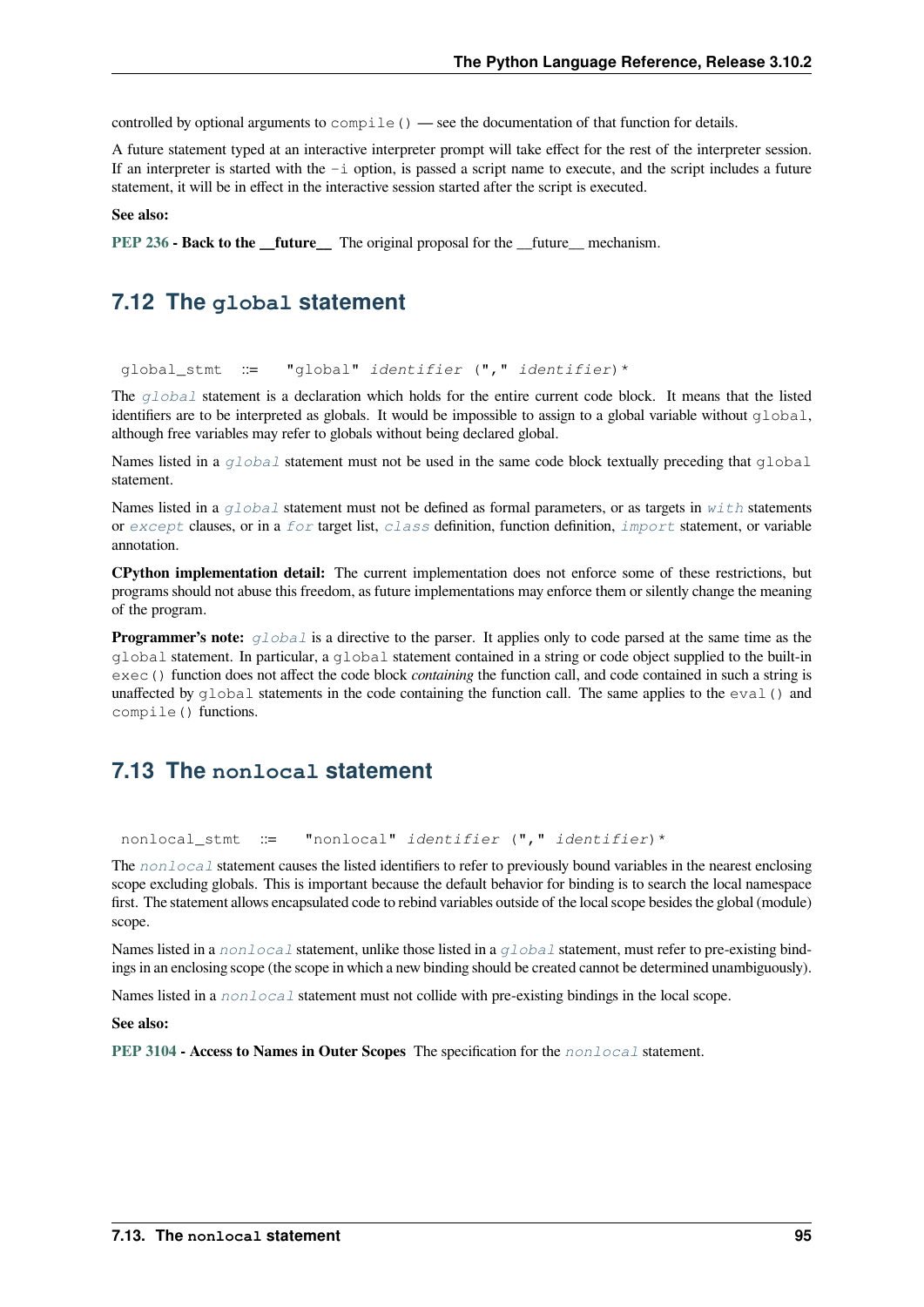controlled by optional arguments to `compile()` — see the documentation of that function for details.

A future statement typed at an interactive interpreter prompt will take effect for the rest of the interpreter session. If an interpreter is started with the `-i` option, is passed a script name to execute, and the script includes a future statement, it will be in effect in the interactive session started after the script is executed.

**See also:**

**PEP 236 - Back to the __future__** The original proposal for the __future__ mechanism.

## 7.12 The `global` statement

```
global_stmt ::= "global" identifier ("," identifier)*
```

The `global` statement is a declaration which holds for the entire current code block. It means that the listed identifiers are to be interpreted as globals. It would be impossible to assign to a global variable without `global`, although free variables may refer to globals without being declared global.

Names listed in a `global` statement must not be used in the same code block textually preceding that `global` statement.

Names listed in a `global` statement must not be defined as formal parameters, or as targets in `with` statements or `except` clauses, or in a `for` target list, `class` definition, function definition, `import` statement, or variable annotation.

**CPython implementation detail:** The current implementation does not enforce some of these restrictions, but programs should not abuse this freedom, as future implementations may enforce them or silently change the meaning of the program.

**Programmer's note:** `global` is a directive to the parser. It applies only to code parsed at the same time as the `global` statement. In particular, a `global` statement contained in a string or code object supplied to the built-in `exec()` function does not affect the code block *containing* the function call, and code contained in such a string is unaffected by `global` statements in the code containing the function call. The same applies to the `eval()` and `compile()` functions.

## 7.13 The `nonlocal` statement

```
nonlocal_stmt ::= "nonlocal" identifier ("," identifier)*
```

The `nonlocal` statement causes the listed identifiers to refer to previously bound variables in the nearest enclosing scope excluding globals. This is important because the default behavior for binding is to search the local namespace first. The statement allows encapsulated code to rebind variables outside of the local scope besides the global (module) scope.

Names listed in a `nonlocal` statement, unlike those listed in a `global` statement, must refer to pre-existing bindings in an enclosing scope (the scope in which a new binding should be created cannot be determined unambiguously).

Names listed in a `nonlocal` statement must not collide with pre-existing bindings in the local scope.

**See also:**

**PEP 3104 - Access to Names in Outer Scopes** The specification for the `nonlocal` statement.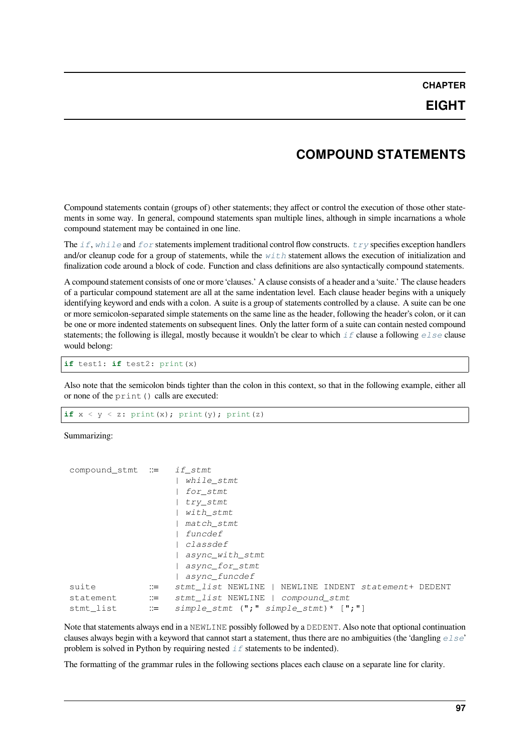# CHAPTER EIGHT

# COMPOUND STATEMENTS

Compound statements contain (groups of) other statements; they affect or control the execution of those other statements in some way. In general, compound statements span multiple lines, although in simple incarnations a whole compound statement may be contained in one line.

The `if`, `while` and `for` statements implement traditional control flow constructs. `try` specifies exception handlers and/or cleanup code for a group of statements, while the `with` statement allows the execution of initialization and finalization code around a block of code. Function and class definitions are also syntactically compound statements.

A compound statement consists of one or more 'clauses.' A clause consists of a header and a 'suite.' The clause headers of a particular compound statement are all at the same indentation level. Each clause header begins with a uniquely identifying keyword and ends with a colon. A suite is a group of statements controlled by a clause. A suite can be one or more semicolon-separated simple statements on the same line as the header, following the header's colon, or it can be one or more indented statements on subsequent lines. Only the latter form of a suite can contain nested compound statements; the following is illegal, mostly because it wouldn't be clear to which `if` clause a following `else` clause would belong:

```
if test1: if test2: print(x)
```

Also note that the semicolon binds tighter than the colon in this context, so that in the following example, either all or none of the `print()` calls are executed:

```
if x < y < z: print(x); print(y); print(z)
```

Summarizing:

```
compound_stmt ::=  if_stmt
                   | while_stmt
                   | for_stmt
                   | try_stmt
                   | with_stmt
                   | match_stmt
                   | funcdef
                   | classdef
                   | async_with_stmt
                   | async_for_stmt
                   | async_funcdef
suite         ::=  stmt_list NEWLINE | NEWLINE INDENT statement+ DEDENT
statement     ::=  stmt_list NEWLINE | compound_stmt
stmt_list     ::=  simple_stmt (";" simple_stmt)* [";"]
```

Note that statements always end in a `NEWLINE` possibly followed by a `DEDENT`. Also note that optional continuation clauses always begin with a keyword that cannot start a statement, thus there are no ambiguities (the 'dangling `else`' problem is solved in Python by requiring nested `if` statements to be indented).

The formatting of the grammar rules in the following sections places each clause on a separate line for clarity.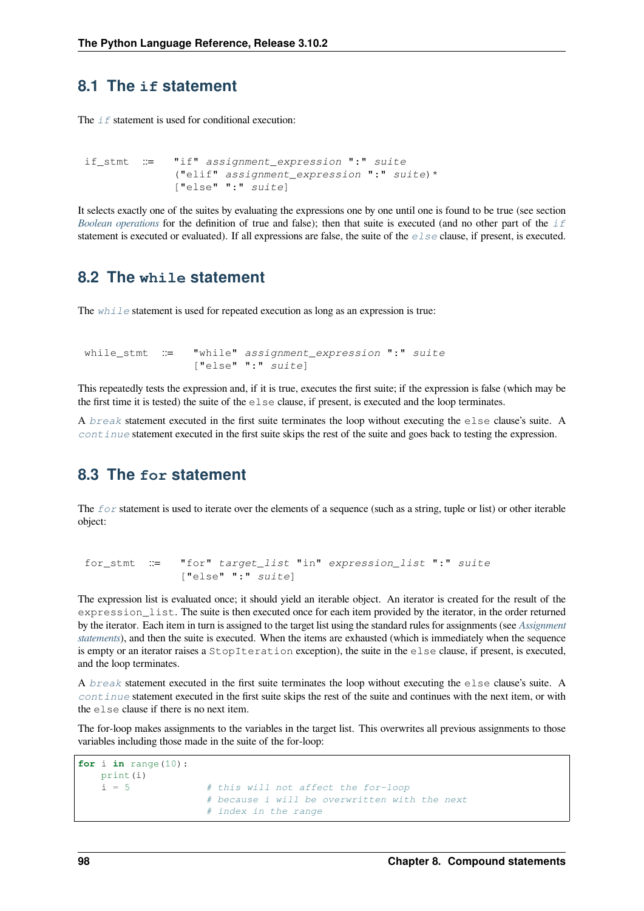## 8.1 The `if` statement

The *if* statement is used for conditional execution:

```
if_stmt ::=  "if" assignment_expression ":" suite
             ("elif" assignment_expression ":" suite)*
             ["else" ":" suite]
```

It selects exactly one of the suites by evaluating the expressions one by one until one is found to be true (see section *Boolean operations* for the definition of true and false); then that suite is executed (and no other part of the *if* statement is executed or evaluated). If all expressions are false, the suite of the *else* clause, if present, is executed.

## 8.2 The `while` statement

The *while* statement is used for repeated execution as long as an expression is true:

```
while_stmt ::=  "while" assignment_expression ":" suite
                ["else" ":" suite]
```

This repeatedly tests the expression and, if it is true, executes the first suite; if the expression is false (which may be the first time it is tested) the suite of the `else` clause, if present, is executed and the loop terminates.

A *break* statement executed in the first suite terminates the loop without executing the `else` clause's suite. A *continue* statement executed in the first suite skips the rest of the suite and goes back to testing the expression.

## 8.3 The `for` statement

The *for* statement is used to iterate over the elements of a sequence (such as a string, tuple or list) or other iterable object:

```
for_stmt ::=  "for" target_list "in" expression_list ":" suite
              ["else" ":" suite]
```

The expression list is evaluated once; it should yield an iterable object. An iterator is created for the result of the `expression_list`. The suite is then executed once for each item provided by the iterator, in the order returned by the iterator. Each item in turn is assigned to the target list using the standard rules for assignments (see *Assignment statements*), and then the suite is executed. When the items are exhausted (which is immediately when the sequence is empty or an iterator raises a `StopIteration` exception), the suite in the `else` clause, if present, is executed, and the loop terminates.

A *break* statement executed in the first suite terminates the loop without executing the `else` clause's suite. A *continue* statement executed in the first suite skips the rest of the suite and continues with the next item, or with the `else` clause if there is no next item.

The for-loop makes assignments to the variables in the target list. This overwrites all previous assignments to those variables including those made in the suite of the for-loop:

```
for i in range(10):
    print(i)
    i = 5             # this will not affect the for-loop
                      # because i will be overwritten with the next
                      # index in the range
```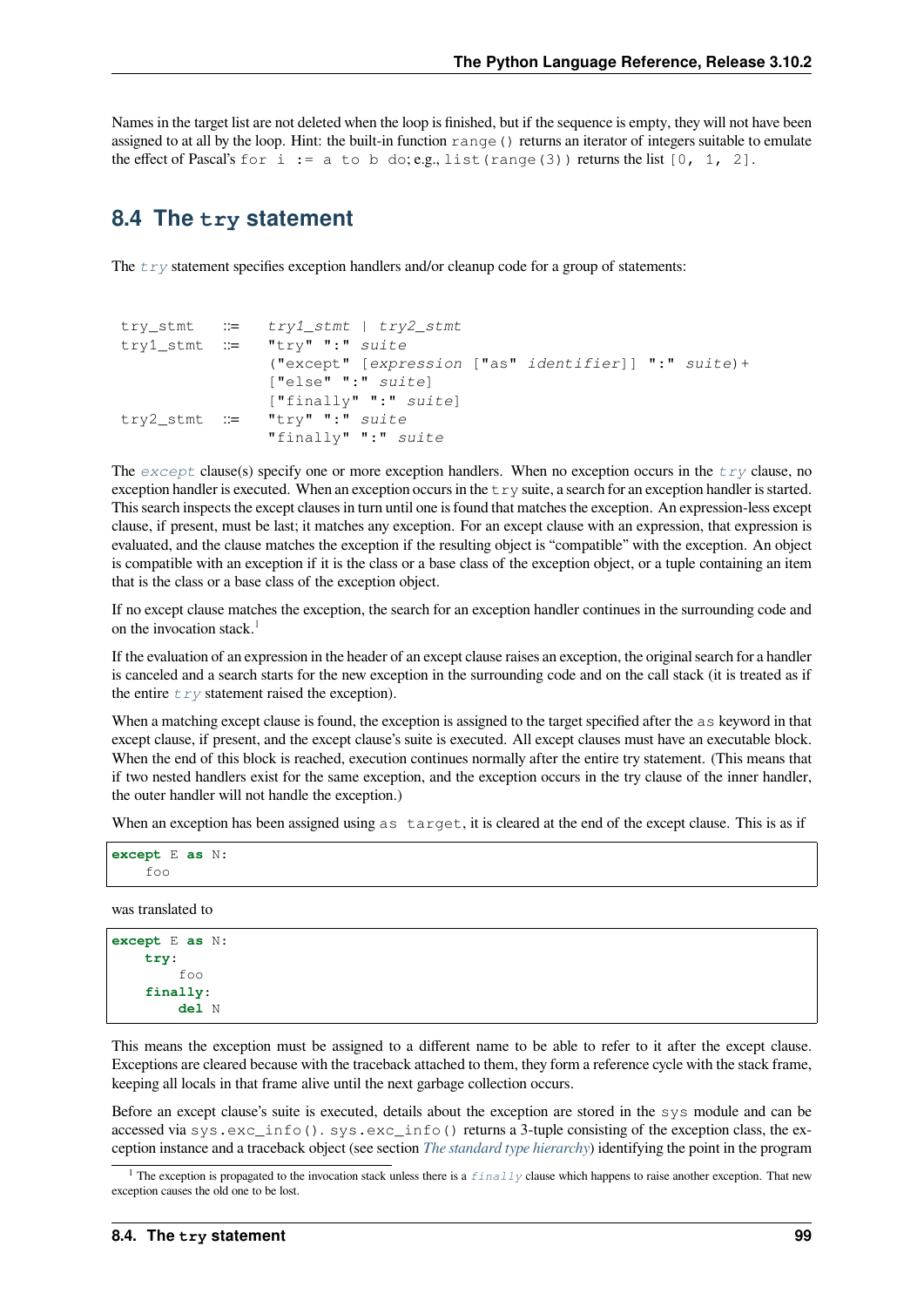Names in the target list are not deleted when the loop is finished, but if the sequence is empty, they will not have been assigned to at all by the loop. Hint: the built-in function `range()` returns an iterator of integers suitable to emulate the effect of Pascal's `for i := a to b do`; e.g., `list(range(3))` returns the list `[0, 1, 2]`.

## 8.4 The `try` statement

The `try` statement specifies exception handlers and/or cleanup code for a group of statements:

```
try_stmt   ::=  try1_stmt | try2_stmt
try1_stmt  ::=  "try" ":" suite
                ("except" [expression ["as" identifier]] ":" suite)+
                ["else" ":" suite]
                ["finally" ":" suite]
try2_stmt  ::=  "try" ":" suite
                "finally" ":" suite
```

The `except` clause(s) specify one or more exception handlers. When no exception occurs in the `try` clause, no exception handler is executed. When an exception occurs in the `try` suite, a search for an exception handler is started. This search inspects the except clauses in turn until one is found that matches the exception. An expression-less except clause, if present, must be last; it matches any exception. For an except clause with an expression, that expression is evaluated, and the clause matches the exception if the resulting object is "compatible" with the exception. An object is compatible with an exception if it is the class or a base class of the exception object, or a tuple containing an item that is the class or a base class of the exception object.

If no except clause matches the exception, the search for an exception handler continues in the surrounding code and on the invocation stack.[1]

If the evaluation of an expression in the header of an except clause raises an exception, the original search for a handler is canceled and a search starts for the new exception in the surrounding code and on the call stack (it is treated as if the entire `try` statement raised the exception).

When a matching except clause is found, the exception is assigned to the target specified after the `as` keyword in that except clause, if present, and the except clause's suite is executed. All except clauses must have an executable block. When the end of this block is reached, execution continues normally after the entire try statement. (This means that if two nested handlers exist for the same exception, and the exception occurs in the try clause of the inner handler, the outer handler will not handle the exception.)

When an exception has been assigned using `as target`, it is cleared at the end of the except clause. This is as if

```
except E as N:
    foo
```

was translated to

```
except E as N:
    try:
        foo
    finally:
        del N
```

This means the exception must be assigned to a different name to be able to refer to it after the except clause. Exceptions are cleared because with the traceback attached to them, they form a reference cycle with the stack frame, keeping all locals in that frame alive until the next garbage collection occurs.

Before an except clause's suite is executed, details about the exception are stored in the `sys` module and can be accessed via `sys.exc_info()`. `sys.exc_info()` returns a 3-tuple consisting of the exception class, the exception instance and a traceback object (see section *The standard type hierarchy*) identifying the point in the program

[1] The exception is propagated to the invocation stack unless there is a `finally` clause which happens to raise another exception. That new exception causes the old one to be lost.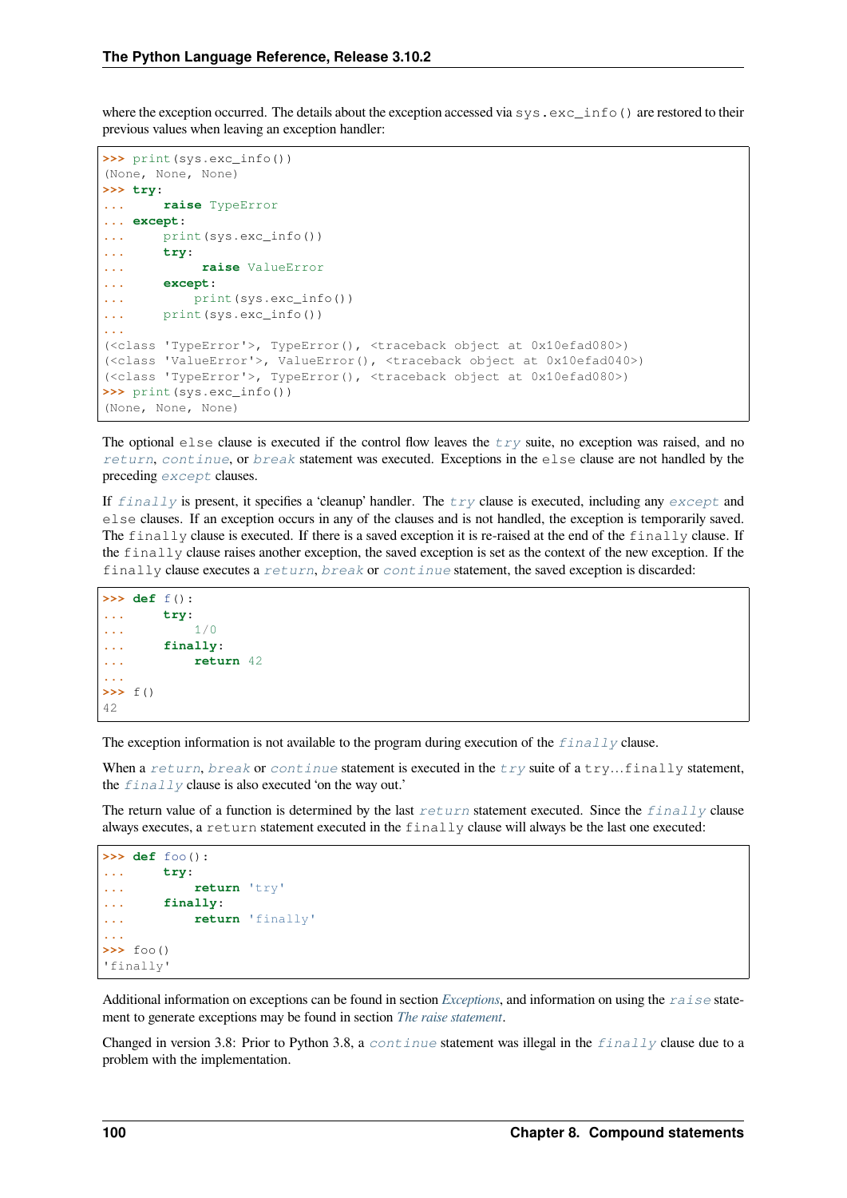where the exception occurred. The details about the exception accessed via `sys.exc_info()` are restored to their previous values when leaving an exception handler:

```
>>> print(sys.exc_info())
(None, None, None)
>>> try:
...     raise TypeError
... except:
...     print(sys.exc_info())
...     try:
...          raise ValueError
...     except:
...         print(sys.exc_info())
...     print(sys.exc_info())
...
(<class 'TypeError'>, TypeError(), <traceback object at 0x10efad080>)
(<class 'ValueError'>, ValueError(), <traceback object at 0x10efad040>)
(<class 'TypeError'>, TypeError(), <traceback object at 0x10efad080>)
>>> print(sys.exc_info())
(None, None, None)
```

The optional `else` clause is executed if the control flow leaves the `try` suite, no exception was raised, and no `return`, `continue`, or `break` statement was executed. Exceptions in the `else` clause are not handled by the preceding `except` clauses.

If `finally` is present, it specifies a 'cleanup' handler. The `try` clause is executed, including any `except` and `else` clauses. If an exception occurs in any of the clauses and is not handled, the exception is temporarily saved. The `finally` clause is executed. If there is a saved exception it is re-raised at the end of the `finally` clause. If the `finally` clause raises another exception, the saved exception is set as the context of the new exception. If the `finally` clause executes a `return`, `break` or `continue` statement, the saved exception is discarded:

```
>>> def f():
...     try:
...         1/0
...     finally:
...         return 42
...
>>> f()
42
```

The exception information is not available to the program during execution of the `finally` clause.

When a `return`, `break` or `continue` statement is executed in the `try` suite of a `try`...`finally` statement, the `finally` clause is also executed 'on the way out.'

The return value of a function is determined by the last `return` statement executed. Since the `finally` clause always executes, a `return` statement executed in the `finally` clause will always be the last one executed:

```
>>> def foo():
...     try:
...         return 'try'
...     finally:
...         return 'finally'
...
>>> foo()
'finally'
```

Additional information on exceptions can be found in section *Exceptions*, and information on using the `raise` statement to generate exceptions may be found in section *The raise statement*.

Changed in version 3.8: Prior to Python 3.8, a `continue` statement was illegal in the `finally` clause due to a problem with the implementation.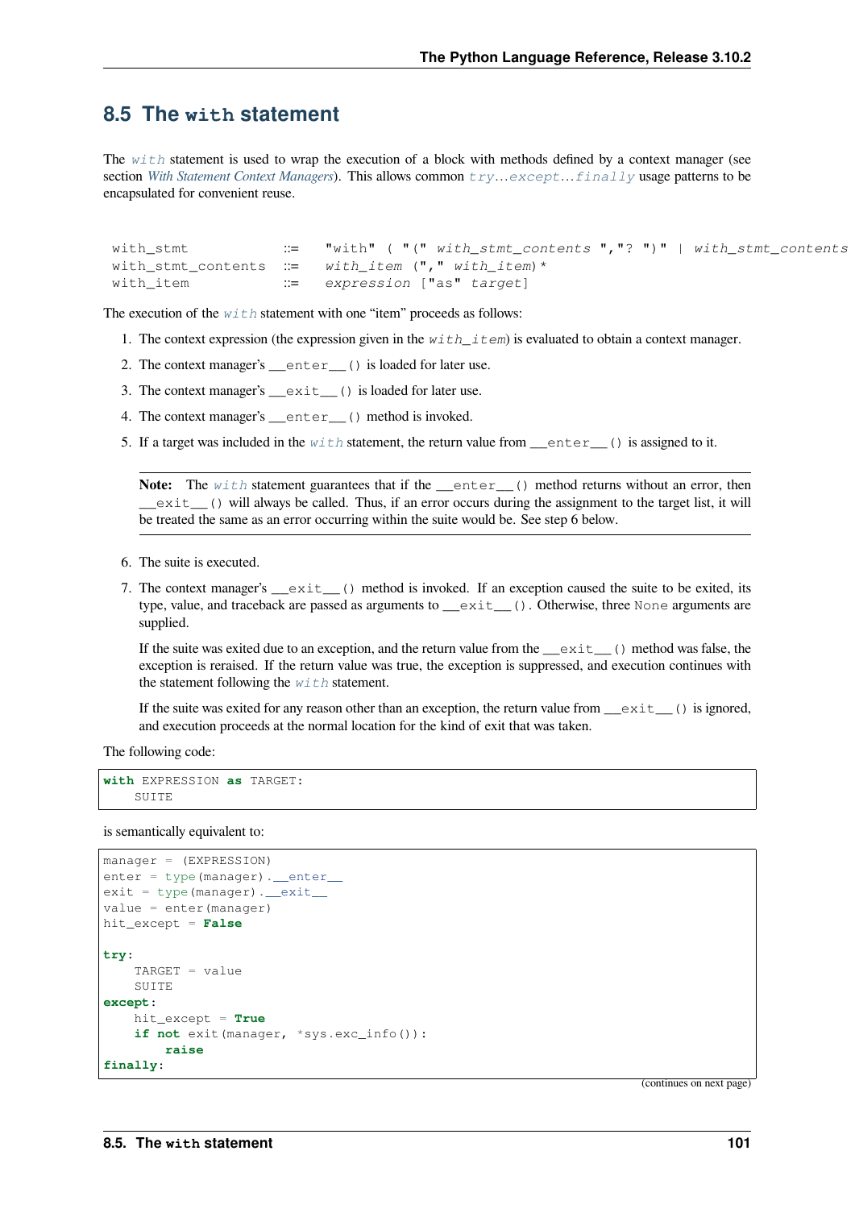## 8.5 The `with` statement

The `with` statement is used to wrap the execution of a block with methods defined by a context manager (see section *With Statement Context Managers*). This allows common `try...except...finally` usage patterns to be encapsulated for convenient reuse.

```
with_stmt          ::=  "with" ( "(" with_stmt_contents ","? ")" | with_stmt_contents
with_stmt_contents ::=  with_item ("," with_item)*
with_item          ::=  expression ["as" target]
```

The execution of the `with` statement with one "item" proceeds as follows:

1. The context expression (the expression given in the `with_item`) is evaluated to obtain a context manager.
2. The context manager's `__enter__()` is loaded for later use.
3. The context manager's `__exit__()` is loaded for later use.
4. The context manager's `__enter__()` method is invoked.
5. If a target was included in the `with` statement, the return value from `__enter__()` is assigned to it.

**Note:** The `with` statement guarantees that if the `__enter__()` method returns without an error, then `__exit__()` will always be called. Thus, if an error occurs during the assignment to the target list, it will be treated the same as an error occurring within the suite would be. See step 6 below.

6. The suite is executed.
7. The context manager's `__exit__()` method is invoked. If an exception caused the suite to be exited, its type, value, and traceback are passed as arguments to `__exit__()`. Otherwise, three `None` arguments are supplied.

   If the suite was exited due to an exception, and the return value from the `__exit__()` method was false, the exception is reraised. If the return value was true, the exception is suppressed, and execution continues with the statement following the `with` statement.

   If the suite was exited for any reason other than an exception, the return value from `__exit__()` is ignored, and execution proceeds at the normal location for the kind of exit that was taken.

The following code:

```
with EXPRESSION as TARGET:
    SUITE
```

is semantically equivalent to:

```
manager = (EXPRESSION)
enter = type(manager).__enter__
exit = type(manager).__exit__
value = enter(manager)
hit_except = False

try:
    TARGET = value
    SUITE
except:
    hit_except = True
    if not exit(manager, *sys.exc_info()):
        raise
finally:
```

(continues on next page)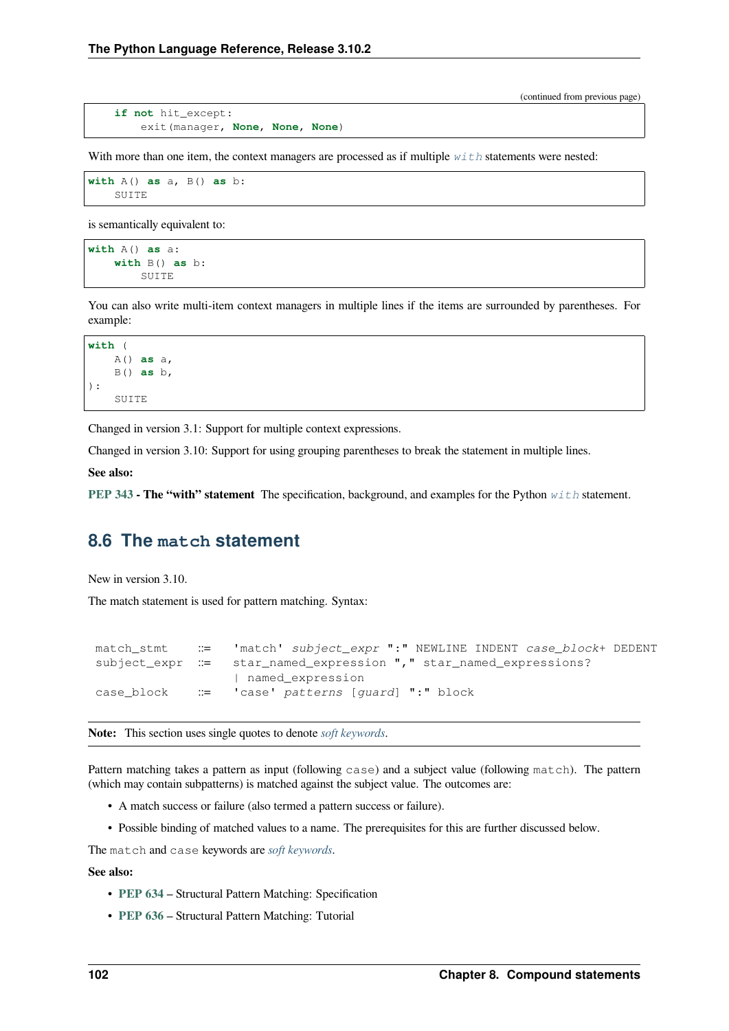(continued from previous page)

```
    if not hit_except:
        exit(manager, None, None, None)
```

With more than one item, the context managers are processed as if multiple `with` statements were nested:

```
with A() as a, B() as b:
    SUITE
```

is semantically equivalent to:

```
with A() as a:
    with B() as b:
        SUITE
```

You can also write multi-item context managers in multiple lines if the items are surrounded by parentheses. For example:

```
with (
    A() as a,
    B() as b,
):
    SUITE
```

Changed in version 3.1: Support for multiple context expressions.

Changed in version 3.10: Support for using grouping parentheses to break the statement in multiple lines.

**See also:**

**PEP 343 - The "with" statement** The specification, background, and examples for the Python `with` statement.

## 8.6 The `match` statement

New in version 3.10.

The match statement is used for pattern matching. Syntax:

```
match_stmt   ::=  'match' subject_expr ":" NEWLINE INDENT case_block+ DEDENT
subject_expr ::=  star_named_expression "," star_named_expressions?
                  | named_expression
case_block   ::=  'case' patterns [guard] ":" block
```

**Note:** This section uses single quotes to denote *soft keywords*.

Pattern matching takes a pattern as input (following `case`) and a subject value (following `match`). The pattern (which may contain subpatterns) is matched against the subject value. The outcomes are:

- A match success or failure (also termed a pattern success or failure).
- Possible binding of matched values to a name. The prerequisites for this are further discussed below.

The `match` and `case` keywords are *soft keywords*.

**See also:**

- **PEP 634** – Structural Pattern Matching: Specification
- **PEP 636** – Structural Pattern Matching: Tutorial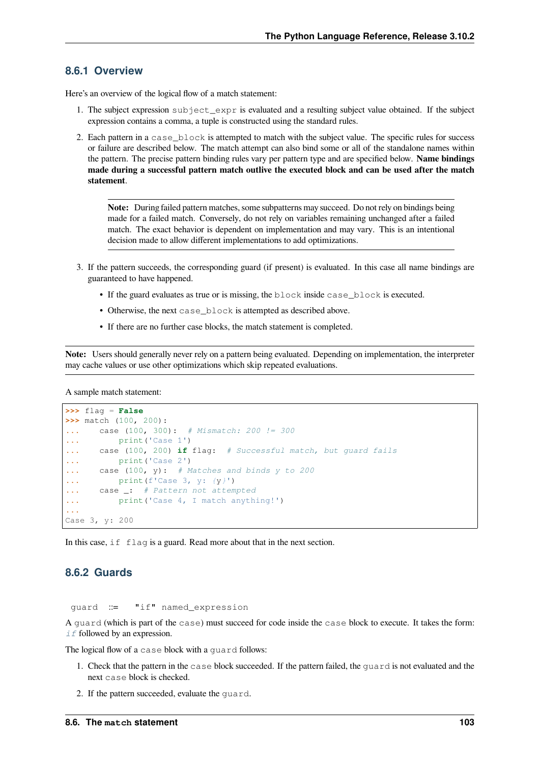### 8.6.1 Overview

Here's an overview of the logical flow of a match statement:

1. The subject expression `subject_expr` is evaluated and a resulting subject value obtained. If the subject expression contains a comma, a tuple is constructed using the standard rules.

2. Each pattern in a `case_block` is attempted to match with the subject value. The specific rules for success or failure are described below. The match attempt can also bind some or all of the standalone names within the pattern. The precise pattern binding rules vary per pattern type and are specified below. **Name bindings made during a successful pattern match outlive the executed block and can be used after the match statement**.

   **Note:** During failed pattern matches, some subpatterns may succeed. Do not rely on bindings being made for a failed match. Conversely, do not rely on variables remaining unchanged after a failed match. The exact behavior is dependent on implementation and may vary. This is an intentional decision made to allow different implementations to add optimizations.

3. If the pattern succeeds, the corresponding guard (if present) is evaluated. In this case all name bindings are guaranteed to have happened.

   - If the guard evaluates as true or is missing, the `block` inside `case_block` is executed.
   - Otherwise, the next `case_block` is attempted as described above.
   - If there are no further case blocks, the match statement is completed.

**Note:** Users should generally never rely on a pattern being evaluated. Depending on implementation, the interpreter may cache values or use other optimizations which skip repeated evaluations.

A sample match statement:

```
>>> flag = False
>>> match (100, 200):
...    case (100, 300):  # Mismatch: 200 != 300
...        print('Case 1')
...    case (100, 200) if flag:  # Successful match, but guard fails
...        print('Case 2')
...    case (100, y):  # Matches and binds y to 200
...        print(f'Case 3, y: {y}')
...    case _:  # Pattern not attempted
...        print('Case 4, I match anything!')
...
Case 3, y: 200
```

In this case, `if flag` is a guard. Read more about that in the next section.

### 8.6.2 Guards

```
guard ::=  "if" named_expression
```

A `guard` (which is part of the `case`) must succeed for code inside the `case` block to execute. It takes the form: `if` followed by an expression.

The logical flow of a `case` block with a `guard` follows:

1. Check that the pattern in the `case` block succeeded. If the pattern failed, the `guard` is not evaluated and the next `case` block is checked.

2. If the pattern succeeded, evaluate the `guard`.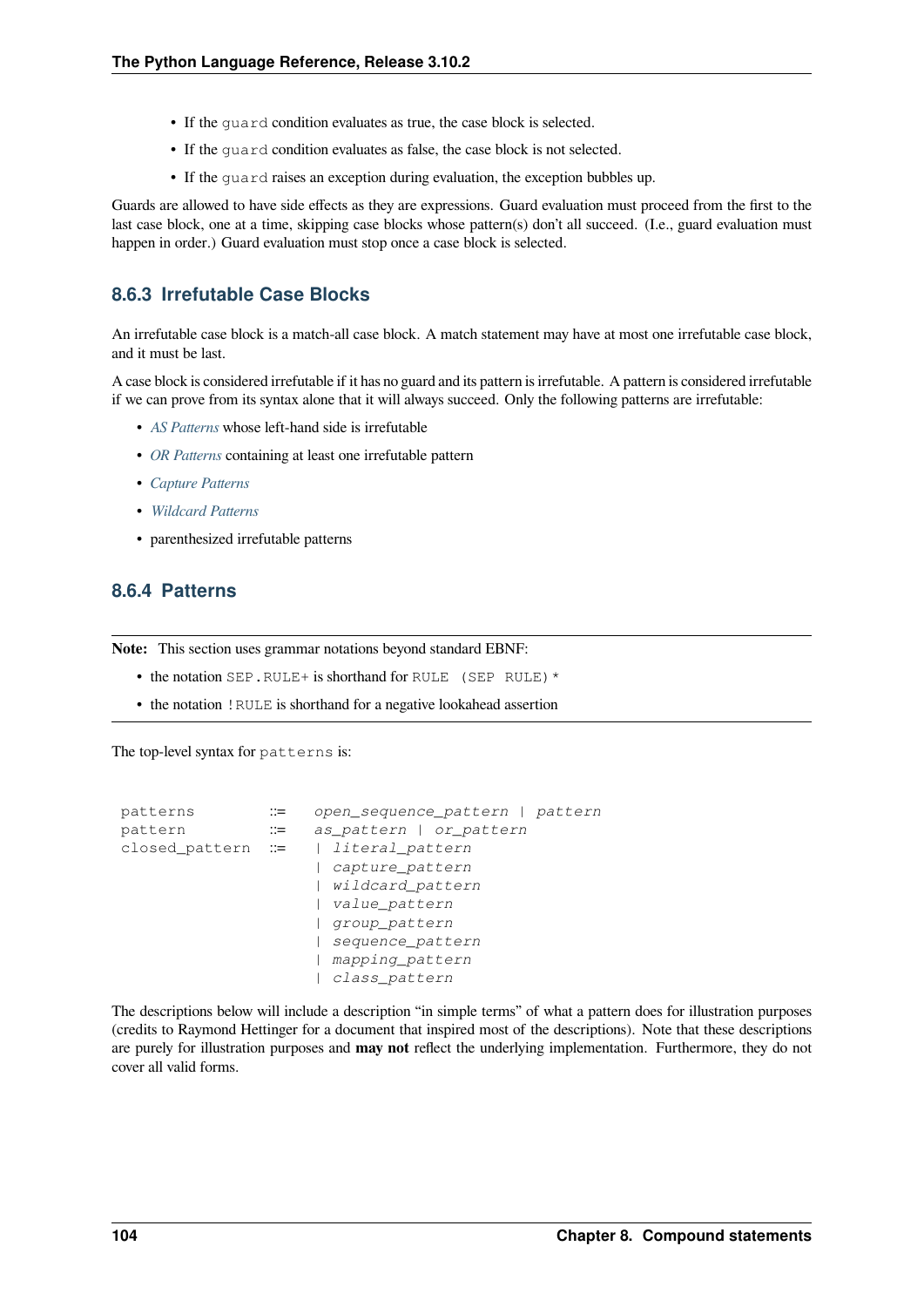- If the guard condition evaluates as true, the case block is selected.
- If the guard condition evaluates as false, the case block is not selected.
- If the guard raises an exception during evaluation, the exception bubbles up.

Guards are allowed to have side effects as they are expressions. Guard evaluation must proceed from the first to the last case block, one at a time, skipping case blocks whose pattern(s) don't all succeed. (I.e., guard evaluation must happen in order.) Guard evaluation must stop once a case block is selected.

### 8.6.3 Irrefutable Case Blocks

An irrefutable case block is a match-all case block. A match statement may have at most one irrefutable case block, and it must be last.

A case block is considered irrefutable if it has no guard and its pattern is irrefutable. A pattern is considered irrefutable if we can prove from its syntax alone that it will always succeed. Only the following patterns are irrefutable:

- *AS Patterns* whose left-hand side is irrefutable
- *OR Patterns* containing at least one irrefutable pattern
- *Capture Patterns*
- *Wildcard Patterns*
- parenthesized irrefutable patterns

### 8.6.4 Patterns

**Note:** This section uses grammar notations beyond standard EBNF:

- the notation `SEP.RULE+` is shorthand for `RULE (SEP RULE)*`
- the notation `!RULE` is shorthand for a negative lookahead assertion

The top-level syntax for `patterns` is:

```
patterns       ::=  open_sequence_pattern | pattern
pattern        ::=  as_pattern | or_pattern
closed_pattern ::=  | literal_pattern
                    | capture_pattern
                    | wildcard_pattern
                    | value_pattern
                    | group_pattern
                    | sequence_pattern
                    | mapping_pattern
                    | class_pattern
```

The descriptions below will include a description "in simple terms" of what a pattern does for illustration purposes (credits to Raymond Hettinger for a document that inspired most of the descriptions). Note that these descriptions are purely for illustration purposes and **may not** reflect the underlying implementation. Furthermore, they do not cover all valid forms.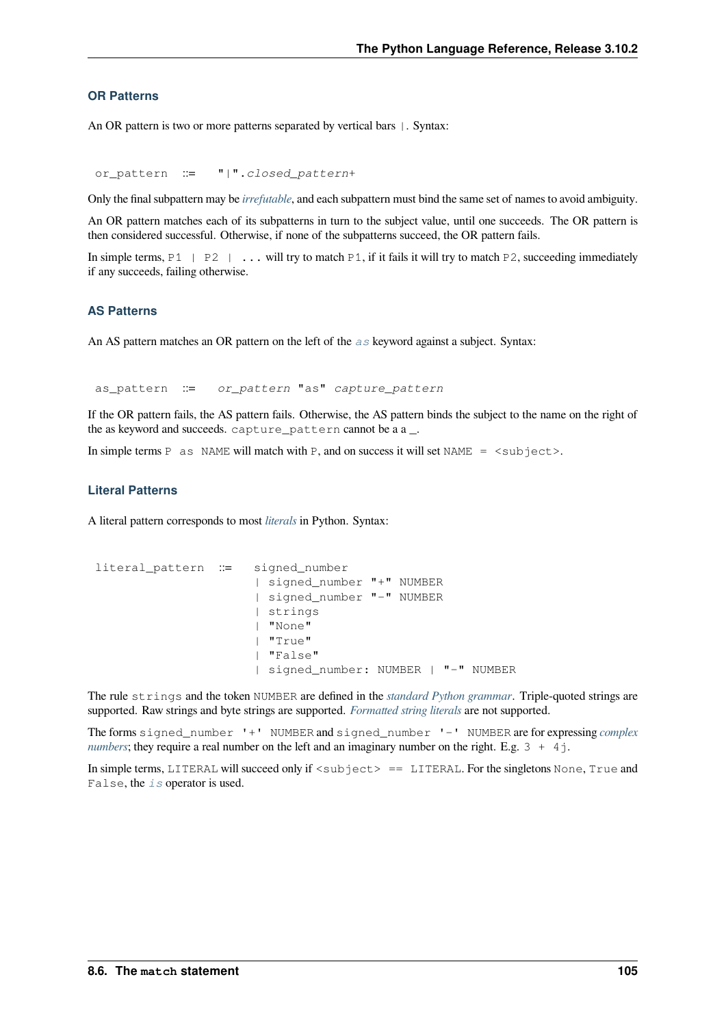### OR Patterns

An OR pattern is two or more patterns separated by vertical bars `|`. Syntax:

```
or_pattern  ::=  "|".closed_pattern+
```

Only the final subpattern may be *irrefutable*, and each subpattern must bind the same set of names to avoid ambiguity.

An OR pattern matches each of its subpatterns in turn to the subject value, until one succeeds. The OR pattern is then considered successful. Otherwise, if none of the subpatterns succeed, the OR pattern fails.

In simple terms, `P1 | P2 | ...` will try to match `P1`, if it fails it will try to match `P2`, succeeding immediately if any succeeds, failing otherwise.

### AS Patterns

An AS pattern matches an OR pattern on the left of the *as* keyword against a subject. Syntax:

```
as_pattern  ::=  or_pattern "as" capture_pattern
```

If the OR pattern fails, the AS pattern fails. Otherwise, the AS pattern binds the subject to the name on the right of the as keyword and succeeds. `capture_pattern` cannot be a a _.

In simple terms `P as NAME` will match with `P`, and on success it will set `NAME = <subject>`.

### Literal Patterns

A literal pattern corresponds to most *literals* in Python. Syntax:

```
literal_pattern  ::=  signed_number
                      | signed_number "+" NUMBER
                      | signed_number "-" NUMBER
                      | strings
                      | "None"
                      | "True"
                      | "False"
                      | signed_number: NUMBER | "-" NUMBER
```

The rule `strings` and the token `NUMBER` are defined in the *standard Python grammar*. Triple-quoted strings are supported. Raw strings and byte strings are supported. *Formatted string literals* are not supported.

The forms `signed_number '+' NUMBER` and `signed_number '-' NUMBER` are for expressing *complex numbers*; they require a real number on the left and an imaginary number on the right. E.g. `3 + 4j`.

In simple terms, `LITERAL` will succeed only if `<subject> == LITERAL`. For the singletons `None`, `True` and `False`, the *is* operator is used.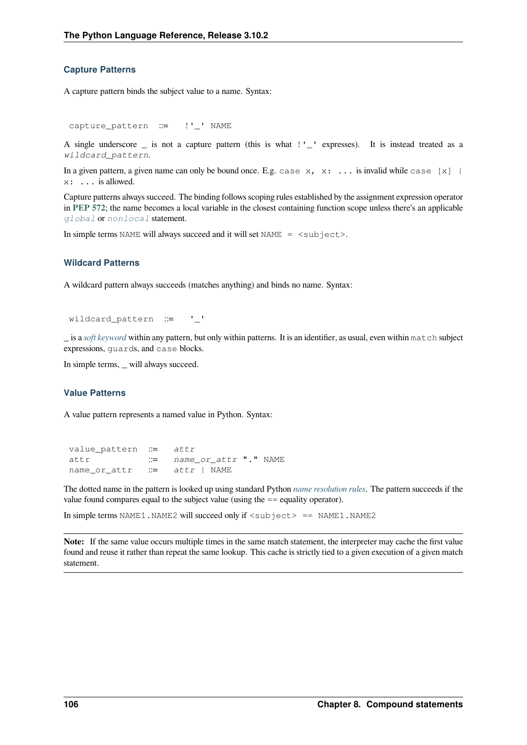#### Capture Patterns

A capture pattern binds the subject value to a name. Syntax:

```
capture_pattern ::= !'_' NAME
```

A single underscore _ is not a capture pattern (this is what !'_' expresses). It is instead treated as a *wildcard_pattern*.

In a given pattern, a given name can only be bound once. E.g. `case x, x: ...` is invalid while `case [x] | x: ...` is allowed.

Capture patterns always succeed. The binding follows scoping rules established by the assignment expression operator in **PEP 572**; the name becomes a local variable in the closest containing function scope unless there's an applicable `global` or `nonlocal` statement.

In simple terms `NAME` will always succeed and it will set `NAME = <subject>`.

#### Wildcard Patterns

A wildcard pattern always succeeds (matches anything) and binds no name. Syntax:

```
wildcard_pattern ::= '_'
```

_ is a *soft keyword* within any pattern, but only within patterns. It is an identifier, as usual, even within `match` subject expressions, `guard`s, and `case` blocks.

In simple terms, _ will always succeed.

#### Value Patterns

A value pattern represents a named value in Python. Syntax:

```
value_pattern ::= attr
attr          ::= name_or_attr "." NAME
name_or_attr  ::= attr | NAME
```

The dotted name in the pattern is looked up using standard Python *name resolution rules*. The pattern succeeds if the value found compares equal to the subject value (using the == equality operator).

In simple terms `NAME1.NAME2` will succeed only if `<subject> == NAME1.NAME2`

**Note:** If the same value occurs multiple times in the same match statement, the interpreter may cache the first value found and reuse it rather than repeat the same lookup. This cache is strictly tied to a given execution of a given match statement.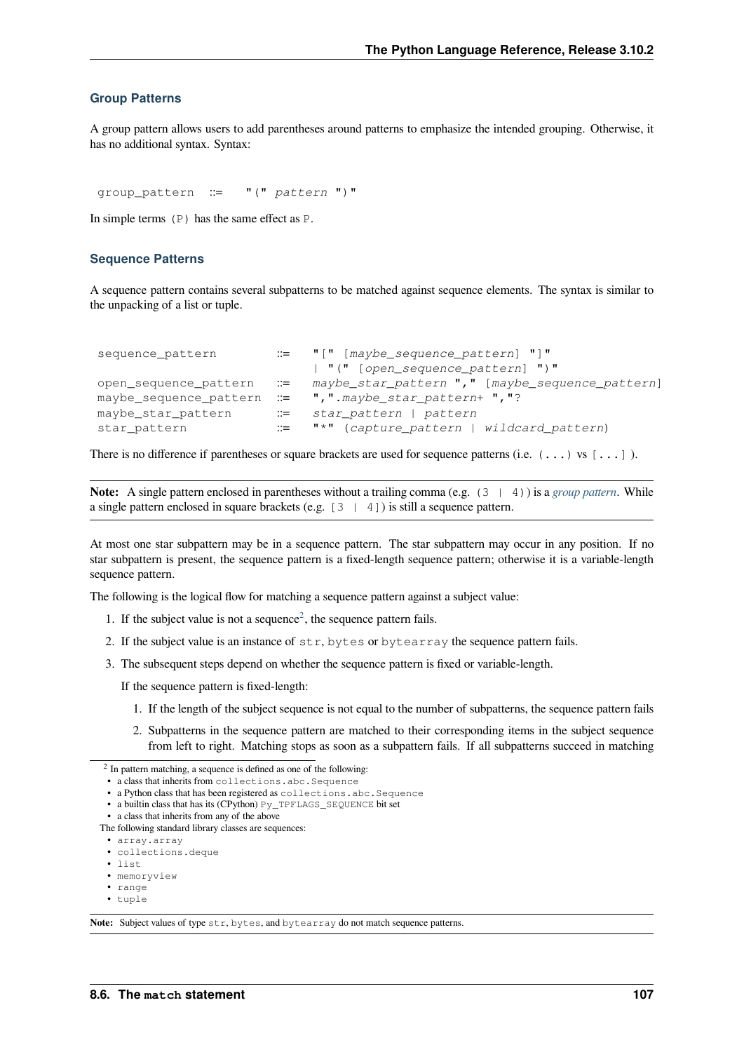### Group Patterns

A group pattern allows users to add parentheses around patterns to emphasize the intended grouping. Otherwise, it has no additional syntax. Syntax:

```
group_pattern ::=  "(" pattern ")"
```

In simple terms `(P)` has the same effect as `P`.

### Sequence Patterns

A sequence pattern contains several subpatterns to be matched against sequence elements. The syntax is similar to the unpacking of a list or tuple.

```
sequence_pattern       ::=  "[" [maybe_sequence_pattern] "]"
                            | "(" [open_sequence_pattern] ")"
open_sequence_pattern  ::=  maybe_star_pattern "," [maybe_sequence_pattern]
maybe_sequence_pattern ::=  ",".maybe_star_pattern+ ","?
maybe_star_pattern     ::=  star_pattern | pattern
star_pattern           ::=  "*" (capture_pattern | wildcard_pattern)
```

There is no difference if parentheses or square brackets are used for sequence patterns (i.e. `(...)` vs `[...]` ).

**Note:** A single pattern enclosed in parentheses without a trailing comma (e.g. `(3 | 4)`) is a *group pattern*. While a single pattern enclosed in square brackets (e.g. `[3 | 4]`) is still a sequence pattern.

At most one star subpattern may be in a sequence pattern. The star subpattern may occur in any position. If no star subpattern is present, the sequence pattern is a fixed-length sequence pattern; otherwise it is a variable-length sequence pattern.

The following is the logical flow for matching a sequence pattern against a subject value:

1. If the subject value is not a sequence[2], the sequence pattern fails.
2. If the subject value is an instance of `str`, `bytes` or `bytearray` the sequence pattern fails.
3. The subsequent steps depend on whether the sequence pattern is fixed or variable-length.

   If the sequence pattern is fixed-length:

   1. If the length of the subject sequence is not equal to the number of subpatterns, the sequence pattern fails
   2. Subpatterns in the sequence pattern are matched to their corresponding items in the subject sequence from left to right. Matching stops as soon as a subpattern fails. If all subpatterns succeed in matching

---

[2] In pattern matching, a sequence is defined as one of the following:

- a class that inherits from `collections.abc.Sequence`
- a Python class that has been registered as `collections.abc.Sequence`
- a builtin class that has its (CPython) `Py_TPFLAGS_SEQUENCE` bit set
- a class that inherits from any of the above

The following standard library classes are sequences:

- `array.array`
- `collections.deque`
- `list`
- `memoryview`
- `range`
- `tuple`

**Note:** Subject values of type `str`, `bytes`, and `bytearray` do not match sequence patterns.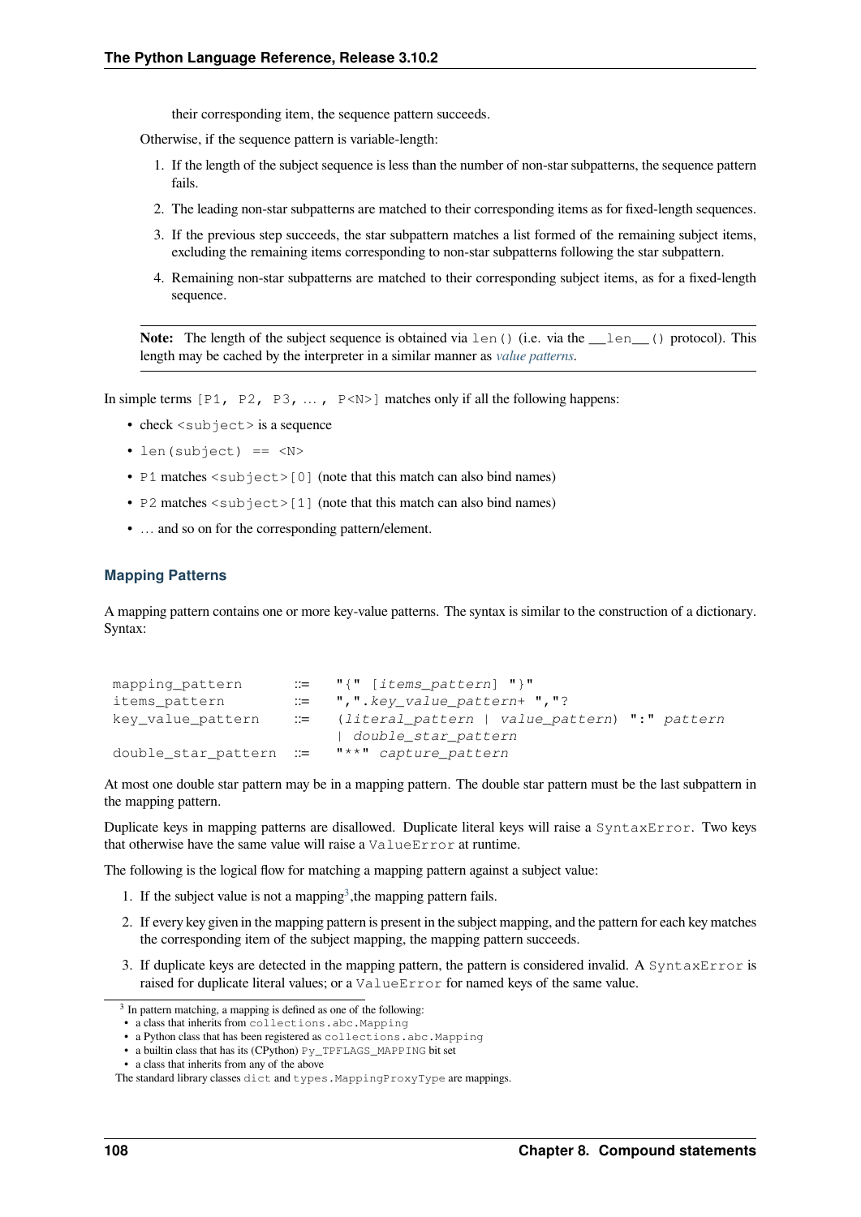their corresponding item, the sequence pattern succeeds.

Otherwise, if the sequence pattern is variable-length:

1. If the length of the subject sequence is less than the number of non-star subpatterns, the sequence pattern fails.
2. The leading non-star subpatterns are matched to their corresponding items as for fixed-length sequences.
3. If the previous step succeeds, the star subpattern matches a list formed of the remaining subject items, excluding the remaining items corresponding to non-star subpatterns following the star subpattern.
4. Remaining non-star subpatterns are matched to their corresponding subject items, as for a fixed-length sequence.

**Note:** The length of the subject sequence is obtained via `len()` (i.e. via the `__len__()` protocol). This length may be cached by the interpreter in a similar manner as *value patterns*.

In simple terms `[P1, P2, P3, … , P<N>]` matches only if all the following happens:

- check `<subject>` is a sequence
- `len(subject) == <N>`
- `P1` matches `<subject>[0]` (note that this match can also bind names)
- `P2` matches `<subject>[1]` (note that this match can also bind names)
- … and so on for the corresponding pattern/element.

#### Mapping Patterns

A mapping pattern contains one or more key-value patterns. The syntax is similar to the construction of a dictionary. Syntax:

```
mapping_pattern      ::=  "{" [items_pattern] "}"
items_pattern        ::=  ",".key_value_pattern+ ","?
key_value_pattern    ::=  (literal_pattern | value_pattern) ":" pattern
                          | double_star_pattern
double_star_pattern  ::=  "**" capture_pattern
```

At most one double star pattern may be in a mapping pattern. The double star pattern must be the last subpattern in the mapping pattern.

Duplicate keys in mapping patterns are disallowed. Duplicate literal keys will raise a `SyntaxError`. Two keys that otherwise have the same value will raise a `ValueError` at runtime.

The following is the logical flow for matching a mapping pattern against a subject value:

1. If the subject value is not a mapping[3],the mapping pattern fails.
2. If every key given in the mapping pattern is present in the subject mapping, and the pattern for each key matches the corresponding item of the subject mapping, the mapping pattern succeeds.
3. If duplicate keys are detected in the mapping pattern, the pattern is considered invalid. A `SyntaxError` is raised for duplicate literal values; or a `ValueError` for named keys of the same value.

---

[3] In pattern matching, a mapping is defined as one of the following:

- a class that inherits from `collections.abc.Mapping`
- a Python class that has been registered as `collections.abc.Mapping`
- a builtin class that has its (CPython) `Py_TPFLAGS_MAPPING` bit set
- a class that inherits from any of the above

The standard library classes `dict` and `types.MappingProxyType` are mappings.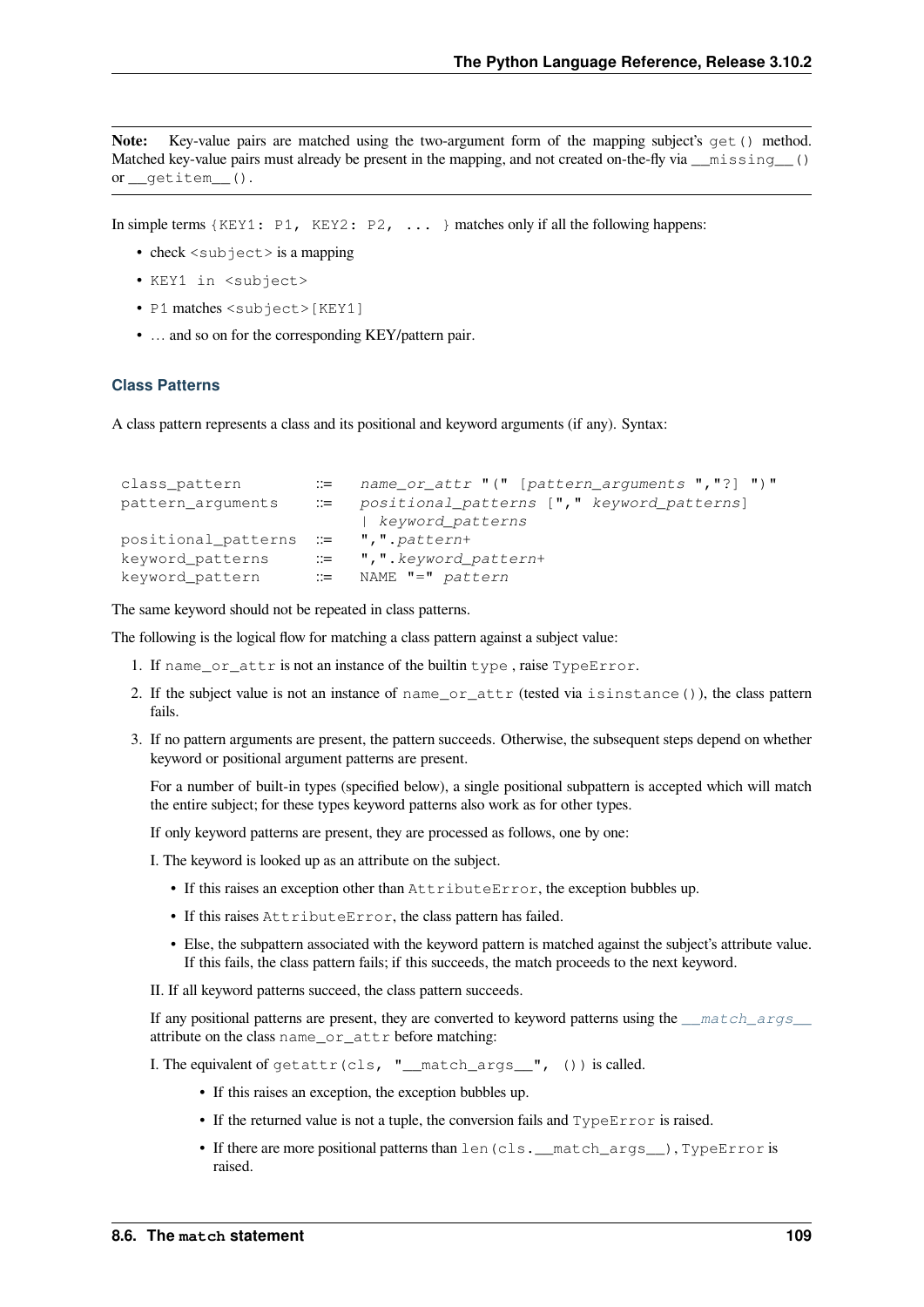**Note:** Key-value pairs are matched using the two-argument form of the mapping subject's `get()` method. Matched key-value pairs must already be present in the mapping, and not created on-the-fly via `__missing__()` or `__getitem__()`.

In simple terms `{KEY1: P1, KEY2: P2, ... }` matches only if all the following happens:

- check `<subject>` is a mapping
- `KEY1 in <subject>`
- `P1` matches `<subject>[KEY1]`
- … and so on for the corresponding KEY/pattern pair.

#### Class Patterns

A class pattern represents a class and its positional and keyword arguments (if any). Syntax:

```
class_pattern        ::=  name_or_attr "(" [pattern_arguments ","?] ")"
pattern_arguments    ::=  positional_patterns ["," keyword_patterns]
                          | keyword_patterns
positional_patterns  ::=  ",".pattern+
keyword_patterns     ::=  ",".keyword_pattern+
keyword_pattern      ::=  NAME "=" pattern
```

The same keyword should not be repeated in class patterns.

The following is the logical flow for matching a class pattern against a subject value:

1. If `name_or_attr` is not an instance of the builtin `type` , raise `TypeError`.

2. If the subject value is not an instance of `name_or_attr` (tested via `isinstance()`), the class pattern fails.

3. If no pattern arguments are present, the pattern succeeds. Otherwise, the subsequent steps depend on whether keyword or positional argument patterns are present.

   For a number of built-in types (specified below), a single positional subpattern is accepted which will match the entire subject; for these types keyword patterns also work as for other types.

   If only keyword patterns are present, they are processed as follows, one by one:

   I. The keyword is looked up as an attribute on the subject.

   - If this raises an exception other than `AttributeError`, the exception bubbles up.
   - If this raises `AttributeError`, the class pattern has failed.
   - Else, the subpattern associated with the keyword pattern is matched against the subject's attribute value. If this fails, the class pattern fails; if this succeeds, the match proceeds to the next keyword.

   II. If all keyword patterns succeed, the class pattern succeeds.

   If any positional patterns are present, they are converted to keyword patterns using the `__match_args__` attribute on the class `name_or_attr` before matching:

   I. The equivalent of `getattr(cls, "__match_args__", ())` is called.

   - If this raises an exception, the exception bubbles up.
   - If the returned value is not a tuple, the conversion fails and `TypeError` is raised.
   - If there are more positional patterns than `len(cls.__match_args__)`, `TypeError` is raised.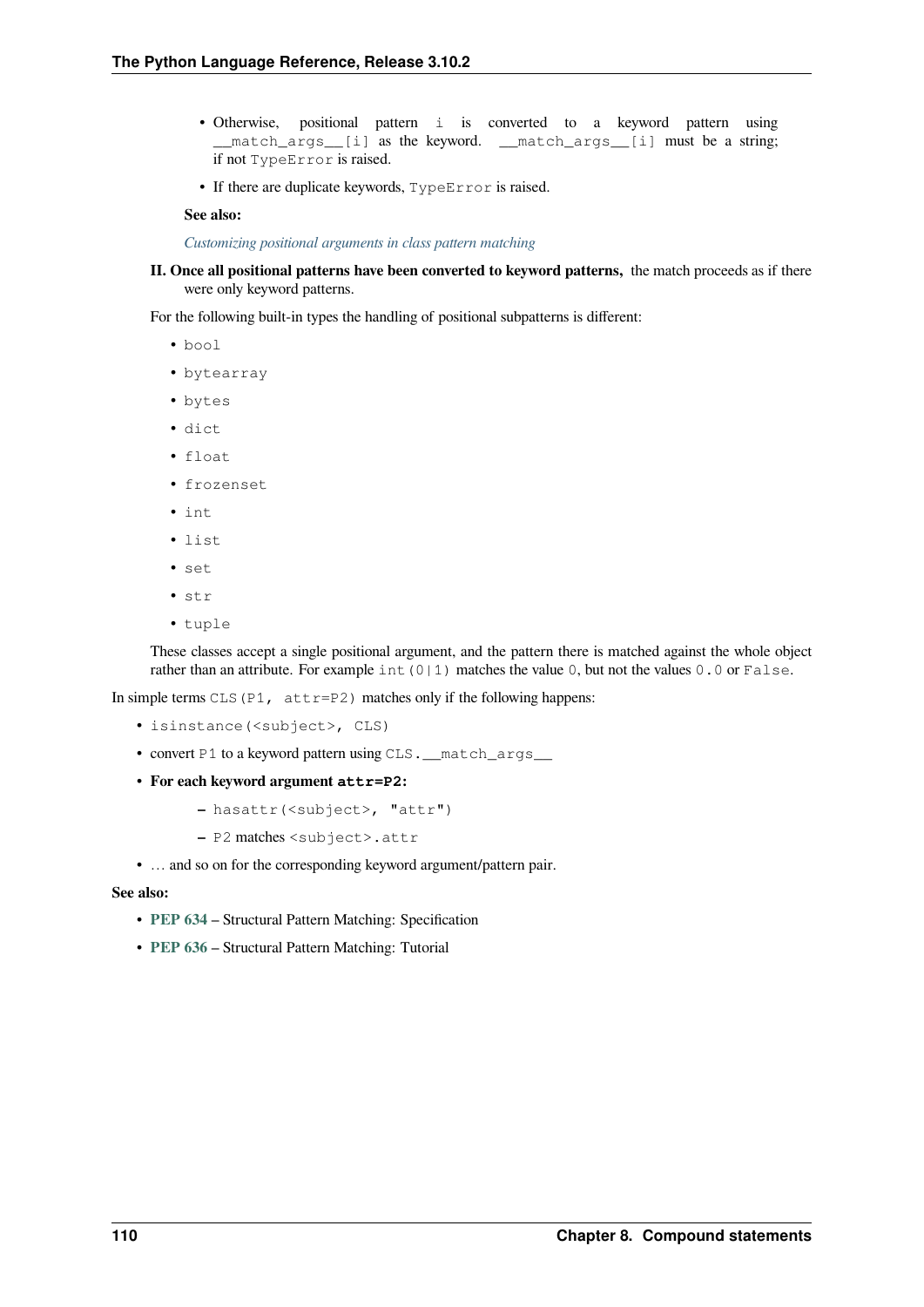- Otherwise, positional pattern `i` is converted to a keyword pattern using `__match_args__[i]` as the keyword. `__match_args__[i]` must be a string; if not `TypeError` is raised.
   - If there are duplicate keywords, `TypeError` is raised.

   **See also:**

   *Customizing positional arguments in class pattern matching*

II. **Once all positional patterns have been converted to keyword patterns,** the match proceeds as if there were only keyword patterns.

For the following built-in types the handling of positional subpatterns is different:

- `bool`
- `bytearray`
- `bytes`
- `dict`
- `float`
- `frozenset`
- `int`
- `list`
- `set`
- `str`
- `tuple`

These classes accept a single positional argument, and the pattern there is matched against the whole object rather than an attribute. For example `int(0|1)` matches the value `0`, but not the values `0.0` or `False`.

In simple terms `CLS(P1, attr=P2)` matches only if the following happens:

- `isinstance(<subject>, CLS)`
- convert `P1` to a keyword pattern using `CLS.__match_args__`
- **For each keyword argument `attr=P2`:**
  - `hasattr(<subject>, "attr")`
  - `P2` matches `<subject>.attr`
- … and so on for the corresponding keyword argument/pattern pair.

**See also:**

- **PEP 634** – Structural Pattern Matching: Specification
- **PEP 636** – Structural Pattern Matching: Tutorial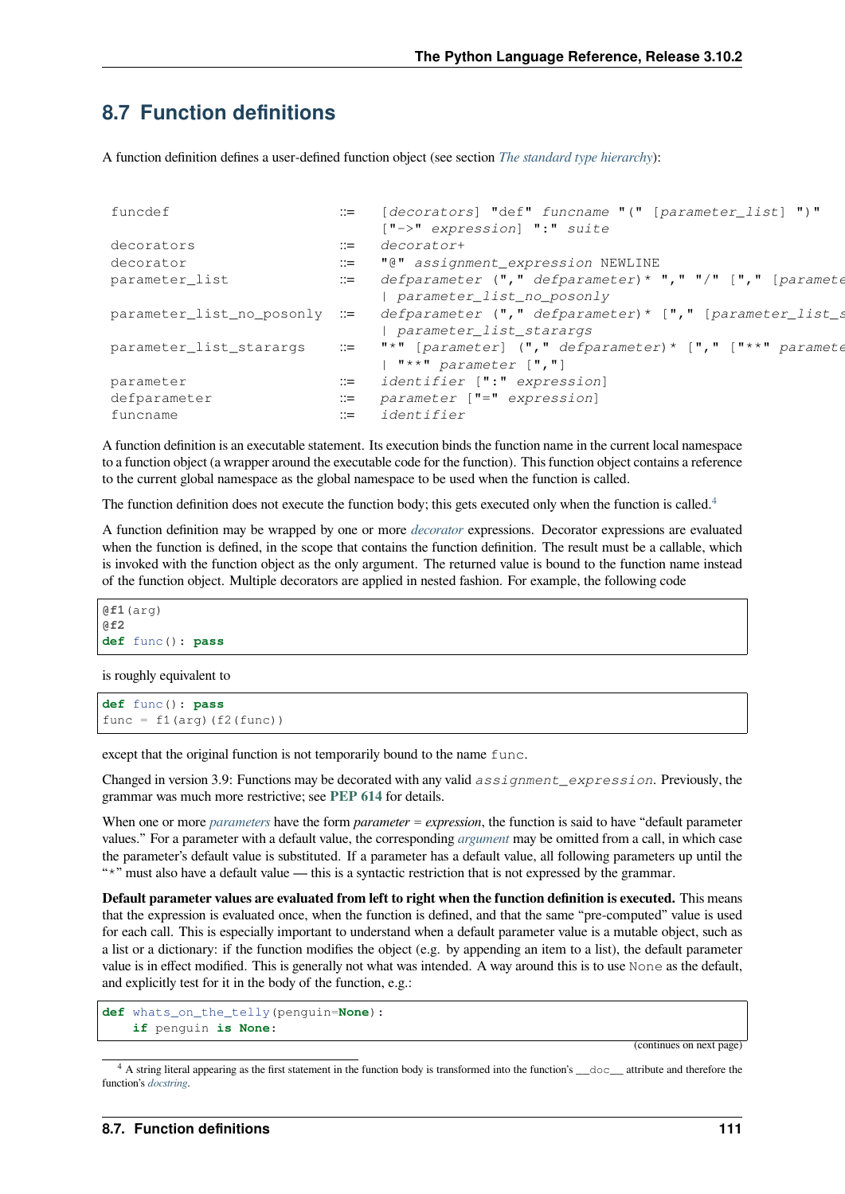## 8.7 Function definitions

A function definition defines a user-defined function object (see section *The standard type hierarchy*):

```
funcdef                   ::=  [decorators] "def" funcname "(" [parameter_list] ")"
                               ["->" expression] ":" suite
decorators                ::=  decorator+
decorator                 ::=  "@" assignment_expression NEWLINE
parameter_list            ::=  defparameter ("," defparameter)* "," "/" ["," [paramete
                               | parameter_list_no_posonly
parameter_list_no_posonly ::=  defparameter ("," defparameter)* ["," [parameter_list_s
                               | parameter_list_starargs
parameter_list_starargs   ::=  "*" [parameter] ("," defparameter)* ["," ["**" paramete
                               | "**" parameter [","]
parameter                 ::=  identifier [":" expression]
defparameter              ::=  parameter ["=" expression]
funcname                  ::=  identifier
```

A function definition is an executable statement. Its execution binds the function name in the current local namespace to a function object (a wrapper around the executable code for the function). This function object contains a reference to the current global namespace as the global namespace to be used when the function is called.

The function definition does not execute the function body; this gets executed only when the function is called.[4]

A function definition may be wrapped by one or more *decorator* expressions. Decorator expressions are evaluated when the function is defined, in the scope that contains the function definition. The result must be a callable, which is invoked with the function object as the only argument. The returned value is bound to the function name instead of the function object. Multiple decorators are applied in nested fashion. For example, the following code

```
@f1(arg)
@f2
def func(): pass
```

is roughly equivalent to

```
def func(): pass
func = f1(arg)(f2(func))
```

except that the original function is not temporarily bound to the name `func`.

Changed in version 3.9: Functions may be decorated with any valid `assignment_expression`. Previously, the grammar was much more restrictive; see **PEP 614** for details.

When one or more *parameters* have the form *parameter* = *expression*, the function is said to have "default parameter values." For a parameter with a default value, the corresponding *argument* may be omitted from a call, in which case the parameter's default value is substituted. If a parameter has a default value, all following parameters up until the "`*`" must also have a default value — this is a syntactic restriction that is not expressed by the grammar.

**Default parameter values are evaluated from left to right when the function definition is executed.** This means that the expression is evaluated once, when the function is defined, and that the same "pre-computed" value is used for each call. This is especially important to understand when a default parameter value is a mutable object, such as a list or a dictionary: if the function modifies the object (e.g. by appending an item to a list), the default parameter value is in effect modified. This is generally not what was intended. A way around this is to use `None` as the default, and explicitly test for it in the body of the function, e.g.:

```
def whats_on_the_telly(penguin=None):
    if penguin is None:
```

(continues on next page)

[4] A string literal appearing as the first statement in the function body is transformed into the function's `__doc__` attribute and therefore the function's *docstring*.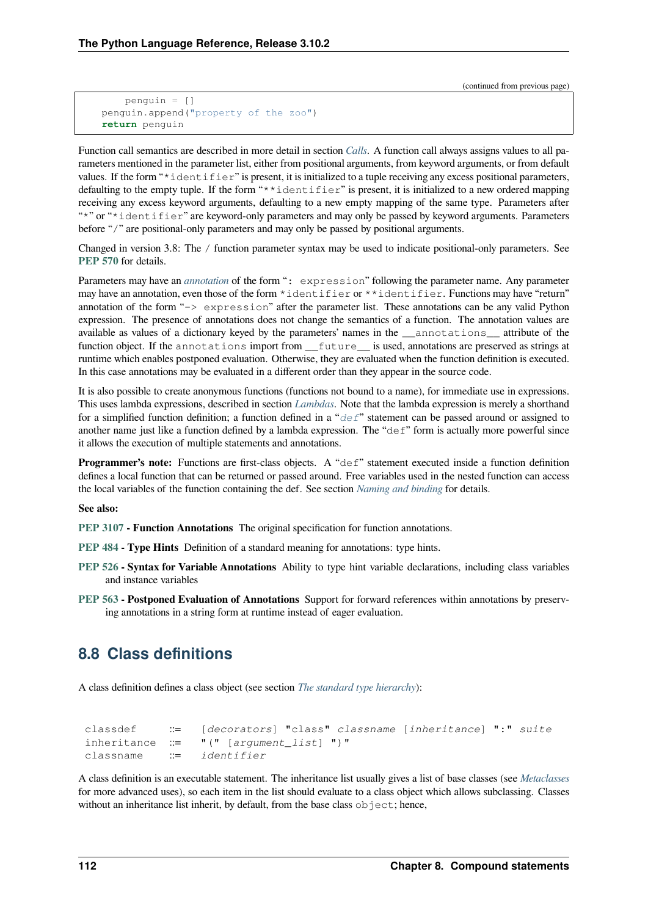(continued from previous page)

```
        penguin = []
    penguin.append("property of the zoo")
    return penguin
```

Function call semantics are described in more detail in section *Calls*. A function call always assigns values to all parameters mentioned in the parameter list, either from positional arguments, from keyword arguments, or from default values. If the form "`*identifier`" is present, it is initialized to a tuple receiving any excess positional parameters, defaulting to the empty tuple. If the form "`**identifier`" is present, it is initialized to a new ordered mapping receiving any excess keyword arguments, defaulting to a new empty mapping of the same type. Parameters after "`*`" or "`*identifier`" are keyword-only parameters and may only be passed by keyword arguments. Parameters before "`/`" are positional-only parameters and may only be passed by positional arguments.

Changed in version 3.8: The `/` function parameter syntax may be used to indicate positional-only parameters. See **PEP 570** for details.

Parameters may have an *annotation* of the form "`: expression`" following the parameter name. Any parameter may have an annotation, even those of the form `*identifier` or `**identifier`. Functions may have "return" annotation of the form "`-> expression`" after the parameter list. These annotations can be any valid Python expression. The presence of annotations does not change the semantics of a function. The annotation values are available as values of a dictionary keyed by the parameters' names in the `__annotations__` attribute of the function object. If the `annotations` import from `__future__` is used, annotations are preserved as strings at runtime which enables postponed evaluation. Otherwise, they are evaluated when the function definition is executed. In this case annotations may be evaluated in a different order than they appear in the source code.

It is also possible to create anonymous functions (functions not bound to a name), for immediate use in expressions. This uses lambda expressions, described in section *Lambdas*. Note that the lambda expression is merely a shorthand for a simplified function definition; a function defined in a "`def`" statement can be passed around or assigned to another name just like a function defined by a lambda expression. The "`def`" form is actually more powerful since it allows the execution of multiple statements and annotations.

**Programmer's note:** Functions are first-class objects. A "`def`" statement executed inside a function definition defines a local function that can be returned or passed around. Free variables used in the nested function can access the local variables of the function containing the def. See section *Naming and binding* for details.

**See also:**

**PEP 3107 - Function Annotations** The original specification for function annotations.

**PEP 484 - Type Hints** Definition of a standard meaning for annotations: type hints.

**PEP 526 - Syntax for Variable Annotations** Ability to type hint variable declarations, including class variables and instance variables

**PEP 563 - Postponed Evaluation of Annotations** Support for forward references within annotations by preserving annotations in a string form at runtime instead of eager evaluation.

## 8.8 Class definitions

A class definition defines a class object (see section *The standard type hierarchy*):

```
classdef    ::=  [decorators] "class" classname [inheritance] ":" suite
inheritance ::=  "(" [argument_list] ")"
classname   ::=  identifier
```

A class definition is an executable statement. The inheritance list usually gives a list of base classes (see *Metaclasses* for more advanced uses), so each item in the list should evaluate to a class object which allows subclassing. Classes without an inheritance list inherit, by default, from the base class `object`; hence,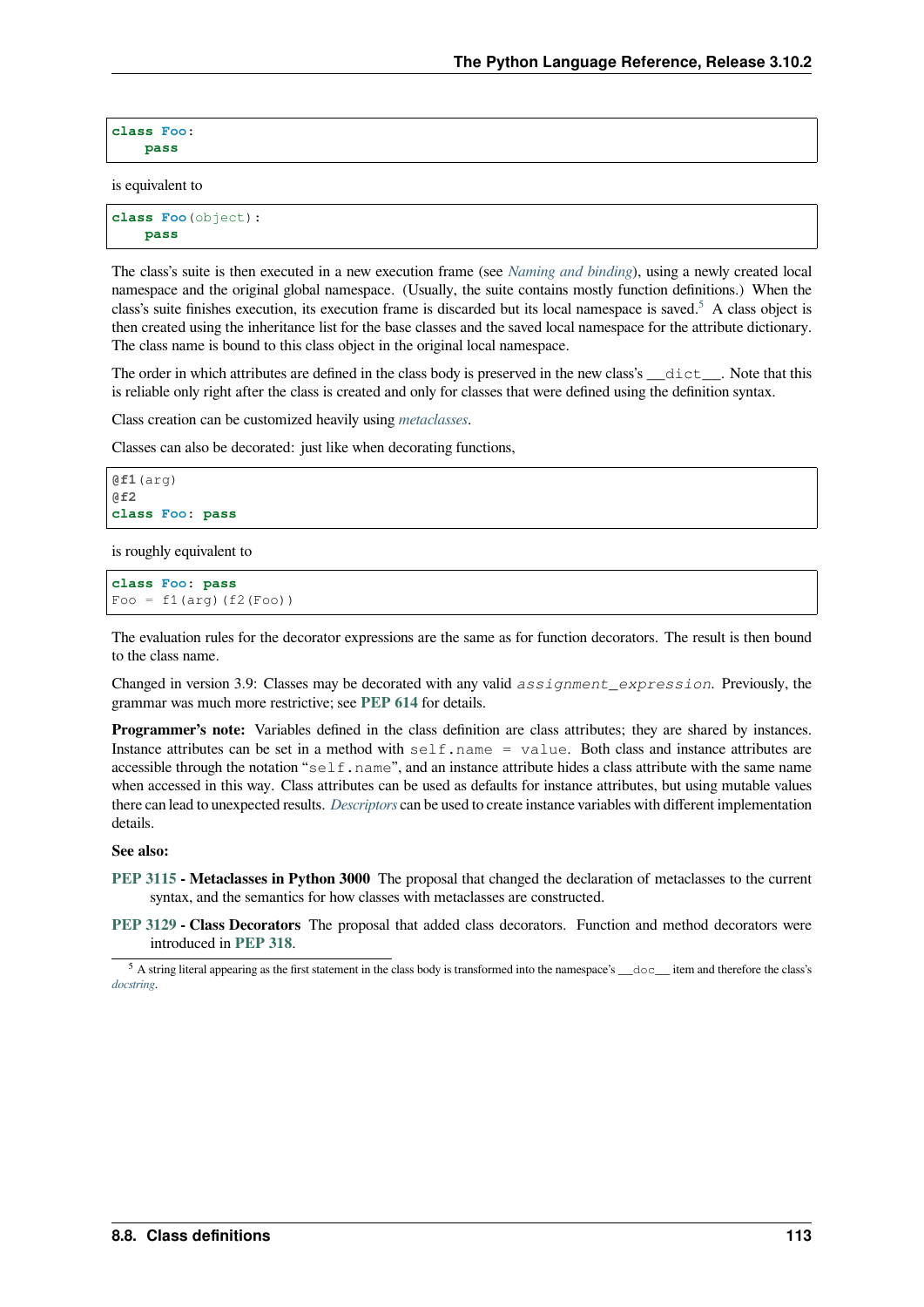```
class Foo:
    pass
```

is equivalent to

```
class Foo(object):
    pass
```

The class's suite is then executed in a new execution frame (see *Naming and binding*), using a newly created local namespace and the original global namespace. (Usually, the suite contains mostly function definitions.) When the class's suite finishes execution, its execution frame is discarded but its local namespace is saved.[5] A class object is then created using the inheritance list for the base classes and the saved local namespace for the attribute dictionary. The class name is bound to this class object in the original local namespace.

The order in which attributes are defined in the class body is preserved in the new class's `__dict__`. Note that this is reliable only right after the class is created and only for classes that were defined using the definition syntax.

Class creation can be customized heavily using *metaclasses*.

Classes can also be decorated: just like when decorating functions,

```
@f1(arg)
@f2
class Foo: pass
```

is roughly equivalent to

```
class Foo: pass
Foo = f1(arg)(f2(Foo))
```

The evaluation rules for the decorator expressions are the same as for function decorators. The result is then bound to the class name.

Changed in version 3.9: Classes may be decorated with any valid `assignment_expression`. Previously, the grammar was much more restrictive; see **PEP 614** for details.

**Programmer's note:** Variables defined in the class definition are class attributes; they are shared by instances. Instance attributes can be set in a method with `self.name = value`. Both class and instance attributes are accessible through the notation "`self.name`", and an instance attribute hides a class attribute with the same name when accessed in this way. Class attributes can be used as defaults for instance attributes, but using mutable values there can lead to unexpected results. *Descriptors* can be used to create instance variables with different implementation details.

**See also:**

**PEP 3115 - Metaclasses in Python 3000** The proposal that changed the declaration of metaclasses to the current syntax, and the semantics for how classes with metaclasses are constructed.

**PEP 3129 - Class Decorators** The proposal that added class decorators. Function and method decorators were introduced in **PEP 318**.

[5] A string literal appearing as the first statement in the class body is transformed into the namespace's `__doc__` item and therefore the class's *docstring*.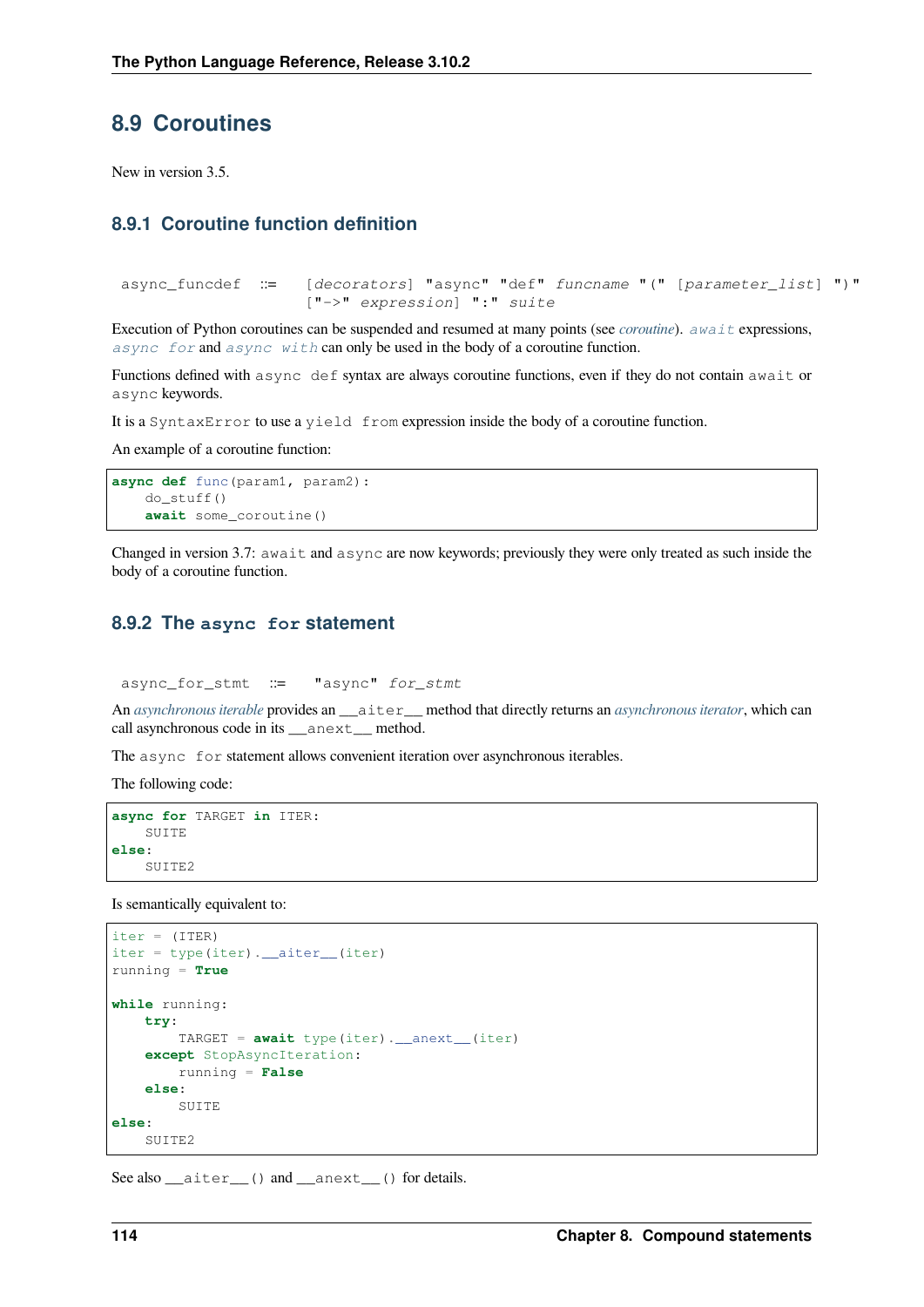## 8.9 Coroutines

New in version 3.5.

### 8.9.1 Coroutine function definition

```
async_funcdef  ::=  [decorators] "async" "def" funcname "(" [parameter_list] ")"
                    ["->" expression] ":" suite
```

Execution of Python coroutines can be suspended and resumed at many points (see *coroutine*). `await` expressions, `async for` and `async with` can only be used in the body of a coroutine function.

Functions defined with `async def` syntax are always coroutine functions, even if they do not contain `await` or `async` keywords.

It is a `SyntaxError` to use a `yield from` expression inside the body of a coroutine function.

An example of a coroutine function:

```
async def func(param1, param2):
    do_stuff()
    await some_coroutine()
```

Changed in version 3.7: `await` and `async` are now keywords; previously they were only treated as such inside the body of a coroutine function.

### 8.9.2 The `async for` statement

```
async_for_stmt  ::=  "async" for_stmt
```

An *asynchronous iterable* provides an `__aiter__` method that directly returns an *asynchronous iterator*, which can call asynchronous code in its `__anext__` method.

The `async for` statement allows convenient iteration over asynchronous iterables.

The following code:

```
async for TARGET in ITER:
    SUITE
else:
    SUITE2
```

Is semantically equivalent to:

```
iter = (ITER)
iter = type(iter).__aiter__(iter)
running = True

while running:
    try:
        TARGET = await type(iter).__anext__(iter)
    except StopAsyncIteration:
        running = False
    else:
        SUITE
else:
    SUITE2
```

See also `__aiter__()` and `__anext__()` for details.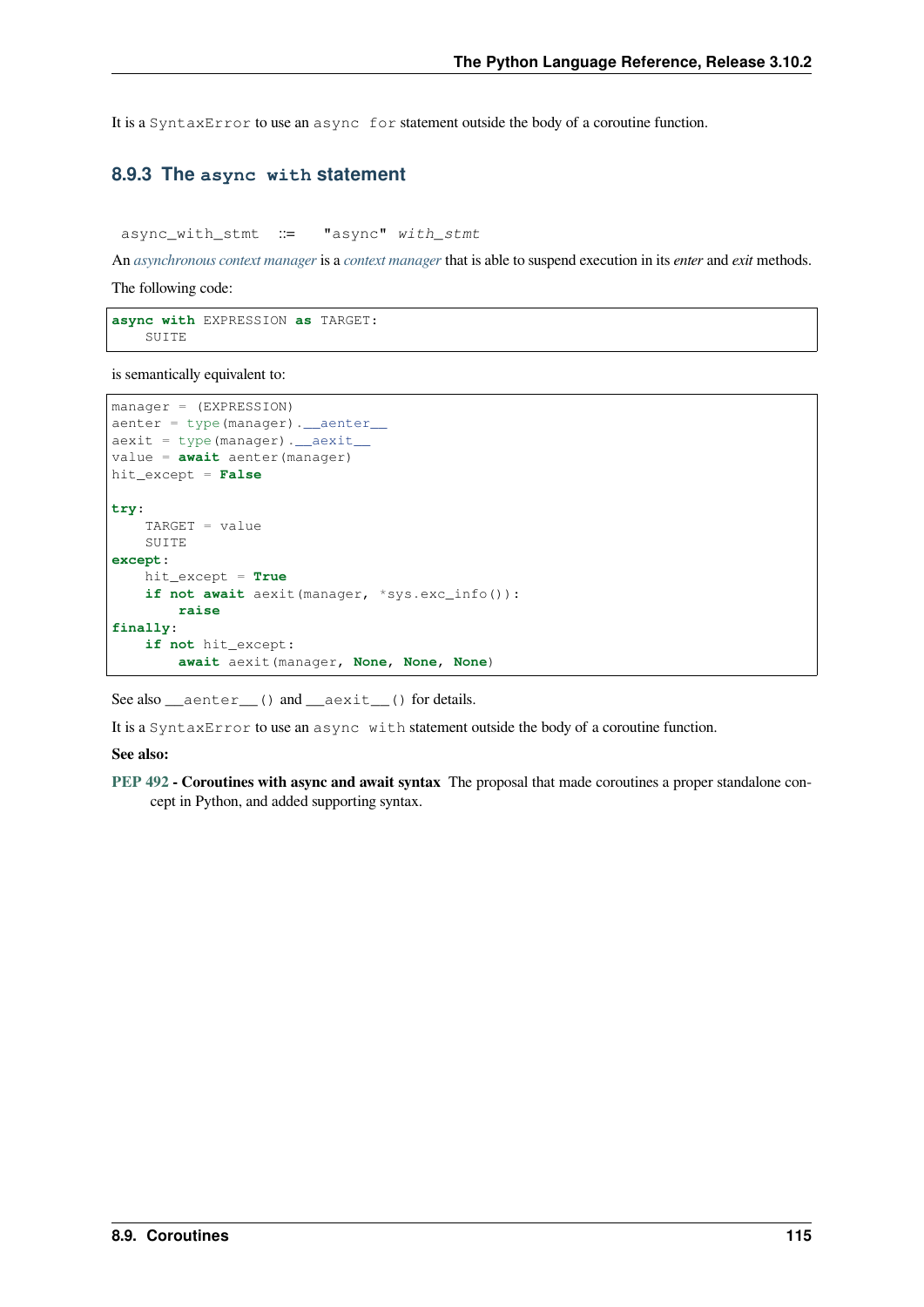It is a `SyntaxError` to use an `async for` statement outside the body of a coroutine function.

### 8.9.3 The `async with` statement

```
async_with_stmt ::= "async" with_stmt
```

An *asynchronous context manager* is a *context manager* that is able to suspend execution in its *enter* and *exit* methods.

The following code:

```
async with EXPRESSION as TARGET:
    SUITE
```

is semantically equivalent to:

```
manager = (EXPRESSION)
aenter = type(manager).__aenter__
aexit = type(manager).__aexit__
value = await aenter(manager)
hit_except = False

try:
    TARGET = value
    SUITE
except:
    hit_except = True
    if not await aexit(manager, *sys.exc_info()):
        raise
finally:
    if not hit_except:
        await aexit(manager, None, None, None)
```

See also `__aenter__()` and `__aexit__()` for details.

It is a `SyntaxError` to use an `async with` statement outside the body of a coroutine function.

**See also:**

PEP 492 **- Coroutines with async and await syntax** The proposal that made coroutines a proper standalone concept in Python, and added supporting syntax.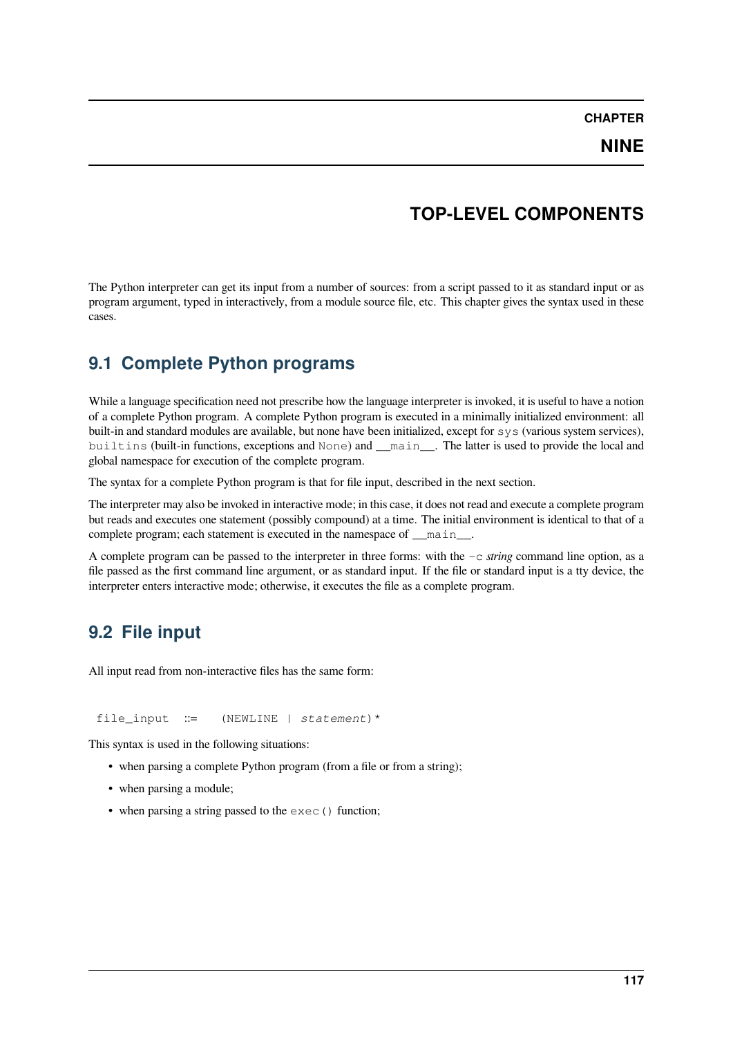# CHAPTER NINE

# TOP-LEVEL COMPONENTS

The Python interpreter can get its input from a number of sources: from a script passed to it as standard input or as program argument, typed in interactively, from a module source file, etc. This chapter gives the syntax used in these cases.

## 9.1 Complete Python programs

While a language specification need not prescribe how the language interpreter is invoked, it is useful to have a notion of a complete Python program. A complete Python program is executed in a minimally initialized environment: all built-in and standard modules are available, but none have been initialized, except for `sys` (various system services), `builtins` (built-in functions, exceptions and `None`) and `__main__`. The latter is used to provide the local and global namespace for execution of the complete program.

The syntax for a complete Python program is that for file input, described in the next section.

The interpreter may also be invoked in interactive mode; in this case, it does not read and execute a complete program but reads and executes one statement (possibly compound) at a time. The initial environment is identical to that of a complete program; each statement is executed in the namespace of `__main__`.

A complete program can be passed to the interpreter in three forms: with the `-c` *string* command line option, as a file passed as the first command line argument, or as standard input. If the file or standard input is a tty device, the interpreter enters interactive mode; otherwise, it executes the file as a complete program.

## 9.2 File input

All input read from non-interactive files has the same form:

```
file_input  ::=  (NEWLINE | statement)*
```

This syntax is used in the following situations:

- when parsing a complete Python program (from a file or from a string);
- when parsing a module;
- when parsing a string passed to the `exec()` function;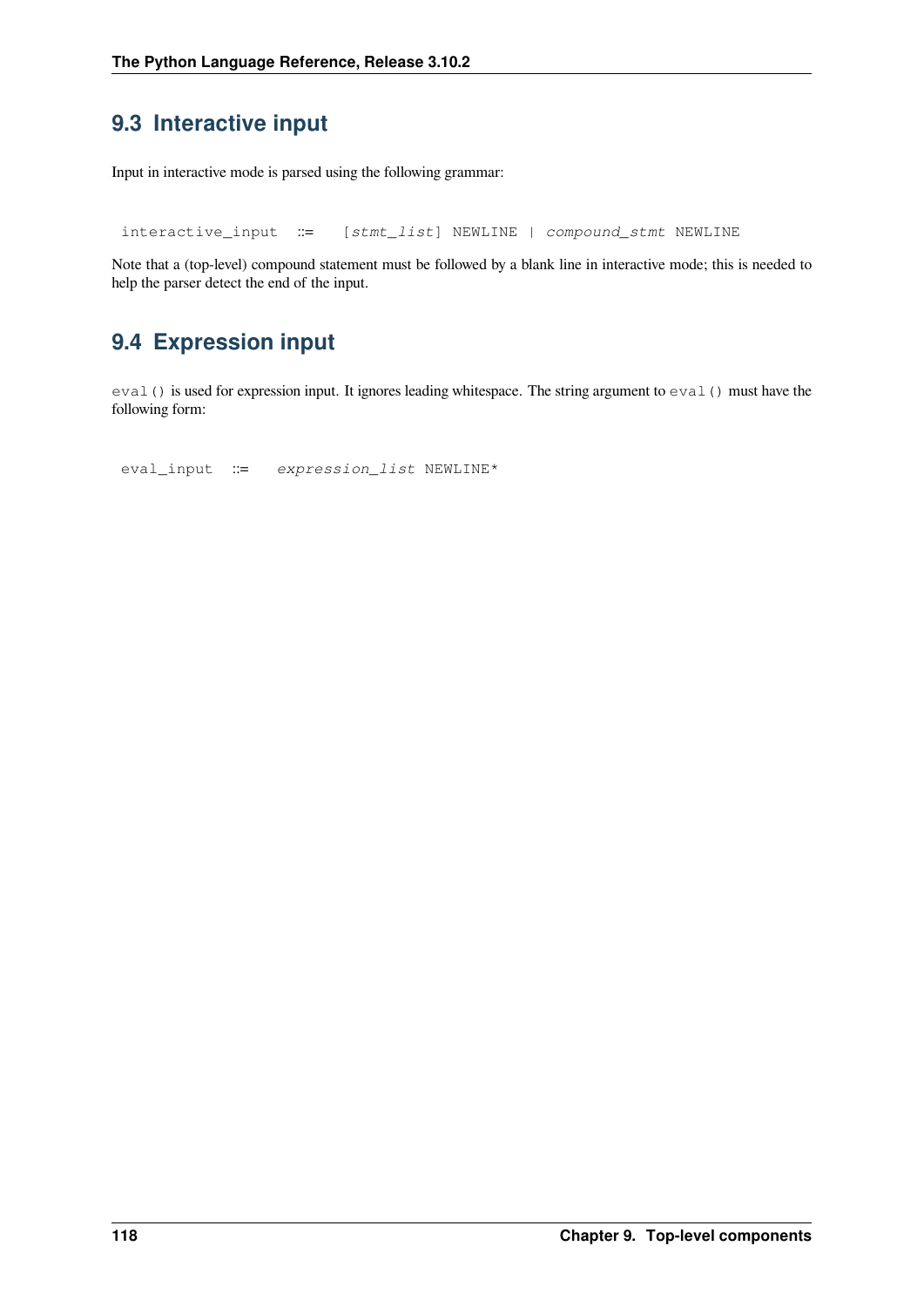## 9.3 Interactive input

Input in interactive mode is parsed using the following grammar:

```
interactive_input ::= [stmt_list] NEWLINE | compound_stmt NEWLINE
```

Note that a (top-level) compound statement must be followed by a blank line in interactive mode; this is needed to help the parser detect the end of the input.

## 9.4 Expression input

`eval()` is used for expression input. It ignores leading whitespace. The string argument to `eval()` must have the following form:

```
eval_input ::= expression_list NEWLINE*
```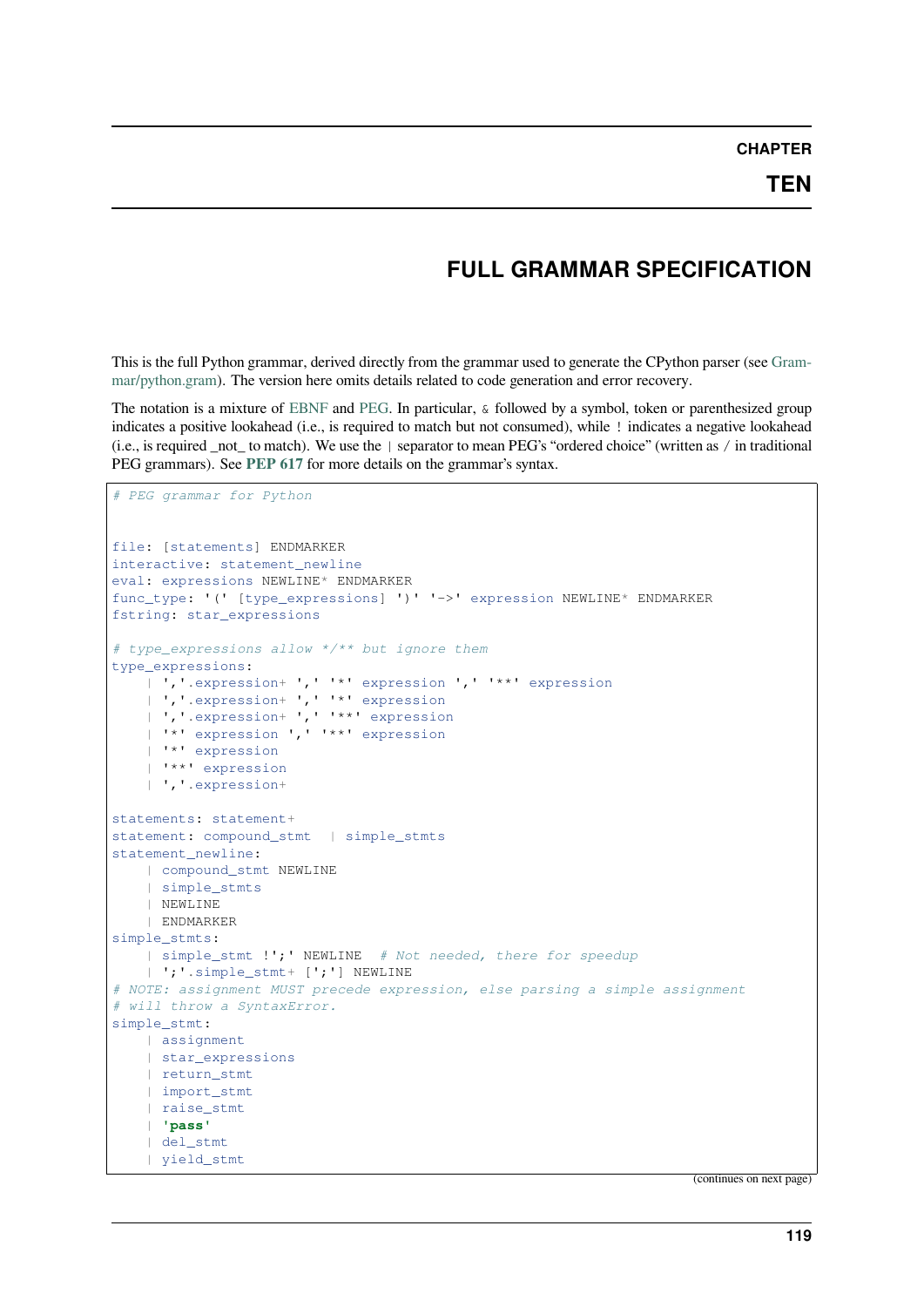# CHAPTER TEN

# FULL GRAMMAR SPECIFICATION

This is the full Python grammar, derived directly from the grammar used to generate the CPython parser (see Grammar/python.gram). The version here omits details related to code generation and error recovery.

The notation is a mixture of EBNF and PEG. In particular, `&` followed by a symbol, token or parenthesized group indicates a positive lookahead (i.e., is required to match but not consumed), while `!` indicates a negative lookahead (i.e., is required _not_ to match). We use the `|` separator to mean PEG's "ordered choice" (written as `/` in traditional PEG grammars). See **PEP 617** for more details on the grammar's syntax.

```
# PEG grammar for Python


file: [statements] ENDMARKER
interactive: statement_newline
eval: expressions NEWLINE* ENDMARKER
func_type: '(' [type_expressions] ')' '->' expression NEWLINE* ENDMARKER
fstring: star_expressions

# type_expressions allow */** but ignore them
type_expressions:
    | ','.expression+ ',' '*' expression ',' '**' expression
    | ','.expression+ ',' '*' expression
    | ','.expression+ ',' '**' expression
    | '*' expression ',' '**' expression
    | '*' expression
    | '**' expression
    | ','.expression+

statements: statement+
statement: compound_stmt  | simple_stmts
statement_newline:
    | compound_stmt NEWLINE
    | simple_stmts
    | NEWLINE
    | ENDMARKER
simple_stmts:
    | simple_stmt !';' NEWLINE  # Not needed, there for speedup
    | ';'.simple_stmt+ [';'] NEWLINE
# NOTE: assignment MUST precede expression, else parsing a simple assignment
# will throw a SyntaxError.
simple_stmt:
    | assignment
    | star_expressions
    | return_stmt
    | import_stmt
    | raise_stmt
    | 'pass'
    | del_stmt
    | yield_stmt
```

(continues on next page)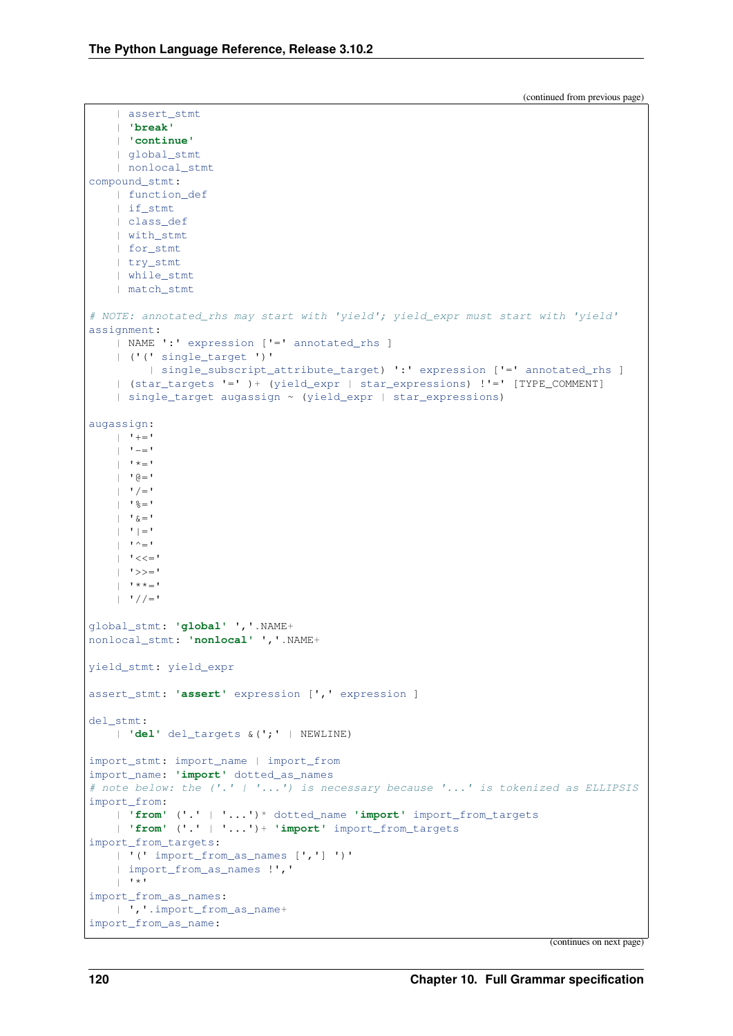(continued from previous page)

```
    | assert_stmt
    | 'break'
    | 'continue'
    | global_stmt
    | nonlocal_stmt
compound_stmt:
    | function_def
    | if_stmt
    | class_def
    | with_stmt
    | for_stmt
    | try_stmt
    | while_stmt
    | match_stmt

# NOTE: annotated_rhs may start with 'yield'; yield_expr must start with 'yield'
assignment:
    | NAME ':' expression ['=' annotated_rhs ]
    | ('(' single_target ')'
         | single_subscript_attribute_target) ':' expression ['=' annotated_rhs ]
    | (star_targets '=' )+ (yield_expr | star_expressions) !'=' [TYPE_COMMENT]
    | single_target augassign ~ (yield_expr | star_expressions)

augassign:
    | '+='
    | '-='
    | '*='
    | '@='
    | '/='
    | '%='
    | '&='
    | '|='
    | '^='
    | '<<='
    | '>>='
    | '**='
    | '//='

global_stmt: 'global' ','.NAME+
nonlocal_stmt: 'nonlocal' ','.NAME+

yield_stmt: yield_expr

assert_stmt: 'assert' expression [',' expression ]

del_stmt:
    | 'del' del_targets &(';' | NEWLINE)

import_stmt: import_name | import_from
import_name: 'import' dotted_as_names
# note below: the ('.' | '...') is necessary because '...' is tokenized as ELLIPSIS
import_from:
    | 'from' ('.' | '...')* dotted_name 'import' import_from_targets
    | 'from' ('.' | '...')+ 'import' import_from_targets
import_from_targets:
    | '(' import_from_as_names [','] ')'
    | import_from_as_names !','
    | '*'
import_from_as_names:
    | ','.import_from_as_name+
import_from_as_name:
```

(continues on next page)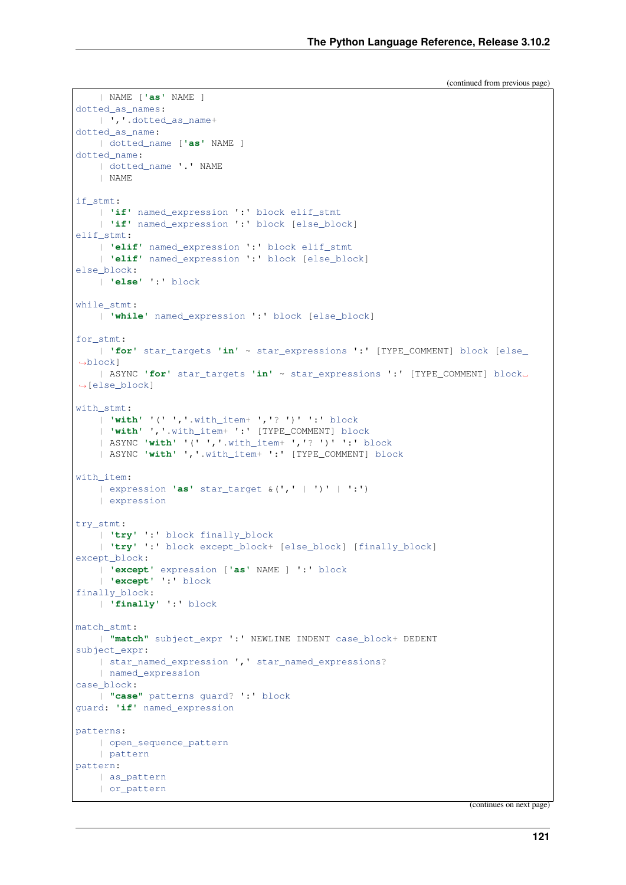(continued from previous page)

```
    | NAME ['as' NAME ]
dotted_as_names:
    | ','.dotted_as_name+
dotted_as_name:
    | dotted_name ['as' NAME ]
dotted_name:
    | dotted_name '.' NAME
    | NAME

if_stmt:
    | 'if' named_expression ':' block elif_stmt
    | 'if' named_expression ':' block [else_block]
elif_stmt:
    | 'elif' named_expression ':' block elif_stmt
    | 'elif' named_expression ':' block [else_block]
else_block:
    | 'else' ':' block

while_stmt:
    | 'while' named_expression ':' block [else_block]

for_stmt:
    | 'for' star_targets 'in' ~ star_expressions ':' [TYPE_COMMENT] block [else_
↪block]
    | ASYNC 'for' star_targets 'in' ~ star_expressions ':' [TYPE_COMMENT] block␣
↪[else_block]

with_stmt:
    | 'with' '(' ','.with_item+ ','? ')' ':' block
    | 'with' ','.with_item+ ':' [TYPE_COMMENT] block
    | ASYNC 'with' '(' ','.with_item+ ','? ')' ':' block
    | ASYNC 'with' ','.with_item+ ':' [TYPE_COMMENT] block

with_item:
    | expression 'as' star_target &(',' | ')' | ':')
    | expression

try_stmt:
    | 'try' ':' block finally_block
    | 'try' ':' block except_block+ [else_block] [finally_block]
except_block:
    | 'except' expression ['as' NAME ] ':' block
    | 'except' ':' block
finally_block:
    | 'finally' ':' block

match_stmt:
    | "match" subject_expr ':' NEWLINE INDENT case_block+ DEDENT
subject_expr:
    | star_named_expression ',' star_named_expressions?
    | named_expression
case_block:
    | "case" patterns guard? ':' block
guard: 'if' named_expression

patterns:
    | open_sequence_pattern
    | pattern
pattern:
    | as_pattern
    | or_pattern
```

(continues on next page)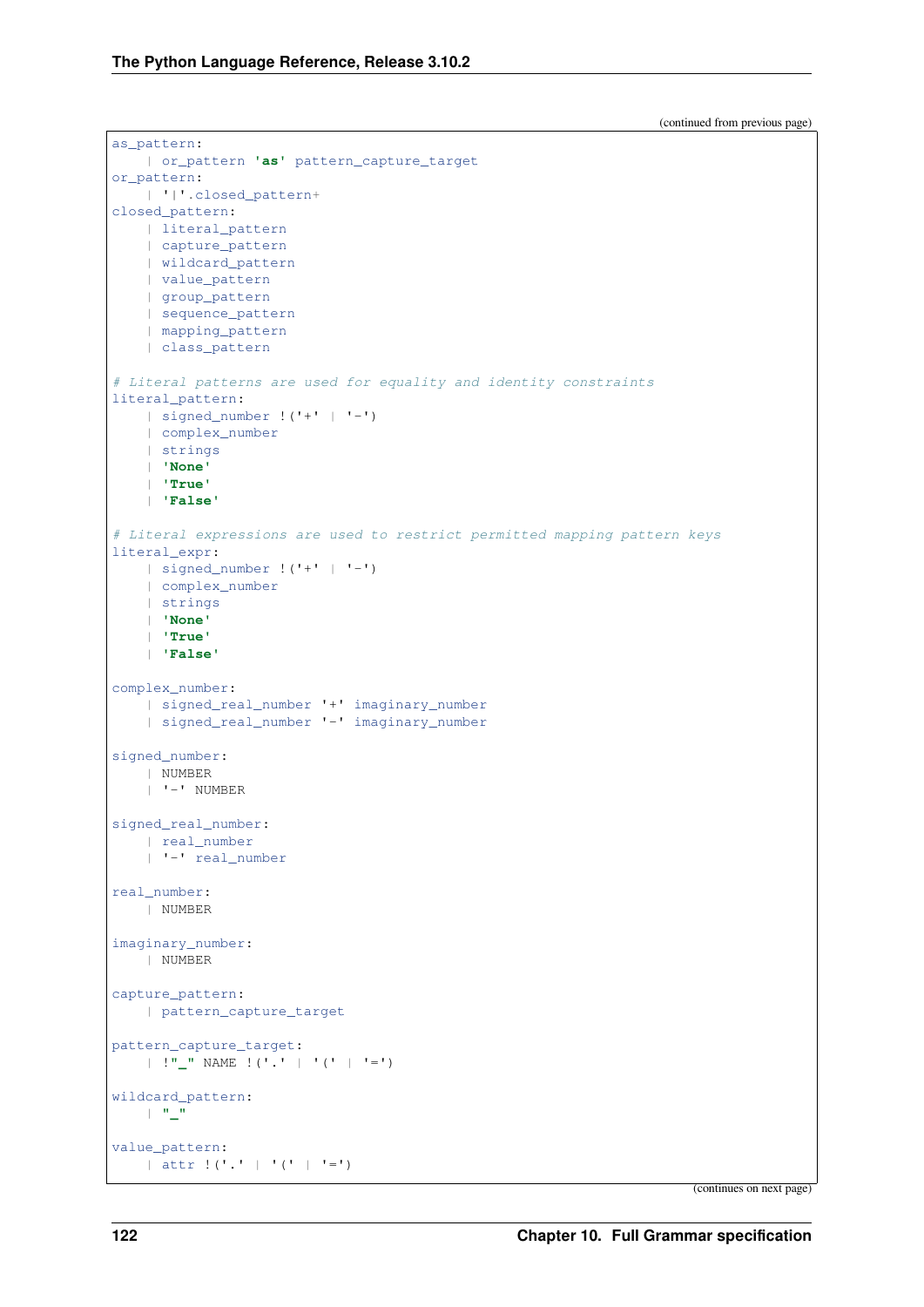(continued from previous page)

```
as_pattern:
    | or_pattern 'as' pattern_capture_target
or_pattern:
    | '|'.closed_pattern+
closed_pattern:
    | literal_pattern
    | capture_pattern
    | wildcard_pattern
    | value_pattern
    | group_pattern
    | sequence_pattern
    | mapping_pattern
    | class_pattern

# Literal patterns are used for equality and identity constraints
literal_pattern:
    | signed_number !('+' | '-')
    | complex_number
    | strings
    | 'None'
    | 'True'
    | 'False'

# Literal expressions are used to restrict permitted mapping pattern keys
literal_expr:
    | signed_number !('+' | '-')
    | complex_number
    | strings
    | 'None'
    | 'True'
    | 'False'

complex_number:
    | signed_real_number '+' imaginary_number
    | signed_real_number '-' imaginary_number

signed_number:
    | NUMBER
    | '-' NUMBER

signed_real_number:
    | real_number
    | '-' real_number

real_number:
    | NUMBER

imaginary_number:
    | NUMBER

capture_pattern:
    | pattern_capture_target

pattern_capture_target:
    | !"_" NAME !('.' | '(' | '=')

wildcard_pattern:
    | "_"

value_pattern:
    | attr !('.' | '(' | '=')
```

(continues on next page)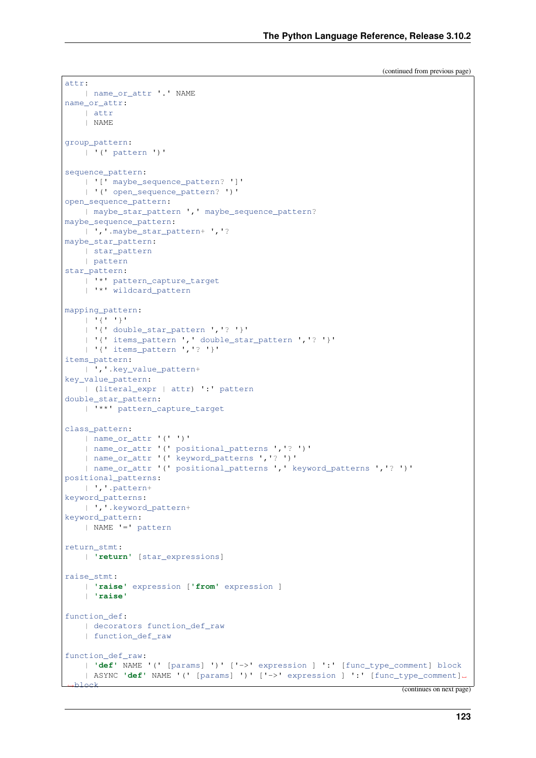(continued from previous page)

```
attr:
    | name_or_attr '.' NAME
name_or_attr:
    | attr
    | NAME

group_pattern:
    | '(' pattern ')'

sequence_pattern:
    | '[' maybe_sequence_pattern? ']'
    | '(' open_sequence_pattern? ')'
open_sequence_pattern:
    | maybe_star_pattern ',' maybe_sequence_pattern?
maybe_sequence_pattern:
    | ','.maybe_star_pattern+ ','?
maybe_star_pattern:
    | star_pattern
    | pattern
star_pattern:
    | '*' pattern_capture_target
    | '*' wildcard_pattern

mapping_pattern:
    | '{' '}'
    | '{' double_star_pattern ','? '}'
    | '{' items_pattern ',' double_star_pattern ','? '}'
    | '{' items_pattern ','? '}'
items_pattern:
    | ','.key_value_pattern+
key_value_pattern:
    | (literal_expr | attr) ':' pattern
double_star_pattern:
    | '**' pattern_capture_target

class_pattern:
    | name_or_attr '(' ')'
    | name_or_attr '(' positional_patterns ','? ')'
    | name_or_attr '(' keyword_patterns ','? ')'
    | name_or_attr '(' positional_patterns ',' keyword_patterns ','? ')'
positional_patterns:
    | ','.pattern+
keyword_patterns:
    | ','.keyword_pattern+
keyword_pattern:
    | NAME '=' pattern

return_stmt:
    | 'return' [star_expressions]

raise_stmt:
    | 'raise' expression ['from' expression ]
    | 'raise'

function_def:
    | decorators function_def_raw
    | function_def_raw

function_def_raw:
    | 'def' NAME '(' [params] ')' ['->' expression ] ':' [func_type_comment] block
    | ASYNC 'def' NAME '(' [params] ')' ['->' expression ] ':' [func_type_comment]
↪block
```

(continues on next page)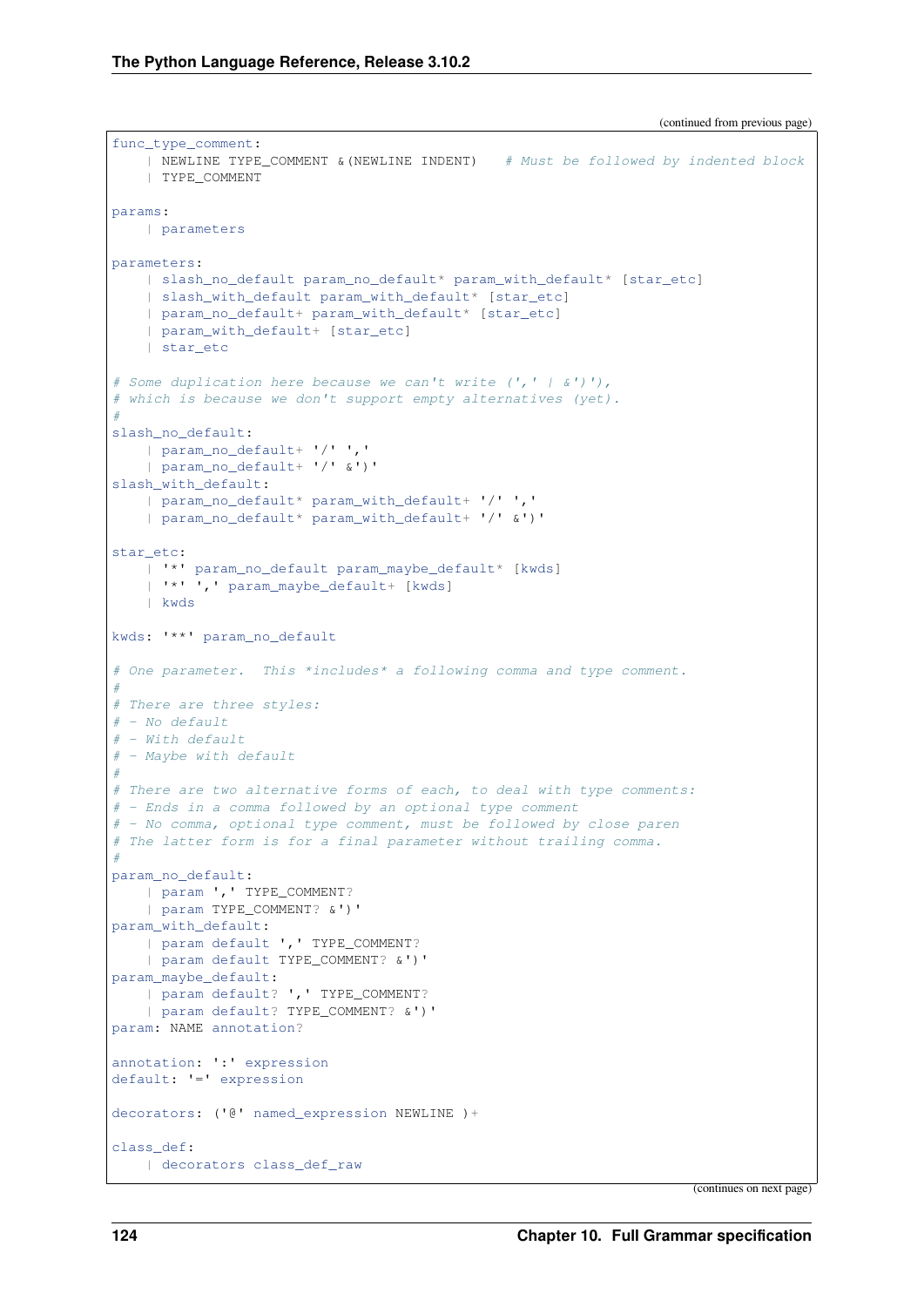(continued from previous page)

```
func_type_comment:
    | NEWLINE TYPE_COMMENT &(NEWLINE INDENT)   # Must be followed by indented block
    | TYPE_COMMENT

params:
    | parameters

parameters:
    | slash_no_default param_no_default* param_with_default* [star_etc]
    | slash_with_default param_with_default* [star_etc]
    | param_no_default+ param_with_default* [star_etc]
    | param_with_default+ [star_etc]
    | star_etc

# Some duplication here because we can't write (',' | &')'),
# which is because we don't support empty alternatives (yet).
#
slash_no_default:
    | param_no_default+ '/' ','
    | param_no_default+ '/' &')'
slash_with_default:
    | param_no_default* param_with_default+ '/' ','
    | param_no_default* param_with_default+ '/' &')'

star_etc:
    | '*' param_no_default param_maybe_default* [kwds]
    | '*' ',' param_maybe_default+ [kwds]
    | kwds

kwds: '**' param_no_default

# One parameter.  This *includes* a following comma and type comment.
#
# There are three styles:
# - No default
# - With default
# - Maybe with default
#
# There are two alternative forms of each, to deal with type comments:
# - Ends in a comma followed by an optional type comment
# - No comma, optional type comment, must be followed by close paren
# The latter form is for a final parameter without trailing comma.
#
param_no_default:
    | param ',' TYPE_COMMENT?
    | param TYPE_COMMENT? &')'
param_with_default:
    | param default ',' TYPE_COMMENT?
    | param default TYPE_COMMENT? &')'
param_maybe_default:
    | param default? ',' TYPE_COMMENT?
    | param default? TYPE_COMMENT? &')'
param: NAME annotation?

annotation: ':' expression
default: '=' expression

decorators: ('@' named_expression NEWLINE )+

class_def:
    | decorators class_def_raw
```

(continues on next page)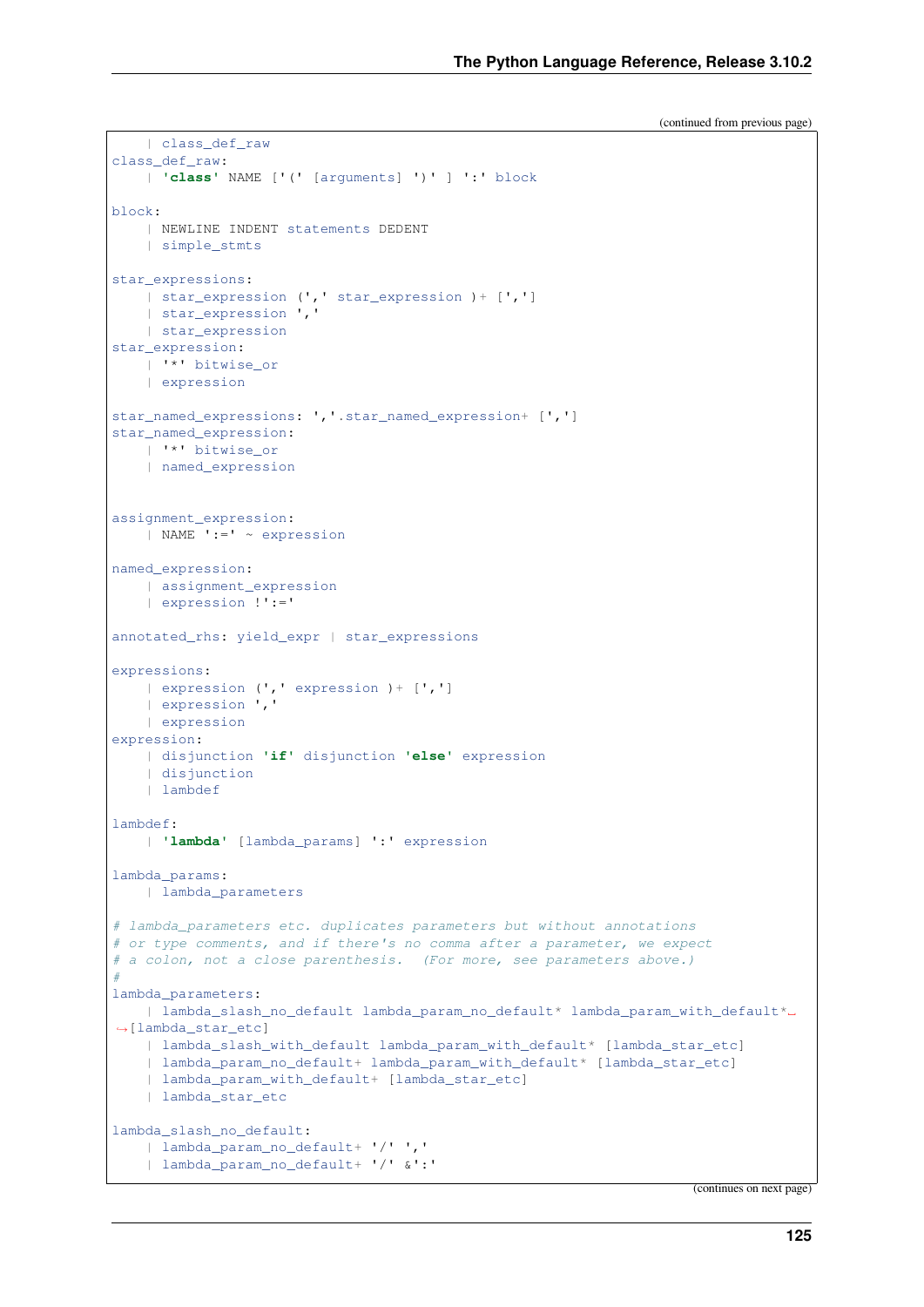(continued from previous page)

```
    | class_def_raw
class_def_raw:
    | 'class' NAME ['(' [arguments] ')' ] ':' block

block:
    | NEWLINE INDENT statements DEDENT
    | simple_stmts

star_expressions:
    | star_expression (',' star_expression )+ [',']
    | star_expression ','
    | star_expression
star_expression:
    | '*' bitwise_or
    | expression

star_named_expressions: ','.star_named_expression+ [',']
star_named_expression:
    | '*' bitwise_or
    | named_expression


assignment_expression:
    | NAME ':=' ~ expression

named_expression:
    | assignment_expression
    | expression !':='

annotated_rhs: yield_expr | star_expressions

expressions:
    | expression (',' expression )+ [',']
    | expression ','
    | expression
expression:
    | disjunction 'if' disjunction 'else' expression
    | disjunction
    | lambdef

lambdef:
    | 'lambda' [lambda_params] ':' expression

lambda_params:
    | lambda_parameters

# lambda_parameters etc. duplicates parameters but without annotations
# or type comments, and if there's no comma after a parameter, we expect
# a colon, not a close parenthesis.  (For more, see parameters above.)
#
lambda_parameters:
    | lambda_slash_no_default lambda_param_no_default* lambda_param_with_default*
↪[lambda_star_etc]
    | lambda_slash_with_default lambda_param_with_default* [lambda_star_etc]
    | lambda_param_no_default+ lambda_param_with_default* [lambda_star_etc]
    | lambda_param_with_default+ [lambda_star_etc]
    | lambda_star_etc

lambda_slash_no_default:
    | lambda_param_no_default+ '/' ','
    | lambda_param_no_default+ '/' &':'
```

(continues on next page)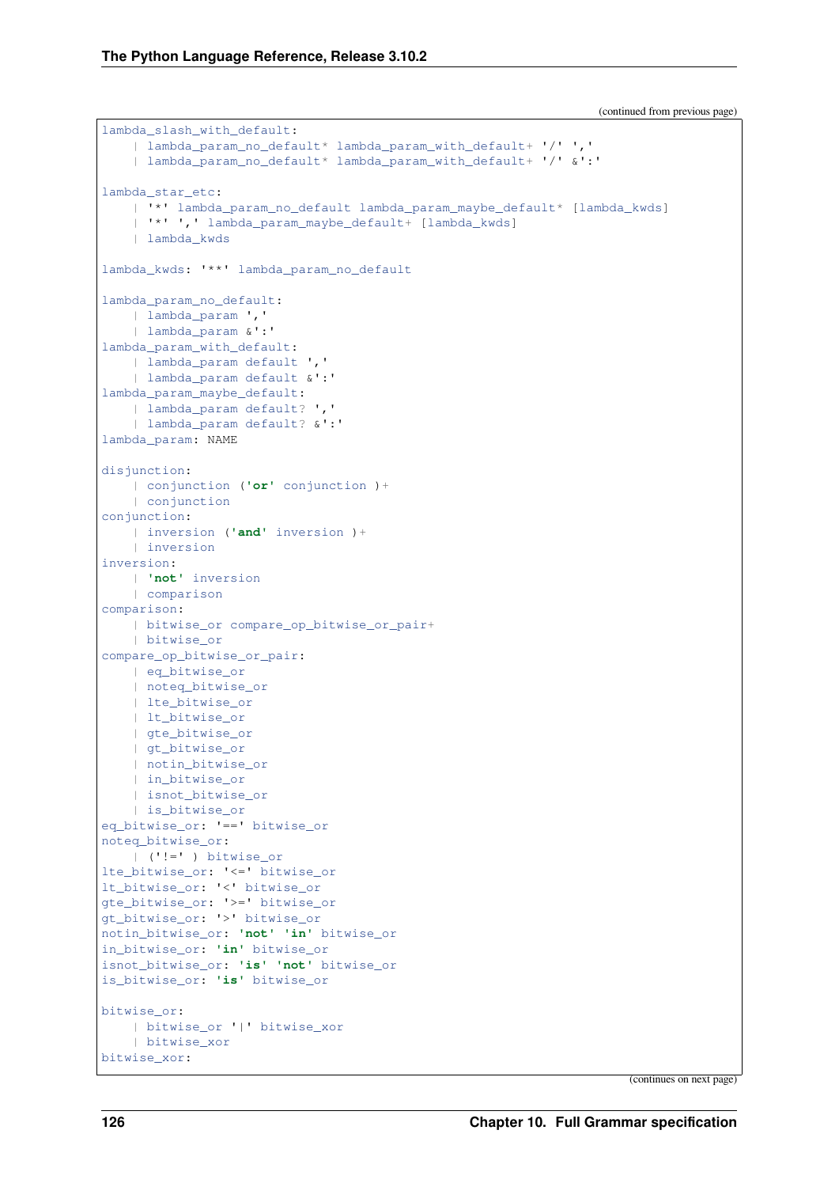(continued from previous page)

```
lambda_slash_with_default:
    | lambda_param_no_default* lambda_param_with_default+ '/' ','
    | lambda_param_no_default* lambda_param_with_default+ '/' &':'

lambda_star_etc:
    | '*' lambda_param_no_default lambda_param_maybe_default* [lambda_kwds]
    | '*' ',' lambda_param_maybe_default+ [lambda_kwds]
    | lambda_kwds

lambda_kwds: '**' lambda_param_no_default

lambda_param_no_default:
    | lambda_param ','
    | lambda_param &':'
lambda_param_with_default:
    | lambda_param default ','
    | lambda_param default &':'
lambda_param_maybe_default:
    | lambda_param default? ','
    | lambda_param default? &':'
lambda_param: NAME

disjunction:
    | conjunction ('or' conjunction )+
    | conjunction
conjunction:
    | inversion ('and' inversion )+
    | inversion
inversion:
    | 'not' inversion
    | comparison
comparison:
    | bitwise_or compare_op_bitwise_or_pair+
    | bitwise_or
compare_op_bitwise_or_pair:
    | eq_bitwise_or
    | noteq_bitwise_or
    | lte_bitwise_or
    | lt_bitwise_or
    | gte_bitwise_or
    | gt_bitwise_or
    | notin_bitwise_or
    | in_bitwise_or
    | isnot_bitwise_or
    | is_bitwise_or
eq_bitwise_or: '==' bitwise_or
noteq_bitwise_or:
    | ('!=' ) bitwise_or
lte_bitwise_or: '<=' bitwise_or
lt_bitwise_or: '<' bitwise_or
gte_bitwise_or: '>=' bitwise_or
gt_bitwise_or: '>' bitwise_or
notin_bitwise_or: 'not' 'in' bitwise_or
in_bitwise_or: 'in' bitwise_or
isnot_bitwise_or: 'is' 'not' bitwise_or
is_bitwise_or: 'is' bitwise_or

bitwise_or:
    | bitwise_or '|' bitwise_xor
    | bitwise_xor
bitwise_xor:
```

(continues on next page)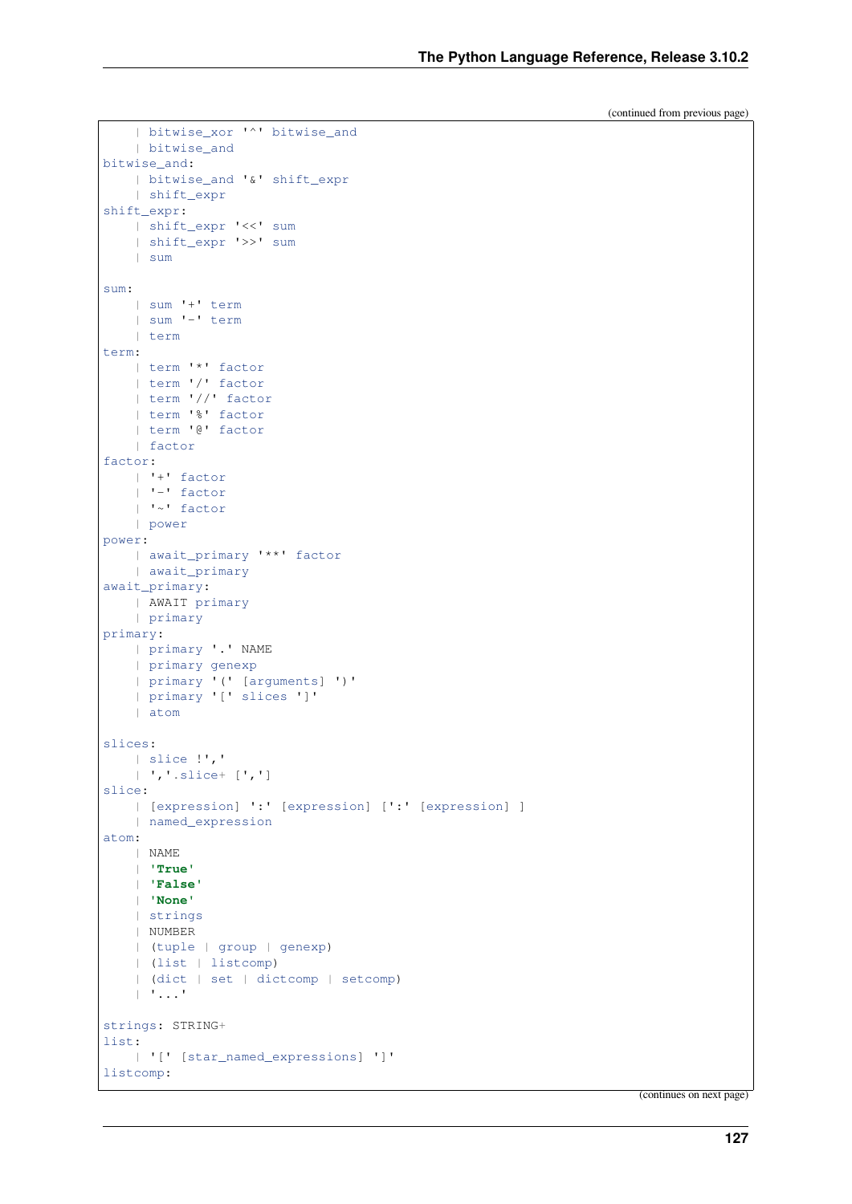(continued from previous page)

```
    | bitwise_xor '^' bitwise_and
    | bitwise_and
bitwise_and:
    | bitwise_and '&' shift_expr
    | shift_expr
shift_expr:
    | shift_expr '<<' sum
    | shift_expr '>>' sum
    | sum

sum:
    | sum '+' term
    | sum '-' term
    | term
term:
    | term '*' factor
    | term '/' factor
    | term '//' factor
    | term '%' factor
    | term '@' factor
    | factor
factor:
    | '+' factor
    | '-' factor
    | '~' factor
    | power
power:
    | await_primary '**' factor
    | await_primary
await_primary:
    | AWAIT primary
    | primary
primary:
    | primary '.' NAME
    | primary genexp
    | primary '(' [arguments] ')'
    | primary '[' slices ']'
    | atom

slices:
    | slice !','
    | ','.slice+ [',']
slice:
    | [expression] ':' [expression] [':' [expression] ]
    | named_expression
atom:
    | NAME
    | 'True'
    | 'False'
    | 'None'
    | strings
    | NUMBER
    | (tuple | group | genexp)
    | (list | listcomp)
    | (dict | set | dictcomp | setcomp)
    | '...'

strings: STRING+
list:
    | '[' [star_named_expressions] ']'
listcomp:
```

(continues on next page)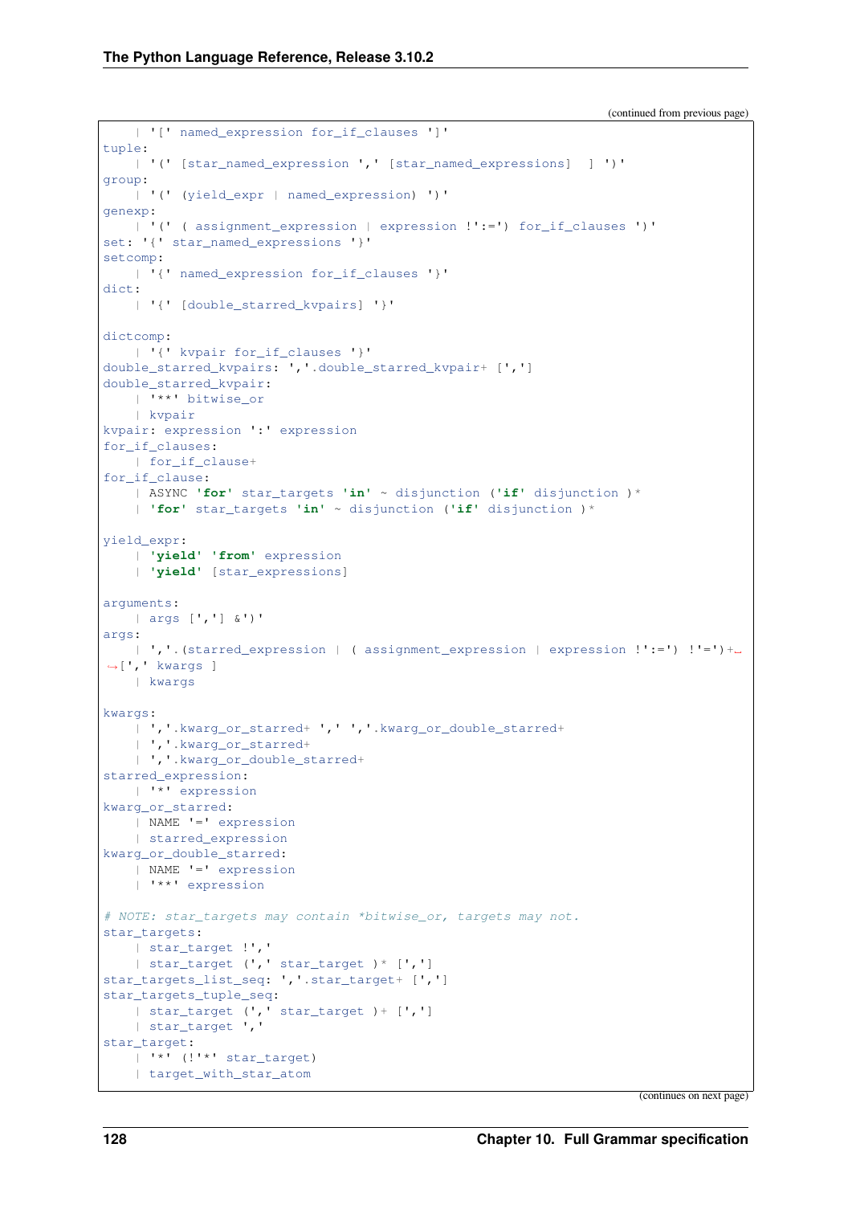(continued from previous page)

```
    | '[' named_expression for_if_clauses ']'
tuple:
    | '(' [star_named_expression ',' [star_named_expressions]  ] ')'
group:
    | '(' (yield_expr | named_expression) ')'
genexp:
    | '(' ( assignment_expression | expression !':=') for_if_clauses ')'
set: '{' star_named_expressions '}'
setcomp:
    | '{' named_expression for_if_clauses '}'
dict:
    | '{' [double_starred_kvpairs] '}'

dictcomp:
    | '{' kvpair for_if_clauses '}'
double_starred_kvpairs: ','.double_starred_kvpair+ [',']
double_starred_kvpair:
    | '**' bitwise_or
    | kvpair
kvpair: expression ':' expression
for_if_clauses:
    | for_if_clause+
for_if_clause:
    | ASYNC 'for' star_targets 'in' ~ disjunction ('if' disjunction )*
    | 'for' star_targets 'in' ~ disjunction ('if' disjunction )*

yield_expr:
    | 'yield' 'from' expression
    | 'yield' [star_expressions]

arguments:
    | args [','] &')'
args:
    | ','.(starred_expression | ( assignment_expression | expression !':=') !'=')+␣
↪[',' kwargs ]
    | kwargs

kwargs:
    | ','.kwarg_or_starred+ ',' ','.kwarg_or_double_starred+
    | ','.kwarg_or_starred+
    | ','.kwarg_or_double_starred+
starred_expression:
    | '*' expression
kwarg_or_starred:
    | NAME '=' expression
    | starred_expression
kwarg_or_double_starred:
    | NAME '=' expression
    | '**' expression

# NOTE: star_targets may contain *bitwise_or, targets may not.
star_targets:
    | star_target !','
    | star_target (',' star_target )* [',']
star_targets_list_seq: ','.star_target+ [',']
star_targets_tuple_seq:
    | star_target (',' star_target )+ [',']
    | star_target ','
star_target:
    | '*' (!'*' star_target)
    | target_with_star_atom
```

(continues on next page)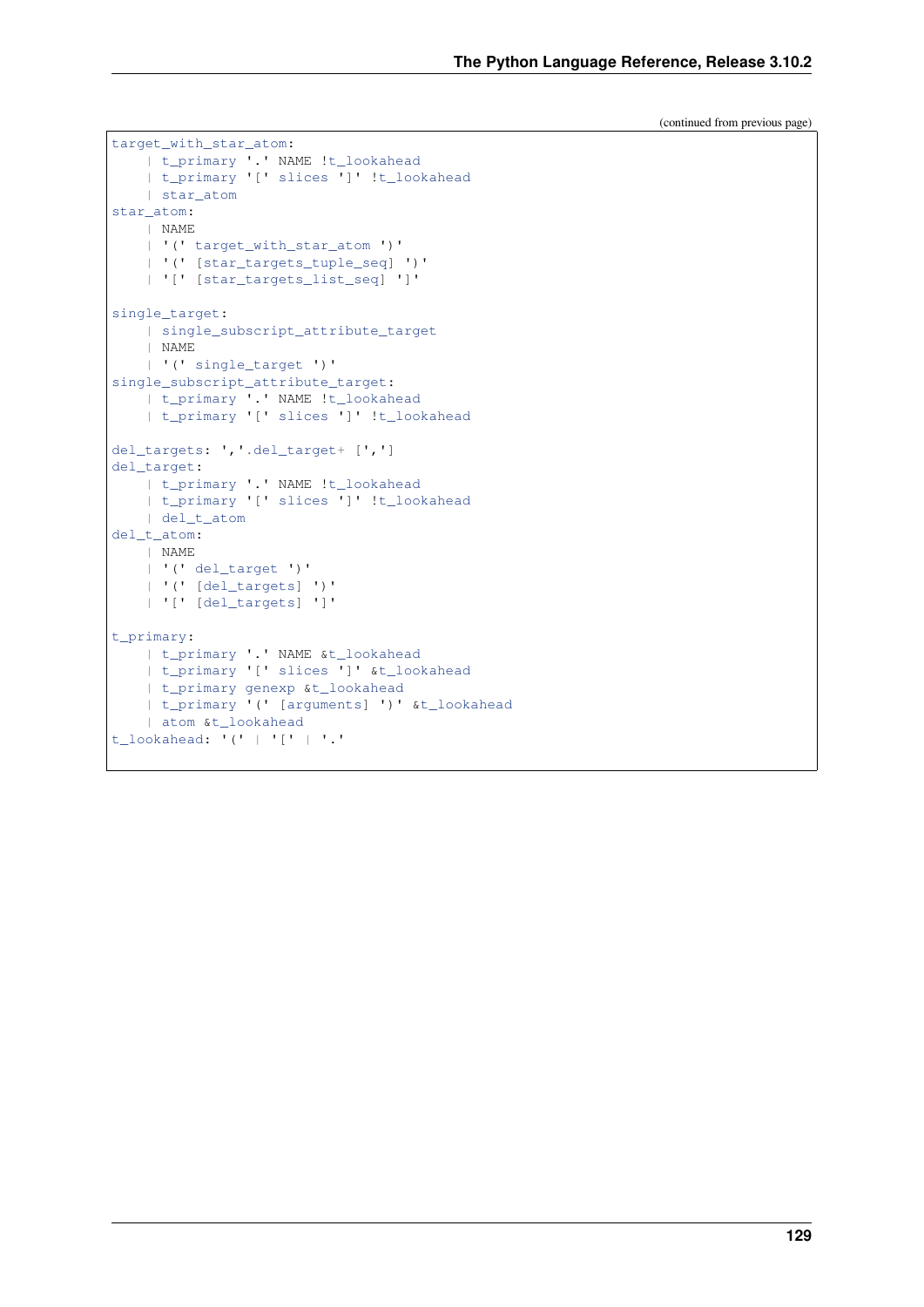(continued from previous page)

```
target_with_star_atom:
    | t_primary '.' NAME !t_lookahead
    | t_primary '[' slices ']' !t_lookahead
    | star_atom
star_atom:
    | NAME
    | '(' target_with_star_atom ')'
    | '(' [star_targets_tuple_seq] ')'
    | '[' [star_targets_list_seq] ']'

single_target:
    | single_subscript_attribute_target
    | NAME
    | '(' single_target ')'
single_subscript_attribute_target:
    | t_primary '.' NAME !t_lookahead
    | t_primary '[' slices ']' !t_lookahead

del_targets: ','.del_target+ [',']
del_target:
    | t_primary '.' NAME !t_lookahead
    | t_primary '[' slices ']' !t_lookahead
    | del_t_atom
del_t_atom:
    | NAME
    | '(' del_target ')'
    | '(' [del_targets] ')'
    | '[' [del_targets] ']'

t_primary:
    | t_primary '.' NAME &t_lookahead
    | t_primary '[' slices ']' &t_lookahead
    | t_primary genexp &t_lookahead
    | t_primary '(' [arguments] ')' &t_lookahead
    | atom &t_lookahead
t_lookahead: '(' | '[' | '.'
```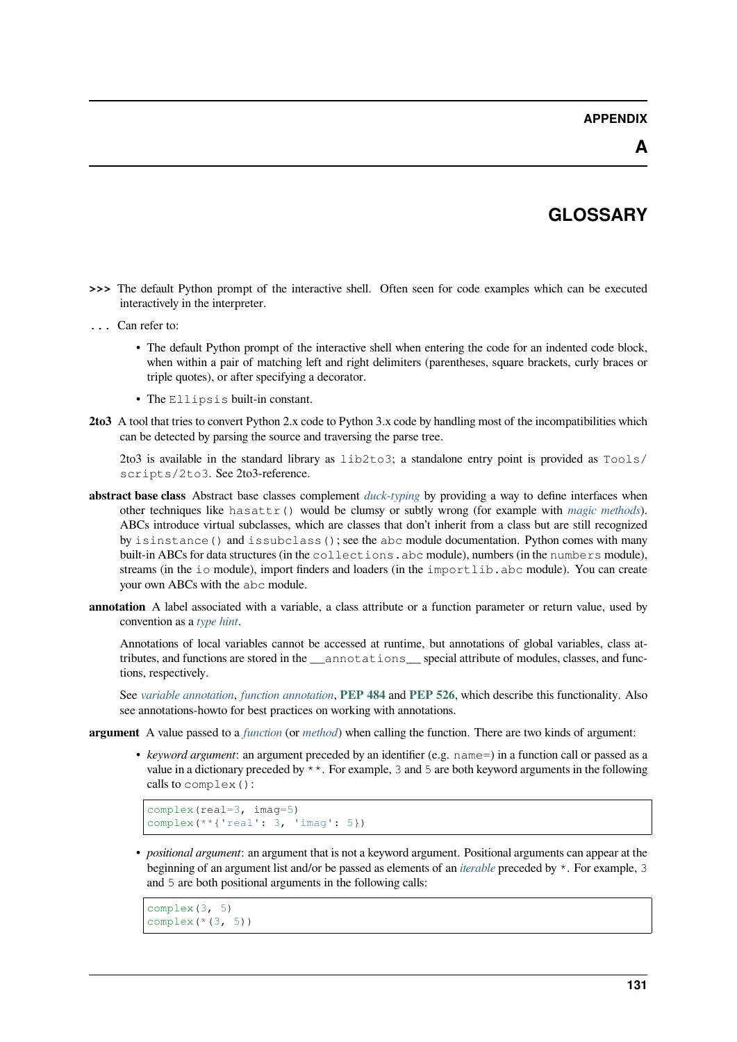# APPENDIX A

# GLOSSARY

**>>>** The default Python prompt of the interactive shell. Often seen for code examples which can be executed interactively in the interpreter.

**...** Can refer to:

- The default Python prompt of the interactive shell when entering the code for an indented code block, when within a pair of matching left and right delimiters (parentheses, square brackets, curly braces or triple quotes), or after specifying a decorator.
- The `Ellipsis` built-in constant.

**2to3** A tool that tries to convert Python 2.x code to Python 3.x code by handling most of the incompatibilities which can be detected by parsing the source and traversing the parse tree.

2to3 is available in the standard library as `lib2to3`; a standalone entry point is provided as `Tools/scripts/2to3`. See 2to3-reference.

**abstract base class** Abstract base classes complement *duck-typing* by providing a way to define interfaces when other techniques like `hasattr()` would be clumsy or subtly wrong (for example with *magic methods*). ABCs introduce virtual subclasses, which are classes that don't inherit from a class but are still recognized by `isinstance()` and `issubclass()`; see the `abc` module documentation. Python comes with many built-in ABCs for data structures (in the `collections.abc` module), numbers (in the `numbers` module), streams (in the `io` module), import finders and loaders (in the `importlib.abc` module). You can create your own ABCs with the `abc` module.

**annotation** A label associated with a variable, a class attribute or a function parameter or return value, used by convention as a *type hint*.

Annotations of local variables cannot be accessed at runtime, but annotations of global variables, class attributes, and functions are stored in the `__annotations__` special attribute of modules, classes, and functions, respectively.

See *variable annotation*, *function annotation*, **PEP 484** and **PEP 526**, which describe this functionality. Also see annotations-howto for best practices on working with annotations.

**argument** A value passed to a *function* (or *method*) when calling the function. There are two kinds of argument:

- *keyword argument*: an argument preceded by an identifier (e.g. `name=`) in a function call or passed as a value in a dictionary preceded by `**`. For example, `3` and `5` are both keyword arguments in the following calls to `complex()`:

```
complex(real=3, imag=5)
complex(**{'real': 3, 'imag': 5})
```

- *positional argument*: an argument that is not a keyword argument. Positional arguments can appear at the beginning of an argument list and/or be passed as elements of an *iterable* preceded by `*`. For example, `3` and `5` are both positional arguments in the following calls:

```
complex(3, 5)
complex(*(3, 5))
```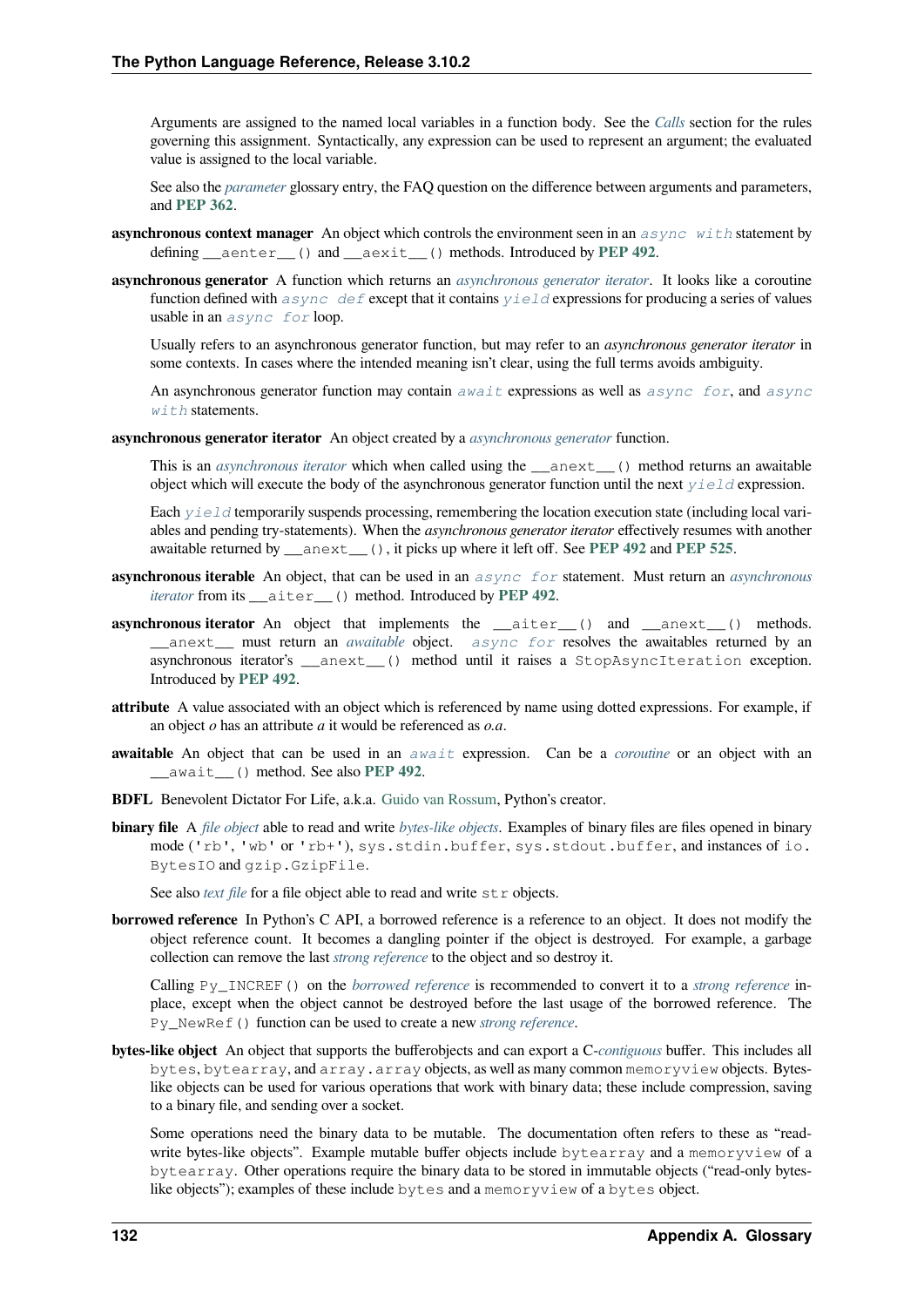Arguments are assigned to the named local variables in a function body. See the *Calls* section for the rules governing this assignment. Syntactically, any expression can be used to represent an argument; the evaluated value is assigned to the local variable.

See also the *parameter* glossary entry, the FAQ question on the difference between arguments and parameters, and **PEP 362**.

**asynchronous context manager** An object which controls the environment seen in an `async with` statement by defining `__aenter__()` and `__aexit__()` methods. Introduced by **PEP 492**.

**asynchronous generator** A function which returns an *asynchronous generator iterator*. It looks like a coroutine function defined with `async def` except that it contains `yield` expressions for producing a series of values usable in an `async for` loop.

Usually refers to an asynchronous generator function, but may refer to an *asynchronous generator iterator* in some contexts. In cases where the intended meaning isn't clear, using the full terms avoids ambiguity.

An asynchronous generator function may contain `await` expressions as well as `async for`, and `async with` statements.

**asynchronous generator iterator** An object created by a *asynchronous generator* function.

This is an *asynchronous iterator* which when called using the `__anext__()` method returns an awaitable object which will execute the body of the asynchronous generator function until the next `yield` expression.

Each `yield` temporarily suspends processing, remembering the location execution state (including local variables and pending try-statements). When the *asynchronous generator iterator* effectively resumes with another awaitable returned by `__anext__()`, it picks up where it left off. See **PEP 492** and **PEP 525**.

**asynchronous iterable** An object, that can be used in an `async for` statement. Must return an *asynchronous iterator* from its `__aiter__()` method. Introduced by **PEP 492**.

**asynchronous iterator** An object that implements the `__aiter__()` and `__anext__()` methods. `__anext__` must return an *awaitable* object. `async for` resolves the awaitables returned by an asynchronous iterator's `__anext__()` method until it raises a `StopAsyncIteration` exception. Introduced by **PEP 492**.

**attribute** A value associated with an object which is referenced by name using dotted expressions. For example, if an object *o* has an attribute *a* it would be referenced as *o.a*.

**awaitable** An object that can be used in an `await` expression. Can be a *coroutine* or an object with an `__await__()` method. See also **PEP 492**.

**BDFL** Benevolent Dictator For Life, a.k.a. Guido van Rossum, Python's creator.

**binary file** A *file object* able to read and write *bytes-like objects*. Examples of binary files are files opened in binary mode (`'rb'`, `'wb'` or `'rb+'`), `sys.stdin.buffer`, `sys.stdout.buffer`, and instances of `io.BytesIO` and `gzip.GzipFile`.

See also *text file* for a file object able to read and write `str` objects.

**borrowed reference** In Python's C API, a borrowed reference is a reference to an object. It does not modify the object reference count. It becomes a dangling pointer if the object is destroyed. For example, a garbage collection can remove the last *strong reference* to the object and so destroy it.

Calling `Py_INCREF()` on the *borrowed reference* is recommended to convert it to a *strong reference* in-place, except when the object cannot be destroyed before the last usage of the borrowed reference. The `Py_NewRef()` function can be used to create a new *strong reference*.

**bytes-like object** An object that supports the bufferobjects and can export a C-*contiguous* buffer. This includes all `bytes`, `bytearray`, and `array.array` objects, as well as many common `memoryview` objects. Bytes-like objects can be used for various operations that work with binary data; these include compression, saving to a binary file, and sending over a socket.

Some operations need the binary data to be mutable. The documentation often refers to these as "read-write bytes-like objects". Example mutable buffer objects include `bytearray` and a `memoryview` of a `bytearray`. Other operations require the binary data to be stored in immutable objects ("read-only bytes-like objects"); examples of these include `bytes` and a `memoryview` of a `bytes` object.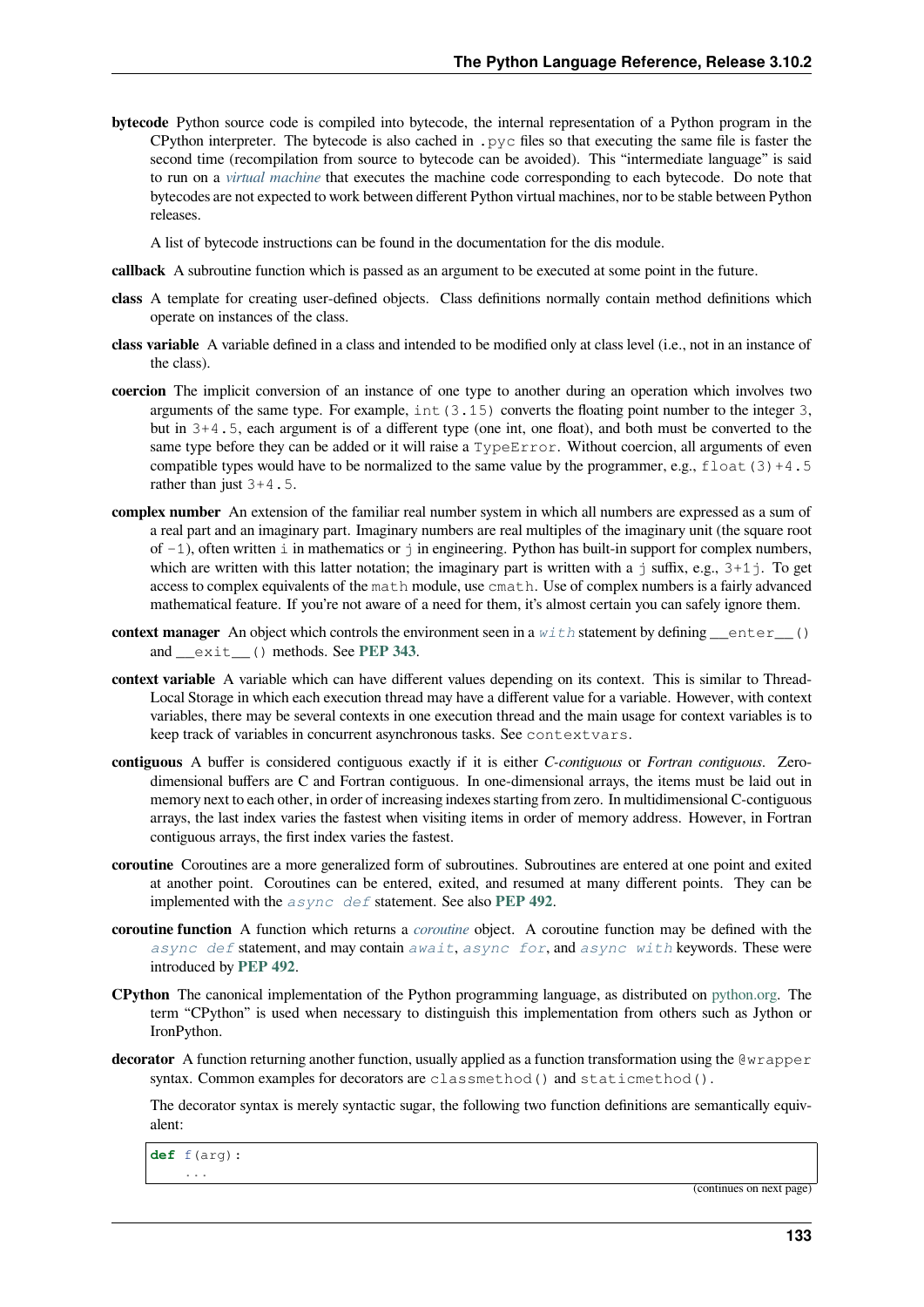**bytecode** Python source code is compiled into bytecode, the internal representation of a Python program in the CPython interpreter. The bytecode is also cached in `.pyc` files so that executing the same file is faster the second time (recompilation from source to bytecode can be avoided). This "intermediate language" is said to run on a *virtual machine* that executes the machine code corresponding to each bytecode. Do note that bytecodes are not expected to work between different Python virtual machines, nor to be stable between Python releases.

A list of bytecode instructions can be found in the documentation for the dis module.

**callback** A subroutine function which is passed as an argument to be executed at some point in the future.

**class** A template for creating user-defined objects. Class definitions normally contain method definitions which operate on instances of the class.

**class variable** A variable defined in a class and intended to be modified only at class level (i.e., not in an instance of the class).

**coercion** The implicit conversion of an instance of one type to another during an operation which involves two arguments of the same type. For example, `int(3.15)` converts the floating point number to the integer `3`, but in `3+4.5`, each argument is of a different type (one int, one float), and both must be converted to the same type before they can be added or it will raise a `TypeError`. Without coercion, all arguments of even compatible types would have to be normalized to the same value by the programmer, e.g., `float(3)+4.5` rather than just `3+4.5`.

**complex number** An extension of the familiar real number system in which all numbers are expressed as a sum of a real part and an imaginary part. Imaginary numbers are real multiples of the imaginary unit (the square root of `-1`), often written `i` in mathematics or `j` in engineering. Python has built-in support for complex numbers, which are written with this latter notation; the imaginary part is written with a `j` suffix, e.g., `3+1j`. To get access to complex equivalents of the `math` module, use `cmath`. Use of complex numbers is a fairly advanced mathematical feature. If you're not aware of a need for them, it's almost certain you can safely ignore them.

**context manager** An object which controls the environment seen in a `with` statement by defining `__enter__()` and `__exit__()` methods. See **PEP 343**.

**context variable** A variable which can have different values depending on its context. This is similar to Thread-Local Storage in which each execution thread may have a different value for a variable. However, with context variables, there may be several contexts in one execution thread and the main usage for context variables is to keep track of variables in concurrent asynchronous tasks. See `contextvars`.

**contiguous** A buffer is considered contiguous exactly if it is either *C-contiguous* or *Fortran contiguous*. Zero-dimensional buffers are C and Fortran contiguous. In one-dimensional arrays, the items must be laid out in memory next to each other, in order of increasing indexes starting from zero. In multidimensional C-contiguous arrays, the last index varies the fastest when visiting items in order of memory address. However, in Fortran contiguous arrays, the first index varies the fastest.

**coroutine** Coroutines are a more generalized form of subroutines. Subroutines are entered at one point and exited at another point. Coroutines can be entered, exited, and resumed at many different points. They can be implemented with the `async def` statement. See also **PEP 492**.

**coroutine function** A function which returns a *coroutine* object. A coroutine function may be defined with the `async def` statement, and may contain `await`, `async for`, and `async with` keywords. These were introduced by **PEP 492**.

**CPython** The canonical implementation of the Python programming language, as distributed on python.org. The term "CPython" is used when necessary to distinguish this implementation from others such as Jython or IronPython.

**decorator** A function returning another function, usually applied as a function transformation using the `@wrapper` syntax. Common examples for decorators are `classmethod()` and `staticmethod()`.

The decorator syntax is merely syntactic sugar, the following two function definitions are semantically equivalent:

```
def f(arg):
    ...
```

(continues on next page)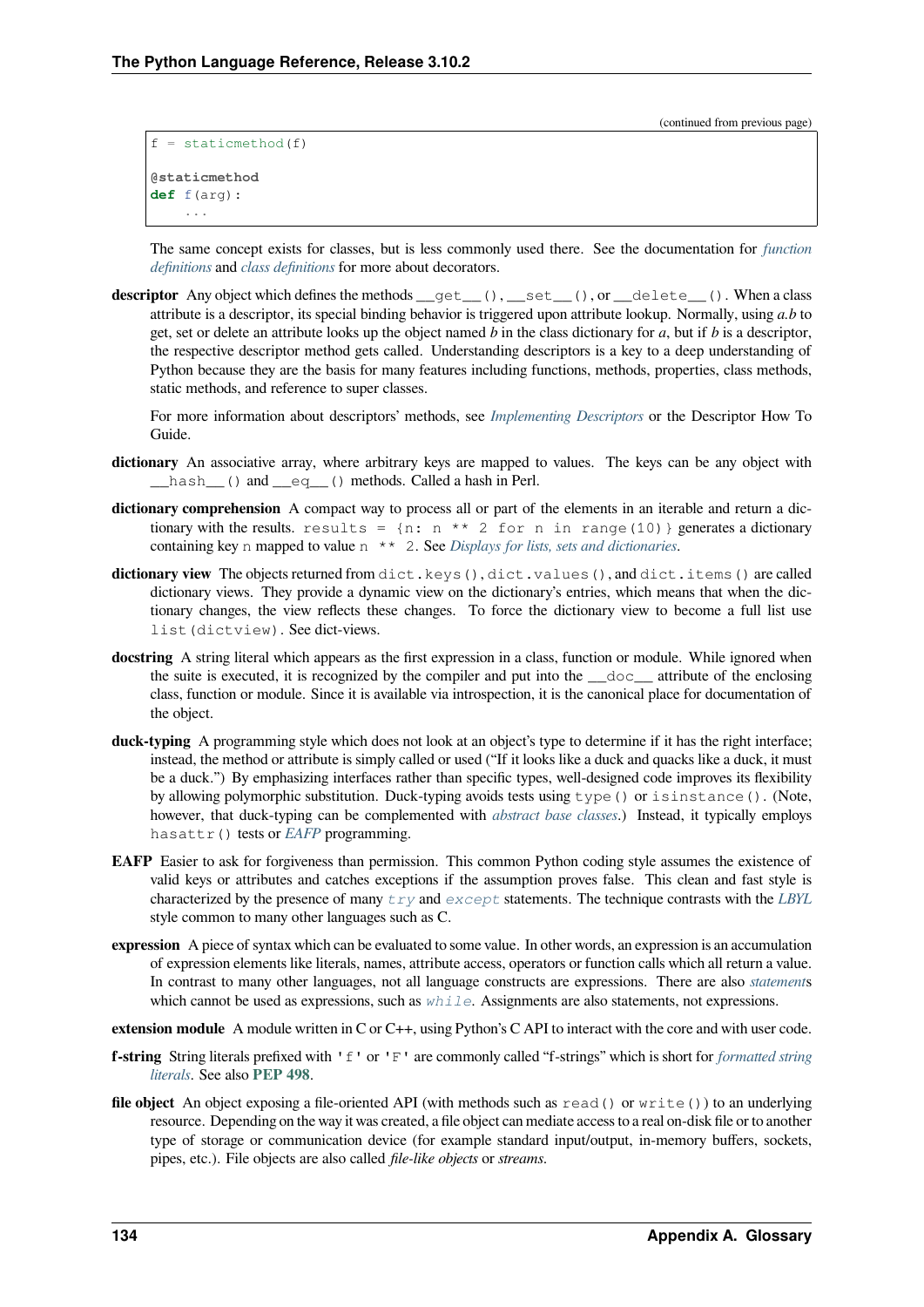(continued from previous page)

```
f = staticmethod(f)

@staticmethod
def f(arg):
    ...
```

The same concept exists for classes, but is less commonly used there. See the documentation for *function definitions* and *class definitions* for more about decorators.

**descriptor** Any object which defines the methods `__get__()`, `__set__()`, or `__delete__()`. When a class attribute is a descriptor, its special binding behavior is triggered upon attribute lookup. Normally, using *a.b* to get, set or delete an attribute looks up the object named *b* in the class dictionary for *a*, but if *b* is a descriptor, the respective descriptor method gets called. Understanding descriptors is a key to a deep understanding of Python because they are the basis for many features including functions, methods, properties, class methods, static methods, and reference to super classes.

For more information about descriptors' methods, see *Implementing Descriptors* or the Descriptor How To Guide.

**dictionary** An associative array, where arbitrary keys are mapped to values. The keys can be any object with `__hash__()` and `__eq__()` methods. Called a hash in Perl.

**dictionary comprehension** A compact way to process all or part of the elements in an iterable and return a dictionary with the results. `results = {n: n ** 2 for n in range(10)}` generates a dictionary containing key `n` mapped to value `n ** 2`. See *Displays for lists, sets and dictionaries*.

**dictionary view** The objects returned from `dict.keys()`, `dict.values()`, and `dict.items()` are called dictionary views. They provide a dynamic view on the dictionary's entries, which means that when the dictionary changes, the view reflects these changes. To force the dictionary view to become a full list use `list(dictview)`. See dict-views.

**docstring** A string literal which appears as the first expression in a class, function or module. While ignored when the suite is executed, it is recognized by the compiler and put into the `__doc__` attribute of the enclosing class, function or module. Since it is available via introspection, it is the canonical place for documentation of the object.

**duck-typing** A programming style which does not look at an object's type to determine if it has the right interface; instead, the method or attribute is simply called or used ("If it looks like a duck and quacks like a duck, it must be a duck.") By emphasizing interfaces rather than specific types, well-designed code improves its flexibility by allowing polymorphic substitution. Duck-typing avoids tests using `type()` or `isinstance()`. (Note, however, that duck-typing can be complemented with *abstract base classes*.) Instead, it typically employs `hasattr()` tests or *EAFP* programming.

**EAFP** Easier to ask for forgiveness than permission. This common Python coding style assumes the existence of valid keys or attributes and catches exceptions if the assumption proves false. This clean and fast style is characterized by the presence of many `try` and `except` statements. The technique contrasts with the *LBYL* style common to many other languages such as C.

**expression** A piece of syntax which can be evaluated to some value. In other words, an expression is an accumulation of expression elements like literals, names, attribute access, operators or function calls which all return a value. In contrast to many other languages, not all language constructs are expressions. There are also *statement*s which cannot be used as expressions, such as `while`. Assignments are also statements, not expressions.

**extension module** A module written in C or C++, using Python's C API to interact with the core and with user code.

**f-string** String literals prefixed with `'f'` or `'F'` are commonly called "f-strings" which is short for *formatted string literals*. See also **PEP 498**.

**file object** An object exposing a file-oriented API (with methods such as `read()` or `write()`) to an underlying resource. Depending on the way it was created, a file object can mediate access to a real on-disk file or to another type of storage or communication device (for example standard input/output, in-memory buffers, sockets, pipes, etc.). File objects are also called *file-like objects* or *streams*.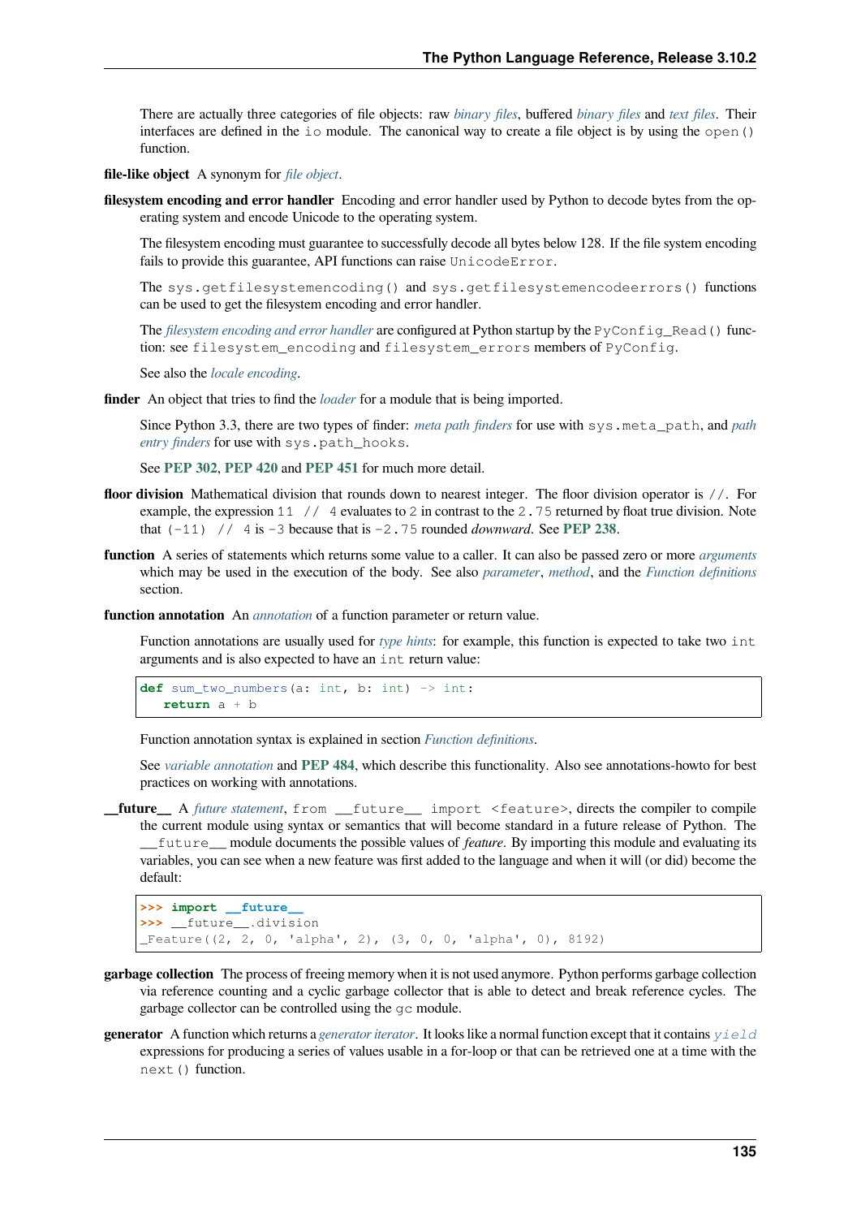There are actually three categories of file objects: raw *binary files*, buffered *binary files* and *text files*. Their interfaces are defined in the `io` module. The canonical way to create a file object is by using the `open()` function.

**file-like object** A synonym for *file object*.

**filesystem encoding and error handler** Encoding and error handler used by Python to decode bytes from the operating system and encode Unicode to the operating system.

The filesystem encoding must guarantee to successfully decode all bytes below 128. If the file system encoding fails to provide this guarantee, API functions can raise `UnicodeError`.

The `sys.getfilesystemencoding()` and `sys.getfilesystemencodeerrors()` functions can be used to get the filesystem encoding and error handler.

The *filesystem encoding and error handler* are configured at Python startup by the `PyConfig_Read()` function: see `filesystem_encoding` and `filesystem_errors` members of `PyConfig`.

See also the *locale encoding*.

**finder** An object that tries to find the *loader* for a module that is being imported.

Since Python 3.3, there are two types of finder: *meta path finders* for use with `sys.meta_path`, and *path entry finders* for use with `sys.path_hooks`.

See **PEP 302**, **PEP 420** and **PEP 451** for much more detail.

**floor division** Mathematical division that rounds down to nearest integer. The floor division operator is `//`. For example, the expression `11 // 4` evaluates to `2` in contrast to the `2.75` returned by float true division. Note that `(-11) // 4` is `-3` because that is `-2.75` rounded *downward*. See **PEP 238**.

**function** A series of statements which returns some value to a caller. It can also be passed zero or more *arguments* which may be used in the execution of the body. See also *parameter*, *method*, and the *Function definitions* section.

**function annotation** An *annotation* of a function parameter or return value.

Function annotations are usually used for *type hints*: for example, this function is expected to take two `int` arguments and is also expected to have an `int` return value:

```
def sum_two_numbers(a: int, b: int) -> int:
   return a + b
```

Function annotation syntax is explained in section *Function definitions*.

See *variable annotation* and **PEP 484**, which describe this functionality. Also see annotations-howto for best practices on working with annotations.

**__future__** A *future statement*, `from __future__ import <feature>`, directs the compiler to compile the current module using syntax or semantics that will become standard in a future release of Python. The `__future__` module documents the possible values of *feature*. By importing this module and evaluating its variables, you can see when a new feature was first added to the language and when it will (or did) become the default:

```
>>> import __future__
>>> __future__.division
_Feature((2, 2, 0, 'alpha', 2), (3, 0, 0, 'alpha', 0), 8192)
```

**garbage collection** The process of freeing memory when it is not used anymore. Python performs garbage collection via reference counting and a cyclic garbage collector that is able to detect and break reference cycles. The garbage collector can be controlled using the `gc` module.

**generator** A function which returns a *generator iterator*. It looks like a normal function except that it contains `yield` expressions for producing a series of values usable in a for-loop or that can be retrieved one at a time with the `next()` function.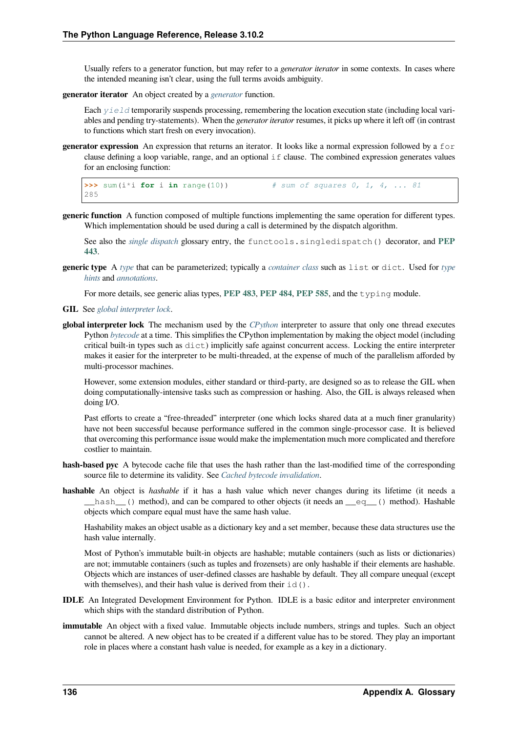Usually refers to a generator function, but may refer to a *generator iterator* in some contexts. In cases where the intended meaning isn't clear, using the full terms avoids ambiguity.

**generator iterator** An object created by a *generator* function.

Each `yield` temporarily suspends processing, remembering the location execution state (including local variables and pending try-statements). When the *generator iterator* resumes, it picks up where it left off (in contrast to functions which start fresh on every invocation).

**generator expression** An expression that returns an iterator. It looks like a normal expression followed by a `for` clause defining a loop variable, range, and an optional `if` clause. The combined expression generates values for an enclosing function:

```
>>> sum(i*i for i in range(10))         # sum of squares 0, 1, 4, ... 81
285
```

**generic function** A function composed of multiple functions implementing the same operation for different types. Which implementation should be used during a call is determined by the dispatch algorithm.

See also the *single dispatch* glossary entry, the `functools.singledispatch()` decorator, and **PEP 443**.

**generic type** A *type* that can be parameterized; typically a *container class* such as `list` or `dict`. Used for *type hints* and *annotations*.

For more details, see generic alias types, **PEP 483**, **PEP 484**, **PEP 585**, and the `typing` module.

**GIL** See *global interpreter lock*.

**global interpreter lock** The mechanism used by the *CPython* interpreter to assure that only one thread executes Python *bytecode* at a time. This simplifies the CPython implementation by making the object model (including critical built-in types such as `dict`) implicitly safe against concurrent access. Locking the entire interpreter makes it easier for the interpreter to be multi-threaded, at the expense of much of the parallelism afforded by multi-processor machines.

However, some extension modules, either standard or third-party, are designed so as to release the GIL when doing computationally-intensive tasks such as compression or hashing. Also, the GIL is always released when doing I/O.

Past efforts to create a "free-threaded" interpreter (one which locks shared data at a much finer granularity) have not been successful because performance suffered in the common single-processor case. It is believed that overcoming this performance issue would make the implementation much more complicated and therefore costlier to maintain.

**hash-based pyc** A bytecode cache file that uses the hash rather than the last-modified time of the corresponding source file to determine its validity. See *Cached bytecode invalidation*.

**hashable** An object is *hashable* if it has a hash value which never changes during its lifetime (it needs a `__hash__()` method), and can be compared to other objects (it needs an `__eq__()` method). Hashable objects which compare equal must have the same hash value.

Hashability makes an object usable as a dictionary key and a set member, because these data structures use the hash value internally.

Most of Python's immutable built-in objects are hashable; mutable containers (such as lists or dictionaries) are not; immutable containers (such as tuples and frozensets) are only hashable if their elements are hashable. Objects which are instances of user-defined classes are hashable by default. They all compare unequal (except with themselves), and their hash value is derived from their `id()`.

**IDLE** An Integrated Development Environment for Python. IDLE is a basic editor and interpreter environment which ships with the standard distribution of Python.

**immutable** An object with a fixed value. Immutable objects include numbers, strings and tuples. Such an object cannot be altered. A new object has to be created if a different value has to be stored. They play an important role in places where a constant hash value is needed, for example as a key in a dictionary.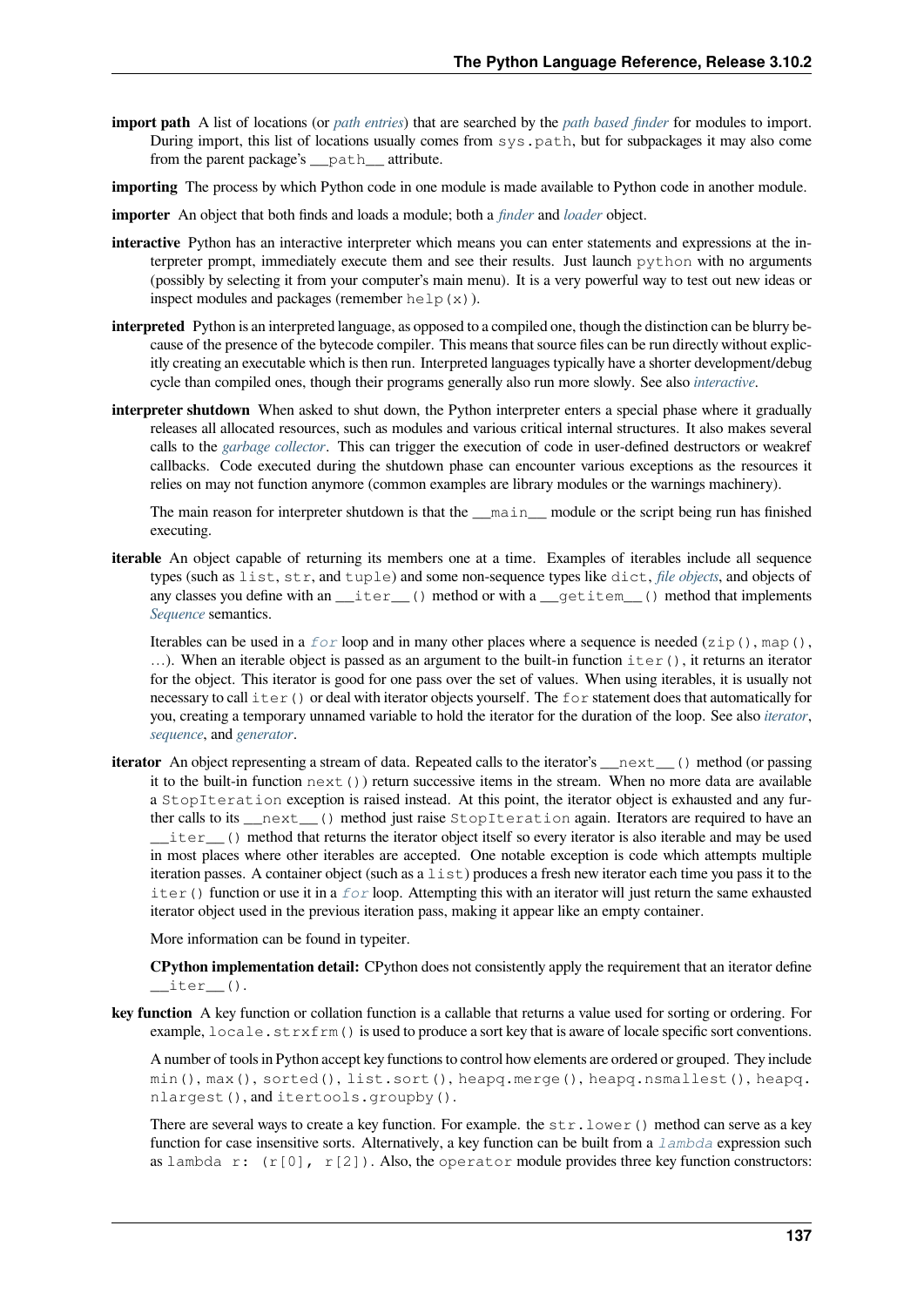**import path** A list of locations (or *path entries*) that are searched by the *path based finder* for modules to import. During import, this list of locations usually comes from `sys.path`, but for subpackages it may also come from the parent package's `__path__` attribute.

**importing** The process by which Python code in one module is made available to Python code in another module.

**importer** An object that both finds and loads a module; both a *finder* and *loader* object.

**interactive** Python has an interactive interpreter which means you can enter statements and expressions at the interpreter prompt, immediately execute them and see their results. Just launch `python` with no arguments (possibly by selecting it from your computer's main menu). It is a very powerful way to test out new ideas or inspect modules and packages (remember `help(x)`).

**interpreted** Python is an interpreted language, as opposed to a compiled one, though the distinction can be blurry because of the presence of the bytecode compiler. This means that source files can be run directly without explicitly creating an executable which is then run. Interpreted languages typically have a shorter development/debug cycle than compiled ones, though their programs generally also run more slowly. See also *interactive*.

**interpreter shutdown** When asked to shut down, the Python interpreter enters a special phase where it gradually releases all allocated resources, such as modules and various critical internal structures. It also makes several calls to the *garbage collector*. This can trigger the execution of code in user-defined destructors or weakref callbacks. Code executed during the shutdown phase can encounter various exceptions as the resources it relies on may not function anymore (common examples are library modules or the warnings machinery).

The main reason for interpreter shutdown is that the `__main__` module or the script being run has finished executing.

**iterable** An object capable of returning its members one at a time. Examples of iterables include all sequence types (such as `list`, `str`, and `tuple`) and some non-sequence types like `dict`, *file objects*, and objects of any classes you define with an `__iter__()` method or with a `__getitem__()` method that implements *Sequence* semantics.

Iterables can be used in a `for` loop and in many other places where a sequence is needed (`zip()`, `map()`, ...). When an iterable object is passed as an argument to the built-in function `iter()`, it returns an iterator for the object. This iterator is good for one pass over the set of values. When using iterables, it is usually not necessary to call `iter()` or deal with iterator objects yourself. The `for` statement does that automatically for you, creating a temporary unnamed variable to hold the iterator for the duration of the loop. See also *iterator*, *sequence*, and *generator*.

**iterator** An object representing a stream of data. Repeated calls to the iterator's `__next__()` method (or passing it to the built-in function `next()`) return successive items in the stream. When no more data are available a `StopIteration` exception is raised instead. At this point, the iterator object is exhausted and any further calls to its `__next__()` method just raise `StopIteration` again. Iterators are required to have an `__iter__()` method that returns the iterator object itself so every iterator is also iterable and may be used in most places where other iterables are accepted. One notable exception is code which attempts multiple iteration passes. A container object (such as a `list`) produces a fresh new iterator each time you pass it to the `iter()` function or use it in a `for` loop. Attempting this with an iterator will just return the same exhausted iterator object used in the previous iteration pass, making it appear like an empty container.

More information can be found in typeiter.

**CPython implementation detail:** CPython does not consistently apply the requirement that an iterator define `__iter__()`.

**key function** A key function or collation function is a callable that returns a value used for sorting or ordering. For example, `locale.strxfrm()` is used to produce a sort key that is aware of locale specific sort conventions.

A number of tools in Python accept key functions to control how elements are ordered or grouped. They include `min()`, `max()`, `sorted()`, `list.sort()`, `heapq.merge()`, `heapq.nsmallest()`, `heapq.nlargest()`, and `itertools.groupby()`.

There are several ways to create a key function. For example. the `str.lower()` method can serve as a key function for case insensitive sorts. Alternatively, a key function can be built from a `lambda` expression such as `lambda r: (r[0], r[2])`. Also, the `operator` module provides three key function constructors: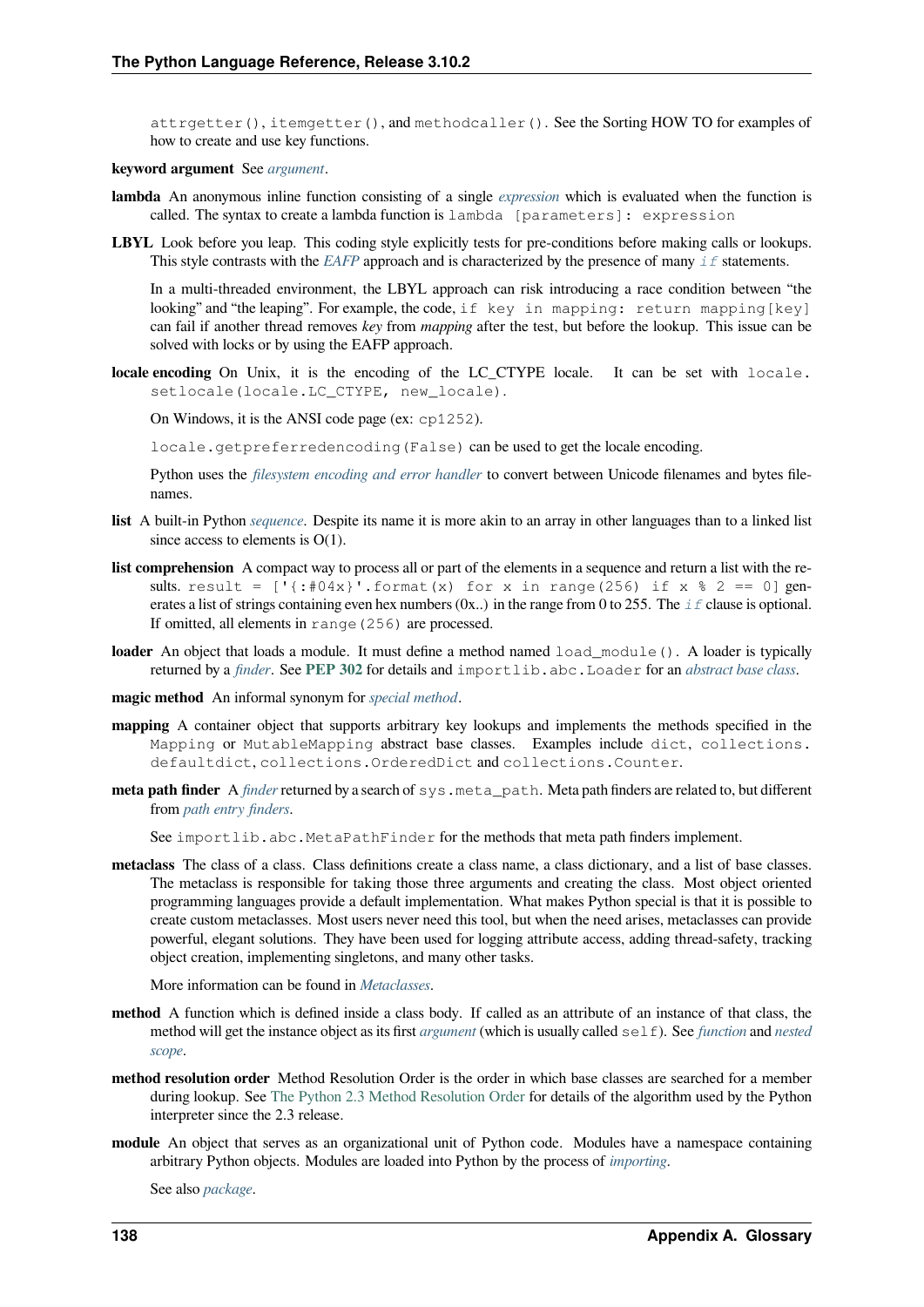attrgetter(), itemgetter(), and methodcaller(). See the Sorting HOW TO for examples of how to create and use key functions.

**keyword argument** See *argument*.

**lambda** An anonymous inline function consisting of a single *expression* which is evaluated when the function is called. The syntax to create a lambda function is `lambda [parameters]: expression`

**LBYL** Look before you leap. This coding style explicitly tests for pre-conditions before making calls or lookups. This style contrasts with the *EAFP* approach and is characterized by the presence of many `if` statements.

In a multi-threaded environment, the LBYL approach can risk introducing a race condition between "the looking" and "the leaping". For example, the code, `if key in mapping: return mapping[key]` can fail if another thread removes *key* from *mapping* after the test, but before the lookup. This issue can be solved with locks or by using the EAFP approach.

**locale encoding** On Unix, it is the encoding of the LC_CTYPE locale. It can be set with `locale.setlocale(locale.LC_CTYPE, new_locale)`.

On Windows, it is the ANSI code page (ex: `cp1252`).

`locale.getpreferredencoding(False)` can be used to get the locale encoding.

Python uses the *filesystem encoding and error handler* to convert between Unicode filenames and bytes filenames.

**list** A built-in Python *sequence*. Despite its name it is more akin to an array in other languages than to a linked list since access to elements is O(1).

**list comprehension** A compact way to process all or part of the elements in a sequence and return a list with the results. `result = ['{:#04x}'.format(x) for x in range(256) if x % 2 == 0]` generates a list of strings containing even hex numbers (0x..) in the range from 0 to 255. The `if` clause is optional. If omitted, all elements in `range(256)` are processed.

**loader** An object that loads a module. It must define a method named `load_module()`. A loader is typically returned by a *finder*. See **PEP 302** for details and `importlib.abc.Loader` for an *abstract base class*.

**magic method** An informal synonym for *special method*.

**mapping** A container object that supports arbitrary key lookups and implements the methods specified in the `Mapping` or `MutableMapping` abstract base classes. Examples include `dict`, `collections.defaultdict`, `collections.OrderedDict` and `collections.Counter`.

**meta path finder** A *finder* returned by a search of `sys.meta_path`. Meta path finders are related to, but different from *path entry finders*.

See `importlib.abc.MetaPathFinder` for the methods that meta path finders implement.

**metaclass** The class of a class. Class definitions create a class name, a class dictionary, and a list of base classes. The metaclass is responsible for taking those three arguments and creating the class. Most object oriented programming languages provide a default implementation. What makes Python special is that it is possible to create custom metaclasses. Most users never need this tool, but when the need arises, metaclasses can provide powerful, elegant solutions. They have been used for logging attribute access, adding thread-safety, tracking object creation, implementing singletons, and many other tasks.

More information can be found in *Metaclasses*.

**method** A function which is defined inside a class body. If called as an attribute of an instance of that class, the method will get the instance object as its first *argument* (which is usually called `self`). See *function* and *nested scope*.

**method resolution order** Method Resolution Order is the order in which base classes are searched for a member during lookup. See The Python 2.3 Method Resolution Order for details of the algorithm used by the Python interpreter since the 2.3 release.

**module** An object that serves as an organizational unit of Python code. Modules have a namespace containing arbitrary Python objects. Modules are loaded into Python by the process of *importing*.

See also *package*.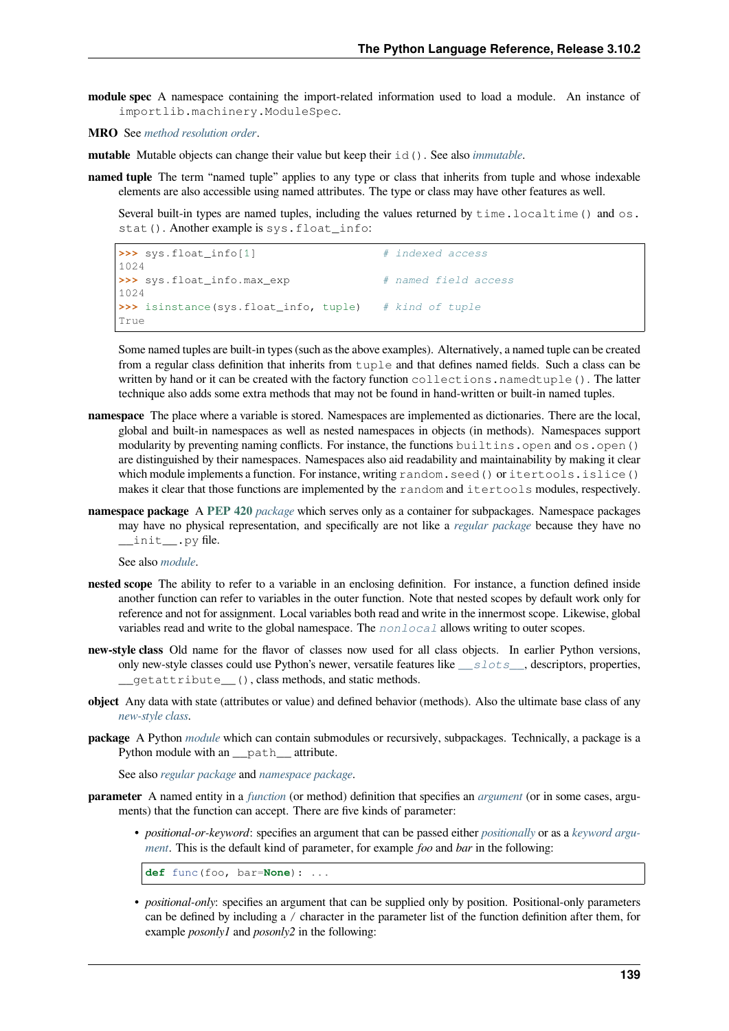**module spec** A namespace containing the import-related information used to load a module. An instance of `importlib.machinery.ModuleSpec`.

**MRO** See *method resolution order*.

**mutable** Mutable objects can change their value but keep their `id()`. See also *immutable*.

**named tuple** The term "named tuple" applies to any type or class that inherits from tuple and whose indexable elements are also accessible using named attributes. The type or class may have other features as well.

Several built-in types are named tuples, including the values returned by `time.localtime()` and `os.stat()`. Another example is `sys.float_info`:

```
>>> sys.float_info[1]                   # indexed access
1024
>>> sys.float_info.max_exp              # named field access
1024
>>> isinstance(sys.float_info, tuple)   # kind of tuple
True
```

Some named tuples are built-in types (such as the above examples). Alternatively, a named tuple can be created from a regular class definition that inherits from `tuple` and that defines named fields. Such a class can be written by hand or it can be created with the factory function `collections.namedtuple()`. The latter technique also adds some extra methods that may not be found in hand-written or built-in named tuples.

**namespace** The place where a variable is stored. Namespaces are implemented as dictionaries. There are the local, global and built-in namespaces as well as nested namespaces in objects (in methods). Namespaces support modularity by preventing naming conflicts. For instance, the functions `builtins.open` and `os.open()` are distinguished by their namespaces. Namespaces also aid readability and maintainability by making it clear which module implements a function. For instance, writing `random.seed()` or `itertools.islice()` makes it clear that those functions are implemented by the `random` and `itertools` modules, respectively.

**namespace package** A **PEP 420** *package* which serves only as a container for subpackages. Namespace packages may have no physical representation, and specifically are not like a *regular package* because they have no `__init__.py` file.

See also *module*.

**nested scope** The ability to refer to a variable in an enclosing definition. For instance, a function defined inside another function can refer to variables in the outer function. Note that nested scopes by default work only for reference and not for assignment. Local variables both read and write in the innermost scope. Likewise, global variables read and write to the global namespace. The `nonlocal` allows writing to outer scopes.

**new-style class** Old name for the flavor of classes now used for all class objects. In earlier Python versions, only new-style classes could use Python's newer, versatile features like `__slots__`, descriptors, properties, `__getattribute__()`, class methods, and static methods.

**object** Any data with state (attributes or value) and defined behavior (methods). Also the ultimate base class of any *new-style class*.

**package** A Python *module* which can contain submodules or recursively, subpackages. Technically, a package is a Python module with an `__path__` attribute.

See also *regular package* and *namespace package*.

**parameter** A named entity in a *function* (or method) definition that specifies an *argument* (or in some cases, arguments) that the function can accept. There are five kinds of parameter:

- *positional-or-keyword*: specifies an argument that can be passed either *positionally* or as a *keyword argument*. This is the default kind of parameter, for example *foo* and *bar* in the following:

```
def func(foo, bar=None): ...
```

- *positional-only*: specifies an argument that can be supplied only by position. Positional-only parameters can be defined by including a `/` character in the parameter list of the function definition after them, for example *posonly1* and *posonly2* in the following: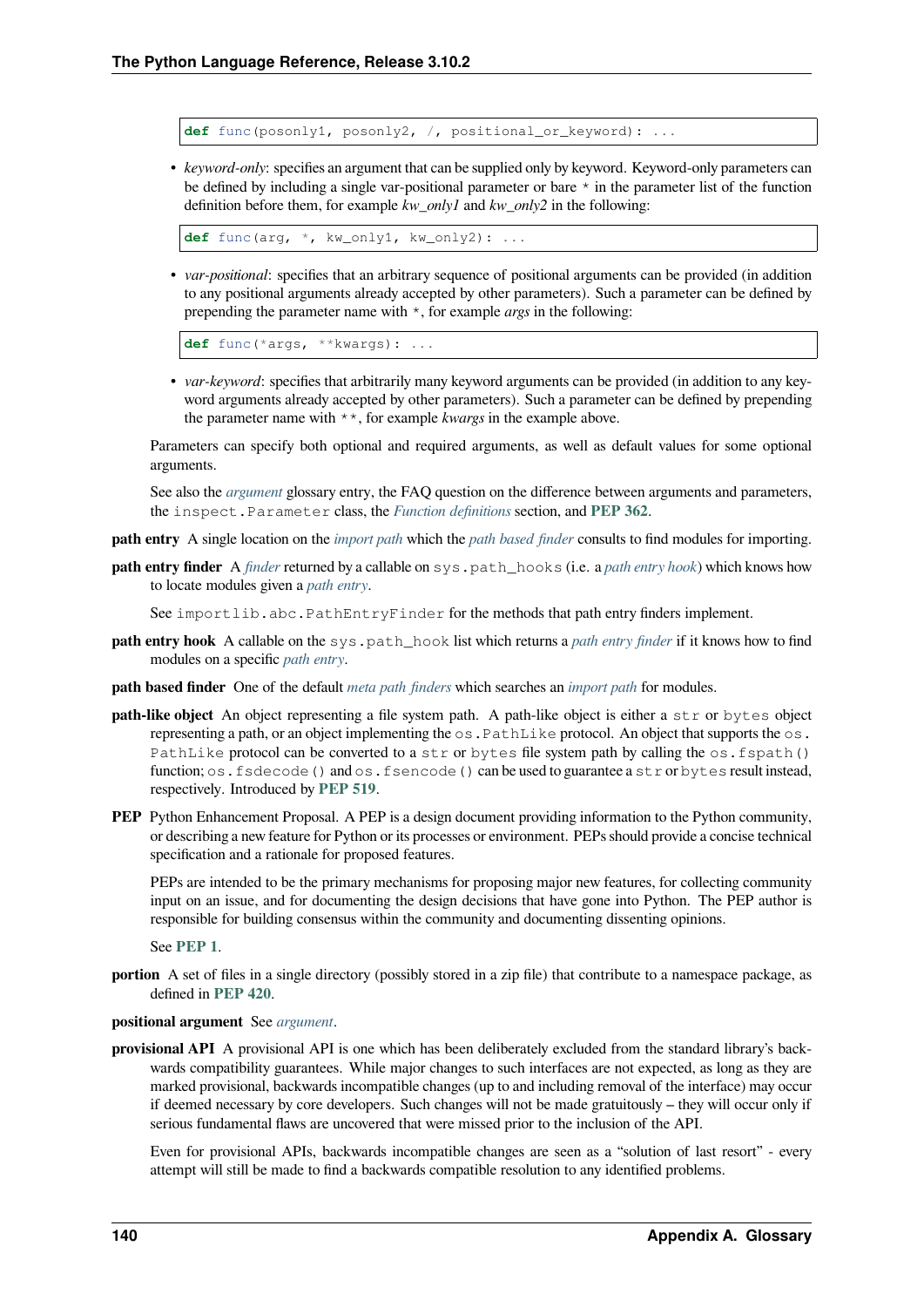```
def func(posonly1, posonly2, /, positional_or_keyword): ...
```

- *keyword-only*: specifies an argument that can be supplied only by keyword. Keyword-only parameters can be defined by including a single var-positional parameter or bare * in the parameter list of the function definition before them, for example *kw_only1* and *kw_only2* in the following:

```
def func(arg, *, kw_only1, kw_only2): ...
```

- *var-positional*: specifies that an arbitrary sequence of positional arguments can be provided (in addition to any positional arguments already accepted by other parameters). Such a parameter can be defined by prepending the parameter name with *, for example *args* in the following:

```
def func(*args, **kwargs): ...
```

- *var-keyword*: specifies that arbitrarily many keyword arguments can be provided (in addition to any keyword arguments already accepted by other parameters). Such a parameter can be defined by prepending the parameter name with **, for example *kwargs* in the example above.

Parameters can specify both optional and required arguments, as well as default values for some optional arguments.

See also the *argument* glossary entry, the FAQ question on the difference between arguments and parameters, the `inspect.Parameter` class, the *Function definitions* section, and **PEP 362**.

**path entry** A single location on the *import path* which the *path based finder* consults to find modules for importing.

**path entry finder** A *finder* returned by a callable on `sys.path_hooks` (i.e. a *path entry hook*) which knows how to locate modules given a *path entry*.

See `importlib.abc.PathEntryFinder` for the methods that path entry finders implement.

**path entry hook** A callable on the `sys.path_hook` list which returns a *path entry finder* if it knows how to find modules on a specific *path entry*.

**path based finder** One of the default *meta path finders* which searches an *import path* for modules.

**path-like object** An object representing a file system path. A path-like object is either a `str` or `bytes` object representing a path, or an object implementing the `os.PathLike` protocol. An object that supports the `os.PathLike` protocol can be converted to a `str` or `bytes` file system path by calling the `os.fspath()` function; `os.fsdecode()` and `os.fsencode()` can be used to guarantee a `str` or `bytes` result instead, respectively. Introduced by **PEP 519**.

**PEP** Python Enhancement Proposal. A PEP is a design document providing information to the Python community, or describing a new feature for Python or its processes or environment. PEPs should provide a concise technical specification and a rationale for proposed features.

PEPs are intended to be the primary mechanisms for proposing major new features, for collecting community input on an issue, and for documenting the design decisions that have gone into Python. The PEP author is responsible for building consensus within the community and documenting dissenting opinions.

See **PEP 1**.

**portion** A set of files in a single directory (possibly stored in a zip file) that contribute to a namespace package, as defined in **PEP 420**.

**positional argument** See *argument*.

**provisional API** A provisional API is one which has been deliberately excluded from the standard library's backwards compatibility guarantees. While major changes to such interfaces are not expected, as long as they are marked provisional, backwards incompatible changes (up to and including removal of the interface) may occur if deemed necessary by core developers. Such changes will not be made gratuitously – they will occur only if serious fundamental flaws are uncovered that were missed prior to the inclusion of the API.

Even for provisional APIs, backwards incompatible changes are seen as a "solution of last resort" - every attempt will still be made to find a backwards compatible resolution to any identified problems.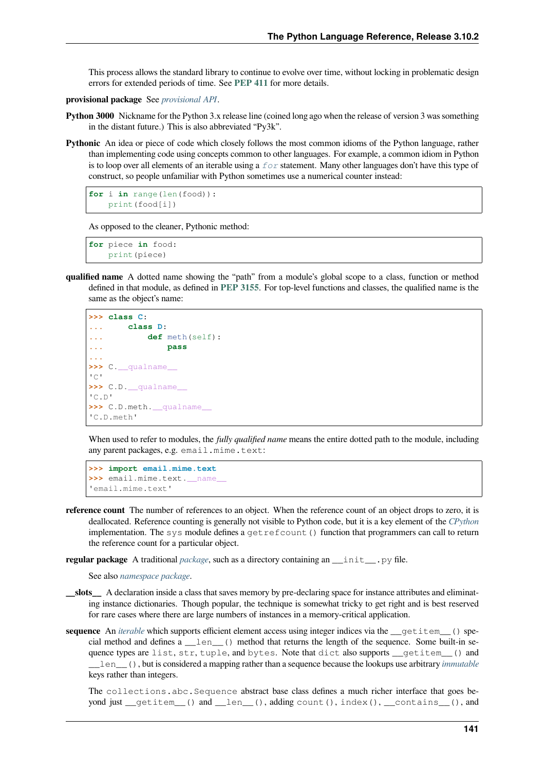This process allows the standard library to continue to evolve over time, without locking in problematic design errors for extended periods of time. See **PEP 411** for more details.

**provisional package** See *provisional API*.

**Python 3000** Nickname for the Python 3.x release line (coined long ago when the release of version 3 was something in the distant future.) This is also abbreviated "Py3k".

**Pythonic** An idea or piece of code which closely follows the most common idioms of the Python language, rather than implementing code using concepts common to other languages. For example, a common idiom in Python is to loop over all elements of an iterable using a `for` statement. Many other languages don't have this type of construct, so people unfamiliar with Python sometimes use a numerical counter instead:

```
for i in range(len(food)):
    print(food[i])
```

As opposed to the cleaner, Pythonic method:

```
for piece in food:
    print(piece)
```

**qualified name** A dotted name showing the "path" from a module's global scope to a class, function or method defined in that module, as defined in **PEP 3155**. For top-level functions and classes, the qualified name is the same as the object's name:

```
>>> class C:
...     class D:
...         def meth(self):
...             pass
...
>>> C.__qualname__
'C'
>>> C.D.__qualname__
'C.D'
>>> C.D.meth.__qualname__
'C.D.meth'
```

When used to refer to modules, the *fully qualified name* means the entire dotted path to the module, including any parent packages, e.g. `email.mime.text`:

```
>>> import email.mime.text
>>> email.mime.text.__name__
'email.mime.text'
```

**reference count** The number of references to an object. When the reference count of an object drops to zero, it is deallocated. Reference counting is generally not visible to Python code, but it is a key element of the *CPython* implementation. The `sys` module defines a `getrefcount()` function that programmers can call to return the reference count for a particular object.

**regular package** A traditional *package*, such as a directory containing an `__init__.py` file.

See also *namespace package*.

**__slots__** A declaration inside a class that saves memory by pre-declaring space for instance attributes and eliminating instance dictionaries. Though popular, the technique is somewhat tricky to get right and is best reserved for rare cases where there are large numbers of instances in a memory-critical application.

**sequence** An *iterable* which supports efficient element access using integer indices via the `__getitem__()` special method and defines a `__len__()` method that returns the length of the sequence. Some built-in sequence types are `list`, `str`, `tuple`, and `bytes`. Note that `dict` also supports `__getitem__()` and `__len__()`, but is considered a mapping rather than a sequence because the lookups use arbitrary *immutable* keys rather than integers.

The `collections.abc.Sequence` abstract base class defines a much richer interface that goes beyond just `__getitem__()` and `__len__()`, adding `count()`, `index()`, `__contains__()`, and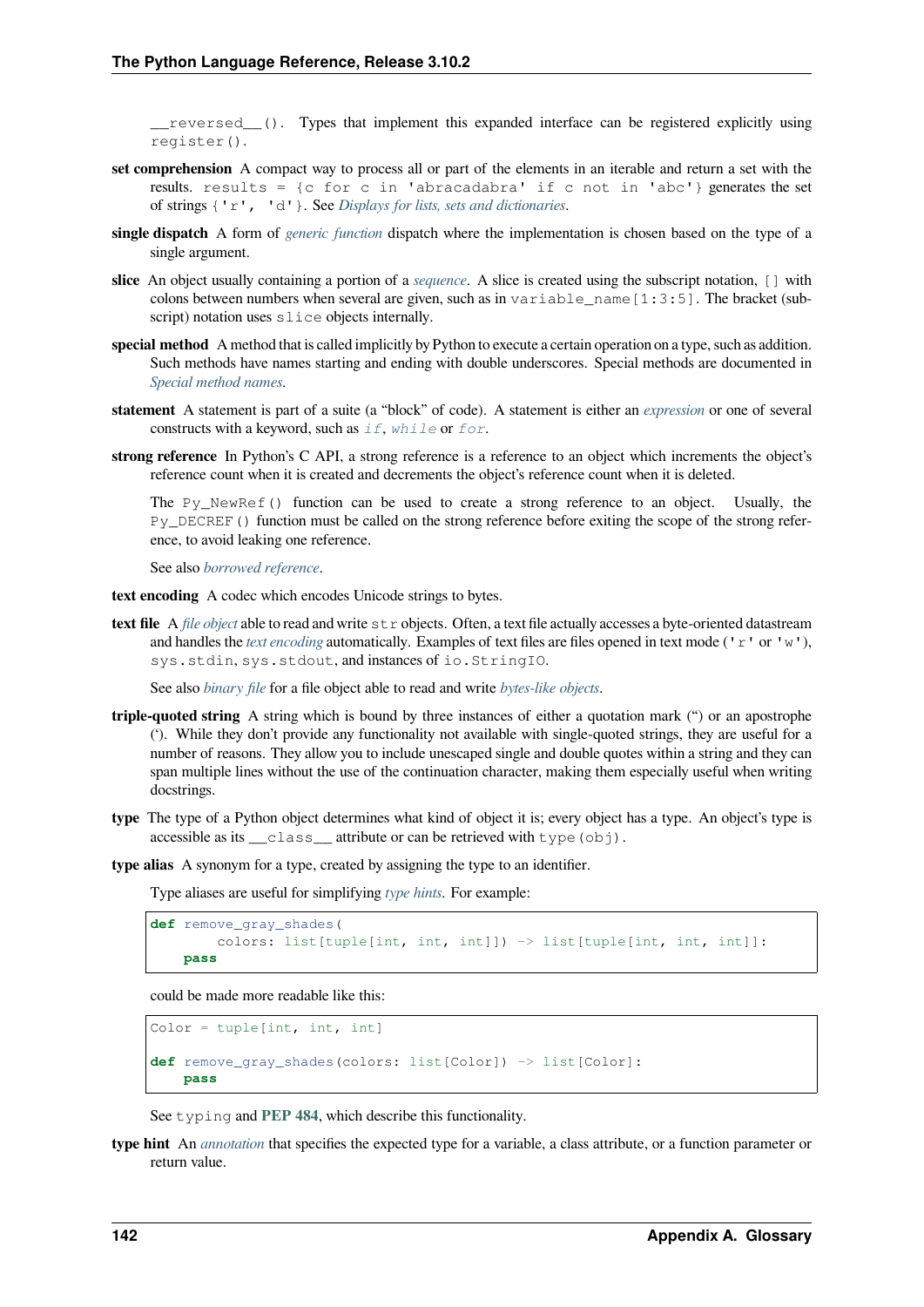`__reversed__()`. Types that implement this expanded interface can be registered explicitly using `register()`.

**set comprehension** A compact way to process all or part of the elements in an iterable and return a set with the results. `results = {c for c in 'abracadabra' if c not in 'abc'}` generates the set of strings `{'r', 'd'}`. See *Displays for lists, sets and dictionaries*.

**single dispatch** A form of *generic function* dispatch where the implementation is chosen based on the type of a single argument.

**slice** An object usually containing a portion of a *sequence*. A slice is created using the subscript notation, `[]` with colons between numbers when several are given, such as in `variable_name[1:3:5]`. The bracket (subscript) notation uses `slice` objects internally.

**special method** A method that is called implicitly by Python to execute a certain operation on a type, such as addition. Such methods have names starting and ending with double underscores. Special methods are documented in *Special method names*.

**statement** A statement is part of a suite (a "block" of code). A statement is either an *expression* or one of several constructs with a keyword, such as `if`, `while` or `for`.

**strong reference** In Python's C API, a strong reference is a reference to an object which increments the object's reference count when it is created and decrements the object's reference count when it is deleted.

The `Py_NewRef()` function can be used to create a strong reference to an object. Usually, the `Py_DECREF()` function must be called on the strong reference before exiting the scope of the strong reference, to avoid leaking one reference.

See also *borrowed reference*.

**text encoding** A codec which encodes Unicode strings to bytes.

**text file** A *file object* able to read and write `str` objects. Often, a text file actually accesses a byte-oriented datastream and handles the *text encoding* automatically. Examples of text files are files opened in text mode (`'r'` or `'w'`), `sys.stdin`, `sys.stdout`, and instances of `io.StringIO`.

See also *binary file* for a file object able to read and write *bytes-like objects*.

**triple-quoted string** A string which is bound by three instances of either a quotation mark (") or an apostrophe ('). While they don't provide any functionality not available with single-quoted strings, they are useful for a number of reasons. They allow you to include unescaped single and double quotes within a string and they can span multiple lines without the use of the continuation character, making them especially useful when writing docstrings.

**type** The type of a Python object determines what kind of object it is; every object has a type. An object's type is accessible as its `__class__` attribute or can be retrieved with `type(obj)`.

**type alias** A synonym for a type, created by assigning the type to an identifier.

Type aliases are useful for simplifying *type hints*. For example:

```
def remove_gray_shades(
        colors: list[tuple[int, int, int]]) -> list[tuple[int, int, int]]:
    pass
```

could be made more readable like this:

```
Color = tuple[int, int, int]

def remove_gray_shades(colors: list[Color]) -> list[Color]:
    pass
```

See `typing` and **PEP 484**, which describe this functionality.

**type hint** An *annotation* that specifies the expected type for a variable, a class attribute, or a function parameter or return value.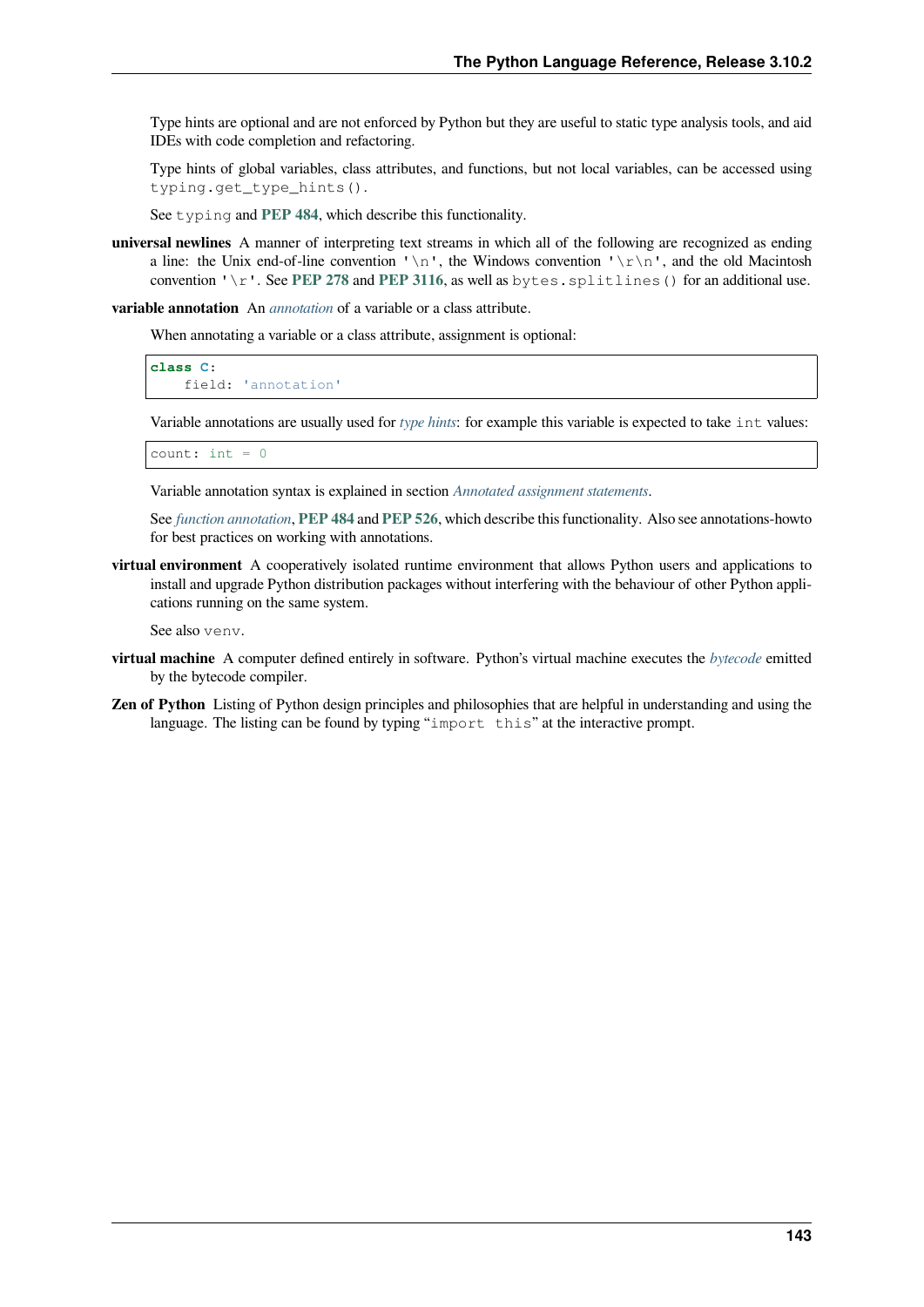Type hints are optional and are not enforced by Python but they are useful to static type analysis tools, and aid IDEs with code completion and refactoring.

Type hints of global variables, class attributes, and functions, but not local variables, can be accessed using `typing.get_type_hints()`.

See `typing` and **PEP 484**, which describe this functionality.

**universal newlines** A manner of interpreting text streams in which all of the following are recognized as ending a line: the Unix end-of-line convention `'\n'`, the Windows convention `'\r\n'`, and the old Macintosh convention `'\r'`. See **PEP 278** and **PEP 3116**, as well as `bytes.splitlines()` for an additional use.

**variable annotation** An *annotation* of a variable or a class attribute.

When annotating a variable or a class attribute, assignment is optional:

```
class C:
    field: 'annotation'
```

Variable annotations are usually used for *type hints*: for example this variable is expected to take `int` values:

```
count: int = 0
```

Variable annotation syntax is explained in section *Annotated assignment statements*.

See *function annotation*, **PEP 484** and **PEP 526**, which describe this functionality. Also see annotations-howto for best practices on working with annotations.

**virtual environment** A cooperatively isolated runtime environment that allows Python users and applications to install and upgrade Python distribution packages without interfering with the behaviour of other Python applications running on the same system.

See also `venv`.

**virtual machine** A computer defined entirely in software. Python's virtual machine executes the *bytecode* emitted by the bytecode compiler.

**Zen of Python** Listing of Python design principles and philosophies that are helpful in understanding and using the language. The listing can be found by typing "`import this`" at the interactive prompt.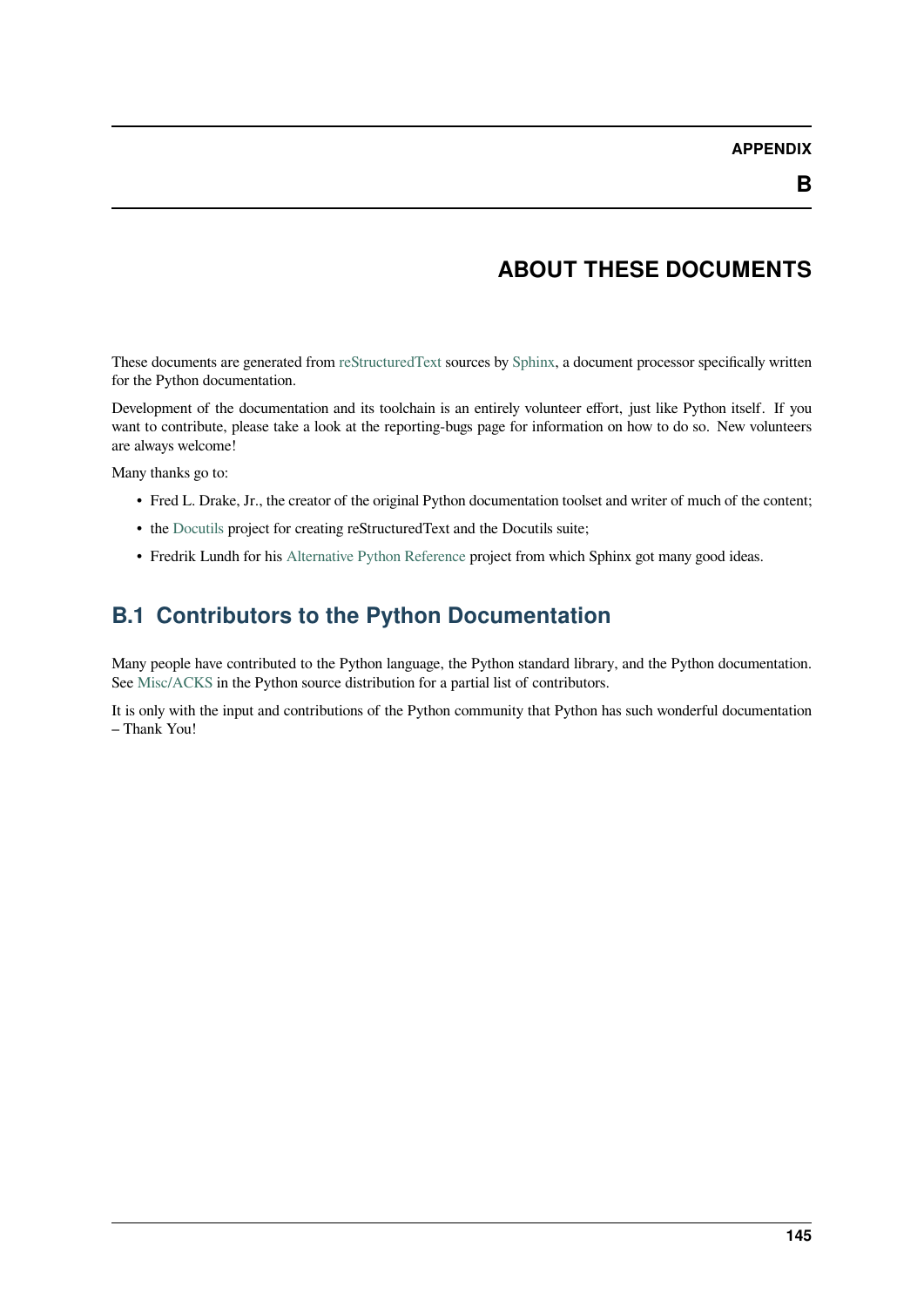# APPENDIX B

# ABOUT THESE DOCUMENTS

These documents are generated from reStructuredText sources by Sphinx, a document processor specifically written for the Python documentation.

Development of the documentation and its toolchain is an entirely volunteer effort, just like Python itself. If you want to contribute, please take a look at the reporting-bugs page for information on how to do so. New volunteers are always welcome!

Many thanks go to:

- Fred L. Drake, Jr., the creator of the original Python documentation toolset and writer of much of the content;
- the Docutils project for creating reStructuredText and the Docutils suite;
- Fredrik Lundh for his Alternative Python Reference project from which Sphinx got many good ideas.

## B.1 Contributors to the Python Documentation

Many people have contributed to the Python language, the Python standard library, and the Python documentation. See Misc/ACKS in the Python source distribution for a partial list of contributors.

It is only with the input and contributions of the Python community that Python has such wonderful documentation – Thank You!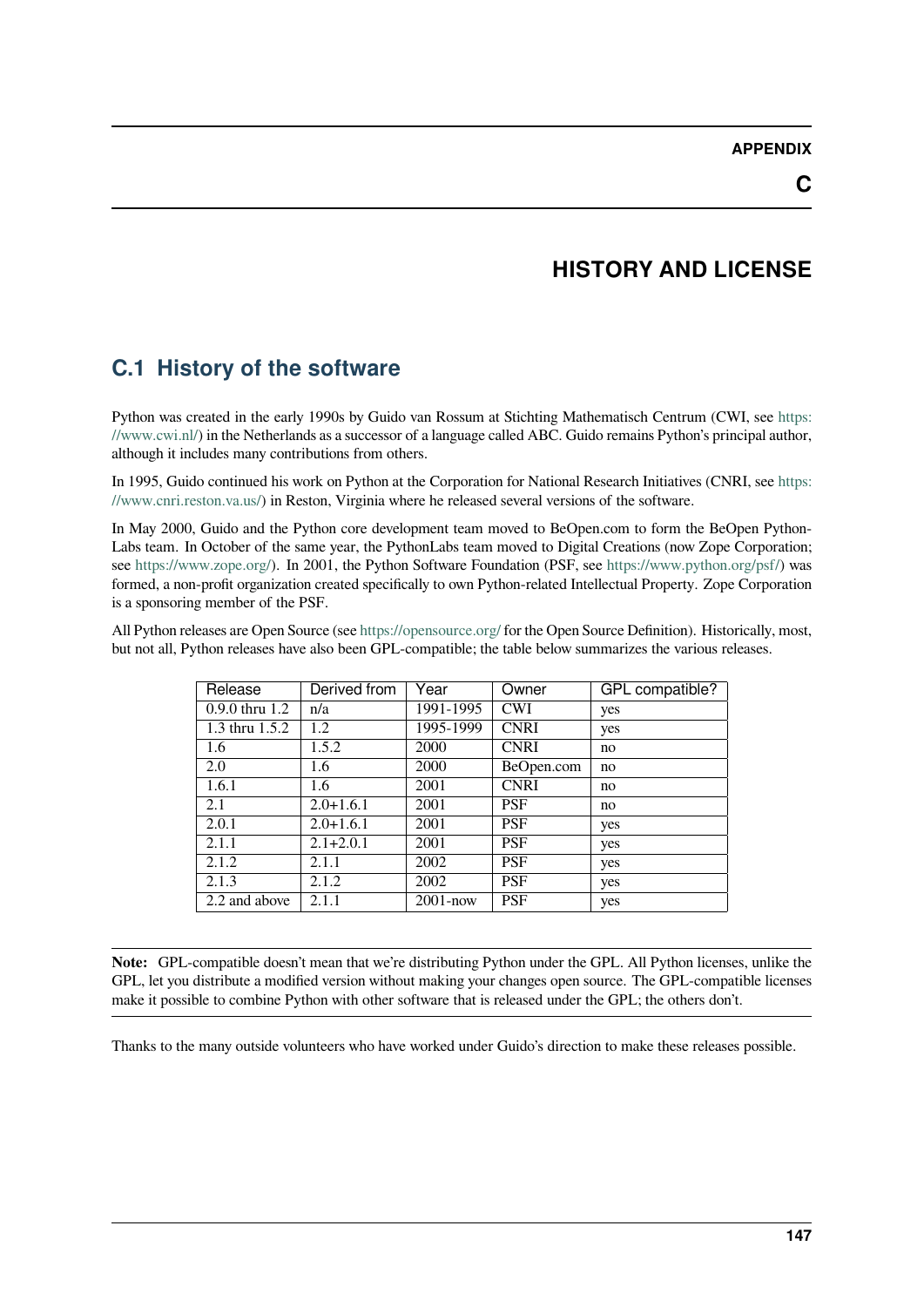# APPENDIX C

# HISTORY AND LICENSE

## C.1 History of the software

Python was created in the early 1990s by Guido van Rossum at Stichting Mathematisch Centrum (CWI, see https://www.cwi.nl/) in the Netherlands as a successor of a language called ABC. Guido remains Python's principal author, although it includes many contributions from others.

In 1995, Guido continued his work on Python at the Corporation for National Research Initiatives (CNRI, see https://www.cnri.reston.va.us/) in Reston, Virginia where he released several versions of the software.

In May 2000, Guido and the Python core development team moved to BeOpen.com to form the BeOpen Python-Labs team. In October of the same year, the PythonLabs team moved to Digital Creations (now Zope Corporation; see https://www.zope.org/). In 2001, the Python Software Foundation (PSF, see https://www.python.org/psf/) was formed, a non-profit organization created specifically to own Python-related Intellectual Property. Zope Corporation is a sponsoring member of the PSF.

All Python releases are Open Source (see https://opensource.org/ for the Open Source Definition). Historically, most, but not all, Python releases have also been GPL-compatible; the table below summarizes the various releases.

| Release | Derived from | Year | Owner | GPL compatible? |
|---|---|---|---|---|
| 0.9.0 thru 1.2 | n/a | 1991-1995 | CWI | yes |
| 1.3 thru 1.5.2 | 1.2 | 1995-1999 | CNRI | yes |
| 1.6 | 1.5.2 | 2000 | CNRI | no |
| 2.0 | 1.6 | 2000 | BeOpen.com | no |
| 1.6.1 | 1.6 | 2001 | CNRI | no |
| 2.1 | 2.0+1.6.1 | 2001 | PSF | no |
| 2.0.1 | 2.0+1.6.1 | 2001 | PSF | yes |
| 2.1.1 | 2.1+2.0.1 | 2001 | PSF | yes |
| 2.1.2 | 2.1.1 | 2002 | PSF | yes |
| 2.1.3 | 2.1.2 | 2002 | PSF | yes |
| 2.2 and above | 2.1.1 | 2001-now | PSF | yes |

**Note:** GPL-compatible doesn't mean that we're distributing Python under the GPL. All Python licenses, unlike the GPL, let you distribute a modified version without making your changes open source. The GPL-compatible licenses make it possible to combine Python with other software that is released under the GPL; the others don't.

Thanks to the many outside volunteers who have worked under Guido's direction to make these releases possible.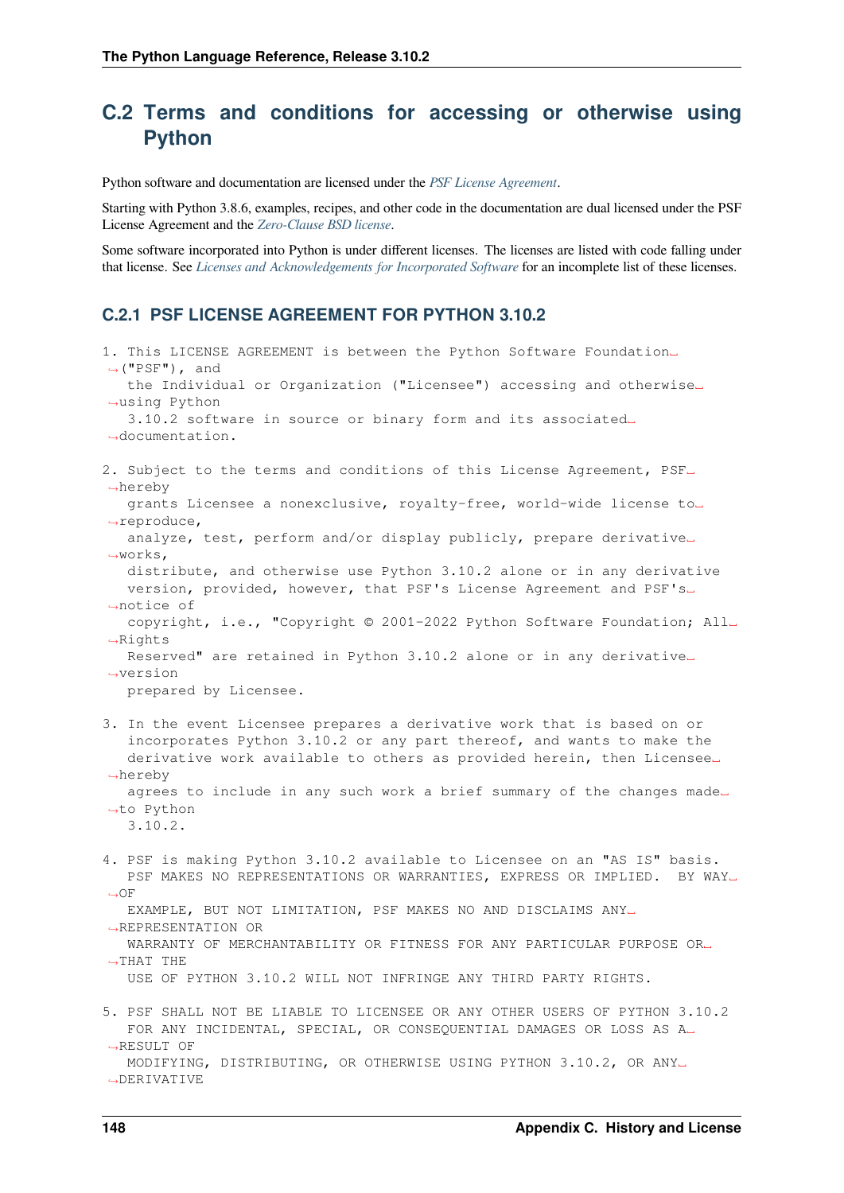## C.2 Terms and conditions for accessing or otherwise using Python

Python software and documentation are licensed under the *PSF License Agreement*.

Starting with Python 3.8.6, examples, recipes, and other code in the documentation are dual licensed under the PSF License Agreement and the *Zero-Clause BSD license*.

Some software incorporated into Python is under different licenses. The licenses are listed with code falling under that license. See *Licenses and Acknowledgements for Incorporated Software* for an incomplete list of these licenses.

### C.2.1 PSF LICENSE AGREEMENT FOR PYTHON 3.10.2

```
1. This LICENSE AGREEMENT is between the Python Software Foundation
   ("PSF"), and
   the Individual or Organization ("Licensee") accessing and otherwise
   using Python
   3.10.2 software in source or binary form and its associated
   documentation.

2. Subject to the terms and conditions of this License Agreement, PSF
   hereby
   grants Licensee a nonexclusive, royalty-free, world-wide license to
   reproduce,
   analyze, test, perform and/or display publicly, prepare derivative
   works,
   distribute, and otherwise use Python 3.10.2 alone or in any derivative
   version, provided, however, that PSF's License Agreement and PSF's
   notice of
   copyright, i.e., "Copyright © 2001-2022 Python Software Foundation; All
   Rights
   Reserved" are retained in Python 3.10.2 alone or in any derivative
   version
   prepared by Licensee.

3. In the event Licensee prepares a derivative work that is based on or
   incorporates Python 3.10.2 or any part thereof, and wants to make the
   derivative work available to others as provided herein, then Licensee
   hereby
   agrees to include in any such work a brief summary of the changes made
   to Python
   3.10.2.

4. PSF is making Python 3.10.2 available to Licensee on an "AS IS" basis.
   PSF MAKES NO REPRESENTATIONS OR WARRANTIES, EXPRESS OR IMPLIED.  BY WAY
   OF
   EXAMPLE, BUT NOT LIMITATION, PSF MAKES NO AND DISCLAIMS ANY
   REPRESENTATION OR
   WARRANTY OF MERCHANTABILITY OR FITNESS FOR ANY PARTICULAR PURPOSE OR
   THAT THE
   USE OF PYTHON 3.10.2 WILL NOT INFRINGE ANY THIRD PARTY RIGHTS.

5. PSF SHALL NOT BE LIABLE TO LICENSEE OR ANY OTHER USERS OF PYTHON 3.10.2
   FOR ANY INCIDENTAL, SPECIAL, OR CONSEQUENTIAL DAMAGES OR LOSS AS A
   RESULT OF
   MODIFYING, DISTRIBUTING, OR OTHERWISE USING PYTHON 3.10.2, OR ANY
   DERIVATIVE
```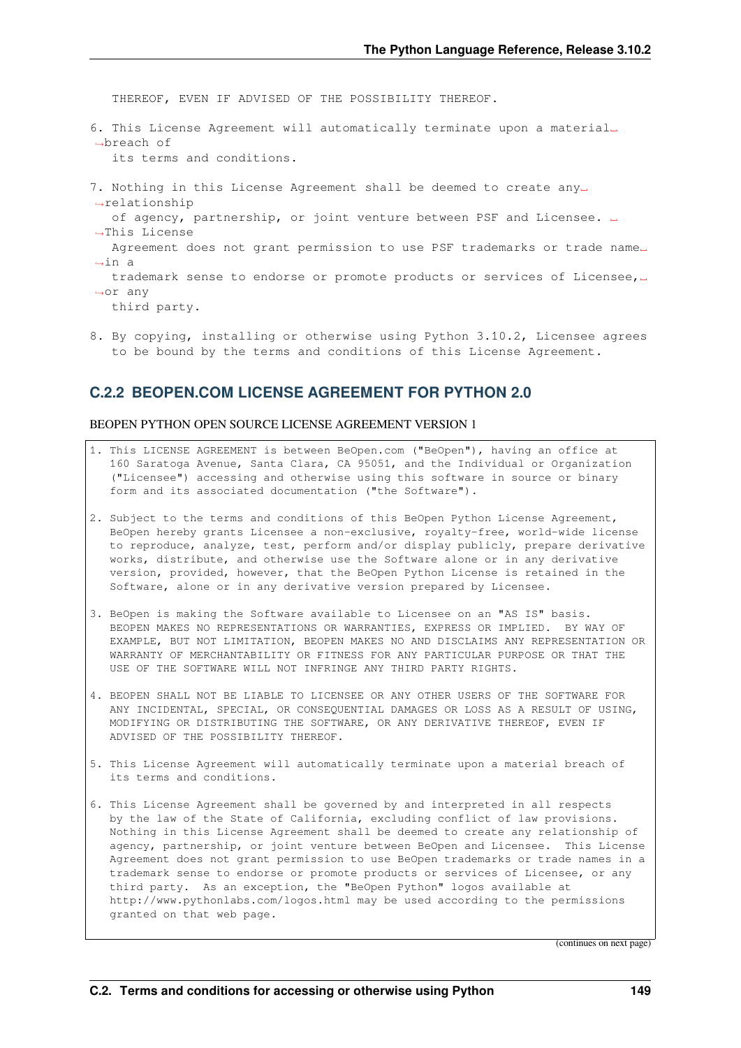```
THEREOF, EVEN IF ADVISED OF THE POSSIBILITY THEREOF.

6. This License Agreement will automatically terminate upon a material breach of
   its terms and conditions.

7. Nothing in this License Agreement shall be deemed to create any relationship
   of agency, partnership, or joint venture between PSF and Licensee.  This License
   Agreement does not grant permission to use PSF trademarks or trade name in a
   trademark sense to endorse or promote products or services of Licensee, or any
   third party.

8. By copying, installing or otherwise using Python 3.10.2, Licensee agrees
   to be bound by the terms and conditions of this License Agreement.
```

### C.2.2 BEOPEN.COM LICENSE AGREEMENT FOR PYTHON 2.0

BEOPEN PYTHON OPEN SOURCE LICENSE AGREEMENT VERSION 1

```
1. This LICENSE AGREEMENT is between BeOpen.com ("BeOpen"), having an office at
   160 Saratoga Avenue, Santa Clara, CA 95051, and the Individual or Organization
   ("Licensee") accessing and otherwise using this software in source or binary
   form and its associated documentation ("the Software").

2. Subject to the terms and conditions of this BeOpen Python License Agreement,
   BeOpen hereby grants Licensee a non-exclusive, royalty-free, world-wide license
   to reproduce, analyze, test, perform and/or display publicly, prepare derivative
   works, distribute, and otherwise use the Software alone or in any derivative
   version, provided, however, that the BeOpen Python License is retained in the
   Software, alone or in any derivative version prepared by Licensee.

3. BeOpen is making the Software available to Licensee on an "AS IS" basis.
   BEOPEN MAKES NO REPRESENTATIONS OR WARRANTIES, EXPRESS OR IMPLIED.  BY WAY OF
   EXAMPLE, BUT NOT LIMITATION, BEOPEN MAKES NO AND DISCLAIMS ANY REPRESENTATION OR
   WARRANTY OF MERCHANTABILITY OR FITNESS FOR ANY PARTICULAR PURPOSE OR THAT THE
   USE OF THE SOFTWARE WILL NOT INFRINGE ANY THIRD PARTY RIGHTS.

4. BEOPEN SHALL NOT BE LIABLE TO LICENSEE OR ANY OTHER USERS OF THE SOFTWARE FOR
   ANY INCIDENTAL, SPECIAL, OR CONSEQUENTIAL DAMAGES OR LOSS AS A RESULT OF USING,
   MODIFYING OR DISTRIBUTING THE SOFTWARE, OR ANY DERIVATIVE THEREOF, EVEN IF
   ADVISED OF THE POSSIBILITY THEREOF.

5. This License Agreement will automatically terminate upon a material breach of
   its terms and conditions.

6. This License Agreement shall be governed by and interpreted in all respects
   by the law of the State of California, excluding conflict of law provisions.
   Nothing in this License Agreement shall be deemed to create any relationship of
   agency, partnership, or joint venture between BeOpen and Licensee.  This License
   Agreement does not grant permission to use BeOpen trademarks or trade names in a
   trademark sense to endorse or promote products or services of Licensee, or any
   third party.  As an exception, the "BeOpen Python" logos available at
   http://www.pythonlabs.com/logos.html may be used according to the permissions
   granted on that web page.
```

(continues on next page)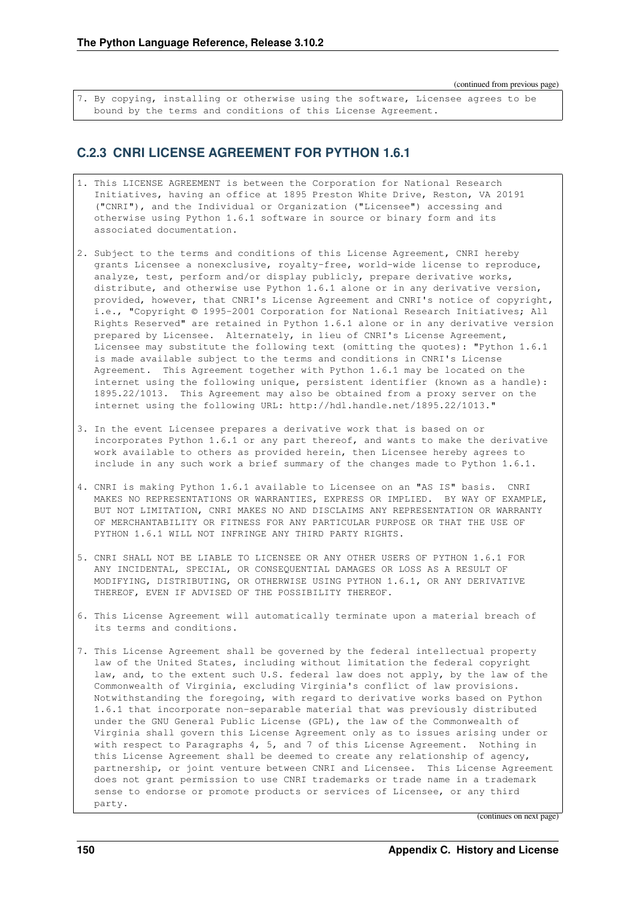(continued from previous page)

```
7. By copying, installing or otherwise using the software, Licensee agrees to be
   bound by the terms and conditions of this License Agreement.
```

### C.2.3 CNRI LICENSE AGREEMENT FOR PYTHON 1.6.1

```
1. This LICENSE AGREEMENT is between the Corporation for National Research
   Initiatives, having an office at 1895 Preston White Drive, Reston, VA 20191
   ("CNRI"), and the Individual or Organization ("Licensee") accessing and
   otherwise using Python 1.6.1 software in source or binary form and its
   associated documentation.

2. Subject to the terms and conditions of this License Agreement, CNRI hereby
   grants Licensee a nonexclusive, royalty-free, world-wide license to reproduce,
   analyze, test, perform and/or display publicly, prepare derivative works,
   distribute, and otherwise use Python 1.6.1 alone or in any derivative version,
   provided, however, that CNRI's License Agreement and CNRI's notice of copyright,
   i.e., "Copyright © 1995-2001 Corporation for National Research Initiatives; All
   Rights Reserved" are retained in Python 1.6.1 alone or in any derivative version
   prepared by Licensee.  Alternately, in lieu of CNRI's License Agreement,
   Licensee may substitute the following text (omitting the quotes): "Python 1.6.1
   is made available subject to the terms and conditions in CNRI's License
   Agreement.  This Agreement together with Python 1.6.1 may be located on the
   internet using the following unique, persistent identifier (known as a handle):
   1895.22/1013.  This Agreement may also be obtained from a proxy server on the
   internet using the following URL: http://hdl.handle.net/1895.22/1013."

3. In the event Licensee prepares a derivative work that is based on or
   incorporates Python 1.6.1 or any part thereof, and wants to make the derivative
   work available to others as provided herein, then Licensee hereby agrees to
   include in any such work a brief summary of the changes made to Python 1.6.1.

4. CNRI is making Python 1.6.1 available to Licensee on an "AS IS" basis.  CNRI
   MAKES NO REPRESENTATIONS OR WARRANTIES, EXPRESS OR IMPLIED.  BY WAY OF EXAMPLE,
   BUT NOT LIMITATION, CNRI MAKES NO AND DISCLAIMS ANY REPRESENTATION OR WARRANTY
   OF MERCHANTABILITY OR FITNESS FOR ANY PARTICULAR PURPOSE OR THAT THE USE OF
   PYTHON 1.6.1 WILL NOT INFRINGE ANY THIRD PARTY RIGHTS.

5. CNRI SHALL NOT BE LIABLE TO LICENSEE OR ANY OTHER USERS OF PYTHON 1.6.1 FOR
   ANY INCIDENTAL, SPECIAL, OR CONSEQUENTIAL DAMAGES OR LOSS AS A RESULT OF
   MODIFYING, DISTRIBUTING, OR OTHERWISE USING PYTHON 1.6.1, OR ANY DERIVATIVE
   THEREOF, EVEN IF ADVISED OF THE POSSIBILITY THEREOF.

6. This License Agreement will automatically terminate upon a material breach of
   its terms and conditions.

7. This License Agreement shall be governed by the federal intellectual property
   law of the United States, including without limitation the federal copyright
   law, and, to the extent such U.S. federal law does not apply, by the law of the
   Commonwealth of Virginia, excluding Virginia's conflict of law provisions.
   Notwithstanding the foregoing, with regard to derivative works based on Python
   1.6.1 that incorporate non-separable material that was previously distributed
   under the GNU General Public License (GPL), the law of the Commonwealth of
   Virginia shall govern this License Agreement only as to issues arising under or
   with respect to Paragraphs 4, 5, and 7 of this License Agreement.  Nothing in
   this License Agreement shall be deemed to create any relationship of agency,
   partnership, or joint venture between CNRI and Licensee.  This License Agreement
   does not grant permission to use CNRI trademarks or trade name in a trademark
   sense to endorse or promote products or services of Licensee, or any third
   party.
```

(continues on next page)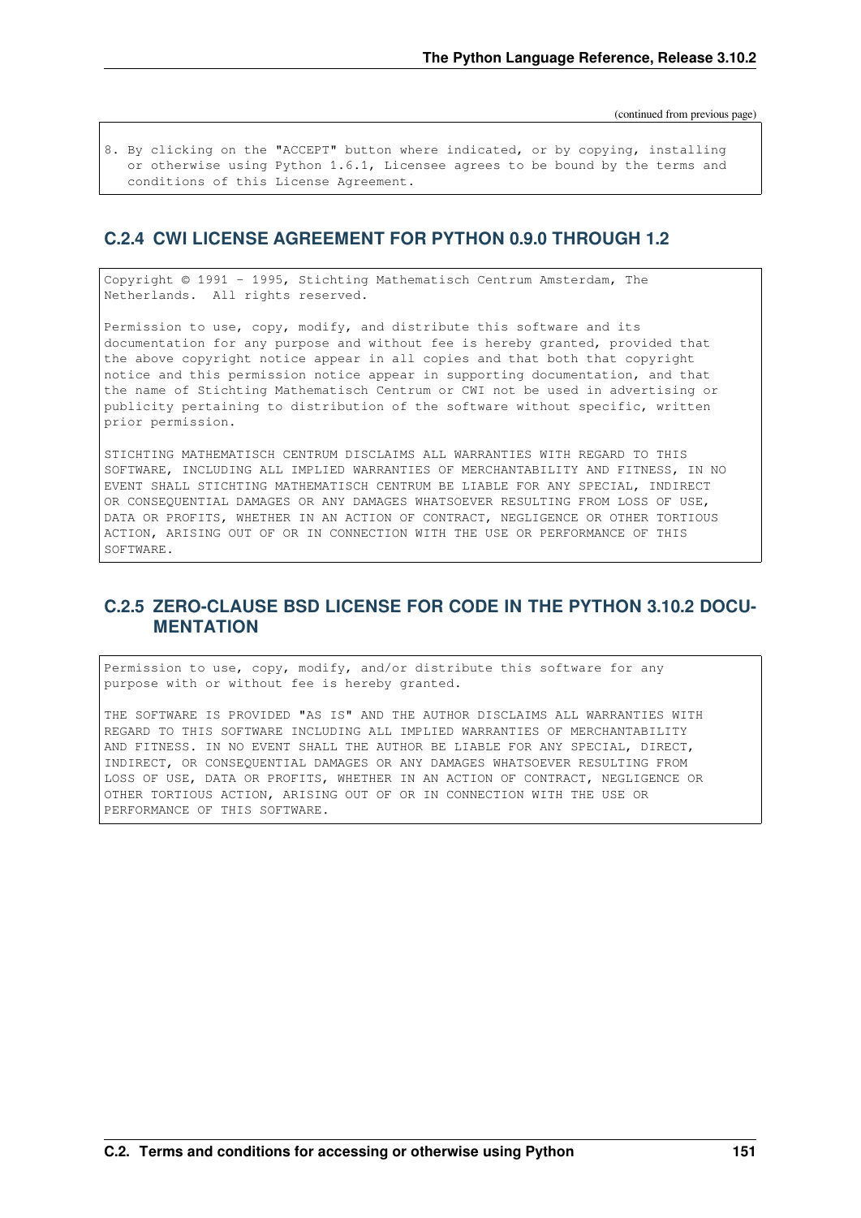(continued from previous page)

```
8. By clicking on the "ACCEPT" button where indicated, or by copying, installing
   or otherwise using Python 1.6.1, Licensee agrees to be bound by the terms and
   conditions of this License Agreement.
```

### C.2.4 CWI LICENSE AGREEMENT FOR PYTHON 0.9.0 THROUGH 1.2

```
Copyright © 1991 - 1995, Stichting Mathematisch Centrum Amsterdam, The
Netherlands.  All rights reserved.

Permission to use, copy, modify, and distribute this software and its
documentation for any purpose and without fee is hereby granted, provided that
the above copyright notice appear in all copies and that both that copyright
notice and this permission notice appear in supporting documentation, and that
the name of Stichting Mathematisch Centrum or CWI not be used in advertising or
publicity pertaining to distribution of the software without specific, written
prior permission.

STICHTING MATHEMATISCH CENTRUM DISCLAIMS ALL WARRANTIES WITH REGARD TO THIS
SOFTWARE, INCLUDING ALL IMPLIED WARRANTIES OF MERCHANTABILITY AND FITNESS, IN NO
EVENT SHALL STICHTING MATHEMATISCH CENTRUM BE LIABLE FOR ANY SPECIAL, INDIRECT
OR CONSEQUENTIAL DAMAGES OR ANY DAMAGES WHATSOEVER RESULTING FROM LOSS OF USE,
DATA OR PROFITS, WHETHER IN AN ACTION OF CONTRACT, NEGLIGENCE OR OTHER TORTIOUS
ACTION, ARISING OUT OF OR IN CONNECTION WITH THE USE OR PERFORMANCE OF THIS
SOFTWARE.
```

### C.2.5 ZERO-CLAUSE BSD LICENSE FOR CODE IN THE PYTHON 3.10.2 DOCUMENTATION

```
Permission to use, copy, modify, and/or distribute this software for any
purpose with or without fee is hereby granted.

THE SOFTWARE IS PROVIDED "AS IS" AND THE AUTHOR DISCLAIMS ALL WARRANTIES WITH
REGARD TO THIS SOFTWARE INCLUDING ALL IMPLIED WARRANTIES OF MERCHANTABILITY
AND FITNESS. IN NO EVENT SHALL THE AUTHOR BE LIABLE FOR ANY SPECIAL, DIRECT,
INDIRECT, OR CONSEQUENTIAL DAMAGES OR ANY DAMAGES WHATSOEVER RESULTING FROM
LOSS OF USE, DATA OR PROFITS, WHETHER IN AN ACTION OF CONTRACT, NEGLIGENCE OR
OTHER TORTIOUS ACTION, ARISING OUT OF OR IN CONNECTION WITH THE USE OR
PERFORMANCE OF THIS SOFTWARE.
```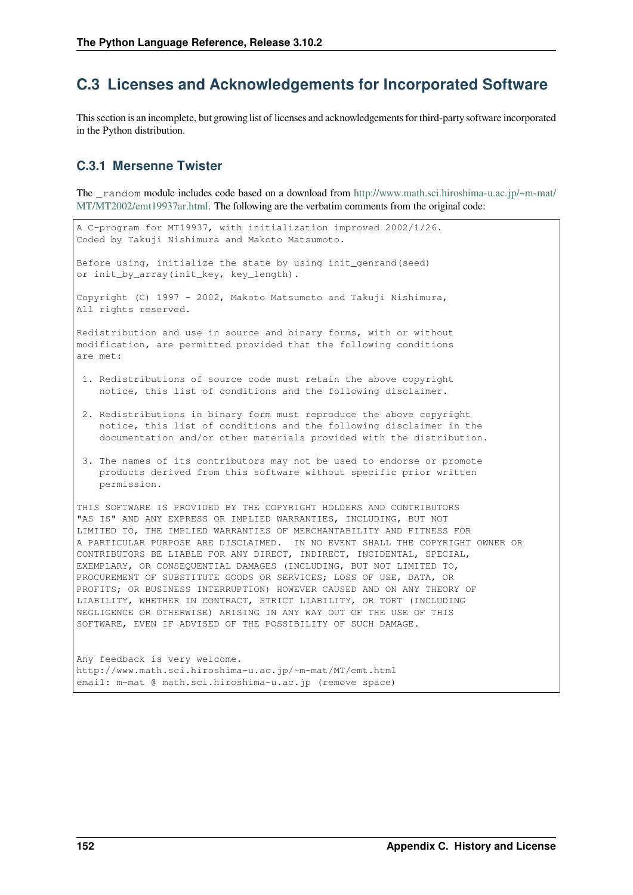## C.3 Licenses and Acknowledgements for Incorporated Software

This section is an incomplete, but growing list of licenses and acknowledgements for third-party software incorporated in the Python distribution.

### C.3.1 Mersenne Twister

The `_random` module includes code based on a download from http://www.math.sci.hiroshima-u.ac.jp/~m-mat/MT/MT2002/emt19937ar.html. The following are the verbatim comments from the original code:

```
A C-program for MT19937, with initialization improved 2002/1/26.
Coded by Takuji Nishimura and Makoto Matsumoto.

Before using, initialize the state by using init_genrand(seed)
or init_by_array(init_key, key_length).

Copyright (C) 1997 - 2002, Makoto Matsumoto and Takuji Nishimura,
All rights reserved.

Redistribution and use in source and binary forms, with or without
modification, are permitted provided that the following conditions
are met:

 1. Redistributions of source code must retain the above copyright
    notice, this list of conditions and the following disclaimer.

 2. Redistributions in binary form must reproduce the above copyright
    notice, this list of conditions and the following disclaimer in the
    documentation and/or other materials provided with the distribution.

 3. The names of its contributors may not be used to endorse or promote
    products derived from this software without specific prior written
    permission.

THIS SOFTWARE IS PROVIDED BY THE COPYRIGHT HOLDERS AND CONTRIBUTORS
"AS IS" AND ANY EXPRESS OR IMPLIED WARRANTIES, INCLUDING, BUT NOT
LIMITED TO, THE IMPLIED WARRANTIES OF MERCHANTABILITY AND FITNESS FOR
A PARTICULAR PURPOSE ARE DISCLAIMED.  IN NO EVENT SHALL THE COPYRIGHT OWNER OR
CONTRIBUTORS BE LIABLE FOR ANY DIRECT, INDIRECT, INCIDENTAL, SPECIAL,
EXEMPLARY, OR CONSEQUENTIAL DAMAGES (INCLUDING, BUT NOT LIMITED TO,
PROCUREMENT OF SUBSTITUTE GOODS OR SERVICES; LOSS OF USE, DATA, OR
PROFITS; OR BUSINESS INTERRUPTION) HOWEVER CAUSED AND ON ANY THEORY OF
LIABILITY, WHETHER IN CONTRACT, STRICT LIABILITY, OR TORT (INCLUDING
NEGLIGENCE OR OTHERWISE) ARISING IN ANY WAY OUT OF THE USE OF THIS
SOFTWARE, EVEN IF ADVISED OF THE POSSIBILITY OF SUCH DAMAGE.


Any feedback is very welcome.
http://www.math.sci.hiroshima-u.ac.jp/~m-mat/MT/emt.html
email: m-mat @ math.sci.hiroshima-u.ac.jp (remove space)
```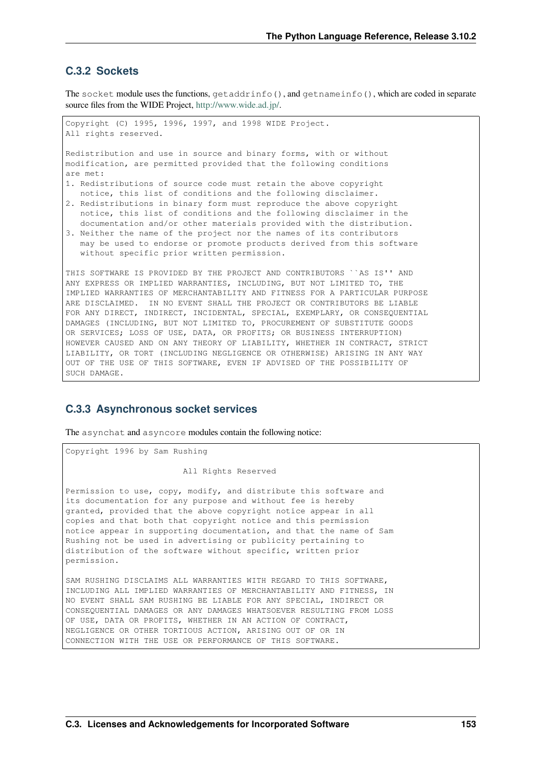### C.3.2 Sockets

The `socket` module uses the functions, `getaddrinfo()`, and `getnameinfo()`, which are coded in separate source files from the WIDE Project, http://www.wide.ad.jp/.

```
Copyright (C) 1995, 1996, 1997, and 1998 WIDE Project.
All rights reserved.

Redistribution and use in source and binary forms, with or without
modification, are permitted provided that the following conditions
are met:
1. Redistributions of source code must retain the above copyright
   notice, this list of conditions and the following disclaimer.
2. Redistributions in binary form must reproduce the above copyright
   notice, this list of conditions and the following disclaimer in the
   documentation and/or other materials provided with the distribution.
3. Neither the name of the project nor the names of its contributors
   may be used to endorse or promote products derived from this software
   without specific prior written permission.

THIS SOFTWARE IS PROVIDED BY THE PROJECT AND CONTRIBUTORS ``AS IS'' AND
ANY EXPRESS OR IMPLIED WARRANTIES, INCLUDING, BUT NOT LIMITED TO, THE
IMPLIED WARRANTIES OF MERCHANTABILITY AND FITNESS FOR A PARTICULAR PURPOSE
ARE DISCLAIMED.  IN NO EVENT SHALL THE PROJECT OR CONTRIBUTORS BE LIABLE
FOR ANY DIRECT, INDIRECT, INCIDENTAL, SPECIAL, EXEMPLARY, OR CONSEQUENTIAL
DAMAGES (INCLUDING, BUT NOT LIMITED TO, PROCUREMENT OF SUBSTITUTE GOODS
OR SERVICES; LOSS OF USE, DATA, OR PROFITS; OR BUSINESS INTERRUPTION)
HOWEVER CAUSED AND ON ANY THEORY OF LIABILITY, WHETHER IN CONTRACT, STRICT
LIABILITY, OR TORT (INCLUDING NEGLIGENCE OR OTHERWISE) ARISING IN ANY WAY
OUT OF THE USE OF THIS SOFTWARE, EVEN IF ADVISED OF THE POSSIBILITY OF
SUCH DAMAGE.
```

### C.3.3 Asynchronous socket services

The `asynchat` and `asyncore` modules contain the following notice:

```
Copyright 1996 by Sam Rushing

                        All Rights Reserved

Permission to use, copy, modify, and distribute this software and
its documentation for any purpose and without fee is hereby
granted, provided that the above copyright notice appear in all
copies and that both that copyright notice and this permission
notice appear in supporting documentation, and that the name of Sam
Rushing not be used in advertising or publicity pertaining to
distribution of the software without specific, written prior
permission.

SAM RUSHING DISCLAIMS ALL WARRANTIES WITH REGARD TO THIS SOFTWARE,
INCLUDING ALL IMPLIED WARRANTIES OF MERCHANTABILITY AND FITNESS, IN
NO EVENT SHALL SAM RUSHING BE LIABLE FOR ANY SPECIAL, INDIRECT OR
CONSEQUENTIAL DAMAGES OR ANY DAMAGES WHATSOEVER RESULTING FROM LOSS
OF USE, DATA OR PROFITS, WHETHER IN AN ACTION OF CONTRACT,
NEGLIGENCE OR OTHER TORTIOUS ACTION, ARISING OUT OF OR IN
CONNECTION WITH THE USE OR PERFORMANCE OF THIS SOFTWARE.
```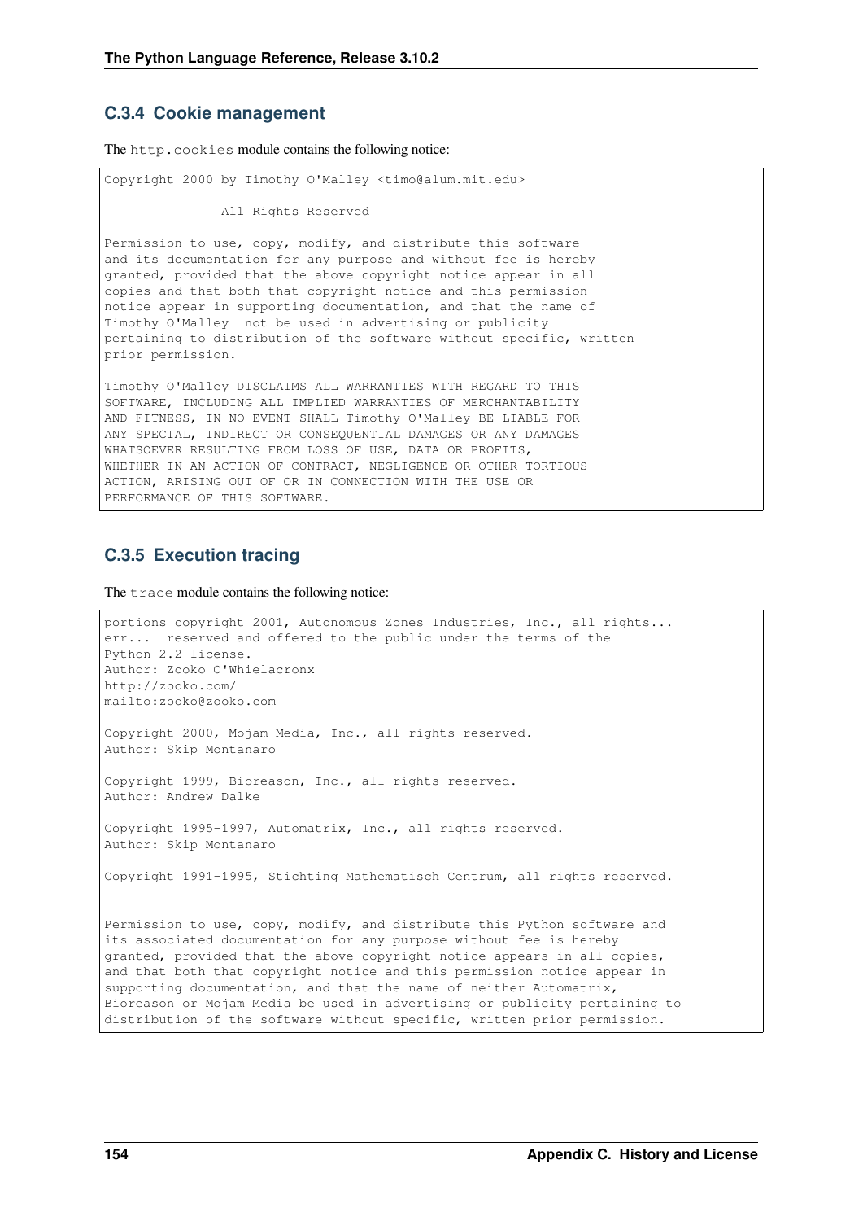### C.3.4 Cookie management

The `http.cookies` module contains the following notice:

```
Copyright 2000 by Timothy O'Malley <timo@alum.mit.edu>

               All Rights Reserved

Permission to use, copy, modify, and distribute this software
and its documentation for any purpose and without fee is hereby
granted, provided that the above copyright notice appear in all
copies and that both that copyright notice and this permission
notice appear in supporting documentation, and that the name of
Timothy O'Malley  not be used in advertising or publicity
pertaining to distribution of the software without specific, written
prior permission.

Timothy O'Malley DISCLAIMS ALL WARRANTIES WITH REGARD TO THIS
SOFTWARE, INCLUDING ALL IMPLIED WARRANTIES OF MERCHANTABILITY
AND FITNESS, IN NO EVENT SHALL Timothy O'Malley BE LIABLE FOR
ANY SPECIAL, INDIRECT OR CONSEQUENTIAL DAMAGES OR ANY DAMAGES
WHATSOEVER RESULTING FROM LOSS OF USE, DATA OR PROFITS,
WHETHER IN AN ACTION OF CONTRACT, NEGLIGENCE OR OTHER TORTIOUS
ACTION, ARISING OUT OF OR IN CONNECTION WITH THE USE OR
PERFORMANCE OF THIS SOFTWARE.
```

### C.3.5 Execution tracing

The `trace` module contains the following notice:

```
portions copyright 2001, Autonomous Zones Industries, Inc., all rights...
err...  reserved and offered to the public under the terms of the
Python 2.2 license.
Author: Zooko O'Whielacronx
http://zooko.com/
mailto:zooko@zooko.com

Copyright 2000, Mojam Media, Inc., all rights reserved.
Author: Skip Montanaro

Copyright 1999, Bioreason, Inc., all rights reserved.
Author: Andrew Dalke

Copyright 1995-1997, Automatrix, Inc., all rights reserved.
Author: Skip Montanaro

Copyright 1991-1995, Stichting Mathematisch Centrum, all rights reserved.


Permission to use, copy, modify, and distribute this Python software and
its associated documentation for any purpose without fee is hereby
granted, provided that the above copyright notice appears in all copies,
and that both that copyright notice and this permission notice appear in
supporting documentation, and that the name of neither Automatrix,
Bioreason or Mojam Media be used in advertising or publicity pertaining to
distribution of the software without specific, written prior permission.
```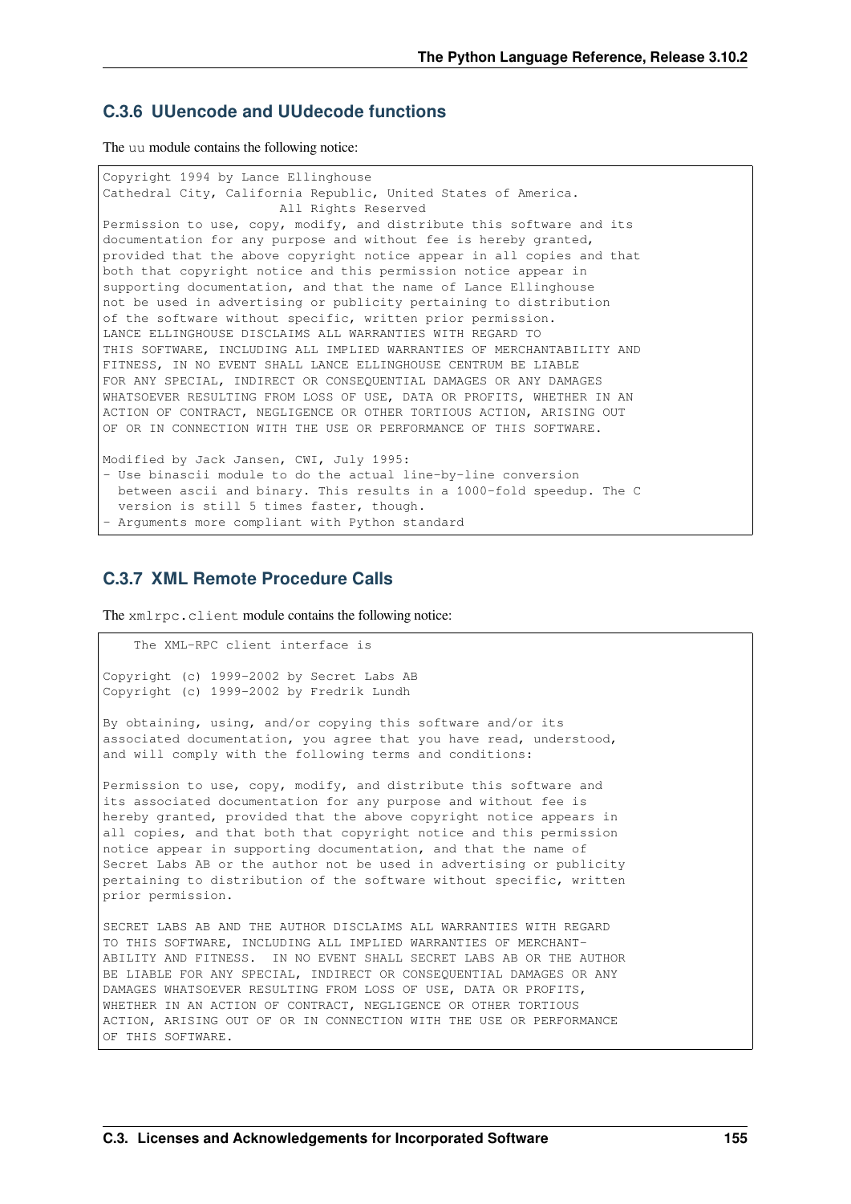### C.3.6 UUencode and UUdecode functions

The `uu` module contains the following notice:

```
Copyright 1994 by Lance Ellinghouse
Cathedral City, California Republic, United States of America.
                       All Rights Reserved
Permission to use, copy, modify, and distribute this software and its
documentation for any purpose and without fee is hereby granted,
provided that the above copyright notice appear in all copies and that
both that copyright notice and this permission notice appear in
supporting documentation, and that the name of Lance Ellinghouse
not be used in advertising or publicity pertaining to distribution
of the software without specific, written prior permission.
LANCE ELLINGHOUSE DISCLAIMS ALL WARRANTIES WITH REGARD TO
THIS SOFTWARE, INCLUDING ALL IMPLIED WARRANTIES OF MERCHANTABILITY AND
FITNESS, IN NO EVENT SHALL LANCE ELLINGHOUSE CENTRUM BE LIABLE
FOR ANY SPECIAL, INDIRECT OR CONSEQUENTIAL DAMAGES OR ANY DAMAGES
WHATSOEVER RESULTING FROM LOSS OF USE, DATA OR PROFITS, WHETHER IN AN
ACTION OF CONTRACT, NEGLIGENCE OR OTHER TORTIOUS ACTION, ARISING OUT
OF OR IN CONNECTION WITH THE USE OR PERFORMANCE OF THIS SOFTWARE.

Modified by Jack Jansen, CWI, July 1995:
- Use binascii module to do the actual line-by-line conversion
  between ascii and binary. This results in a 1000-fold speedup. The C
  version is still 5 times faster, though.
- Arguments more compliant with Python standard
```

### C.3.7 XML Remote Procedure Calls

The `xmlrpc.client` module contains the following notice:

```
    The XML-RPC client interface is

Copyright (c) 1999-2002 by Secret Labs AB
Copyright (c) 1999-2002 by Fredrik Lundh

By obtaining, using, and/or copying this software and/or its
associated documentation, you agree that you have read, understood,
and will comply with the following terms and conditions:

Permission to use, copy, modify, and distribute this software and
its associated documentation for any purpose and without fee is
hereby granted, provided that the above copyright notice appears in
all copies, and that both that copyright notice and this permission
notice appear in supporting documentation, and that the name of
Secret Labs AB or the author not be used in advertising or publicity
pertaining to distribution of the software without specific, written
prior permission.

SECRET LABS AB AND THE AUTHOR DISCLAIMS ALL WARRANTIES WITH REGARD
TO THIS SOFTWARE, INCLUDING ALL IMPLIED WARRANTIES OF MERCHANT-
ABILITY AND FITNESS.  IN NO EVENT SHALL SECRET LABS AB OR THE AUTHOR
BE LIABLE FOR ANY SPECIAL, INDIRECT OR CONSEQUENTIAL DAMAGES OR ANY
DAMAGES WHATSOEVER RESULTING FROM LOSS OF USE, DATA OR PROFITS,
WHETHER IN AN ACTION OF CONTRACT, NEGLIGENCE OR OTHER TORTIOUS
ACTION, ARISING OUT OF OR IN CONNECTION WITH THE USE OR PERFORMANCE
OF THIS SOFTWARE.
```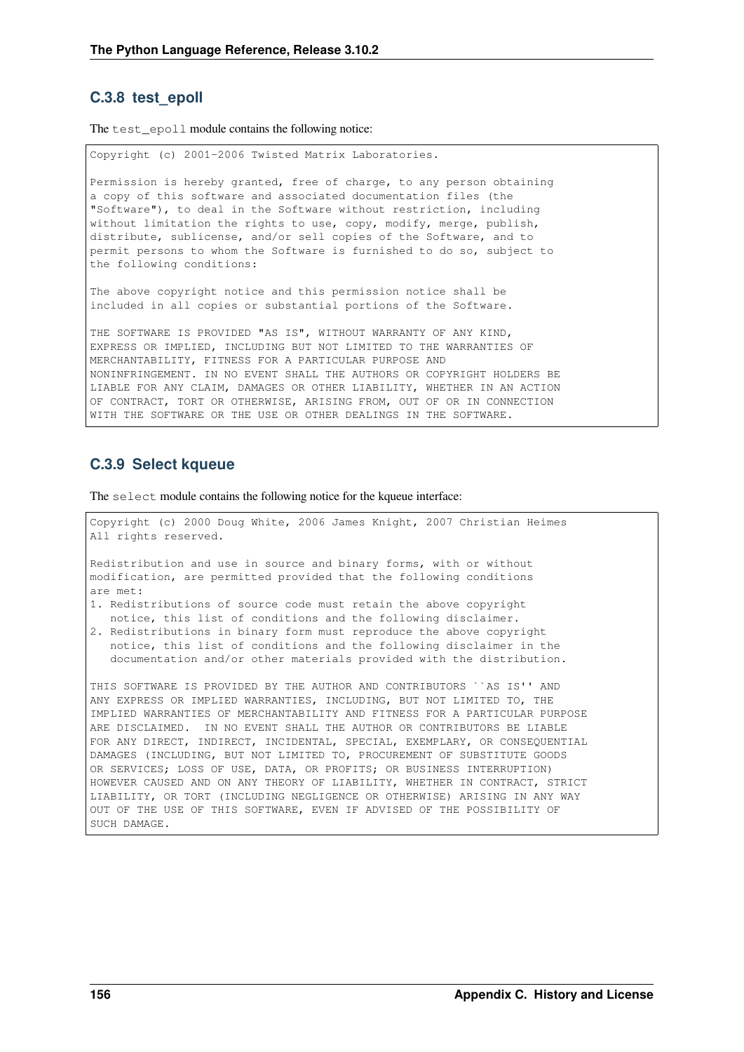### C.3.8 test_epoll

The `test_epoll` module contains the following notice:

```
Copyright (c) 2001-2006 Twisted Matrix Laboratories.

Permission is hereby granted, free of charge, to any person obtaining
a copy of this software and associated documentation files (the
"Software"), to deal in the Software without restriction, including
without limitation the rights to use, copy, modify, merge, publish,
distribute, sublicense, and/or sell copies of the Software, and to
permit persons to whom the Software is furnished to do so, subject to
the following conditions:

The above copyright notice and this permission notice shall be
included in all copies or substantial portions of the Software.

THE SOFTWARE IS PROVIDED "AS IS", WITHOUT WARRANTY OF ANY KIND,
EXPRESS OR IMPLIED, INCLUDING BUT NOT LIMITED TO THE WARRANTIES OF
MERCHANTABILITY, FITNESS FOR A PARTICULAR PURPOSE AND
NONINFRINGEMENT. IN NO EVENT SHALL THE AUTHORS OR COPYRIGHT HOLDERS BE
LIABLE FOR ANY CLAIM, DAMAGES OR OTHER LIABILITY, WHETHER IN AN ACTION
OF CONTRACT, TORT OR OTHERWISE, ARISING FROM, OUT OF OR IN CONNECTION
WITH THE SOFTWARE OR THE USE OR OTHER DEALINGS IN THE SOFTWARE.
```

### C.3.9 Select kqueue

The `select` module contains the following notice for the kqueue interface:

```
Copyright (c) 2000 Doug White, 2006 James Knight, 2007 Christian Heimes
All rights reserved.

Redistribution and use in source and binary forms, with or without
modification, are permitted provided that the following conditions
are met:
1. Redistributions of source code must retain the above copyright
   notice, this list of conditions and the following disclaimer.
2. Redistributions in binary form must reproduce the above copyright
   notice, this list of conditions and the following disclaimer in the
   documentation and/or other materials provided with the distribution.

THIS SOFTWARE IS PROVIDED BY THE AUTHOR AND CONTRIBUTORS ``AS IS'' AND
ANY EXPRESS OR IMPLIED WARRANTIES, INCLUDING, BUT NOT LIMITED TO, THE
IMPLIED WARRANTIES OF MERCHANTABILITY AND FITNESS FOR A PARTICULAR PURPOSE
ARE DISCLAIMED.  IN NO EVENT SHALL THE AUTHOR OR CONTRIBUTORS BE LIABLE
FOR ANY DIRECT, INDIRECT, INCIDENTAL, SPECIAL, EXEMPLARY, OR CONSEQUENTIAL
DAMAGES (INCLUDING, BUT NOT LIMITED TO, PROCUREMENT OF SUBSTITUTE GOODS
OR SERVICES; LOSS OF USE, DATA, OR PROFITS; OR BUSINESS INTERRUPTION)
HOWEVER CAUSED AND ON ANY THEORY OF LIABILITY, WHETHER IN CONTRACT, STRICT
LIABILITY, OR TORT (INCLUDING NEGLIGENCE OR OTHERWISE) ARISING IN ANY WAY
OUT OF THE USE OF THIS SOFTWARE, EVEN IF ADVISED OF THE POSSIBILITY OF
SUCH DAMAGE.
```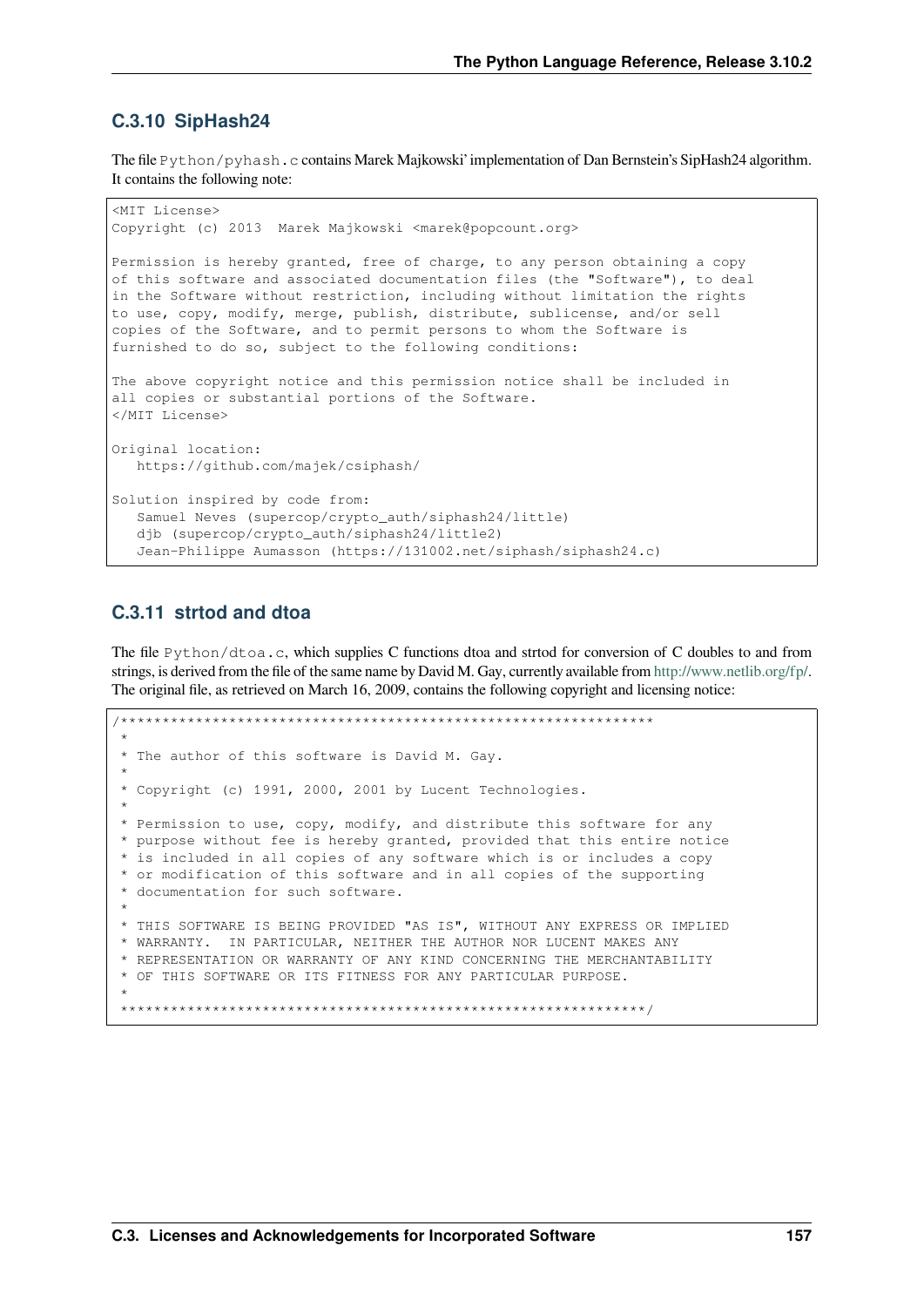### C.3.10 SipHash24

The file `Python/pyhash.c` contains Marek Majkowski' implementation of Dan Bernstein's SipHash24 algorithm. It contains the following note:

```
<MIT License>
Copyright (c) 2013  Marek Majkowski <marek@popcount.org>

Permission is hereby granted, free of charge, to any person obtaining a copy
of this software and associated documentation files (the "Software"), to deal
in the Software without restriction, including without limitation the rights
to use, copy, modify, merge, publish, distribute, sublicense, and/or sell
copies of the Software, and to permit persons to whom the Software is
furnished to do so, subject to the following conditions:

The above copyright notice and this permission notice shall be included in
all copies or substantial portions of the Software.
</MIT License>

Original location:
   https://github.com/majek/csiphash/

Solution inspired by code from:
   Samuel Neves (supercop/crypto_auth/siphash24/little)
   djb (supercop/crypto_auth/siphash24/little2)
   Jean-Philippe Aumasson (https://131002.net/siphash/siphash24.c)
```

### C.3.11 strtod and dtoa

The file `Python/dtoa.c`, which supplies C functions dtoa and strtod for conversion of C doubles to and from strings, is derived from the file of the same name by David M. Gay, currently available from http://www.netlib.org/fp/. The original file, as retrieved on March 16, 2009, contains the following copyright and licensing notice:

```
/****************************************************************
 *
 * The author of this software is David M. Gay.
 *
 * Copyright (c) 1991, 2000, 2001 by Lucent Technologies.
 *
 * Permission to use, copy, modify, and distribute this software for any
 * purpose without fee is hereby granted, provided that this entire notice
 * is included in all copies of any software which is or includes a copy
 * or modification of this software and in all copies of the supporting
 * documentation for such software.
 *
 * THIS SOFTWARE IS BEING PROVIDED "AS IS", WITHOUT ANY EXPRESS OR IMPLIED
 * WARRANTY.  IN PARTICULAR, NEITHER THE AUTHOR NOR LUCENT MAKES ANY
 * REPRESENTATION OR WARRANTY OF ANY KIND CONCERNING THE MERCHANTABILITY
 * OF THIS SOFTWARE OR ITS FITNESS FOR ANY PARTICULAR PURPOSE.
 *
 ***************************************************************/
```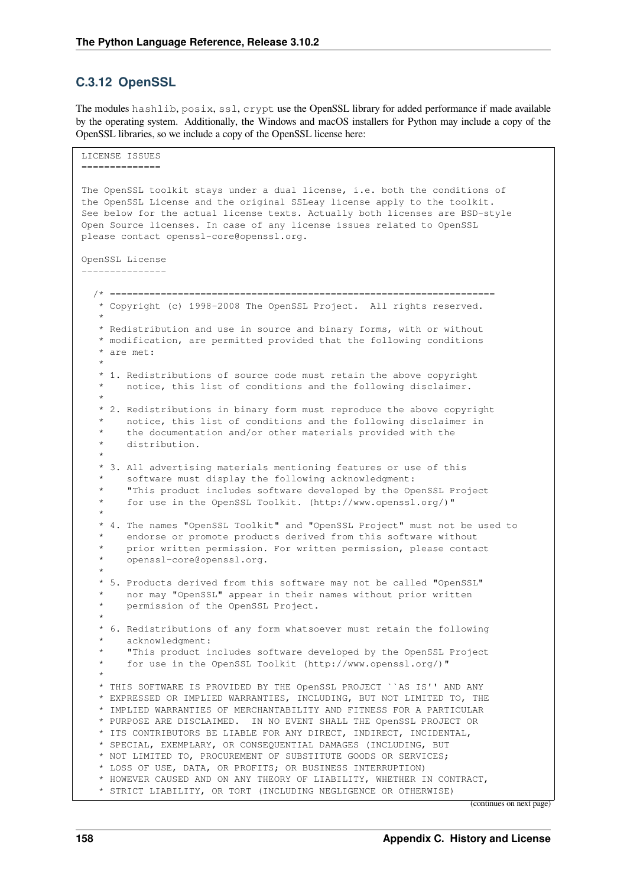### C.3.12 OpenSSL

The modules `hashlib`, `posix`, `ssl`, `crypt` use the OpenSSL library for added performance if made available by the operating system. Additionally, the Windows and macOS installers for Python may include a copy of the OpenSSL libraries, so we include a copy of the OpenSSL license here:

```
LICENSE ISSUES
==============

The OpenSSL toolkit stays under a dual license, i.e. both the conditions of
the OpenSSL License and the original SSLeay license apply to the toolkit.
See below for the actual license texts. Actually both licenses are BSD-style
Open Source licenses. In case of any license issues related to OpenSSL
please contact openssl-core@openssl.org.

OpenSSL License
---------------

  /* ====================================================================
   * Copyright (c) 1998-2008 The OpenSSL Project.  All rights reserved.
   *
   * Redistribution and use in source and binary forms, with or without
   * modification, are permitted provided that the following conditions
   * are met:
   *
   * 1. Redistributions of source code must retain the above copyright
   *    notice, this list of conditions and the following disclaimer.
   *
   * 2. Redistributions in binary form must reproduce the above copyright
   *    notice, this list of conditions and the following disclaimer in
   *    the documentation and/or other materials provided with the
   *    distribution.
   *
   * 3. All advertising materials mentioning features or use of this
   *    software must display the following acknowledgment:
   *    "This product includes software developed by the OpenSSL Project
   *    for use in the OpenSSL Toolkit. (http://www.openssl.org/)"
   *
   * 4. The names "OpenSSL Toolkit" and "OpenSSL Project" must not be used to
   *    endorse or promote products derived from this software without
   *    prior written permission. For written permission, please contact
   *    openssl-core@openssl.org.
   *
   * 5. Products derived from this software may not be called "OpenSSL"
   *    nor may "OpenSSL" appear in their names without prior written
   *    permission of the OpenSSL Project.
   *
   * 6. Redistributions of any form whatsoever must retain the following
   *    acknowledgment:
   *    "This product includes software developed by the OpenSSL Project
   *    for use in the OpenSSL Toolkit (http://www.openssl.org/)"
   *
   * THIS SOFTWARE IS PROVIDED BY THE OpenSSL PROJECT ``AS IS'' AND ANY
   * EXPRESSED OR IMPLIED WARRANTIES, INCLUDING, BUT NOT LIMITED TO, THE
   * IMPLIED WARRANTIES OF MERCHANTABILITY AND FITNESS FOR A PARTICULAR
   * PURPOSE ARE DISCLAIMED.  IN NO EVENT SHALL THE OpenSSL PROJECT OR
   * ITS CONTRIBUTORS BE LIABLE FOR ANY DIRECT, INDIRECT, INCIDENTAL,
   * SPECIAL, EXEMPLARY, OR CONSEQUENTIAL DAMAGES (INCLUDING, BUT
   * NOT LIMITED TO, PROCUREMENT OF SUBSTITUTE GOODS OR SERVICES;
   * LOSS OF USE, DATA, OR PROFITS; OR BUSINESS INTERRUPTION)
   * HOWEVER CAUSED AND ON ANY THEORY OF LIABILITY, WHETHER IN CONTRACT,
   * STRICT LIABILITY, OR TORT (INCLUDING NEGLIGENCE OR OTHERWISE)
```

(continues on next page)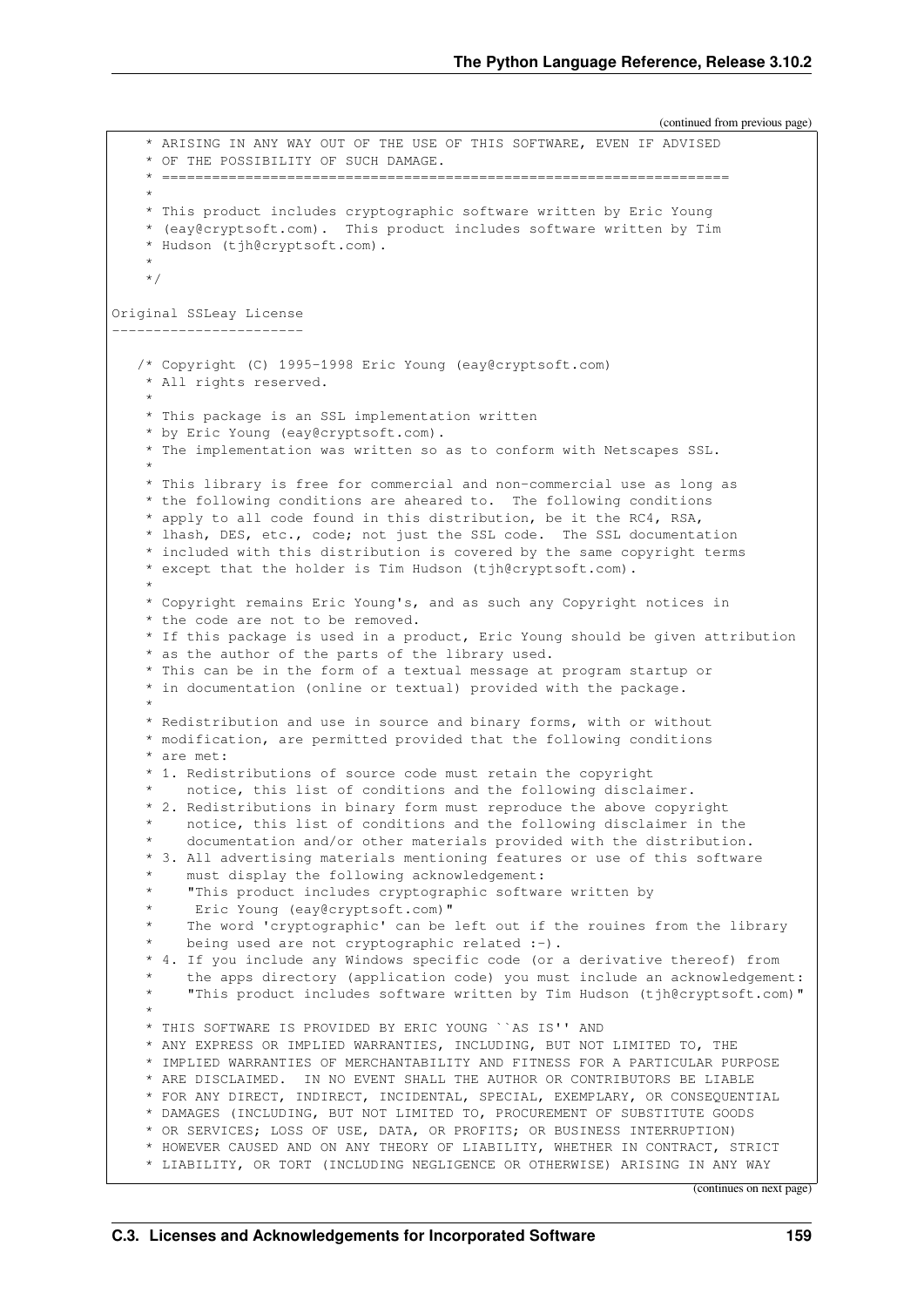(continued from previous page)

```
    * ARISING IN ANY WAY OUT OF THE USE OF THIS SOFTWARE, EVEN IF ADVISED
    * OF THE POSSIBILITY OF SUCH DAMAGE.
    * ====================================================================
    *
    * This product includes cryptographic software written by Eric Young
    * (eay@cryptsoft.com).  This product includes software written by Tim
    * Hudson (tjh@cryptsoft.com).
    *
    */

Original SSLeay License
-----------------------

   /* Copyright (C) 1995-1998 Eric Young (eay@cryptsoft.com)
    * All rights reserved.
    *
    * This package is an SSL implementation written
    * by Eric Young (eay@cryptsoft.com).
    * The implementation was written so as to conform with Netscapes SSL.
    *
    * This library is free for commercial and non-commercial use as long as
    * the following conditions are aheared to.  The following conditions
    * apply to all code found in this distribution, be it the RC4, RSA,
    * lhash, DES, etc., code; not just the SSL code.  The SSL documentation
    * included with this distribution is covered by the same copyright terms
    * except that the holder is Tim Hudson (tjh@cryptsoft.com).
    *
    * Copyright remains Eric Young's, and as such any Copyright notices in
    * the code are not to be removed.
    * If this package is used in a product, Eric Young should be given attribution
    * as the author of the parts of the library used.
    * This can be in the form of a textual message at program startup or
    * in documentation (online or textual) provided with the package.
    *
    * Redistribution and use in source and binary forms, with or without
    * modification, are permitted provided that the following conditions
    * are met:
    * 1. Redistributions of source code must retain the copyright
    *    notice, this list of conditions and the following disclaimer.
    * 2. Redistributions in binary form must reproduce the above copyright
    *    notice, this list of conditions and the following disclaimer in the
    *    documentation and/or other materials provided with the distribution.
    * 3. All advertising materials mentioning features or use of this software
    *    must display the following acknowledgement:
    *    "This product includes cryptographic software written by
    *     Eric Young (eay@cryptsoft.com)"
    *    The word 'cryptographic' can be left out if the rouines from the library
    *    being used are not cryptographic related :-).
    * 4. If you include any Windows specific code (or a derivative thereof) from
    *    the apps directory (application code) you must include an acknowledgement:
    *    "This product includes software written by Tim Hudson (tjh@cryptsoft.com)"
    *
    * THIS SOFTWARE IS PROVIDED BY ERIC YOUNG ``AS IS'' AND
    * ANY EXPRESS OR IMPLIED WARRANTIES, INCLUDING, BUT NOT LIMITED TO, THE
    * IMPLIED WARRANTIES OF MERCHANTABILITY AND FITNESS FOR A PARTICULAR PURPOSE
    * ARE DISCLAIMED.  IN NO EVENT SHALL THE AUTHOR OR CONTRIBUTORS BE LIABLE
    * FOR ANY DIRECT, INDIRECT, INCIDENTAL, SPECIAL, EXEMPLARY, OR CONSEQUENTIAL
    * DAMAGES (INCLUDING, BUT NOT LIMITED TO, PROCUREMENT OF SUBSTITUTE GOODS
    * OR SERVICES; LOSS OF USE, DATA, OR PROFITS; OR BUSINESS INTERRUPTION)
    * HOWEVER CAUSED AND ON ANY THEORY OF LIABILITY, WHETHER IN CONTRACT, STRICT
    * LIABILITY, OR TORT (INCLUDING NEGLIGENCE OR OTHERWISE) ARISING IN ANY WAY
```

(continues on next page)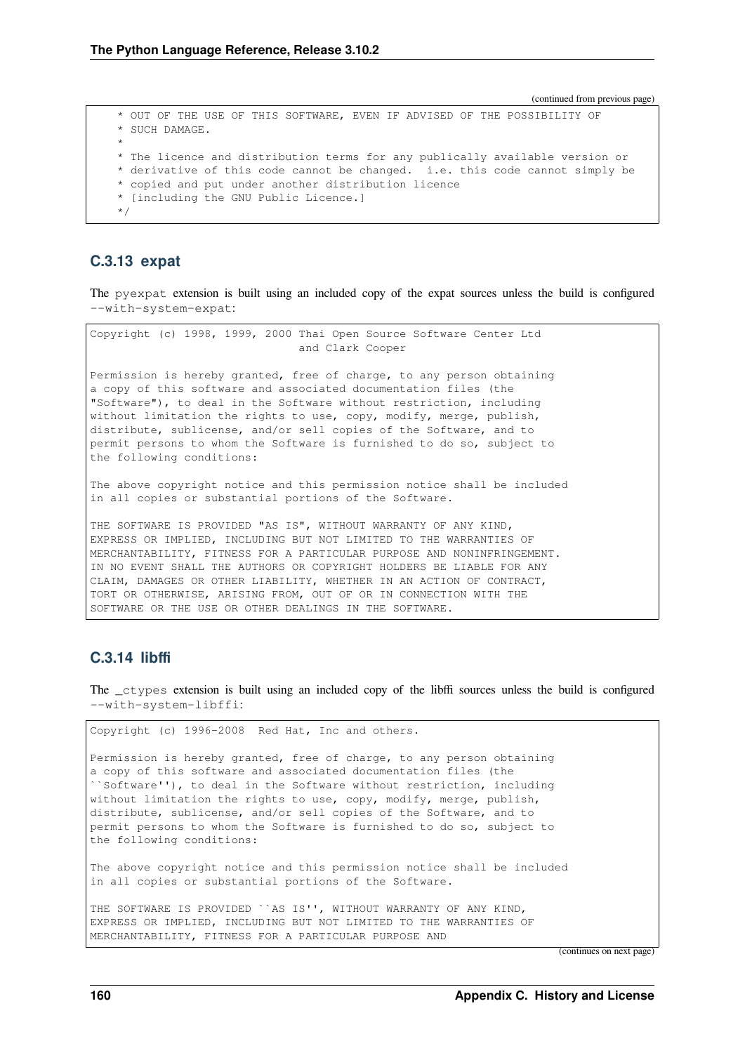(continued from previous page)

```
 * OUT OF THE USE OF THIS SOFTWARE, EVEN IF ADVISED OF THE POSSIBILITY OF
 * SUCH DAMAGE.
 *
 * The licence and distribution terms for any publically available version or
 * derivative of this code cannot be changed.  i.e. this code cannot simply be
 * copied and put under another distribution licence
 * [including the GNU Public Licence.]
 */
```

### C.3.13 expat

The `pyexpat` extension is built using an included copy of the expat sources unless the build is configured `--with-system-expat`:

```
Copyright (c) 1998, 1999, 2000 Thai Open Source Software Center Ltd
                               and Clark Cooper

Permission is hereby granted, free of charge, to any person obtaining
a copy of this software and associated documentation files (the
"Software"), to deal in the Software without restriction, including
without limitation the rights to use, copy, modify, merge, publish,
distribute, sublicense, and/or sell copies of the Software, and to
permit persons to whom the Software is furnished to do so, subject to
the following conditions:

The above copyright notice and this permission notice shall be included
in all copies or substantial portions of the Software.

THE SOFTWARE IS PROVIDED "AS IS", WITHOUT WARRANTY OF ANY KIND,
EXPRESS OR IMPLIED, INCLUDING BUT NOT LIMITED TO THE WARRANTIES OF
MERCHANTABILITY, FITNESS FOR A PARTICULAR PURPOSE AND NONINFRINGEMENT.
IN NO EVENT SHALL THE AUTHORS OR COPYRIGHT HOLDERS BE LIABLE FOR ANY
CLAIM, DAMAGES OR OTHER LIABILITY, WHETHER IN AN ACTION OF CONTRACT,
TORT OR OTHERWISE, ARISING FROM, OUT OF OR IN CONNECTION WITH THE
SOFTWARE OR THE USE OR OTHER DEALINGS IN THE SOFTWARE.
```

### C.3.14 libffi

The `_ctypes` extension is built using an included copy of the libffi sources unless the build is configured `--with-system-libffi`:

```
Copyright (c) 1996-2008  Red Hat, Inc and others.

Permission is hereby granted, free of charge, to any person obtaining
a copy of this software and associated documentation files (the
``Software''), to deal in the Software without restriction, including
without limitation the rights to use, copy, modify, merge, publish,
distribute, sublicense, and/or sell copies of the Software, and to
permit persons to whom the Software is furnished to do so, subject to
the following conditions:

The above copyright notice and this permission notice shall be included
in all copies or substantial portions of the Software.

THE SOFTWARE IS PROVIDED ``AS IS'', WITHOUT WARRANTY OF ANY KIND,
EXPRESS OR IMPLIED, INCLUDING BUT NOT LIMITED TO THE WARRANTIES OF
MERCHANTABILITY, FITNESS FOR A PARTICULAR PURPOSE AND
```

(continues on next page)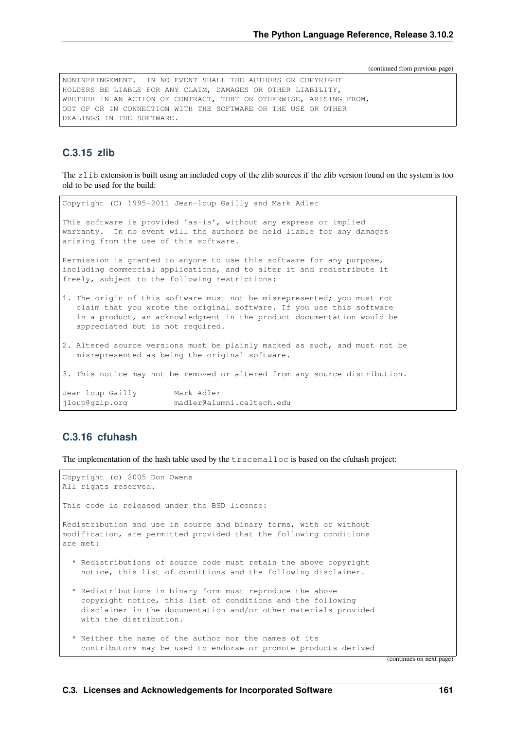(continued from previous page)

```
NONINFRINGEMENT.  IN NO EVENT SHALL THE AUTHORS OR COPYRIGHT
HOLDERS BE LIABLE FOR ANY CLAIM, DAMAGES OR OTHER LIABILITY,
WHETHER IN AN ACTION OF CONTRACT, TORT OR OTHERWISE, ARISING FROM,
OUT OF OR IN CONNECTION WITH THE SOFTWARE OR THE USE OR OTHER
DEALINGS IN THE SOFTWARE.
```

### C.3.15 zlib

The `zlib` extension is built using an included copy of the zlib sources if the zlib version found on the system is too old to be used for the build:

```
Copyright (C) 1995-2011 Jean-loup Gailly and Mark Adler

This software is provided 'as-is', without any express or implied
warranty.  In no event will the authors be held liable for any damages
arising from the use of this software.

Permission is granted to anyone to use this software for any purpose,
including commercial applications, and to alter it and redistribute it
freely, subject to the following restrictions:

1. The origin of this software must not be misrepresented; you must not
   claim that you wrote the original software. If you use this software
   in a product, an acknowledgment in the product documentation would be
   appreciated but is not required.

2. Altered source versions must be plainly marked as such, and must not be
   misrepresented as being the original software.

3. This notice may not be removed or altered from any source distribution.

Jean-loup Gailly        Mark Adler
jloup@gzip.org          madler@alumni.caltech.edu
```

### C.3.16 cfuhash

The implementation of the hash table used by the `tracemalloc` is based on the cfuhash project:

```
Copyright (c) 2005 Don Owens
All rights reserved.

This code is released under the BSD license:

Redistribution and use in source and binary forms, with or without
modification, are permitted provided that the following conditions
are met:

  * Redistributions of source code must retain the above copyright
    notice, this list of conditions and the following disclaimer.

  * Redistributions in binary form must reproduce the above
    copyright notice, this list of conditions and the following
    disclaimer in the documentation and/or other materials provided
    with the distribution.

  * Neither the name of the author nor the names of its
    contributors may be used to endorse or promote products derived
```

(continues on next page)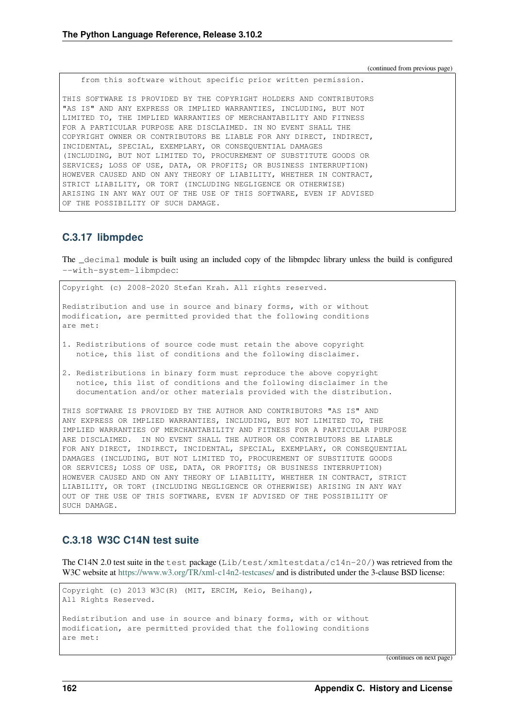(continued from previous page)

```
    from this software without specific prior written permission.

THIS SOFTWARE IS PROVIDED BY THE COPYRIGHT HOLDERS AND CONTRIBUTORS
"AS IS" AND ANY EXPRESS OR IMPLIED WARRANTIES, INCLUDING, BUT NOT
LIMITED TO, THE IMPLIED WARRANTIES OF MERCHANTABILITY AND FITNESS
FOR A PARTICULAR PURPOSE ARE DISCLAIMED. IN NO EVENT SHALL THE
COPYRIGHT OWNER OR CONTRIBUTORS BE LIABLE FOR ANY DIRECT, INDIRECT,
INCIDENTAL, SPECIAL, EXEMPLARY, OR CONSEQUENTIAL DAMAGES
(INCLUDING, BUT NOT LIMITED TO, PROCUREMENT OF SUBSTITUTE GOODS OR
SERVICES; LOSS OF USE, DATA, OR PROFITS; OR BUSINESS INTERRUPTION)
HOWEVER CAUSED AND ON ANY THEORY OF LIABILITY, WHETHER IN CONTRACT,
STRICT LIABILITY, OR TORT (INCLUDING NEGLIGENCE OR OTHERWISE)
ARISING IN ANY WAY OUT OF THE USE OF THIS SOFTWARE, EVEN IF ADVISED
OF THE POSSIBILITY OF SUCH DAMAGE.
```

### C.3.17 libmpdec

The `_decimal` module is built using an included copy of the libmpdec library unless the build is configured `--with-system-libmpdec`:

```
Copyright (c) 2008-2020 Stefan Krah. All rights reserved.

Redistribution and use in source and binary forms, with or without
modification, are permitted provided that the following conditions
are met:

1. Redistributions of source code must retain the above copyright
   notice, this list of conditions and the following disclaimer.

2. Redistributions in binary form must reproduce the above copyright
   notice, this list of conditions and the following disclaimer in the
   documentation and/or other materials provided with the distribution.

THIS SOFTWARE IS PROVIDED BY THE AUTHOR AND CONTRIBUTORS "AS IS" AND
ANY EXPRESS OR IMPLIED WARRANTIES, INCLUDING, BUT NOT LIMITED TO, THE
IMPLIED WARRANTIES OF MERCHANTABILITY AND FITNESS FOR A PARTICULAR PURPOSE
ARE DISCLAIMED.  IN NO EVENT SHALL THE AUTHOR OR CONTRIBUTORS BE LIABLE
FOR ANY DIRECT, INDIRECT, INCIDENTAL, SPECIAL, EXEMPLARY, OR CONSEQUENTIAL
DAMAGES (INCLUDING, BUT NOT LIMITED TO, PROCUREMENT OF SUBSTITUTE GOODS
OR SERVICES; LOSS OF USE, DATA, OR PROFITS; OR BUSINESS INTERRUPTION)
HOWEVER CAUSED AND ON ANY THEORY OF LIABILITY, WHETHER IN CONTRACT, STRICT
LIABILITY, OR TORT (INCLUDING NEGLIGENCE OR OTHERWISE) ARISING IN ANY WAY
OUT OF THE USE OF THIS SOFTWARE, EVEN IF ADVISED OF THE POSSIBILITY OF
SUCH DAMAGE.
```

### C.3.18 W3C C14N test suite

The C14N 2.0 test suite in the `test` package (`Lib/test/xmltestdata/c14n-20/`) was retrieved from the W3C website at https://www.w3.org/TR/xml-c14n2-testcases/ and is distributed under the 3-clause BSD license:

```
Copyright (c) 2013 W3C(R) (MIT, ERCIM, Keio, Beihang),
All Rights Reserved.

Redistribution and use in source and binary forms, with or without
modification, are permitted provided that the following conditions
are met:
```

(continues on next page)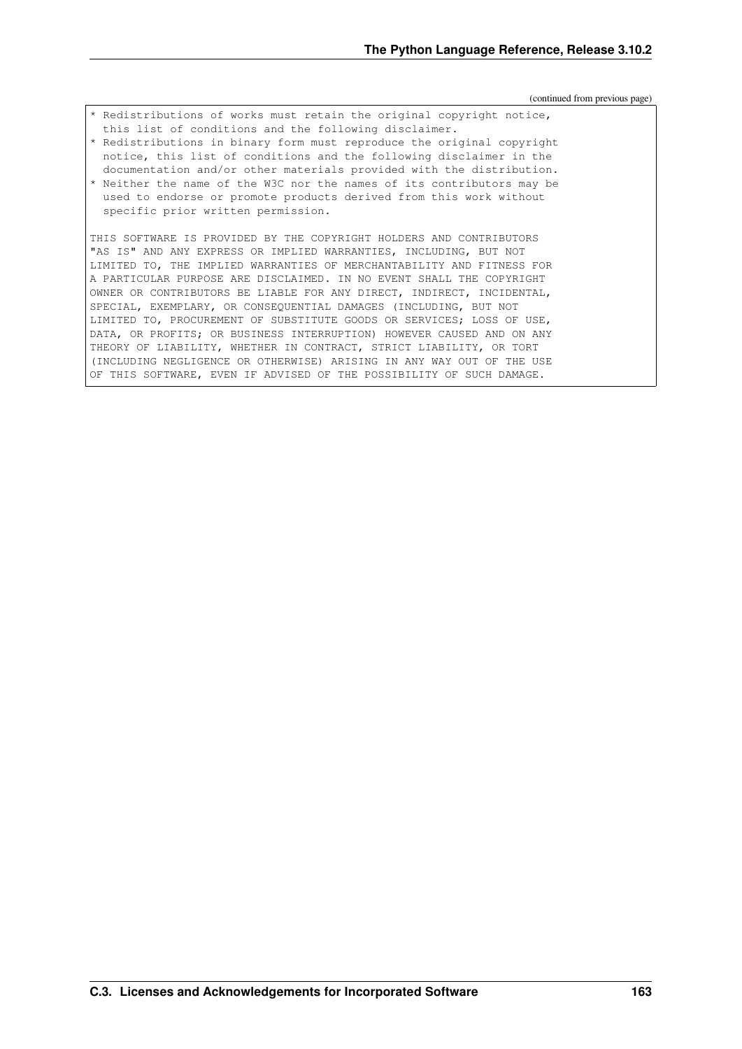(continued from previous page)

```
* Redistributions of works must retain the original copyright notice,
  this list of conditions and the following disclaimer.
* Redistributions in binary form must reproduce the original copyright
  notice, this list of conditions and the following disclaimer in the
  documentation and/or other materials provided with the distribution.
* Neither the name of the W3C nor the names of its contributors may be
  used to endorse or promote products derived from this work without
  specific prior written permission.

THIS SOFTWARE IS PROVIDED BY THE COPYRIGHT HOLDERS AND CONTRIBUTORS
"AS IS" AND ANY EXPRESS OR IMPLIED WARRANTIES, INCLUDING, BUT NOT
LIMITED TO, THE IMPLIED WARRANTIES OF MERCHANTABILITY AND FITNESS FOR
A PARTICULAR PURPOSE ARE DISCLAIMED. IN NO EVENT SHALL THE COPYRIGHT
OWNER OR CONTRIBUTORS BE LIABLE FOR ANY DIRECT, INDIRECT, INCIDENTAL,
SPECIAL, EXEMPLARY, OR CONSEQUENTIAL DAMAGES (INCLUDING, BUT NOT
LIMITED TO, PROCUREMENT OF SUBSTITUTE GOODS OR SERVICES; LOSS OF USE,
DATA, OR PROFITS; OR BUSINESS INTERRUPTION) HOWEVER CAUSED AND ON ANY
THEORY OF LIABILITY, WHETHER IN CONTRACT, STRICT LIABILITY, OR TORT
(INCLUDING NEGLIGENCE OR OTHERWISE) ARISING IN ANY WAY OUT OF THE USE
OF THIS SOFTWARE, EVEN IF ADVISED OF THE POSSIBILITY OF SUCH DAMAGE.
```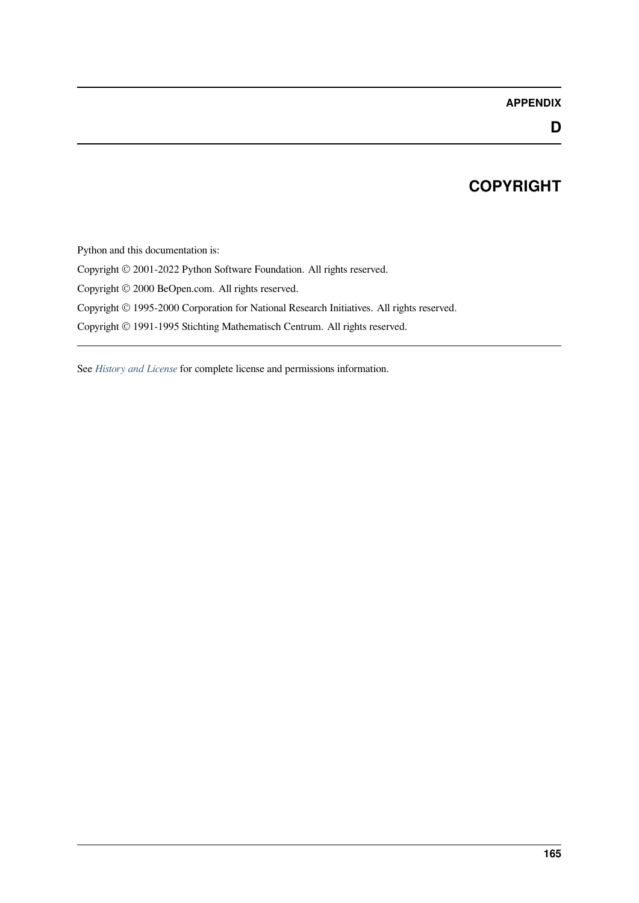# APPENDIX D

# COPYRIGHT

Python and this documentation is:

Copyright © 2001-2022 Python Software Foundation. All rights reserved.

Copyright © 2000 BeOpen.com. All rights reserved.

Copyright © 1995-2000 Corporation for National Research Initiatives. All rights reserved.

Copyright © 1991-1995 Stichting Mathematisch Centrum. All rights reserved.

---

See *History and License* for complete license and permissions information.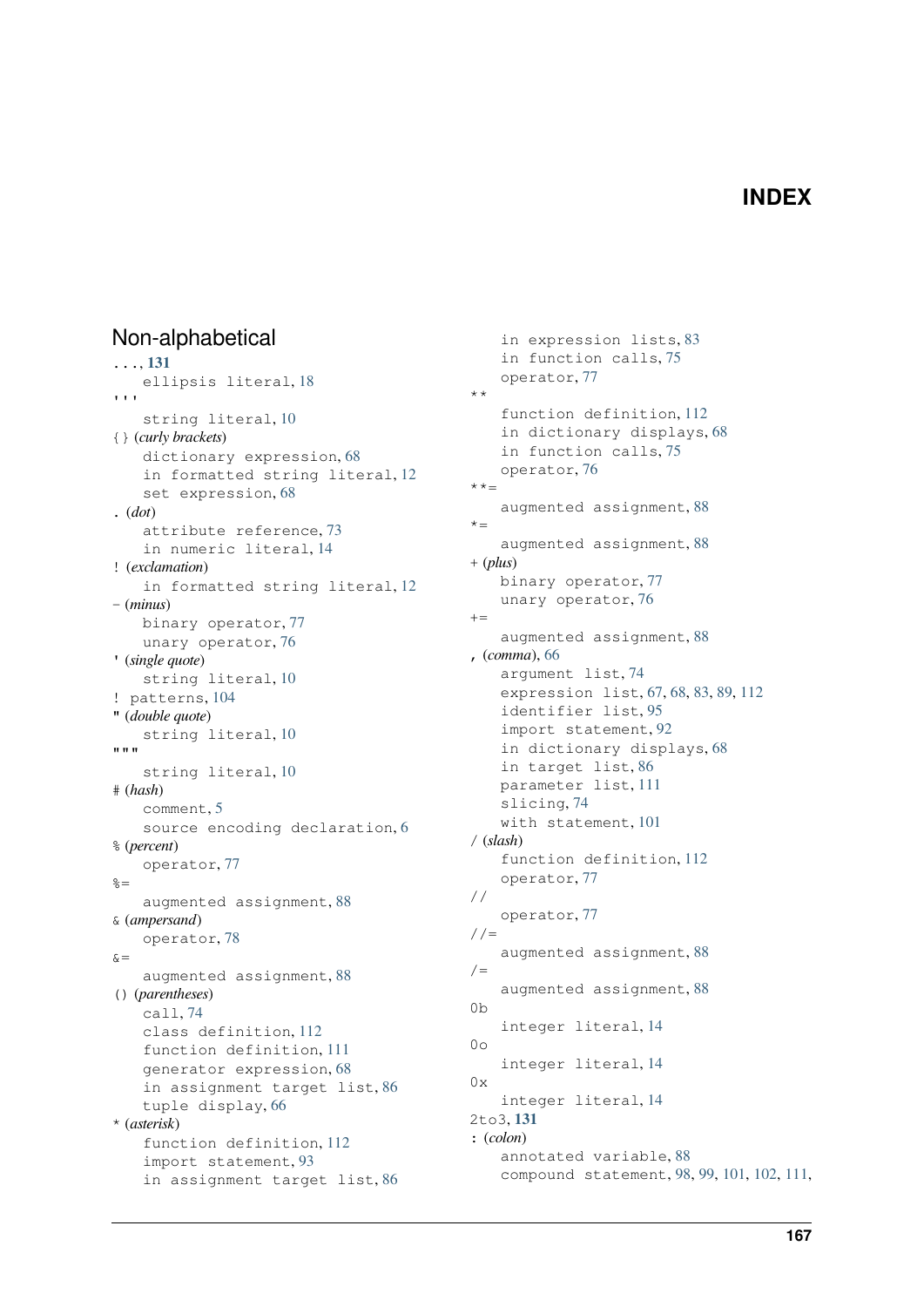# INDEX

## Non-alphabetical

..., **131**
    ellipsis literal, 18

'''
    string literal, 10

{} (*curly brackets*)
    dictionary expression, 68
    in formatted string literal, 12
    set expression, 68

. (*dot*)
    attribute reference, 73
    in numeric literal, 14

! (*exclamation*)
    in formatted string literal, 12

- (*minus*)
    binary operator, 77
    unary operator, 76

' (*single quote*)
    string literal, 10

! patterns, 104

" (*double quote*)
    string literal, 10

"""
    string literal, 10

# (*hash*)
    comment, 5
    source encoding declaration, 6

% (*percent*)
    operator, 77

%=
    augmented assignment, 88

& (*ampersand*)
    operator, 78

&=
    augmented assignment, 88

() (*parentheses*)
    call, 74
    class definition, 112
    function definition, 111
    generator expression, 68
    in assignment target list, 86
    tuple display, 66

* (*asterisk*)
    function definition, 112
    import statement, 93
    in assignment target list, 86
    in expression lists, 83
    in function calls, 75
    operator, 77

**
    function definition, 112
    in dictionary displays, 68
    in function calls, 75
    operator, 76

**=
    augmented assignment, 88

*=
    augmented assignment, 88

+ (*plus*)
    binary operator, 77
    unary operator, 76

+=
    augmented assignment, 88

, (*comma*), 66
    argument list, 74
    expression list, 67, 68, 83, 89, 112
    identifier list, 95
    import statement, 92
    in dictionary displays, 68
    in target list, 86
    parameter list, 111
    slicing, 74
    with statement, 101

/ (*slash*)
    function definition, 112
    operator, 77

//
    operator, 77

//=
    augmented assignment, 88

/=
    augmented assignment, 88

0b
    integer literal, 14

0o
    integer literal, 14

0x
    integer literal, 14

2to3, **131**

: (*colon*)
    annotated variable, 88
    compound statement, 98, 99, 101, 102, 111,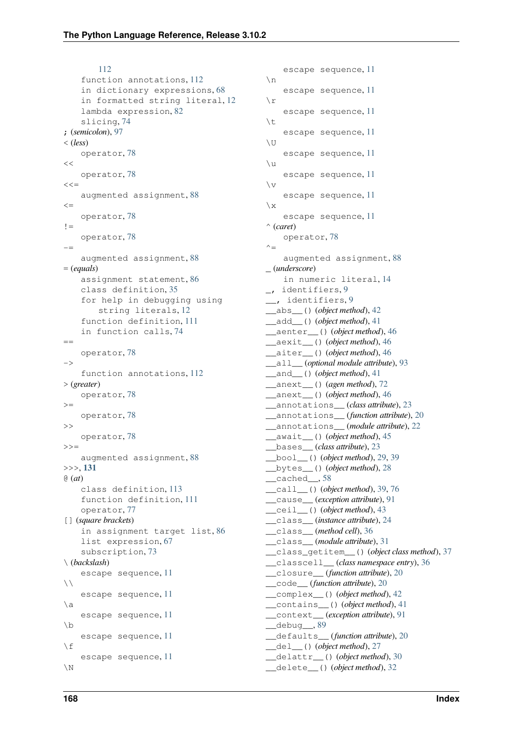112
    function annotations, 112
    in dictionary expressions, 68
    in formatted string literal, 12
    lambda expression, 82
    slicing, 74
; (*semicolon*), 97
< (*less*)
    operator, 78
<<
    operator, 78
<<=
    augmented assignment, 88
<=
    operator, 78
!=
    operator, 78
-=
    augmented assignment, 88
= (*equals*)
    assignment statement, 86
    class definition, 35
    for help in debugging using string literals, 12
    function definition, 111
    in function calls, 74
==
    operator, 78
->
    function annotations, 112
> (*greater*)
    operator, 78
>=
    operator, 78
>>
    operator, 78
>>=
    augmented assignment, 88
>>>, **131**
@ (*at*)
    class definition, 113
    function definition, 111
    operator, 77
[] (*square brackets*)
    in assignment target list, 86
    list expression, 67
    subscription, 73
\ (*backslash*)
    escape sequence, 11
\\
    escape sequence, 11
\a
    escape sequence, 11
\b
    escape sequence, 11
\f
    escape sequence, 11
\N
    escape sequence, 11
\n
    escape sequence, 11
\r
    escape sequence, 11
\t
    escape sequence, 11
\U
    escape sequence, 11
\u
    escape sequence, 11
\v
    escape sequence, 11
\x
    escape sequence, 11
^ (*caret*)
    operator, 78
^=
    augmented assignment, 88
_ (*underscore*)
    in numeric literal, 14
_, identifiers, 9
__, identifiers, 9
__abs__() (*object method*), 42
__add__() (*object method*), 41
__aenter__() (*object method*), 46
__aexit__() (*object method*), 46
__aiter__() (*object method*), 46
__all__ (*optional module attribute*), 93
__and__() (*object method*), 41
__anext__() (*agen method*), 72
__anext__() (*object method*), 46
__annotations__ (*class attribute*), 23
__annotations__ (*function attribute*), 20
__annotations__ (*module attribute*), 22
__await__() (*object method*), 45
__bases__ (*class attribute*), 23
__bool__() (*object method*), 29, 39
__bytes__() (*object method*), 28
__cached__, 58
__call__() (*object method*), 39, 76
__cause__ (*exception attribute*), 91
__ceil__() (*object method*), 43
__class__ (*instance attribute*), 24
__class__ (*method cell*), 36
__class__ (*module attribute*), 31
__class_getitem__() (*object class method*), 37
__classcell__ (*class namespace entry*), 36
__closure__ (*function attribute*), 20
__code__ (*function attribute*), 20
__complex__() (*object method*), 42
__contains__() (*object method*), 41
__context__ (*exception attribute*), 91
__debug__, 89
__defaults__ (*function attribute*), 20
__del__() (*object method*), 27
__delattr__() (*object method*), 30
__delete__() (*object method*), 32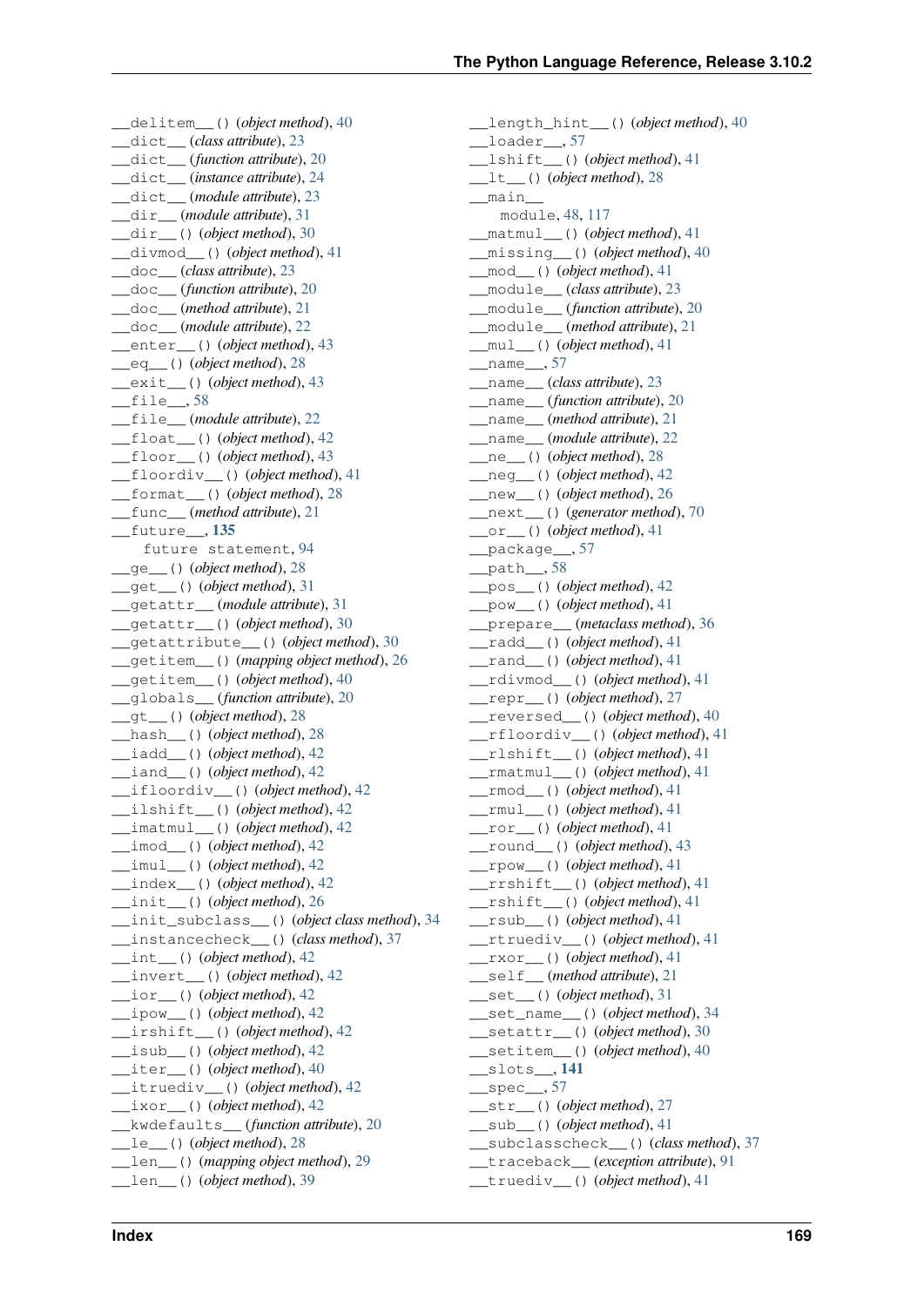__delitem__() (*object method*), 40
__dict__ (*class attribute*), 23
__dict__ (*function attribute*), 20
__dict__ (*instance attribute*), 24
__dict__ (*module attribute*), 23
__dir__ (*module attribute*), 31
__dir__() (*object method*), 30
__divmod__() (*object method*), 41
__doc__ (*class attribute*), 23
__doc__ (*function attribute*), 20
__doc__ (*method attribute*), 21
__doc__ (*module attribute*), 22
__enter__() (*object method*), 43
__eq__() (*object method*), 28
__exit__() (*object method*), 43
__file__, 58
__file__ (*module attribute*), 22
__float__() (*object method*), 42
__floor__() (*object method*), 43
__floordiv__() (*object method*), 41
__format__() (*object method*), 28
__func__ (*method attribute*), 21
__future__, **135**
    future statement, 94
__ge__() (*object method*), 28
__get__() (*object method*), 31
__getattr__ (*module attribute*), 31
__getattr__() (*object method*), 30
__getattribute__() (*object method*), 30
__getitem__() (*mapping object method*), 26
__getitem__() (*object method*), 40
__globals__ (*function attribute*), 20
__gt__() (*object method*), 28
__hash__() (*object method*), 28
__iadd__() (*object method*), 42
__iand__() (*object method*), 42
__ifloordiv__() (*object method*), 42
__ilshift__() (*object method*), 42
__imatmul__() (*object method*), 42
__imod__() (*object method*), 42
__imul__() (*object method*), 42
__index__() (*object method*), 42
__init__() (*object method*), 26
__init_subclass__() (*object class method*), 34
__instancecheck__() (*class method*), 37
__int__() (*object method*), 42
__invert__() (*object method*), 42
__ior__() (*object method*), 42
__ipow__() (*object method*), 42
__irshift__() (*object method*), 42
__isub__() (*object method*), 42
__iter__() (*object method*), 40
__itruediv__() (*object method*), 42
__ixor__() (*object method*), 42
__kwdefaults__ (*function attribute*), 20
__le__() (*object method*), 28
__len__() (*mapping object method*), 29
__len__() (*object method*), 39
__length_hint__() (*object method*), 40
__loader__, 57
__lshift__() (*object method*), 41
__lt__() (*object method*), 28
__main__
    module, 48, 117
__matmul__() (*object method*), 41
__missing__() (*object method*), 40
__mod__() (*object method*), 41
__module__ (*class attribute*), 23
__module__ (*function attribute*), 20
__module__ (*method attribute*), 21
__mul__() (*object method*), 41
__name__, 57
__name__ (*class attribute*), 23
__name__ (*function attribute*), 20
__name__ (*method attribute*), 21
__name__ (*module attribute*), 22
__ne__() (*object method*), 28
__neg__() (*object method*), 42
__new__() (*object method*), 26
__next__() (*generator method*), 70
__or__() (*object method*), 41
__package__, 57
__path__, 58
__pos__() (*object method*), 42
__pow__() (*object method*), 41
__prepare__ (*metaclass method*), 36
__radd__() (*object method*), 41
__rand__() (*object method*), 41
__rdivmod__() (*object method*), 41
__repr__() (*object method*), 27
__reversed__() (*object method*), 40
__rfloordiv__() (*object method*), 41
__rlshift__() (*object method*), 41
__rmatmul__() (*object method*), 41
__rmod__() (*object method*), 41
__rmul__() (*object method*), 41
__ror__() (*object method*), 41
__round__() (*object method*), 43
__rpow__() (*object method*), 41
__rrshift__() (*object method*), 41
__rshift__() (*object method*), 41
__rsub__() (*object method*), 41
__rtruediv__() (*object method*), 41
__rxor__() (*object method*), 41
__self__ (*method attribute*), 21
__set__() (*object method*), 31
__set_name__() (*object method*), 34
__setattr__() (*object method*), 30
__setitem__() (*object method*), 40
__slots__, **141**
__spec__, 57
__str__() (*object method*), 27
__sub__() (*object method*), 41
__subclasscheck__() (*class method*), 37
__traceback__ (*exception attribute*), 91
__truediv__() (*object method*), 41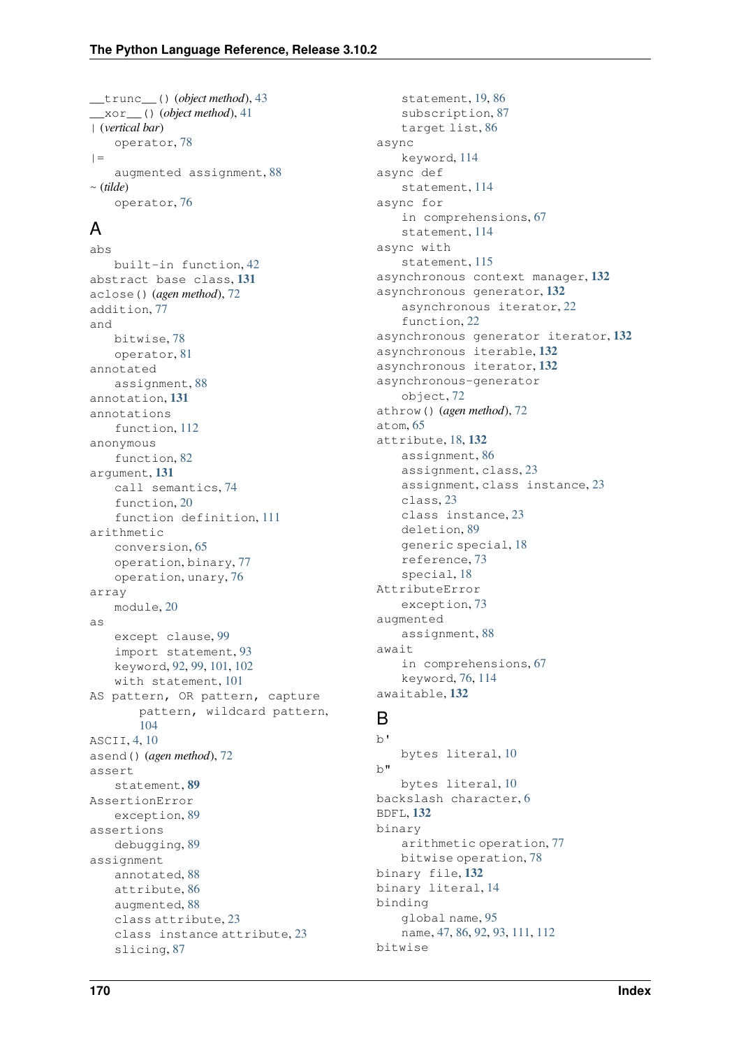`__trunc__()` (*object method*), 43
`__xor__()` (*object method*), 41
`|` (*vertical bar*)
    operator, 78
`|=`
    augmented assignment, 88
`~` (*tilde*)
    operator, 76

## A

abs
    built-in function, 42
abstract base class, **131**
`aclose()` (*agen method*), 72
addition, 77
and
    bitwise, 78
    operator, 81
annotated
    assignment, 88
annotation, **131**
annotations
    function, 112
anonymous
    function, 82
argument, **131**
    call semantics, 74
    function, 20
    function definition, 111
arithmetic
    conversion, 65
    operation, binary, 77
    operation, unary, 76
array
    module, 20
as
    except clause, 99
    import statement, 93
    keyword, 92, 99, 101, 102
    with statement, 101
AS pattern, OR pattern, capture pattern, wildcard pattern, 104
ASCII, 4, 10
`asend()` (*agen method*), 72
assert
    statement, **89**
AssertionError
    exception, 89
assertions
    debugging, 89
assignment
    annotated, 88
    attribute, 86
    augmented, 88
    class attribute, 23
    class instance attribute, 23
    slicing, 87
    statement, 19, 86
    subscription, 87
    target list, 86
async
    keyword, 114
async def
    statement, 114
async for
    in comprehensions, 67
    statement, 114
async with
    statement, 115
asynchronous context manager, **132**
asynchronous generator, **132**
    asynchronous iterator, 22
    function, 22
asynchronous generator iterator, **132**
asynchronous iterable, **132**
asynchronous iterator, **132**
asynchronous-generator
    object, 72
`athrow()` (*agen method*), 72
atom, 65
attribute, 18, **132**
    assignment, 86
    assignment, class, 23
    assignment, class instance, 23
    class, 23
    class instance, 23
    deletion, 89
    generic special, 18
    reference, 73
    special, 18
AttributeError
    exception, 73
augmented
    assignment, 88
await
    in comprehensions, 67
    keyword, 76, 114
awaitable, **132**

## B

b'
    bytes literal, 10
b"
    bytes literal, 10
backslash character, 6
BDFL, **132**
binary
    arithmetic operation, 77
    bitwise operation, 78
binary file, **132**
binary literal, 14
binding
    global name, 95
    name, 47, 86, 92, 93, 111, 112
bitwise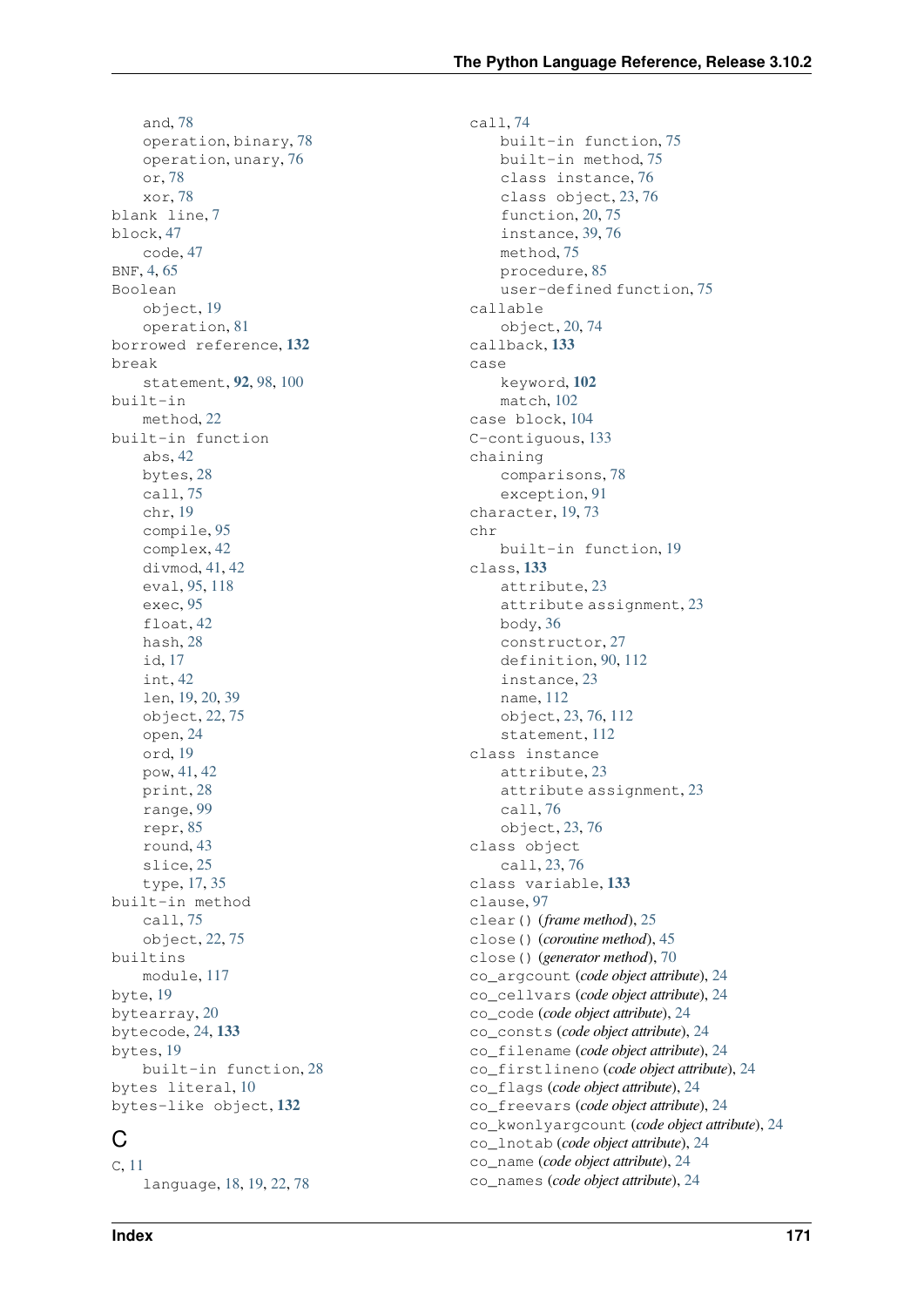and, 78
    operation, binary, 78
    operation, unary, 76
    or, 78
    xor, 78
blank line, 7
block, 47
    code, 47
BNF, 4, 65
Boolean
    object, 19
    operation, 81
borrowed reference, **132**
break
    statement, **92**, 98, 100
built-in
    method, 22
built-in function
    abs, 42
    bytes, 28
    call, 75
    chr, 19
    compile, 95
    complex, 42
    divmod, 41, 42
    eval, 95, 118
    exec, 95
    float, 42
    hash, 28
    id, 17
    int, 42
    len, 19, 20, 39
    object, 22, 75
    open, 24
    ord, 19
    pow, 41, 42
    print, 28
    range, 99
    repr, 85
    round, 43
    slice, 25
    type, 17, 35
built-in method
    call, 75
    object, 22, 75
builtins
    module, 117
byte, 19
bytearray, 20
bytecode, 24, **133**
bytes, 19
    built-in function, 28
bytes literal, 10
bytes-like object, **132**

## C

C, 11
    language, 18, 19, 22, 78

call, 74
    built-in function, 75
    built-in method, 75
    class instance, 76
    class object, 23, 76
    function, 20, 75
    instance, 39, 76
    method, 75
    procedure, 85
    user-defined function, 75
callable
    object, 20, 74
callback, **133**
case
    keyword, **102**
    match, 102
case block, 104
C-contiguous, 133
chaining
    comparisons, 78
    exception, 91
character, 19, 73
chr
    built-in function, 19
class, **133**
    attribute, 23
    attribute assignment, 23
    body, 36
    constructor, 27
    definition, 90, 112
    instance, 23
    name, 112
    object, 23, 76, 112
    statement, 112
class instance
    attribute, 23
    attribute assignment, 23
    call, 76
    object, 23, 76
class object
    call, 23, 76
class variable, **133**
clause, 97
clear() (*frame method*), 25
close() (*coroutine method*), 45
close() (*generator method*), 70
co_argcount (*code object attribute*), 24
co_cellvars (*code object attribute*), 24
co_code (*code object attribute*), 24
co_consts (*code object attribute*), 24
co_filename (*code object attribute*), 24
co_firstlineno (*code object attribute*), 24
co_flags (*code object attribute*), 24
co_freevars (*code object attribute*), 24
co_kwonlyargcount (*code object attribute*), 24
co_lnotab (*code object attribute*), 24
co_name (*code object attribute*), 24
co_names (*code object attribute*), 24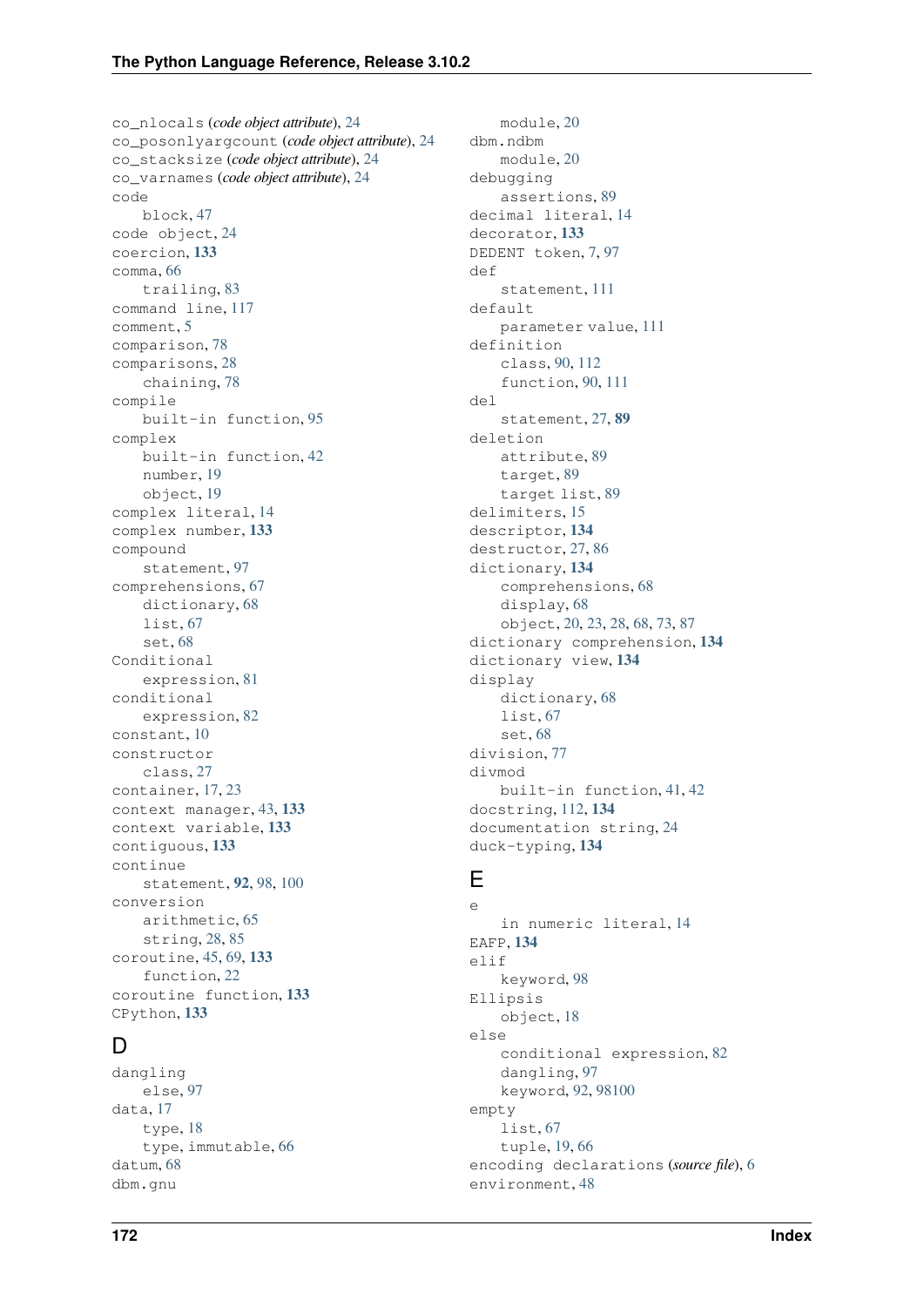co_nlocals (*code object attribute*), 24
co_posonlyargcount (*code object attribute*), 24
co_stacksize (*code object attribute*), 24
co_varnames (*code object attribute*), 24
code
    block, 47
code object, 24
coercion, **133**
comma, 66
    trailing, 83
command line, 117
comment, 5
comparison, 78
comparisons, 28
    chaining, 78
compile
    built-in function, 95
complex
    built-in function, 42
    number, 19
    object, 19
complex literal, 14
complex number, **133**
compound
    statement, 97
comprehensions, 67
    dictionary, 68
    list, 67
    set, 68
Conditional
    expression, 81
conditional
    expression, 82
constant, 10
constructor
    class, 27
container, 17, 23
context manager, 43, **133**
context variable, **133**
contiguous, **133**
continue
    statement, **92**, 98, 100
conversion
    arithmetic, 65
    string, 28, 85
coroutine, 45, 69, **133**
    function, 22
coroutine function, **133**
CPython, **133**

## D

dangling
    else, 97
data, 17
    type, 18
    type, immutable, 66
datum, 68
dbm.gnu
    module, 20
dbm.ndbm
    module, 20
debugging
    assertions, 89
decimal literal, 14
decorator, **133**
DEDENT token, 7, 97
def
    statement, 111
default
    parameter value, 111
definition
    class, 90, 112
    function, 90, 111
del
    statement, 27, **89**
deletion
    attribute, 89
    target, 89
    target list, 89
delimiters, 15
descriptor, **134**
destructor, 27, 86
dictionary, **134**
    comprehensions, 68
    display, 68
    object, 20, 23, 28, 68, 73, 87
dictionary comprehension, **134**
dictionary view, **134**
display
    dictionary, 68
    list, 67
    set, 68
division, 77
divmod
    built-in function, 41, 42
docstring, 112, **134**
documentation string, 24
duck-typing, **134**

## E

e
    in numeric literal, 14
EAFP, **134**
elif
    keyword, 98
Ellipsis
    object, 18
else
    conditional expression, 82
    dangling, 97
    keyword, 92, 98100
empty
    list, 67
    tuple, 19, 66
encoding declarations (*source file*), 6
environment, 48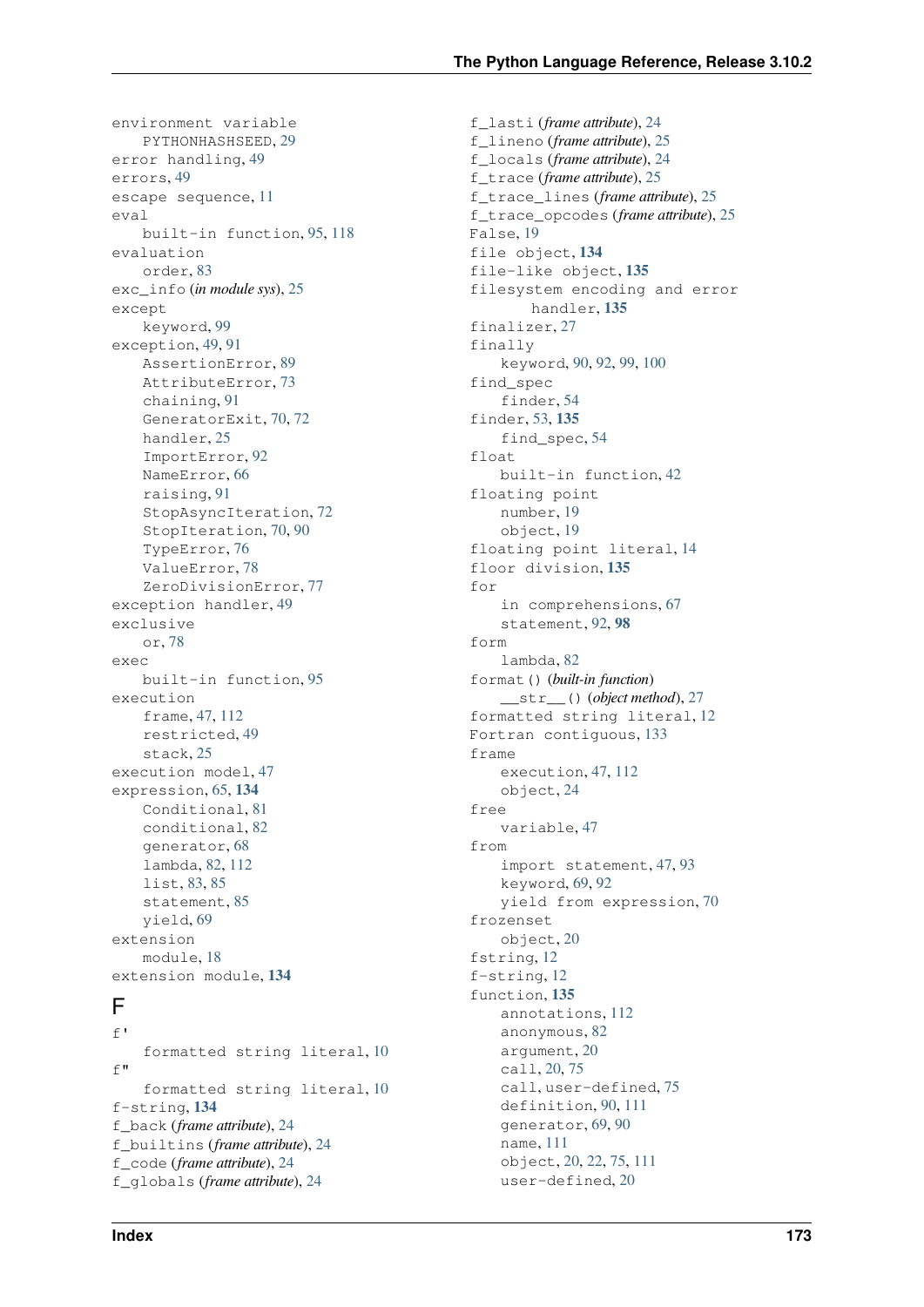environment variable
    PYTHONHASHSEED, 29
error handling, 49
errors, 49
escape sequence, 11
eval
    built-in function, 95, 118
evaluation
    order, 83
exc_info (*in module sys*), 25
except
    keyword, 99
exception, 49, 91
    AssertionError, 89
    AttributeError, 73
    chaining, 91
    GeneratorExit, 70, 72
    handler, 25
    ImportError, 92
    NameError, 66
    raising, 91
    StopAsyncIteration, 72
    StopIteration, 70, 90
    TypeError, 76
    ValueError, 78
    ZeroDivisionError, 77
exception handler, 49
exclusive
    or, 78
exec
    built-in function, 95
execution
    frame, 47, 112
    restricted, 49
    stack, 25
execution model, 47
expression, 65, **134**
    Conditional, 81
    conditional, 82
    generator, 68
    lambda, 82, 112
    list, 83, 85
    statement, 85
    yield, 69
extension
    module, 18
extension module, **134**

## F

f'
    formatted string literal, 10
f"
    formatted string literal, 10
f-string, **134**
f_back (*frame attribute*), 24
f_builtins (*frame attribute*), 24
f_code (*frame attribute*), 24
f_globals (*frame attribute*), 24
f_lasti (*frame attribute*), 24
f_lineno (*frame attribute*), 25
f_locals (*frame attribute*), 24
f_trace (*frame attribute*), 25
f_trace_lines (*frame attribute*), 25
f_trace_opcodes (*frame attribute*), 25
False, 19
file object, **134**
file-like object, **135**
filesystem encoding and error
        handler, **135**
finalizer, 27
finally
    keyword, 90, 92, 99, 100
find_spec
    finder, 54
finder, 53, **135**
    find_spec, 54
float
    built-in function, 42
floating point
    number, 19
    object, 19
floating point literal, 14
floor division, **135**
for
    in comprehensions, 67
    statement, 92, **98**
form
    lambda, 82
format() (*built-in function*)
    __str__() (*object method*), 27
formatted string literal, 12
Fortran contiguous, 133
frame
    execution, 47, 112
    object, 24
free
    variable, 47
from
    import statement, 47, 93
    keyword, 69, 92
    yield from expression, 70
frozenset
    object, 20
fstring, 12
f-string, 12
function, **135**
    annotations, 112
    anonymous, 82
    argument, 20
    call, 20, 75
    call, user-defined, 75
    definition, 90, 111
    generator, 69, 90
    name, 111
    object, 20, 22, 75, 111
    user-defined, 20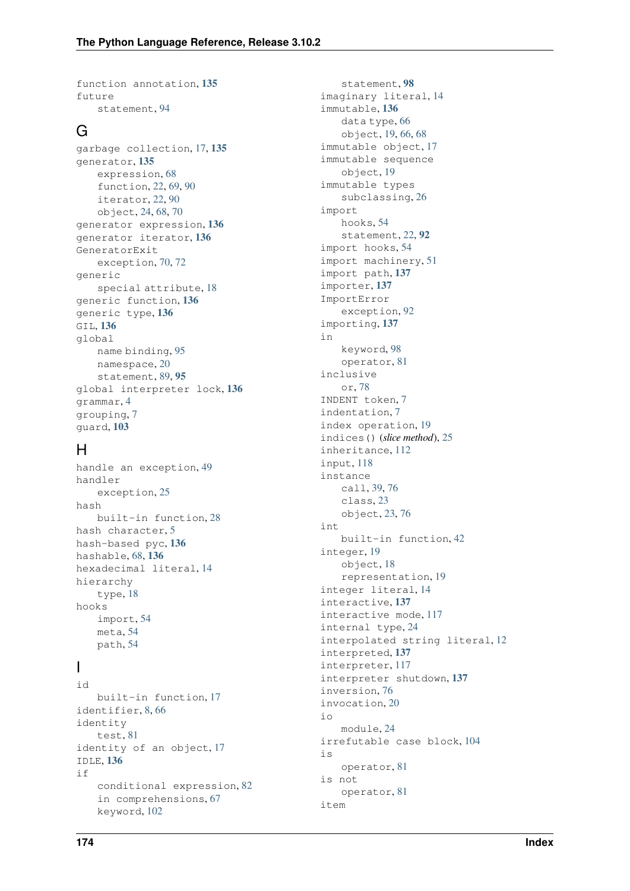function annotation, **135**
future
    statement, 94

## G

garbage collection, 17, **135**
generator, **135**
    expression, 68
    function, 22, 69, 90
    iterator, 22, 90
    object, 24, 68, 70
generator expression, **136**
generator iterator, **136**
GeneratorExit
    exception, 70, 72
generic
    special attribute, 18
generic function, **136**
generic type, **136**
GIL, **136**
global
    name binding, 95
    namespace, 20
    statement, 89, **95**
global interpreter lock, **136**
grammar, 4
grouping, 7
guard, **103**

## H

handle an exception, 49
handler
    exception, 25
hash
    built-in function, 28
hash character, 5
hash-based pyc, **136**
hashable, 68, **136**
hexadecimal literal, 14
hierarchy
    type, 18
hooks
    import, 54
    meta, 54
    path, 54

## I

id
    built-in function, 17
identifier, 8, 66
identity
    test, 81
identity of an object, 17
IDLE, **136**
if
    conditional expression, 82
    in comprehensions, 67
    keyword, 102
    statement, **98**
imaginary literal, 14
immutable, **136**
    data type, 66
    object, 19, 66, 68
immutable object, 17
immutable sequence
    object, 19
immutable types
    subclassing, 26
import
    hooks, 54
    statement, 22, **92**
import hooks, 54
import machinery, 51
import path, **137**
importer, **137**
ImportError
    exception, 92
importing, **137**
in
    keyword, 98
    operator, 81
inclusive
    or, 78
INDENT token, 7
indentation, 7
index operation, 19
indices() (*slice method*), 25
inheritance, 112
input, 118
instance
    call, 39, 76
    class, 23
    object, 23, 76
int
    built-in function, 42
integer, 19
    object, 18
    representation, 19
integer literal, 14
interactive, **137**
interactive mode, 117
internal type, 24
interpolated string literal, 12
interpreted, **137**
interpreter, 117
interpreter shutdown, **137**
inversion, 76
invocation, 20
io
    module, 24
irrefutable case block, 104
is
    operator, 81
is not
    operator, 81
item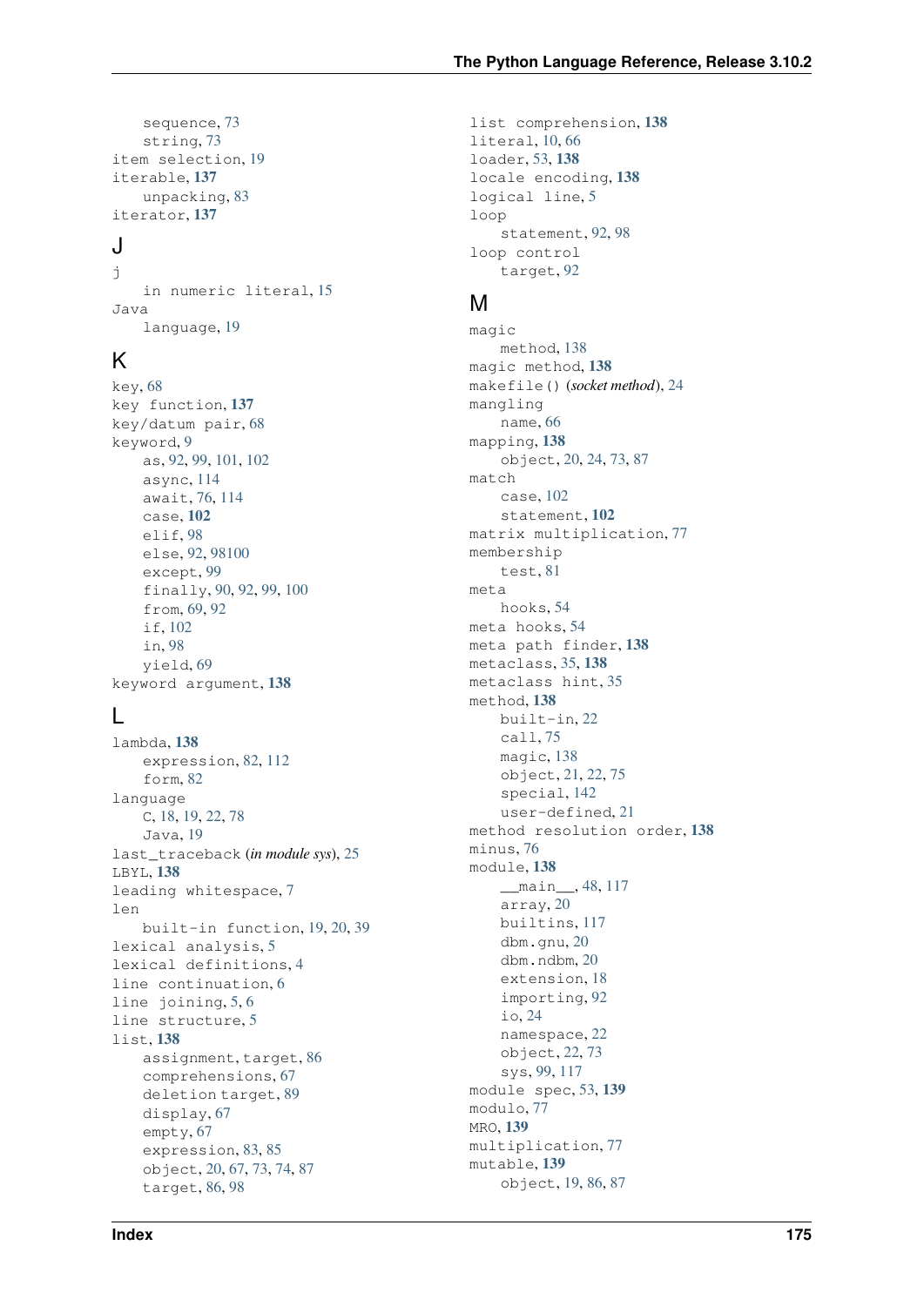sequence, 73
string, 73
item selection, 19
iterable, **137**
unpacking, 83
iterator, **137**

## J

j
in numeric literal, 15
Java
language, 19

## K

key, 68
key function, **137**
key/datum pair, 68
keyword, 9
as, 92, 99, 101, 102
async, 114
await, 76, 114
case, **102**
elif, 98
else, 92, 98100
except, 99
finally, 90, 92, 99, 100
from, 69, 92
if, 102
in, 98
yield, 69
keyword argument, **138**

## L

lambda, **138**
expression, 82, 112
form, 82
language
C, 18, 19, 22, 78
Java, 19
last_traceback (*in module sys*), 25
LBYL, **138**
leading whitespace, 7
len
built-in function, 19, 20, 39
lexical analysis, 5
lexical definitions, 4
line continuation, 6
line joining, 5, 6
line structure, 5
list, **138**
assignment, target, 86
comprehensions, 67
deletion target, 89
display, 67
empty, 67
expression, 83, 85
object, 20, 67, 73, 74, 87
target, 86, 98

list comprehension, **138**
literal, 10, 66
loader, 53, **138**
locale encoding, **138**
logical line, 5
loop
statement, 92, 98
loop control
target, 92

## M

magic
method, 138
magic method, **138**
makefile() (*socket method*), 24
mangling
name, 66
mapping, **138**
object, 20, 24, 73, 87
match
case, 102
statement, **102**
matrix multiplication, 77
membership
test, 81
meta
hooks, 54
meta hooks, 54
meta path finder, **138**
metaclass, 35, **138**
metaclass hint, 35
method, **138**
built-in, 22
call, 75
magic, 138
object, 21, 22, 75
special, 142
user-defined, 21
method resolution order, **138**
minus, 76
module, **138**
__main__, 48, 117
array, 20
builtins, 117
dbm.gnu, 20
dbm.ndbm, 20
extension, 18
importing, 92
io, 24
namespace, 22
object, 22, 73
sys, 99, 117
module spec, 53, **139**
modulo, 77
MRO, **139**
multiplication, 77
mutable, **139**
object, 19, 86, 87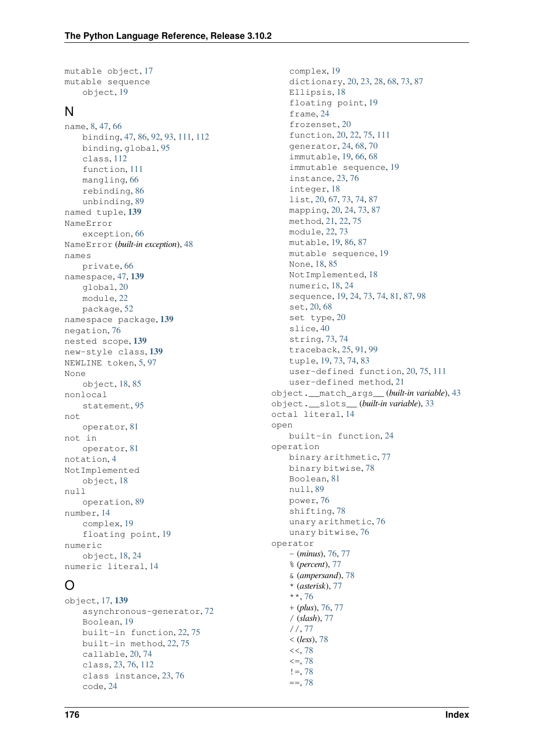mutable object, 17
mutable sequence
    object, 19

## N

name, 8, 47, 66
    binding, 47, 86, 92, 93, 111, 112
    binding, global, 95
    class, 112
    function, 111
    mangling, 66
    rebinding, 86
    unbinding, 89
named tuple, **139**
NameError
    exception, 66
NameError (*built-in exception*), 48
names
    private, 66
namespace, 47, **139**
    global, 20
    module, 22
    package, 52
namespace package, **139**
negation, 76
nested scope, **139**
new-style class, **139**
NEWLINE token, 5, 97
None
    object, 18, 85
nonlocal
    statement, 95
not
    operator, 81
not in
    operator, 81
notation, 4
NotImplemented
    object, 18
null
    operation, 89
number, 14
    complex, 19
    floating point, 19
numeric
    object, 18, 24
numeric literal, 14

## O

object, 17, **139**
    asynchronous-generator, 72
    Boolean, 19
    built-in function, 22, 75
    built-in method, 22, 75
    callable, 20, 74
    class, 23, 76, 112
    class instance, 23, 76
    code, 24
    complex, 19
    dictionary, 20, 23, 28, 68, 73, 87
    Ellipsis, 18
    floating point, 19
    frame, 24
    frozenset, 20
    function, 20, 22, 75, 111
    generator, 24, 68, 70
    immutable, 19, 66, 68
    immutable sequence, 19
    instance, 23, 76
    integer, 18
    list, 20, 67, 73, 74, 87
    mapping, 20, 24, 73, 87
    method, 21, 22, 75
    module, 22, 73
    mutable, 19, 86, 87
    mutable sequence, 19
    None, 18, 85
    NotImplemented, 18
    numeric, 18, 24
    sequence, 19, 24, 73, 74, 81, 87, 98
    set, 20, 68
    set type, 20
    slice, 40
    string, 73, 74
    traceback, 25, 91, 99
    tuple, 19, 73, 74, 83
    user-defined function, 20, 75, 111
    user-defined method, 21
object.__match_args__ (*built-in variable*), 43
object.__slots__ (*built-in variable*), 33
octal literal, 14
open
    built-in function, 24
operation
    binary arithmetic, 77
    binary bitwise, 78
    Boolean, 81
    null, 89
    power, 76
    shifting, 78
    unary arithmetic, 76
    unary bitwise, 76
operator
    - (*minus*), 76, 77
    % (*percent*), 77
    & (*ampersand*), 78
    * (*asterisk*), 77
    **, 76
    + (*plus*), 76, 77
    / (*slash*), 77
    //, 77
    < (*less*), 78
    <<, 78
    <=, 78
    !=, 78
    ==, 78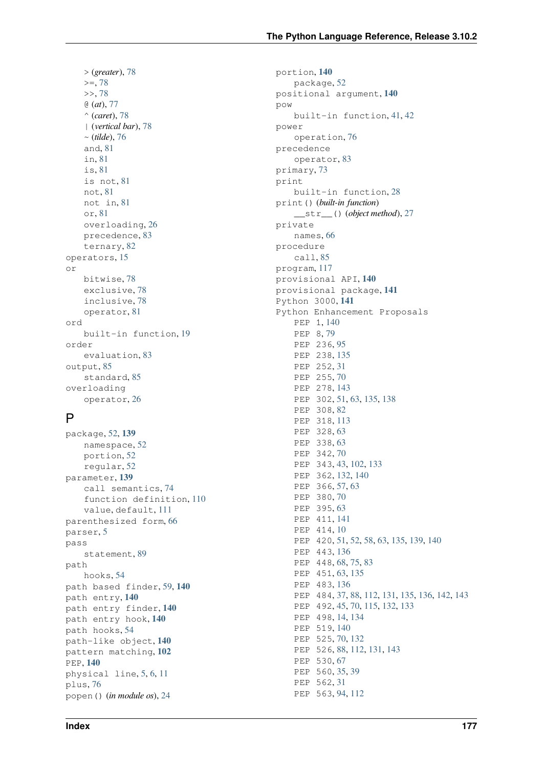> (*greater*), 78
>=, 78
>>, 78
@ (*at*), 77
^ (*caret*), 78
| (*vertical bar*), 78
~ (*tilde*), 76
and, 81
in, 81
is, 81
is not, 81
not, 81
not in, 81
or, 81
overloading, 26
precedence, 83
ternary, 82
operators, 15
or
bitwise, 78
exclusive, 78
inclusive, 78
operator, 81
ord
built-in function, 19
order
evaluation, 83
output, 85
standard, 85
overloading
operator, 26

## P

package, 52, **139**
namespace, 52
portion, 52
regular, 52
parameter, **139**
call semantics, 74
function definition, 110
value, default, 111
parenthesized form, 66
parser, 5
pass
statement, 89
path
hooks, 54
path based finder, 59, **140**
path entry, **140**
path entry finder, **140**
path entry hook, **140**
path hooks, 54
path-like object, **140**
pattern matching, **102**
PEP, **140**
physical line, 5, 6, 11
plus, 76
popen() (*in module os*), 24
portion, **140**
package, 52
positional argument, **140**
pow
built-in function, 41, 42
power
operation, 76
precedence
operator, 83
primary, 73
print
built-in function, 28
print() (*built-in function*)
__str__() (*object method*), 27
private
names, 66
procedure
call, 85
program, 117
provisional API, **140**
provisional package, **141**
Python 3000, **141**
Python Enhancement Proposals
PEP 1, 140
PEP 8, 79
PEP 236, 95
PEP 238, 135
PEP 252, 31
PEP 255, 70
PEP 278, 143
PEP 302, 51, 63, 135, 138
PEP 308, 82
PEP 318, 113
PEP 328, 63
PEP 338, 63
PEP 342, 70
PEP 343, 43, 102, 133
PEP 362, 132, 140
PEP 366, 57, 63
PEP 380, 70
PEP 395, 63
PEP 411, 141
PEP 414, 10
PEP 420, 51, 52, 58, 63, 135, 139, 140
PEP 443, 136
PEP 448, 68, 75, 83
PEP 451, 63, 135
PEP 483, 136
PEP 484, 37, 88, 112, 131, 135, 136, 142, 143
PEP 492, 45, 70, 115, 132, 133
PEP 498, 14, 134
PEP 519, 140
PEP 525, 70, 132
PEP 526, 88, 112, 131, 143
PEP 530, 67
PEP 560, 35, 39
PEP 562, 31
PEP 563, 94, 112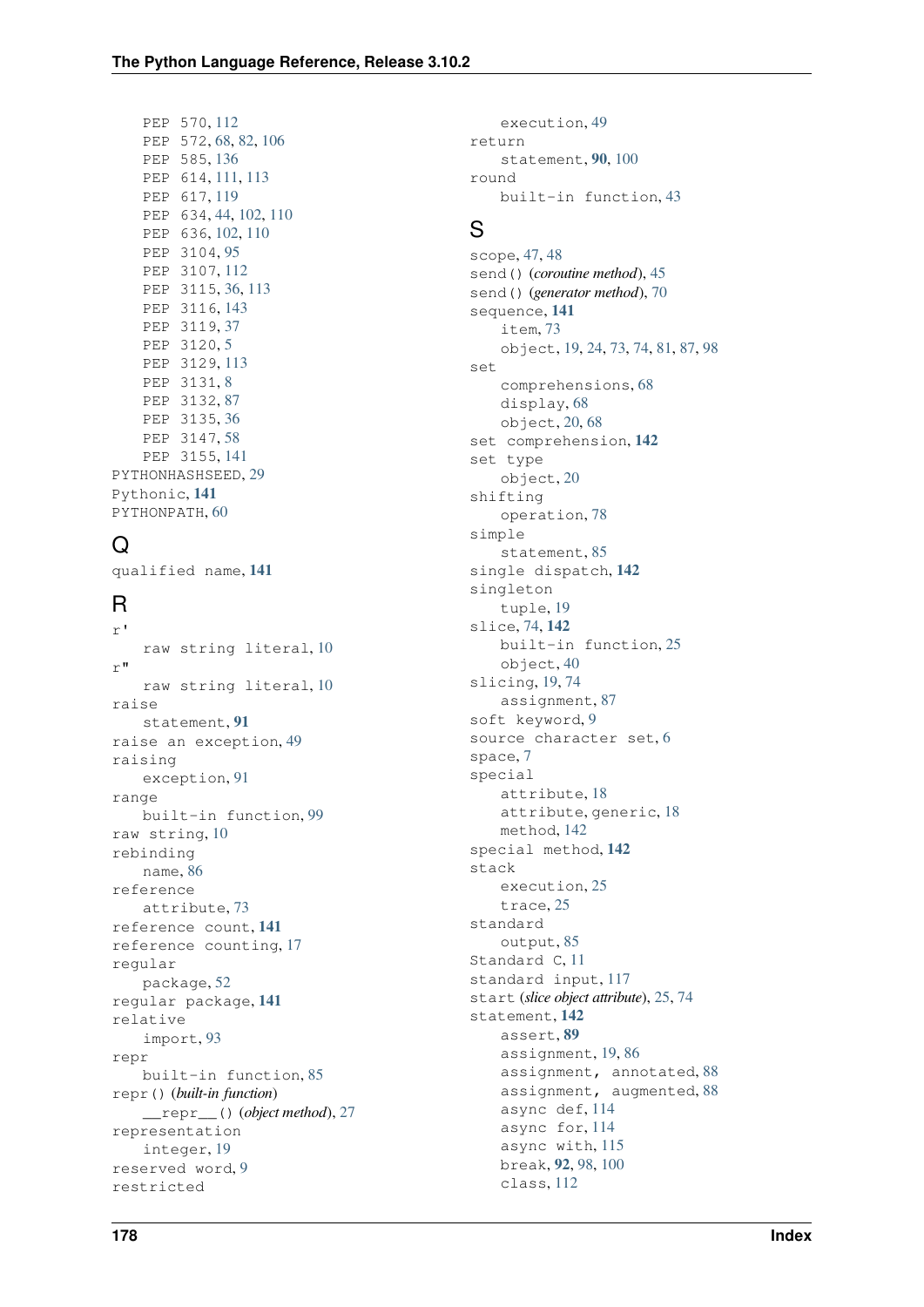PEP 570, 112
PEP 572, 68, 82, 106
PEP 585, 136
PEP 614, 111, 113
PEP 617, 119
PEP 634, 44, 102, 110
PEP 636, 102, 110
PEP 3104, 95
PEP 3107, 112
PEP 3115, 36, 113
PEP 3116, 143
PEP 3119, 37
PEP 3120, 5
PEP 3129, 113
PEP 3131, 8
PEP 3132, 87
PEP 3135, 36
PEP 3147, 58
PEP 3155, 141

PYTHONHASHSEED, 29
Pythonic, **141**
PYTHONPATH, 60

## Q

qualified name, **141**

## R

r'
    raw string literal, 10
r"
    raw string literal, 10
raise
    statement, **91**
raise an exception, 49
raising
    exception, 91
range
    built-in function, 99
raw string, 10
rebinding
    name, 86
reference
    attribute, 73
reference count, **141**
reference counting, 17
regular
    package, 52
regular package, **141**
relative
    import, 93
repr
    built-in function, 85
repr() (*built-in function*)
    __repr__() (*object method*), 27
representation
    integer, 19
reserved word, 9
restricted
    execution, 49
return
    statement, **90**, 100
round
    built-in function, 43

## S

scope, 47, 48
send() (*coroutine method*), 45
send() (*generator method*), 70
sequence, **141**
    item, 73
    object, 19, 24, 73, 74, 81, 87, 98
set
    comprehensions, 68
    display, 68
    object, 20, 68
set comprehension, **142**
set type
    object, 20
shifting
    operation, 78
simple
    statement, 85
single dispatch, **142**
singleton
    tuple, 19
slice, 74, **142**
    built-in function, 25
    object, 40
slicing, 19, 74
    assignment, 87
soft keyword, 9
source character set, 6
space, 7
special
    attribute, 18
    attribute, generic, 18
    method, 142
special method, **142**
stack
    execution, 25
    trace, 25
standard
    output, 85
Standard C, 11
standard input, 117
start (*slice object attribute*), 25, 74
statement, **142**
    assert, **89**
    assignment, 19, 86
    assignment, annotated, 88
    assignment, augmented, 88
    async def, 114
    async for, 114
    async with, 115
    break, **92**, 98, 100
    class, 112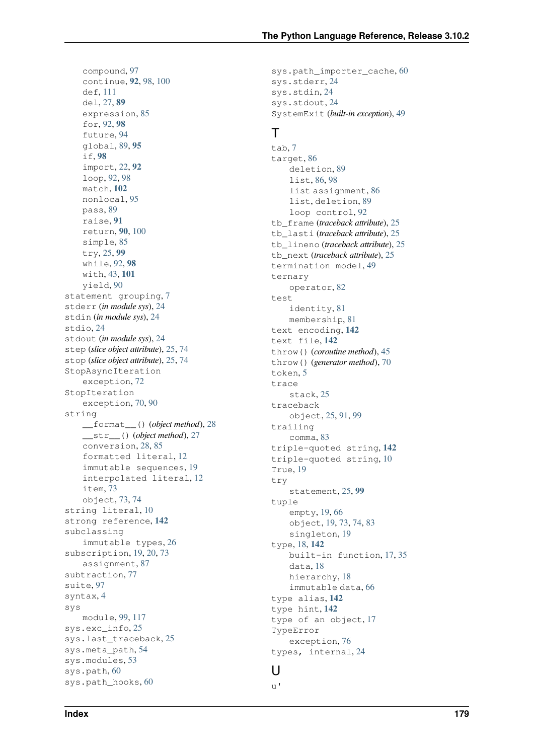compound, 97
continue, **92**, 98, 100
def, 111
del, 27, **89**
expression, 85
for, 92, **98**
future, 94
global, 89, **95**
if, **98**
import, 22, **92**
loop, 92, 98
match, **102**
nonlocal, 95
pass, 89
raise, **91**
return, **90**, 100
simple, 85
try, 25, **99**
while, 92, **98**
with, 43, **101**
yield, 90

statement grouping, 7
stderr (*in module sys*), 24
stdin (*in module sys*), 24
stdio, 24
stdout (*in module sys*), 24
step (*slice object attribute*), 25, 74
stop (*slice object attribute*), 25, 74
StopAsyncIteration
    exception, 72
StopIteration
    exception, 70, 90
string
    __format__() (*object method*), 28
    __str__() (*object method*), 27
    conversion, 28, 85
    formatted literal, 12
    immutable sequences, 19
    interpolated literal, 12
    item, 73
    object, 73, 74
string literal, 10
strong reference, **142**
subclassing
    immutable types, 26
subscription, 19, 20, 73
    assignment, 87
subtraction, 77
suite, 97
syntax, 4
sys
    module, 99, 117
sys.exc_info, 25
sys.last_traceback, 25
sys.meta_path, 54
sys.modules, 53
sys.path, 60
sys.path_hooks, 60
sys.path_importer_cache, 60
sys.stderr, 24
sys.stdin, 24
sys.stdout, 24
SystemExit (*built-in exception*), 49

# T

tab, 7
target, 86
    deletion, 89
    list, 86, 98
    list assignment, 86
    list, deletion, 89
    loop control, 92
tb_frame (*traceback attribute*), 25
tb_lasti (*traceback attribute*), 25
tb_lineno (*traceback attribute*), 25
tb_next (*traceback attribute*), 25
termination model, 49
ternary
    operator, 82
test
    identity, 81
    membership, 81
text encoding, **142**
text file, **142**
throw() (*coroutine method*), 45
throw() (*generator method*), 70
token, 5
trace
    stack, 25
traceback
    object, 25, 91, 99
trailing
    comma, 83
triple-quoted string, **142**
triple-quoted string, 10
True, 19
try
    statement, 25, **99**
tuple
    empty, 19, 66
    object, 19, 73, 74, 83
    singleton, 19
type, 18, **142**
    built-in function, 17, 35
    data, 18
    hierarchy, 18
    immutable data, 66
type alias, **142**
type hint, **142**
type of an object, 17
TypeError
    exception, 76
types, internal, 24

# U

u'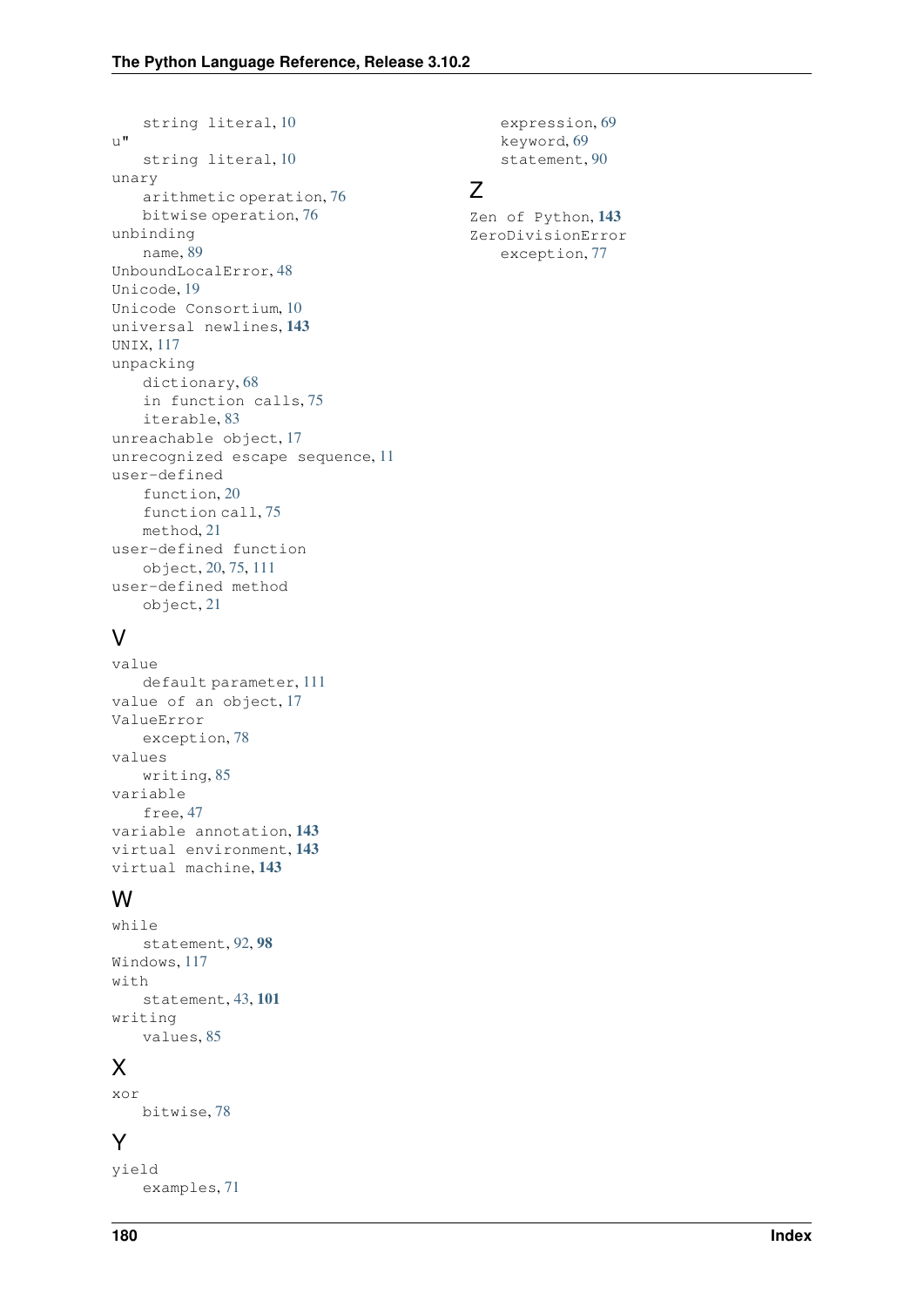string literal, 10

u"
    string literal, 10

unary
    arithmetic operation, 76
    bitwise operation, 76

unbinding
    name, 89

UnboundLocalError, 48

Unicode, 19

Unicode Consortium, 10

universal newlines, **143**

UNIX, 117

unpacking
    dictionary, 68
    in function calls, 75
    iterable, 83

unreachable object, 17

unrecognized escape sequence, 11

user-defined
    function, 20
    function call, 75
    method, 21

user-defined function
    object, 20, 75, 111

user-defined method
    object, 21

# V

value
    default parameter, 111

value of an object, 17

ValueError
    exception, 78

values
    writing, 85

variable
    free, 47

variable annotation, **143**

virtual environment, **143**

virtual machine, **143**

# W

while
    statement, 92, **98**

Windows, 117

with
    statement, 43, **101**

writing
    values, 85

# X

xor
    bitwise, 78

# Y

yield
    examples, 71
    expression, 69
    keyword, 69
    statement, 90

# Z

Zen of Python, **143**

ZeroDivisionError
    exception, 77